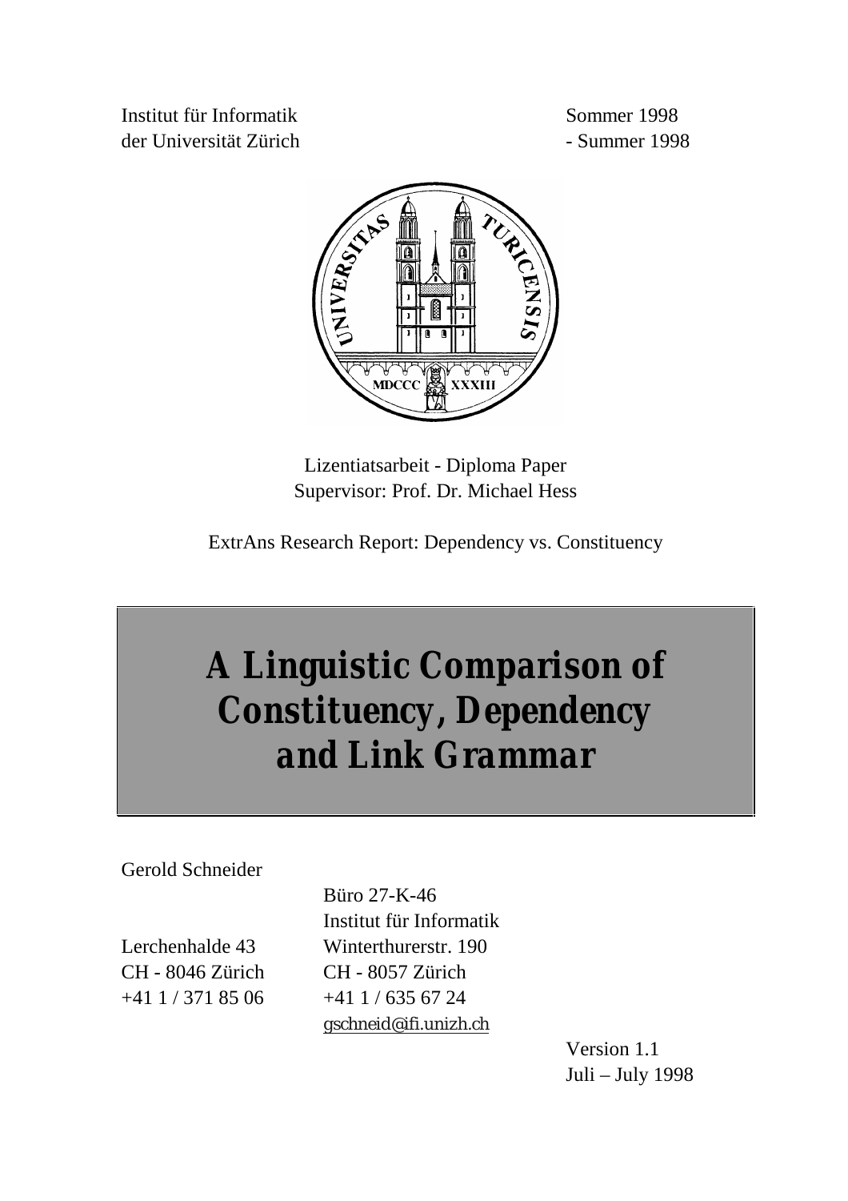Institut für Informatik
der Universität Zürich

Sommer 1998
- Summer 1998

Lizentiatsarbeit - Diploma Paper
Supervisor: Prof. Dr. Michael Hess

ExtrAns Research Report: Dependency vs. Constituency

# A Linguistic Comparison of Constituency, Dependency and Link Grammar

Gerold Schneider

Lerchenhalde 43
CH - 8046 Zürich
+41 1 / 371 85 06

Büro 27-K-46
Institut für Informatik
Winterthurerstr. 190
CH - 8057 Zürich
+41 1 / 635 67 24
gschneid@ifi.unizh.ch

Version 1.1
Juli – July 1998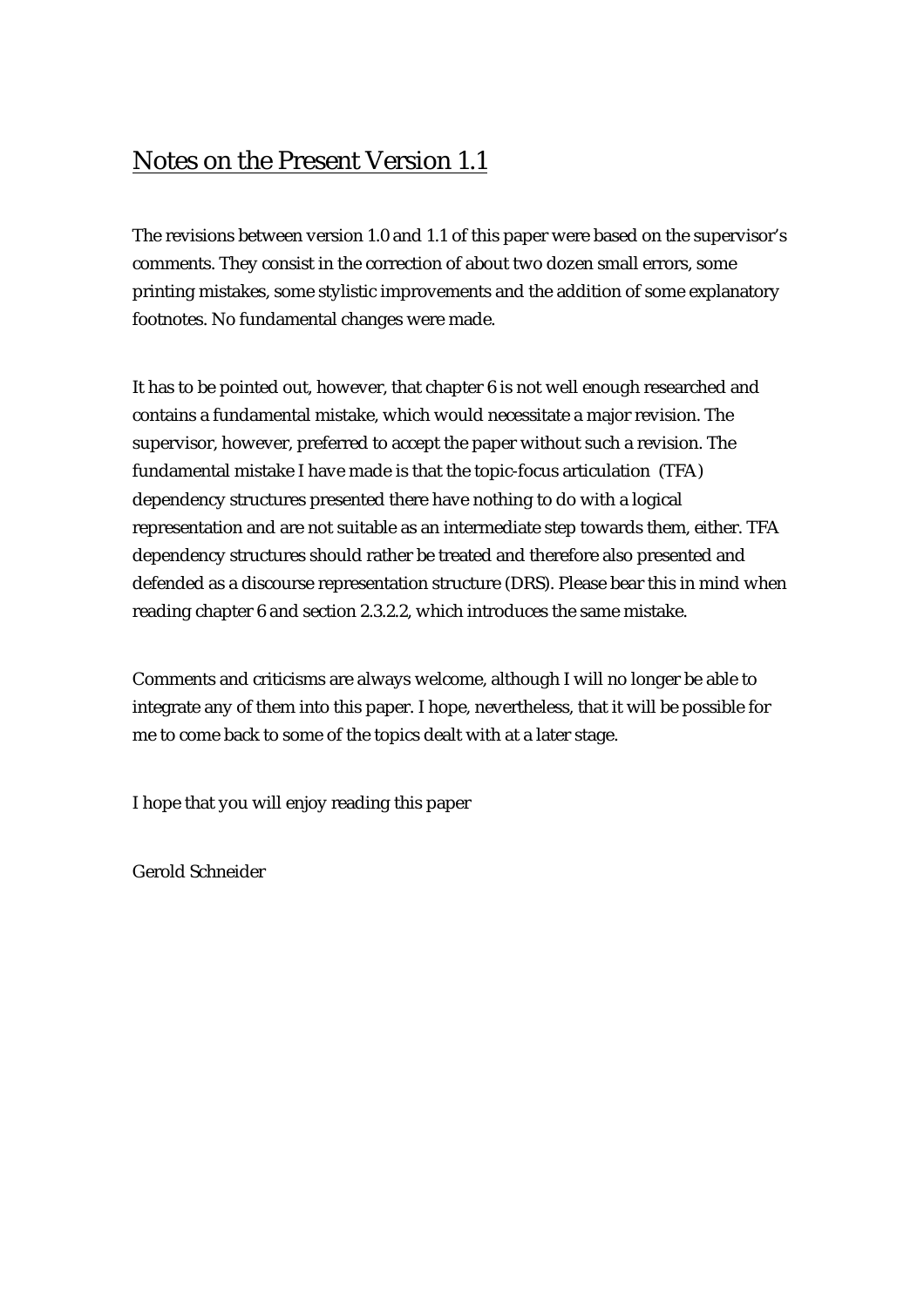## Notes on the Present Version 1.1

The revisions between version 1.0 and 1.1 of this paper were based on the supervisor's comments. They consist in the correction of about two dozen small errors, some printing mistakes, some stylistic improvements and the addition of some explanatory footnotes. No fundamental changes were made.

It has to be pointed out, however, that chapter 6 is not well enough researched and contains a fundamental mistake, which would necessitate a major revision. The supervisor, however, preferred to accept the paper without such a revision. The fundamental mistake I have made is that the topic-focus articulation (TFA) dependency structures presented there have nothing to do with a logical representation and are not suitable as an intermediate step towards them, either. TFA dependency structures should rather be treated and therefore also presented and defended as a discourse representation structure (DRS). Please bear this in mind when reading chapter 6 and section 2.3.2.2, which introduces the same mistake.

Comments and criticisms are always welcome, although I will no longer be able to integrate any of them into this paper. I hope, nevertheless, that it will be possible for me to come back to some of the topics dealt with at a later stage.

I hope that you will enjoy reading this paper

Gerold Schneider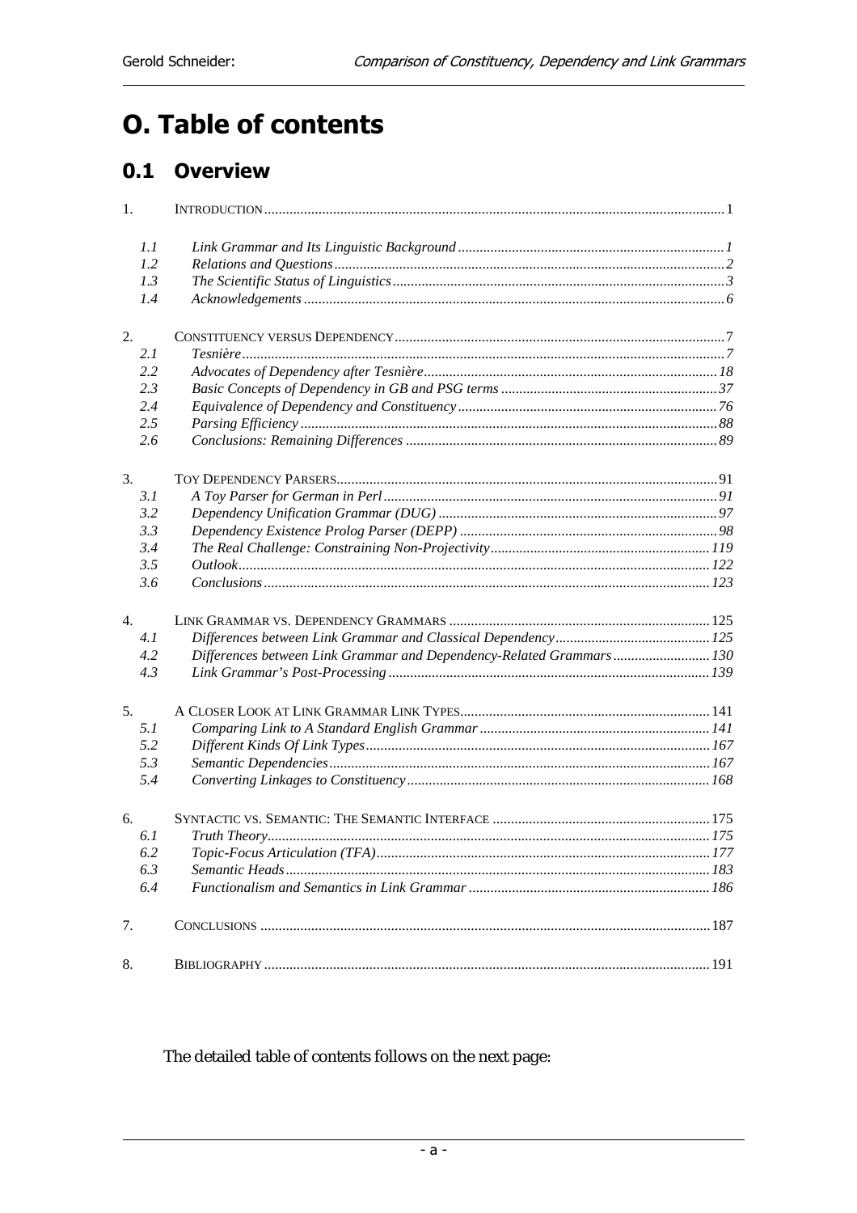# O. Table of contents

## 0.1 Overview

1. INTRODUCTION ........ 1
   - 1.1 *Link Grammar and Its Linguistic Background* ........ *1*
   - 1.2 *Relations and Questions* ........ *2*
   - 1.3 *The Scientific Status of Linguistics* ........ *3*
   - 1.4 *Acknowledgements* ........ *6*
2. CONSTITUENCY VERSUS DEPENDENCY ........ 7
   - 2.1 *Tesnière* ........ *7*
   - 2.2 *Advocates of Dependency after Tesnière* ........ *18*
   - 2.3 *Basic Concepts of Dependency in GB and PSG terms* ........ *37*
   - 2.4 *Equivalence of Dependency and Constituency* ........ *76*
   - 2.5 *Parsing Efficiency* ........ *88*
   - 2.6 *Conclusions: Remaining Differences* ........ *89*
3. TOY DEPENDENCY PARSERS ........ 91
   - 3.1 *A Toy Parser for German in Perl* ........ *91*
   - 3.2 *Dependency Unification Grammar (DUG)* ........ *97*
   - 3.3 *Dependency Existence Prolog Parser (DEPP)* ........ *98*
   - 3.4 *The Real Challenge: Constraining Non-Projectivity* ........ *119*
   - 3.5 *Outlook* ........ *122*
   - 3.6 *Conclusions* ........ *123*
4. LINK GRAMMAR VS. DEPENDENCY GRAMMARS ........ 125
   - 4.1 *Differences between Link Grammar and Classical Dependency* ........ *125*
   - 4.2 *Differences between Link Grammar and Dependency-Related Grammars* ........ *130*
   - 4.3 *Link Grammar's Post-Processing* ........ *139*
5. A CLOSER LOOK AT LINK GRAMMAR LINK TYPES ........ 141
   - 5.1 *Comparing Link to A Standard English Grammar* ........ *141*
   - 5.2 *Different Kinds Of Link Types* ........ *167*
   - 5.3 *Semantic Dependencies* ........ *167*
   - 5.4 *Converting Linkages to Constituency* ........ *168*
6. SYNTACTIC VS. SEMANTIC: THE SEMANTIC INTERFACE ........ 175
   - 6.1 *Truth Theory* ........ *175*
   - 6.2 *Topic-Focus Articulation (TFA)* ........ *177*
   - 6.3 *Semantic Heads* ........ *183*
   - 6.4 *Functionalism and Semantics in Link Grammar* ........ *186*
7. CONCLUSIONS ........ 187
8. BIBLIOGRAPHY ........ 191

The detailed table of contents follows on the next page: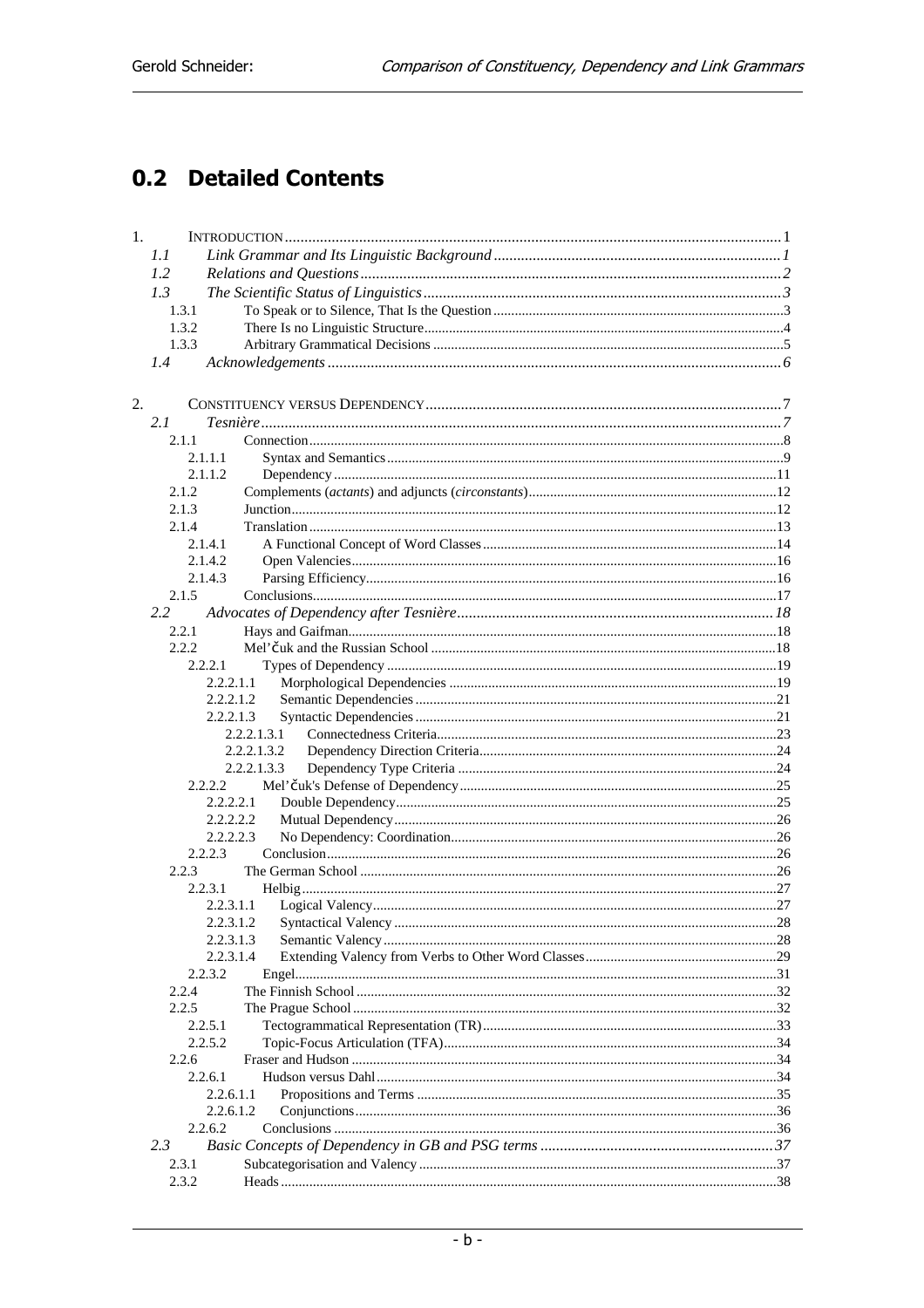## 0.2 Detailed Contents

1. INTRODUCTION ..... 1
   - 1.1 *Link Grammar and Its Linguistic Background* ..... *1*
   - 1.2 *Relations and Questions* ..... *2*
   - 1.3 *The Scientific Status of Linguistics* ..... *3*
     - 1.3.1 To Speak or to Silence, That Is the Question ..... 3
     - 1.3.2 There Is no Linguistic Structure ..... 4
     - 1.3.3 Arbitrary Grammatical Decisions ..... 5
   - 1.4 *Acknowledgements* ..... *6*

2. CONSTITUENCY VERSUS DEPENDENCY ..... 7
   - 2.1 *Tesnière* ..... *7*
     - 2.1.1 Connection ..... 8
       - 2.1.1.1 Syntax and Semantics ..... 9
       - 2.1.1.2 Dependency ..... 11
     - 2.1.2 Complements (*actants*) and adjuncts (*circonstants*) ..... 12
     - 2.1.3 Junction ..... 12
     - 2.1.4 Translation ..... 13
       - 2.1.4.1 A Functional Concept of Word Classes ..... 14
       - 2.1.4.2 Open Valencies ..... 16
       - 2.1.4.3 Parsing Efficiency ..... 16
     - 2.1.5 Conclusions ..... 17
   - 2.2 *Advocates of Dependency after Tesnière* ..... *18*
     - 2.2.1 Hays and Gaifman ..... 18
     - 2.2.2 Mel'čuk and the Russian School ..... 18
       - 2.2.2.1 Types of Dependency ..... 19
         - 2.2.2.1.1 Morphological Dependencies ..... 19
         - 2.2.2.1.2 Semantic Dependencies ..... 21
         - 2.2.2.1.3 Syntactic Dependencies ..... 21
           - 2.2.2.1.3.1 Connectedness Criteria ..... 23
           - 2.2.2.1.3.2 Dependency Direction Criteria ..... 24
           - 2.2.2.1.3.3 Dependency Type Criteria ..... 24
       - 2.2.2.2 Mel'čuk's Defense of Dependency ..... 25
         - 2.2.2.2.1 Double Dependency ..... 25
         - 2.2.2.2.2 Mutual Dependency ..... 26
         - 2.2.2.2.3 No Dependency: Coordination ..... 26
       - 2.2.2.3 Conclusion ..... 26
     - 2.2.3 The German School ..... 26
       - 2.2.3.1 Helbig ..... 27
         - 2.2.3.1.1 Logical Valency ..... 27
         - 2.2.3.1.2 Syntactical Valency ..... 28
         - 2.2.3.1.3 Semantic Valency ..... 28
         - 2.2.3.1.4 Extending Valency from Verbs to Other Word Classes ..... 29
       - 2.2.3.2 Engel ..... 31
     - 2.2.4 The Finnish School ..... 32
     - 2.2.5 The Prague School ..... 32
       - 2.2.5.1 Tectogrammatical Representation (TR) ..... 33
       - 2.2.5.2 Topic-Focus Articulation (TFA) ..... 34
     - 2.2.6 Fraser and Hudson ..... 34
       - 2.2.6.1 Hudson versus Dahl ..... 34
         - 2.2.6.1.1 Propositions and Terms ..... 35
         - 2.2.6.1.2 Conjunctions ..... 36
       - 2.2.6.2 Conclusions ..... 36
   - 2.3 *Basic Concepts of Dependency in GB and PSG terms* ..... *37*
     - 2.3.1 Subcategorisation and Valency ..... 37
     - 2.3.2 Heads ..... 38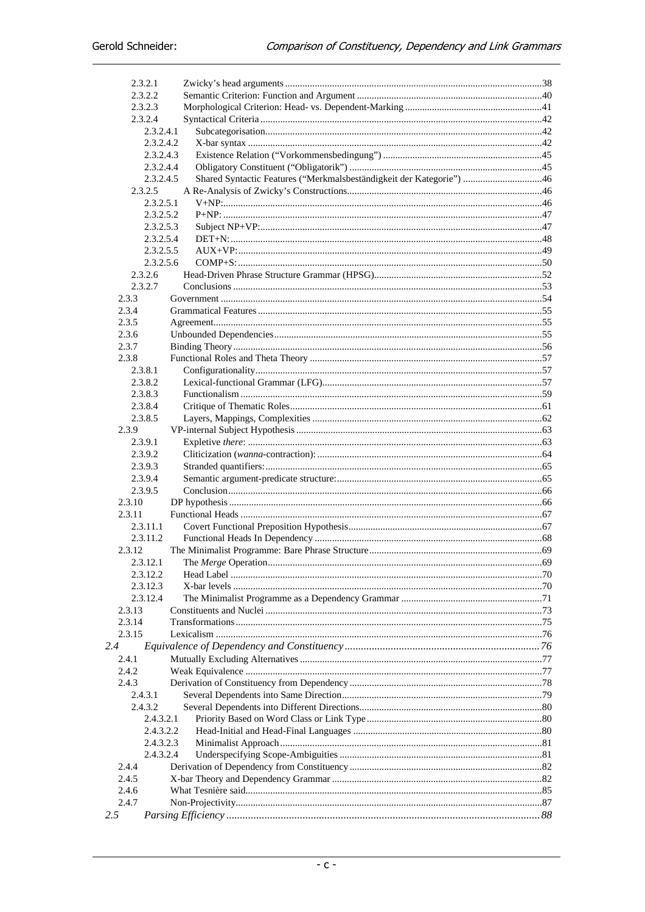2.3.2.1 Zwicky's head arguments .......................................................................................................38
2.3.2.2 Semantic Criterion: Function and Argument ...........................................................................40
2.3.2.3 Morphological Criterion: Head- vs. Dependent-Marking .......................................................41
2.3.2.4 Syntactical Criteria .................................................................................................................42
2.3.2.4.1 Subcategorisation...............................................................................................................42
2.3.2.4.2 X-bar syntax ......................................................................................................................42
2.3.2.4.3 Existence Relation ("Vorkommensbedingung") ................................................................45
2.3.2.4.4 Obligatory Constituent ("Obligatorik") .............................................................................45
2.3.2.4.5 Shared Syntactic Features ("Merkmalsbeständigkeit der Kategorie") ................................46
2.3.2.5 A Re-Analysis of Zwicky's Constructions...............................................................................46
2.3.2.5.1 V+NP:................................................................................................................................46
2.3.2.5.2 P+NP: ................................................................................................................................47
2.3.2.5.3 Subject NP+VP:.................................................................................................................47
2.3.2.5.4 DET+N: .............................................................................................................................48
2.3.2.5.5 AUX+VP:...........................................................................................................................49
2.3.2.5.6 COMP+S: ...........................................................................................................................50
2.3.2.6 Head-Driven Phrase Structure Grammar (HPSG)....................................................................52
2.3.2.7 Conclusions .............................................................................................................................53
2.3.3 Government ..................................................................................................................................54
2.3.4 Grammatical Features ...................................................................................................................55
2.3.5 Agreement.....................................................................................................................................55
2.3.6 Unbounded Dependencies.............................................................................................................55
2.3.7 Binding Theory .............................................................................................................................56
2.3.8 Functional Roles and Theta Theory ..............................................................................................57
2.3.8.1 Configurationality....................................................................................................................57
2.3.8.2 Lexical-functional Grammar (LFG).........................................................................................57
2.3.8.3 Functionalism ..........................................................................................................................59
2.3.8.4 Critique of Thematic Roles.......................................................................................................61
2.3.8.5 Layers, Mappings, Complexities .............................................................................................62
2.3.9 VP-internal Subject Hypothesis ....................................................................................................63
2.3.9.1 Expletive *there*: .......................................................................................................................63
2.3.9.2 Cliticization (*wanna*-contraction): ...........................................................................................64
2.3.9.3 Stranded quantifiers:................................................................................................................65
2.3.9.4 Semantic argument-predicate structure:...................................................................................65
2.3.9.5 Conclusion...............................................................................................................................66
2.3.10 DP hypothesis ..............................................................................................................................66
2.3.11 Functional Heads ..........................................................................................................................67
2.3.11.1 Covert Functional Preposition Hypothesis..............................................................................67
2.3.11.2 Functional Heads In Dependency ............................................................................................68
2.3.12 The Minimalist Programme: Bare Phrase Structure......................................................................69
2.3.12.1 The *Merge* Operation..............................................................................................................69
2.3.12.2 Head Label ..............................................................................................................................70
2.3.12.3 X-bar levels .............................................................................................................................70
2.3.12.4 The Minimalist Programme as a Dependency Grammar .........................................................71
2.3.13 Constituents and Nuclei ................................................................................................................73
2.3.14 Transformations ............................................................................................................................75
2.3.15 Lexicalism ....................................................................................................................................76

*2.4 Equivalence of Dependency and Constituency ........................................................................76*

2.4.1 Mutually Excluding Alternatives ..................................................................................................77
2.4.2 Weak Equivalence ........................................................................................................................77
2.4.3 Derivation of Constituency from Dependency ..............................................................................78
2.4.3.1 Several Dependents into Same Direction.................................................................................79
2.4.3.2 Several Dependents into Different Directions..........................................................................80
2.4.3.2.1 Priority Based on Word Class or Link Type......................................................................80
2.4.3.2.2 Head-Initial and Head-Final Languages ............................................................................80
2.4.3.2.3 Minimalist Approach .........................................................................................................81
2.4.3.2.4 Underspecifying Scope-Ambiguities .................................................................................81
2.4.4 Derivation of Dependency from Constituency .............................................................................82
2.4.5 X-bar Theory and Dependency Grammar .....................................................................................82
2.4.6 What Tesnière said.........................................................................................................................85
2.4.7 Non-Projectivity............................................................................................................................87

*2.5 Parsing Efficiency ..................................................................................................................88*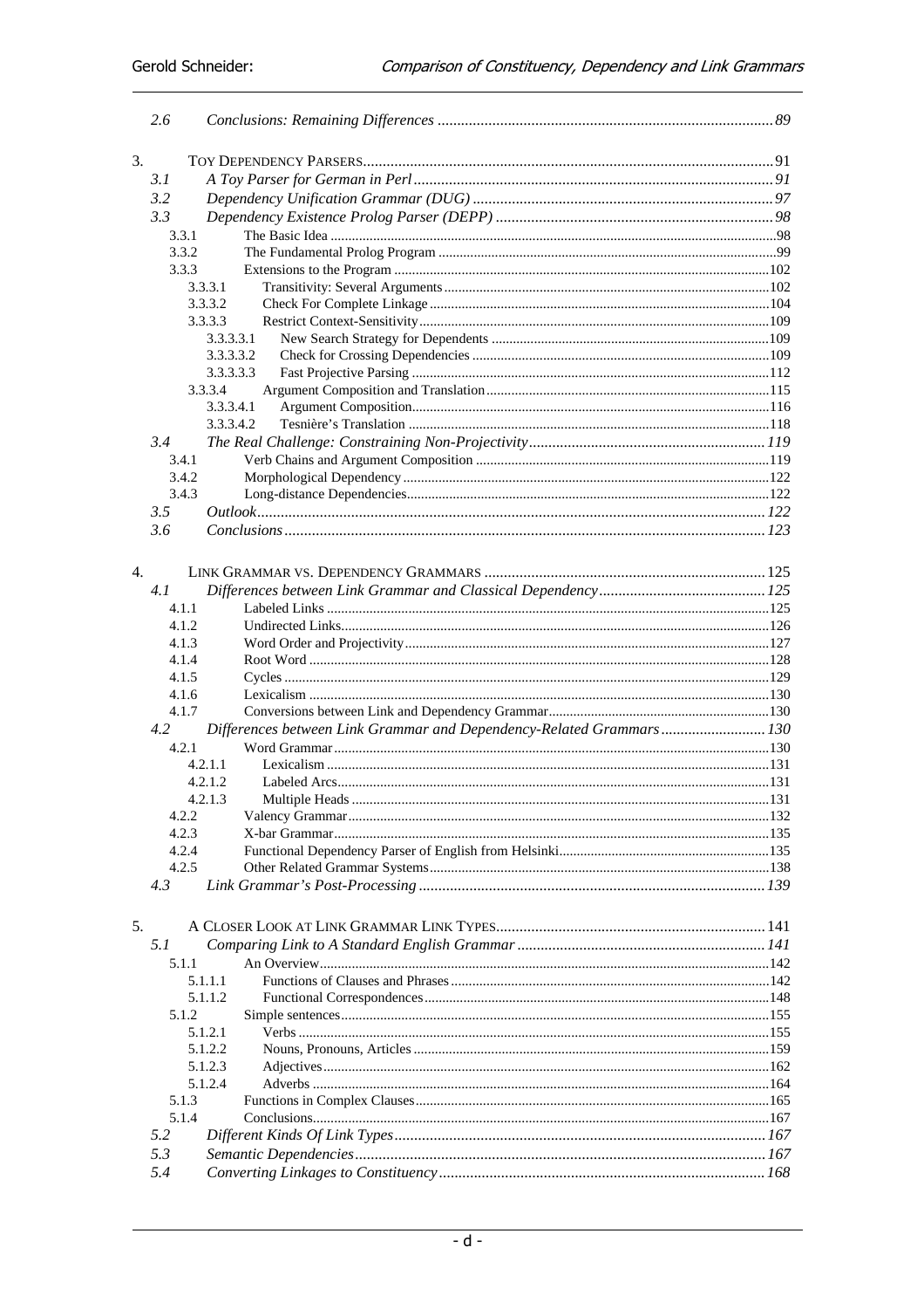2.6 *Conclusions: Remaining Differences* ..... 89

3. TOY DEPENDENCY PARSERS ..... 91
   - 3.1 *A Toy Parser for German in Perl* ..... 91
   - 3.2 *Dependency Unification Grammar (DUG)* ..... 97
   - 3.3 *Dependency Existence Prolog Parser (DEPP)* ..... 98
     - 3.3.1 The Basic Idea ..... 98
     - 3.3.2 The Fundamental Prolog Program ..... 99
     - 3.3.3 Extensions to the Program ..... 102
       - 3.3.3.1 Transitivity: Several Arguments ..... 102
       - 3.3.3.2 Check For Complete Linkage ..... 104
       - 3.3.3.3 Restrict Context-Sensitivity ..... 109
         - 3.3.3.3.1 New Search Strategy for Dependents ..... 109
         - 3.3.3.3.2 Check for Crossing Dependencies ..... 109
         - 3.3.3.3.3 Fast Projective Parsing ..... 112
       - 3.3.3.4 Argument Composition and Translation ..... 115
         - 3.3.3.4.1 Argument Composition ..... 116
         - 3.3.3.4.2 Tesnière's Translation ..... 118
   - 3.4 *The Real Challenge: Constraining Non-Projectivity* ..... 119
     - 3.4.1 Verb Chains and Argument Composition ..... 119
     - 3.4.2 Morphological Dependency ..... 122
     - 3.4.3 Long-distance Dependencies ..... 122
   - 3.5 *Outlook* ..... 122
   - 3.6 *Conclusions* ..... 123

4. LINK GRAMMAR VS. DEPENDENCY GRAMMARS ..... 125
   - 4.1 *Differences between Link Grammar and Classical Dependency* ..... 125
     - 4.1.1 Labeled Links ..... 125
     - 4.1.2 Undirected Links ..... 126
     - 4.1.3 Word Order and Projectivity ..... 127
     - 4.1.4 Root Word ..... 128
     - 4.1.5 Cycles ..... 129
     - 4.1.6 Lexicalism ..... 130
     - 4.1.7 Conversions between Link and Dependency Grammar ..... 130
   - 4.2 *Differences between Link Grammar and Dependency-Related Grammars* ..... 130
     - 4.2.1 Word Grammar ..... 130
       - 4.2.1.1 Lexicalism ..... 131
       - 4.2.1.2 Labeled Arcs ..... 131
       - 4.2.1.3 Multiple Heads ..... 131
     - 4.2.2 Valency Grammar ..... 132
     - 4.2.3 X-bar Grammar ..... 135
     - 4.2.4 Functional Dependency Parser of English from Helsinki ..... 135
     - 4.2.5 Other Related Grammar Systems ..... 138
   - 4.3 *Link Grammar's Post-Processing* ..... 139

5. A CLOSER LOOK AT LINK GRAMMAR LINK TYPES ..... 141
   - 5.1 *Comparing Link to A Standard English Grammar* ..... 141
     - 5.1.1 An Overview ..... 142
       - 5.1.1.1 Functions of Clauses and Phrases ..... 142
       - 5.1.1.2 Functional Correspondences ..... 148
     - 5.1.2 Simple sentences ..... 155
       - 5.1.2.1 Verbs ..... 155
       - 5.1.2.2 Nouns, Pronouns, Articles ..... 159
       - 5.1.2.3 Adjectives ..... 162
       - 5.1.2.4 Adverbs ..... 164
     - 5.1.3 Functions in Complex Clauses ..... 165
     - 5.1.4 Conclusions ..... 167
   - 5.2 *Different Kinds Of Link Types* ..... 167
   - 5.3 *Semantic Dependencies* ..... 167
   - 5.4 *Converting Linkages to Constituency* ..... 168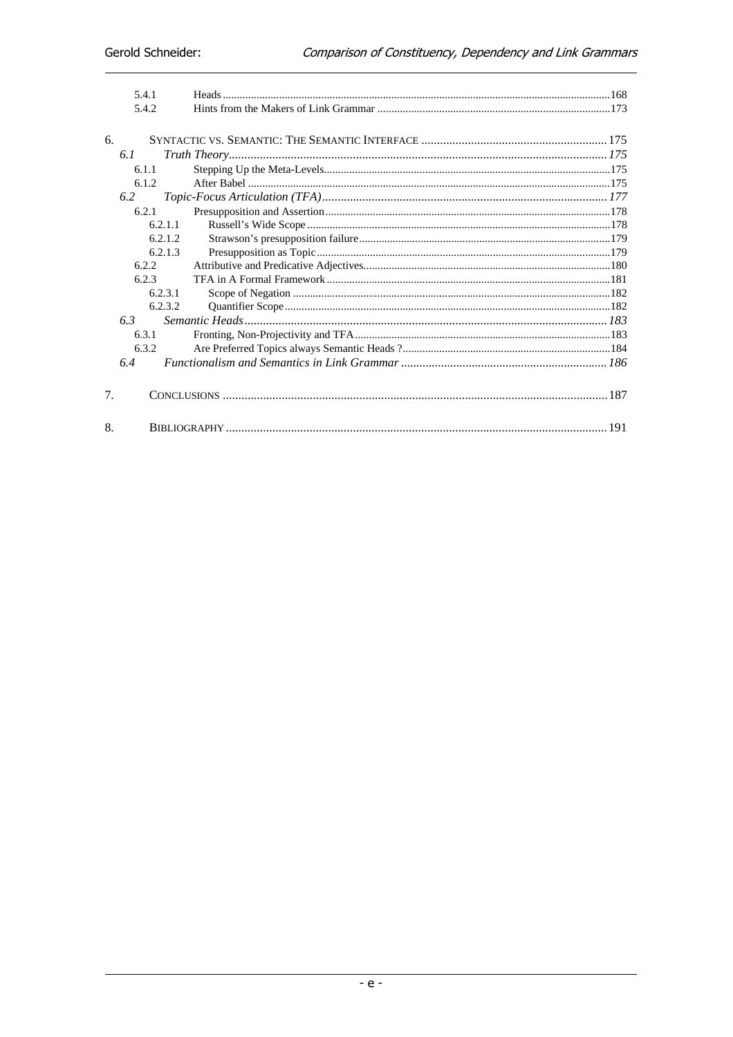5.4.1 Heads .......... 168
5.4.2 Hints from the Makers of Link Grammar .......... 173

6. SYNTACTIC VS. SEMANTIC: THE SEMANTIC INTERFACE .......... 175

*6.1 Truth Theory .......... 175*

6.1.1 Stepping Up the Meta-Levels .......... 175
6.1.2 After Babel .......... 175

*6.2 Topic-Focus Articulation (TFA) .......... 177*

6.2.1 Presupposition and Assertion .......... 178
6.2.1.1 Russell's Wide Scope .......... 178
6.2.1.2 Strawson's presupposition failure .......... 179
6.2.1.3 Presupposition as Topic .......... 179
6.2.2 Attributive and Predicative Adjectives .......... 180
6.2.3 TFA in A Formal Framework .......... 181
6.2.3.1 Scope of Negation .......... 182
6.2.3.2 Quantifier Scope .......... 182

*6.3 Semantic Heads .......... 183*

6.3.1 Fronting, Non-Projectivity and TFA .......... 183
6.3.2 Are Preferred Topics always Semantic Heads ? .......... 184

*6.4 Functionalism and Semantics in Link Grammar .......... 186*

7. CONCLUSIONS .......... 187

8. BIBLIOGRAPHY .......... 191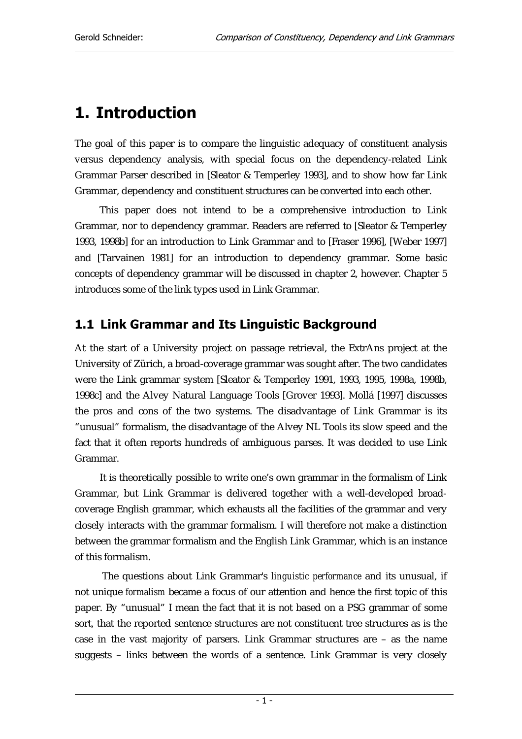# 1. Introduction

The goal of this paper is to compare the linguistic adequacy of constituent analysis versus dependency analysis, with special focus on the dependency-related Link Grammar Parser described in [Sleator & Temperley 1993], and to show how far Link Grammar, dependency and constituent structures can be converted into each other.

This paper does not intend to be a comprehensive introduction to Link Grammar, nor to dependency grammar. Readers are referred to [Sleator & Temperley 1993, 1998b] for an introduction to Link Grammar and to [Fraser 1996], [Weber 1997] and [Tarvainen 1981] for an introduction to dependency grammar. Some basic concepts of dependency grammar will be discussed in chapter 2, however. Chapter 5 introduces some of the link types used in Link Grammar.

## 1.1 Link Grammar and Its Linguistic Background

At the start of a University project on passage retrieval, the ExtrAns project at the University of Zürich, a broad-coverage grammar was sought after. The two candidates were the Link grammar system [Sleator & Temperley 1991, 1993, 1995, 1998a, 1998b, 1998c] and the Alvey Natural Language Tools [Grover 1993]. Mollá [1997] discusses the pros and cons of the two systems. The disadvantage of Link Grammar is its "unusual" formalism, the disadvantage of the Alvey NL Tools its slow speed and the fact that it often reports hundreds of ambiguous parses. It was decided to use Link Grammar.

It is theoretically possible to write one's own grammar in the formalism of Link Grammar, but Link Grammar is delivered together with a well-developed broad-coverage English grammar, which exhausts all the facilities of the grammar and very closely interacts with the grammar formalism. I will therefore not make a distinction between the grammar formalism and the English Link Grammar, which is an instance of this formalism.

The questions about Link Grammar's *linguistic performance* and its unusual, if not unique *formalism* became a focus of our attention and hence the first topic of this paper. By "unusual" I mean the fact that it is not based on a PSG grammar of some sort, that the reported sentence structures are not constituent tree structures as is the case in the vast majority of parsers. Link Grammar structures are – as the name suggests – links between the words of a sentence. Link Grammar is very closely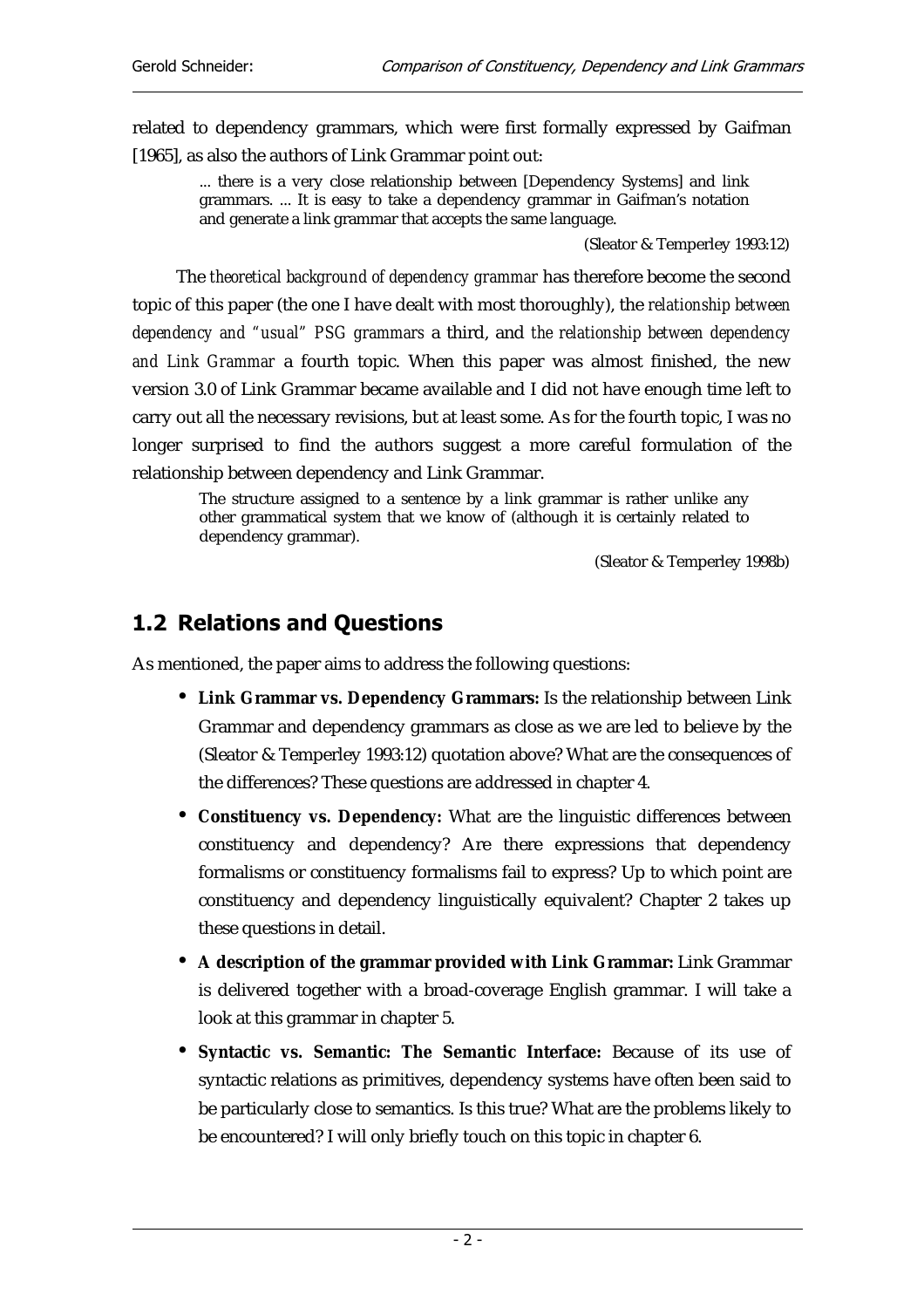related to dependency grammars, which were first formally expressed by Gaifman [1965], as also the authors of Link Grammar point out:

> ... there is a very close relationship between [Dependency Systems] and link grammars. ... It is easy to take a dependency grammar in Gaifman's notation and generate a link grammar that accepts the same language.
>
> (Sleator & Temperley 1993:12)

The *theoretical background of dependency grammar* has therefore become the second topic of this paper (the one I have dealt with most thoroughly), the *relationship between dependency and "usual" PSG grammars* a third, and *the relationship between dependency and Link Grammar* a fourth topic. When this paper was almost finished, the new version 3.0 of Link Grammar became available and I did not have enough time left to carry out all the necessary revisions, but at least some. As for the fourth topic, I was no longer surprised to find the authors suggest a more careful formulation of the relationship between dependency and Link Grammar.

> The structure assigned to a sentence by a link grammar is rather unlike any other grammatical system that we know of (although it is certainly related to dependency grammar).
>
> (Sleator & Temperley 1998b)

## 1.2 Relations and Questions

As mentioned, the paper aims to address the following questions:

- **Link Grammar vs. Dependency Grammars:** Is the relationship between Link Grammar and dependency grammars as close as we are led to believe by the (Sleator & Temperley 1993:12) quotation above? What are the consequences of the differences? These questions are addressed in chapter 4.
- **Constituency vs. Dependency:** What are the linguistic differences between constituency and dependency? Are there expressions that dependency formalisms or constituency formalisms fail to express? Up to which point are constituency and dependency linguistically equivalent? Chapter 2 takes up these questions in detail.
- **A description of the grammar provided with Link Grammar:** Link Grammar is delivered together with a broad-coverage English grammar. I will take a look at this grammar in chapter 5.
- **Syntactic vs. Semantic: The Semantic Interface:** Because of its use of syntactic relations as primitives, dependency systems have often been said to be particularly close to semantics. Is this true? What are the problems likely to be encountered? I will only briefly touch on this topic in chapter 6.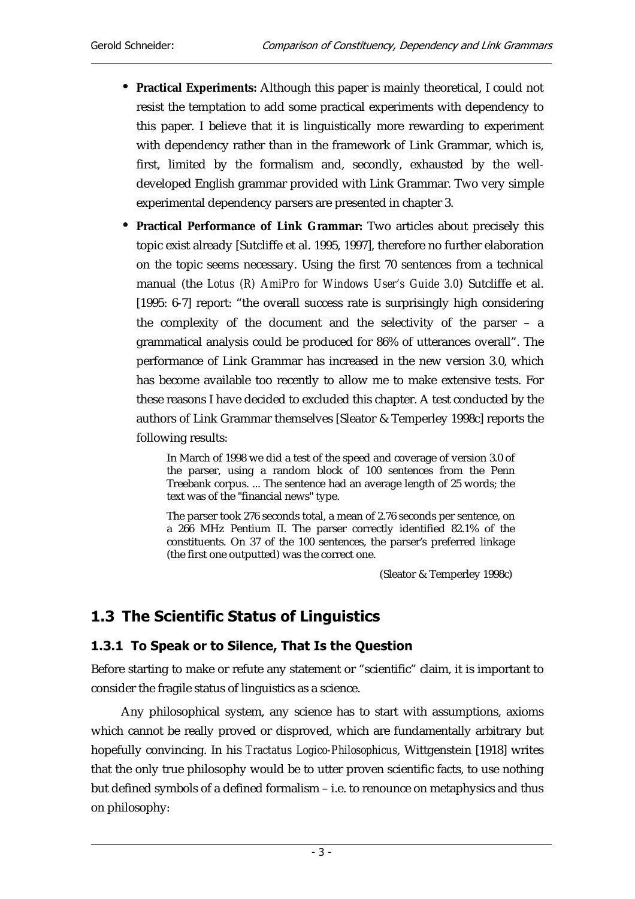- **Practical Experiments:** Although this paper is mainly theoretical, I could not resist the temptation to add some practical experiments with dependency to this paper. I believe that it is linguistically more rewarding to experiment with dependency rather than in the framework of Link Grammar, which is, first, limited by the formalism and, secondly, exhausted by the well-developed English grammar provided with Link Grammar. Two very simple experimental dependency parsers are presented in chapter 3.

- **Practical Performance of Link Grammar:** Two articles about precisely this topic exist already [Sutcliffe et al. 1995, 1997], therefore no further elaboration on the topic seems necessary. Using the first 70 sentences from a technical manual (the *Lotus (R) AmiPro for Windows User's Guide 3.0*) Sutcliffe et al. [1995: 6-7] report: "the overall success rate is surprisingly high considering the complexity of the document and the selectivity of the parser – a grammatical analysis could be produced for 86% of utterances overall". The performance of Link Grammar has increased in the new version 3.0, which has become available too recently to allow me to make extensive tests. For these reasons I have decided to excluded this chapter. A test conducted by the authors of Link Grammar themselves [Sleator & Temperley 1998c] reports the following results:

  > In March of 1998 we did a test of the speed and coverage of version 3.0 of the parser, using a random block of 100 sentences from the Penn Treebank corpus. ... The sentence had an average length of 25 words; the text was of the "financial news" type.
  >
  > The parser took 276 seconds total, a mean of 2.76 seconds per sentence, on a 266 MHz Pentium II. The parser correctly identified 82.1% of the constituents. On 37 of the 100 sentences, the parser's preferred linkage (the first one outputted) was the correct one.
  >
  > (Sleator & Temperley 1998c)

## 1.3 The Scientific Status of Linguistics

### 1.3.1 To Speak or to Silence, That Is the Question

Before starting to make or refute any statement or "scientific" claim, it is important to consider the fragile status of linguistics as a science.

Any philosophical system, any science has to start with assumptions, axioms which cannot be really proved or disproved, which are fundamentally arbitrary but hopefully convincing. In his *Tractatus Logico-Philosophicus*, Wittgenstein [1918] writes that the only true philosophy would be to utter proven scientific facts, to use nothing but defined symbols of a defined formalism – i.e. to renounce on metaphysics and thus on philosophy: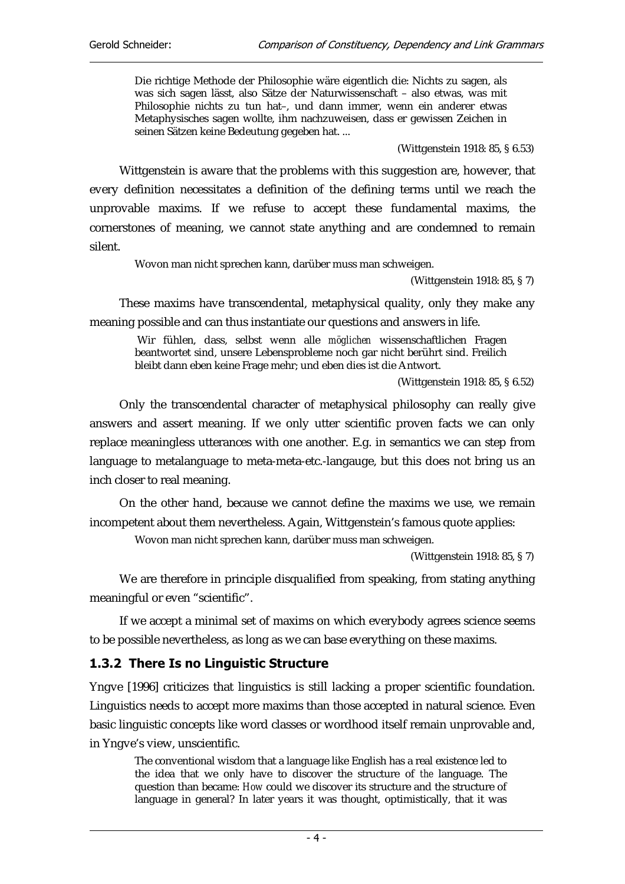> Die richtige Methode der Philosophie wäre eigentlich die: Nichts zu sagen, als was sich sagen lässt, also Sätze der Naturwissenschaft – also etwas, was mit Philosophie nichts zu tun hat–, und dann immer, wenn ein anderer etwas Metaphysisches sagen wollte, ihm nachzuweisen, dass er gewissen Zeichen in seinen Sätzen keine Bedeutung gegeben hat. ...
>
> (Wittgenstein 1918: 85, § 6.53)

Wittgenstein is aware that the problems with this suggestion are, however, that every definition necessitates a definition of the defining terms until we reach the unprovable maxims. If we refuse to accept these fundamental maxims, the cornerstones of meaning, we cannot state anything and are condemned to remain silent.

> Wovon man nicht sprechen kann, darüber muss man schweigen.
>
> (Wittgenstein 1918: 85, § 7)

These maxims have transcendental, metaphysical quality, only they make any meaning possible and can thus instantiate our questions and answers in life.

> Wir fühlen, dass, selbst wenn alle *möglichen* wissenschaftlichen Fragen beantwortet sind, unsere Lebensprobleme noch gar nicht berührt sind. Freilich bleibt dann eben keine Frage mehr; und eben dies ist die Antwort.
>
> (Wittgenstein 1918: 85, § 6.52)

Only the transcendental character of metaphysical philosophy can really give answers and assert meaning. If we only utter scientific proven facts we can only replace meaningless utterances with one another. E.g. in semantics we can step from language to metalanguage to meta-meta-etc.-langauge, but this does not bring us an inch closer to real meaning.

On the other hand, because we cannot define the maxims we use, we remain incompetent about them nevertheless. Again, Wittgenstein's famous quote applies:

> Wovon man nicht sprechen kann, darüber muss man schweigen.
>
> (Wittgenstein 1918: 85, § 7)

We are therefore in principle disqualified from speaking, from stating anything meaningful or even "scientific".

If we accept a minimal set of maxims on which everybody agrees science seems to be possible nevertheless, as long as we can base everything on these maxims.

### 1.3.2 There Is no Linguistic Structure

Yngve [1996] criticizes that linguistics is still lacking a proper scientific foundation. Linguistics needs to accept more maxims than those accepted in natural science. Even basic linguistic concepts like word classes or wordhood itself remain unprovable and, in Yngve's view, unscientific.

> The conventional wisdom that a language like English has a real existence led to the idea that we only have to discover the structure of *the* language. The question than became: *How* could we discover its structure and the structure of language in general? In later years it was thought, optimistically, that it was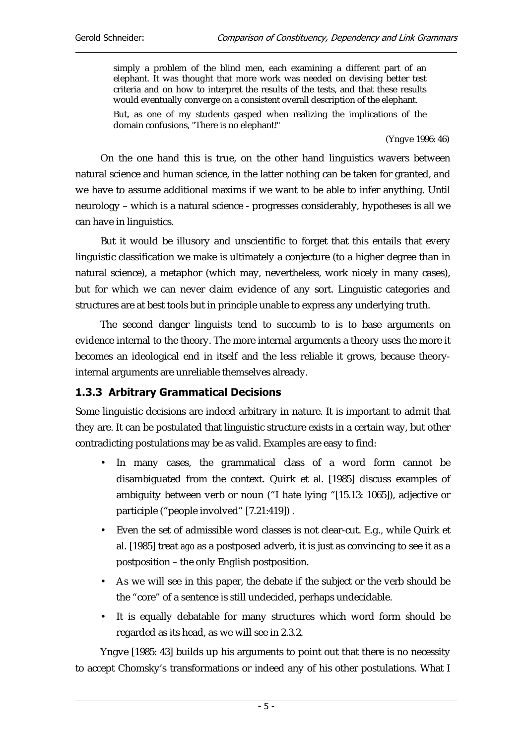> simply a problem of the blind men, each examining a different part of an elephant. It was thought that more work was needed on devising better test criteria and on how to interpret the results of the tests, and that these results would eventually converge on a consistent overall description of the elephant.
>
> But, as one of my students gasped when realizing the implications of the domain confusions, "There is no elephant!"
>
> (Yngve 1996: 46)

On the one hand this is true, on the other hand linguistics wavers between natural science and human science, in the latter nothing can be taken for granted, and we have to assume additional maxims if we want to be able to infer anything. Until neurology – which is a natural science - progresses considerably, hypotheses is all we can have in linguistics.

But it would be illusory and unscientific to forget that this entails that every linguistic classification we make is ultimately a conjecture (to a higher degree than in natural science), a metaphor (which may, nevertheless, work nicely in many cases), but for which we can never claim evidence of any sort. Linguistic categories and structures are at best tools but in principle unable to express any underlying truth.

The second danger linguists tend to succumb to is to base arguments on evidence internal to the theory. The more internal arguments a theory uses the more it becomes an ideological end in itself and the less reliable it grows, because theory-internal arguments are unreliable themselves already.

### 1.3.3 Arbitrary Grammatical Decisions

Some linguistic decisions are indeed arbitrary in nature. It is important to admit that they are. It can be postulated that linguistic structure exists in a certain way, but other contradicting postulations may be as valid. Examples are easy to find:

- In many cases, the grammatical class of a word form cannot be disambiguated from the context. Quirk et al. [1985] discuss examples of ambiguity between verb or noun ("I hate lying "[15.13: 1065]), adjective or participle ("people involved" [7.21:419]) .
- Even the set of admissible word classes is not clear-cut. E.g., while Quirk et al. [1985] treat *ago* as a postposed adverb, it is just as convincing to see it as a postposition – the only English postposition.
- As we will see in this paper, the debate if the subject or the verb should be the "core" of a sentence is still undecided, perhaps undecidable.
- It is equally debatable for many structures which word form should be regarded as its head, as we will see in 2.3.2.

Yngve [1985: 43] builds up his arguments to point out that there is no necessity to accept Chomsky's transformations or indeed any of his other postulations. What I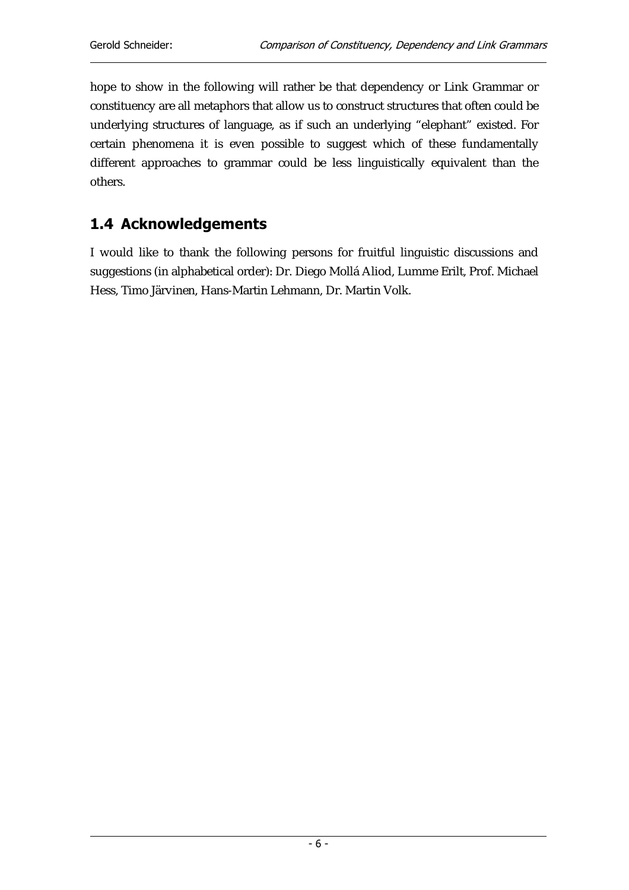hope to show in the following will rather be that dependency or Link Grammar or constituency are all metaphors that allow us to construct structures that often could be underlying structures of language, as if such an underlying "elephant" existed. For certain phenomena it is even possible to suggest which of these fundamentally different approaches to grammar could be less linguistically equivalent than the others.

## 1.4 Acknowledgements

I would like to thank the following persons for fruitful linguistic discussions and suggestions (in alphabetical order): Dr. Diego Mollá Aliod, Lumme Erilt, Prof. Michael Hess, Timo Järvinen, Hans-Martin Lehmann, Dr. Martin Volk.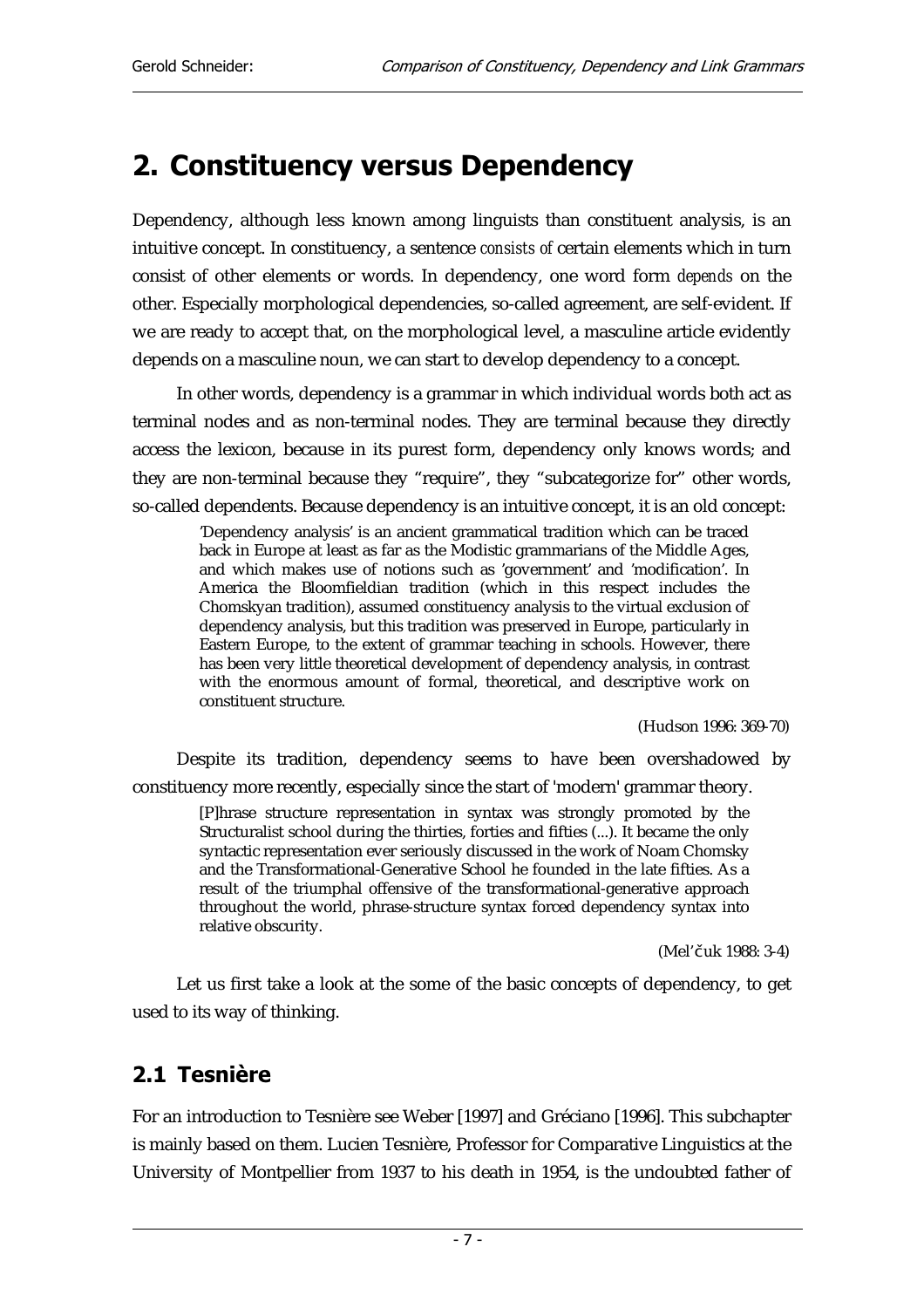# 2. Constituency versus Dependency

Dependency, although less known among linguists than constituent analysis, is an intuitive concept. In constituency, a sentence *consists of* certain elements which in turn consist of other elements or words. In dependency, one word form *depends* on the other. Especially morphological dependencies, so-called agreement, are self-evident. If we are ready to accept that, on the morphological level, a masculine article evidently depends on a masculine noun, we can start to develop dependency to a concept.

In other words, dependency is a grammar in which individual words both act as terminal nodes and as non-terminal nodes. They are terminal because they directly access the lexicon, because in its purest form, dependency only knows words; and they are non-terminal because they "require", they "subcategorize for" other words, so-called dependents. Because dependency is an intuitive concept, it is an old concept:

> 'Dependency analysis' is an ancient grammatical tradition which can be traced back in Europe at least as far as the Modistic grammarians of the Middle Ages, and which makes use of notions such as 'government' and 'modification'. In America the Bloomfieldian tradition (which in this respect includes the Chomskyan tradition), assumed constituency analysis to the virtual exclusion of dependency analysis, but this tradition was preserved in Europe, particularly in Eastern Europe, to the extent of grammar teaching in schools. However, there has been very little theoretical development of dependency analysis, in contrast with the enormous amount of formal, theoretical, and descriptive work on constituent structure.
>
> (Hudson 1996: 369-70)

Despite its tradition, dependency seems to have been overshadowed by constituency more recently, especially since the start of 'modern' grammar theory.

> [P]hrase structure representation in syntax was strongly promoted by the Structuralist school during the thirties, forties and fifties (...). It became the only syntactic representation ever seriously discussed in the work of Noam Chomsky and the Transformational-Generative School he founded in the late fifties. As a result of the triumphal offensive of the transformational-generative approach throughout the world, phrase-structure syntax forced dependency syntax into relative obscurity.
>
> (Mel'čuk 1988: 3-4)

Let us first take a look at the some of the basic concepts of dependency, to get used to its way of thinking.

## 2.1 Tesnière

For an introduction to Tesnière see Weber [1997] and Gréciano [1996]. This subchapter is mainly based on them. Lucien Tesnière, Professor for Comparative Linguistics at the University of Montpellier from 1937 to his death in 1954, is the undoubted father of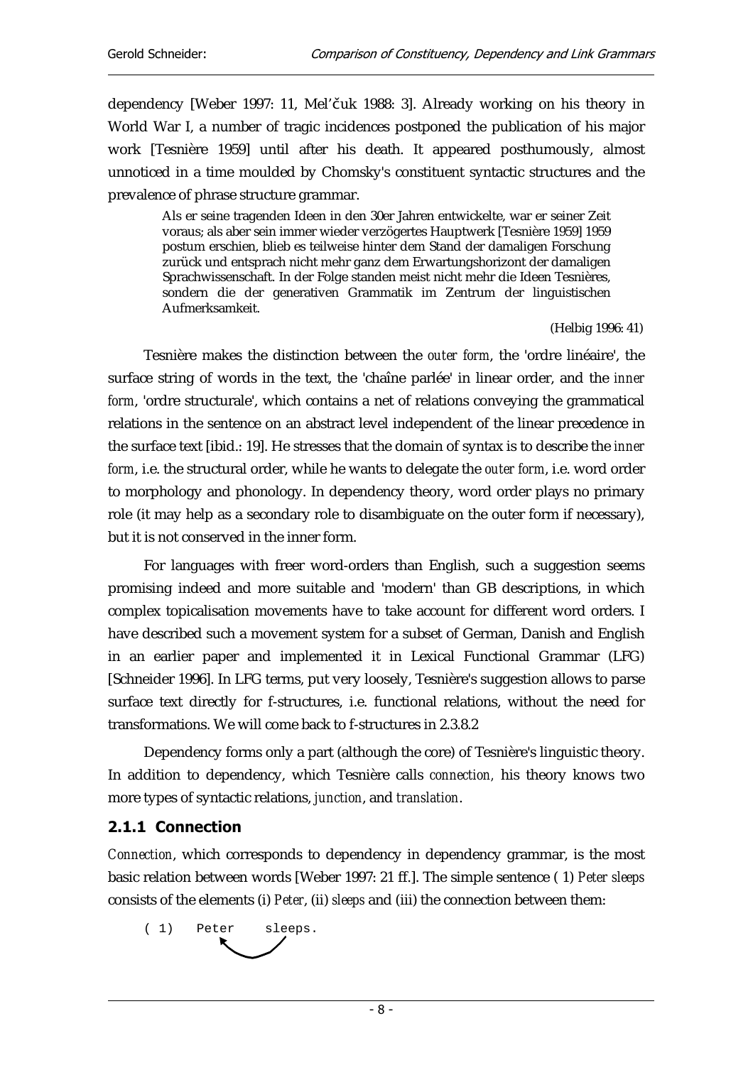dependency [Weber 1997: 11, Mel'čuk 1988: 3]. Already working on his theory in World War I, a number of tragic incidences postponed the publication of his major work [Tesnière 1959] until after his death. It appeared posthumously, almost unnoticed in a time moulded by Chomsky's constituent syntactic structures and the prevalence of phrase structure grammar.

> Als er seine tragenden Ideen in den 30er Jahren entwickelte, war er seiner Zeit voraus; als aber sein immer wieder verzögertes Hauptwerk [Tesnière 1959] 1959 postum erschien, blieb es teilweise hinter dem Stand der damaligen Forschung zurück und entsprach nicht mehr ganz dem Erwartungshorizont der damaligen Sprachwissenschaft. In der Folge standen meist nicht mehr die Ideen Tesnières, sondern die der generativen Grammatik im Zentrum der linguistischen Aufmerksamkeit.
>
> (Helbig 1996: 41)

Tesnière makes the distinction between the *outer form*, the 'ordre linéaire', the surface string of words in the text, the 'chaîne parlée' in linear order, and the *inner form*, 'ordre structurale', which contains a net of relations conveying the grammatical relations in the sentence on an abstract level independent of the linear precedence in the surface text [ibid.: 19]. He stresses that the domain of syntax is to describe the *inner form*, i.e. the structural order, while he wants to delegate the *outer form*, i.e. word order to morphology and phonology. In dependency theory, word order plays no primary role (it may help as a secondary role to disambiguate on the outer form if necessary), but it is not conserved in the inner form.

For languages with freer word-orders than English, such a suggestion seems promising indeed and more suitable and 'modern' than GB descriptions, in which complex topicalisation movements have to take account for different word orders. I have described such a movement system for a subset of German, Danish and English in an earlier paper and implemented it in Lexical Functional Grammar (LFG) [Schneider 1996]. In LFG terms, put very loosely, Tesnière's suggestion allows to parse surface text directly for f-structures, i.e. functional relations, without the need for transformations. We will come back to f-structures in 2.3.8.2

Dependency forms only a part (although the core) of Tesnière's linguistic theory. In addition to dependency, which Tesnière calls *connection,* his theory knows two more types of syntactic relations, *junction*, and *translation*.

### 2.1.1 Connection

*Connection*, which corresponds to dependency in dependency grammar, is the most basic relation between words [Weber 1997: 21 ff.]. The simple sentence ( 1) *Peter sleeps* consists of the elements (i) *Peter*, (ii) *sleeps* and (iii) the connection between them:

```
( 1)  Peter    sleeps.
```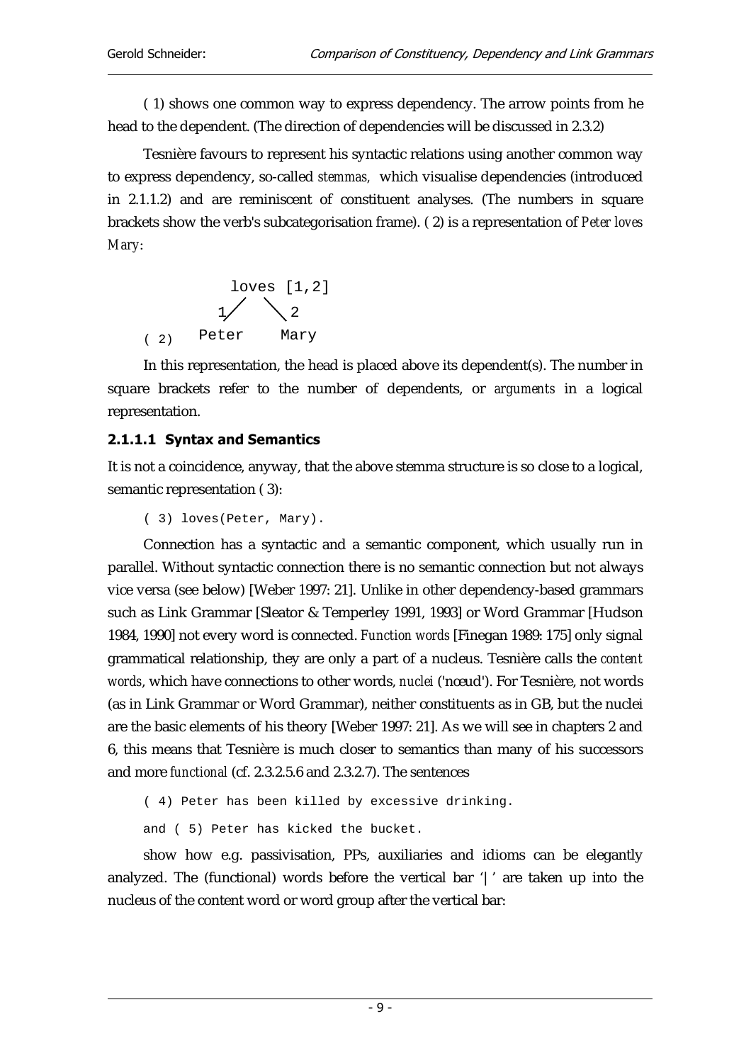( 1) shows one common way to express dependency. The arrow points from he head to the dependent. (The direction of dependencies will be discussed in 2.3.2)

Tesnière favours to represent his syntactic relations using another common way to express dependency, so-called *stemmas,* which visualise dependencies (introduced in 2.1.1.2) and are reminiscent of constituent analyses. (The numbers in square brackets show the verb's subcategorisation frame). ( 2) is a representation of *Peter loves Mary*:

```
           loves [1,2]
          1/     \2
( 2)   Peter     Mary
```

In this representation, the head is placed above its dependent(s). The number in square brackets refer to the number of dependents, or *arguments* in a logical representation.

#### 2.1.1.1 Syntax and Semantics

It is not a coincidence, anyway, that the above stemma structure is so close to a logical, semantic representation ( 3):

```
( 3) loves(Peter, Mary).
```

Connection has a syntactic and a semantic component, which usually run in parallel. Without syntactic connection there is no semantic connection but not always vice versa (see below) [Weber 1997: 21]. Unlike in other dependency-based grammars such as Link Grammar [Sleator & Temperley 1991, 1993] or Word Grammar [Hudson 1984, 1990] not every word is connected. *Function words* [Finegan 1989: 175] only signal grammatical relationship, they are only a part of a nucleus. Tesnière calls the *content words*, which have connections to other words, *nuclei* ('nœud'). For Tesnière, not words (as in Link Grammar or Word Grammar), neither constituents as in GB, but the nuclei are the basic elements of his theory [Weber 1997: 21]. As we will see in chapters 2 and 6, this means that Tesnière is much closer to semantics than many of his successors and more *functional* (cf. 2.3.2.5.6 and 2.3.2.7). The sentences

```
( 4) Peter has been killed by excessive drinking.
```

```
and ( 5) Peter has kicked the bucket.
```

show how e.g. passivisation, PPs, auxiliaries and idioms can be elegantly analyzed. The (functional) words before the vertical bar '|' are taken up into the nucleus of the content word or word group after the vertical bar: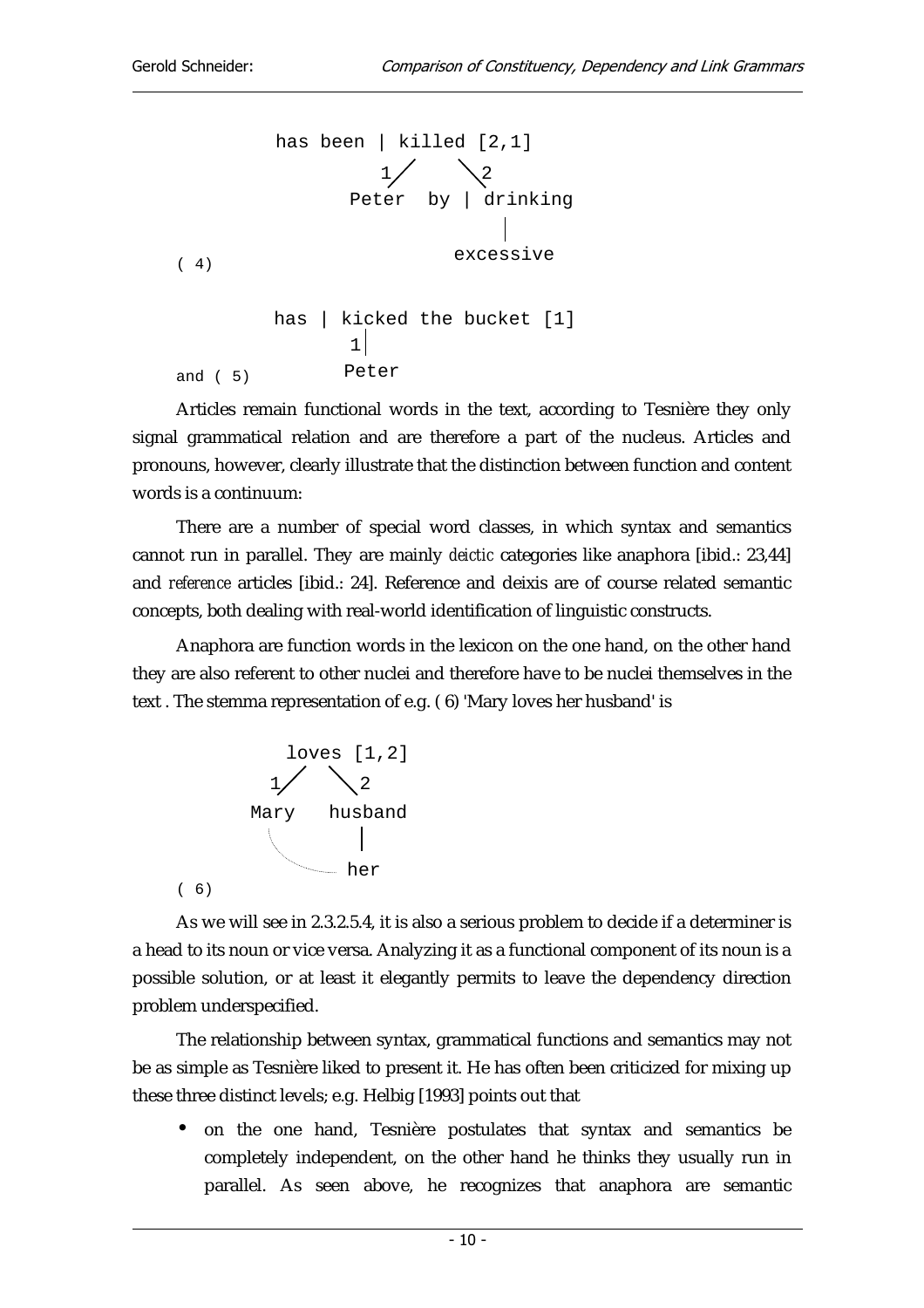```
          has been | killed [2,1]
                  1/      \2
              Peter   by | drinking
                             |
                          excessive
( 4)

          has | kicked the bucket [1]
                 1|
                Peter
and ( 5)
```

Articles remain functional words in the text, according to Tesnière they only signal grammatical relation and are therefore a part of the nucleus. Articles and pronouns, however, clearly illustrate that the distinction between function and content words is a continuum:

There are a number of special word classes, in which syntax and semantics cannot run in parallel. They are mainly *deictic* categories like anaphora [ibid.: 23,44] and *reference* articles [ibid.: 24]. Reference and deixis are of course related semantic concepts, both dealing with real-world identification of linguistic constructs.

Anaphora are function words in the lexicon on the one hand, on the other hand they are also referent to other nuclei and therefore have to be nuclei themselves in the text . The stemma representation of e.g. ( 6) 'Mary loves her husband' is

```
        loves [1,2]
      1/     \2
    Mary   husband
                |
                her
( 6)
```

As we will see in 2.3.2.5.4, it is also a serious problem to decide if a determiner is a head to its noun or vice versa. Analyzing it as a functional component of its noun is a possible solution, or at least it elegantly permits to leave the dependency direction problem underspecified.

The relationship between syntax, grammatical functions and semantics may not be as simple as Tesnière liked to present it. He has often been criticized for mixing up these three distinct levels; e.g. Helbig [1993] points out that

- on the one hand, Tesnière postulates that syntax and semantics be completely independent, on the other hand he thinks they usually run in parallel. As seen above, he recognizes that anaphora are semantic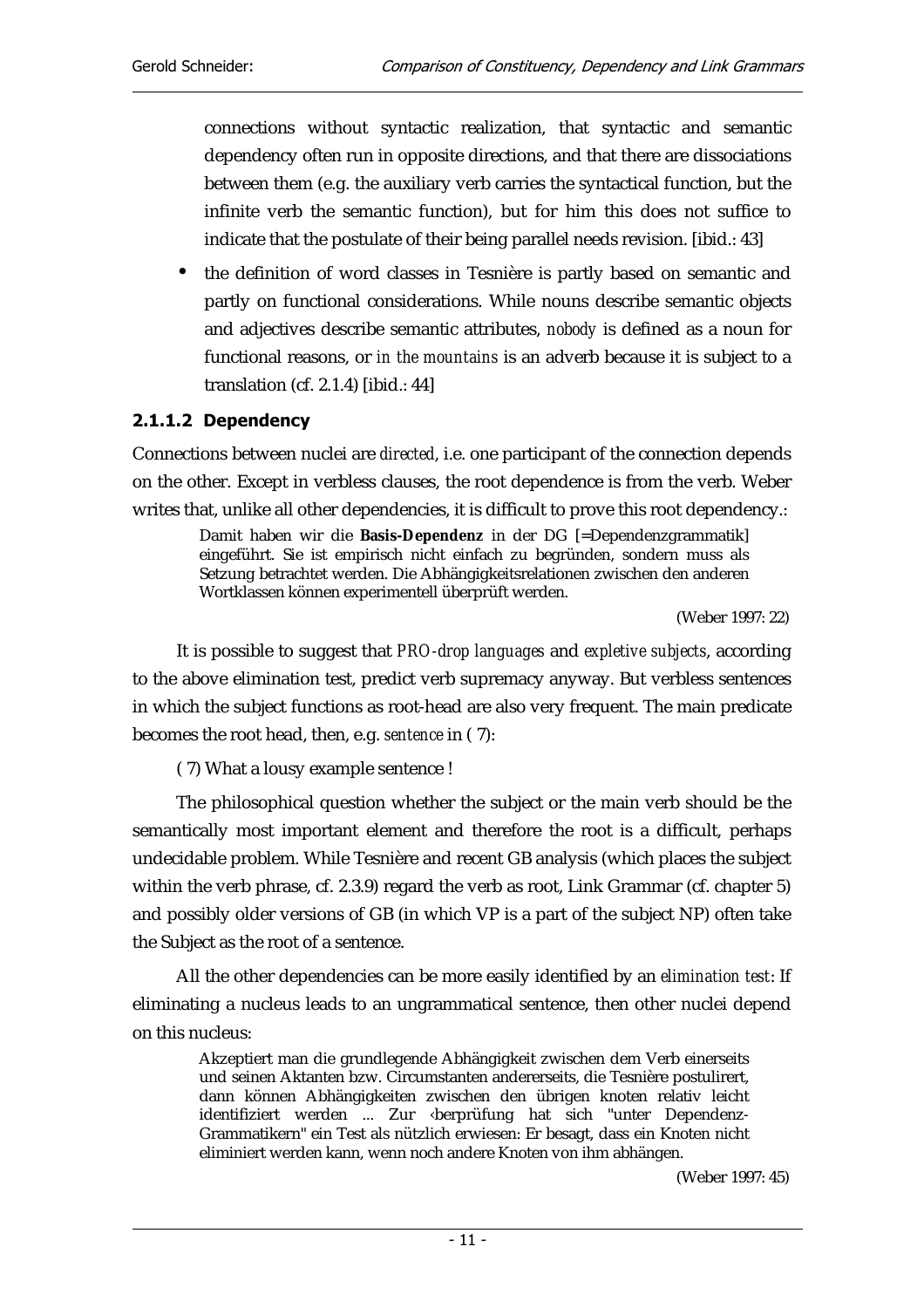connections without syntactic realization, that syntactic and semantic dependency often run in opposite directions, and that there are dissociations between them (e.g. the auxiliary verb carries the syntactical function, but the infinite verb the semantic function), but for him this does not suffice to indicate that the postulate of their being parallel needs revision. [ibid.: 43]

- the definition of word classes in Tesnière is partly based on semantic and partly on functional considerations. While nouns describe semantic objects and adjectives describe semantic attributes, *nobody* is defined as a noun for functional reasons, or *in the mountains* is an adverb because it is subject to a translation (cf. 2.1.4) [ibid.: 44]

#### 2.1.1.2 Dependency

Connections between nuclei are *directed*, i.e. one participant of the connection depends on the other. Except in verbless clauses, the root dependence is from the verb. Weber writes that, unlike all other dependencies, it is difficult to prove this root dependency.:

> Damit haben wir die **Basis-Dependenz** in der DG [=Dependenzgrammatik] eingeführt. Sie ist empirisch nicht einfach zu begründen, sondern muss als Setzung betrachtet werden. Die Abhängigkeitsrelationen zwischen den anderen Wortklassen können experimentell überprüft werden.
>
> (Weber 1997: 22)

It is possible to suggest that *PRO-drop languages* and *expletive subjects*, according to the above elimination test, predict verb supremacy anyway. But verbless sentences in which the subject functions as root-head are also very frequent. The main predicate becomes the root head, then, e.g. *sentence* in ( 7):

( 7) What a lousy example sentence !

The philosophical question whether the subject or the main verb should be the semantically most important element and therefore the root is a difficult, perhaps undecidable problem. While Tesnière and recent GB analysis (which places the subject within the verb phrase, cf. 2.3.9) regard the verb as root, Link Grammar (cf. chapter 5) and possibly older versions of GB (in which VP is a part of the subject NP) often take the Subject as the root of a sentence.

All the other dependencies can be more easily identified by an *elimination test*: If eliminating a nucleus leads to an ungrammatical sentence, then other nuclei depend on this nucleus:

> Akzeptiert man die grundlegende Abhängigkeit zwischen dem Verb einerseits und seinen Aktanten bzw. Circumstanten andererseits, die Tesnière postulirert, dann können Abhängigkeiten zwischen den übrigen knoten relativ leicht identifiziert werden ... Zur ‹berprüfung hat sich "unter Dependenz-Grammatikern" ein Test als nützlich erwiesen: Er besagt, dass ein Knoten nicht eliminiert werden kann, wenn noch andere Knoten von ihm abhängen.
>
> (Weber 1997: 45)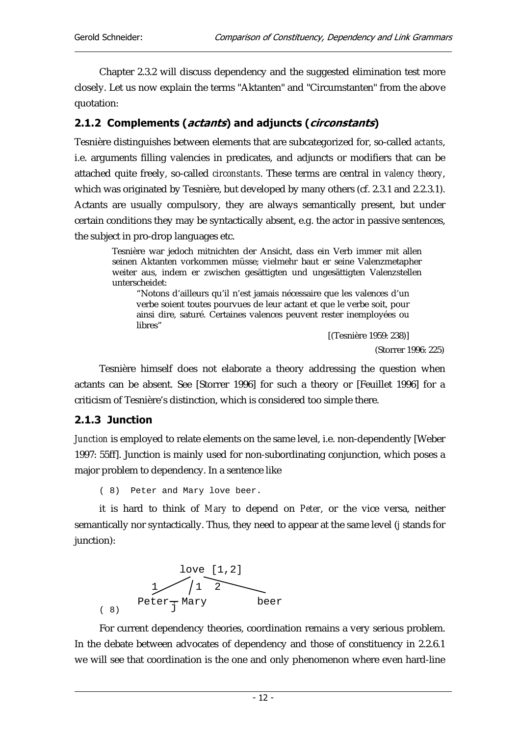Chapter 2.3.2 will discuss dependency and the suggested elimination test more closely. Let us now explain the terms "Aktanten" and "Circumstanten" from the above quotation:

### 2.1.2 Complements (*actants*) and adjuncts (*circonstants*)

Tesnière distinguishes between elements that are subcategorized for, so-called *actants*, i.e. arguments filling valencies in predicates, and adjuncts or modifiers that can be attached quite freely, so-called *circonstants*. These terms are central in *valency theory*, which was originated by Tesnière, but developed by many others (cf. 2.3.1 and 2.2.3.1). Actants are usually compulsory, they are always semantically present, but under certain conditions they may be syntactically absent, e.g. the actor in passive sentences, the subject in pro-drop languages etc.

> Tesnière war jedoch mitnichten der Ansicht, dass ein Verb immer mit allen seinen Aktanten vorkommen müsse; vielmehr baut er seine Valenzmetapher weiter aus, indem er zwischen gesättigten und ungesättigten Valenzstellen unterscheidet:
>
> > "Notons d'ailleurs qu'il n'est jamais nécessaire que les valences d'un verbe soient toutes pourvues de leur actant et que le verbe soit, pour ainsi dire, saturé. Certaines valences peuvent rester inemployées ou libres"
> >
> > [(Tesnière 1959: 238)]
>
> (Storrer 1996: 225)

Tesnière himself does not elaborate a theory addressing the question when actants can be absent. See [Storrer 1996] for such a theory or [Feuillet 1996] for a criticism of Tesnière's distinction, which is considered too simple there.

### 2.1.3 Junction

*Junction* is employed to relate elements on the same level, i.e. non-dependently [Weber 1997: 55ff]. Junction is mainly used for non-subordinating conjunction, which poses a major problem to dependency. In a sentence like

```
( 8)  Peter and Mary love beer.
```

it is hard to think of *Mary* to depend on *Peter*, or the vice versa, neither semantically nor syntactically. Thus, they need to appear at the same level (j stands for junction):

```
              love [1,2]
          1  /  /1  2  \
( 8)   Peter—j—Mary       beer
```

For current dependency theories, coordination remains a very serious problem. In the debate between advocates of dependency and those of constituency in 2.2.6.1 we will see that coordination is the one and only phenomenon where even hard-line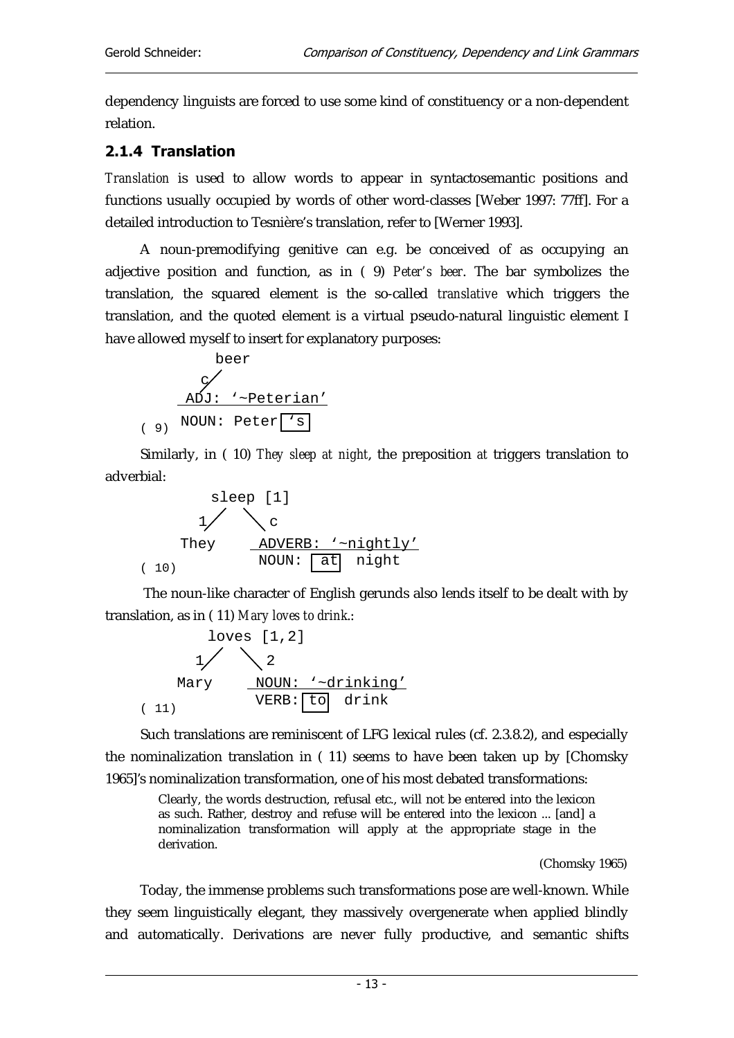dependency linguists are forced to use some kind of constituency or a non-dependent relation.

### 2.1.4 Translation

*Translation* is used to allow words to appear in syntactosemantic positions and functions usually occupied by words of other word-classes [Weber 1997: 77ff]. For a detailed introduction to Tesnière's translation, refer to [Werner 1993].

A noun-premodifying genitive can e.g. be conceived of as occupying an adjective position and function, as in ( 9) *Peter's beer*. The bar symbolizes the translation, the squared element is the so-called *translative* which triggers the translation, and the quoted element is a virtual pseudo-natural linguistic element I have allowed myself to insert for explanatory purposes:

```
         beer
       c/
     ADJ: '~Peterian'
     ----------------
( 9) NOUN: Peter ['s]
```

Similarly, in ( 10) *They sleep at night*, the preposition *at* triggers translation to adverbial:

```
          sleep [1]
        1/    \c
      They    ADVERB: '~nightly'
              ------------------
( 10)         NOUN: [at] night
```

The noun-like character of English gerunds also lends itself to be dealt with by translation, as in ( 11) *Mary loves to drink.*:

```
          loves [1,2]
        1/    \2
      Mary    NOUN: '~drinking'
              -----------------
( 11)         VERB: [to] drink
```

Such translations are reminiscent of LFG lexical rules (cf. 2.3.8.2), and especially the nominalization translation in ( 11) seems to have been taken up by [Chomsky 1965]'s nominalization transformation, one of his most debated transformations:

> Clearly, the words destruction, refusal etc., will not be entered into the lexicon as such. Rather, destroy and refuse will be entered into the lexicon ... [and] a nominalization transformation will apply at the appropriate stage in the derivation.
>
> (Chomsky 1965)

Today, the immense problems such transformations pose are well-known. While they seem linguistically elegant, they massively overgenerate when applied blindly and automatically. Derivations are never fully productive, and semantic shifts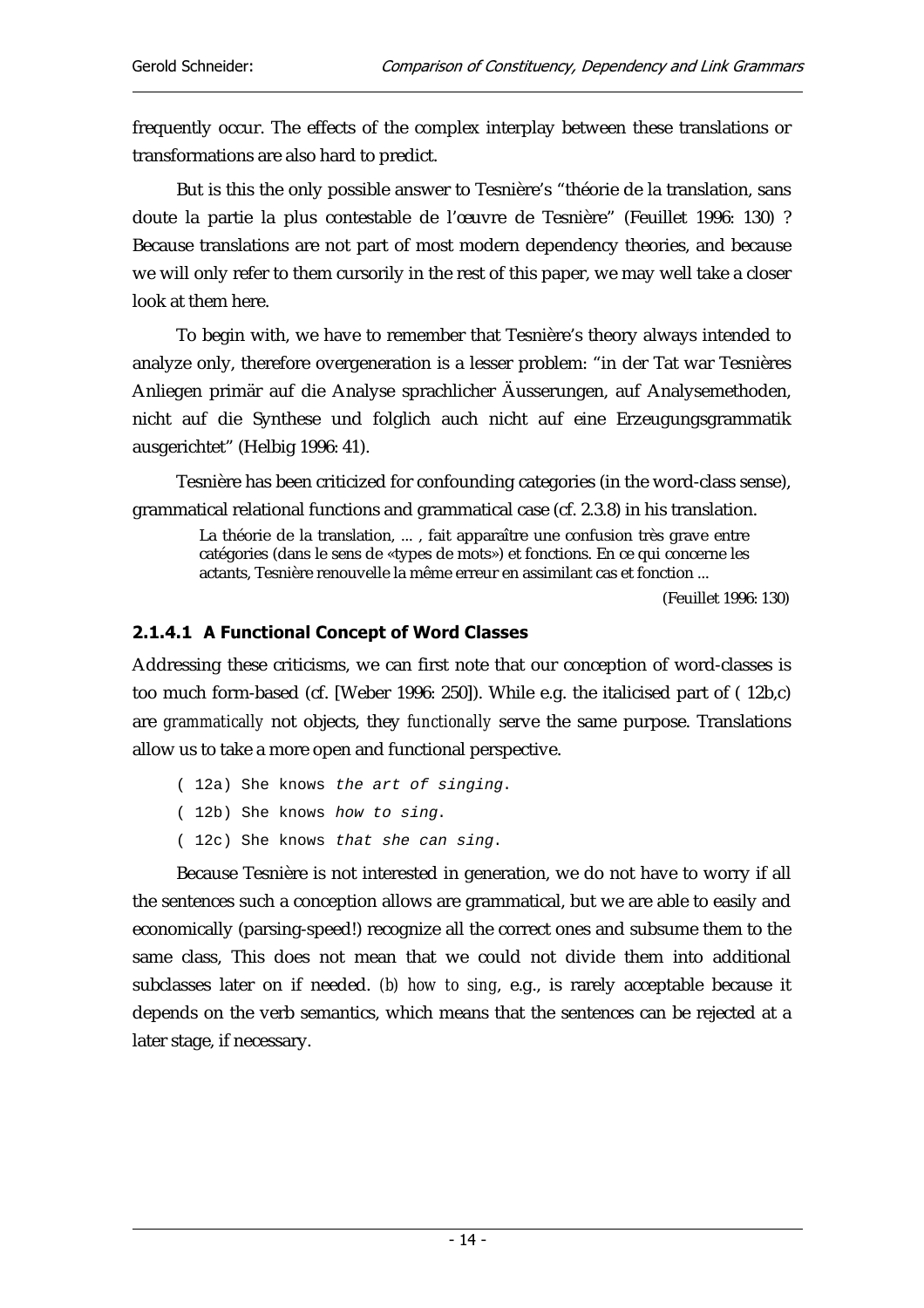frequently occur. The effects of the complex interplay between these translations or transformations are also hard to predict.

But is this the only possible answer to Tesnière's "théorie de la translation, sans doute la partie la plus contestable de l'œuvre de Tesnière" (Feuillet 1996: 130) ? Because translations are not part of most modern dependency theories, and because we will only refer to them cursorily in the rest of this paper, we may well take a closer look at them here.

To begin with, we have to remember that Tesnière's theory always intended to analyze only, therefore overgeneration is a lesser problem: "in der Tat war Tesnières Anliegen primär auf die Analyse sprachlicher Äusserungen, auf Analysemethoden, nicht auf die Synthese und folglich auch nicht auf eine Erzeugungsgrammatik ausgerichtet" (Helbig 1996: 41).

Tesnière has been criticized for confounding categories (in the word-class sense), grammatical relational functions and grammatical case (cf. 2.3.8) in his translation.

> La théorie de la translation, ... , fait apparaître une confusion très grave entre catégories (dans le sens de «types de mots») et fonctions. En ce qui concerne les actants, Tesnière renouvelle la même erreur en assimilant cas et fonction ...
>
> (Feuillet 1996: 130)

#### 2.1.4.1 A Functional Concept of Word Classes

Addressing these criticisms, we can first note that our conception of word-classes is too much form-based (cf. [Weber 1996: 250]). While e.g. the italicised part of ( 12b,c) are *grammatically* not objects, they *functionally* serve the same purpose. Translations allow us to take a more open and functional perspective.

```
( 12a) She knows the art of singing.
( 12b) She knows how to sing.
( 12c) She knows that she can sing.
```

Because Tesnière is not interested in generation, we do not have to worry if all the sentences such a conception allows are grammatical, but we are able to easily and economically (parsing-speed!) recognize all the correct ones and subsume them to the same class, This does not mean that we could not divide them into additional subclasses later on if needed. *(b) how to sing*, e.g., is rarely acceptable because it depends on the verb semantics, which means that the sentences can be rejected at a later stage, if necessary.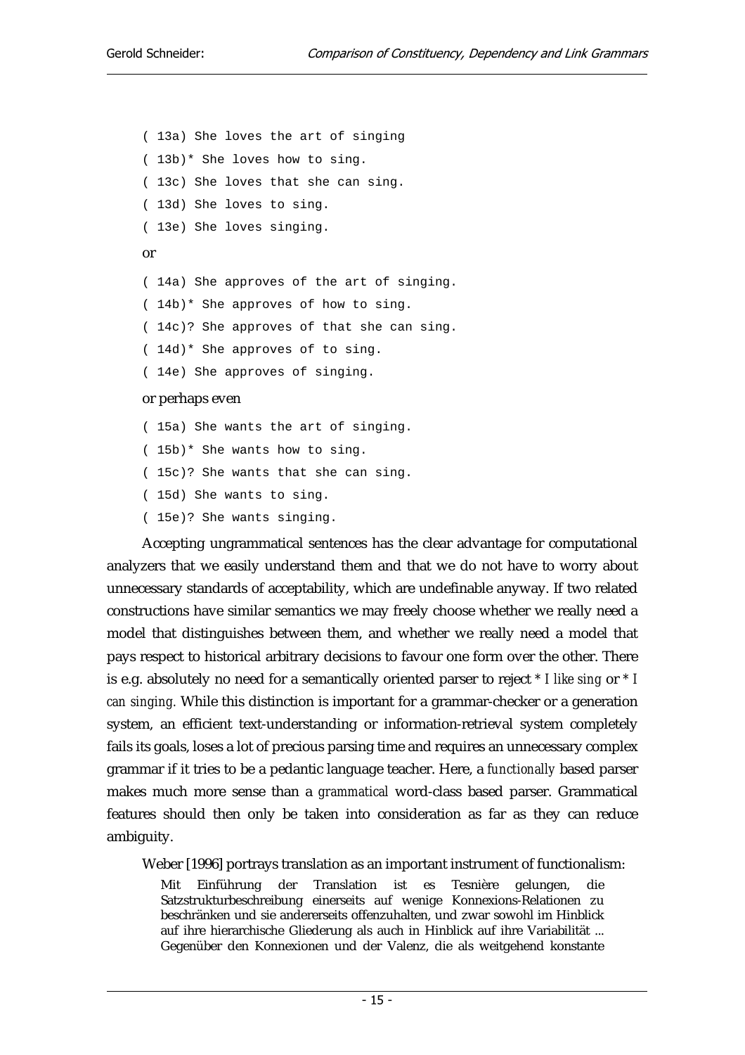```
( 13a) She loves the art of singing
( 13b)* She loves how to sing.
( 13c) She loves that she can sing.
( 13d) She loves to sing.
( 13e) She loves singing.
```

or

```
( 14a) She approves of the art of singing.
( 14b)* She approves of how to sing.
( 14c)? She approves of that she can sing.
( 14d)* She approves of to sing.
( 14e) She approves of singing.
```

or perhaps even

```
( 15a) She wants the art of singing.
( 15b)* She wants how to sing.
( 15c)? She wants that she can sing.
( 15d) She wants to sing.
( 15e)? She wants singing.
```

Accepting ungrammatical sentences has the clear advantage for computational analyzers that we easily understand them and that we do not have to worry about unnecessary standards of acceptability, which are undefinable anyway. If two related constructions have similar semantics we may freely choose whether we really need a model that distinguishes between them, and whether we really need a model that pays respect to historical arbitrary decisions to favour one form over the other. There is e.g. absolutely no need for a semantically oriented parser to reject * *I like sing* or * *I can singing.* While this distinction is important for a grammar-checker or a generation system, an efficient text-understanding or information-retrieval system completely fails its goals, loses a lot of precious parsing time and requires an unnecessary complex grammar if it tries to be a pedantic language teacher. Here, a *functionally* based parser makes much more sense than a *grammatical* word-class based parser. Grammatical features should then only be taken into consideration as far as they can reduce ambiguity.

Weber [1996] portrays translation as an important instrument of functionalism:

> Mit Einführung der Translation ist es Tesnière gelungen, die Satzstrukturbeschreibung einerseits auf wenige Konnexions-Relationen zu beschränken und sie andererseits offenzuhalten, und zwar sowohl im Hinblick auf ihre hierarchische Gliederung als auch in Hinblick auf ihre Variabilität ... Gegenüber den Konnexionen und der Valenz, die als weitgehend konstante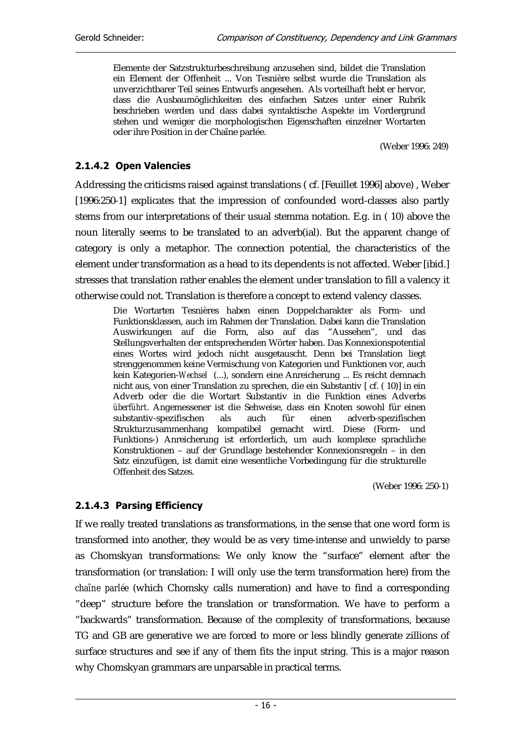> Elemente der Satzstrukturbeschreibung anzusehen sind, bildet die Translation ein Element der Offenheit ... Von Tesnière selbst wurde die Translation als unverzichtbarer Teil seines Entwurfs angesehen. Als vorteilhaft hebt er hervor, dass die Ausbaumöglichkeiten des einfachen Satzes unter einer Rubrik beschrieben werden und dass dabei syntaktische Aspekte im Vordergrund stehen und weniger die morphologischen Eigenschaften einzelner Wortarten oder ihre Position in der Chaîne parlée.
>
> (Weber 1996: 249)

#### 2.1.4.2 Open Valencies

Addressing the criticisms raised against translations ( cf. [Feuillet 1996] above) , Weber [1996:250-1] explicates that the impression of confounded word-classes also partly stems from our interpretations of their usual stemma notation. E.g. in ( 10) above the noun literally seems to be translated to an adverb(ial). But the apparent change of category is only a metaphor. The connection potential, the characteristics of the element under transformation as a head to its dependents is not affected. Weber [ibid.] stresses that translation rather enables the element under translation to fill a valency it otherwise could not. Translation is therefore a concept to extend valency classes.

> Die Wortarten Tesnières haben einen Doppelcharakter als Form- und Funktionsklassen, auch im Rahmen der Translation. Dabei kann die Translation Auswirkungen auf die Form, also auf das "Aussehen", und das Stellungsverhalten der entsprechenden Wörter haben. Das Konnexionspotential eines Wortes wird jedoch nicht ausgetauscht. Denn bei Translation liegt strenggenommen keine Vermischung von Kategorien und Funktionen vor, auch kein Kategorien-*Wechsel* (...), sondern eine Anreicherung ... Es reicht demnach nicht aus, von einer Translation zu sprechen, die ein Substantiv [ cf. ( 10)] in ein Adverb oder die die Wortart Substantiv in die Funktion eines Adverbs *überführt*. Angemessener ist die Sehweise, dass ein Knoten sowohl für einen substantiv-spezifischen als auch für einen adverb-spezifischen Strukturzusammenhang kompatibel gemacht wird. Diese (Form- und Funktions-) Anreicherung ist erforderlich, um auch komplexe sprachliche Konstruktionen – auf der Grundlage bestehender Konnexionsregeln – in den Satz einzufügen, ist damit eine wesentliche Vorbedingung für die strukturelle Offenheit des Satzes.
>
> (Weber 1996: 250-1)

#### 2.1.4.3 Parsing Efficiency

If we really treated translations as transformations, in the sense that one word form is transformed into another, they would be as very time-intense and unwieldy to parse as Chomskyan transformations: We only know the "surface" element after the transformation (or translation: I will only use the term transformation here) from the *chaîne parlée* (which Chomsky calls numeration) and have to find a corresponding "deep" structure before the translation or transformation. We have to perform a "backwards" transformation. Because of the complexity of transformations, because TG and GB are generative we are forced to more or less blindly generate zillions of surface structures and see if any of them fits the input string. This is a major reason why Chomskyan grammars are unparsable in practical terms.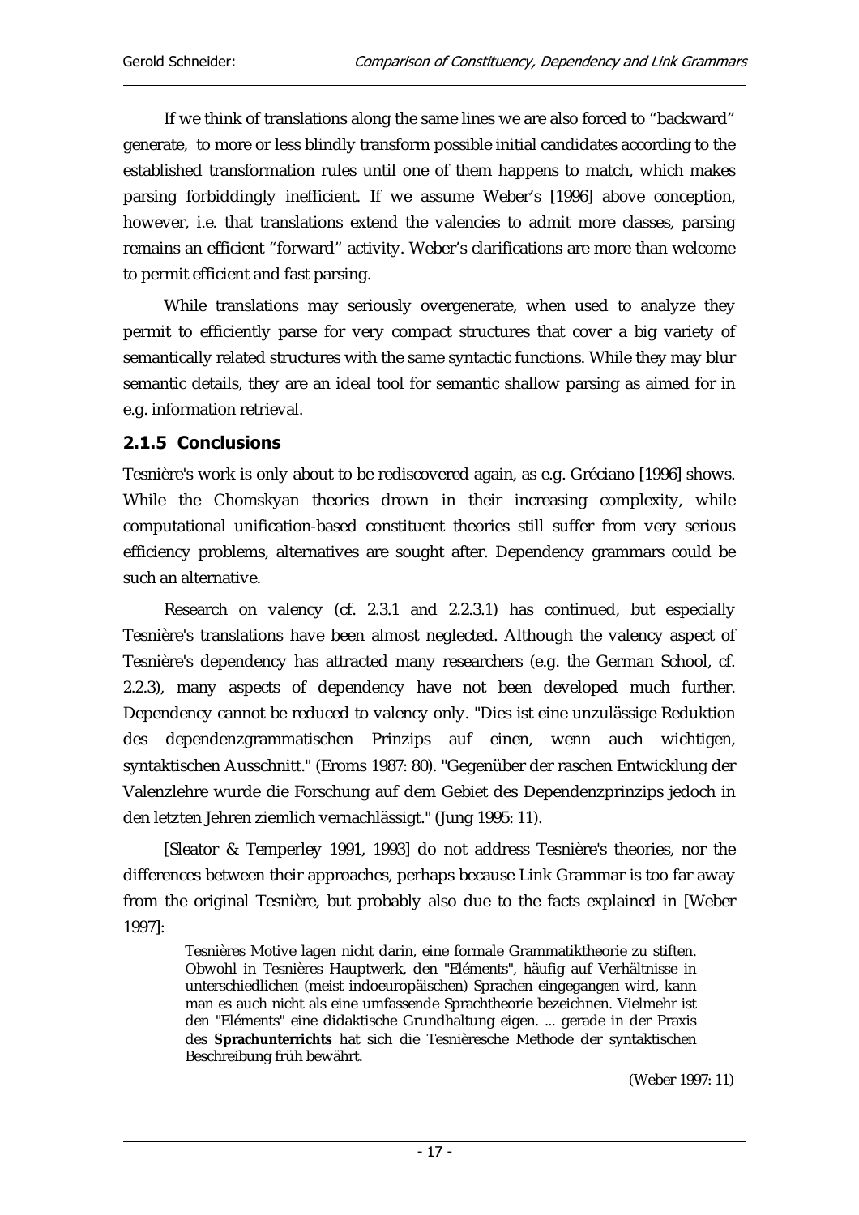If we think of translations along the same lines we are also forced to "backward" generate, to more or less blindly transform possible initial candidates according to the established transformation rules until one of them happens to match, which makes parsing forbiddingly inefficient. If we assume Weber's [1996] above conception, however, i.e. that translations extend the valencies to admit more classes, parsing remains an efficient "forward" activity. Weber's clarifications are more than welcome to permit efficient and fast parsing.

While translations may seriously overgenerate, when used to analyze they permit to efficiently parse for very compact structures that cover a big variety of semantically related structures with the same syntactic functions. While they may blur semantic details, they are an ideal tool for semantic shallow parsing as aimed for in e.g. information retrieval.

### 2.1.5 Conclusions

Tesnière's work is only about to be rediscovered again, as e.g. Gréciano [1996] shows. While the Chomskyan theories drown in their increasing complexity, while computational unification-based constituent theories still suffer from very serious efficiency problems, alternatives are sought after. Dependency grammars could be such an alternative.

Research on valency (cf. 2.3.1 and 2.2.3.1) has continued, but especially Tesnière's translations have been almost neglected. Although the valency aspect of Tesnière's dependency has attracted many researchers (e.g. the German School, cf. 2.2.3), many aspects of dependency have not been developed much further. Dependency cannot be reduced to valency only. "Dies ist eine unzulässige Reduktion des dependenzgrammatischen Prinzips auf einen, wenn auch wichtigen, syntaktischen Ausschnitt." (Eroms 1987: 80). "Gegenüber der raschen Entwicklung der Valenzlehre wurde die Forschung auf dem Gebiet des Dependenzprinzips jedoch in den letzten Jehren ziemlich vernachlässigt." (Jung 1995: 11).

[Sleator & Temperley 1991, 1993] do not address Tesnière's theories, nor the differences between their approaches, perhaps because Link Grammar is too far away from the original Tesnière, but probably also due to the facts explained in [Weber 1997]:

> Tesnières Motive lagen nicht darin, eine formale Grammatiktheorie zu stiften. Obwohl in Tesnières Hauptwerk, den "Eléments", häufig auf Verhältnisse in unterschiedlichen (meist indoeuropäischen) Sprachen eingegangen wird, kann man es auch nicht als eine umfassende Sprachtheorie bezeichnen. Vielmehr ist den "Eléments" eine didaktische Grundhaltung eigen. ... gerade in der Praxis des **Sprachunterrichts** hat sich die Tesnièresche Methode der syntaktischen Beschreibung früh bewährt.
>
> (Weber 1997: 11)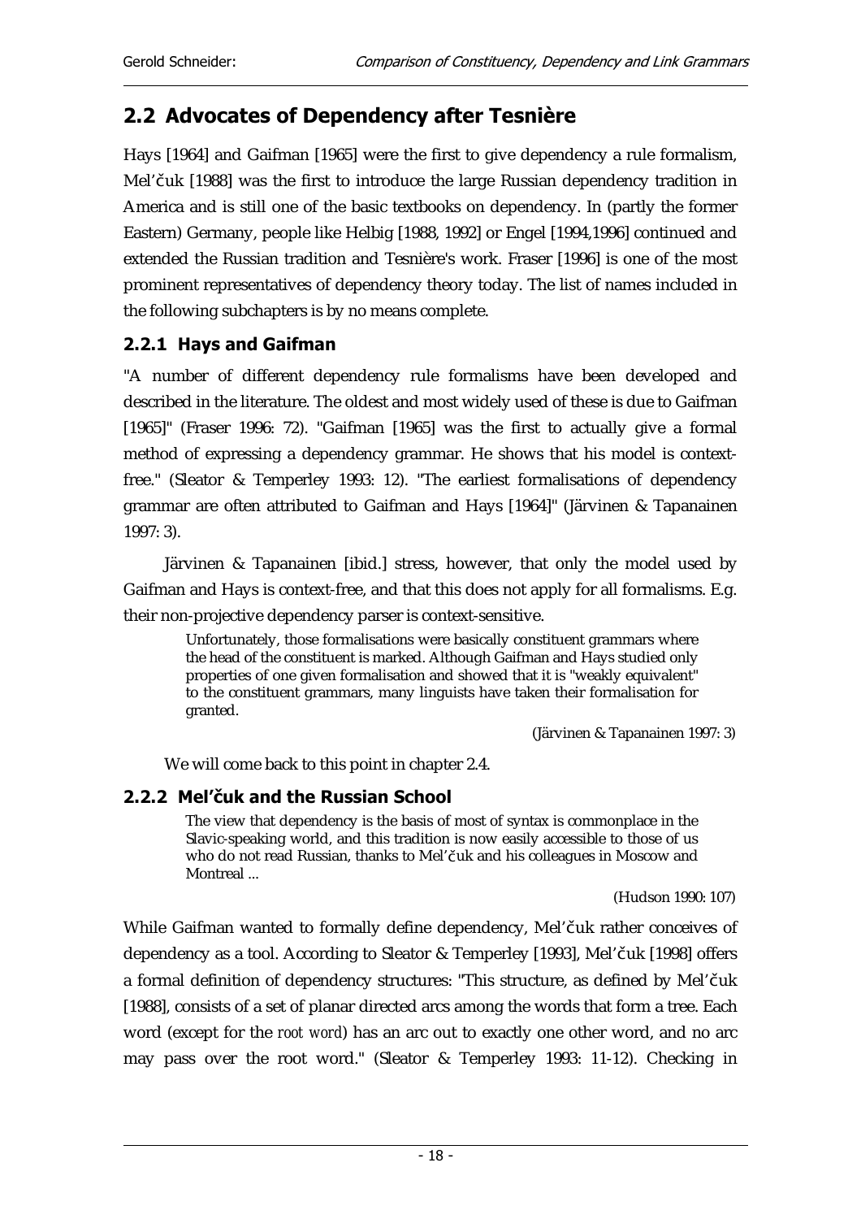## 2.2 Advocates of Dependency after Tesnière

Hays [1964] and Gaifman [1965] were the first to give dependency a rule formalism, Mel'čuk [1988] was the first to introduce the large Russian dependency tradition in America and is still one of the basic textbooks on dependency. In (partly the former Eastern) Germany, people like Helbig [1988, 1992] or Engel [1994,1996] continued and extended the Russian tradition and Tesnière's work. Fraser [1996] is one of the most prominent representatives of dependency theory today. The list of names included in the following subchapters is by no means complete.

### 2.2.1 Hays and Gaifman

"A number of different dependency rule formalisms have been developed and described in the literature. The oldest and most widely used of these is due to Gaifman [1965]" (Fraser 1996: 72). "Gaifman [1965] was the first to actually give a formal method of expressing a dependency grammar. He shows that his model is context-free." (Sleator & Temperley 1993: 12). "The earliest formalisations of dependency grammar are often attributed to Gaifman and Hays [1964]" (Järvinen & Tapanainen 1997: 3).

Järvinen & Tapanainen [ibid.] stress, however, that only the model used by Gaifman and Hays is context-free, and that this does not apply for all formalisms. E.g. their non-projective dependency parser is context-sensitive.

> Unfortunately, those formalisations were basically constituent grammars where the head of the constituent is marked. Although Gaifman and Hays studied only properties of one given formalisation and showed that it is "weakly equivalent" to the constituent grammars, many linguists have taken their formalisation for granted.
>
> (Järvinen & Tapanainen 1997: 3)

We will come back to this point in chapter 2.4.

### 2.2.2 Mel'čuk and the Russian School

> The view that dependency is the basis of most of syntax is commonplace in the Slavic-speaking world, and this tradition is now easily accessible to those of us who do not read Russian, thanks to Mel'čuk and his colleagues in Moscow and Montreal ...
>
> (Hudson 1990: 107)

While Gaifman wanted to formally define dependency, Mel'čuk rather conceives of dependency as a tool. According to Sleator & Temperley [1993], Mel'čuk [1998] offers a formal definition of dependency structures: "This structure, as defined by Mel'čuk [1988], consists of a set of planar directed arcs among the words that form a tree. Each word (except for the *root word*) has an arc out to exactly one other word, and no arc may pass over the root word." (Sleator & Temperley 1993: 11-12). Checking in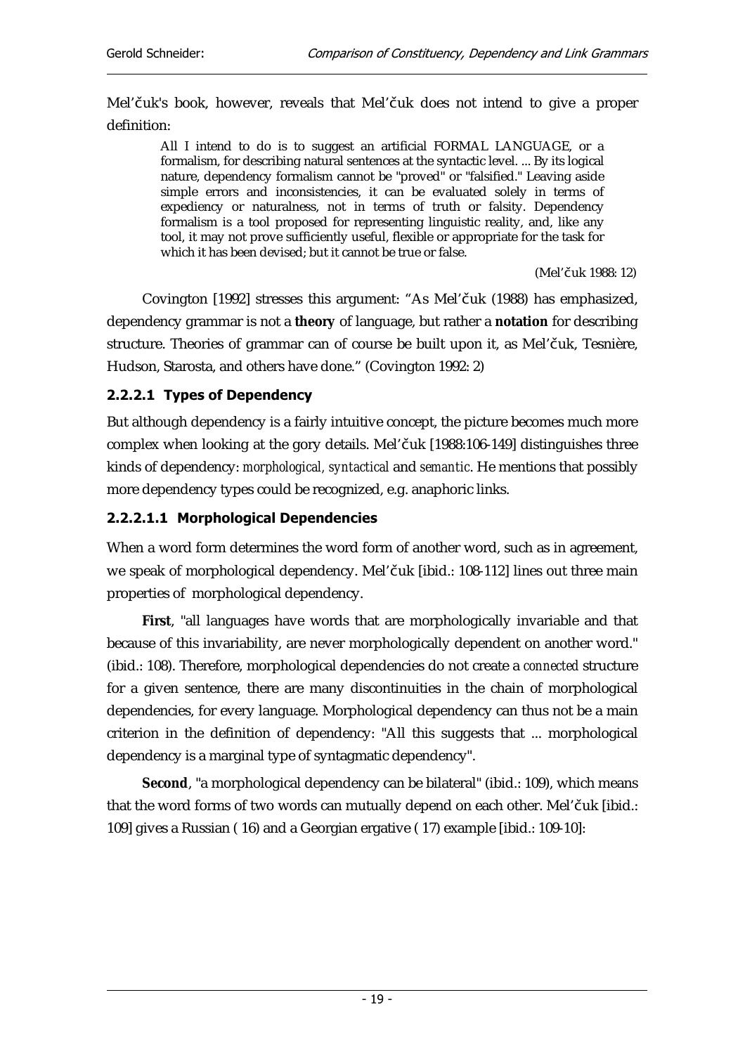Mel'čuk's book, however, reveals that Mel'čuk does not intend to give a proper definition:

> All I intend to do is to suggest an artificial FORMAL LANGUAGE, or a formalism, for describing natural sentences at the syntactic level. ... By its logical nature, dependency formalism cannot be "proved" or "falsified." Leaving aside simple errors and inconsistencies, it can be evaluated solely in terms of expediency or naturalness, not in terms of truth or falsity. Dependency formalism is a tool proposed for representing linguistic reality, and, like any tool, it may not prove sufficiently useful, flexible or appropriate for the task for which it has been devised; but it cannot be true or false.
>
> (Mel'čuk 1988: 12)

Covington [1992] stresses this argument: "As Mel'čuk (1988) has emphasized, dependency grammar is not a **theory** of language, but rather a **notation** for describing structure. Theories of grammar can of course be built upon it, as Mel'čuk, Tesnière, Hudson, Starosta, and others have done." (Covington 1992: 2)

#### 2.2.2.1 Types of Dependency

But although dependency is a fairly intuitive concept, the picture becomes much more complex when looking at the gory details. Mel'čuk [1988:106-149] distinguishes three kinds of dependency: *morphological, syntactical* and *semantic*. He mentions that possibly more dependency types could be recognized, e.g. anaphoric links.

##### 2.2.2.1.1 Morphological Dependencies

When a word form determines the word form of another word, such as in agreement, we speak of morphological dependency. Mel'čuk [ibid.: 108-112] lines out three main properties of morphological dependency.

**First**, "all languages have words that are morphologically invariable and that because of this invariability, are never morphologically dependent on another word." (ibid.: 108). Therefore, morphological dependencies do not create a *connected* structure for a given sentence, there are many discontinuities in the chain of morphological dependencies, for every language. Morphological dependency can thus not be a main criterion in the definition of dependency: "All this suggests that ... morphological dependency is a marginal type of syntagmatic dependency".

**Second**, "a morphological dependency can be bilateral" (ibid.: 109), which means that the word forms of two words can mutually depend on each other. Mel'čuk [ibid.: 109] gives a Russian ( 16) and a Georgian ergative ( 17) example [ibid.: 109-10]: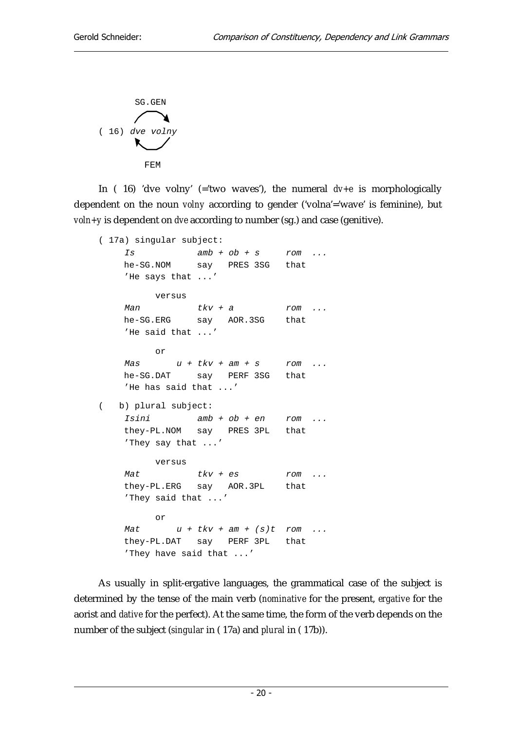```
       SG.GEN
( 16) dve volny

        FEM
```

In ( 16) 'dve volny' (='two waves'), the numeral *dv+e* is morphologically dependent on the noun *volny* according to gender ('volna'='wave' is feminine), but *voln+y* is dependent on *dve* according to number (sg.) and case (genitive).

```
( 17a) singular subject:
    Is           amb + ob + s     rom  ...
    he-SG.NOM    say   PRES 3SG   that
    'He says that ...'

         versus
    Man          tkv + a          rom  ...
    he-SG.ERG    say   AOR.3SG    that
    'He said that ...'

         or
    Mas      u + tkv + am + s     rom  ...
    he-SG.DAT    say   PERF 3SG   that
    'He has said that ...'

(   b) plural subject:
    Isini        amb + ob + en    rom  ...
    they-PL.NOM  say   PRES 3PL   that
    'They say that ...'

         versus
    Mat          tkv + es         rom  ...
    they-PL.ERG  say   AOR.3PL    that
    'They said that ...'

         or
    Mat      u + tkv + am + (s)t  rom  ...
    they-PL.DAT  say   PERF 3PL   that
    'They have said that ...'
```

As usually in split-ergative languages, the grammatical case of the subject is determined by the tense of the main verb (*nominative* for the present, *ergative* for the aorist and *dative* for the perfect). At the same time, the form of the verb depends on the number of the subject (*singular* in ( 17a) and *plural* in ( 17b)).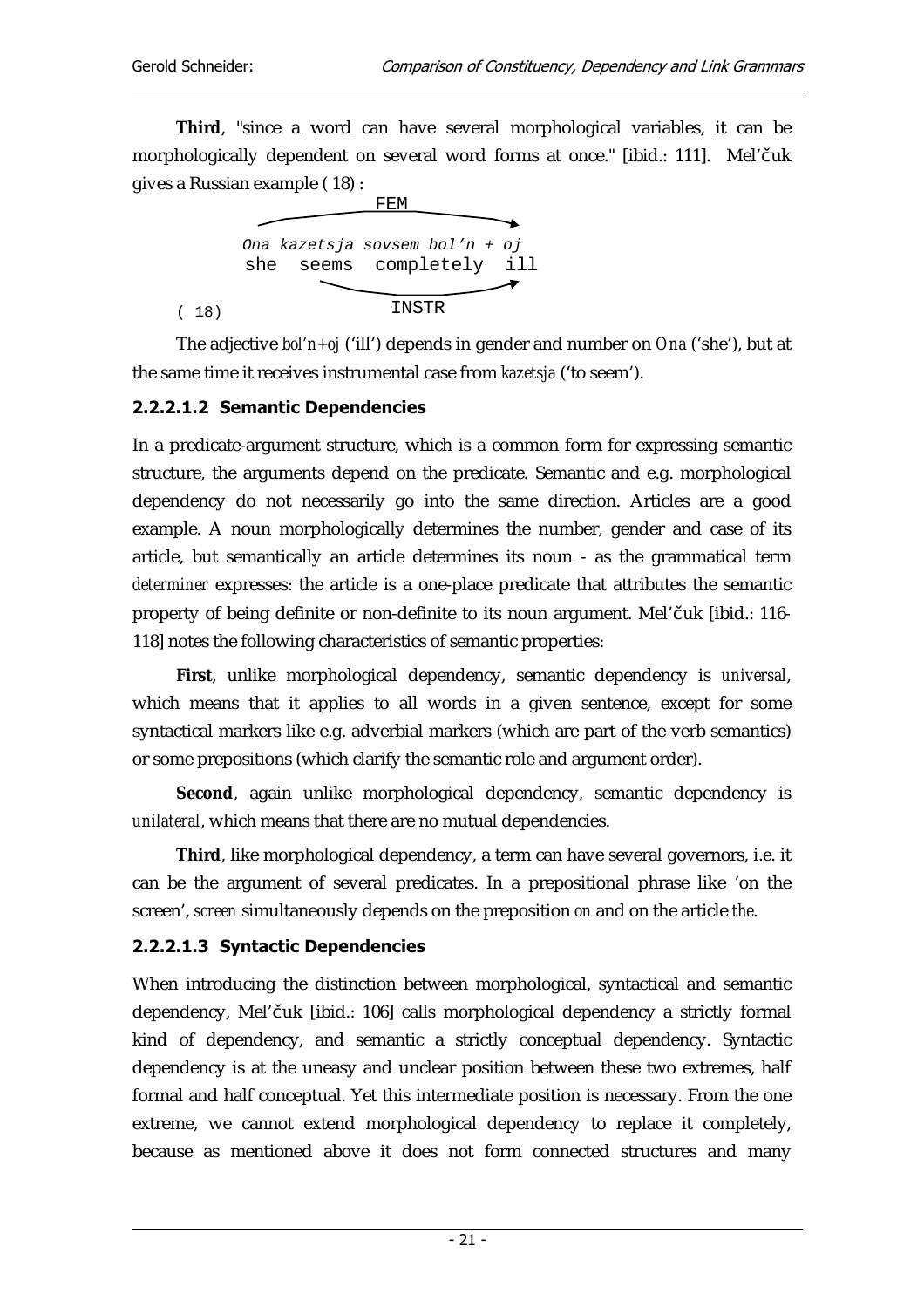**Third**, "since a word can have several morphological variables, it can be morphologically dependent on several word forms at once." [ibid.: 111]. Mel'čuk gives a Russian example ( 18) :

```
                    FEM
        ___________________________>
       Ona kazetsja sovsem bol'n + oj
       she  seems  completely  ill
             ______________________>
( 18)               INSTR
```

The adjective *bol'n+oj* ('ill') depends in gender and number on *Ona* ('she'), but at the same time it receives instrumental case from *kazetsja* ('to seem').

#### 2.2.2.1.2 Semantic Dependencies

In a predicate-argument structure, which is a common form for expressing semantic structure, the arguments depend on the predicate. Semantic and e.g. morphological dependency do not necessarily go into the same direction. Articles are a good example. A noun morphologically determines the number, gender and case of its article, but semantically an article determines its noun - as the grammatical term *determiner* expresses: the article is a one-place predicate that attributes the semantic property of being definite or non-definite to its noun argument. Mel'čuk [ibid.: 116-118] notes the following characteristics of semantic properties:

**First**, unlike morphological dependency, semantic dependency is *universal*, which means that it applies to all words in a given sentence, except for some syntactical markers like e.g. adverbial markers (which are part of the verb semantics) or some prepositions (which clarify the semantic role and argument order).

**Second**, again unlike morphological dependency, semantic dependency is *unilateral*, which means that there are no mutual dependencies.

**Third**, like morphological dependency, a term can have several governors, i.e. it can be the argument of several predicates. In a prepositional phrase like 'on the screen', *screen* simultaneously depends on the preposition *on* and on the article *the*.

#### 2.2.2.1.3 Syntactic Dependencies

When introducing the distinction between morphological, syntactical and semantic dependency, Mel'čuk [ibid.: 106] calls morphological dependency a strictly formal kind of dependency, and semantic a strictly conceptual dependency. Syntactic dependency is at the uneasy and unclear position between these two extremes, half formal and half conceptual. Yet this intermediate position is necessary. From the one extreme, we cannot extend morphological dependency to replace it completely, because as mentioned above it does not form connected structures and many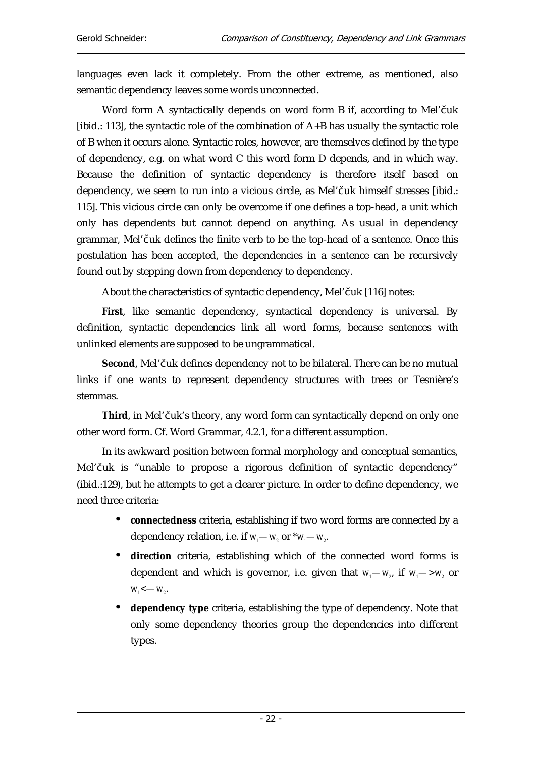languages even lack it completely. From the other extreme, as mentioned, also semantic dependency leaves some words unconnected.

Word form A syntactically depends on word form B if, according to Mel'čuk [ibid.: 113], the syntactic role of the combination of A+B has usually the syntactic role of B when it occurs alone. Syntactic roles, however, are themselves defined by the type of dependency, e.g. on what word C this word form D depends, and in which way. Because the definition of syntactic dependency is therefore itself based on dependency, we seem to run into a vicious circle, as Mel'čuk himself stresses [ibid.: 115]. This vicious circle can only be overcome if one defines a top-head, a unit which only has dependents but cannot depend on anything. As usual in dependency grammar, Mel'čuk defines the finite verb to be the top-head of a sentence. Once this postulation has been accepted, the dependencies in a sentence can be recursively found out by stepping down from dependency to dependency.

About the characteristics of syntactic dependency, Mel'čuk [116] notes:

**First**, like semantic dependency, syntactical dependency is universal. By definition, syntactic dependencies link all word forms, because sentences with unlinked elements are supposed to be ungrammatical.

**Second**, Mel'čuk defines dependency not to be bilateral. There can be no mutual links if one wants to represent dependency structures with trees or Tesnière's stemmas.

**Third**, in Mel'čuk's theory, any word form can syntactically depend on only one other word form. Cf. Word Grammar, 4.2.1, for a different assumption.

In its awkward position between formal morphology and conceptual semantics, Mel'čuk is "unable to propose a rigorous definition of syntactic dependency" (ibid.:129), but he attempts to get a clearer picture. In order to define dependency, we need three criteria:

- **connectedness** criteria, establishing if two word forms are connected by a dependency relation, i.e. if $w_1 - w_2$ or $*w_1 - w_2$.
- **direction** criteria, establishing which of the connected word forms is dependent and which is governor, i.e. given that $w_1 - w_2$, if $w_1 \rightarrow w_2$ or $w_1 \leftarrow w_2$.
- **dependency type** criteria, establishing the type of dependency. Note that only some dependency theories group the dependencies into different types.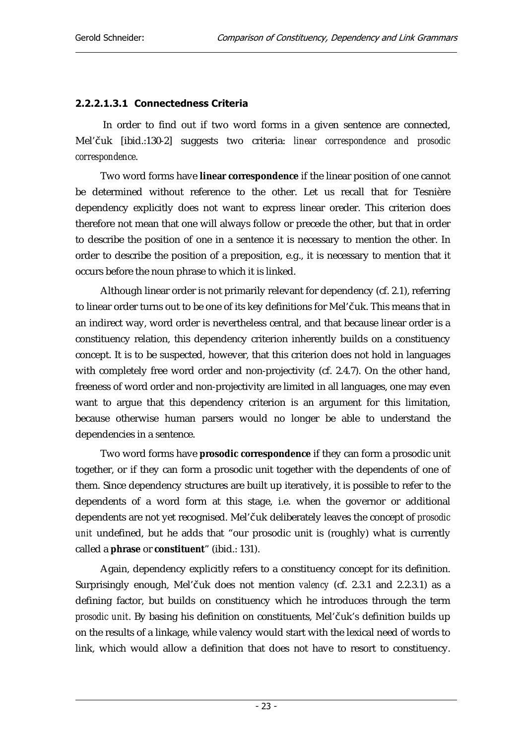#### 2.2.2.1.3.1 Connectedness Criteria

In order to find out if two word forms in a given sentence are connected, Mel'čuk [ibid.:130-2] suggests two criteria: *linear correspondence and prosodic correspondence*.

Two word forms have **linear correspondence** if the linear position of one cannot be determined without reference to the other. Let us recall that for Tesnière dependency explicitly does not want to express linear oreder. This criterion does therefore not mean that one will always follow or precede the other, but that in order to describe the position of one in a sentence it is necessary to mention the other. In order to describe the position of a preposition, e.g., it is necessary to mention that it occurs before the noun phrase to which it is linked.

Although linear order is not primarily relevant for dependency (cf. 2.1), referring to linear order turns out to be one of its key definitions for Mel'čuk. This means that in an indirect way, word order is nevertheless central, and that because linear order is a constituency relation, this dependency criterion inherently builds on a constituency concept. It is to be suspected, however, that this criterion does not hold in languages with completely free word order and non-projectivity (cf. 2.4.7). On the other hand, freeness of word order and non-projectivity are limited in all languages, one may even want to argue that this dependency criterion is an argument for this limitation, because otherwise human parsers would no longer be able to understand the dependencies in a sentence.

Two word forms have **prosodic correspondence** if they can form a prosodic unit together, or if they can form a prosodic unit together with the dependents of one of them. Since dependency structures are built up iteratively, it is possible to refer to the dependents of a word form at this stage, i.e. when the governor or additional dependents are not yet recognised. Mel'čuk deliberately leaves the concept of *prosodic unit* undefined, but he adds that "our prosodic unit is (roughly) what is currently called a **phrase** or **constituent**" (ibid.: 131).

Again, dependency explicitly refers to a constituency concept for its definition. Surprisingly enough, Mel'čuk does not mention *valency* (cf. 2.3.1 and 2.2.3.1) as a defining factor, but builds on constituency which he introduces through the term *prosodic unit*. By basing his definition on constituents, Mel'čuk's definition builds up on the results of a linkage, while valency would start with the lexical need of words to link, which would allow a definition that does not have to resort to constituency.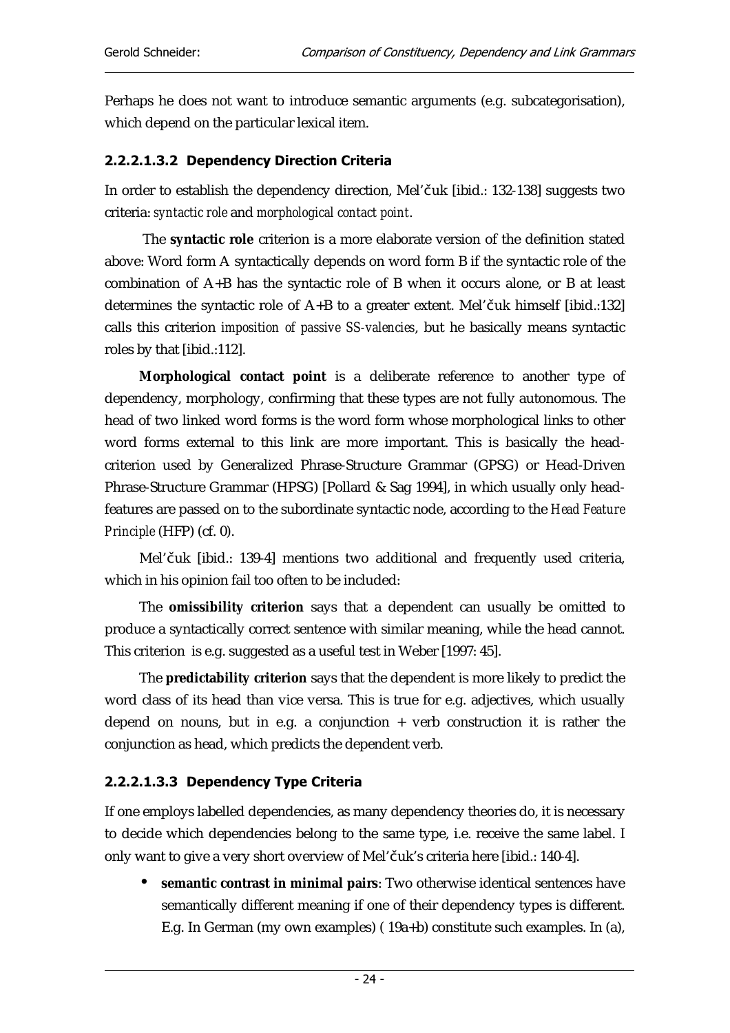Perhaps he does not want to introduce semantic arguments (e.g. subcategorisation), which depend on the particular lexical item.

#### 2.2.2.1.3.2 Dependency Direction Criteria

In order to establish the dependency direction, Mel'čuk [ibid.: 132-138] suggests two criteria: *syntactic role* and *morphological contact point*.

The **syntactic role** criterion is a more elaborate version of the definition stated above: Word form A syntactically depends on word form B if the syntactic role of the combination of A+B has the syntactic role of B when it occurs alone, or B at least determines the syntactic role of A+B to a greater extent. Mel'čuk himself [ibid.:132] calls this criterion *imposition of passive SS-valencies*, but he basically means syntactic roles by that [ibid.:112].

**Morphological contact point** is a deliberate reference to another type of dependency, morphology, confirming that these types are not fully autonomous. The head of two linked word forms is the word form whose morphological links to other word forms external to this link are more important. This is basically the head-criterion used by Generalized Phrase-Structure Grammar (GPSG) or Head-Driven Phrase-Structure Grammar (HPSG) [Pollard & Sag 1994], in which usually only head-features are passed on to the subordinate syntactic node, according to the *Head Feature Principle* (HFP) (cf. 0).

Mel'čuk [ibid.: 139-4] mentions two additional and frequently used criteria, which in his opinion fail too often to be included:

The **omissibility criterion** says that a dependent can usually be omitted to produce a syntactically correct sentence with similar meaning, while the head cannot. This criterion is e.g. suggested as a useful test in Weber [1997: 45].

The **predictability criterion** says that the dependent is more likely to predict the word class of its head than vice versa. This is true for e.g. adjectives, which usually depend on nouns, but in e.g. a conjunction + verb construction it is rather the conjunction as head, which predicts the dependent verb.

#### 2.2.2.1.3.3 Dependency Type Criteria

If one employs labelled dependencies, as many dependency theories do, it is necessary to decide which dependencies belong to the same type, i.e. receive the same label. I only want to give a very short overview of Mel'čuk's criteria here [ibid.: 140-4].

- **semantic contrast in minimal pairs**: Two otherwise identical sentences have semantically different meaning if one of their dependency types is different. E.g. In German (my own examples) ( 19a+b) constitute such examples. In (a),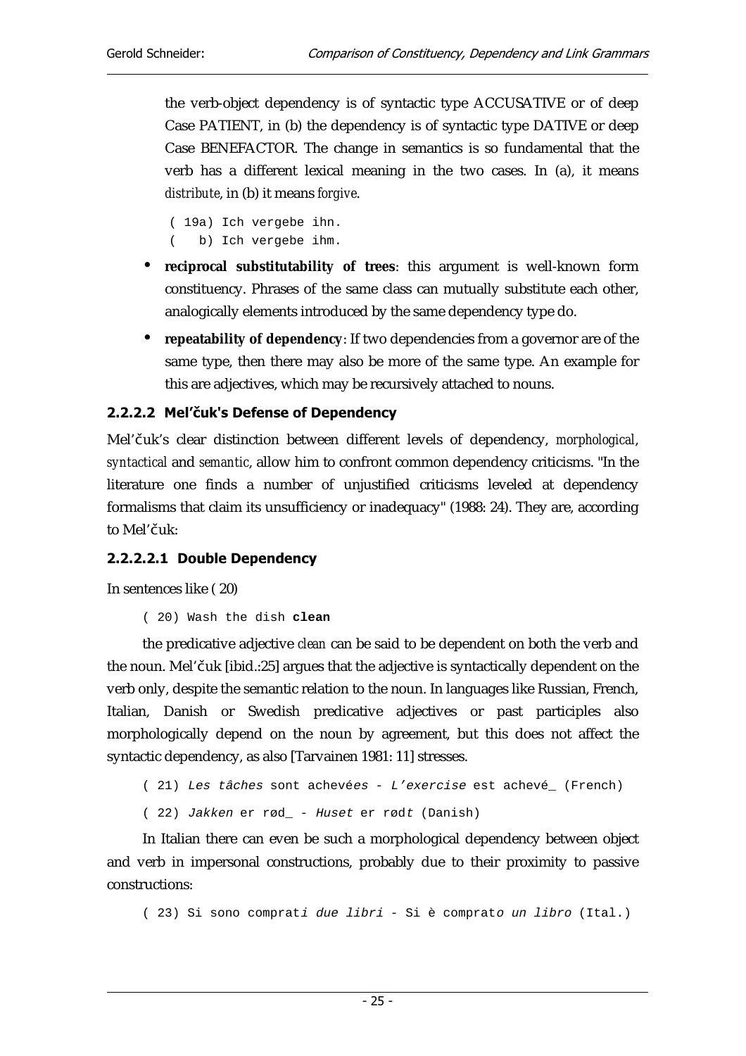the verb-object dependency is of syntactic type ACCUSATIVE or of deep Case PATIENT, in (b) the dependency is of syntactic type DATIVE or deep Case BENEFACTOR. The change in semantics is so fundamental that the verb has a different lexical meaning in the two cases. In (a), it means *distribute*, in (b) it means *forgive*.

```
( 19a) Ich vergebe ihn.
(   b) Ich vergebe ihm.
```

- **reciprocal substitutability of trees**: this argument is well-known form constituency. Phrases of the same class can mutually substitute each other, analogically elements introduced by the same dependency type do.
- **repeatability of dependency**: If two dependencies from a governor are of the same type, then there may also be more of the same type. An example for this are adjectives, which may be recursively attached to nouns.

#### 2.2.2.2 Mel'čuk's Defense of Dependency

Mel'čuk's clear distinction between different levels of dependency, *morphological*, *syntactical* and *semantic*, allow him to confront common dependency criticisms. "In the literature one finds a number of unjustified criticisms leveled at dependency formalisms that claim its unsufficiency or inadequacy" (1988: 24). They are, according to Mel'čuk:

##### 2.2.2.2.1 Double Dependency

In sentences like ( 20)

( 20) Wash the dish **clean**

the predicative adjective *clean* can be said to be dependent on both the verb and the noun. Mel'čuk [ibid.:25] argues that the adjective is syntactically dependent on the verb only, despite the semantic relation to the noun. In languages like Russian, French, Italian, Danish or Swedish predicative adjectives or past participles also morphologically depend on the noun by agreement, but this does not affect the syntactic dependency, as also [Tarvainen 1981: 11] stresses.

( 21) *Les tâches* sont achevé*es* - *L'exercise* est achevé_ (French)

( 22) *Jakken* er rød_ - *Huset* er rød*t* (Danish)

In Italian there can even be such a morphological dependency between object and verb in impersonal constructions, probably due to their proximity to passive constructions:

( 23) Si sono comprat*i due libri* - Si è comprat*o un libro* (Ital.)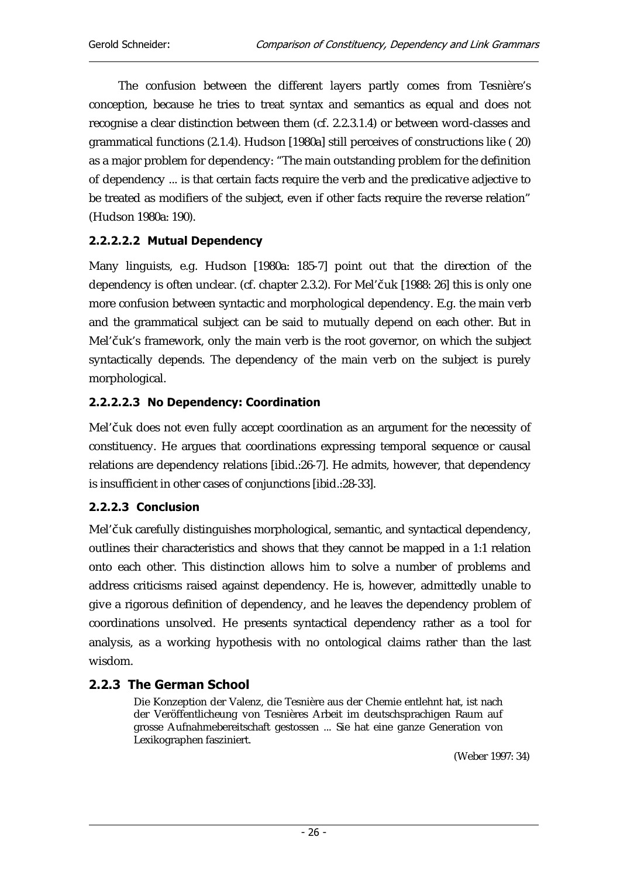The confusion between the different layers partly comes from Tesnière's conception, because he tries to treat syntax and semantics as equal and does not recognise a clear distinction between them (cf. 2.2.3.1.4) or between word-classes and grammatical functions (2.1.4). Hudson [1980a] still perceives of constructions like ( 20) as a major problem for dependency: "The main outstanding problem for the definition of dependency ... is that certain facts require the verb and the predicative adjective to be treated as modifiers of the subject, even if other facts require the reverse relation" (Hudson 1980a: 190).

#### 2.2.2.2.2 Mutual Dependency

Many linguists, e.g. Hudson [1980a: 185-7] point out that the direction of the dependency is often unclear. (cf. chapter 2.3.2). For Mel'čuk [1988: 26] this is only one more confusion between syntactic and morphological dependency. E.g. the main verb and the grammatical subject can be said to mutually depend on each other. But in Mel'čuk's framework, only the main verb is the root governor, on which the subject syntactically depends. The dependency of the main verb on the subject is purely morphological.

#### 2.2.2.2.3 No Dependency: Coordination

Mel'čuk does not even fully accept coordination as an argument for the necessity of constituency. He argues that coordinations expressing temporal sequence or causal relations are dependency relations [ibid.:26-7]. He admits, however, that dependency is insufficient in other cases of conjunctions [ibid.:28-33].

#### 2.2.2.3 Conclusion

Mel'čuk carefully distinguishes morphological, semantic, and syntactical dependency, outlines their characteristics and shows that they cannot be mapped in a 1:1 relation onto each other. This distinction allows him to solve a number of problems and address criticisms raised against dependency. He is, however, admittedly unable to give a rigorous definition of dependency, and he leaves the dependency problem of coordinations unsolved. He presents syntactical dependency rather as a tool for analysis, as a working hypothesis with no ontological claims rather than the last wisdom.

### 2.2.3 The German School

> Die Konzeption der Valenz, die Tesnière aus der Chemie entlehnt hat, ist nach der Veröffentlicheung von Tesnières Arbeit im deutschsprachigen Raum auf grosse Aufnahmebereitschaft gestossen ... Sie hat eine ganze Generation von Lexikographen fasziniert.
>
> (Weber 1997: 34)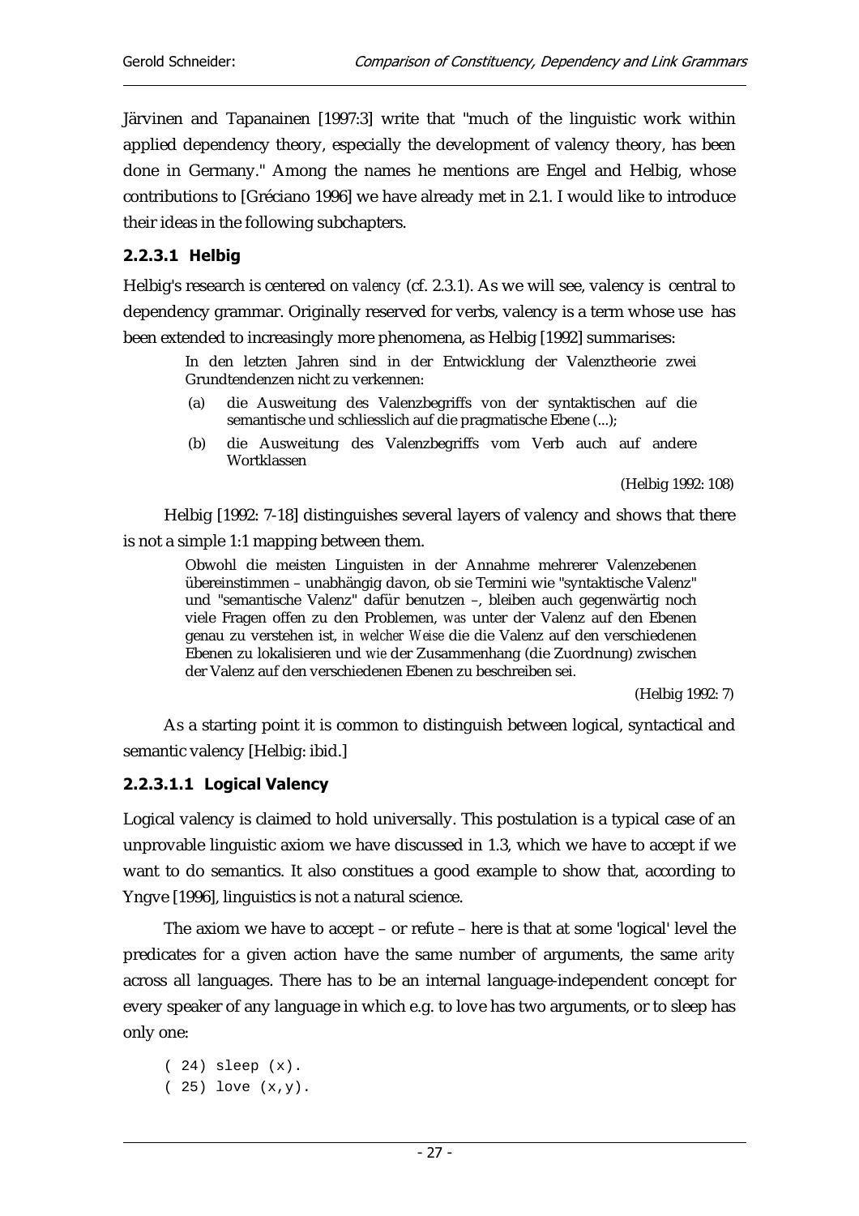Järvinen and Tapanainen [1997:3] write that "much of the linguistic work within applied dependency theory, especially the development of valency theory, has been done in Germany." Among the names he mentions are Engel and Helbig, whose contributions to [Gréciano 1996] we have already met in 2.1. I would like to introduce their ideas in the following subchapters.

#### 2.2.3.1 Helbig

Helbig's research is centered on *valency* (cf. 2.3.1). As we will see, valency is central to dependency grammar. Originally reserved for verbs, valency is a term whose use has been extended to increasingly more phenomena, as Helbig [1992] summarises:

> In den letzten Jahren sind in der Entwicklung der Valenztheorie zwei Grundtendenzen nicht zu verkennen:
>
> (a) die Ausweitung des Valenzbegriffs von der syntaktischen auf die semantische und schliesslich auf die pragmatische Ebene (...);
>
> (b) die Ausweitung des Valenzbegriffs vom Verb auch auf andere Wortklassen
>
> (Helbig 1992: 108)

Helbig [1992: 7-18] distinguishes several layers of valency and shows that there is not a simple 1:1 mapping between them.

> Obwohl die meisten Linguisten in der Annahme mehrerer Valenzebenen übereinstimmen – unabhängig davon, ob sie Termini wie "syntaktische Valenz" und "semantische Valenz" dafür benutzen –, bleiben auch gegenwärtig noch viele Fragen offen zu den Problemen, *was* unter der Valenz auf den Ebenen genau zu verstehen ist, *in welcher Weise* die die Valenz auf den verschiedenen Ebenen zu lokalisieren und *wie* der Zusammenhang (die Zuordnung) zwischen der Valenz auf den verschiedenen Ebenen zu beschreiben sei.
>
> (Helbig 1992: 7)

As a starting point it is common to distinguish between logical, syntactical and semantic valency [Helbig: ibid.]

##### 2.2.3.1.1 Logical Valency

Logical valency is claimed to hold universally. This postulation is a typical case of an unprovable linguistic axiom we have discussed in 1.3, which we have to accept if we want to do semantics. It also constitues a good example to show that, according to Yngve [1996], linguistics is not a natural science.

The axiom we have to accept – or refute – here is that at some 'logical' level the predicates for a given action have the same number of arguments, the same *arity* across all languages. There has to be an internal language-independent concept for every speaker of any language in which e.g. to love has two arguments, or to sleep has only one:

```
( 24) sleep (x).
( 25) love (x,y).
```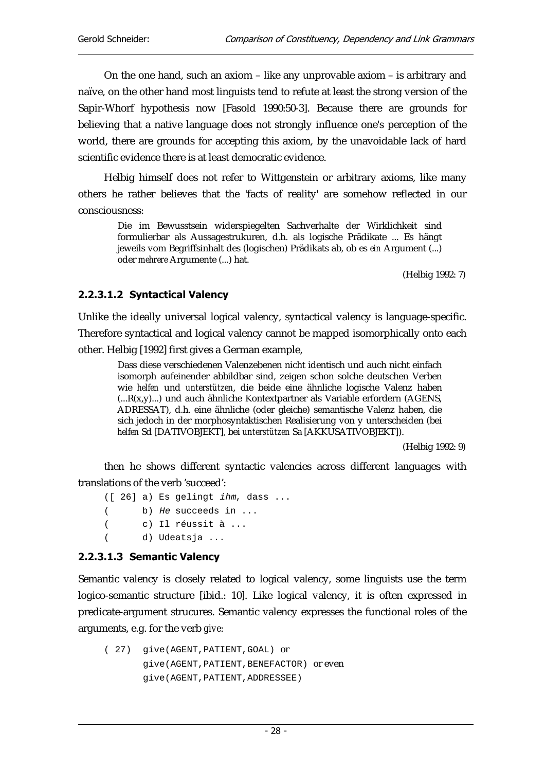On the one hand, such an axiom – like any unprovable axiom – is arbitrary and naïve, on the other hand most linguists tend to refute at least the strong version of the Sapir-Whorf hypothesis now [Fasold 1990:50-3]. Because there are grounds for believing that a native language does not strongly influence one's perception of the world, there are grounds for accepting this axiom, by the unavoidable lack of hard scientific evidence there is at least democratic evidence.

Helbig himself does not refer to Wittgenstein or arbitrary axioms, like many others he rather believes that the 'facts of reality' are somehow reflected in our consciousness:

> Die im Bewusstsein widerspiegelten Sachverhalte der Wirklichkeit sind formulierbar als Aussagestrukuren, d.h. als logische Prädikate ... Es hängt jeweils vom Begriffsinhalt des (logischen) Prädikats ab, ob es *ein* Argument (...) oder *mehrere* Argumente (...) hat.
>
> (Helbig 1992: 7)

#### 2.2.3.1.2 Syntactical Valency

Unlike the ideally universal logical valency, syntactical valency is language-specific. Therefore syntactical and logical valency cannot be mapped isomorphically onto each other. Helbig [1992] first gives a German example,

> Dass diese verschiedenen Valenzebenen nicht identisch und auch nicht einfach isomorph aufeinender abbildbar sind, zeigen schon solche deutschen Verben wie *helfen* und *unterstützen*, die beide eine ähnliche logische Valenz haben (...R(x,y)...) und auch ähnliche Kontextpartner als Variable erfordern (AGENS, ADRESSAT), d.h. eine ähnliche (oder gleiche) semantische Valenz haben, die sich jedoch in der morphosyntaktischen Realisierung von y unterscheiden (bei *helfen* Sd [DATIVOBJEKT], bei *unterstützen* Sa [AKKUSATIVOBJEKT]).
>
> (Helbig 1992: 9)

then he shows different syntactic valencies across different languages with translations of the verb 'succeed':

```
([ 26] a) Es gelingt ihm, dass ...
(      b) He succeeds in ...
(      c) Il réussit à ...
(      d) Udeatsja ...
```

#### 2.2.3.1.3 Semantic Valency

Semantic valency is closely related to logical valency, some linguists use the term logico-semantic structure [ibid.: 10]. Like logical valency, it is often expressed in predicate-argument strucures. Semantic valency expresses the functional roles of the arguments, e.g. for the verb *give*:

```
( 27)  give(AGENT,PATIENT,GOAL) or
       give(AGENT,PATIENT,BENEFACTOR) or even
       give(AGENT,PATIENT,ADDRESSEE)
```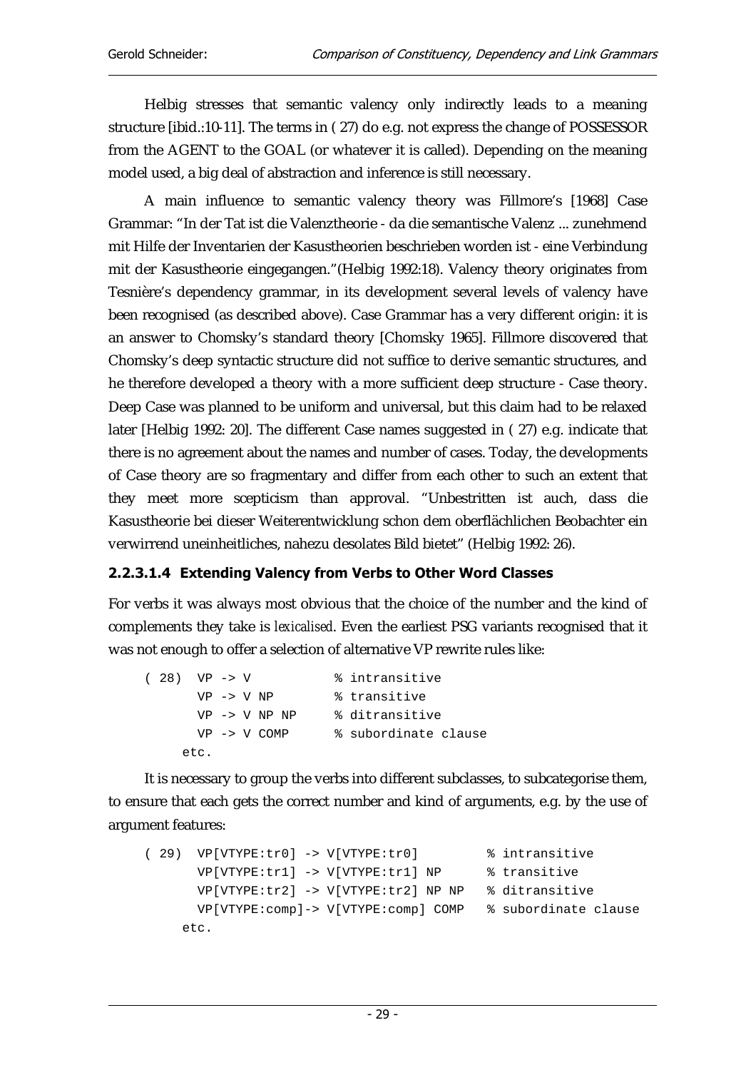Helbig stresses that semantic valency only indirectly leads to a meaning structure [ibid.:10-11]. The terms in ( 27) do e.g. not express the change of POSSESSOR from the AGENT to the GOAL (or whatever it is called). Depending on the meaning model used, a big deal of abstraction and inference is still necessary.

A main influence to semantic valency theory was Fillmore's [1968] Case Grammar: "In der Tat ist die Valenztheorie - da die semantische Valenz ... zunehmend mit Hilfe der Inventarien der Kasustheorien beschrieben worden ist - eine Verbindung mit der Kasustheorie eingegangen."(Helbig 1992:18). Valency theory originates from Tesnière's dependency grammar, in its development several levels of valency have been recognised (as described above). Case Grammar has a very different origin: it is an answer to Chomsky's standard theory [Chomsky 1965]. Fillmore discovered that Chomsky's deep syntactic structure did not suffice to derive semantic structures, and he therefore developed a theory with a more sufficient deep structure - Case theory. Deep Case was planned to be uniform and universal, but this claim had to be relaxed later [Helbig 1992: 20]. The different Case names suggested in ( 27) e.g. indicate that there is no agreement about the names and number of cases. Today, the developments of Case theory are so fragmentary and differ from each other to such an extent that they meet more scepticism than approval. "Unbestritten ist auch, dass die Kasustheorie bei dieser Weiterentwicklung schon dem oberflächlichen Beobachter ein verwirrend uneinheitliches, nahezu desolates Bild bietet" (Helbig 1992: 26).

#### 2.2.3.1.4 Extending Valency from Verbs to Other Word Classes

For verbs it was always most obvious that the choice of the number and the kind of complements they take is *lexicalised*. Even the earliest PSG variants recognised that it was not enough to offer a selection of alternative VP rewrite rules like:

```
( 28)  VP -> V           % intransitive
       VP -> V NP        % transitive
       VP -> V NP NP     % ditransitive
       VP -> V COMP      % subordinate clause
      etc.
```

It is necessary to group the verbs into different subclasses, to subcategorise them, to ensure that each gets the correct number and kind of arguments, e.g. by the use of argument features:

```
( 29)  VP[VTYPE:tr0] -> V[VTYPE:tr0]          % intransitive
       VP[VTYPE:tr1] -> V[VTYPE:tr1] NP       % transitive
       VP[VTYPE:tr2] -> V[VTYPE:tr2] NP NP    % ditransitive
       VP[VTYPE:comp]-> V[VTYPE:comp] COMP    % subordinate clause
      etc.
```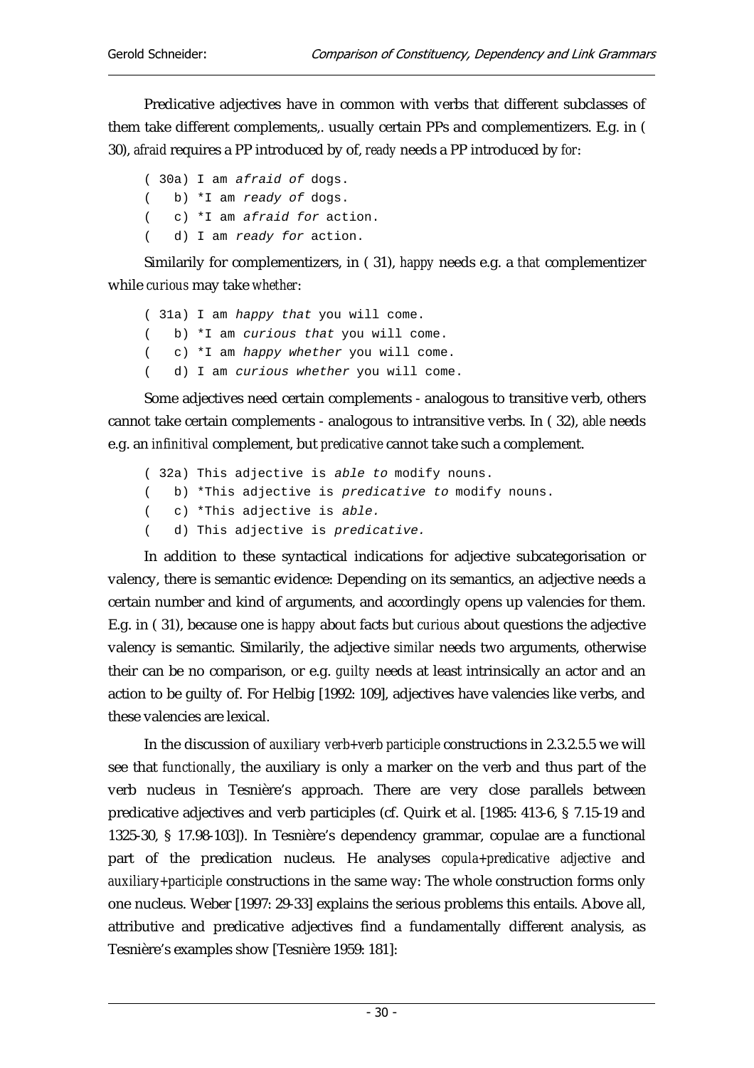Predicative adjectives have in common with verbs that different subclasses of them take different complements,. usually certain PPs and complementizers. E.g. in ( 30), *afraid* requires a PP introduced by of, *ready* needs a PP introduced by *for*:

```
( 30a) I am afraid of dogs.
(   b) *I am ready of dogs.
(   c) *I am afraid for action.
(   d) I am ready for action.
```

Similarly for complementizers, in ( 31), *happy* needs e.g. a *that* complementizer while *curious* may take *whether*:

```
( 31a) I am happy that you will come.
(   b) *I am curious that you will come.
(   c) *I am happy whether you will come.
(   d) I am curious whether you will come.
```

Some adjectives need certain complements - analogous to transitive verb, others cannot take certain complements - analogous to intransitive verbs. In ( 32), *able* needs e.g. an *infinitival* complement, but *predicative* cannot take such a complement.

```
( 32a) This adjective is able to modify nouns.
(   b) *This adjective is predicative to modify nouns.
(   c) *This adjective is able.
(   d) This adjective is predicative.
```

In addition to these syntactical indications for adjective subcategorisation or valency, there is semantic evidence: Depending on its semantics, an adjective needs a certain number and kind of arguments, and accordingly opens up valencies for them. E.g. in ( 31), because one is *happy* about facts but *curious* about questions the adjective valency is semantic. Similarily, the adjective *similar* needs two arguments, otherwise their can be no comparison, or e.g. *guilty* needs at least intrinsically an actor and an action to be guilty of. For Helbig [1992: 109], adjectives have valencies like verbs, and these valencies are lexical.

In the discussion of *auxiliary verb+verb participle* constructions in 2.3.2.5.5 we will see that *functionally*, the auxiliary is only a marker on the verb and thus part of the verb nucleus in Tesnière's approach. There are very close parallels between predicative adjectives and verb participles (cf. Quirk et al. [1985: 413-6, § 7.15-19 and 1325-30, § 17.98-103]). In Tesnière's dependency grammar, copulae are a functional part of the predication nucleus. He analyses *copula+predicative adjective* and *auxiliary+participle* constructions in the same way: The whole construction forms only one nucleus. Weber [1997: 29-33] explains the serious problems this entails. Above all, attributive and predicative adjectives find a fundamentally different analysis, as Tesnière's examples show [Tesnière 1959: 181]: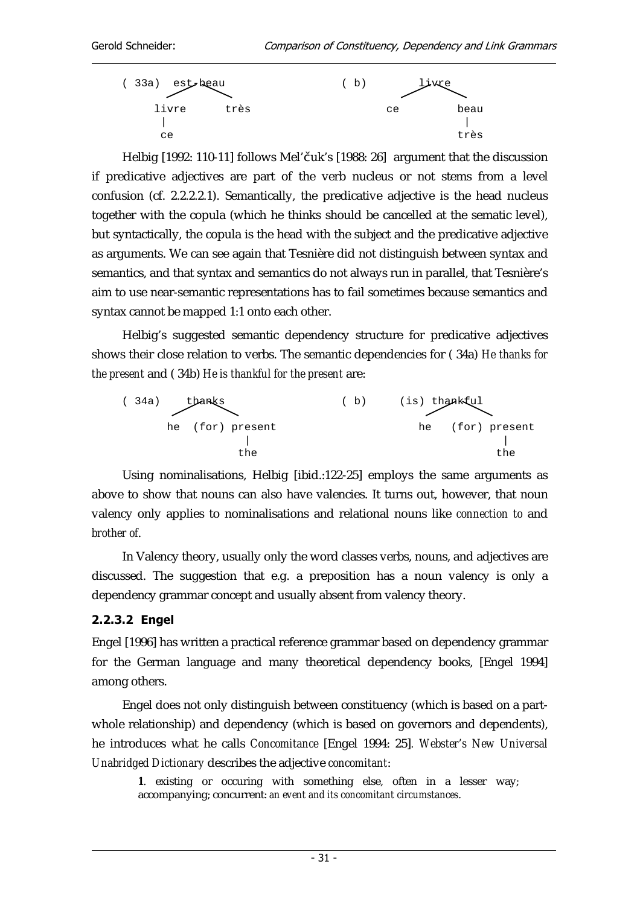```
( 33a)  est-beau                    ( b)       livre
       /        \                              /     \
    livre      très                         ce       beau
      |                                                |
      ce                                              très
```

Helbig [1992: 110-11] follows Mel'čuk's [1988: 26] argument that the discussion if predicative adjectives are part of the verb nucleus or not stems from a level confusion (cf. 2.2.2.2.1). Semantically, the predicative adjective is the head nucleus together with the copula (which he thinks should be cancelled at the sematic level), but syntactically, the copula is the head with the subject and the predicative adjective as arguments. We can see again that Tesnière did not distinguish between syntax and semantics, and that syntax and semantics do not always run in parallel, that Tesnière's aim to use near-semantic representations has to fail sometimes because semantics and syntax cannot be mapped 1:1 onto each other.

Helbig's suggested semantic dependency structure for predicative adjectives shows their close relation to verbs. The semantic dependencies for ( 34a) *He thanks for the present* and ( 34b) *He is thankful for the present* are:

```
( 34a)    thanks                    ( b)    (is) thankful
         /      \                               /       \
       he  (for) present                      he   (for) present
                  |                                        |
                 the                                      the
```

Using nominalisations, Helbig [ibid.:122-25] employs the same arguments as above to show that nouns can also have valencies. It turns out, however, that noun valency only applies to nominalisations and relational nouns like *connection to* and *brother of*.

In Valency theory, usually only the word classes verbs, nouns, and adjectives are discussed. The suggestion that e.g. a preposition has a noun valency is only a dependency grammar concept and usually absent from valency theory.

### 2.2.3.2 Engel

Engel [1996] has written a practical reference grammar based on dependency grammar for the German language and many theoretical dependency books, [Engel 1994] among others.

Engel does not only distinguish between constituency (which is based on a part-whole relationship) and dependency (which is based on governors and dependents), he introduces what he calls *Concomitance* [Engel 1994: 25]. *Webster's New Universal Unabridged Dictionary* describes the adjective *concomitant*:

> **1**. existing or occuring with something else, often in a lesser way; accompanying; concurrent: *an event and its concomitant circumstances*.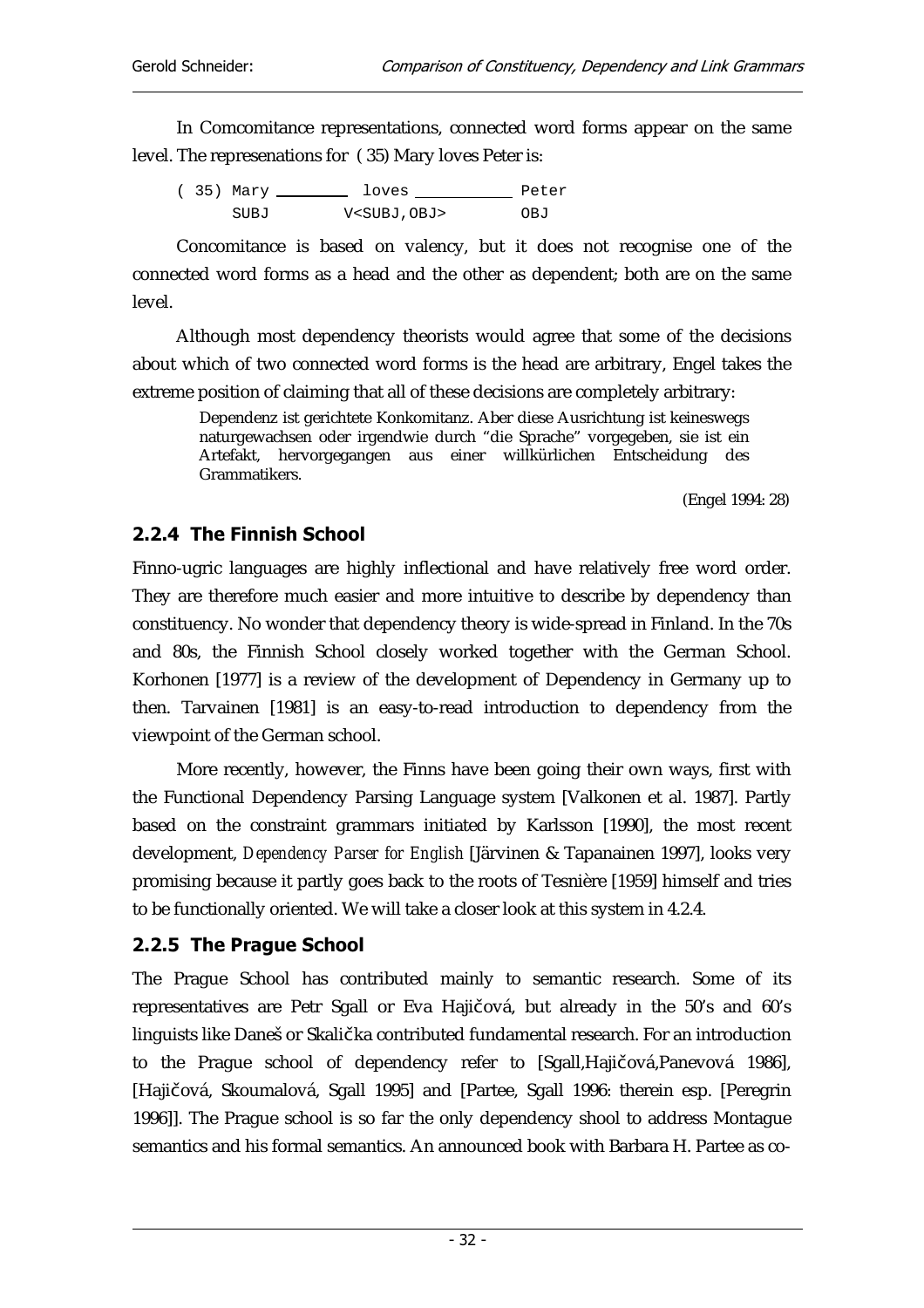In Comcomitance representations, connected word forms appear on the same level. The represenations for ( 35) Mary loves Peter is:

```
( 35) Mary ________ loves ___________ Peter
      SUBJ         V<SUBJ,OBJ>         OBJ
```

Concomitance is based on valency, but it does not recognise one of the connected word forms as a head and the other as dependent; both are on the same level.

Although most dependency theorists would agree that some of the decisions about which of two connected word forms is the head are arbitrary, Engel takes the extreme position of claiming that all of these decisions are completely arbitrary:

> Dependenz ist gerichtete Konkomitanz. Aber diese Ausrichtung ist keineswegs naturgewachsen oder irgendwie durch "die Sprache" vorgegeben, sie ist ein Artefakt, hervorgegangen aus einer willkürlichen Entscheidung des Grammatikers.
>
> (Engel 1994: 28)

### 2.2.4 The Finnish School

Finno-ugric languages are highly inflectional and have relatively free word order. They are therefore much easier and more intuitive to describe by dependency than constituency. No wonder that dependency theory is wide-spread in Finland. In the 70s and 80s, the Finnish School closely worked together with the German School. Korhonen [1977] is a review of the development of Dependency in Germany up to then. Tarvainen [1981] is an easy-to-read introduction to dependency from the viewpoint of the German school.

More recently, however, the Finns have been going their own ways, first with the Functional Dependency Parsing Language system [Valkonen et al. 1987]. Partly based on the constraint grammars initiated by Karlsson [1990], the most recent development, *Dependency Parser for English* [Järvinen & Tapanainen 1997], looks very promising because it partly goes back to the roots of Tesnière [1959] himself and tries to be functionally oriented. We will take a closer look at this system in 4.2.4.

### 2.2.5 The Prague School

The Prague School has contributed mainly to semantic research. Some of its representatives are Petr Sgall or Eva Hajičová, but already in the 50's and 60's linguists like Daneš or Skalička contributed fundamental research. For an introduction to the Prague school of dependency refer to [Sgall,Hajičová,Panevová 1986], [Hajičová, Skoumalová, Sgall 1995] and [Partee, Sgall 1996: therein esp. [Peregrin 1996]]. The Prague school is so far the only dependency shool to address Montague semantics and his formal semantics. An announced book with Barbara H. Partee as co-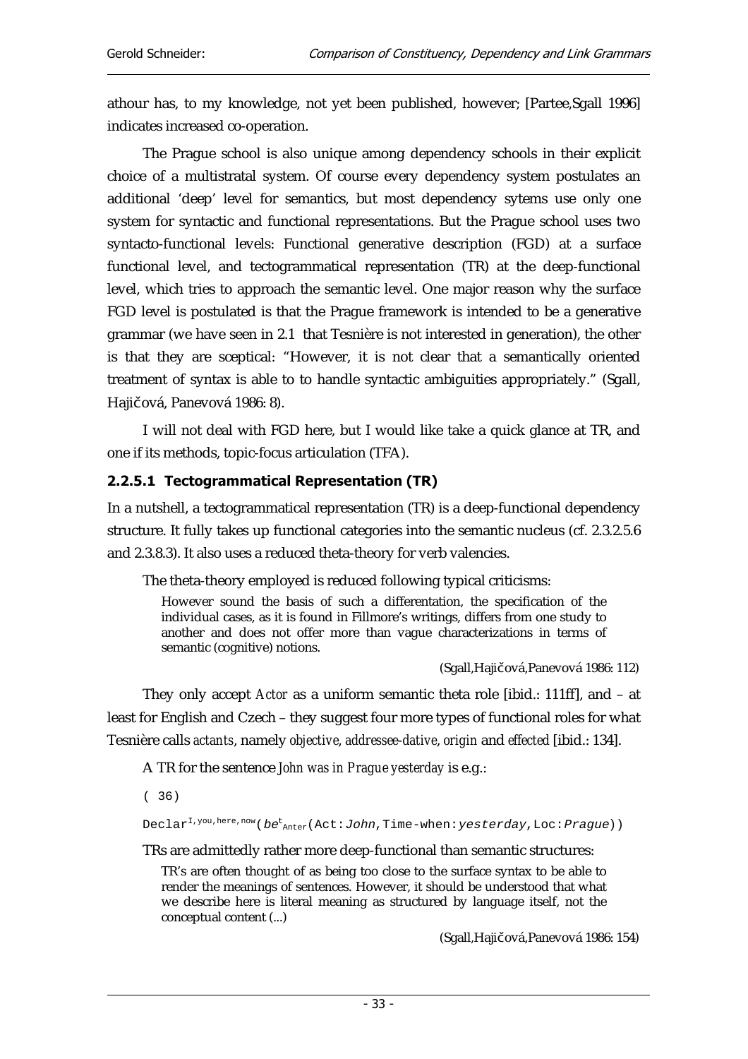athour has, to my knowledge, not yet been published, however; [Partee,Sgall 1996] indicates increased co-operation.

The Prague school is also unique among dependency schools in their explicit choice of a multistratal system. Of course every dependency system postulates an additional 'deep' level for semantics, but most dependency sytems use only one system for syntactic and functional representations. But the Prague school uses two syntacto-functional levels: Functional generative description (FGD) at a surface functional level, and tectogrammatical representation (TR) at the deep-functional level, which tries to approach the semantic level. One major reason why the surface FGD level is postulated is that the Prague framework is intended to be a generative grammar (we have seen in 2.1 that Tesnière is not interested in generation), the other is that they are sceptical: "However, it is not clear that a semantically oriented treatment of syntax is able to to handle syntactic ambiguities appropriately." (Sgall, Hajičová, Panevová 1986: 8).

I will not deal with FGD here, but I would like take a quick glance at TR, and one if its methods, topic-focus articulation (TFA).

### 2.2.5.1 Tectogrammatical Representation (TR)

In a nutshell, a tectogrammatical representation (TR) is a deep-functional dependency structure. It fully takes up functional categories into the semantic nucleus (cf. 2.3.2.5.6 and 2.3.8.3). It also uses a reduced theta-theory for verb valencies.

The theta-theory employed is reduced following typical criticisms:

> However sound the basis of such a differentation, the specification of the individual cases, as it is found in Fillmore's writings, differs from one study to another and does not offer more than vague characterizations in terms of semantic (cognitive) notions.
>
> (Sgall,Hajičová,Panevová 1986: 112)

They only accept *Actor* as a uniform semantic theta role [ibid.: 111ff], and – at least for English and Czech – they suggest four more types of functional roles for what Tesnière calls *actants*, namely *objective*, *addressee-dative*, *origin* and *effected* [ibid.: 134].

A TR for the sentence *John was in Prague yesterday* is e.g.:

( 36)

$\text{Declar}^{I, you, here, now}$(*be*$^{t}_{Anter}$(Act:*John*, Time-when:*yesterday*, Loc:*Prague*))

TRs are admittedly rather more deep-functional than semantic structures:

> TR's are often thought of as being too close to the surface syntax to be able to render the meanings of sentences. However, it should be understood that what we describe here is literal meaning as structured by language itself, not the conceptual content (...)
>
> (Sgall,Hajičová,Panevová 1986: 154)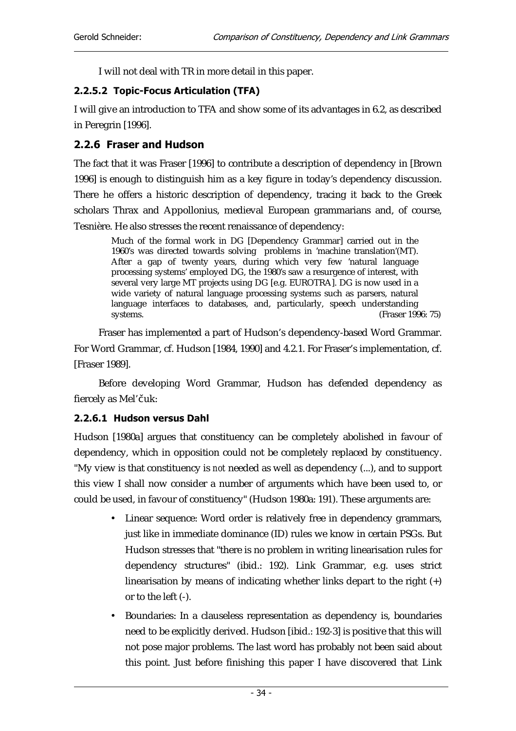I will not deal with TR in more detail in this paper.

#### 2.2.5.2 Topic-Focus Articulation (TFA)

I will give an introduction to TFA and show some of its advantages in 6.2, as described in Peregrin [1996].

### 2.2.6 Fraser and Hudson

The fact that it was Fraser [1996] to contribute a description of dependency in [Brown 1996] is enough to distinguish him as a key figure in today's dependency discussion. There he offers a historic description of dependency, tracing it back to the Greek scholars Thrax and Appollonius, medieval European grammarians and, of course, Tesnière. He also stresses the recent renaissance of dependency:

> Much of the formal work in DG [Dependency Grammar] carried out in the 1960's was directed towards solving problems in 'machine translation'(MT). After a gap of twenty years, during which very few 'natural language processing systems' employed DG, the 1980's saw a resurgence of interest, with several very large MT projects using DG [e.g. EUROTRA]. DG is now used in a wide variety of natural language processing systems such as parsers, natural language interfaces to databases, and, particularly, speech understanding systems. (Fraser 1996: 75)

Fraser has implemented a part of Hudson's dependency-based Word Grammar. For Word Grammar, cf. Hudson [1984, 1990] and 4.2.1. For Fraser's implementation, cf. [Fraser 1989].

Before developing Word Grammar, Hudson has defended dependency as fiercely as Mel'čuk:

#### 2.2.6.1 Hudson versus Dahl

Hudson [1980a] argues that constituency can be completely abolished in favour of dependency, which in opposition could not be completely replaced by constituency. "My view is that constituency is *not* needed as well as dependency (...), and to support this view I shall now consider a number of arguments which have been used to, or could be used, in favour of constituency" (Hudson 1980a: 191). These arguments are:

- Linear sequence: Word order is relatively free in dependency grammars, just like in immediate dominance (ID) rules we know in certain PSGs. But Hudson stresses that "there is no problem in writing linearisation rules for dependency structures" (ibid.: 192). Link Grammar, e.g. uses strict linearisation by means of indicating whether links depart to the right (+) or to the left (-).
- Boundaries: In a clauseless representation as dependency is, boundaries need to be explicitly derived. Hudson [ibid.: 192-3] is positive that this will not pose major problems. The last word has probably not been said about this point. Just before finishing this paper I have discovered that Link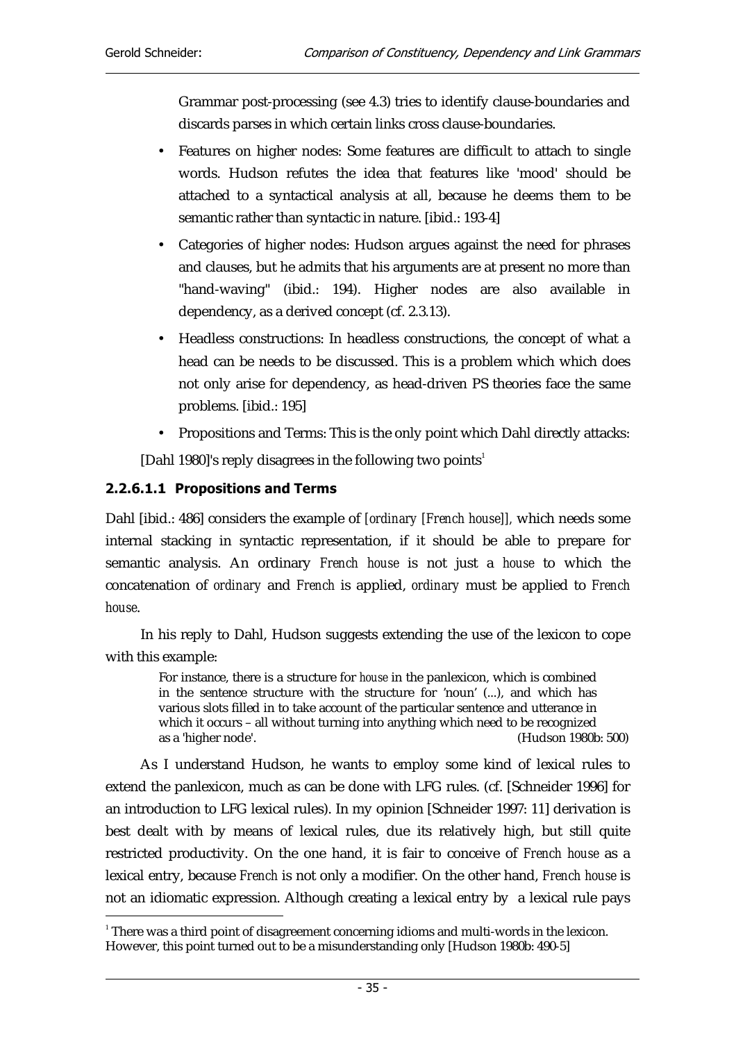Grammar post-processing (see 4.3) tries to identify clause-boundaries and discards parses in which certain links cross clause-boundaries.

- Features on higher nodes: Some features are difficult to attach to single words. Hudson refutes the idea that features like 'mood' should be attached to a syntactical analysis at all, because he deems them to be semantic rather than syntactic in nature. [ibid.: 193-4]
- Categories of higher nodes: Hudson argues against the need for phrases and clauses, but he admits that his arguments are at present no more than "hand-waving" (ibid.: 194). Higher nodes are also available in dependency, as a derived concept (cf. 2.3.13).
- Headless constructions: In headless constructions, the concept of what a head can be needs to be discussed. This is a problem which which does not only arise for dependency, as head-driven PS theories face the same problems. [ibid.: 195]
- Propositions and Terms: This is the only point which Dahl directly attacks:

[Dahl 1980]'s reply disagrees in the following two points[1]

#### 2.2.6.1.1 Propositions and Terms

Dahl [ibid.: 486] considers the example of *[ordinary [French house]]*, which needs some internal stacking in syntactic representation, if it should be able to prepare for semantic analysis. An ordinary *French house* is not just a *house* to which the concatenation of *ordinary* and *French* is applied, *ordinary* must be applied to *French house*.

In his reply to Dahl, Hudson suggests extending the use of the lexicon to cope with this example:

> For instance, there is a structure for *house* in the panlexicon, which is combined in the sentence structure with the structure for 'noun' (...), and which has various slots filled in to take account of the particular sentence and utterance in which it occurs – all without turning into anything which need to be recognized as a 'higher node'. (Hudson 1980b: 500)

As I understand Hudson, he wants to employ some kind of lexical rules to extend the panlexicon, much as can be done with LFG rules. (cf. [Schneider 1996] for an introduction to LFG lexical rules). In my opinion [Schneider 1997: 11] derivation is best dealt with by means of lexical rules, due its relatively high, but still quite restricted productivity. On the one hand, it is fair to conceive of *French house* as a lexical entry, because *French* is not only a modifier. On the other hand, *French house* is not an idiomatic expression. Although creating a lexical entry by a lexical rule pays

---

[1] There was a third point of disagreement concerning idioms and multi-words in the lexicon. However, this point turned out to be a misunderstanding only [Hudson 1980b: 490-5]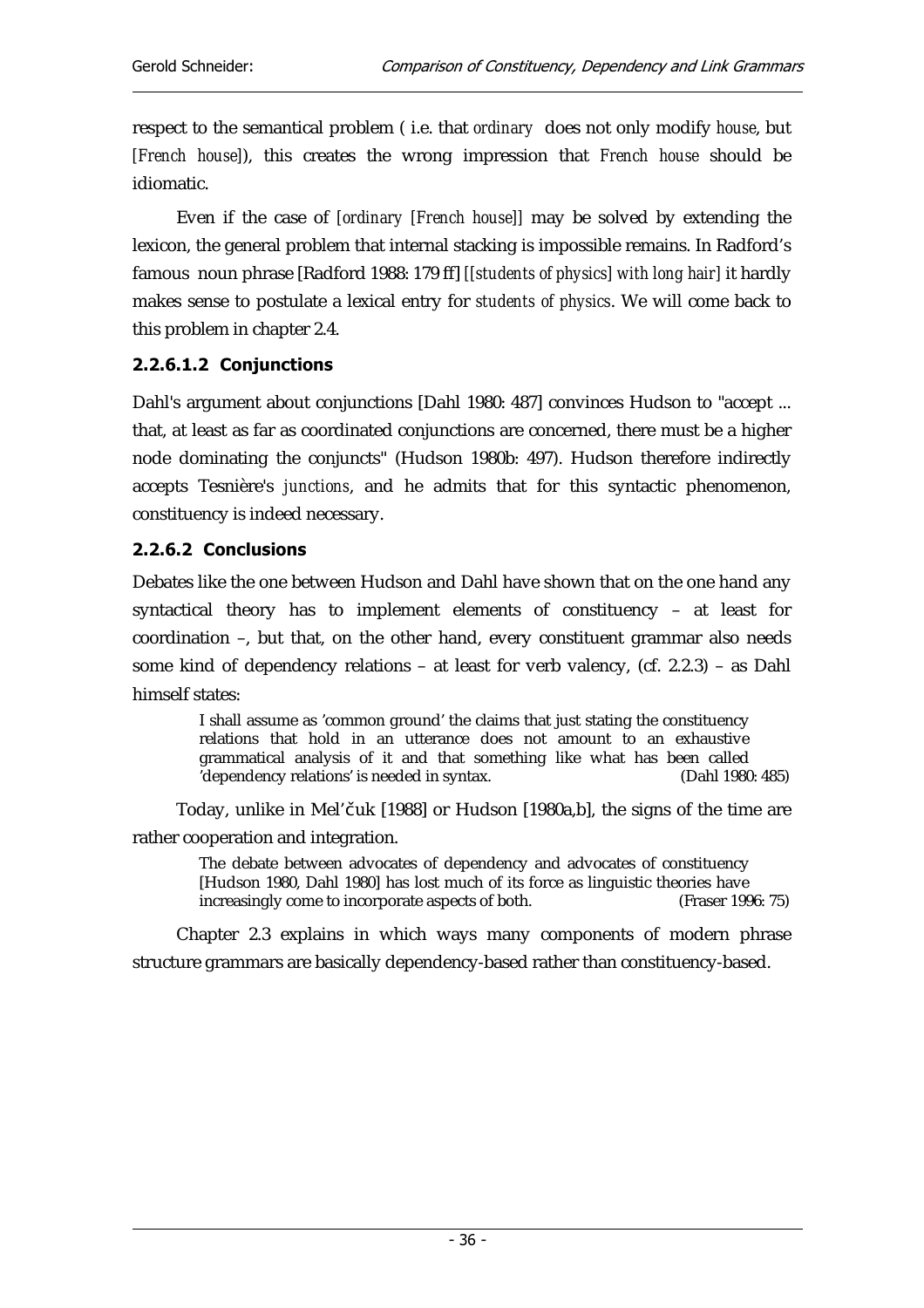respect to the semantical problem ( i.e. that *ordinary* does not only modify *house*, but [*French house*]), this creates the wrong impression that *French house* should be idiomatic.

Even if the case of [*ordinary* [*French house*]] may be solved by extending the lexicon, the general problem that internal stacking is impossible remains. In Radford's famous noun phrase [Radford 1988: 179 ff] [*[students of physics] with long hair*] it hardly makes sense to postulate a lexical entry for *students of physics*. We will come back to this problem in chapter 2.4.

#### 2.2.6.1.2 Conjunctions

Dahl's argument about conjunctions [Dahl 1980: 487] convinces Hudson to "accept ... that, at least as far as coordinated conjunctions are concerned, there must be a higher node dominating the conjuncts" (Hudson 1980b: 497). Hudson therefore indirectly accepts Tesnière's *junctions*, and he admits that for this syntactic phenomenon, constituency is indeed necessary.

### 2.2.6.2 Conclusions

Debates like the one between Hudson and Dahl have shown that on the one hand any syntactical theory has to implement elements of constituency – at least for coordination –, but that, on the other hand, every constituent grammar also needs some kind of dependency relations – at least for verb valency, (cf. 2.2.3) – as Dahl himself states:

> I shall assume as 'common ground' the claims that just stating the constituency relations that hold in an utterance does not amount to an exhaustive grammatical analysis of it and that something like what has been called 'dependency relations' is needed in syntax. (Dahl 1980: 485)

Today, unlike in Mel'čuk [1988] or Hudson [1980a,b], the signs of the time are rather cooperation and integration.

> The debate between advocates of dependency and advocates of constituency [Hudson 1980, Dahl 1980] has lost much of its force as linguistic theories have increasingly come to incorporate aspects of both. (Fraser 1996: 75)

Chapter 2.3 explains in which ways many components of modern phrase structure grammars are basically dependency-based rather than constituency-based.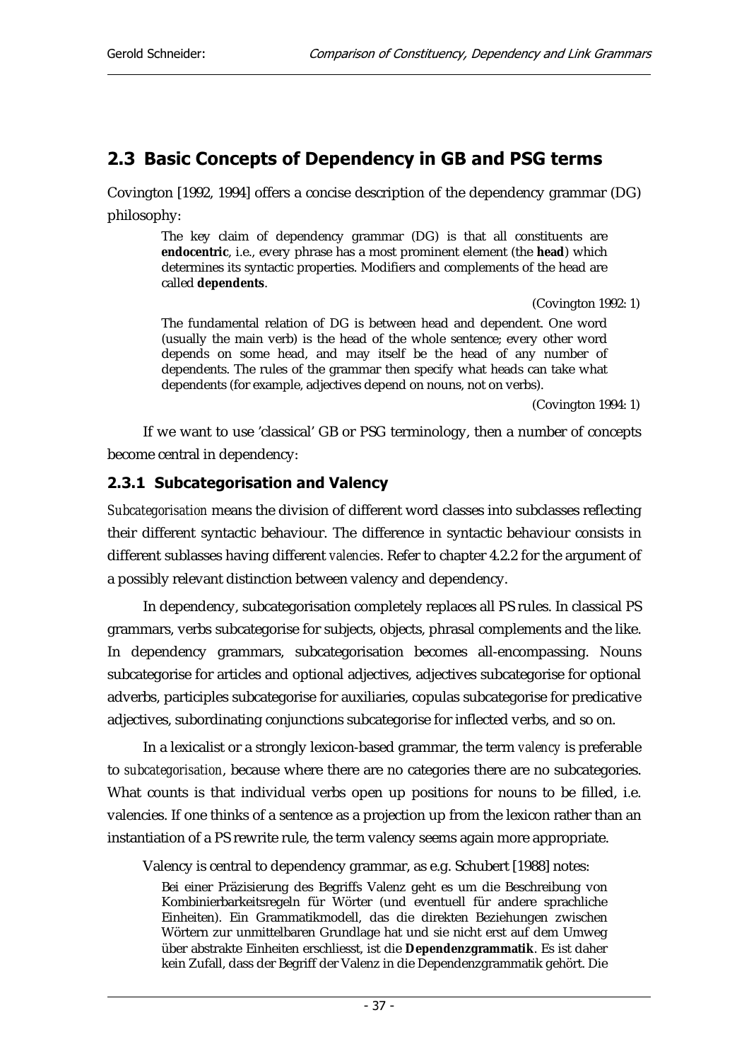## 2.3 Basic Concepts of Dependency in GB and PSG terms

Covington [1992, 1994] offers a concise description of the dependency grammar (DG) philosophy:

> The key claim of dependency grammar (DG) is that all constituents are **endocentric**, i.e., every phrase has a most prominent element (the **head**) which determines its syntactic properties. Modifiers and complements of the head are called **dependents**.
>
> (Covington 1992: 1)
>
> The fundamental relation of DG is between head and dependent. One word (usually the main verb) is the head of the whole sentence; every other word depends on some head, and may itself be the head of any number of dependents. The rules of the grammar then specify what heads can take what dependents (for example, adjectives depend on nouns, not on verbs).
>
> (Covington 1994: 1)

If we want to use 'classical' GB or PSG terminology, then a number of concepts become central in dependency:

### 2.3.1 Subcategorisation and Valency

*Subcategorisation* means the division of different word classes into subclasses reflecting their different syntactic behaviour. The difference in syntactic behaviour consists in different sublasses having different *valencies*. Refer to chapter 4.2.2 for the argument of a possibly relevant distinction between valency and dependency.

In dependency, subcategorisation completely replaces all PS rules. In classical PS grammars, verbs subcategorise for subjects, objects, phrasal complements and the like. In dependency grammars, subcategorisation becomes all-encompassing. Nouns subcategorise for articles and optional adjectives, adjectives subcategorise for optional adverbs, participles subcategorise for auxiliaries, copulas subcategorise for predicative adjectives, subordinating conjunctions subcategorise for inflected verbs, and so on.

In a lexicalist or a strongly lexicon-based grammar, the term *valency* is preferable to *subcategorisation*, because where there are no categories there are no subcategories. What counts is that individual verbs open up positions for nouns to be filled, i.e. valencies. If one thinks of a sentence as a projection up from the lexicon rather than an instantiation of a PS rewrite rule, the term valency seems again more appropriate.

Valency is central to dependency grammar, as e.g. Schubert [1988] notes:

> Bei einer Präzisierung des Begriffs Valenz geht es um die Beschreibung von Kombinierbarkeitsregeln für Wörter (und eventuell für andere sprachliche Einheiten). Ein Grammatikmodell, das die direkten Beziehungen zwischen Wörtern zur unmittelbaren Grundlage hat und sie nicht erst auf dem Umweg über abstrakte Einheiten erschliesst, ist die **Dependenzgrammatik**. Es ist daher kein Zufall, dass der Begriff der Valenz in die Dependenzgrammatik gehört. Die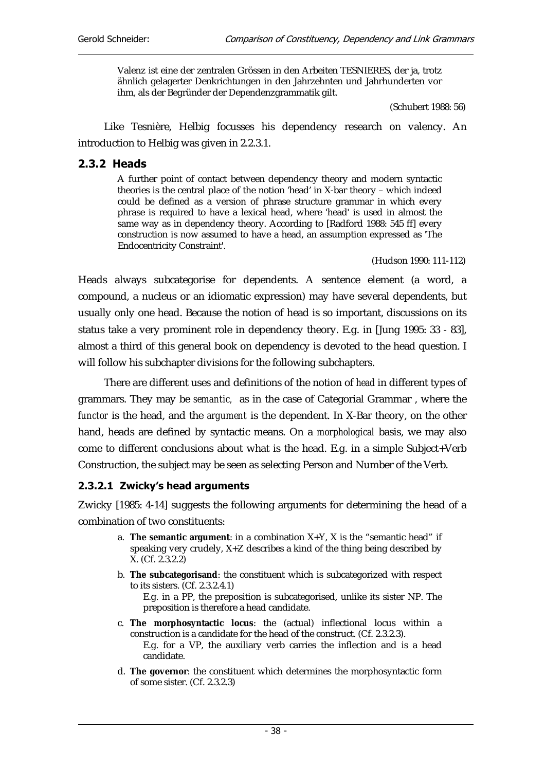> Valenz ist eine der zentralen Grössen in den Arbeiten TESNIERES, der ja, trotz ähnlich gelagerter Denkrichtungen in den Jahrzehnten und Jahrhunderten vor ihm, als der Begründer der Dependenzgrammatik gilt.
>
> (Schubert 1988: 56)

Like Tesnière, Helbig focusses his dependency research on valency. An introduction to Helbig was given in 2.2.3.1.

### 2.3.2 Heads

> A further point of contact between dependency theory and modern syntactic theories is the central place of the notion 'head' in X-bar theory – which indeed could be defined as a version of phrase structure grammar in which every phrase is required to have a lexical head, where 'head' is used in almost the same way as in dependency theory. According to [Radford 1988: 545 ff] every construction is now assumed to have a head, an assumption expressed as 'The Endocentricity Constraint'.
>
> (Hudson 1990: 111-112)

Heads always subcategorise for dependents. A sentence element (a word, a compound, a nucleus or an idiomatic expression) may have several dependents, but usually only one head. Because the notion of head is so important, discussions on its status take a very prominent role in dependency theory. E.g. in [Jung 1995: 33 - 83], almost a third of this general book on dependency is devoted to the head question. I will follow his subchapter divisions for the following subchapters.

There are different uses and definitions of the notion of *head* in different types of grammars. They may be *semantic,* as in the case of Categorial Grammar , where the *functor* is the head, and the *argument* is the dependent. In X-Bar theory, on the other hand, heads are defined by syntactic means. On a *morphological* basis, we may also come to different conclusions about what is the head. E.g. in a simple Subject+Verb Construction, the subject may be seen as selecting Person and Number of the Verb.

#### 2.3.2.1 Zwicky's head arguments

Zwicky [1985: 4-14] suggests the following arguments for determining the head of a combination of two constituents:

a. **The semantic argument**: in a combination X+Y, X is the "semantic head" if speaking very crudely, X+Z describes a kind of the thing being described by X. (Cf. 2.3.2.2)

b. **The subcategorisand**: the constituent which is subcategorized with respect to its sisters. (Cf. 2.3.2.4.1)
   E.g. in a PP, the preposition is subcategorised, unlike its sister NP. The preposition is therefore a head candidate.

c. **The morphosyntactic locus**: the (actual) inflectional locus within a construction is a candidate for the head of the construct. (Cf. 2.3.2.3).
   E.g. for a VP, the auxiliary verb carries the inflection and is a head candidate.

d. **The governor**: the constituent which determines the morphosyntactic form of some sister. (Cf. 2.3.2.3)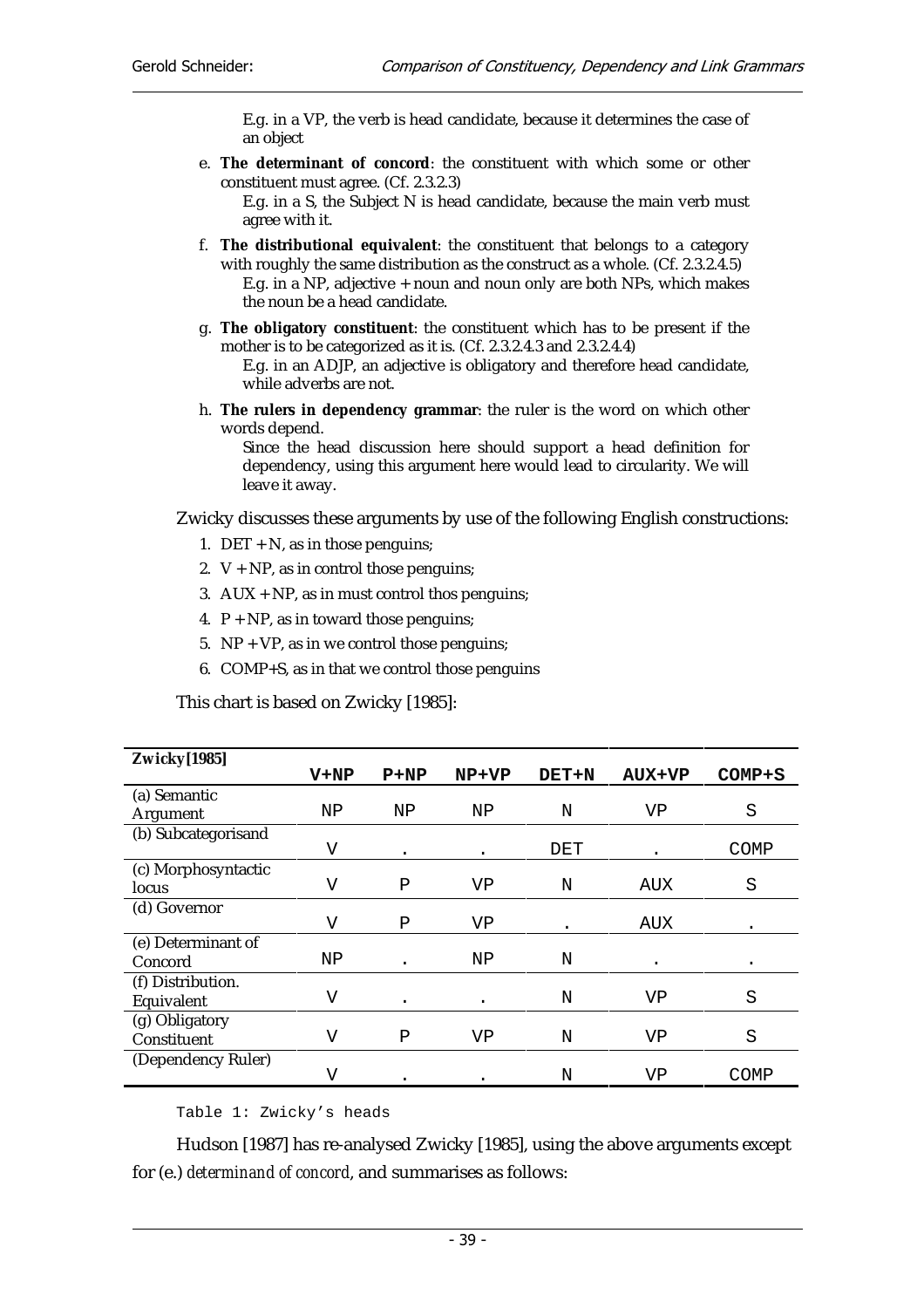E.g. in a VP, the verb is head candidate, because it determines the case of an object

e. **The determinant of concord**: the constituent with which some or other constituent must agree. (Cf. 2.3.2.3)

   E.g. in a S, the Subject N is head candidate, because the main verb must agree with it.

f. **The distributional equivalent**: the constituent that belongs to a category with roughly the same distribution as the construct as a whole. (Cf. 2.3.2.4.5)

   E.g. in a NP, adjective + noun and noun only are both NPs, which makes the noun be a head candidate.

g. **The obligatory constituent**: the constituent which has to be present if the mother is to be categorized as it is. (Cf. 2.3.2.4.3 and 2.3.2.4.4)

   E.g. in an ADJP, an adjective is obligatory and therefore head candidate, while adverbs are not.

h. **The rulers in dependency grammar**: the ruler is the word on which other words depend.

   Since the head discussion here should support a head definition for dependency, using this argument here would lead to circularity. We will leave it away.

Zwicky discusses these arguments by use of the following English constructions:

1. DET + N, as in those penguins;
2. V + NP, as in control those penguins;
3. AUX + NP, as in must control thos penguins;
4. P + NP, as in toward those penguins;
5. NP + VP, as in we control those penguins;
6. COMP+S, as in that we control those penguins

This chart is based on Zwicky [1985]:

| Zwicky [1985] | V+NP | P+NP | NP+VP | DET+N | AUX+VP | COMP+S |
|---|---|---|---|---|---|---|
| (a) Semantic Argument | NP | NP | NP | N | VP | S |
| (b) Subcategorisand | V | . | . | DET | . | COMP |
| (c) Morphosyntactic locus | V | P | VP | N | AUX | S |
| (d) Governor | V | P | VP | . | AUX | . |
| (e) Determinant of Concord | NP | . | NP | N | . | . |
| (f) Distribution. Equivalent | V | . | . | N | VP | S |
| (g) Obligatory Constituent | V | P | VP | N | VP | S |
| (Dependency Ruler) | V | . | . | N | VP | COMP |

Table 1: Zwicky's heads

Hudson [1987] has re-analysed Zwicky [1985], using the above arguments except for (e.) *determinand of concord*, and summarises as follows: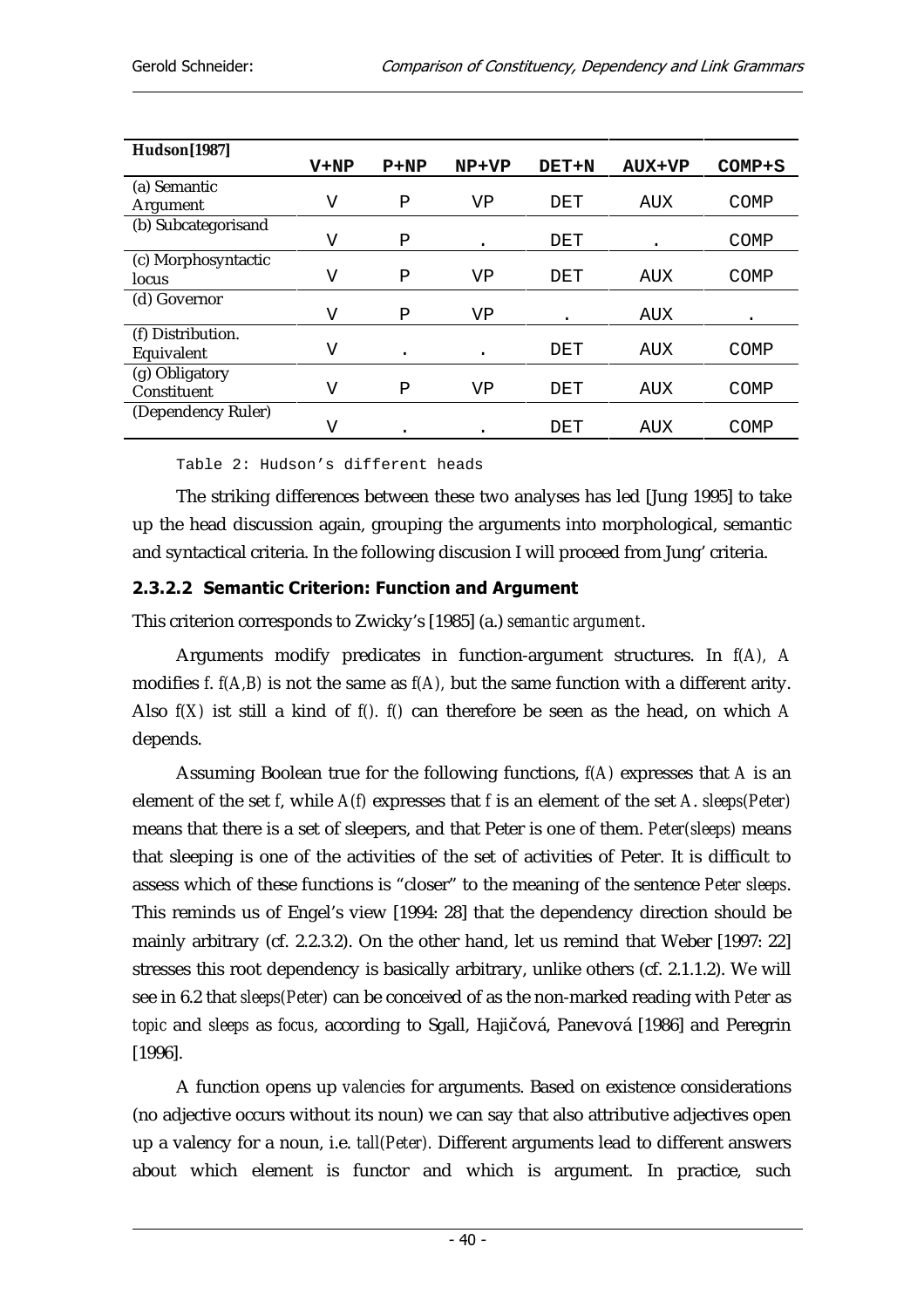| Hudson[1987] | V+NP | P+NP | NP+VP | DET+N | AUX+VP | COMP+S |
|---|---|---|---|---|---|---|
| (a) Semantic Argument | V | P | VP | DET | AUX | COMP |
| (b) Subcategorisand | V | P | . | DET | . | COMP |
| (c) Morphosyntactic locus | V | P | VP | DET | AUX | COMP |
| (d) Governor | V | P | VP | . | AUX | . |
| (f) Distribution. Equivalent | V | . | . | DET | AUX | COMP |
| (g) Obligatory Constituent | V | P | VP | DET | AUX | COMP |
| (Dependency Ruler) | V | . | . | DET | AUX | COMP |

Table 2: Hudson's different heads

The striking differences between these two analyses has led [Jung 1995] to take up the head discussion again, grouping the arguments into morphological, semantic and syntactical criteria. In the following discusion I will proceed from Jung' criteria.

#### 2.3.2.2 Semantic Criterion: Function and Argument

This criterion corresponds to Zwicky's [1985] (a.) *semantic argument*.

Arguments modify predicates in function-argument structures. In *f(A), A* modifies *f*. *f(A,B)* is not the same as *f(A)*, but the same function with a different arity. Also *f(X)* ist still a kind of *f()*. *f()* can therefore be seen as the head, on which *A* depends.

Assuming Boolean true for the following functions, *f(A)* expresses that *A* is an element of the set *f*, while *A(f)* expresses that *f* is an element of the set *A*. *sleeps(Peter)* means that there is a set of sleepers, and that Peter is one of them. *Peter(sleeps)* means that sleeping is one of the activities of the set of activities of Peter. It is difficult to assess which of these functions is "closer" to the meaning of the sentence *Peter sleeps*. This reminds us of Engel's view [1994: 28] that the dependency direction should be mainly arbitrary (cf. 2.2.3.2). On the other hand, let us remind that Weber [1997: 22] stresses this root dependency is basically arbitrary, unlike others (cf. 2.1.1.2). We will see in 6.2 that *sleeps(Peter)* can be conceived of as the non-marked reading with *Peter* as *topic* and *sleeps* as *focus*, according to Sgall, Hajičová, Panevová [1986] and Peregrin [1996].

A function opens up *valencies* for arguments. Based on existence considerations (no adjective occurs without its noun) we can say that also attributive adjectives open up a valency for a noun, i.e. *tall(Peter)*. Different arguments lead to different answers about which element is functor and which is argument. In practice, such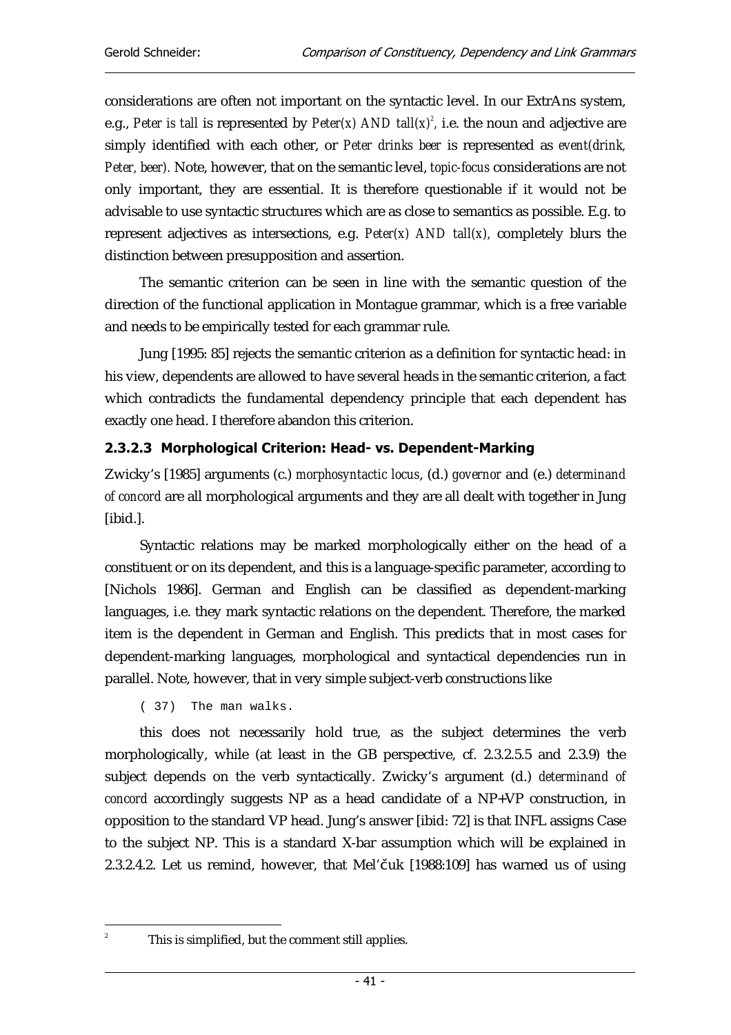considerations are often not important on the syntactic level. In our ExtrAns system, e.g., *Peter is tall* is represented by *Peter(x) AND tall(x)*[2], i.e. the noun and adjective are simply identified with each other, or *Peter drinks beer* is represented as *event(drink, Peter, beer)*. Note, however, that on the semantic level, *topic-focus* considerations are not only important, they are essential. It is therefore questionable if it would not be advisable to use syntactic structures which are as close to semantics as possible. E.g. to represent adjectives as intersections, e.g. *Peter(x) AND tall(x)*, completely blurs the distinction between presupposition and assertion.

The semantic criterion can be seen in line with the semantic question of the direction of the functional application in Montague grammar, which is a free variable and needs to be empirically tested for each grammar rule.

Jung [1995: 85] rejects the semantic criterion as a definition for syntactic head: in his view, dependents are allowed to have several heads in the semantic criterion, a fact which contradicts the fundamental dependency principle that each dependent has exactly one head. I therefore abandon this criterion.

#### 2.3.2.3 Morphological Criterion: Head- vs. Dependent-Marking

Zwicky's [1985] arguments (c.) *morphosyntactic locus*, (d.) *governor* and (e.) *determinand of concord* are all morphological arguments and they are all dealt with together in Jung [ibid.].

Syntactic relations may be marked morphologically either on the head of a constituent or on its dependent, and this is a language-specific parameter, according to [Nichols 1986]. German and English can be classified as dependent-marking languages, i.e. they mark syntactic relations on the dependent. Therefore, the marked item is the dependent in German and English. This predicts that in most cases for dependent-marking languages, morphological and syntactical dependencies run in parallel. Note, however, that in very simple subject-verb constructions like

```
( 37)  The man walks.
```

this does not necessarily hold true, as the subject determines the verb morphologically, while (at least in the GB perspective, cf. 2.3.2.5.5 and 2.3.9) the subject depends on the verb syntactically. Zwicky's argument (d.) *determinand of concord* accordingly suggests NP as a head candidate of a NP+VP construction, in opposition to the standard VP head. Jung's answer [ibid: 72] is that INFL assigns Case to the subject NP. This is a standard X-bar assumption which will be explained in 2.3.2.4.2. Let us remind, however, that Mel'čuk [1988:109] has warned us of using

---

[2] This is simplified, but the comment still applies.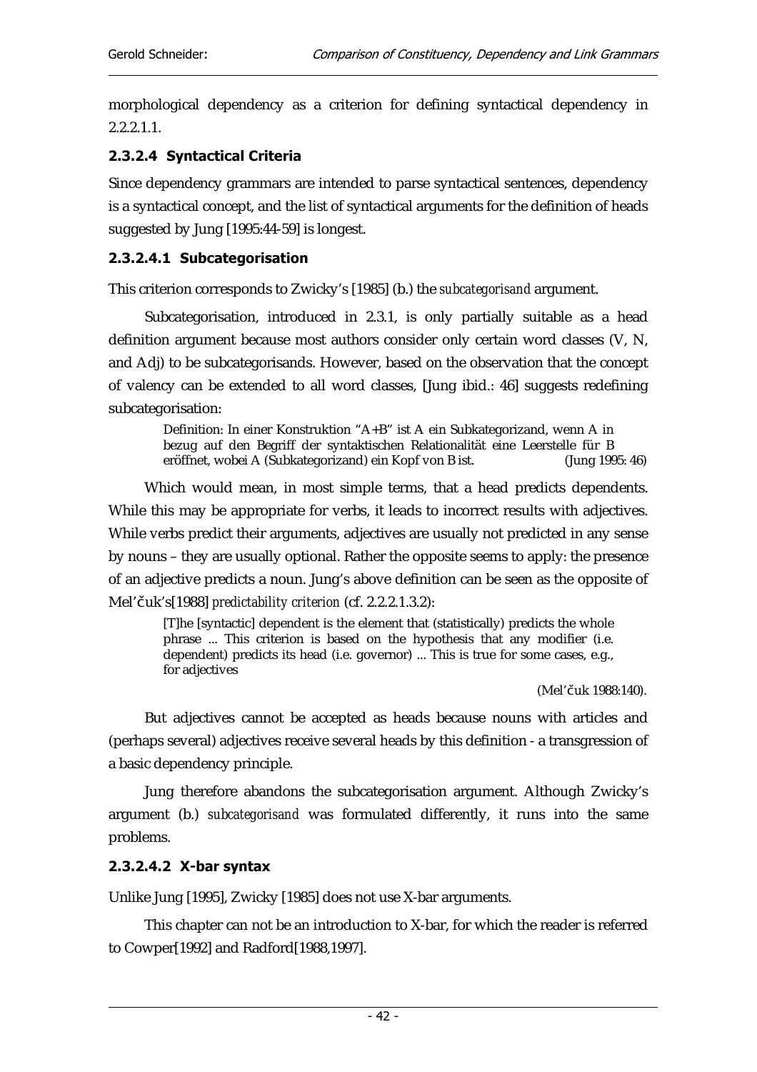morphological dependency as a criterion for defining syntactical dependency in 2.2.2.1.1.

#### 2.3.2.4 Syntactical Criteria

Since dependency grammars are intended to parse syntactical sentences, dependency is a syntactical concept, and the list of syntactical arguments for the definition of heads suggested by Jung [1995:44-59] is longest.

##### 2.3.2.4.1 Subcategorisation

This criterion corresponds to Zwicky's [1985] (b.) the *subcategorisand* argument.

Subcategorisation, introduced in 2.3.1, is only partially suitable as a head definition argument because most authors consider only certain word classes (V, N, and Adj) to be subcategorisands. However, based on the observation that the concept of valency can be extended to all word classes, [Jung ibid.: 46] suggests redefining subcategorisation:

> Definition: In einer Konstruktion "A+B" ist A ein Subkategorizand, wenn A in bezug auf den Begriff der syntaktischen Relationalität eine Leerstelle für B eröffnet, wobei A (Subkategorizand) ein Kopf von B ist. (Jung 1995: 46)

Which would mean, in most simple terms, that a head predicts dependents. While this may be appropriate for verbs, it leads to incorrect results with adjectives. While verbs predict their arguments, adjectives are usually not predicted in any sense by nouns – they are usually optional. Rather the opposite seems to apply: the presence of an adjective predicts a noun. Jung's above definition can be seen as the opposite of Mel'čuk's[1988] *predictability criterion* (cf. 2.2.2.1.3.2):

> [T]he [syntactic] dependent is the element that (statistically) predicts the whole phrase ... This criterion is based on the hypothesis that any modifier (i.e. dependent) predicts its head (i.e. governor) ... This is true for some cases, e.g., for adjectives
>
> (Mel'čuk 1988:140).

But adjectives cannot be accepted as heads because nouns with articles and (perhaps several) adjectives receive several heads by this definition - a transgression of a basic dependency principle.

Jung therefore abandons the subcategorisation argument. Although Zwicky's argument (b.) *subcategorisand* was formulated differently, it runs into the same problems.

##### 2.3.2.4.2 X-bar syntax

Unlike Jung [1995], Zwicky [1985] does not use X-bar arguments.

This chapter can not be an introduction to X-bar, for which the reader is referred to Cowper[1992] and Radford[1988,1997].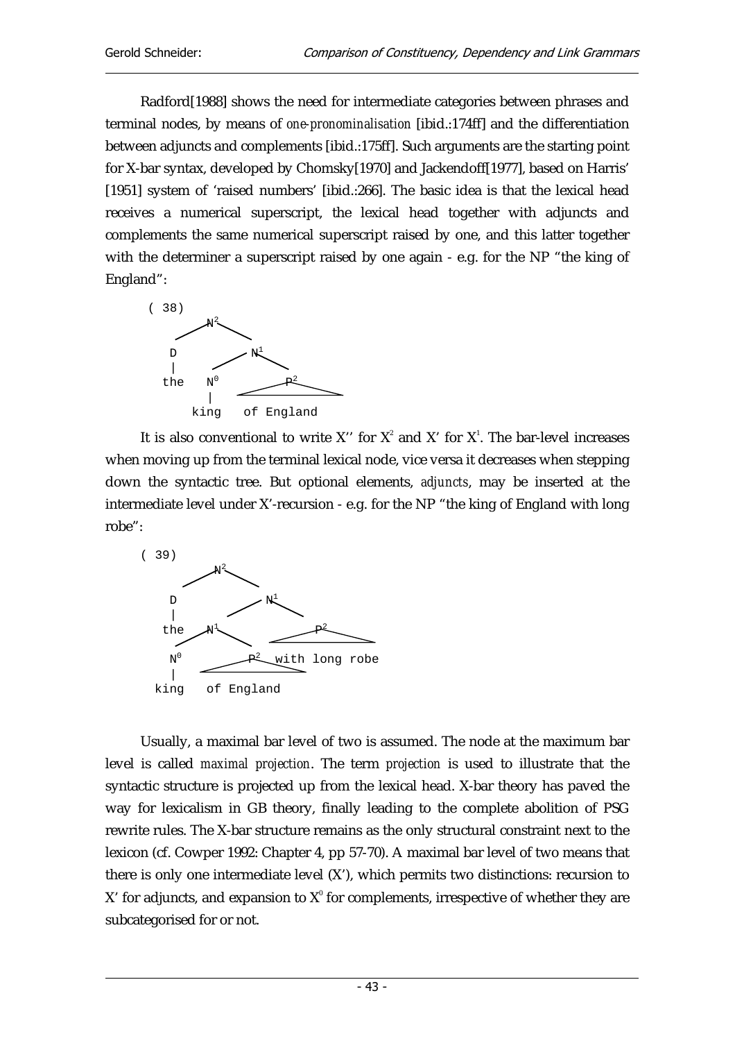Radford[1988] shows the need for intermediate categories between phrases and terminal nodes, by means of *one-pronominalisation* [ibid.:174ff] and the differentiation between adjuncts and complements [ibid.:175ff]. Such arguments are the starting point for X-bar syntax, developed by Chomsky[1970] and Jackendoff[1977], based on Harris' [1951] system of 'raised numbers' [ibid.:266]. The basic idea is that the lexical head receives a numerical superscript, the lexical head together with adjuncts and complements the same numerical superscript raised by one, and this latter together with the determiner a superscript raised by one again - e.g. for the NP "the king of England":

```
( 38)
            N²
          /    \
        D        N¹
        |      /    \
       the   N⁰      P²
             |     /____\
            king   of England
```

It is also conventional to write X'' for $X^2$ and X' for $X^1$. The bar-level increases when moving up from the terminal lexical node, vice versa it decreases when stepping down the syntactic tree. But optional elements, *adjuncts*, may be inserted at the intermediate level under X'-recursion - e.g. for the NP "the king of England with long robe":

```
( 39)
          N²
        /    \
      D        N¹
      |      /    \
     the   N¹       P²
          /   \   /______\
        N⁰     P²  with long robe
        |    /____\
       king  of England
```

Usually, a maximal bar level of two is assumed. The node at the maximum bar level is called *maximal projection*. The term *projection* is used to illustrate that the syntactic structure is projected up from the lexical head. X-bar theory has paved the way for lexicalism in GB theory, finally leading to the complete abolition of PSG rewrite rules. The X-bar structure remains as the only structural constraint next to the lexicon (cf. Cowper 1992: Chapter 4, pp 57-70). A maximal bar level of two means that there is only one intermediate level (X'), which permits two distinctions: recursion to X' for adjuncts, and expansion to $X^0$ for complements, irrespective of whether they are subcategorised for or not.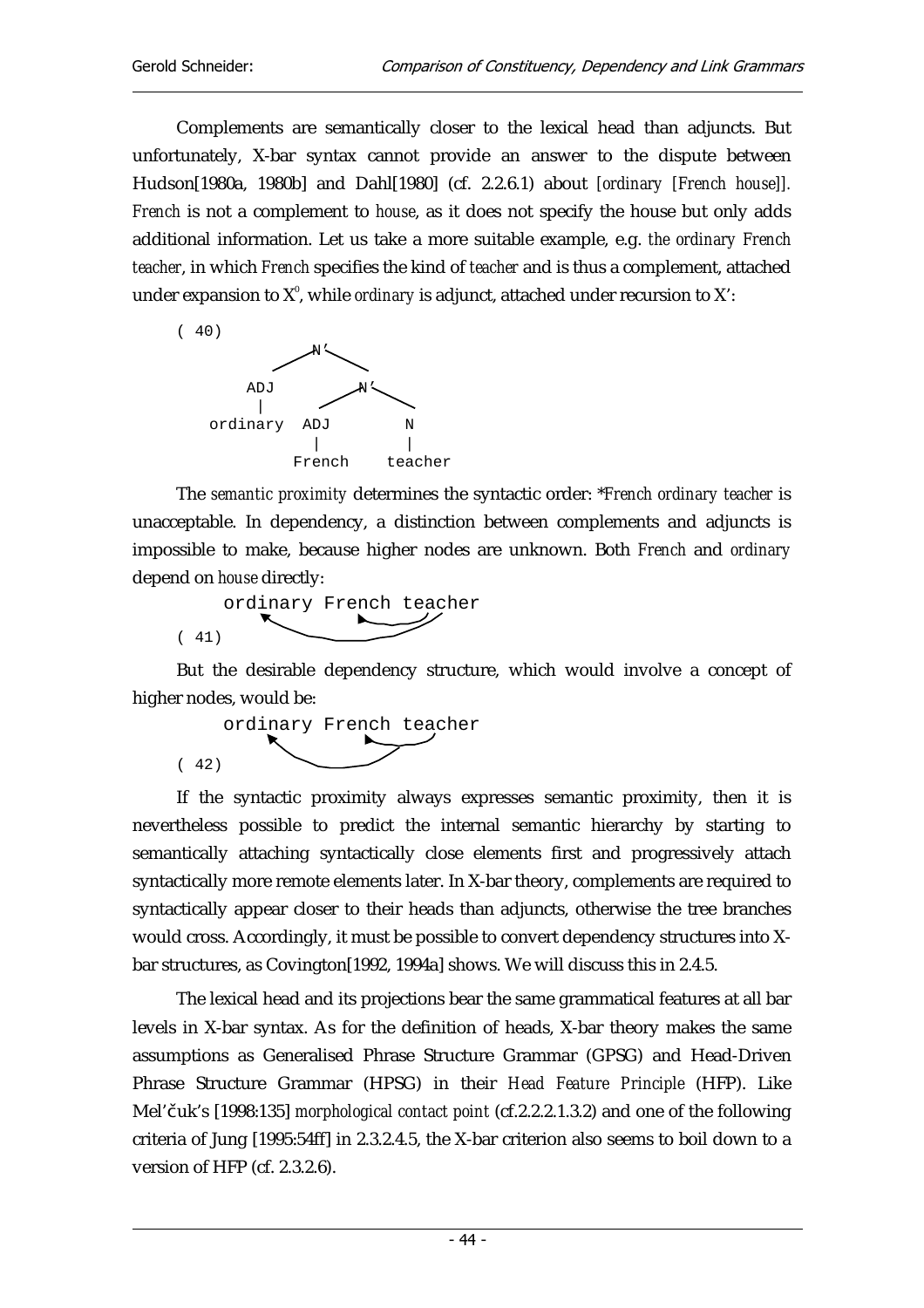Complements are semantically closer to the lexical head than adjuncts. But unfortunately, X-bar syntax cannot provide an answer to the dispute between Hudson[1980a, 1980b] and Dahl[1980] (cf. 2.2.6.1) about *[ordinary [French house]]*. *French* is not a complement to *house*, as it does not specify the house but only adds additional information. Let us take a more suitable example, e.g. *the ordinary French teacher*, in which *French* specifies the kind of *teacher* and is thus a complement, attached under expansion to $X^0$, while *ordinary* is adjunct, attached under recursion to X':

```
( 40)
               N'
             /    \
          ADJ      N'
           |      /   \
      ordinary  ADJ     N
                 |      |
               French  teacher
```

The *semantic proximity* determines the syntactic order: **French ordinary teacher* is unacceptable. In dependency, a distinction between complements and adjuncts is impossible to make, because higher nodes are unknown. Both *French* and *ordinary* depend on *house* directly:

```
( 41)   ordinary French teacher
```

But the desirable dependency structure, which would involve a concept of higher nodes, would be:

```
( 42)   ordinary French teacher
```

If the syntactic proximity always expresses semantic proximity, then it is nevertheless possible to predict the internal semantic hierarchy by starting to semantically attaching syntactically close elements first and progressively attach syntactically more remote elements later. In X-bar theory, complements are required to syntactically appear closer to their heads than adjuncts, otherwise the tree branches would cross. Accordingly, it must be possible to convert dependency structures into X-bar structures, as Covington[1992, 1994a] shows. We will discuss this in 2.4.5.

The lexical head and its projections bear the same grammatical features at all bar levels in X-bar syntax. As for the definition of heads, X-bar theory makes the same assumptions as Generalised Phrase Structure Grammar (GPSG) and Head-Driven Phrase Structure Grammar (HPSG) in their *Head Feature Principle* (HFP). Like Mel'čuk's [1998:135] *morphological contact point* (cf.2.2.2.1.3.2) and one of the following criteria of Jung [1995:54ff] in 2.3.2.4.5, the X-bar criterion also seems to boil down to a version of HFP (cf. 2.3.2.6).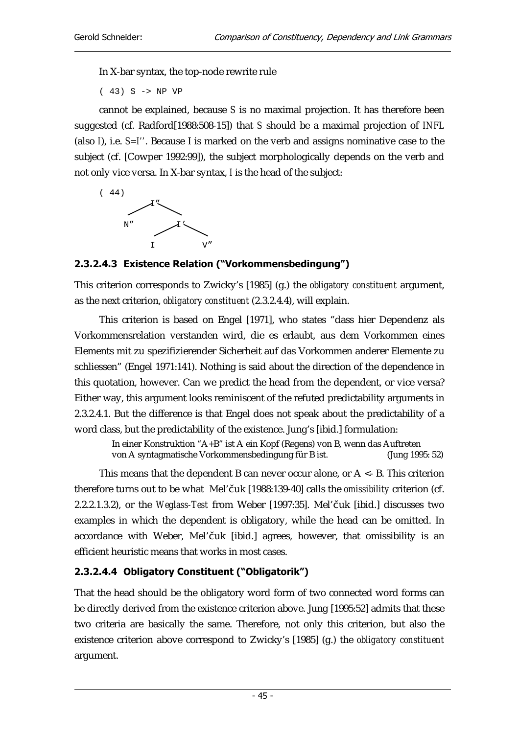In X-bar syntax, the top-node rewrite rule

```
( 43) S -> NP VP
```

cannot be explained, because *S* is no maximal projection. It has therefore been suggested (cf. Radford[1988:508-15]) that *S* should be a maximal projection of *INFL* (also *I*), i.e. *S=I''*. Because I is marked on the verb and assigns nominative case to the subject (cf. [Cowper 1992:99]), the subject morphologically depends on the verb and not only vice versa. In X-bar syntax, *I* is the head of the subject:

```
( 44)
          I"
        /    \
      N"      I'
            /    \
          I       V"
```

### 2.3.2.4.3 Existence Relation ("Vorkommensbedingung")

This criterion corresponds to Zwicky's [1985] (g.) the *obligatory constituent* argument, as the next criterion, *obligatory constituent* (2.3.2.4.4), will explain.

This criterion is based on Engel [1971], who states "dass hier Dependenz als Vorkommensrelation verstanden wird, die es erlaubt, aus dem Vorkommen eines Elements mit zu spezifizierender Sicherheit auf das Vorkommen anderer Elemente zu schliessen" (Engel 1971:141). Nothing is said about the direction of the dependence in this quotation, however. Can we predict the head from the dependent, or vice versa? Either way, this argument looks reminiscent of the refuted predictability arguments in 2.3.2.4.1. But the difference is that Engel does not speak about the predictability of a word class, but the predictability of the existence. Jung's [ibid.] formulation:

> In einer Konstruktion "A+B" ist A ein Kopf (Regens) von B, wenn das Auftreten von A syntagmatische Vorkommensbedingung für B ist. (Jung 1995: 52)

This means that the dependent B can never occur alone, or A <- B. This criterion therefore turns out to be what Mel'čuk [1988:139-40] calls the *omissibility* criterion (cf. 2.2.2.1.3.2), or the *Weglass-Test* from Weber [1997:35]. Mel'čuk [ibid.] discusses two examples in which the dependent is obligatory, while the head can be omitted. In accordance with Weber, Mel'čuk [ibid.] agrees, however, that omissibility is an efficient heuristic means that works in most cases.

### 2.3.2.4.4 Obligatory Constituent ("Obligatorik")

That the head should be the obligatory word form of two connected word forms can be directly derived from the existence criterion above. Jung [1995:52] admits that these two criteria are basically the same. Therefore, not only this criterion, but also the existence criterion above correspond to Zwicky's [1985] (g.) the *obligatory constituent* argument.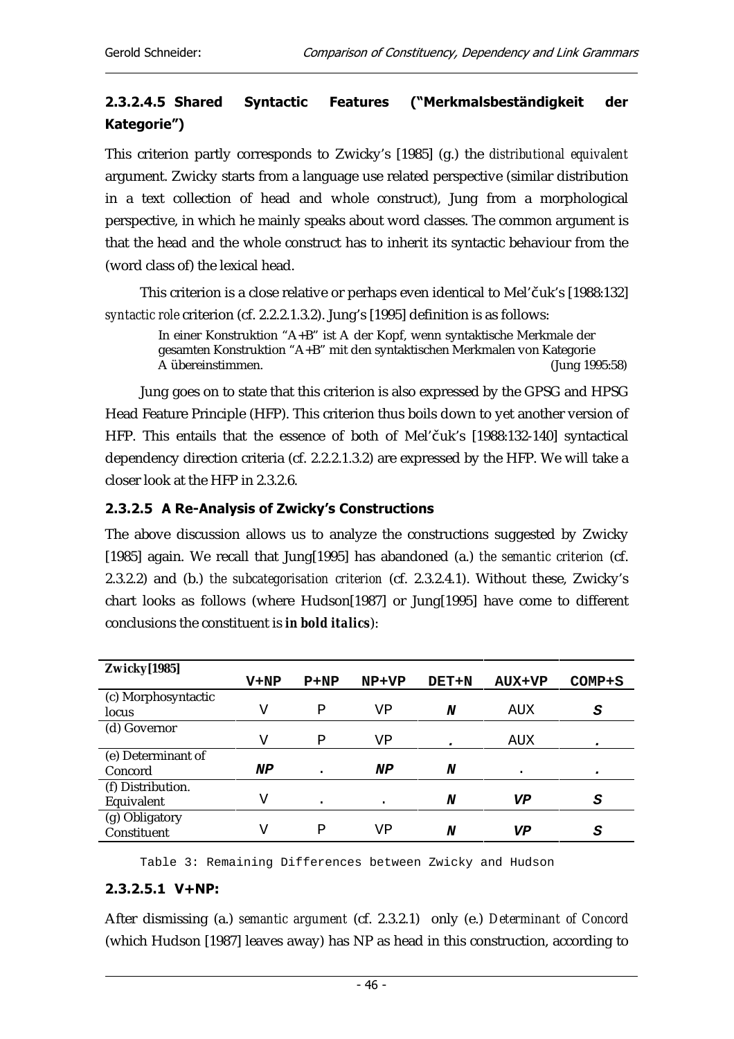#### 2.3.2.4.5 Shared Syntactic Features ("Merkmalsbeständigkeit der Kategorie")

This criterion partly corresponds to Zwicky's [1985] (g.) the *distributional equivalent* argument. Zwicky starts from a language use related perspective (similar distribution in a text collection of head and whole construct), Jung from a morphological perspective, in which he mainly speaks about word classes. The common argument is that the head and the whole construct has to inherit its syntactic behaviour from the (word class of) the lexical head.

This criterion is a close relative or perhaps even identical to Mel'čuk's [1988:132] *syntactic role* criterion (cf. 2.2.2.1.3.2). Jung's [1995] definition is as follows:

> In einer Konstruktion "A+B" ist A der Kopf, wenn syntaktische Merkmale der gesamten Konstruktion "A+B" mit den syntaktischen Merkmalen von Kategorie A übereinstimmen. (Jung 1995:58)

Jung goes on to state that this criterion is also expressed by the GPSG and HPSG Head Feature Principle (HFP). This criterion thus boils down to yet another version of HFP. This entails that the essence of both of Mel'čuk's [1988:132-140] syntactical dependency direction criteria (cf. 2.2.2.1.3.2) are expressed by the HFP. We will take a closer look at the HFP in 2.3.2.6.

### 2.3.2.5 A Re-Analysis of Zwicky's Constructions

The above discussion allows us to analyze the constructions suggested by Zwicky [1985] again. We recall that Jung[1995] has abandoned (a.) *the semantic criterion* (cf. 2.3.2.2) and (b.) *the subcategorisation criterion* (cf. 2.3.2.4.1). Without these, Zwicky's chart looks as follows (where Hudson[1987] or Jung[1995] have come to different conclusions the constituent is ***in bold italics***):

| **Zwicky[1985]** | V+NP | P+NP | NP+VP | DET+N | AUX+VP | COMP+S |
|---|---|---|---|---|---|---|
| (c) Morphosyntactic locus | V | P | VP | ***N*** | AUX | ***S*** |
| (d) Governor | V | P | VP | ***.*** | AUX | ***.*** |
| (e) Determinant of Concord | ***NP*** | . | ***NP*** | ***N*** | . | ***.*** |
| (f) Distribution. Equivalent | V | . | . | ***N*** | ***VP*** | ***S*** |
| (g) Obligatory Constituent | V | P | VP | ***N*** | ***VP*** | ***S*** |

Table 3: Remaining Differences between Zwicky and Hudson

#### 2.3.2.5.1 V+NP:

After dismissing (a.) *semantic argument* (cf. 2.3.2.1) only (e.) *Determinant of Concord* (which Hudson [1987] leaves away) has NP as head in this construction, according to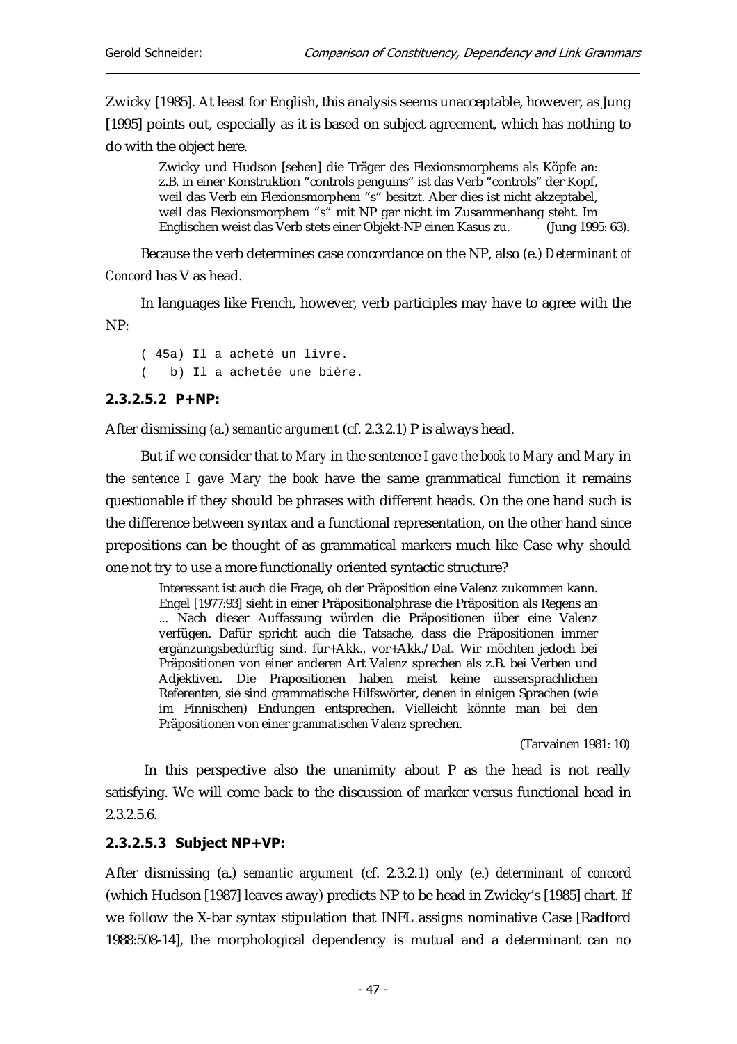Zwicky [1985]. At least for English, this analysis seems unacceptable, however, as Jung [1995] points out, especially as it is based on subject agreement, which has nothing to do with the object here.

> Zwicky und Hudson [sehen] die Träger des Flexionsmorphems als Köpfe an: z.B. in einer Konstruktion "controls penguins" ist das Verb "controls" der Kopf, weil das Verb ein Flexionsmorphem "s" besitzt. Aber dies ist nicht akzeptabel, weil das Flexionsmorphem "s" mit NP gar nicht im Zusammenhang steht. Im Englischen weist das Verb stets einer Objekt-NP einen Kasus zu. (Jung 1995: 63).

Because the verb determines case concordance on the NP, also (e.) *Determinant of Concord* has V as head.

In languages like French, however, verb participles may have to agree with the NP:

```
( 45a) Il a acheté un livre.
(   b) Il a achetée une bière.
```

#### 2.3.2.5.2 P+NP:

After dismissing (a.) *semantic argument* (cf. 2.3.2.1) P is always head.

But if we consider that *to Mary* in the sentence *I gave the book to Mary* and *Mary* in the *sentence I gave Mary the book* have the same grammatical function it remains questionable if they should be phrases with different heads. On the one hand such is the difference between syntax and a functional representation, on the other hand since prepositions can be thought of as grammatical markers much like Case why should one not try to use a more functionally oriented syntactic structure?

> Interessant ist auch die Frage, ob der Präposition eine Valenz zukommen kann. Engel [1977:93] sieht in einer Präpositionalphrase die Präposition als Regens an ... Nach dieser Auffassung würden die Präpositionen über eine Valenz verfügen. Dafür spricht auch die Tatsache, dass die Präpositionen immer ergänzungsbedürftig sind. für+Akk., vor+Akk./Dat. Wir möchten jedoch bei Präpositionen von einer anderen Art Valenz sprechen als z.B. bei Verben und Adjektiven. Die Präpositionen haben meist keine aussersprachlichen Referenten, sie sind grammatische Hilfswörter, denen in einigen Sprachen (wie im Finnischen) Endungen entsprechen. Vielleicht könnte man bei den Präpositionen von einer *grammatischen Valenz* sprechen.
>
> (Tarvainen 1981: 10)

In this perspective also the unanimity about P as the head is not really satisfying. We will come back to the discussion of marker versus functional head in 2.3.2.5.6.

#### 2.3.2.5.3 Subject NP+VP:

After dismissing (a.) *semantic argument* (cf. 2.3.2.1) only (e.) *determinant of concord* (which Hudson [1987] leaves away) predicts NP to be head in Zwicky's [1985] chart. If we follow the X-bar syntax stipulation that INFL assigns nominative Case [Radford 1988:508-14], the morphological dependency is mutual and a determinant can no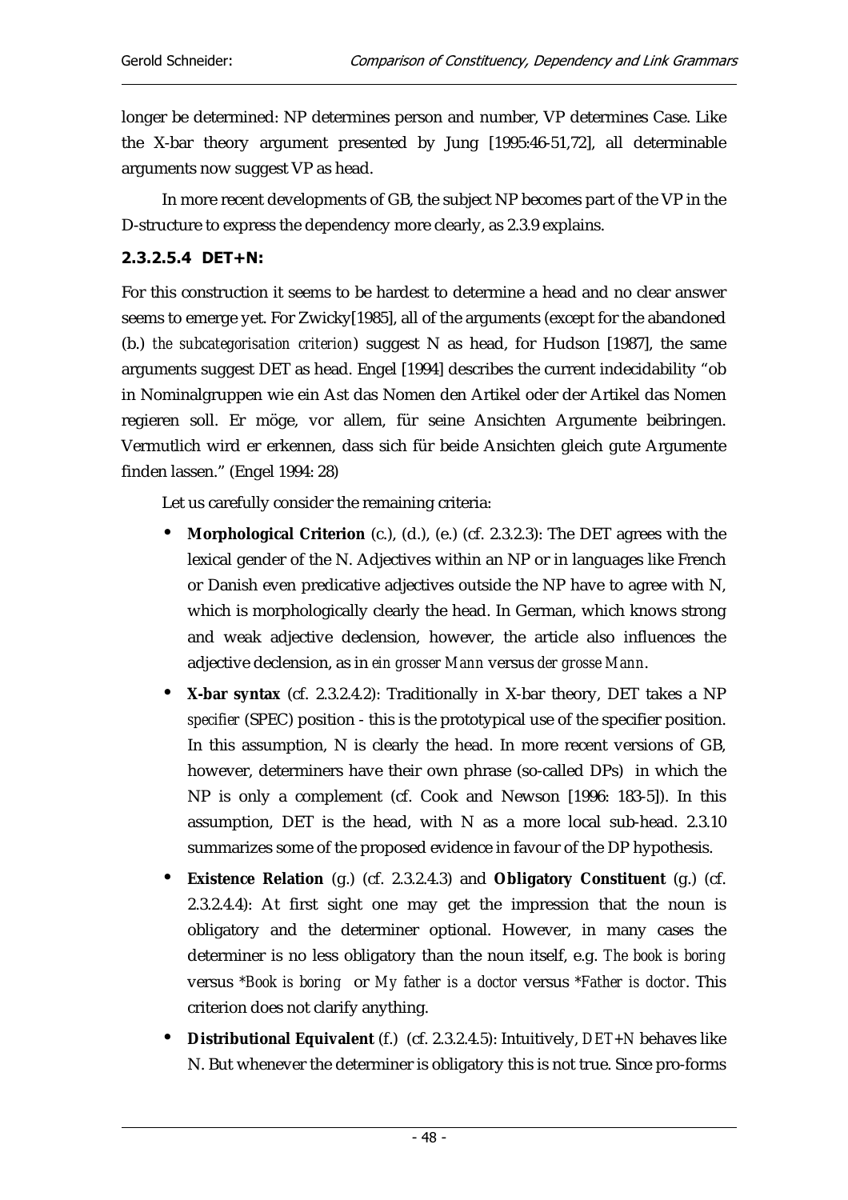longer be determined: NP determines person and number, VP determines Case. Like the X-bar theory argument presented by Jung [1995:46-51,72], all determinable arguments now suggest VP as head.

In more recent developments of GB, the subject NP becomes part of the VP in the D-structure to express the dependency more clearly, as 2.3.9 explains.

#### 2.3.2.5.4 DET+N:

For this construction it seems to be hardest to determine a head and no clear answer seems to emerge yet. For Zwicky[1985], all of the arguments (except for the abandoned (b.) *the subcategorisation criterion*) suggest N as head, for Hudson [1987], the same arguments suggest DET as head. Engel [1994] describes the current indecidability "ob in Nominalgruppen wie ein Ast das Nomen den Artikel oder der Artikel das Nomen regieren soll. Er möge, vor allem, für seine Ansichten Argumente beibringen. Vermutlich wird er erkennen, dass sich für beide Ansichten gleich gute Argumente finden lassen." (Engel 1994: 28)

Let us carefully consider the remaining criteria:

- **Morphological Criterion** (c.), (d.), (e.) (cf. 2.3.2.3): The DET agrees with the lexical gender of the N. Adjectives within an NP or in languages like French or Danish even predicative adjectives outside the NP have to agree with N, which is morphologically clearly the head. In German, which knows strong and weak adjective declension, however, the article also influences the adjective declension, as in *ein grosser Mann* versus *der grosse Mann*.
- **X-bar syntax** (cf. 2.3.2.4.2): Traditionally in X-bar theory, DET takes a NP *specifier* (SPEC) position - this is the prototypical use of the specifier position. In this assumption, N is clearly the head. In more recent versions of GB, however, determiners have their own phrase (so-called DPs) in which the NP is only a complement (cf. Cook and Newson [1996: 183-5]). In this assumption, DET is the head, with N as a more local sub-head. 2.3.10 summarizes some of the proposed evidence in favour of the DP hypothesis.
- **Existence Relation** (g.) (cf. 2.3.2.4.3) and **Obligatory Constituent** (g.) (cf. 2.3.2.4.4): At first sight one may get the impression that the noun is obligatory and the determiner optional. However, in many cases the determiner is no less obligatory than the noun itself, e.g. *The book is boring* versus *\*Book is boring* or *My father is a doctor* versus *\*Father is doctor*. This criterion does not clarify anything.
- **Distributional Equivalent** (f.) (cf. 2.3.2.4.5): Intuitively, *DET+N* behaves like N. But whenever the determiner is obligatory this is not true. Since pro-forms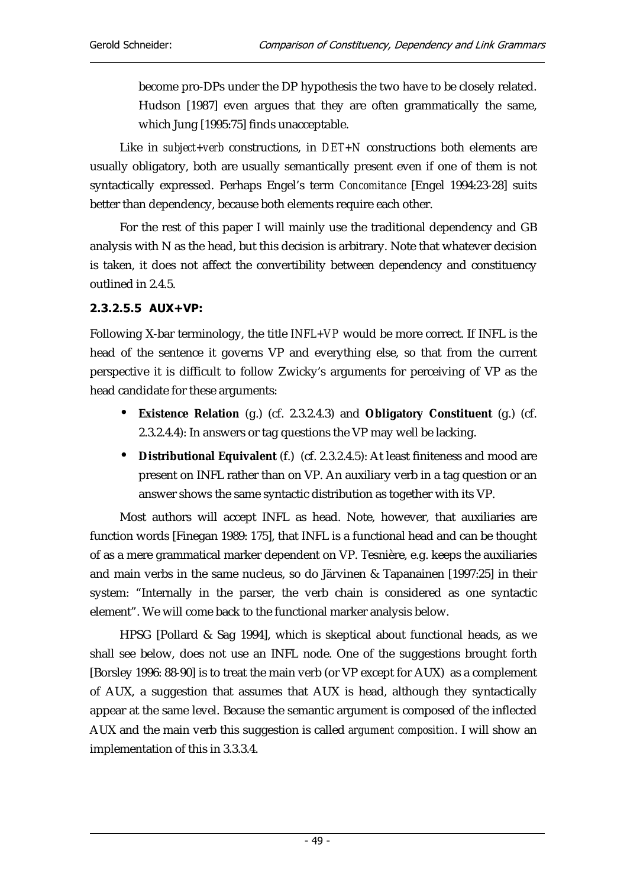become pro-DPs under the DP hypothesis the two have to be closely related. Hudson [1987] even argues that they are often grammatically the same, which Jung [1995:75] finds unacceptable.

Like in *subject+verb* constructions, in *DET+N* constructions both elements are usually obligatory, both are usually semantically present even if one of them is not syntactically expressed. Perhaps Engel's term *Concomitance* [Engel 1994:23-28] suits better than dependency, because both elements require each other.

For the rest of this paper I will mainly use the traditional dependency and GB analysis with N as the head, but this decision is arbitrary. Note that whatever decision is taken, it does not affect the convertibility between dependency and constituency outlined in 2.4.5.

#### 2.3.2.5.5 AUX+VP:

Following X-bar terminology, the title *INFL+VP* would be more correct. If INFL is the head of the sentence it governs VP and everything else, so that from the current perspective it is difficult to follow Zwicky's arguments for perceiving of VP as the head candidate for these arguments:

- **Existence Relation** (g.) (cf. 2.3.2.4.3) and **Obligatory Constituent** (g.) (cf. 2.3.2.4.4): In answers or tag questions the VP may well be lacking.
- **Distributional Equivalent** (f.) (cf. 2.3.2.4.5): At least finiteness and mood are present on INFL rather than on VP. An auxiliary verb in a tag question or an answer shows the same syntactic distribution as together with its VP.

Most authors will accept INFL as head. Note, however, that auxiliaries are function words [Finegan 1989: 175], that INFL is a functional head and can be thought of as a mere grammatical marker dependent on VP. Tesnière, e.g. keeps the auxiliaries and main verbs in the same nucleus, so do Järvinen & Tapanainen [1997:25] in their system: "Internally in the parser, the verb chain is considered as one syntactic element". We will come back to the functional marker analysis below.

HPSG [Pollard & Sag 1994], which is skeptical about functional heads, as we shall see below, does not use an INFL node. One of the suggestions brought forth [Borsley 1996: 88-90] is to treat the main verb (or VP except for AUX) as a complement of AUX, a suggestion that assumes that AUX is head, although they syntactically appear at the same level. Because the semantic argument is composed of the inflected AUX and the main verb this suggestion is called *argument composition*. I will show an implementation of this in 3.3.3.4.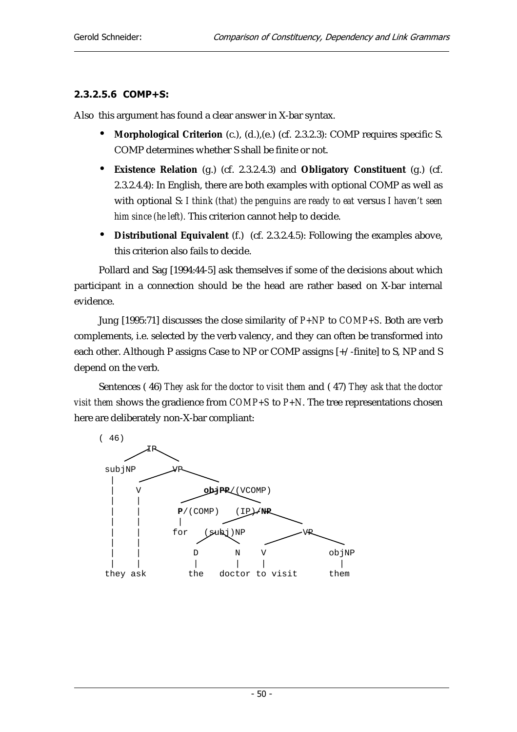#### 2.3.2.5.6 COMP+S:

Also this argument has found a clear answer in X-bar syntax.

- **Morphological Criterion** (c.), (d.),(e.) (cf. 2.3.2.3): COMP requires specific S. COMP determines whether S shall be finite or not.
- **Existence Relation** (g.) (cf. 2.3.2.4.3) and **Obligatory Constituent** (g.) (cf. 2.3.2.4.4): In English, there are both examples with optional COMP as well as with optional S: *I think (that) the penguins are ready to eat* versus *I haven't seen him since (he left)*. This criterion cannot help to decide.
- **Distributional Equivalent** (f.) (cf. 2.3.2.4.5): Following the examples above, this criterion also fails to decide.

Pollard and Sag [1994:44-5] ask themselves if some of the decisions about which participant in a connection should be the head are rather based on X-bar internal evidence.

Jung [1995:71] discusses the close similarity of *P+NP* to *COMP+S*. Both are verb complements, i.e. selected by the verb valency, and they can often be transformed into each other. Although P assigns Case to NP or COMP assigns [+/-finite] to S, NP and S depend on the verb.

Sentences ( 46) *They ask for the doctor to visit them* and ( 47) *They ask that the doctor visit them* shows the gradience from *COMP+S* to *P+N*. The tree representations chosen here are deliberately non-X-bar compliant:

```
( 46)
          IP
       /      \
  subjNP       VP
    |       /       \
    |     V           objPP/(VCOMP)
    |     |          /            \
    |     |      P/(COMP)    (IP)/NP
    |     |        |        /          \
    |     |       for   (subj)NP         VP
    |     |              /    \        /     \
    |     |             D      N     V        objNP
    |     |             |      |     |          |
  they ask             the  doctor to visit    them
```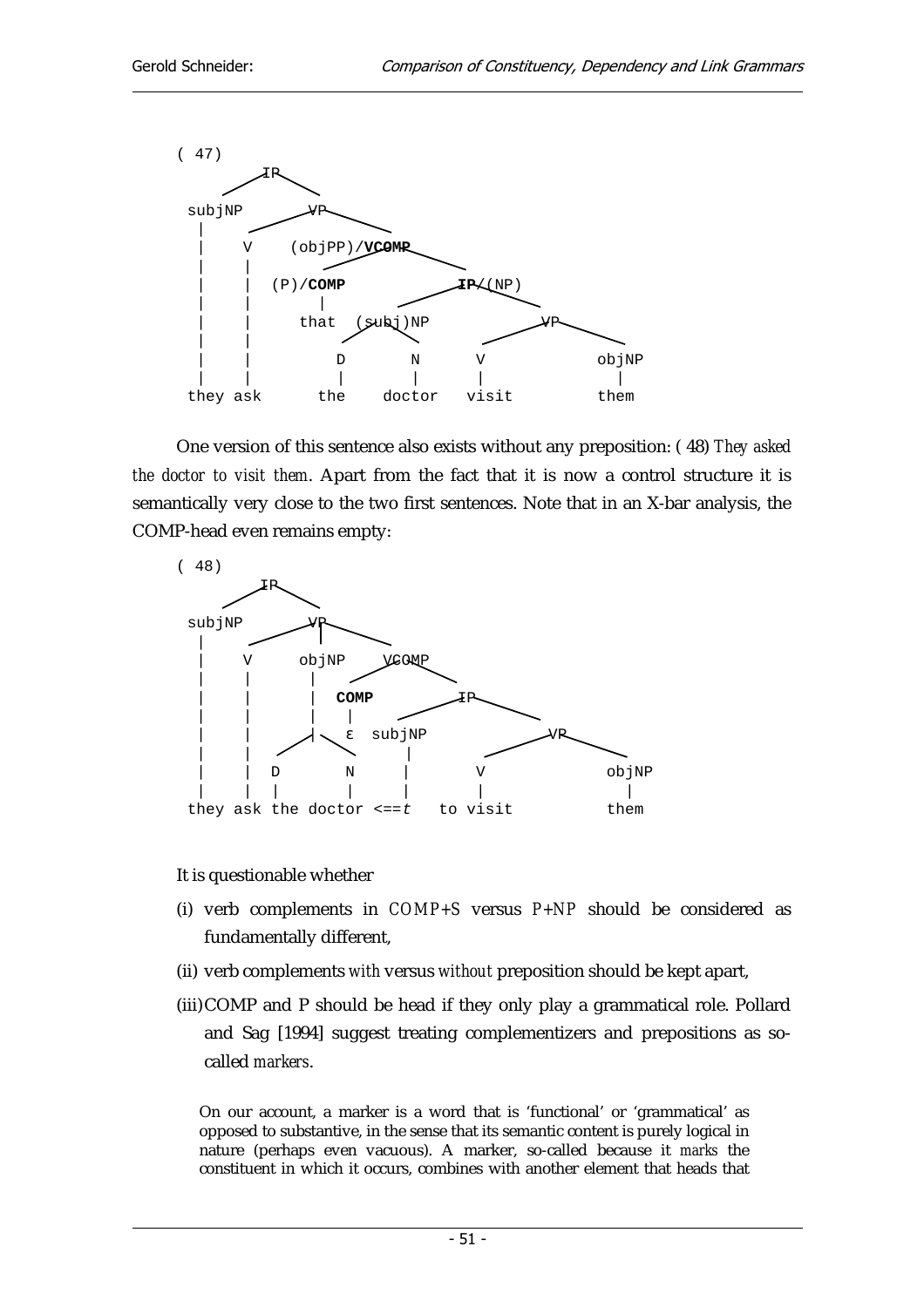```
( 47)
            IP
         /      \
   subjNP         VP
     |      /      |        \
     |     V    (objPP)/VCOMP
     |     |           /        \
     |     |   (P)/COMP          IP/(NP)
     |     |        |          /         \
     |     |      that  (subj)NP           VP
     |     |              /    \         /      \
     |     |             D      N       V        objNP
     |     |             |      |       |          |
   they  ask            the   doctor  visit       them
```

One version of this sentence also exists without any preposition: ( 48) *They asked the doctor to visit them*. Apart from the fact that it is now a control structure it is semantically very close to the two first sentences. Note that in an X-bar analysis, the COMP-head even remains empty:

```
( 48)
            IP
         /      \
   subjNP         VP
     |      /      |       \
     |     V    objNP    VCOMP
     |     |      |      /     \
     |     |      |   COMP       IP
     |     |      |    |       /     \
     |     |     / \   ε   subjNP      VP
     |     |    /   \         |      /     \
     |     |   D     N        |     V       objNP
     |     |   |     |        |     |         |
   they  ask the doctor <==t   to visit      them
```

It is questionable whether

(i) verb complements in *COMP+S* versus *P+NP* should be considered as fundamentally different,

(ii) verb complements *with* versus *without* preposition should be kept apart,

(iii) COMP and P should be head if they only play a grammatical role. Pollard and Sag [1994] suggest treating complementizers and prepositions as so-called *markers*.

> On our account, a marker is a word that is 'functional' or 'grammatical' as opposed to substantive, in the sense that its semantic content is purely logical in nature (perhaps even vacuous). A marker, so-called because it *marks* the constituent in which it occurs, combines with another element that heads that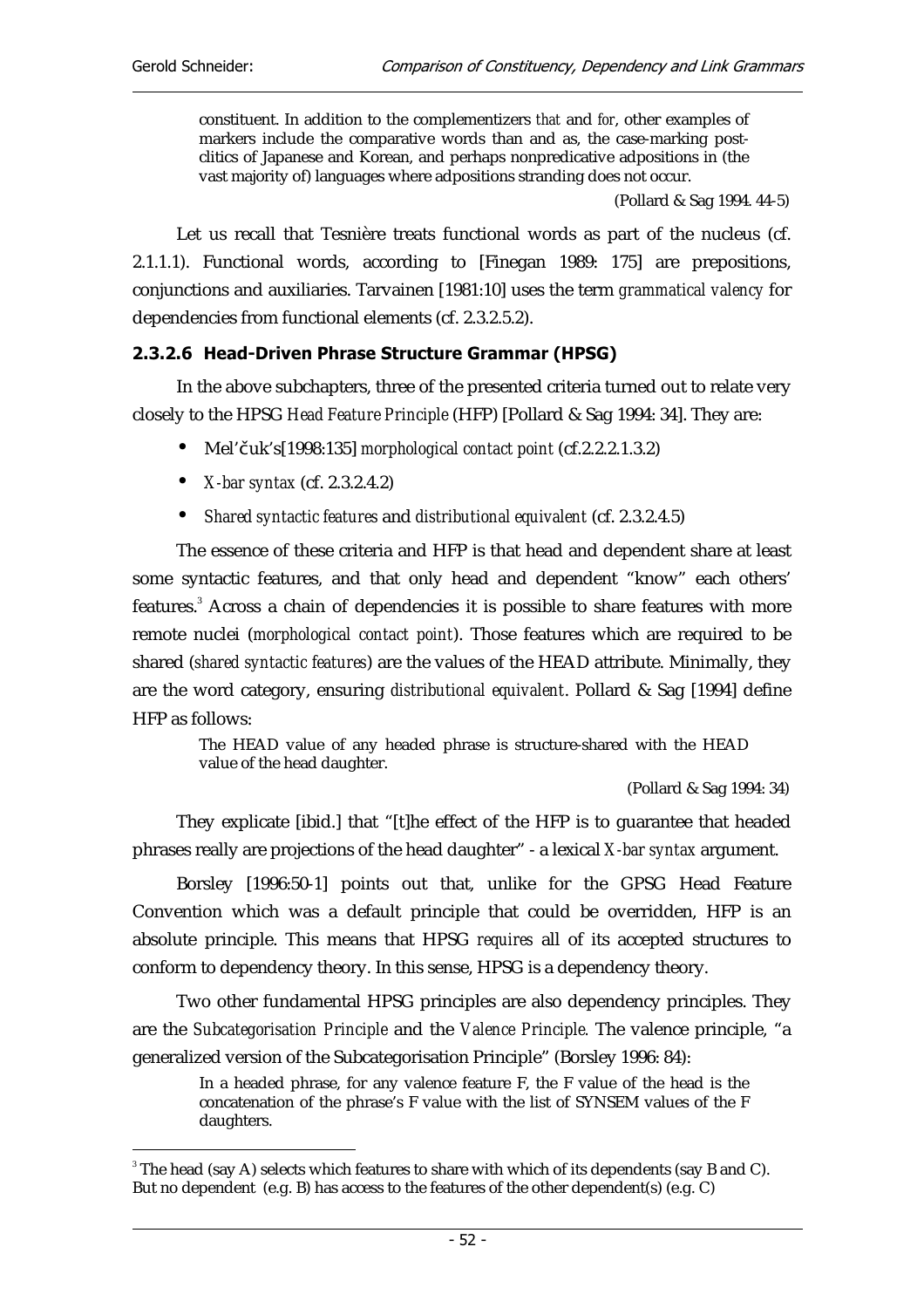> constituent. In addition to the complementizers *that* and *for*, other examples of markers include the comparative words than and as, the case-marking post-clitics of Japanese and Korean, and perhaps nonpredicative adpositions in (the vast majority of) languages where adpositions stranding does not occur.
>
> (Pollard & Sag 1994. 44-5)

Let us recall that Tesnière treats functional words as part of the nucleus (cf. 2.1.1.1). Functional words, according to [Finegan 1989: 175] are prepositions, conjunctions and auxiliaries. Tarvainen [1981:10] uses the term *grammatical valency* for dependencies from functional elements (cf. 2.3.2.5.2).

### 2.3.2.6 Head-Driven Phrase Structure Grammar (HPSG)

In the above subchapters, three of the presented criteria turned out to relate very closely to the HPSG *Head Feature Principle* (HFP) [Pollard & Sag 1994: 34]. They are:

- Mel'čuk's[1998:135] *morphological contact point* (cf.2.2.2.1.3.2)
- *X-bar syntax* (cf. 2.3.2.4.2)
- *Shared syntactic features* and *distributional equivalent* (cf. 2.3.2.4.5)

The essence of these criteria and HFP is that head and dependent share at least some syntactic features, and that only head and dependent "know" each others' features.[3] Across a chain of dependencies it is possible to share features with more remote nuclei (*morphological contact point*). Those features which are required to be shared (*shared syntactic features*) are the values of the HEAD attribute. Minimally, they are the word category, ensuring *distributional equivalent*. Pollard & Sag [1994] define HFP as follows:

> The HEAD value of any headed phrase is structure-shared with the HEAD value of the head daughter.
>
> (Pollard & Sag 1994: 34)

They explicate [ibid.] that "[t]he effect of the HFP is to guarantee that headed phrases really are projections of the head daughter" - a lexical *X-bar syntax* argument.

Borsley [1996:50-1] points out that, unlike for the GPSG Head Feature Convention which was a default principle that could be overridden, HFP is an absolute principle. This means that HPSG *requires* all of its accepted structures to conform to dependency theory. In this sense, HPSG is a dependency theory.

Two other fundamental HPSG principles are also dependency principles. They are the *Subcategorisation Principle* and the *Valence Principle*. The valence principle, "a generalized version of the Subcategorisation Principle" (Borsley 1996: 84):

> In a headed phrase, for any valence feature F, the F value of the head is the concatenation of the phrase's F value with the list of SYNSEM values of the F daughters.

---

[3] The head (say A) selects which features to share with which of its dependents (say B and C). But no dependent (e.g. B) has access to the features of the other dependent(s) (e.g. C)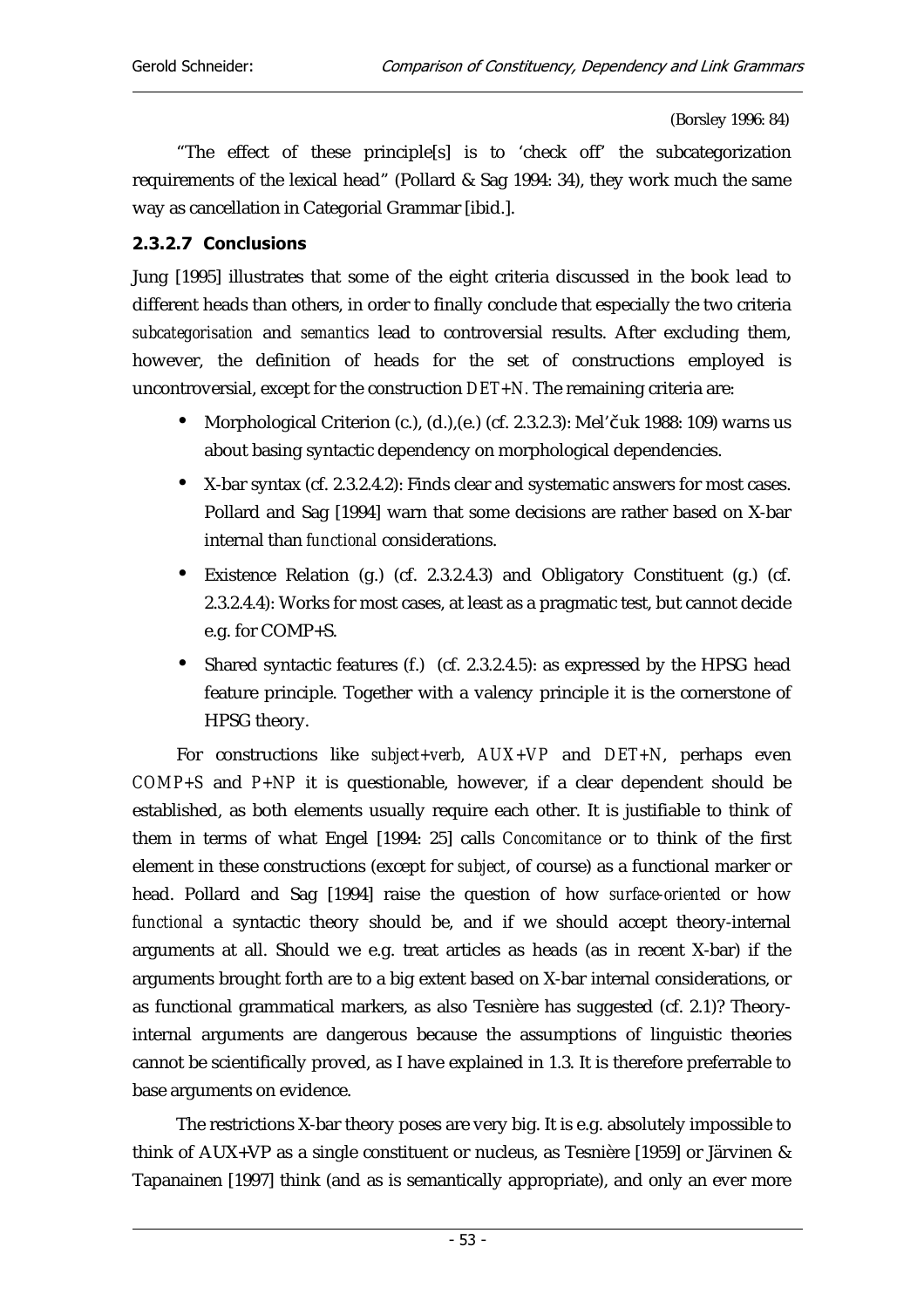(Borsley 1996: 84)

"The effect of these principle[s] is to 'check off' the subcategorization requirements of the lexical head" (Pollard & Sag 1994: 34), they work much the same way as cancellation in Categorial Grammar [ibid.].

#### 2.3.2.7 Conclusions

Jung [1995] illustrates that some of the eight criteria discussed in the book lead to different heads than others, in order to finally conclude that especially the two criteria *subcategorisation* and *semantics* lead to controversial results. After excluding them, however, the definition of heads for the set of constructions employed is uncontroversial, except for the construction *DET+N*. The remaining criteria are:

- Morphological Criterion (c.), (d.),(e.) (cf. 2.3.2.3): Mel'čuk 1988: 109) warns us about basing syntactic dependency on morphological dependencies.
- X-bar syntax (cf. 2.3.2.4.2): Finds clear and systematic answers for most cases. Pollard and Sag [1994] warn that some decisions are rather based on X-bar internal than *functional* considerations.
- Existence Relation (g.) (cf. 2.3.2.4.3) and Obligatory Constituent (g.) (cf. 2.3.2.4.4): Works for most cases, at least as a pragmatic test, but cannot decide e.g. for COMP+S.
- Shared syntactic features (f.) (cf. 2.3.2.4.5): as expressed by the HPSG head feature principle. Together with a valency principle it is the cornerstone of HPSG theory.

For constructions like *subject+verb*, *AUX+VP* and *DET+N*, perhaps even *COMP+S* and *P+NP* it is questionable, however, if a clear dependent should be established, as both elements usually require each other. It is justifiable to think of them in terms of what Engel [1994: 25] calls *Concomitance* or to think of the first element in these constructions (except for *subject*, of course) as a functional marker or head. Pollard and Sag [1994] raise the question of how *surface-oriented* or how *functional* a syntactic theory should be, and if we should accept theory-internal arguments at all. Should we e.g. treat articles as heads (as in recent X-bar) if the arguments brought forth are to a big extent based on X-bar internal considerations, or as functional grammatical markers, as also Tesnière has suggested (cf. 2.1)? Theory-internal arguments are dangerous because the assumptions of linguistic theories cannot be scientifically proved, as I have explained in 1.3. It is therefore preferrable to base arguments on evidence.

The restrictions X-bar theory poses are very big. It is e.g. absolutely impossible to think of AUX+VP as a single constituent or nucleus, as Tesnière [1959] or Järvinen & Tapanainen [1997] think (and as is semantically appropriate), and only an ever more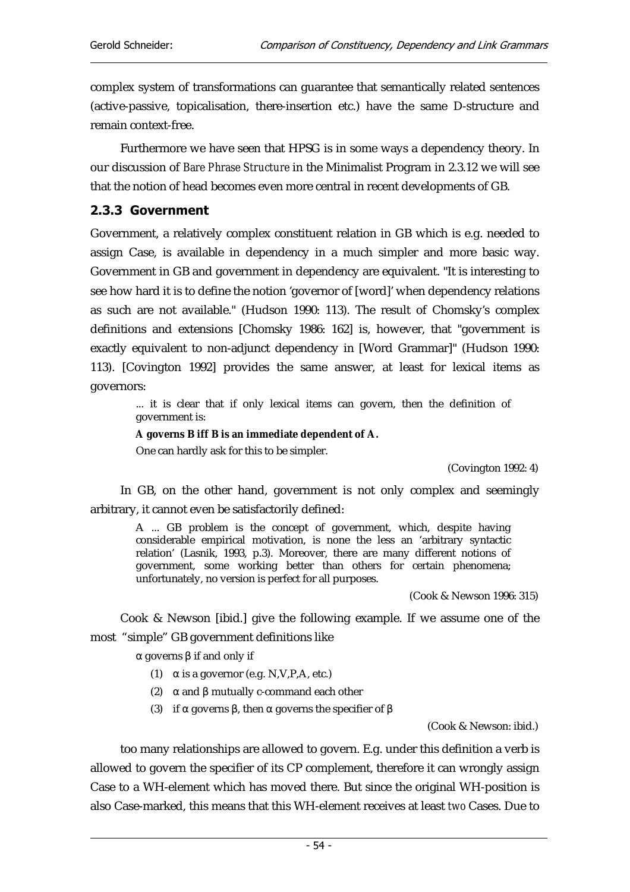complex system of transformations can guarantee that semantically related sentences (active-passive, topicalisation, there-insertion etc.) have the same D-structure and remain context-free.

Furthermore we have seen that HPSG is in some ways a dependency theory. In our discussion of *Bare Phrase Structure* in the Minimalist Program in 2.3.12 we will see that the notion of head becomes even more central in recent developments of GB.

### 2.3.3 Government

Government, a relatively complex constituent relation in GB which is e.g. needed to assign Case, is available in dependency in a much simpler and more basic way. Government in GB and government in dependency are equivalent. "It is interesting to see how hard it is to define the notion 'governor of [word]' when dependency relations as such are not available." (Hudson 1990: 113). The result of Chomsky's complex definitions and extensions [Chomsky 1986: 162] is, however, that "government is exactly equivalent to non-adjunct dependency in [Word Grammar]" (Hudson 1990: 113). [Covington 1992] provides the same answer, at least for lexical items as governors:

> ... it is clear that if only lexical items can govern, then the definition of government is:
>
> **A governs B iff B is an immediate dependent of A.**
>
> One can hardly ask for this to be simpler.
>
> (Covington 1992: 4)

In GB, on the other hand, government is not only complex and seemingly arbitrary, it cannot even be satisfactorily defined:

> A ... GB problem is the concept of government, which, despite having considerable empirical motivation, is none the less an 'arbitrary syntactic relation' (Lasnik, 1993, p.3). Moreover, there are many different notions of government, some working better than others for certain phenomena; unfortunately, no version is perfect for all purposes.
>
> (Cook & Newson 1996: 315)

Cook & Newson [ibid.] give the following example. If we assume one of the most "simple" GB government definitions like

> $\alpha$ governs $\beta$ if and only if
>
> (1) $\alpha$ is a governor (e.g. N,V,P,A, etc.)
>
> (2) $\alpha$ and $\beta$ mutually c-command each other
>
> (3) if $\alpha$ governs $\beta$, then $\alpha$ governs the specifier of $\beta$
>
> (Cook & Newson: ibid.)

too many relationships are allowed to govern. E.g. under this definition a verb is allowed to govern the specifier of its CP complement, therefore it can wrongly assign Case to a WH-element which has moved there. But since the original WH-position is also Case-marked, this means that this WH-element receives at least *two* Cases. Due to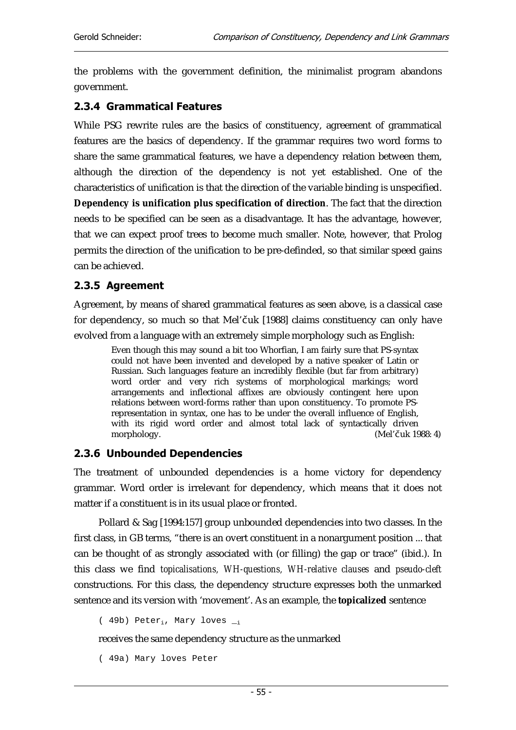the problems with the government definition, the minimalist program abandons government.

### 2.3.4 Grammatical Features

While PSG rewrite rules are the basics of constituency, agreement of grammatical features are the basics of dependency. If the grammar requires two word forms to share the same grammatical features, we have a dependency relation between them, although the direction of the dependency is not yet established. One of the characteristics of unification is that the direction of the variable binding is unspecified. **Dependency is unification plus specification of direction**. The fact that the direction needs to be specified can be seen as a disadvantage. It has the advantage, however, that we can expect proof trees to become much smaller. Note, however, that Prolog permits the direction of the unification to be pre-definded, so that similar speed gains can be achieved.

### 2.3.5 Agreement

Agreement, by means of shared grammatical features as seen above, is a classical case for dependency, so much so that Mel'čuk [1988] claims constituency can only have evolved from a language with an extremely simple morphology such as English:

> Even though this may sound a bit too Whorfian, I am fairly sure that PS-syntax could not have been invented and developed by a native speaker of Latin or Russian. Such languages feature an incredibly flexible (but far from arbitrary) word order and very rich systems of morphological markings; word arrangements and inflectional affixes are obviously contingent here upon relations between word-forms rather than upon constituency. To promote PS-representation in syntax, one has to be under the overall influence of English, with its rigid word order and almost total lack of syntactically driven morphology. (Mel'čuk 1988: 4)

### 2.3.6 Unbounded Dependencies

The treatment of unbounded dependencies is a home victory for dependency grammar. Word order is irrelevant for dependency, which means that it does not matter if a constituent is in its usual place or fronted.

Pollard & Sag [1994:157] group unbounded dependencies into two classes. In the first class, in GB terms, "there is an overt constituent in a nonargument position ... that can be thought of as strongly associated with (or filling) the gap or trace" (ibid.). In this class we find *topicalisations, WH-questions, WH-relative clauses* and *pseudo-cleft* constructions. For this class, the dependency structure expresses both the unmarked sentence and its version with 'movement'. As an example, the **topicalized** sentence

( 49b) $\text{Peter}_i$, Mary loves $\__i$

receives the same dependency structure as the unmarked

( 49a) Mary loves Peter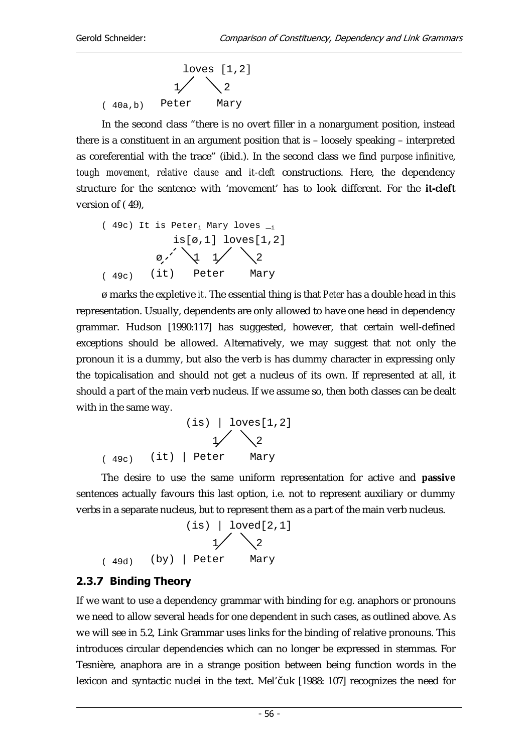```
            loves [1,2]
           1/      \2
( 40a,b)  Peter    Mary
```

In the second class "there is no overt filler in a nonargument position, instead there is a constituent in an argument position that is – loosely speaking – interpreted as coreferential with the trace" (ibid.). In the second class we find *purpose infinitive*, *tough movement*, *relative clause* and *it-cleft* constructions. Here, the dependency structure for the sentence with 'movement' has to look different. For the **it-cleft** version of ( 49),

```
( 49c) It is Peter_i Mary loves _i
            is[ø,1] loves[1,2]
          ø/    \1  1/    \2
( 49c)  (it)   Peter     Mary
```

ø marks the expletive *it*. The essential thing is that *Peter* has a double head in this representation. Usually, dependents are only allowed to have one head in dependency grammar. Hudson [1990:117] has suggested, however, that certain well-defined exceptions should be allowed. Alternatively, we may suggest that not only the pronoun *it* is a dummy, but also the verb *is* has dummy character in expressing only the topicalisation and should not get a nucleus of its own. If represented at all, it should a part of the main verb nucleus. If we assume so, then both classes can be dealt with in the same way.

```
             (is) | loves[1,2]
                  1/    \2
( 49c)  (it) | Peter     Mary
```

The desire to use the same uniform representation for active and **passive** sentences actually favours this last option, i.e. not to represent auxiliary or dummy verbs in a separate nucleus, but to represent them as a part of the main verb nucleus.

```
             (is) | loved[2,1]
                  1/    \2
( 49d)  (by) | Peter     Mary
```

### 2.3.7 Binding Theory

If we want to use a dependency grammar with binding for e.g. anaphors or pronouns we need to allow several heads for one dependent in such cases, as outlined above. As we will see in 5.2, Link Grammar uses links for the binding of relative pronouns. This introduces circular dependencies which can no longer be expressed in stemmas. For Tesnière, anaphora are in a strange position between being function words in the lexicon and syntactic nuclei in the text. Mel'čuk [1988: 107] recognizes the need for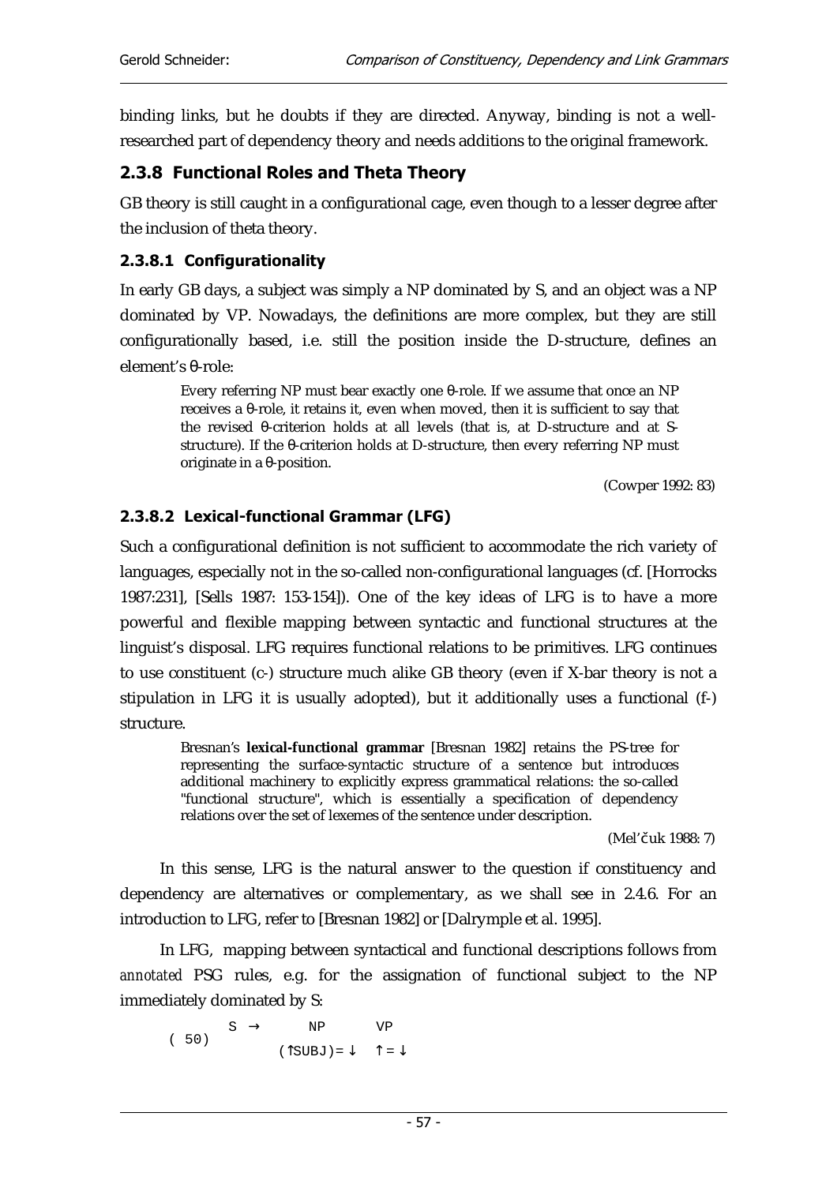binding links, but he doubts if they are directed. Anyway, binding is not a well-researched part of dependency theory and needs additions to the original framework.

### 2.3.8 Functional Roles and Theta Theory

GB theory is still caught in a configurational cage, even though to a lesser degree after the inclusion of theta theory.

#### 2.3.8.1 Configurationality

In early GB days, a subject was simply a NP dominated by S, and an object was a NP dominated by VP. Nowadays, the definitions are more complex, but they are still configurationally based, i.e. still the position inside the D-structure, defines an element's θ-role:

> Every referring NP must bear exactly one θ-role. If we assume that once an NP receives a θ-role, it retains it, even when moved, then it is sufficient to say that the revised θ-criterion holds at all levels (that is, at D-structure and at S-structure). If the θ-criterion holds at D-structure, then every referring NP must originate in a θ-position.
>
> (Cowper 1992: 83)

#### 2.3.8.2 Lexical-functional Grammar (LFG)

Such a configurational definition is not sufficient to accommodate the rich variety of languages, especially not in the so-called non-configurational languages (cf. [Horrocks 1987:231], [Sells 1987: 153-154]). One of the key ideas of LFG is to have a more powerful and flexible mapping between syntactic and functional structures at the linguist's disposal. LFG requires functional relations to be primitives. LFG continues to use constituent (c-) structure much alike GB theory (even if X-bar theory is not a stipulation in LFG it is usually adopted), but it additionally uses a functional (f-) structure.

> Bresnan's **lexical-functional grammar** [Bresnan 1982] retains the PS-tree for representing the surface-syntactic structure of a sentence but introduces additional machinery to explicitly express grammatical relations: the so-called "functional structure", which is essentially a specification of dependency relations over the set of lexemes of the sentence under description.
>
> (Mel'čuk 1988: 7)

In this sense, LFG is the natural answer to the question if constituency and dependency are alternatives or complementary, as we shall see in 2.4.6. For an introduction to LFG, refer to [Bresnan 1982] or [Dalrymple et al. 1995].

In LFG, mapping between syntactical and functional descriptions follows from *annotated* PSG rules, e.g. for the assignation of functional subject to the NP immediately dominated by S:

```
        S  →      NP        VP
( 50)
              (↑SUBJ)= ↓   ↑ = ↓
```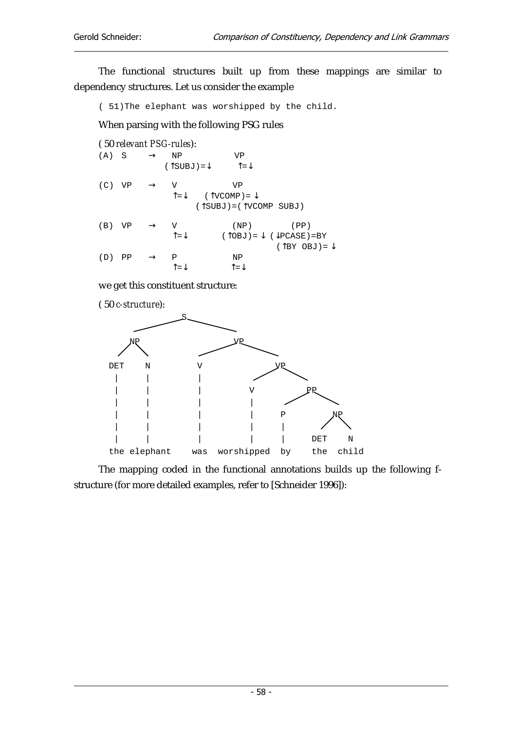The functional structures built up from these mappings are similar to dependency structures. Let us consider the example

```
( 51)The elephant was worshipped by the child.
```

When parsing with the following PSG rules

( 50 *relevant PSG-rules*):

```
(A) S    →   NP            VP
           (↑SUBJ)=↓       ↑=↓

(C) VP   →   V             VP
             ↑=↓    (↑VCOMP)= ↓
                (↑SUBJ)=(↑VCOMP SUBJ)

(B) VP   →   V            (NP)        (PP)
             ↑=↓       (↑OBJ)= ↓ (↓PCASE)=BY
                                  (↑BY OBJ)= ↓
(D) PP   →   P             NP
             ↑=↓           ↑=↓
```

we get this constituent structure:

( 50 *c-structure*):

```
                    S
          __________|__________
         NP                    VP
        /  \           ________|________
      DET   N         V                 VP
       |    |         |            _____|_____
       |    |         |           V           PP
       |    |         |           |        ___|___
       |    |         |           |       P       NP
       |    |         |           |       |      /  \
       |    |         |           |       |    DET   N
      the elephant   was     worshipped   by   the  child
```

The mapping coded in the functional annotations builds up the following f-structure (for more detailed examples, refer to [Schneider 1996]):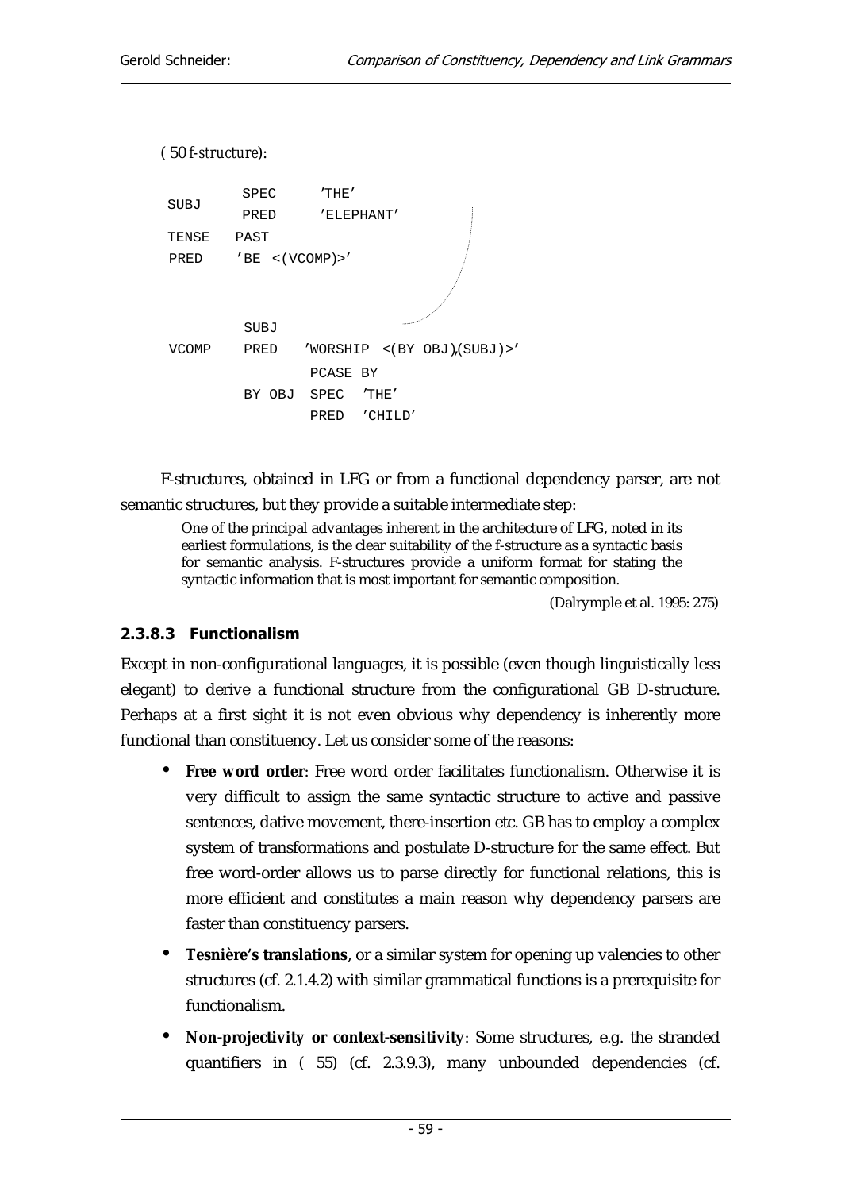( 50 *f-structure*):

```
        SPEC     'THE'
SUBJ    PRED     'ELEPHANT'
TENSE   PAST
PRED    'BE <(VCOMP)>'


        SUBJ
VCOMP   PRED    'WORSHIP <(BY OBJ),(SUBJ)>'
                PCASE BY
        BY OBJ  SPEC  'THE'
                PRED  'CHILD'
```

F-structures, obtained in LFG or from a functional dependency parser, are not semantic structures, but they provide a suitable intermediate step:

> One of the principal advantages inherent in the architecture of LFG, noted in its earliest formulations, is the clear suitability of the f-structure as a syntactic basis for semantic analysis. F-structures provide a uniform format for stating the syntactic information that is most important for semantic composition.
>
> (Dalrymple et al. 1995: 275)

#### 2.3.8.3 Functionalism

Except in non-configurational languages, it is possible (even though linguistically less elegant) to derive a functional structure from the configurational GB D-structure. Perhaps at a first sight it is not even obvious why dependency is inherently more functional than constituency. Let us consider some of the reasons:

- **Free word order**: Free word order facilitates functionalism. Otherwise it is very difficult to assign the same syntactic structure to active and passive sentences, dative movement, there-insertion etc. GB has to employ a complex system of transformations and postulate D-structure for the same effect. But free word-order allows us to parse directly for functional relations, this is more efficient and constitutes a main reason why dependency parsers are faster than constituency parsers.
- **Tesnière's translations**, or a similar system for opening up valencies to other structures (cf. 2.1.4.2) with similar grammatical functions is a prerequisite for functionalism.
- **Non-projectivity or context-sensitivity**: Some structures, e.g. the stranded quantifiers in ( 55) (cf. 2.3.9.3), many unbounded dependencies (cf.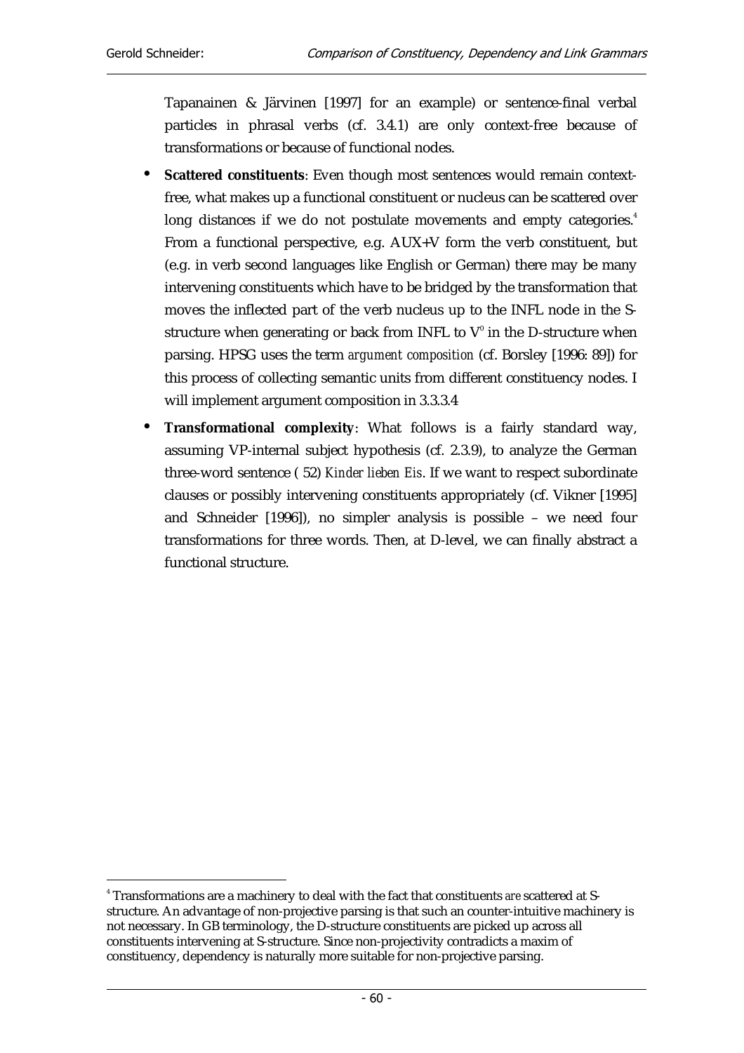Tapanainen & Järvinen [1997] for an example) or sentence-final verbal particles in phrasal verbs (cf. 3.4.1) are only context-free because of transformations or because of functional nodes.

- **Scattered constituents**: Even though most sentences would remain context-free, what makes up a functional constituent or nucleus can be scattered over long distances if we do not postulate movements and empty categories.[4] From a functional perspective, e.g. AUX+V form the verb constituent, but (e.g. in verb second languages like English or German) there may be many intervening constituents which have to be bridged by the transformation that moves the inflected part of the verb nucleus up to the INFL node in the S-structure when generating or back from INFL to $V^0$ in the D-structure when parsing. HPSG uses the term *argument composition* (cf. Borsley [1996: 89]) for this process of collecting semantic units from different constituency nodes. I will implement argument composition in 3.3.3.4
- **Transformational complexity**: What follows is a fairly standard way, assuming VP-internal subject hypothesis (cf. 2.3.9), to analyze the German three-word sentence ( 52) *Kinder lieben Eis*. If we want to respect subordinate clauses or possibly intervening constituents appropriately (cf. Vikner [1995] and Schneider [1996]), no simpler analysis is possible – we need four transformations for three words. Then, at D-level, we can finally abstract a functional structure.

---

[4] Transformations are a machinery to deal with the fact that constituents *are* scattered at S-structure. An advantage of non-projective parsing is that such an counter-intuitive machinery is not necessary. In GB terminology, the D-structure constituents are picked up across all constituents intervening at S-structure. Since non-projectivity contradicts a maxim of constituency, dependency is naturally more suitable for non-projective parsing.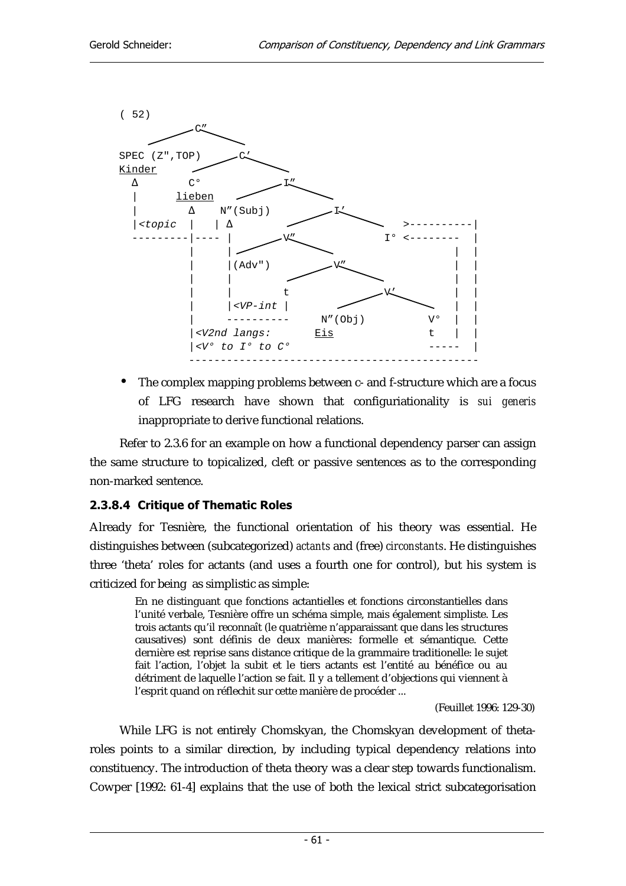```
( 52)
                 C"
         _______/  \______
SPEC (Z",TOP)          C'
Kinder            ____/  \____
  Δ        C°                  I"
  |      lieben          _____/  \_____
  |        Δ     N"(Subj)              I'
  |<topic  |    | Δ              _____/  \_____      >----------|
  ---------|---- |            V"                I° <--------    |
           |     |      _____/  \_____                      |   |
           |     |(Adv")              V"                    |   |
           |     |              _____/  \_____              |   |
           |     |        t                   V'            |   |
           |     |<VP-int |            ______/  \______     |   |
           |     ----------      N"(Obj)              V°    |   |
           |<V2nd langs:         Eis                  t     |   |
           |<V° to I° to C°                           -----     |
           ------------------------------------------------------
```

- The complex mapping problems between c- and f-structure which are a focus of LFG research have shown that configuriationality is *sui generis* inappropriate to derive functional relations.

Refer to 2.3.6 for an example on how a functional dependency parser can assign the same structure to topicalized, cleft or passive sentences as to the corresponding non-marked sentence.

#### 2.3.8.4 Critique of Thematic Roles

Already for Tesnière, the functional orientation of his theory was essential. He distinguishes between (subcategorized) *actants* and (free) *circonstants*. He distinguishes three 'theta' roles for actants (and uses a fourth one for control), but his system is criticized for being as simplistic as simple:

> En ne distinguant que fonctions actantielles et fonctions circonstantielles dans l'unité verbale, Tesnière offre un schéma simple, mais également simpliste. Les trois actants qu'il reconnaît (le quatrième n'apparaissant que dans les structures causatives) sont définis de deux manières: formelle et sémantique. Cette dernière est reprise sans distance critique de la grammaire traditionelle: le sujet fait l'action, l'objet la subit et le tiers actants est l'entité au bénéfice ou au détriment de laquelle l'action se fait. Il y a tellement d'objections qui viennent à l'esprit quand on réflechit sur cette manière de procéder ...
>
> (Feuillet 1996: 129-30)

While LFG is not entirely Chomskyan, the Chomskyan development of theta-roles points to a similar direction, by including typical dependency relations into constituency. The introduction of theta theory was a clear step towards functionalism. Cowper [1992: 61-4] explains that the use of both the lexical strict subcategorisation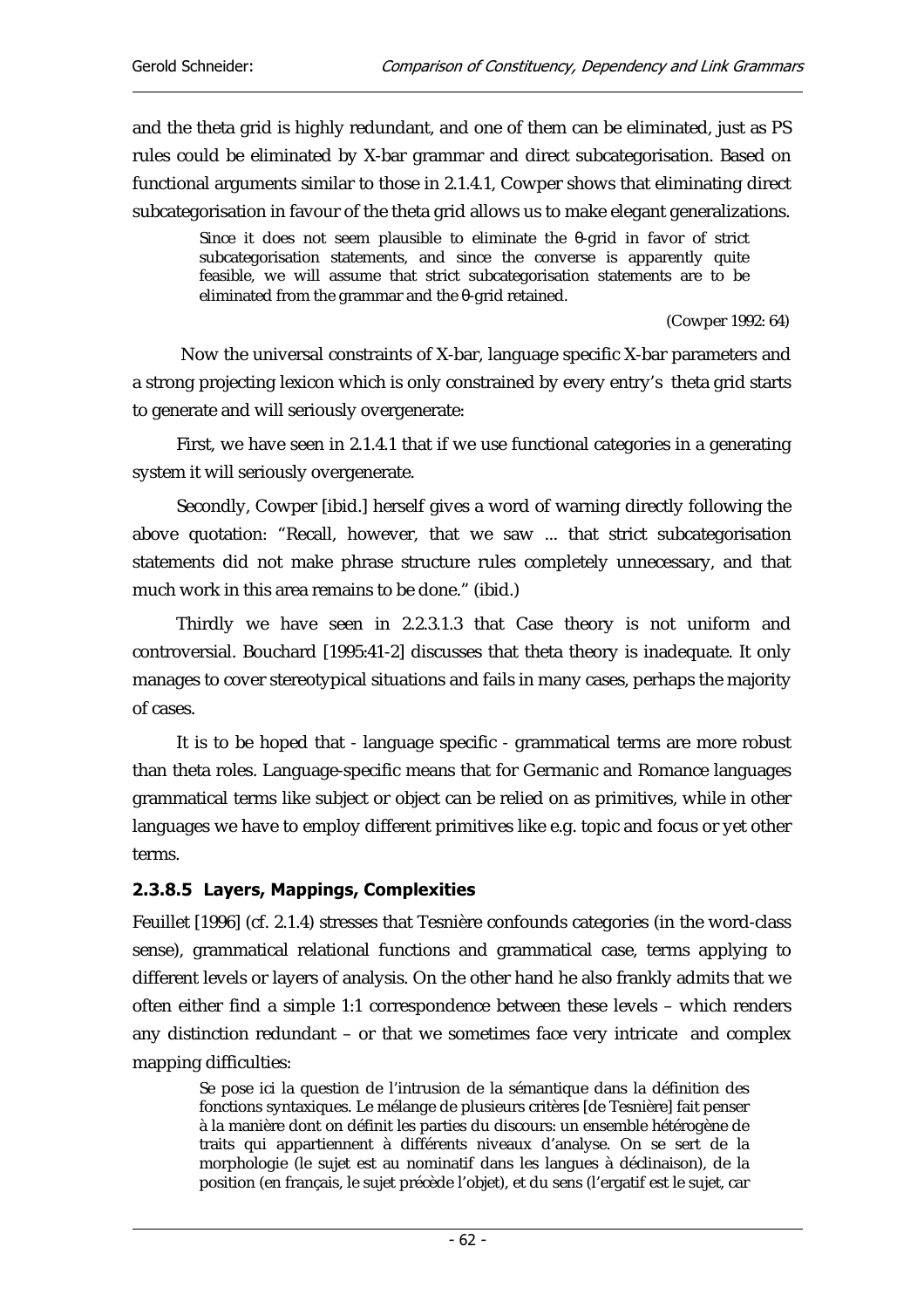and the theta grid is highly redundant, and one of them can be eliminated, just as PS rules could be eliminated by X-bar grammar and direct subcategorisation. Based on functional arguments similar to those in 2.1.4.1, Cowper shows that eliminating direct subcategorisation in favour of the theta grid allows us to make elegant generalizations.

> Since it does not seem plausible to eliminate the θ-grid in favor of strict subcategorisation statements, and since the converse is apparently quite feasible, we will assume that strict subcategorisation statements are to be eliminated from the grammar and the θ-grid retained.
>
> (Cowper 1992: 64)

Now the universal constraints of X-bar, language specific X-bar parameters and a strong projecting lexicon which is only constrained by every entry's theta grid starts to generate and will seriously overgenerate:

First, we have seen in 2.1.4.1 that if we use functional categories in a generating system it will seriously overgenerate.

Secondly, Cowper [ibid.] herself gives a word of warning directly following the above quotation: "Recall, however, that we saw ... that strict subcategorisation statements did not make phrase structure rules completely unnecessary, and that much work in this area remains to be done." (ibid.)

Thirdly we have seen in 2.2.3.1.3 that Case theory is not uniform and controversial. Bouchard [1995:41-2] discusses that theta theory is inadequate. It only manages to cover stereotypical situations and fails in many cases, perhaps the majority of cases.

It is to be hoped that - language specific - grammatical terms are more robust than theta roles. Language-specific means that for Germanic and Romance languages grammatical terms like subject or object can be relied on as primitives, while in other languages we have to employ different primitives like e.g. topic and focus or yet other terms.

#### 2.3.8.5 Layers, Mappings, Complexities

Feuillet [1996] (cf. 2.1.4) stresses that Tesnière confounds categories (in the word-class sense), grammatical relational functions and grammatical case, terms applying to different levels or layers of analysis. On the other hand he also frankly admits that we often either find a simple 1:1 correspondence between these levels – which renders any distinction redundant – or that we sometimes face very intricate and complex mapping difficulties:

> Se pose ici la question de l'intrusion de la sémantique dans la définition des fonctions syntaxiques. Le mélange de plusieurs critères [de Tesnière] fait penser à la manière dont on définit les parties du discours: un ensemble hétérogène de traits qui appartiennent à différents niveaux d'analyse. On se sert de la morphologie (le sujet est au nominatif dans les langues à déclinaison), de la position (en français, le sujet précède l'objet), et du sens (l'ergatif est le sujet, car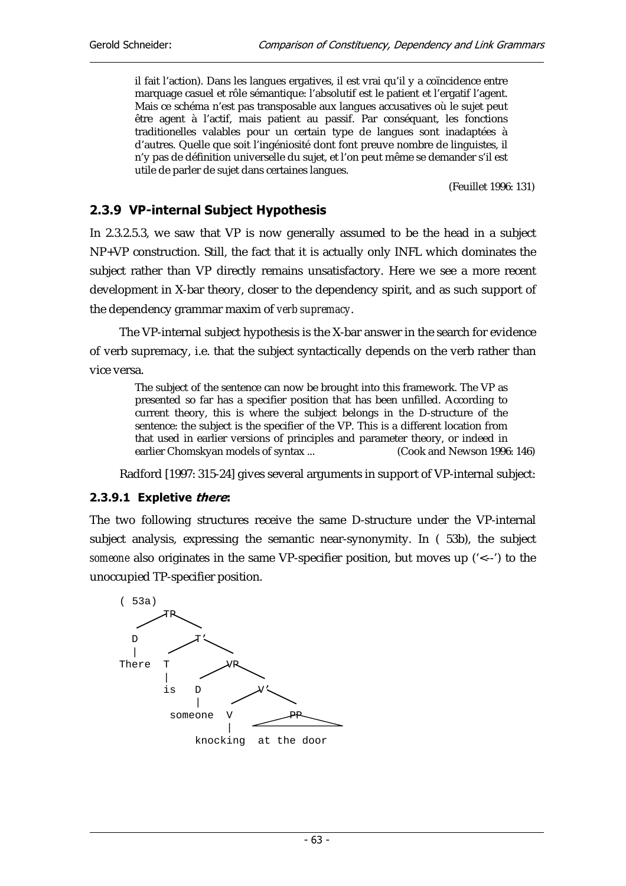> il fait l'action). Dans les langues ergatives, il est vrai qu'il y a coïncidence entre marquage casuel et rôle sémantique: l'absolutif est le patient et l'ergatif l'agent. Mais ce schéma n'est pas transposable aux langues accusatives où le sujet peut être agent à l'actif, mais patient au passif. Par conséquant, les fonctions traditionelles valables pour un certain type de langues sont inadaptées à d'autres. Quelle que soit l'ingéniosité dont font preuve nombre de linguistes, il n'y pas de définition universelle du sujet, et l'on peut même se demander s'il est utile de parler de sujet dans certaines langues.
>
> (Feuillet 1996: 131)

### 2.3.9 VP-internal Subject Hypothesis

In 2.3.2.5.3, we saw that VP is now generally assumed to be the head in a subject NP+VP construction. Still, the fact that it is actually only INFL which dominates the subject rather than VP directly remains unsatisfactory. Here we see a more recent development in X-bar theory, closer to the dependency spirit, and as such support of the dependency grammar maxim of *verb supremacy*.

The VP-internal subject hypothesis is the X-bar answer in the search for evidence of verb supremacy, i.e. that the subject syntactically depends on the verb rather than vice versa.

> The subject of the sentence can now be brought into this framework. The VP as presented so far has a specifier position that has been unfilled. According to current theory, this is where the subject belongs in the D-structure of the sentence: the subject is the specifier of the VP. This is a different location from that used in earlier versions of principles and parameter theory, or indeed in earlier Chomskyan models of syntax ... (Cook and Newson 1996: 146)

Radford [1997: 315-24] gives several arguments in support of VP-internal subject:

#### 2.3.9.1 Expletive *there*:

The two following structures receive the same D-structure under the VP-internal subject analysis, expressing the semantic near-synonymity. In ( 53b), the subject *someone* also originates in the same VP-specifier position, but moves up ('<--') to the unoccupied TP-specifier position.

```
( 53a)
         TP
       /    \
     D       T'
     |      /  \
   There   T    VP
           |   /  \
          is  D    V'
              |   /  \
        someone  V    PP
                 |   /  \
           knocking  at the door
```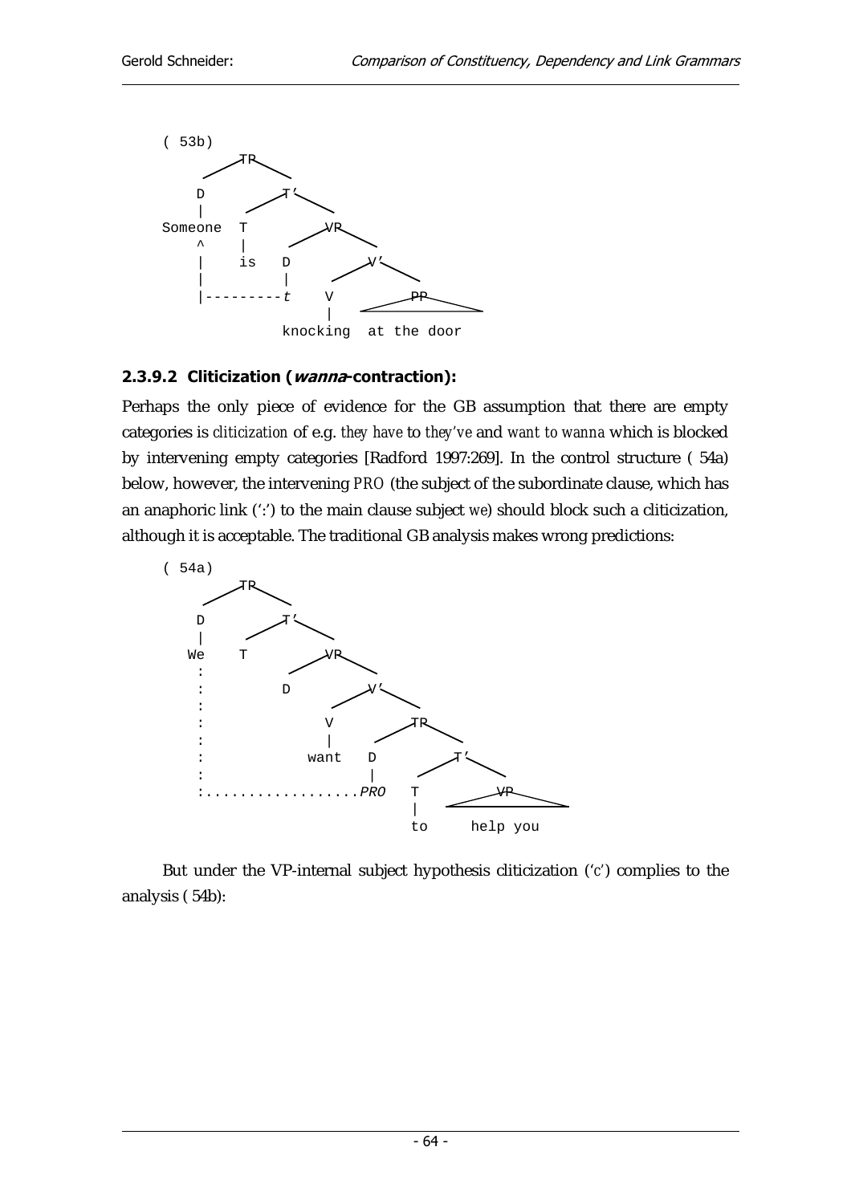```
( 53b)
         TP
       /    \
    D         T'
    |       /    \
Someone   T       VP
    ^     |     /    \
    |     is   D       V'
    |          |     /    \
    |---------t     V       PP
                    |     /    \
              knocking  at the door
```

#### 2.3.9.2 Cliticization (*wanna*-contraction):

Perhaps the only piece of evidence for the GB assumption that there are empty categories is *cliticization* of e.g. *they have* to *they've* and *want to wanna* which is blocked by intervening empty categories [Radford 1997:269]. In the control structure ( 54a) below, however, the intervening *PRO* (the subject of the subordinate clause, which has an anaphoric link (':') to the main clause subject *we*) should block such a cliticization, although it is acceptable. The traditional GB analysis makes wrong predictions:

```
( 54a)
         TP
       /    \
    D         T'
    |       /    \
   We     T       VP
    :           /    \
    :          D       V'
    :                /    \
    :               V       TP
    :               |     /    \
    :             want   D       T'
    :                    |     /    \
    :..................PRO    T       VP
                              |     /    \
                              to     help you
```

But under the VP-internal subject hypothesis cliticization ('c') complies to the analysis ( 54b):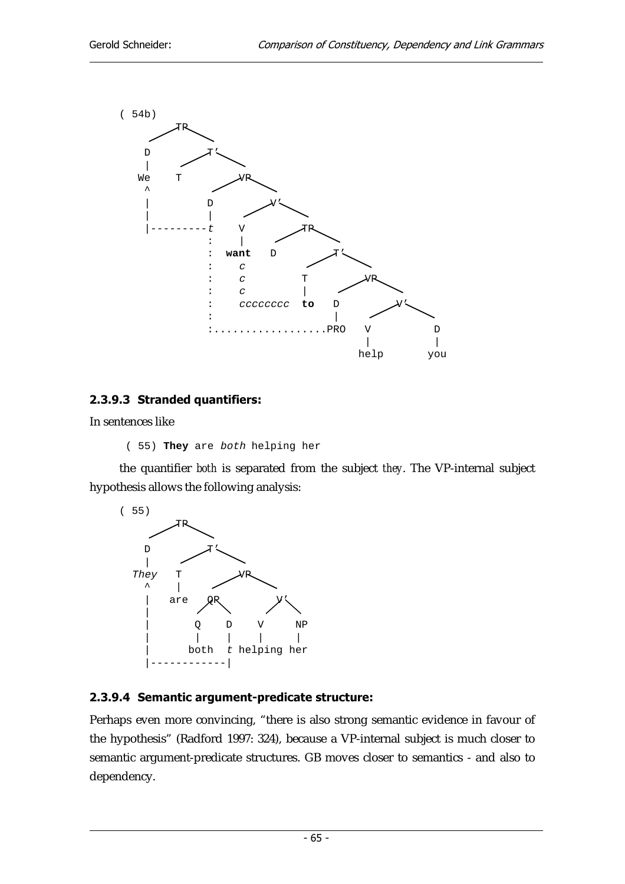```
( 54b)
         TP
      /      \
    D         T'
    |       /    \
   We     T        VP
    ^            /    \
    |          D        V'
    |          |      /    \
    |----------t    V        TP
               :    |      /    \
               :  want   D        T'
               :    c           /    \
               :    c          T        VP
               :    c          |      /    \
               :    cccccccc  to     D       V'
               :                     |     /    \
               :.................PRO    V        D
                                        |        |
                                       help     you
```

### 2.3.9.3 Stranded quantifiers:

In sentences like

```
( 55) They are both helping her
```

the quantifier *both* is separated from the subject *they*. The VP-internal subject hypothesis allows the following analysis:

```
( 55)
         TP
      /      \
    D         T'
    |       /    \
  They    T        VP
    ^     |      /    \
    |    are   QP      V'
    |         /  \    /  \
    |        Q    D  V    NP
    |        |    |  |     |
    |      both   t helping her
    |-------------|
```

### 2.3.9.4 Semantic argument-predicate structure:

Perhaps even more convincing, "there is also strong semantic evidence in favour of the hypothesis" (Radford 1997: 324), because a VP-internal subject is much closer to semantic argument-predicate structures. GB moves closer to semantics - and also to dependency.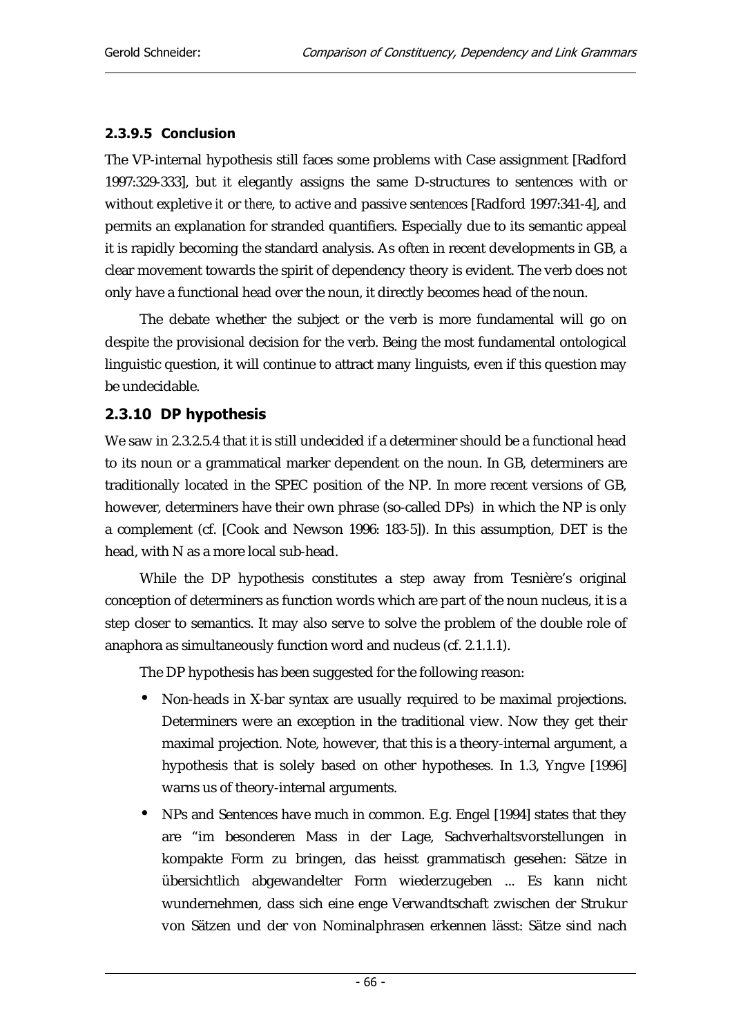#### 2.3.9.5 Conclusion

The VP-internal hypothesis still faces some problems with Case assignment [Radford 1997:329-333], but it elegantly assigns the same D-structures to sentences with or without expletive *it* or *there*, to active and passive sentences [Radford 1997:341-4], and permits an explanation for stranded quantifiers. Especially due to its semantic appeal it is rapidly becoming the standard analysis. As often in recent developments in GB, a clear movement towards the spirit of dependency theory is evident. The verb does not only have a functional head over the noun, it directly becomes head of the noun.

The debate whether the subject or the verb is more fundamental will go on despite the provisional decision for the verb. Being the most fundamental ontological linguistic question, it will continue to attract many linguists, even if this question may be undecidable.

### 2.3.10 DP hypothesis

We saw in 2.3.2.5.4 that it is still undecided if a determiner should be a functional head to its noun or a grammatical marker dependent on the noun. In GB, determiners are traditionally located in the SPEC position of the NP. In more recent versions of GB, however, determiners have their own phrase (so-called DPs) in which the NP is only a complement (cf. [Cook and Newson 1996: 183-5]). In this assumption, DET is the head, with N as a more local sub-head.

While the DP hypothesis constitutes a step away from Tesnière's original conception of determiners as function words which are part of the noun nucleus, it is a step closer to semantics. It may also serve to solve the problem of the double role of anaphora as simultaneously function word and nucleus (cf. 2.1.1.1).

The DP hypothesis has been suggested for the following reason:

- Non-heads in X-bar syntax are usually required to be maximal projections. Determiners were an exception in the traditional view. Now they get their maximal projection. Note, however, that this is a theory-internal argument, a hypothesis that is solely based on other hypotheses. In 1.3, Yngve [1996] warns us of theory-internal arguments.
- NPs and Sentences have much in common. E.g. Engel [1994] states that they are "im besonderen Mass in der Lage, Sachverhaltsvorstellungen in kompakte Form zu bringen, das heisst grammatisch gesehen: Sätze in übersichtlich abgewandelter Form wiederzugeben ... Es kann nicht wundernehmen, dass sich eine enge Verwandtschaft zwischen der Strukur von Sätzen und der von Nominalphrasen erkennen lässt: Sätze sind nach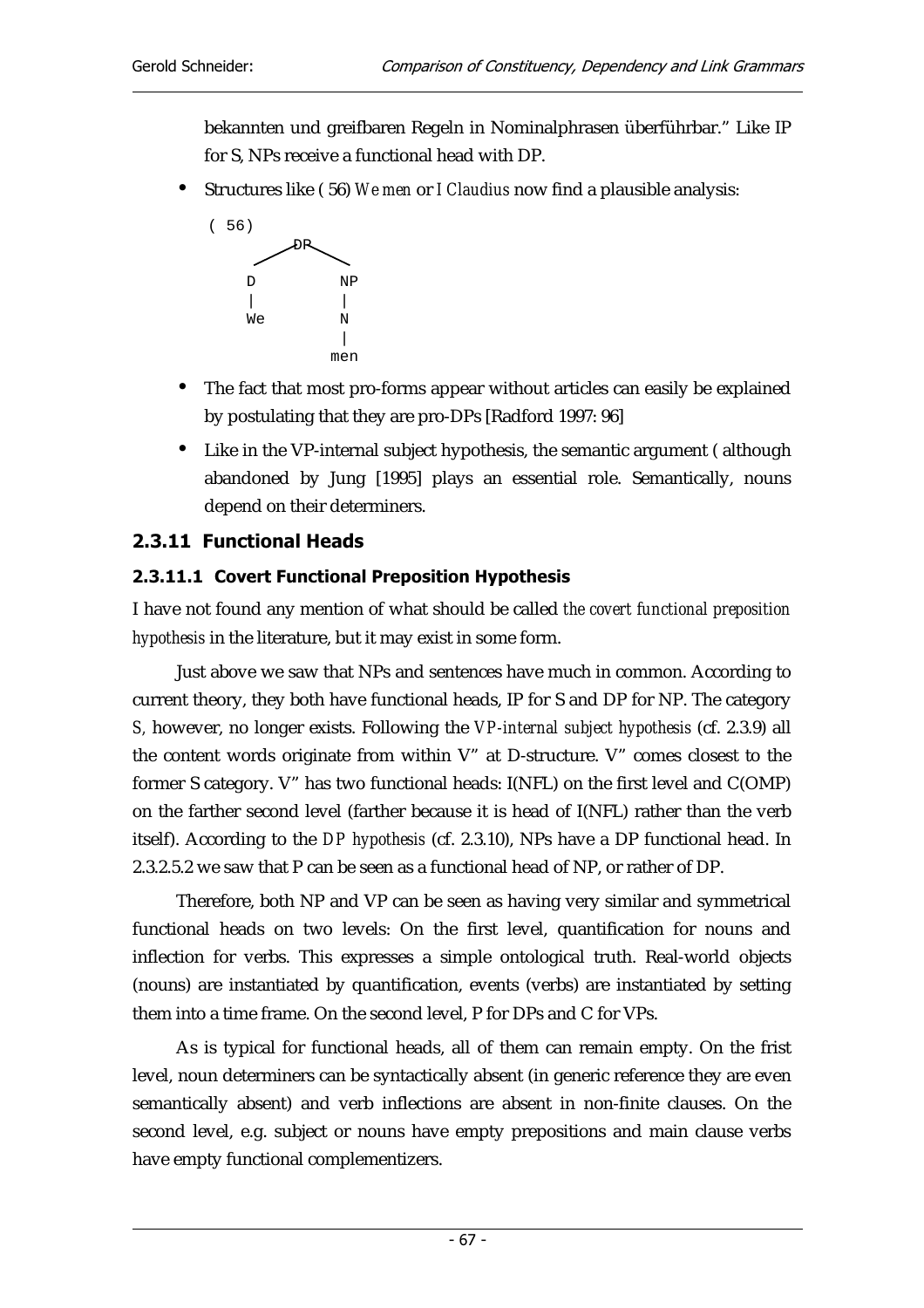bekannten und greifbaren Regeln in Nominalphrasen überführbar." Like IP for S, NPs receive a functional head with DP.

- Structures like ( 56) *We men* or *I Claudius* now find a plausible analysis:

```
( 56)
        DP
      /    \
     D      NP
     |      |
     We     N
            |
           men
```

- The fact that most pro-forms appear without articles can easily be explained by postulating that they are pro-DPs [Radford 1997: 96]
- Like in the VP-internal subject hypothesis, the semantic argument ( although abandoned by Jung [1995] plays an essential role. Semantically, nouns depend on their determiners.

### 2.3.11 Functional Heads

#### 2.3.11.1 Covert Functional Preposition Hypothesis

I have not found any mention of what should be called *the covert functional preposition hypothesis* in the literature, but it may exist in some form.

Just above we saw that NPs and sentences have much in common. According to current theory, they both have functional heads, IP for S and DP for NP. The category *S*, however, no longer exists. Following the *VP-internal subject hypothesis* (cf. 2.3.9) all the content words originate from within V" at D-structure. V" comes closest to the former S category. V" has two functional heads: I(NFL) on the first level and C(OMP) on the farther second level (farther because it is head of I(NFL) rather than the verb itself). According to the *DP hypothesis* (cf. 2.3.10), NPs have a DP functional head. In 2.3.2.5.2 we saw that P can be seen as a functional head of NP, or rather of DP.

Therefore, both NP and VP can be seen as having very similar and symmetrical functional heads on two levels: On the first level, quantification for nouns and inflection for verbs. This expresses a simple ontological truth. Real-world objects (nouns) are instantiated by quantification, events (verbs) are instantiated by setting them into a time frame. On the second level, P for DPs and C for VPs.

As is typical for functional heads, all of them can remain empty. On the frist level, noun determiners can be syntactically absent (in generic reference they are even semantically absent) and verb inflections are absent in non-finite clauses. On the second level, e.g. subject or nouns have empty prepositions and main clause verbs have empty functional complementizers.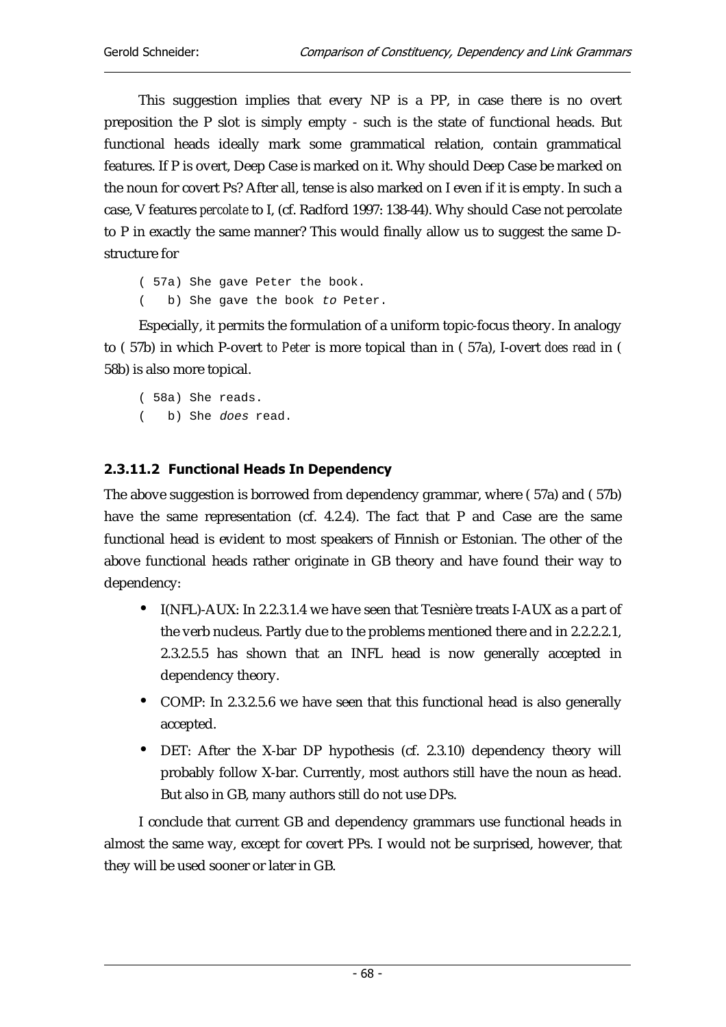This suggestion implies that every NP is a PP, in case there is no overt preposition the P slot is simply empty - such is the state of functional heads. But functional heads ideally mark some grammatical relation, contain grammatical features. If P is overt, Deep Case is marked on it. Why should Deep Case be marked on the noun for covert Ps? After all, tense is also marked on I even if it is empty. In such a case, V features *percolate* to I, (cf. Radford 1997: 138-44). Why should Case not percolate to P in exactly the same manner? This would finally allow us to suggest the same D-structure for

```
( 57a) She gave Peter the book.
(   b) She gave the book to Peter.
```

Especially, it permits the formulation of a uniform topic-focus theory. In analogy to ( 57b) in which P-overt *to Peter* is more topical than in ( 57a), I-overt *does read* in ( 58b) is also more topical.

```
( 58a) She reads.
(   b) She does read.
```

### 2.3.11.2 Functional Heads In Dependency

The above suggestion is borrowed from dependency grammar, where ( 57a) and ( 57b) have the same representation (cf. 4.2.4). The fact that P and Case are the same functional head is evident to most speakers of Finnish or Estonian. The other of the above functional heads rather originate in GB theory and have found their way to dependency:

- I(NFL)-AUX: In 2.2.3.1.4 we have seen that Tesnière treats I-AUX as a part of the verb nucleus. Partly due to the problems mentioned there and in 2.2.2.2.1, 2.3.2.5.5 has shown that an INFL head is now generally accepted in dependency theory.
- COMP: In 2.3.2.5.6 we have seen that this functional head is also generally accepted.
- DET: After the X-bar DP hypothesis (cf. 2.3.10) dependency theory will probably follow X-bar. Currently, most authors still have the noun as head. But also in GB, many authors still do not use DPs.

I conclude that current GB and dependency grammars use functional heads in almost the same way, except for covert PPs. I would not be surprised, however, that they will be used sooner or later in GB.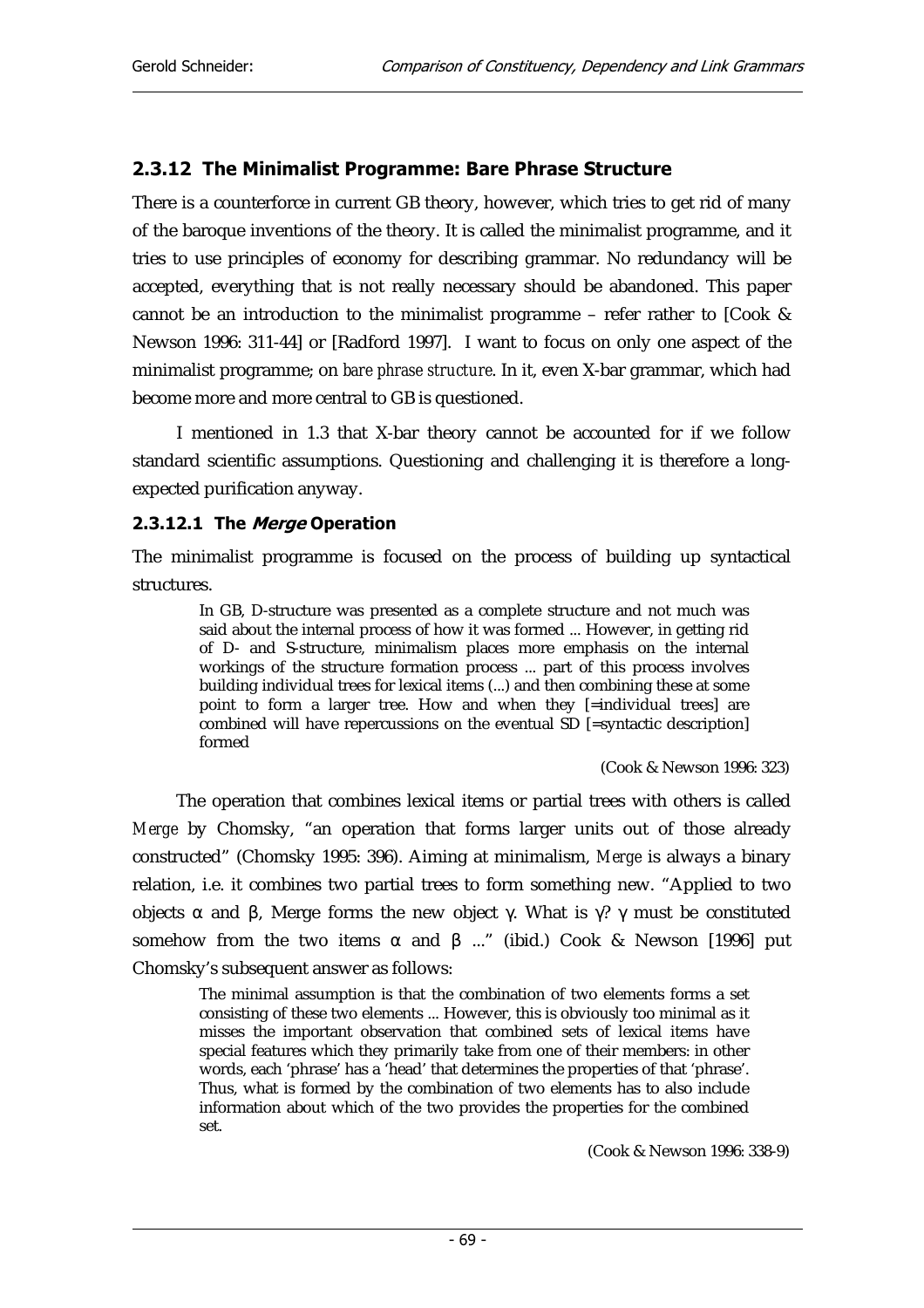## 2.3.12 The Minimalist Programme: Bare Phrase Structure

There is a counterforce in current GB theory, however, which tries to get rid of many of the baroque inventions of the theory. It is called the minimalist programme, and it tries to use principles of economy for describing grammar. No redundancy will be accepted, everything that is not really necessary should be abandoned. This paper cannot be an introduction to the minimalist programme – refer rather to [Cook & Newson 1996: 311-44] or [Radford 1997]. I want to focus on only one aspect of the minimalist programme; on *bare phrase structure*. In it, even X-bar grammar, which had become more and more central to GB is questioned.

I mentioned in 1.3 that X-bar theory cannot be accounted for if we follow standard scientific assumptions. Questioning and challenging it is therefore a long-expected purification anyway.

### 2.3.12.1 The *Merge* Operation

The minimalist programme is focused on the process of building up syntactical structures.

> In GB, D-structure was presented as a complete structure and not much was said about the internal process of how it was formed ... However, in getting rid of D- and S-structure, minimalism places more emphasis on the internal workings of the structure formation process ... part of this process involves building individual trees for lexical items (...) and then combining these at some point to form a larger tree. How and when they [=individual trees] are combined will have repercussions on the eventual SD [=syntactic description] formed
>
> (Cook & Newson 1996: 323)

The operation that combines lexical items or partial trees with others is called *Merge* by Chomsky, "an operation that forms larger units out of those already constructed" (Chomsky 1995: 396). Aiming at minimalism, *Merge* is always a binary relation, i.e. it combines two partial trees to form something new. "Applied to two objects α and β, Merge forms the new object γ. What is γ? γ must be constituted somehow from the two items α and β ..." (ibid.) Cook & Newson [1996] put Chomsky's subsequent answer as follows:

> The minimal assumption is that the combination of two elements forms a set consisting of these two elements ... However, this is obviously too minimal as it misses the important observation that combined sets of lexical items have special features which they primarily take from one of their members: in other words, each 'phrase' has a 'head' that determines the properties of that 'phrase'. Thus, what is formed by the combination of two elements has to also include information about which of the two provides the properties for the combined set.
>
> (Cook & Newson 1996: 338-9)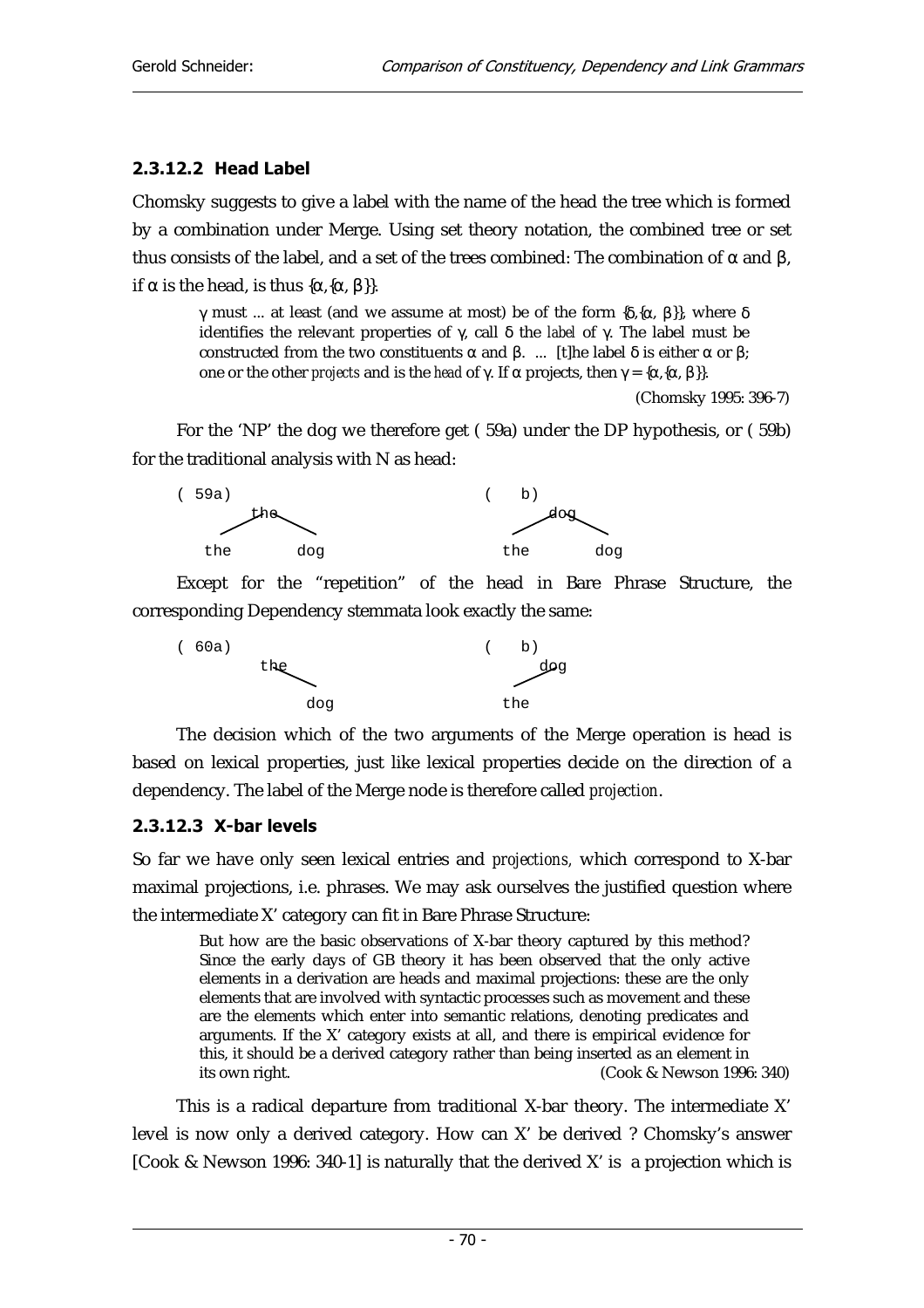### 2.3.12.2 Head Label

Chomsky suggests to give a label with the name of the head the tree which is formed by a combination under Merge. Using set theory notation, the combined tree or set thus consists of the label, and a set of the trees combined: The combination of $\alpha$ and $\beta$, if $\alpha$ is the head, is thus $\{\alpha, \{\alpha, \beta\}\}$.

> $\gamma$ must ... at least (and we assume at most) be of the form $\{\delta, \{\alpha, \beta\}\}$, where $\delta$ identifies the relevant properties of $\gamma$, call $\delta$ the *label* of $\gamma$. The label must be constructed from the two constituents $\alpha$ and $\beta$. ... [t]he label $\delta$ is either $\alpha$ or $\beta$; one or the other *projects* and is the *head* of $\gamma$. If $\alpha$ projects, then $\gamma = \{\alpha, \{\alpha, \beta\}\}$.
>
> (Chomsky 1995: 396-7)

For the 'NP' the dog we therefore get ( 59a) under the DP hypothesis, or ( 59b) for the traditional analysis with N as head:

```
( 59a)                          (   b)
        the                             dog
      /     \                         /     \
   the       dog                   the       dog
```

Except for the "repetition" of the head in Bare Phrase Structure, the corresponding Dependency stemmata look exactly the same:

```
( 60a)                          (   b)
        the                              dog
           \                            /
            dog                     the
```

The decision which of the two arguments of the Merge operation is head is based on lexical properties, just like lexical properties decide on the direction of a dependency. The label of the Merge node is therefore called *projection*.

### 2.3.12.3 X-bar levels

So far we have only seen lexical entries and *projections*, which correspond to X-bar maximal projections, i.e. phrases. We may ask ourselves the justified question where the intermediate X' category can fit in Bare Phrase Structure:

> But how are the basic observations of X-bar theory captured by this method? Since the early days of GB theory it has been observed that the only active elements in a derivation are heads and maximal projections: these are the only elements that are involved with syntactic processes such as movement and these are the elements which enter into semantic relations, denoting predicates and arguments. If the X' category exists at all, and there is empirical evidence for this, it should be a derived category rather than being inserted as an element in its own right. (Cook & Newson 1996: 340)

This is a radical departure from traditional X-bar theory. The intermediate X' level is now only a derived category. How can X' be derived ? Chomsky's answer [Cook & Newson 1996: 340-1] is naturally that the derived X' is a projection which is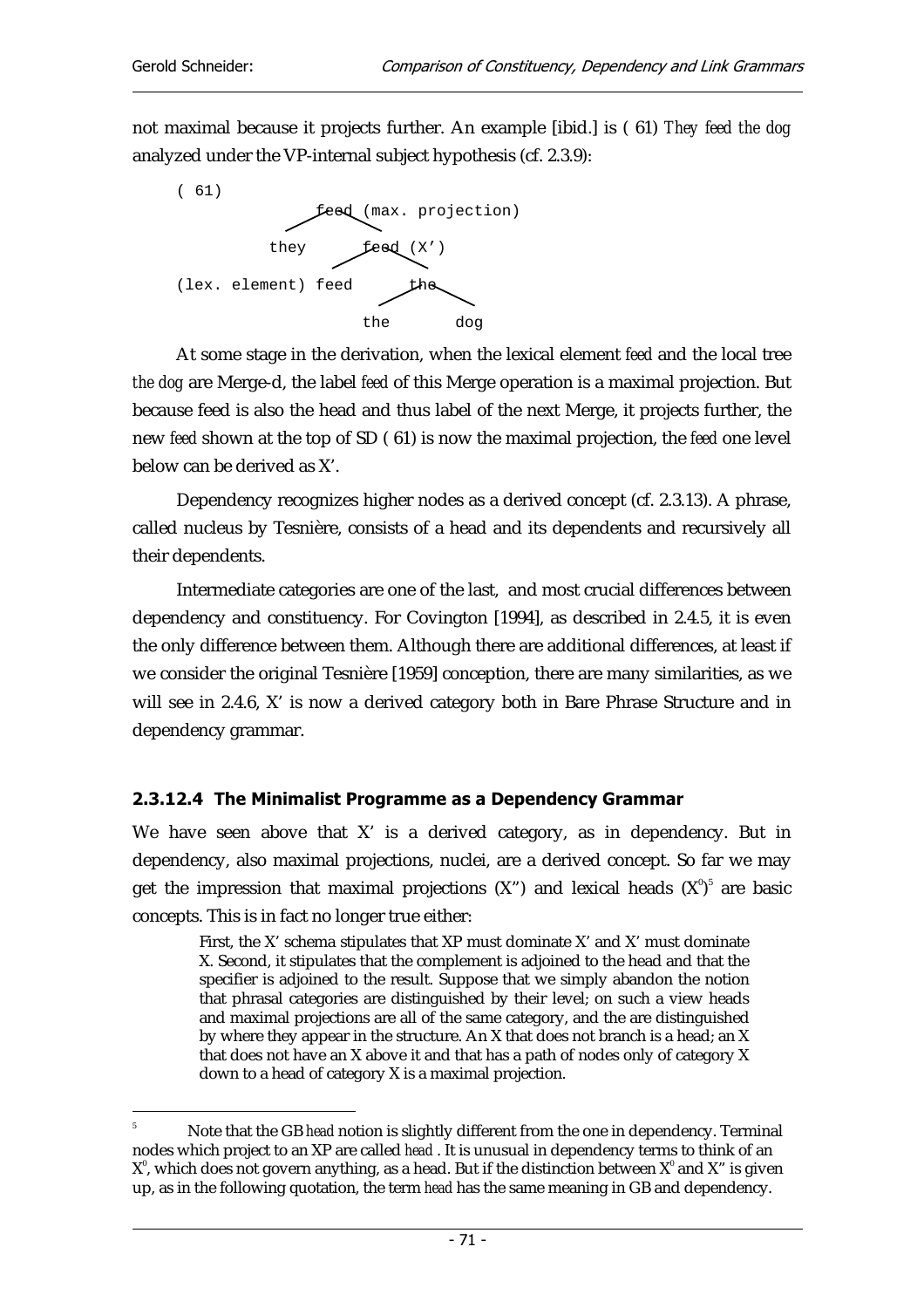not maximal because it projects further. An example [ibid.] is ( 61) *They feed the dog* analyzed under the VP-internal subject hypothesis (cf. 2.3.9):

```
( 61)
                    feed (max. projection)
                   /    \
           they         feed (X')
                       /    \
(lex. element) feed          the
                            /   \
                         the     dog
```

At some stage in the derivation, when the lexical element *feed* and the local tree *the dog* are Merge-d, the label *feed* of this Merge operation is a maximal projection. But because feed is also the head and thus label of the next Merge, it projects further, the new *feed* shown at the top of SD ( 61) is now the maximal projection, the *feed* one level below can be derived as X'.

Dependency recognizes higher nodes as a derived concept (cf. 2.3.13). A phrase, called nucleus by Tesnière, consists of a head and its dependents and recursively all their dependents.

Intermediate categories are one of the last, and most crucial differences between dependency and constituency. For Covington [1994], as described in 2.4.5, it is even the only difference between them. Although there are additional differences, at least if we consider the original Tesnière [1959] conception, there are many similarities, as we will see in 2.4.6, X' is now a derived category both in Bare Phrase Structure and in dependency grammar.

#### 2.3.12.4 The Minimalist Programme as a Dependency Grammar

We have seen above that X' is a derived category, as in dependency. But in dependency, also maximal projections, nuclei, are a derived concept. So far we may get the impression that maximal projections (X") and lexical heads ($X^0$)[5] are basic concepts. This is in fact no longer true either:

> First, the X' schema stipulates that XP must dominate X' and X' must dominate X. Second, it stipulates that the complement is adjoined to the head and that the specifier is adjoined to the result. Suppose that we simply abandon the notion that phrasal categories are distinguished by their level; on such a view heads and maximal projections are all of the same category, and the are distinguished by where they appear in the structure. An X that does not branch is a head; an X that does not have an X above it and that has a path of nodes only of category X down to a head of category X is a maximal projection.

[5] Note that the GB *head* notion is slightly different from the one in dependency. Terminal nodes which project to an XP are called *head* . It is unusual in dependency terms to think of an $X^0$, which does not govern anything, as a head. But if the distinction between $X^0$ and X" is given up, as in the following quotation, the term *head* has the same meaning in GB and dependency.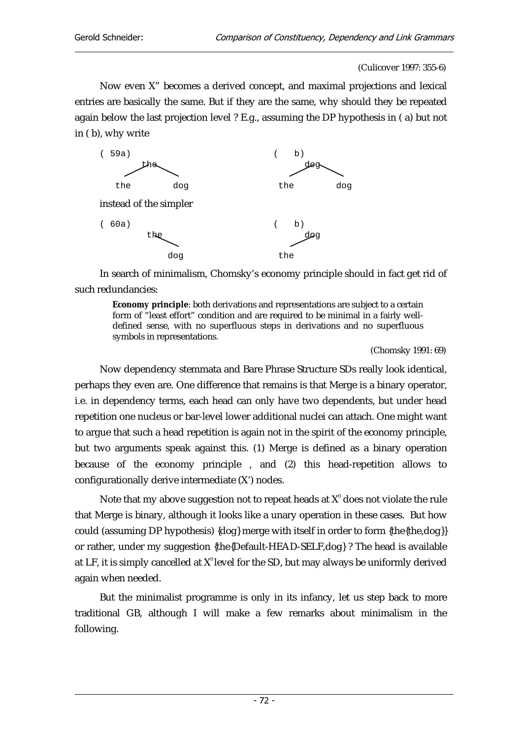(Culicover 1997: 355-6)

Now even X" becomes a derived concept, and maximal projections and lexical entries are basically the same. But if they are the same, why should they be repeated again below the last projection level ? E.g., assuming the DP hypothesis in ( a) but not in ( b), why write

```
( 59a)                              (   b)
         the                                dog
       /     \                            /     \
   the         dog                    the         dog
```

instead of the simpler

```
( 60a)                              (   b)
          the                                dog
             \                              /
               dog                     the
```

In search of minimalism, Chomsky's economy principle should in fact get rid of such redundancies:

> **Economy principle**: both derivations and representations are subject to a certain form of "least effort" condition and are required to be minimal in a fairly well-defined sense, with no superfluous steps in derivations and no superfluous symbols in representations.
>
> (Chomsky 1991: 69)

Now dependency stemmata and Bare Phrase Structure SDs really look identical, perhaps they even are. One difference that remains is that Merge is a binary operator, i.e. in dependency terms, each head can only have two dependents, but under head repetition one nucleus or bar-level lower additional nuclei can attach. One might want to argue that such a head repetition is again not in the spirit of the economy principle, but two arguments speak against this. (1) Merge is defined as a binary operation because of the economy principle , and (2) this head-repetition allows to configurationally derive intermediate (X') nodes.

Note that my above suggestion not to repeat heads at $X^0$ does not violate the rule that Merge is binary, although it looks like a unary operation in these cases. But how could (assuming DP hypothesis) {dog} merge with itself in order to form {the{the,dog}} or rather, under my suggestion {the{Default-HEAD-SELF,dog} ? The head is available at LF, it is simply cancelled at $X^0$ level for the SD, but may always be uniformly derived again when needed.

But the minimalist programme is only in its infancy, let us step back to more traditional GB, although I will make a few remarks about minimalism in the following.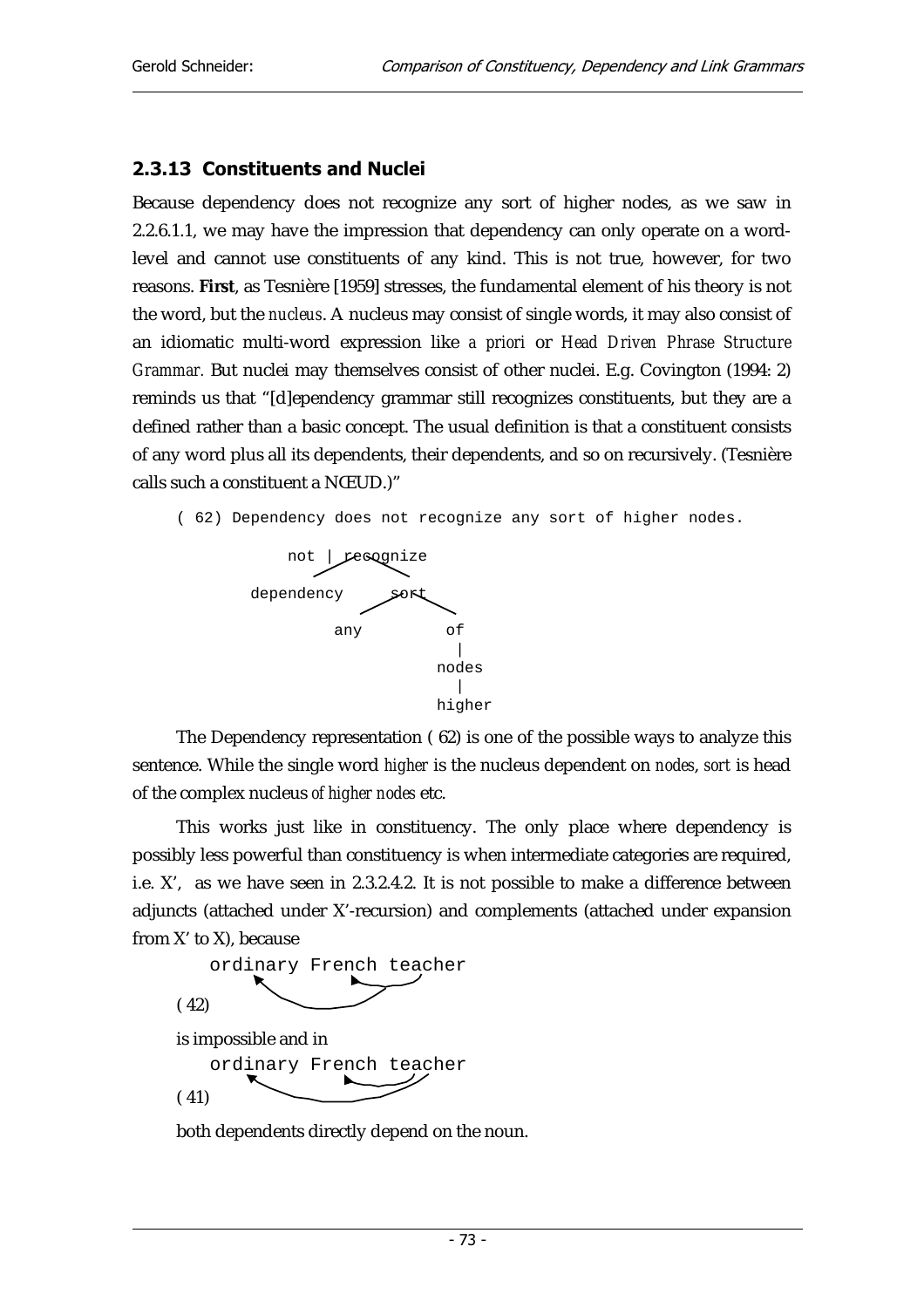## 2.3.13 Constituents and Nuclei

Because dependency does not recognize any sort of higher nodes, as we saw in 2.2.6.1.1, we may have the impression that dependency can only operate on a word-level and cannot use constituents of any kind. This is not true, however, for two reasons. **First**, as Tesnière [1959] stresses, the fundamental element of his theory is not the word, but the *nucleus*. A nucleus may consist of single words, it may also consist of an idiomatic multi-word expression like *a priori* or *Head Driven Phrase Structure Grammar.* But nuclei may themselves consist of other nuclei. E.g. Covington (1994: 2) reminds us that "[d]ependency grammar still recognizes constituents, but they are a defined rather than a basic concept. The usual definition is that a constituent consists of any word plus all its dependents, their dependents, and so on recursively. (Tesnière calls such a constituent a NŒUD.)"

```
( 62) Dependency does not recognize any sort of higher nodes.

              not | recognize
         dependency      sort
                  any          of
                                |
                              nodes
                                |
                              higher
```

The Dependency representation ( 62) is one of the possible ways to analyze this sentence. While the single word *higher* is the nucleus dependent on *nodes*, *sort* is head of the complex nucleus *of higher nodes* etc.

This works just like in constituency. The only place where dependency is possibly less powerful than constituency is when intermediate categories are required, i.e. X', as we have seen in 2.3.2.4.2. It is not possible to make a difference between adjuncts (attached under X'-recursion) and complements (attached under expansion from X' to X), because

```
   ordinary French teacher
( 42)
```

is impossible and in

```
   ordinary French teacher
( 41)
```

both dependents directly depend on the noun.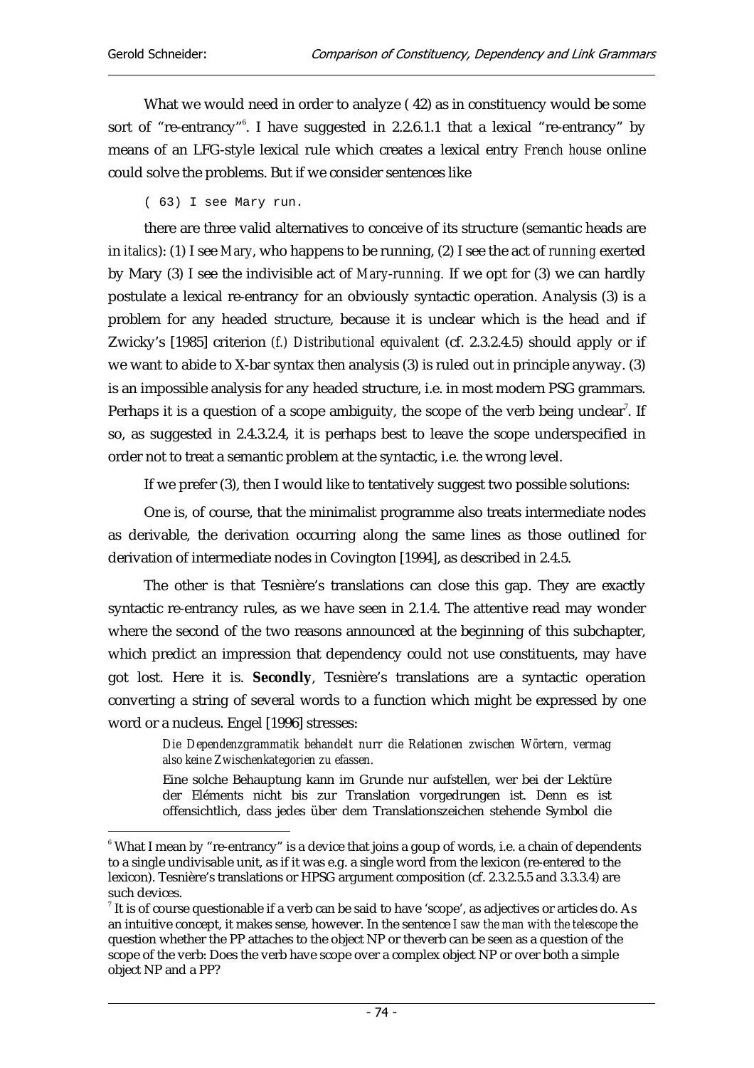What we would need in order to analyze ( 42) as in constituency would be some sort of "re-entrancy"[6]. I have suggested in 2.2.6.1.1 that a lexical "re-entrancy" by means of an LFG-style lexical rule which creates a lexical entry *French house* online could solve the problems. But if we consider sentences like

```
( 63) I see Mary run.
```

there are three valid alternatives to conceive of its structure (semantic heads are in *italics*): (1) I see *Mary*, who happens to be running, (2) I see the act of *running* exerted by Mary (3) I see the indivisible act of *Mary-running.* If we opt for (3) we can hardly postulate a lexical re-entrancy for an obviously syntactic operation. Analysis (3) is a problem for any headed structure, because it is unclear which is the head and if Zwicky's [1985] criterion *(f.) Distributional equivalent* (cf. 2.3.2.4.5) should apply or if we want to abide to X-bar syntax then analysis (3) is ruled out in principle anyway. (3) is an impossible analysis for any headed structure, i.e. in most modern PSG grammars. Perhaps it is a question of a scope ambiguity, the scope of the verb being unclear[7]. If so, as suggested in 2.4.3.2.4, it is perhaps best to leave the scope underspecified in order not to treat a semantic problem at the syntactic, i.e. the wrong level.

If we prefer (3), then I would like to tentatively suggest two possible solutions:

One is, of course, that the minimalist programme also treats intermediate nodes as derivable, the derivation occurring along the same lines as those outlined for derivation of intermediate nodes in Covington [1994], as described in 2.4.5.

The other is that Tesnière's translations can close this gap. They are exactly syntactic re-entrancy rules, as we have seen in 2.1.4. The attentive read may wonder where the second of the two reasons announced at the beginning of this subchapter, which predict an impression that dependency could not use constituents, may have got lost. Here it is. **Secondly**, Tesnière's translations are a syntactic operation converting a string of several words to a function which might be expressed by one word or a nucleus. Engel [1996] stresses:

> *Die Dependenzgrammatik behandelt nurr die Relationen zwischen Wörtern, vermag also keine Zwischenkategorien zu efassen.*
>
> Eine solche Behauptung kann im Grunde nur aufstellen, wer bei der Lektüre der Eléments nicht bis zur Translation vorgedrungen ist. Denn es ist offensichtlich, dass jedes über dem Translationszeichen stehende Symbol die

---

[6] What I mean by "re-entrancy" is a device that joins a goup of words, i.e. a chain of dependents to a single undivisable unit, as if it was e.g. a single word from the lexicon (re-entered to the lexicon). Tesnière's translations or HPSG argument composition (cf. 2.3.2.5.5 and 3.3.3.4) are such devices.

[7] It is of course questionable if a verb can be said to have 'scope', as adjectives or articles do. As an intuitive concept, it makes sense, however. In the sentence *I saw the man with the telescope* the question whether the PP attaches to the object NP or theverb can be seen as a question of the scope of the verb: Does the verb have scope over a complex object NP or over both a simple object NP and a PP?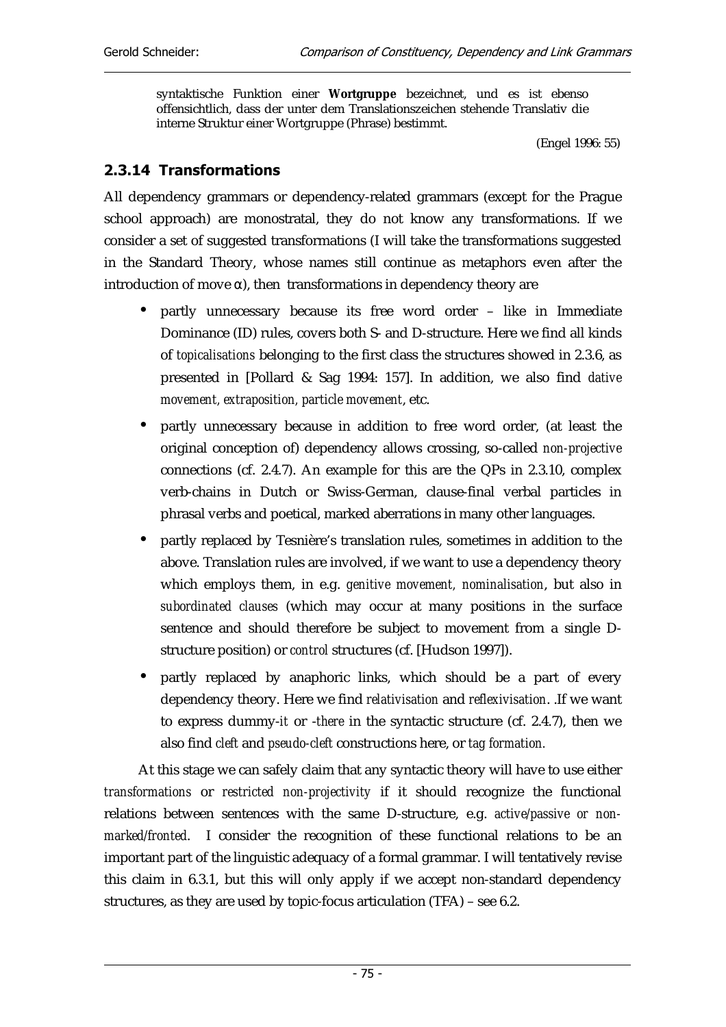syntaktische Funktion einer **Wortgruppe** bezeichnet, und es ist ebenso offensichtlich, dass der unter dem Translationszeichen stehende Translativ die interne Struktur einer Wortgruppe (Phrase) bestimmt.

(Engel 1996: 55)

### 2.3.14 Transformations

All dependency grammars or dependency-related grammars (except for the Prague school approach) are monostratal, they do not know any transformations. If we consider a set of suggested transformations (I will take the transformations suggested in the Standard Theory, whose names still continue as metaphors even after the introduction of move α), then transformations in dependency theory are

- partly unnecessary because its free word order – like in Immediate Dominance (ID) rules, covers both S- and D-structure. Here we find all kinds of *topicalisations* belonging to the first class the structures showed in 2.3.6, as presented in [Pollard & Sag 1994: 157]. In addition, we also find *dative movement, extraposition, particle movement*, etc.
- partly unnecessary because in addition to free word order, (at least the original conception of) dependency allows crossing, so-called *non-projective* connections (cf. 2.4.7). An example for this are the QPs in 2.3.10, complex verb-chains in Dutch or Swiss-German, clause-final verbal particles in phrasal verbs and poetical, marked aberrations in many other languages.
- partly replaced by Tesnière's translation rules, sometimes in addition to the above. Translation rules are involved, if we want to use a dependency theory which employs them, in e.g. *genitive movement, nominalisation*, but also in *subordinated clauses* (which may occur at many positions in the surface sentence and should therefore be subject to movement from a single D-structure position) or *control* structures (cf. [Hudson 1997]).
- partly replaced by anaphoric links, which should be a part of every dependency theory. Here we find *relativisation* and *reflexivisation*. .If we want to express dummy-*it* or *-there* in the syntactic structure (cf. 2.4.7), then we also find *cleft* and *pseudo-cleft* constructions here, or *tag formation.*

At this stage we can safely claim that any syntactic theory will have to use either *transformations* or *restricted non-projectivity* if it should recognize the functional relations between sentences with the same D-structure, e.g. *active/passive or non-marked/fronted*. I consider the recognition of these functional relations to be an important part of the linguistic adequacy of a formal grammar. I will tentatively revise this claim in 6.3.1, but this will only apply if we accept non-standard dependency structures, as they are used by topic-focus articulation (TFA) – see 6.2.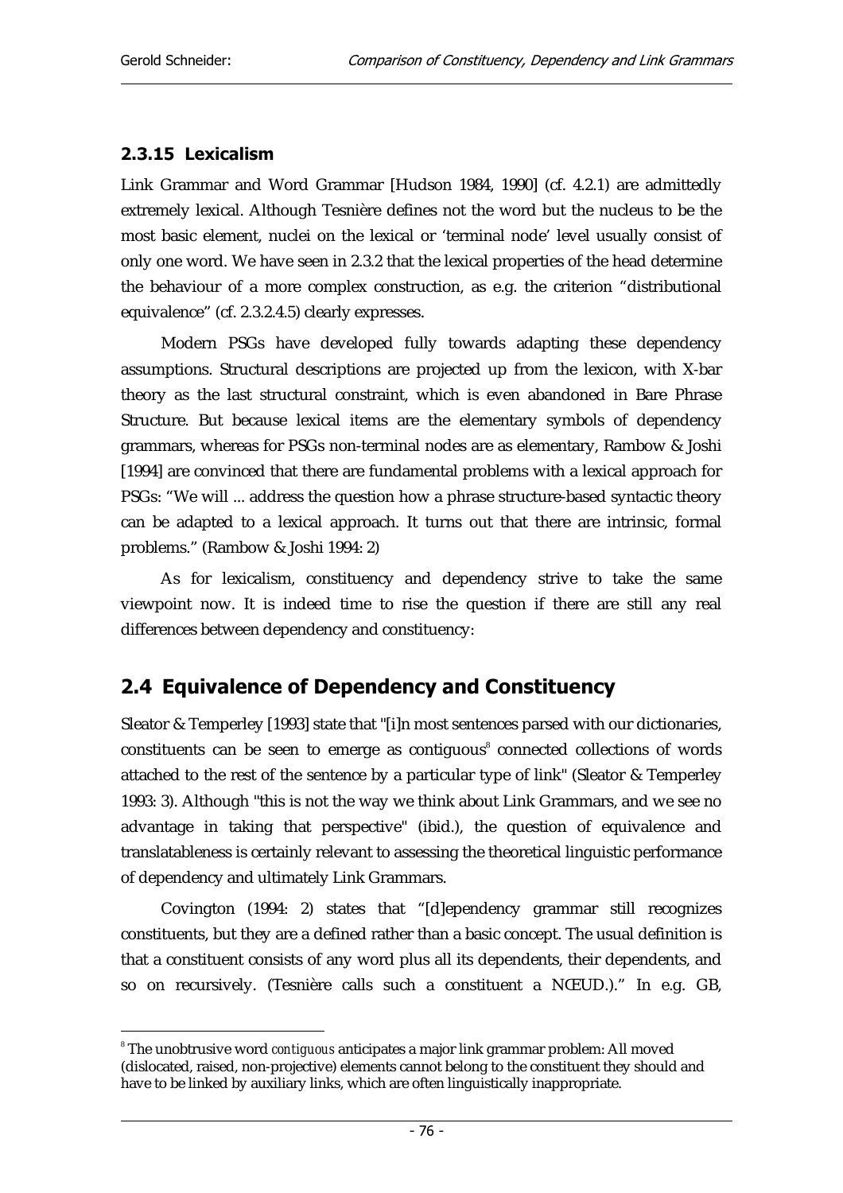### 2.3.15 Lexicalism

Link Grammar and Word Grammar [Hudson 1984, 1990] (cf. 4.2.1) are admittedly extremely lexical. Although Tesnière defines not the word but the nucleus to be the most basic element, nuclei on the lexical or 'terminal node' level usually consist of only one word. We have seen in 2.3.2 that the lexical properties of the head determine the behaviour of a more complex construction, as e.g. the criterion "distributional equivalence" (cf. 2.3.2.4.5) clearly expresses.

Modern PSGs have developed fully towards adapting these dependency assumptions. Structural descriptions are projected up from the lexicon, with X-bar theory as the last structural constraint, which is even abandoned in Bare Phrase Structure. But because lexical items are the elementary symbols of dependency grammars, whereas for PSGs non-terminal nodes are as elementary, Rambow & Joshi [1994] are convinced that there are fundamental problems with a lexical approach for PSGs: "We will ... address the question how a phrase structure-based syntactic theory can be adapted to a lexical approach. It turns out that there are intrinsic, formal problems." (Rambow & Joshi 1994: 2)

As for lexicalism, constituency and dependency strive to take the same viewpoint now. It is indeed time to rise the question if there are still any real differences between dependency and constituency:

## 2.4 Equivalence of Dependency and Constituency

Sleator & Temperley [1993] state that "[i]n most sentences parsed with our dictionaries, constituents can be seen to emerge as contiguous[8] connected collections of words attached to the rest of the sentence by a particular type of link" (Sleator & Temperley 1993: 3). Although "this is not the way we think about Link Grammars, and we see no advantage in taking that perspective" (ibid.), the question of equivalence and translatableness is certainly relevant to assessing the theoretical linguistic performance of dependency and ultimately Link Grammars.

Covington (1994: 2) states that "[d]ependency grammar still recognizes constituents, but they are a defined rather than a basic concept. The usual definition is that a constituent consists of any word plus all its dependents, their dependents, and so on recursively. (Tesnière calls such a constituent a NŒUD.)." In e.g. GB,

---

[8] The unobtrusive word *contiguous* anticipates a major link grammar problem: All moved (dislocated, raised, non-projective) elements cannot belong to the constituent they should and have to be linked by auxiliary links, which are often linguistically inappropriate.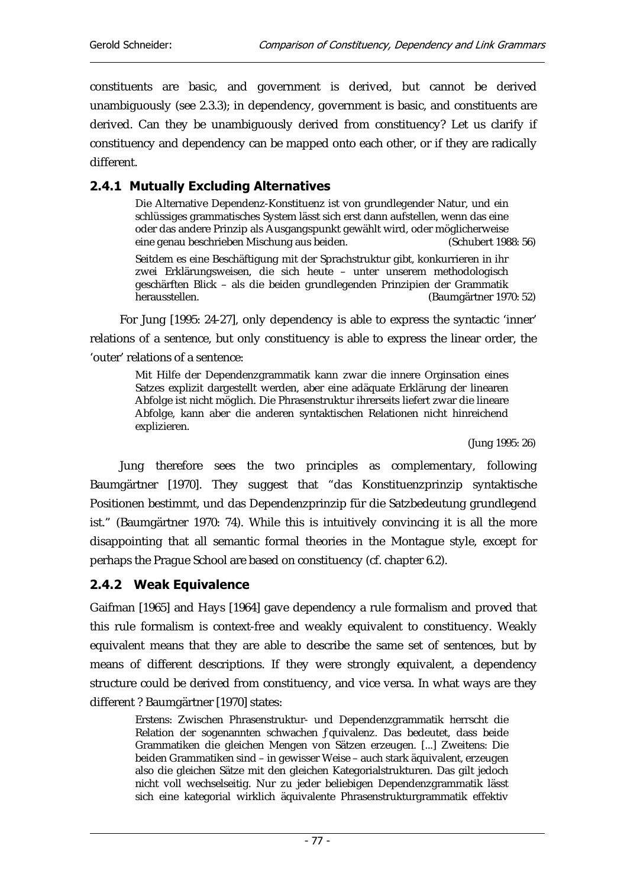constituents are basic, and government is derived, but cannot be derived unambiguously (see 2.3.3); in dependency, government is basic, and constituents are derived. Can they be unambiguously derived from constituency? Let us clarify if constituency and dependency can be mapped onto each other, or if they are radically different.

### 2.4.1 Mutually Excluding Alternatives

> Die Alternative Dependenz-Konstituenz ist von grundlegender Natur, und ein schlüssiges grammatisches System lässt sich erst dann aufstellen, wenn das eine oder das andere Prinzip als Ausgangspunkt gewählt wird, oder möglicherweise eine genau beschrieben Mischung aus beiden. (Schubert 1988: 56)
>
> Seitdem es eine Beschäftigung mit der Sprachstruktur gibt, konkurrieren in ihr zwei Erklärungsweisen, die sich heute – unter unserem methodologisch geschärften Blick – als die beiden grundlegenden Prinzipien der Grammatik herausstellen. (Baumgärtner 1970: 52)

For Jung [1995: 24-27], only dependency is able to express the syntactic 'inner' relations of a sentence, but only constituency is able to express the linear order, the 'outer' relations of a sentence:

> Mit Hilfe der Dependenzgrammatik kann zwar die innere Orginsation eines Satzes explizit dargestellt werden, aber eine adäquate Erklärung der linearen Abfolge ist nicht möglich. Die Phrasenstruktur ihrerseits liefert zwar die lineare Abfolge, kann aber die anderen syntaktischen Relationen nicht hinreichend explizieren.
>
> (Jung 1995: 26)

Jung therefore sees the two principles as complementary, following Baumgärtner [1970]. They suggest that "das Konstituenzprinzip syntaktische Positionen bestimmt, und das Dependenzprinzip für die Satzbedeutung grundlegend ist." (Baumgärtner 1970: 74). While this is intuitively convincing it is all the more disappointing that all semantic formal theories in the Montague style, except for perhaps the Prague School are based on constituency (cf. chapter 6.2).

### 2.4.2 Weak Equivalence

Gaifman [1965] and Hays [1964] gave dependency a rule formalism and proved that this rule formalism is context-free and weakly equivalent to constituency. Weakly equivalent means that they are able to describe the same set of sentences, but by means of different descriptions. If they were strongly equivalent, a dependency structure could be derived from constituency, and vice versa. In what ways are they different ? Baumgärtner [1970] states:

> Erstens: Zwischen Phrasenstruktur- und Dependenzgrammatik herrscht die Relation der sogenannten schwachen ƒquivalenz. Das bedeutet, dass beide Grammatiken die gleichen Mengen von Sätzen erzeugen. [...] Zweitens: Die beiden Grammatiken sind – in gewisser Weise – auch stark äquivalent, erzeugen also die gleichen Sätze mit den gleichen Kategorialstrukturen. Das gilt jedoch nicht voll wechselseitig. Nur zu jeder beliebigen Dependenzgrammatik lässt sich eine kategorial wirklich äquivalente Phrasenstrukturgrammatik effektiv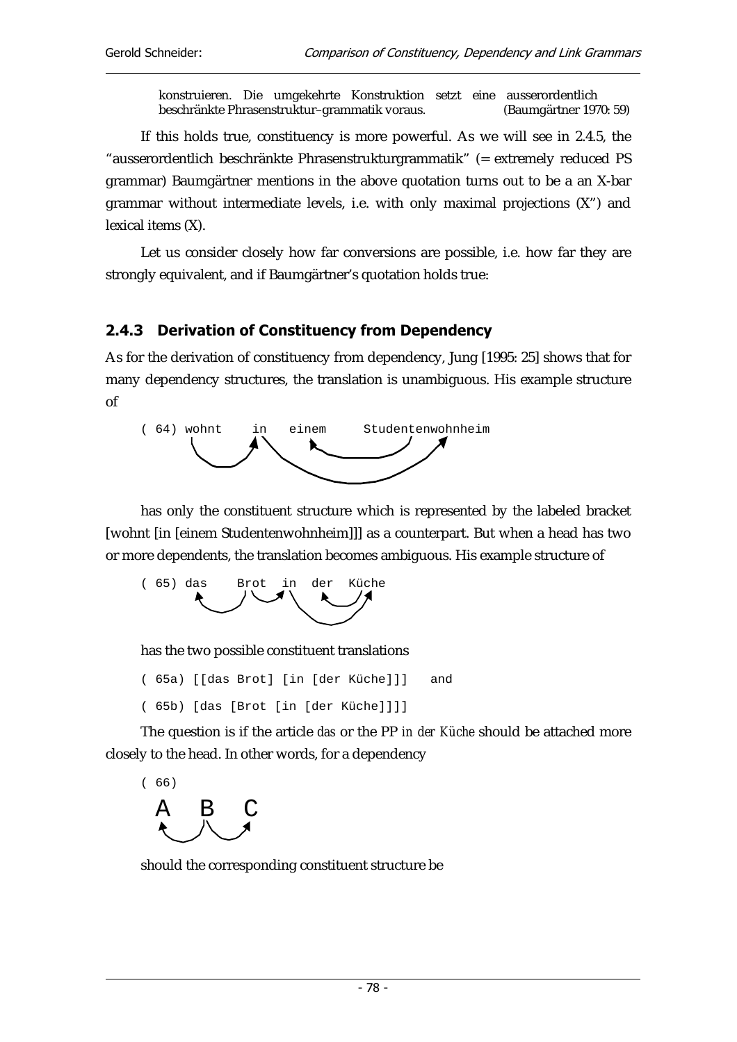> konstruieren. Die umgekehrte Konstruktion setzt eine ausserordentlich beschränkte Phrasenstruktur–grammatik voraus. (Baumgärtner 1970: 59)

If this holds true, constituency is more powerful. As we will see in 2.4.5, the “ausserordentlich beschränkte Phrasenstrukturgrammatik” (= extremely reduced PS grammar) Baumgärtner mentions in the above quotation turns out to be a an X-bar grammar without intermediate levels, i.e. with only maximal projections (X”) and lexical items (X).

Let us consider closely how far conversions are possible, i.e. how far they are strongly equivalent, and if Baumgärtner’s quotation holds true:

### 2.4.3 Derivation of Constituency from Dependency

As for the derivation of constituency from dependency, Jung [1995: 25] shows that for many dependency structures, the translation is unambiguous. His example structure of

```
( 64) wohnt    in   einem     Studentenwohnheim
```

has only the constituent structure which is represented by the labeled bracket [wohnt [in [einem Studentenwohnheim]]] as a counterpart. But when a head has two or more dependents, the translation becomes ambiguous. His example structure of

```
( 65) das    Brot  in  der  Küche
```

has the two possible constituent translations

```
( 65a) [[das Brot] [in [der Küche]]]   and
( 65b) [das [Brot [in [der Küche]]]]
```

The question is if the article *das* or the PP *in der Küche* should be attached more closely to the head. In other words, for a dependency

```
( 66)
  A   B   C
```

should the corresponding constituent structure be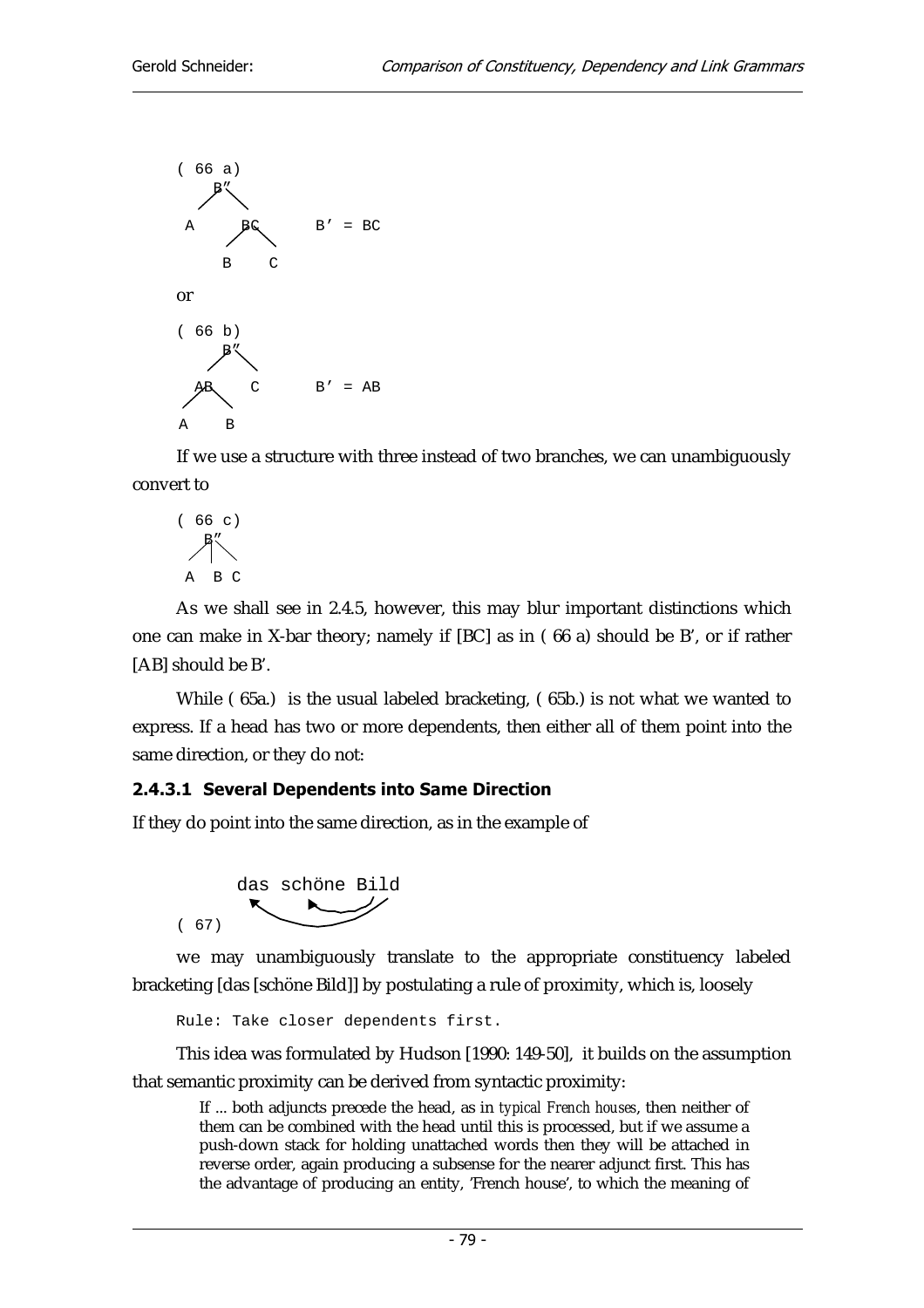```
( 66 a)
    B"
   /  \
  A    BC       B' = BC
      /  \
     B    C
```

or

```
( 66 b)
     B"
    /  \
   AB    C      B' = AB
  /  \
 A    B
```

If we use a structure with three instead of two branches, we can unambiguously convert to

```
( 66 c)
    B"
   /|\
  A B C
```

As we shall see in 2.4.5, however, this may blur important distinctions which one can make in X-bar theory; namely if [BC] as in ( 66 a) should be B', or if rather [AB] should be B'.

While ( 65a.) is the usual labeled bracketing, ( 65b.) is not what we wanted to express. If a head has two or more dependents, then either all of them point into the same direction, or they do not:

#### 2.4.3.1 Several Dependents into Same Direction

If they do point into the same direction, as in the example of

```
( 67)    das schöne Bild
```

we may unambiguously translate to the appropriate constituency labeled bracketing [das [schöne Bild]] by postulating a rule of proximity, which is, loosely

```
Rule: Take closer dependents first.
```

This idea was formulated by Hudson [1990: 149-50], it builds on the assumption that semantic proximity can be derived from syntactic proximity:

> If ... both adjuncts precede the head, as in *typical French houses*, then neither of them can be combined with the head until this is processed, but if we assume a push-down stack for holding unattached words then they will be attached in reverse order, again producing a subsense for the nearer adjunct first. This has the advantage of producing an entity, 'French house', to which the meaning of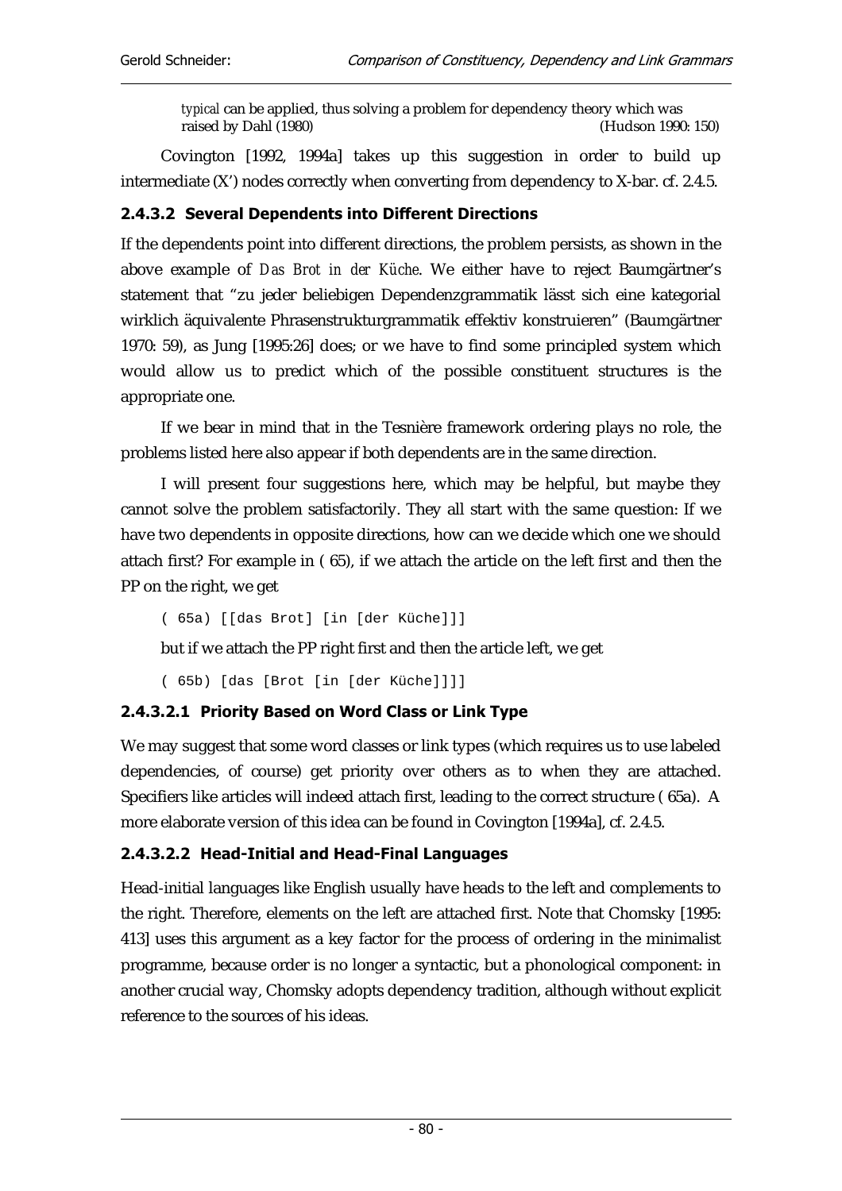*typical* can be applied, thus solving a problem for dependency theory which was raised by Dahl (1980) (Hudson 1990: 150)

Covington [1992, 1994a] takes up this suggestion in order to build up intermediate (X') nodes correctly when converting from dependency to X-bar. cf. 2.4.5.

### 2.4.3.2 Several Dependents into Different Directions

If the dependents point into different directions, the problem persists, as shown in the above example of *Das Brot in der Küche*. We either have to reject Baumgärtner's statement that "zu jeder beliebigen Dependenzgrammatik lässt sich eine kategorial wirklich äquivalente Phrasenstrukturgrammatik effektiv konstruieren" (Baumgärtner 1970: 59), as Jung [1995:26] does; or we have to find some principled system which would allow us to predict which of the possible constituent structures is the appropriate one.

If we bear in mind that in the Tesnière framework ordering plays no role, the problems listed here also appear if both dependents are in the same direction.

I will present four suggestions here, which may be helpful, but maybe they cannot solve the problem satisfactorily. They all start with the same question: If we have two dependents in opposite directions, how can we decide which one we should attach first? For example in ( 65), if we attach the article on the left first and then the PP on the right, we get

```
( 65a) [[das Brot] [in [der Küche]]]
```

but if we attach the PP right first and then the article left, we get

```
( 65b) [das [Brot [in [der Küche]]]]
```

#### 2.4.3.2.1 Priority Based on Word Class or Link Type

We may suggest that some word classes or link types (which requires us to use labeled dependencies, of course) get priority over others as to when they are attached. Specifiers like articles will indeed attach first, leading to the correct structure ( 65a). A more elaborate version of this idea can be found in Covington [1994a], cf. 2.4.5.

#### 2.4.3.2.2 Head-Initial and Head-Final Languages

Head-initial languages like English usually have heads to the left and complements to the right. Therefore, elements on the left are attached first. Note that Chomsky [1995: 413] uses this argument as a key factor for the process of ordering in the minimalist programme, because order is no longer a syntactic, but a phonological component: in another crucial way, Chomsky adopts dependency tradition, although without explicit reference to the sources of his ideas.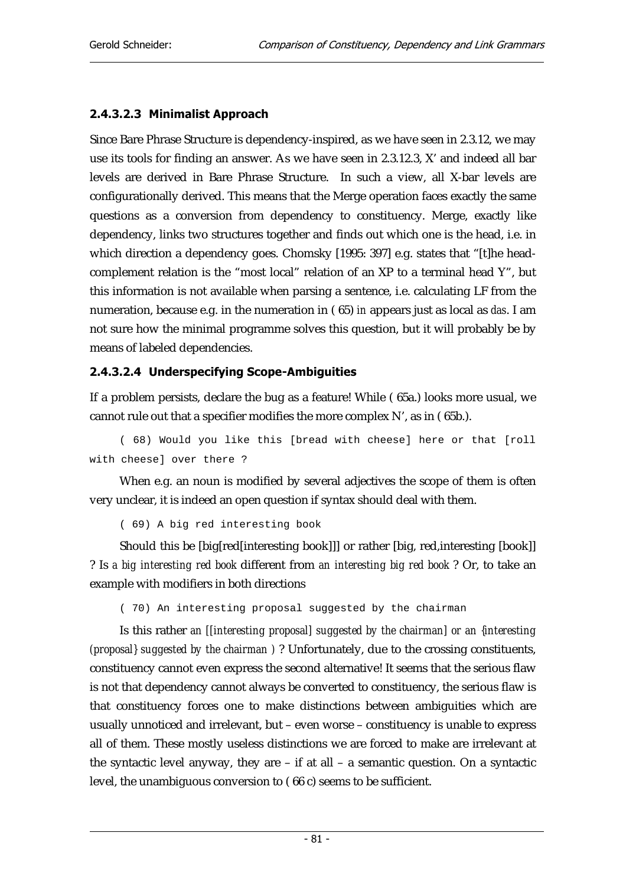#### 2.4.3.2.3 Minimalist Approach

Since Bare Phrase Structure is dependency-inspired, as we have seen in 2.3.12, we may use its tools for finding an answer. As we have seen in 2.3.12.3, X' and indeed all bar levels are derived in Bare Phrase Structure. In such a view, all X-bar levels are configurationally derived. This means that the Merge operation faces exactly the same questions as a conversion from dependency to constituency. Merge, exactly like dependency, links two structures together and finds out which one is the head, i.e. in which direction a dependency goes. Chomsky [1995: 397] e.g. states that "[t]he head-complement relation is the "most local" relation of an XP to a terminal head Y", but this information is not available when parsing a sentence, i.e. calculating LF from the numeration, because e.g. in the numeration in ( 65) *in* appears just as local as *das*. I am not sure how the minimal programme solves this question, but it will probably be by means of labeled dependencies.

#### 2.4.3.2.4 Underspecifying Scope-Ambiguities

If a problem persists, declare the bug as a feature! While ( 65a.) looks more usual, we cannot rule out that a specifier modifies the more complex N', as in ( 65b.).

```
( 68) Would you like this [bread with cheese] here or that [roll with cheese] over there ?
```

When e.g. an noun is modified by several adjectives the scope of them is often very unclear, it is indeed an open question if syntax should deal with them.

```
( 69) A big red interesting book
```

Should this be [big[red[interesting book]]] or rather [big, red,interesting [book]] ? Is *a big interesting red book* different from *an interesting big red book* ? Or, to take an example with modifiers in both directions

```
( 70) An interesting proposal suggested by the chairman
```

Is this rather *an [[interesting proposal] suggested by the chairman]* or *an {interesting (proposal} suggested by the chairman )* ? Unfortunately, due to the crossing constituents, constituency cannot even express the second alternative! It seems that the serious flaw is not that dependency cannot always be converted to constituency, the serious flaw is that constituency forces one to make distinctions between ambiguities which are usually unnoticed and irrelevant, but – even worse – constituency is unable to express all of them. These mostly useless distinctions we are forced to make are irrelevant at the syntactic level anyway, they are – if at all – a semantic question. On a syntactic level, the unambiguous conversion to ( 66 c) seems to be sufficient.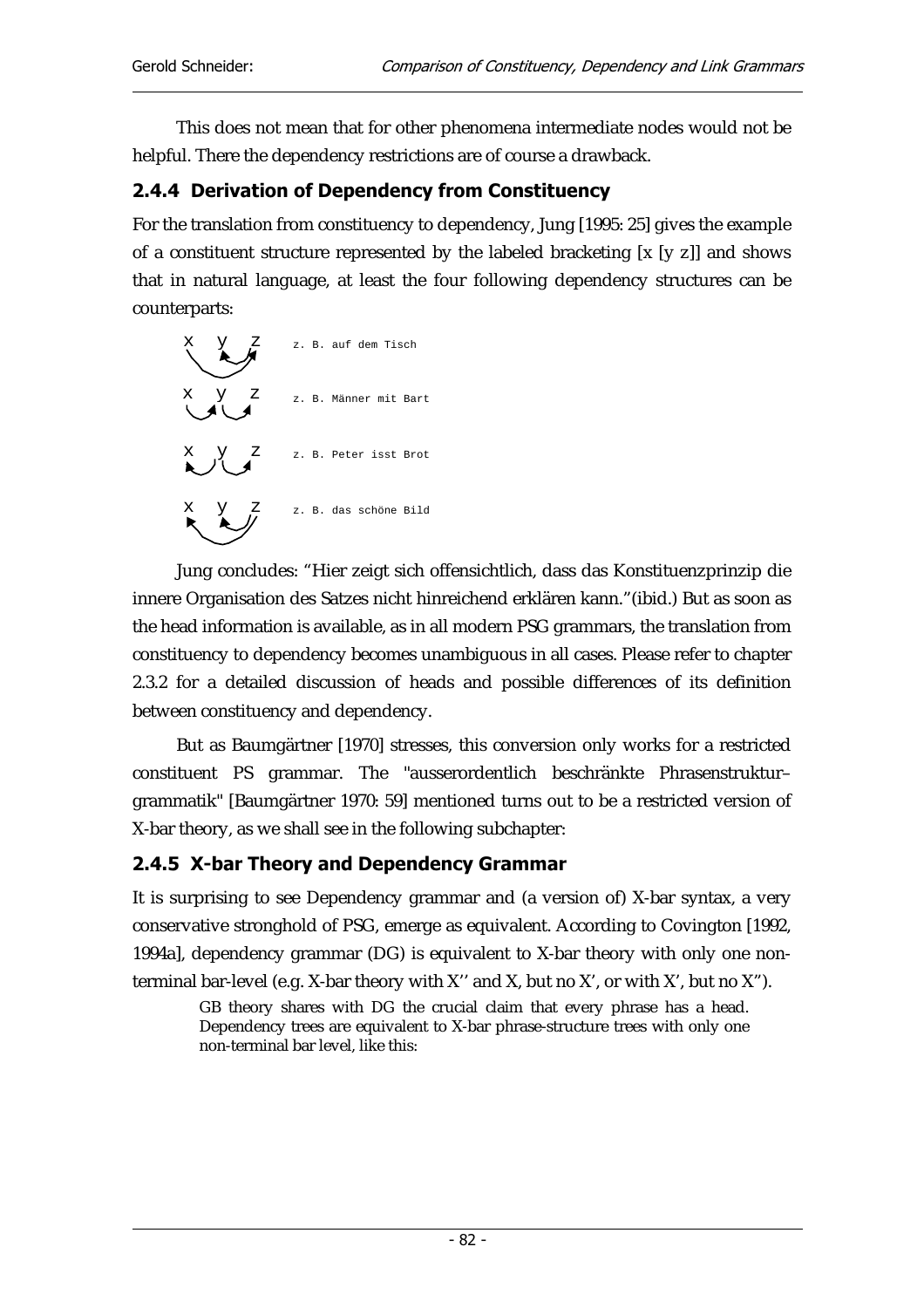This does not mean that for other phenomena intermediate nodes would not be helpful. There the dependency restrictions are of course a drawback.

### 2.4.4 Derivation of Dependency from Constituency

For the translation from constituency to dependency, Jung [1995: 25] gives the example of a constituent structure represented by the labeled bracketing [x [y z]] and shows that in natural language, at least the four following dependency structures can be counterparts:

```
x y z    z. B. auf dem Tisch

x y z    z. B. Männer mit Bart

x y z    z. B. Peter isst Brot

x y z    z. B. das schöne Bild
```

Jung concludes: "Hier zeigt sich offensichtlich, dass das Konstituenzprinzip die innere Organisation des Satzes nicht hinreichend erklären kann."(ibid.) But as soon as the head information is available, as in all modern PSG grammars, the translation from constituency to dependency becomes unambiguous in all cases. Please refer to chapter 2.3.2 for a detailed discussion of heads and possible differences of its definition between constituency and dependency.

But as Baumgärtner [1970] stresses, this conversion only works for a restricted constituent PS grammar. The "ausserordentlich beschränkte Phrasenstruktur–grammatik" [Baumgärtner 1970: 59] mentioned turns out to be a restricted version of X-bar theory, as we shall see in the following subchapter:

### 2.4.5 X-bar Theory and Dependency Grammar

It is surprising to see Dependency grammar and (a version of) X-bar syntax, a very conservative stronghold of PSG, emerge as equivalent. According to Covington [1992, 1994a], dependency grammar (DG) is equivalent to X-bar theory with only one non-terminal bar-level (e.g. X-bar theory with X'' and X, but no X', or with X', but no X").

> GB theory shares with DG the crucial claim that every phrase has a head. Dependency trees are equivalent to X-bar phrase-structure trees with only one non-terminal bar level, like this: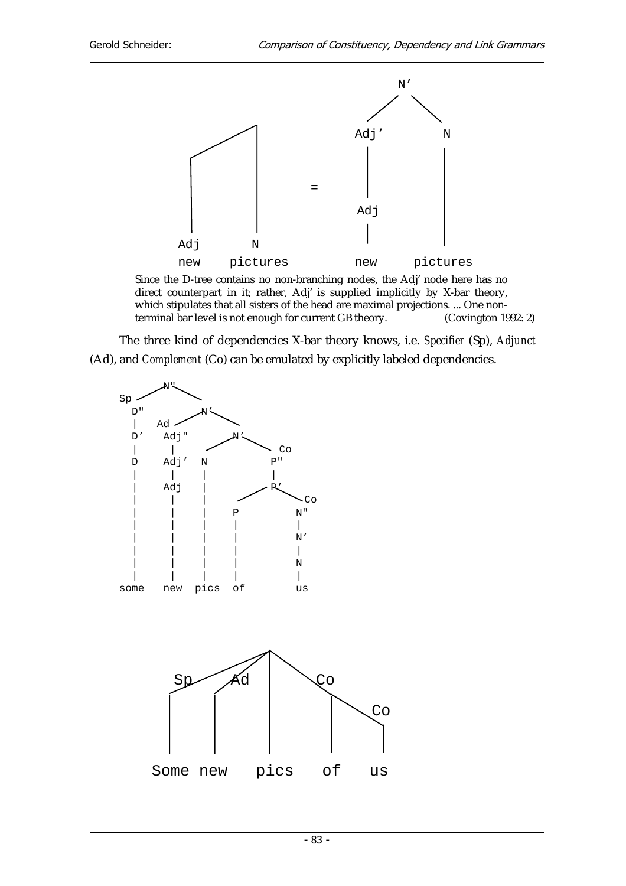```
                                        N’
                                       /  \
           ______                  Adj’    N
          /      |                  |      |
         |       |        =         |      |
         |       |                 Adj     |
         |       |                  |      |
        Adj      N                         
        new   pictures             new   pictures
```

> Since the D-tree contains no non-branching nodes, the Adj’ node here has no direct counterpart in it; rather, Adj’ is supplied implicitly by X-bar theory, which stipulates that all sisters of the head are maximal projections. ... One non-terminal bar level is not enough for current GB theory. (Covington 1992: 2)

The three kind of dependencies X-bar theory knows, i.e. *Specifier* (Sp), *Adjunct* (Ad), and *Complement* (Co) can be emulated by explicitly labeled dependencies.

```
        N"
  Sp  /    \
   D"        N’
   |   Ad  /    \
   D’   Adj"      N’
   |     |      /    \  Co
   D    Adj’   N        P"
   |     |     |        |
   |    Adj    |        P’
   |     |     |      /    \ Co
   |     |     |     P       N"
   |     |     |     |       |
   |     |     |     |       N’
   |     |     |     |       |
   |     |     |     |       N
   |     |     |     |       |
 some   new  pics   of      us
```

```
              ______________
             /     /   |    \
           Sp    Ad    |     Co
           |     |     |      |  \
           |     |     |      |   Co
           |     |     |      |    |
        Some   new   pics    of   us
```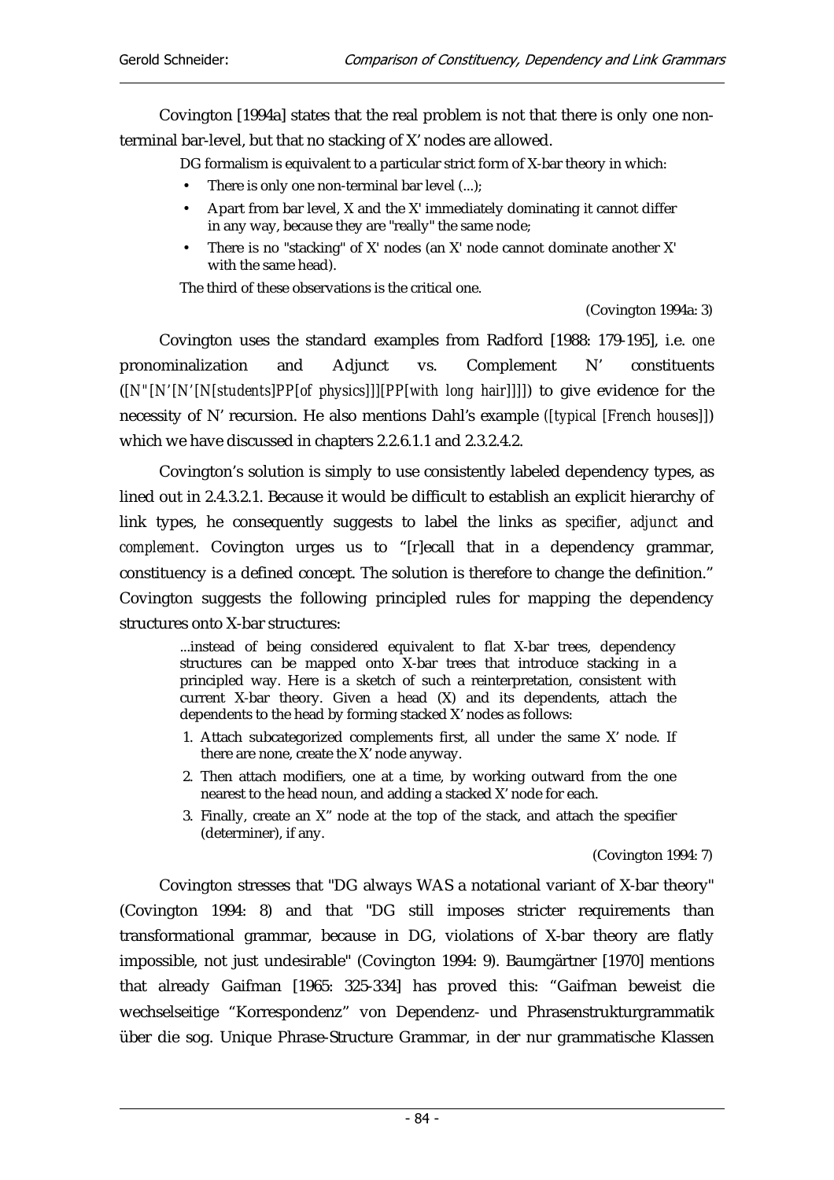Covington [1994a] states that the real problem is not that there is only one non-terminal bar-level, but that no stacking of X' nodes are allowed.

> DG formalism is equivalent to a particular strict form of X-bar theory in which:
>
> - There is only one non-terminal bar level (...);
> - Apart from bar level, X and the X' immediately dominating it cannot differ in any way, because they are "really" the same node;
> - There is no "stacking" of X' nodes (an X' node cannot dominate another X' with the same head).
>
> The third of these observations is the critical one.
>
> (Covington 1994a: 3)

Covington uses the standard examples from Radford [1988: 179-195], i.e. *one* pronominalization and Adjunct vs. Complement N' constituents (*[N"[N'[N'[N[students]PP[of physics]]][PP[with long hair]]]]*) to give evidence for the necessity of N' recursion. He also mentions Dahl's example (*[typical [French houses]]*) which we have discussed in chapters 2.2.6.1.1 and 2.3.2.4.2.

Covington's solution is simply to use consistently labeled dependency types, as lined out in 2.4.3.2.1. Because it would be difficult to establish an explicit hierarchy of link types, he consequently suggests to label the links as *specifier*, *adjunct* and *complement*. Covington urges us to "[r]ecall that in a dependency grammar, constituency is a defined concept. The solution is therefore to change the definition." Covington suggests the following principled rules for mapping the dependency structures onto X-bar structures:

> ...instead of being considered equivalent to flat X-bar trees, dependency structures can be mapped onto X-bar trees that introduce stacking in a principled way. Here is a sketch of such a reinterpretation, consistent with current X-bar theory. Given a head (X) and its dependents, attach the dependents to the head by forming stacked X' nodes as follows:
>
> 1. Attach subcategorized complements first, all under the same X' node. If there are none, create the X' node anyway.
> 2. Then attach modifiers, one at a time, by working outward from the one nearest to the head noun, and adding a stacked X' node for each.
> 3. Finally, create an X" node at the top of the stack, and attach the specifier (determiner), if any.
>
> (Covington 1994: 7)

Covington stresses that "DG always WAS a notational variant of X-bar theory" (Covington 1994: 8) and that "DG still imposes stricter requirements than transformational grammar, because in DG, violations of X-bar theory are flatly impossible, not just undesirable" (Covington 1994: 9). Baumgärtner [1970] mentions that already Gaifman [1965: 325-334] has proved this: "Gaifman beweist die wechselseitige "Korrespondenz" von Dependenz- und Phrasenstrukturgrammatik über die sog. Unique Phrase-Structure Grammar, in der nur grammatische Klassen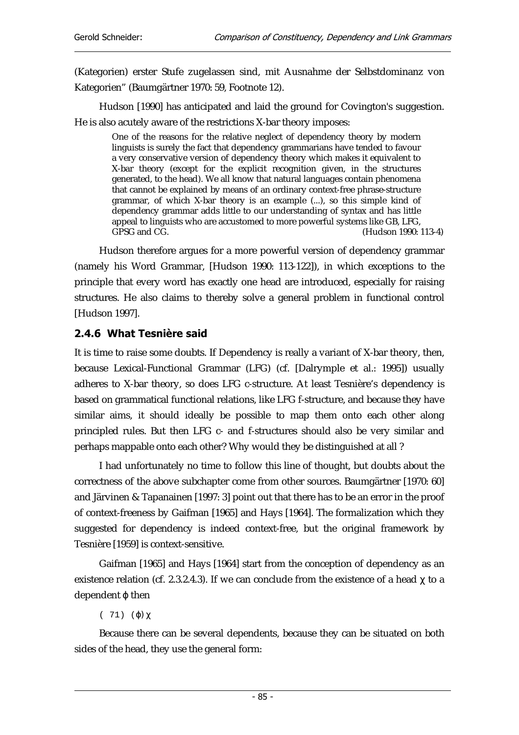(Kategorien) erster Stufe zugelassen sind, mit Ausnahme der Selbstdominanz von Kategorien" (Baumgärtner 1970: 59, Footnote 12).

Hudson [1990] has anticipated and laid the ground for Covington's suggestion. He is also acutely aware of the restrictions X-bar theory imposes:

> One of the reasons for the relative neglect of dependency theory by modern linguists is surely the fact that dependency grammarians have tended to favour a very conservative version of dependency theory which makes it equivalent to X-bar theory (except for the explicit recognition given, in the structures generated, to the head). We all know that natural languages contain phenomena that cannot be explained by means of an ordinary context-free phrase-structure grammar, of which X-bar theory is an example (...), so this simple kind of dependency grammar adds little to our understanding of syntax and has little appeal to linguists who are accustomed to more powerful systems like GB, LFG, GPSG and CG. (Hudson 1990: 113-4)

Hudson therefore argues for a more powerful version of dependency grammar (namely his Word Grammar, [Hudson 1990: 113-122]), in which exceptions to the principle that every word has exactly one head are introduced, especially for raising structures. He also claims to thereby solve a general problem in functional control [Hudson 1997].

### 2.4.6 What Tesnière said

It is time to raise some doubts. If Dependency is really a variant of X-bar theory, then, because Lexical-Functional Grammar (LFG) (cf. [Dalrymple et al.: 1995]) usually adheres to X-bar theory, so does LFG c-structure. At least Tesnière's dependency is based on grammatical functional relations, like LFG f-structure, and because they have similar aims, it should ideally be possible to map them onto each other along principled rules. But then LFG c- and f-structures should also be very similar and perhaps mappable onto each other? Why would they be distinguished at all ?

I had unfortunately no time to follow this line of thought, but doubts about the correctness of the above subchapter come from other sources. Baumgärtner [1970: 60] and Järvinen & Tapanainen [1997: 3] point out that there has to be an error in the proof of context-freeness by Gaifman [1965] and Hays [1964]. The formalization which they suggested for dependency is indeed context-free, but the original framework by Tesnière [1959] is context-sensitive.

Gaifman [1965] and Hays [1964] start from the conception of dependency as an existence relation (cf. 2.3.2.4.3). If we can conclude from the existence of a head $\chi$ to a dependent $\varphi$ then

( 71) $(\varphi)\chi$

Because there can be several dependents, because they can be situated on both sides of the head, they use the general form: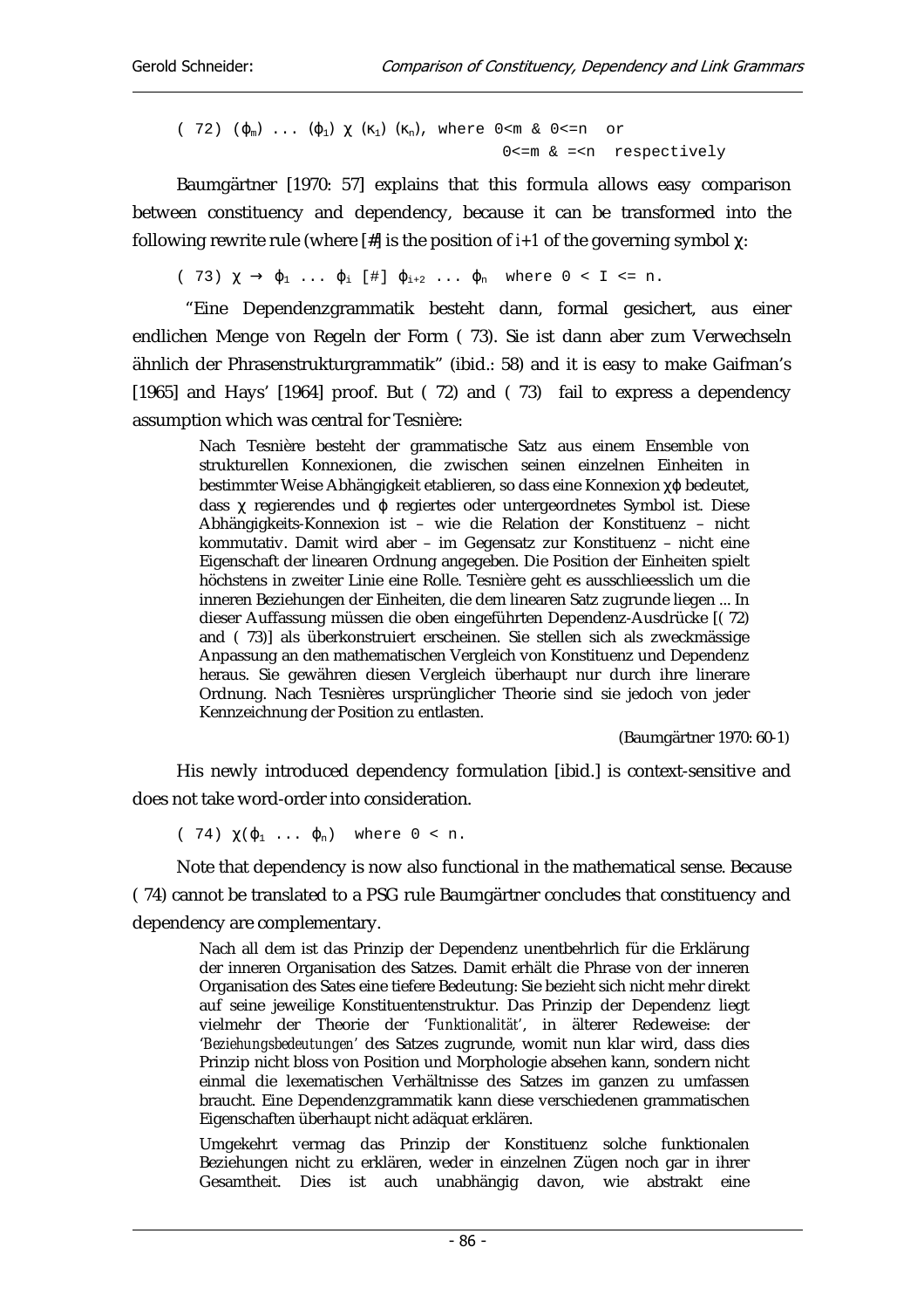( 72) $(\varphi_m) \ldots (\varphi_1)\ \chi\ (\kappa_1)\ (\kappa_n)$, where 0<m & 0<=n or
0<=m & =<n respectively

Baumgärtner [1970: 57] explains that this formula allows easy comparison between constituency and dependency, because it can be transformed into the following rewrite rule (where [#] is the position of *i+1* of the governing symbol χ:

( 73) $\chi \rightarrow \varphi_1 \ldots \varphi_i\ [\#]\ \varphi_{i+2} \ldots \varphi_n$ where 0 < I <= n.

"Eine Dependenzgrammatik besteht dann, formal gesichert, aus einer endlichen Menge von Regeln der Form ( 73). Sie ist dann aber zum Verwechseln ähnlich der Phrasenstrukturgrammatik" (ibid.: 58) and it is easy to make Gaifman's [1965] and Hays' [1964] proof. But ( 72) and ( 73) fail to express a dependency assumption which was central for Tesnière:

> Nach Tesnière besteht der grammatische Satz aus einem Ensemble von strukturellen Konnexionen, die zwischen seinen einzelnen Einheiten in bestimmter Weise Abhängigkeit etablieren, so dass eine Konnexion χφ bedeutet, dass χ regierendes und φ regiertes oder untergeordnetes Symbol ist. Diese Abhängigkeits-Konnexion ist – wie die Relation der Konstituenz – nicht kommutativ. Damit wird aber – im Gegensatz zur Konstituenz – nicht eine Eigenschaft der linearen Ordnung angegeben. Die Position der Einheiten spielt höchstens in zweiter Linie eine Rolle. Tesnière geht es ausschlieesslich um die inneren Beziehungen der Einheiten, die dem linearen Satz zugrunde liegen ... In dieser Auffassung müssen die oben eingeführten Dependenz-Ausdrücke [( 72) and ( 73)] als überkonstruiert erscheinen. Sie stellen sich als zweckmässige Anpassung an den mathematischen Vergleich von Konstituenz und Dependenz heraus. Sie gewähren diesen Vergleich überhaupt nur durch ihre linerare Ordnung. Nach Tesnières ursprünglicher Theorie sind sie jedoch von jeder Kennzeichnung der Position zu entlasten.
>
> (Baumgärtner 1970: 60-1)

His newly introduced dependency formulation [ibid.] is context-sensitive and does not take word-order into consideration.

( 74) $\chi(\varphi_1 \ldots \varphi_n)$ where 0 < n.

Note that dependency is now also functional in the mathematical sense. Because ( 74) cannot be translated to a PSG rule Baumgärtner concludes that constituency and dependency are complementary.

> Nach all dem ist das Prinzip der Dependenz unentbehrlich für die Erklärung der inneren Organisation des Satzes. Damit erhält die Phrase von der inneren Organisation des Sates eine tiefere Bedeutung: Sie bezieht sich nicht mehr direkt auf seine jeweilige Konstituentenstruktur. Das Prinzip der Dependenz liegt vielmehr der Theorie der '*Funktionalität*', in älterer Redeweise: der '*Beziehungsbedeutungen*' des Satzes zugrunde, womit nun klar wird, dass dies Prinzip nicht bloss von Position und Morphologie absehen kann, sondern nicht einmal die lexematischen Verhältnisse des Satzes im ganzen zu umfassen braucht. Eine Dependenzgrammatik kann diese verschiedenen grammatischen Eigenschaften überhaupt nicht adäquat erklären.
>
> Umgekehrt vermag das Prinzip der Konstituenz solche funktionalen Beziehungen nicht zu erklären, weder in einzelnen Zügen noch gar in ihrer Gesamtheit. Dies ist auch unabhängig davon, wie abstrakt eine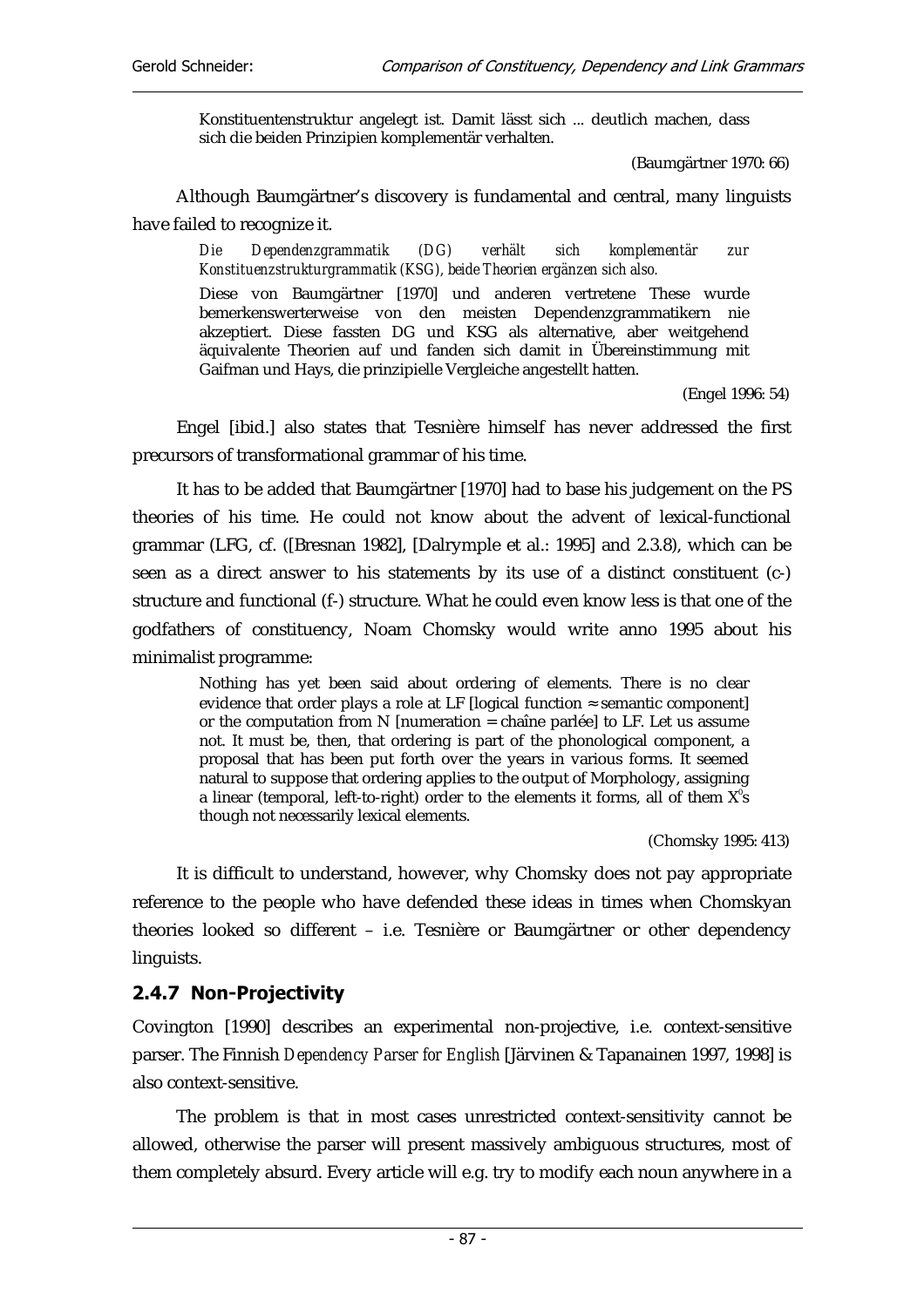> Konstituentenstruktur angelegt ist. Damit lässt sich ... deutlich machen, dass sich die beiden Prinzipien komplementär verhalten.
>
> (Baumgärtner 1970: 66)

Although Baumgärtner's discovery is fundamental and central, many linguists have failed to recognize it.

> *Die Dependenzgrammatik (DG) verhält sich komplementär zur Konstituenzstrukturgrammatik (KSG), beide Theorien ergänzen sich also.*
>
> Diese von Baumgärtner [1970] und anderen vertretene These wurde bemerkenswerterweise von den meisten Dependenzgrammatikern nie akzeptiert. Diese fassten DG und KSG als alternative, aber weitgehend äquivalente Theorien auf und fanden sich damit in Übereinstimmung mit Gaifman und Hays, die prinzipielle Vergleiche angestellt hatten.
>
> (Engel 1996: 54)

Engel [ibid.] also states that Tesnière himself has never addressed the first precursors of transformational grammar of his time.

It has to be added that Baumgärtner [1970] had to base his judgement on the PS theories of his time. He could not know about the advent of lexical-functional grammar (LFG, cf. ([Bresnan 1982], [Dalrymple et al.: 1995] and 2.3.8), which can be seen as a direct answer to his statements by its use of a distinct constituent (c-) structure and functional (f-) structure. What he could even know less is that one of the godfathers of constituency, Noam Chomsky would write anno 1995 about his minimalist programme:

> Nothing has yet been said about ordering of elements. There is no clear evidence that order plays a role at LF [logical function ≈ semantic component] or the computation from N [numeration = chaîne parlée] to LF. Let us assume not. It must be, then, that ordering is part of the phonological component, a proposal that has been put forth over the years in various forms. It seemed natural to suppose that ordering applies to the output of Morphology, assigning a linear (temporal, left-to-right) order to the elements it forms, all of them $X^0$s though not necessarily lexical elements.
>
> (Chomsky 1995: 413)

It is difficult to understand, however, why Chomsky does not pay appropriate reference to the people who have defended these ideas in times when Chomskyan theories looked so different – i.e. Tesnière or Baumgärtner or other dependency linguists.

### 2.4.7 Non-Projectivity

Covington [1990] describes an experimental non-projective, i.e. context-sensitive parser. The Finnish *Dependency Parser for English* [Järvinen & Tapanainen 1997, 1998] is also context-sensitive.

The problem is that in most cases unrestricted context-sensitivity cannot be allowed, otherwise the parser will present massively ambiguous structures, most of them completely absurd. Every article will e.g. try to modify each noun anywhere in a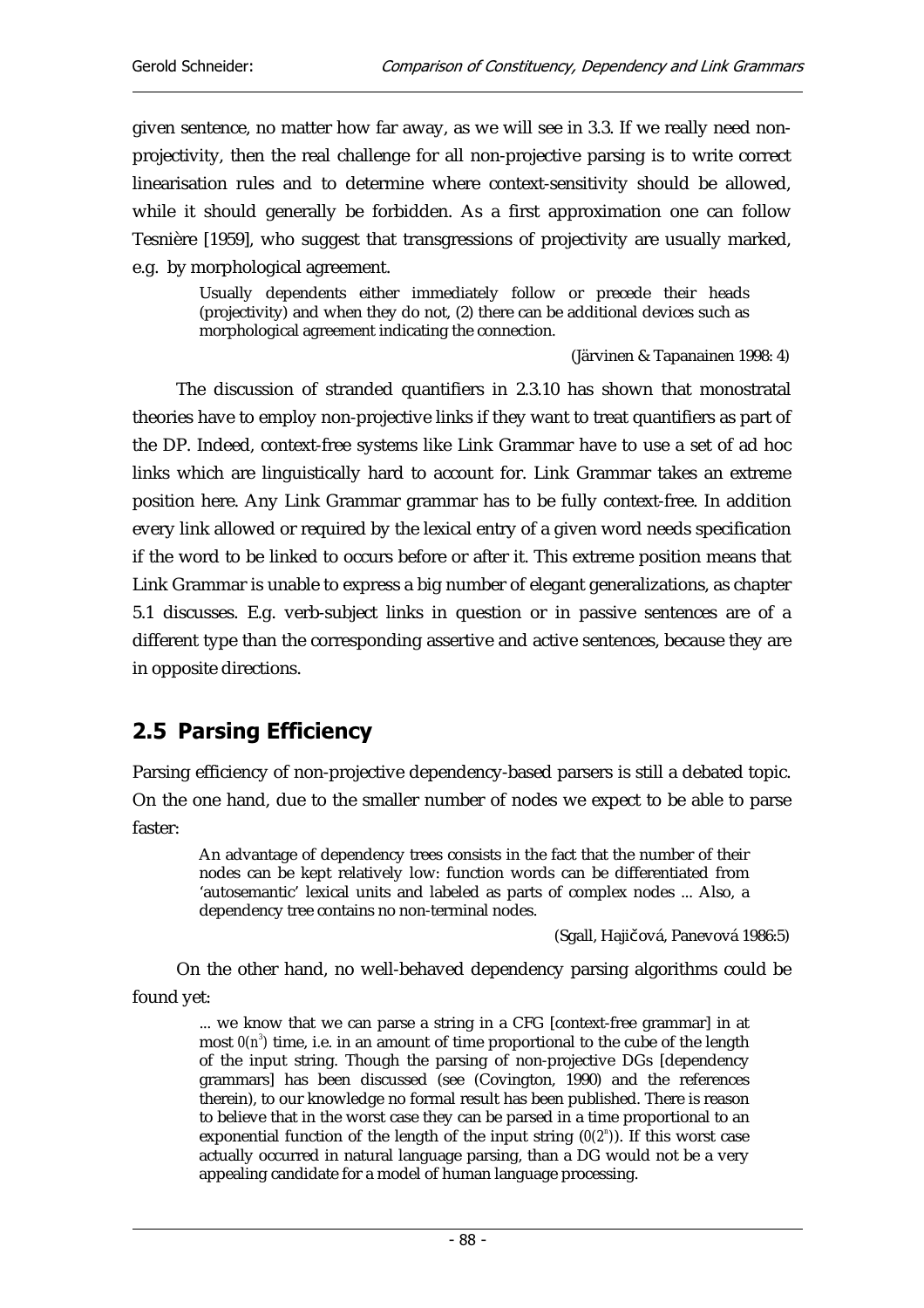given sentence, no matter how far away, as we will see in 3.3. If we really need non-projectivity, then the real challenge for all non-projective parsing is to write correct linearisation rules and to determine where context-sensitivity should be allowed, while it should generally be forbidden. As a first approximation one can follow Tesnière [1959], who suggest that transgressions of projectivity are usually marked, e.g. by morphological agreement.

> Usually dependents either immediately follow or precede their heads (projectivity) and when they do not, (2) there can be additional devices such as morphological agreement indicating the connection.
>
> (Järvinen & Tapanainen 1998: 4)

The discussion of stranded quantifiers in 2.3.10 has shown that monostratal theories have to employ non-projective links if they want to treat quantifiers as part of the DP. Indeed, context-free systems like Link Grammar have to use a set of ad hoc links which are linguistically hard to account for. Link Grammar takes an extreme position here. Any Link Grammar grammar has to be fully context-free. In addition every link allowed or required by the lexical entry of a given word needs specification if the word to be linked to occurs before or after it. This extreme position means that Link Grammar is unable to express a big number of elegant generalizations, as chapter 5.1 discusses. E.g. verb-subject links in question or in passive sentences are of a different type than the corresponding assertive and active sentences, because they are in opposite directions.

## 2.5 Parsing Efficiency

Parsing efficiency of non-projective dependency-based parsers is still a debated topic. On the one hand, due to the smaller number of nodes we expect to be able to parse faster:

> An advantage of dependency trees consists in the fact that the number of their nodes can be kept relatively low: function words can be differentiated from 'autosemantic' lexical units and labeled as parts of complex nodes ... Also, a dependency tree contains no non-terminal nodes.
>
> (Sgall, Hajičová, Panevová 1986:5)

On the other hand, no well-behaved dependency parsing algorithms could be found yet:

> ... we know that we can parse a string in a CFG [context-free grammar] in at most $O(n^3)$ time, i.e. in an amount of time proportional to the cube of the length of the input string. Though the parsing of non-projective DGs [dependency grammars] has been discussed (see (Covington, 1990) and the references therein), to our knowledge no formal result has been published. There is reason to believe that in the worst case they can be parsed in a time proportional to an exponential function of the length of the input string ($O(2^n)$). If this worst case actually occurred in natural language parsing, than a DG would not be a very appealing candidate for a model of human language processing.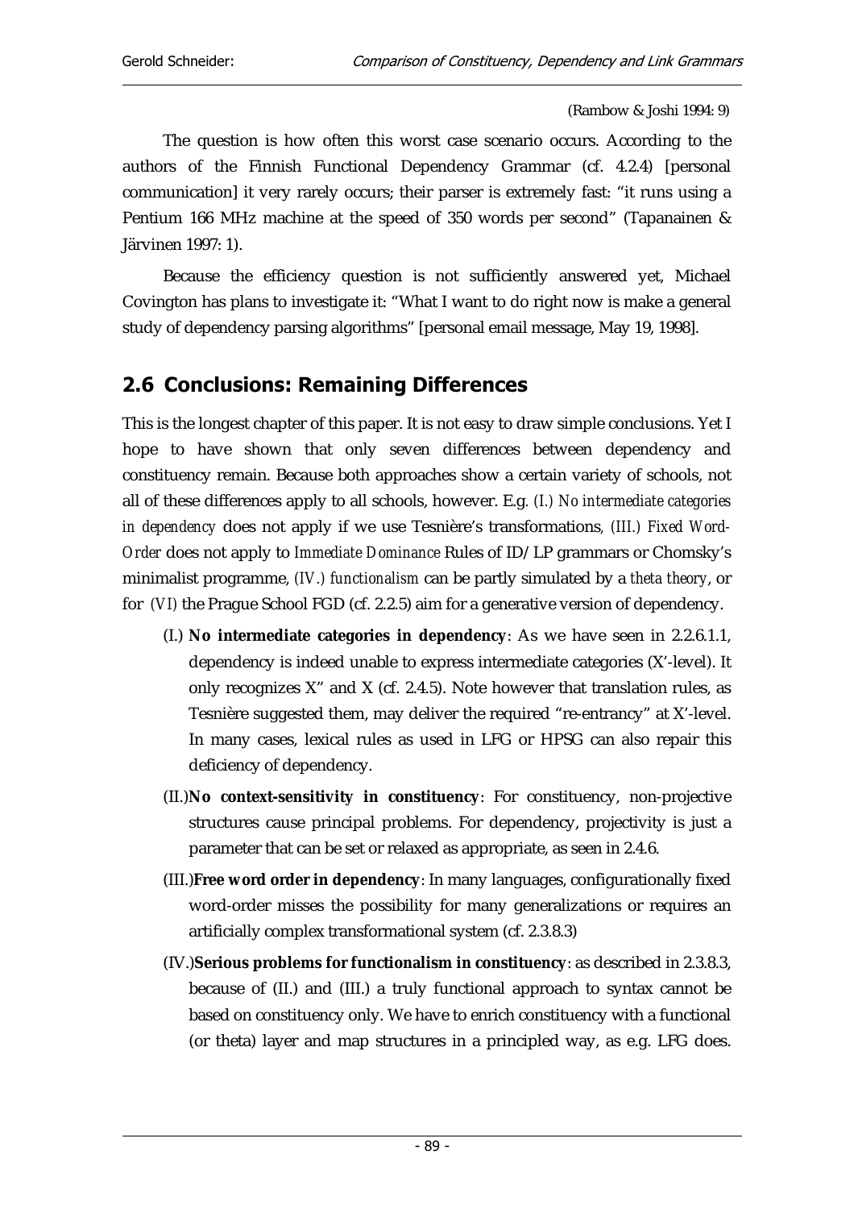(Rambow & Joshi 1994: 9)

The question is how often this worst case scenario occurs. According to the authors of the Finnish Functional Dependency Grammar (cf. 4.2.4) [personal communication] it very rarely occurs; their parser is extremely fast: "it runs using a Pentium 166 MHz machine at the speed of 350 words per second" (Tapanainen & Järvinen 1997: 1).

Because the efficiency question is not sufficiently answered yet, Michael Covington has plans to investigate it: "What I want to do right now is make a general study of dependency parsing algorithms" [personal email message, May 19, 1998].

## 2.6 Conclusions: Remaining Differences

This is the longest chapter of this paper. It is not easy to draw simple conclusions. Yet I hope to have shown that only seven differences between dependency and constituency remain. Because both approaches show a certain variety of schools, not all of these differences apply to all schools, however. E.g. *(I.) No intermediate categories in dependency* does not apply if we use Tesnière's transformations, *(III.) Fixed Word-Order* does not apply to *Immediate Dominance* Rules of ID/LP grammars or Chomsky's minimalist programme, *(IV.) functionalism* can be partly simulated by a *theta theory*, or for *(VI)* the Prague School FGD (cf. 2.2.5) aim for a generative version of dependency.

(I.) **No intermediate categories in dependency**: As we have seen in 2.2.6.1.1, dependency is indeed unable to express intermediate categories (X'-level). It only recognizes X" and X (cf. 2.4.5). Note however that translation rules, as Tesnière suggested them, may deliver the required "re-entrancy" at X'-level. In many cases, lexical rules as used in LFG or HPSG can also repair this deficiency of dependency.

(II.) **No context-sensitivity in constituency**: For constituency, non-projective structures cause principal problems. For dependency, projectivity is just a parameter that can be set or relaxed as appropriate, as seen in 2.4.6.

(III.) **Free word order in dependency**: In many languages, configurationally fixed word-order misses the possibility for many generalizations or requires an artificially complex transformational system (cf. 2.3.8.3)

(IV.) **Serious problems for functionalism in constituency**: as described in 2.3.8.3, because of (II.) and (III.) a truly functional approach to syntax cannot be based on constituency only. We have to enrich constituency with a functional (or theta) layer and map structures in a principled way, as e.g. LFG does.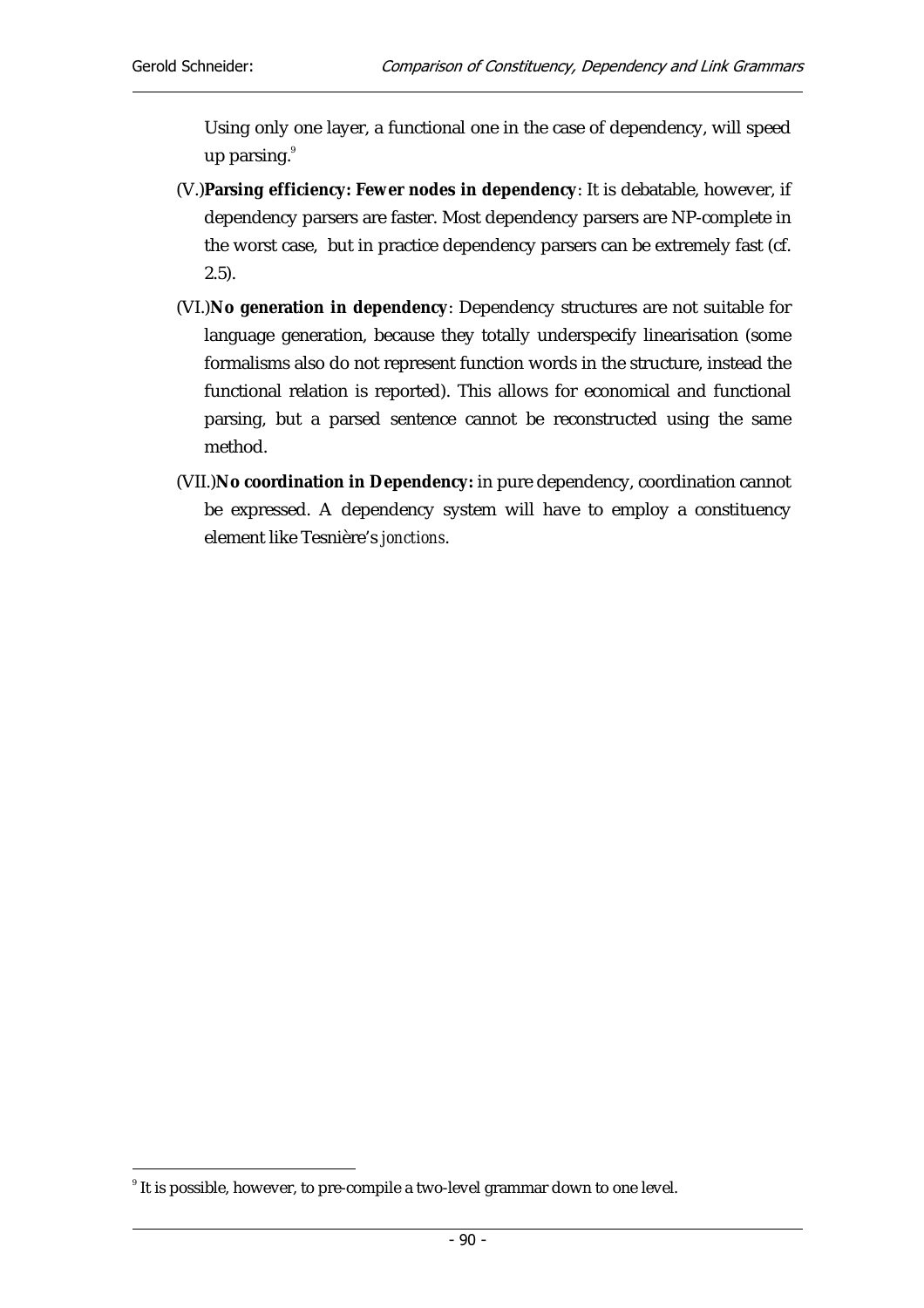Using only one layer, a functional one in the case of dependency, will speed up parsing.[9]

(V.) **Parsing efficiency: Fewer nodes in dependency**: It is debatable, however, if dependency parsers are faster. Most dependency parsers are NP-complete in the worst case, but in practice dependency parsers can be extremely fast (cf. 2.5).

(VI.) **No generation in dependency**: Dependency structures are not suitable for language generation, because they totally underspecify linearisation (some formalisms also do not represent function words in the structure, instead the functional relation is reported). This allows for economical and functional parsing, but a parsed sentence cannot be reconstructed using the same method.

(VII.) **No coordination in Dependency:** in pure dependency, coordination cannot be expressed. A dependency system will have to employ a constituency element like Tesnière's *jonctions*.

---

[9] It is possible, however, to pre-compile a two-level grammar down to one level.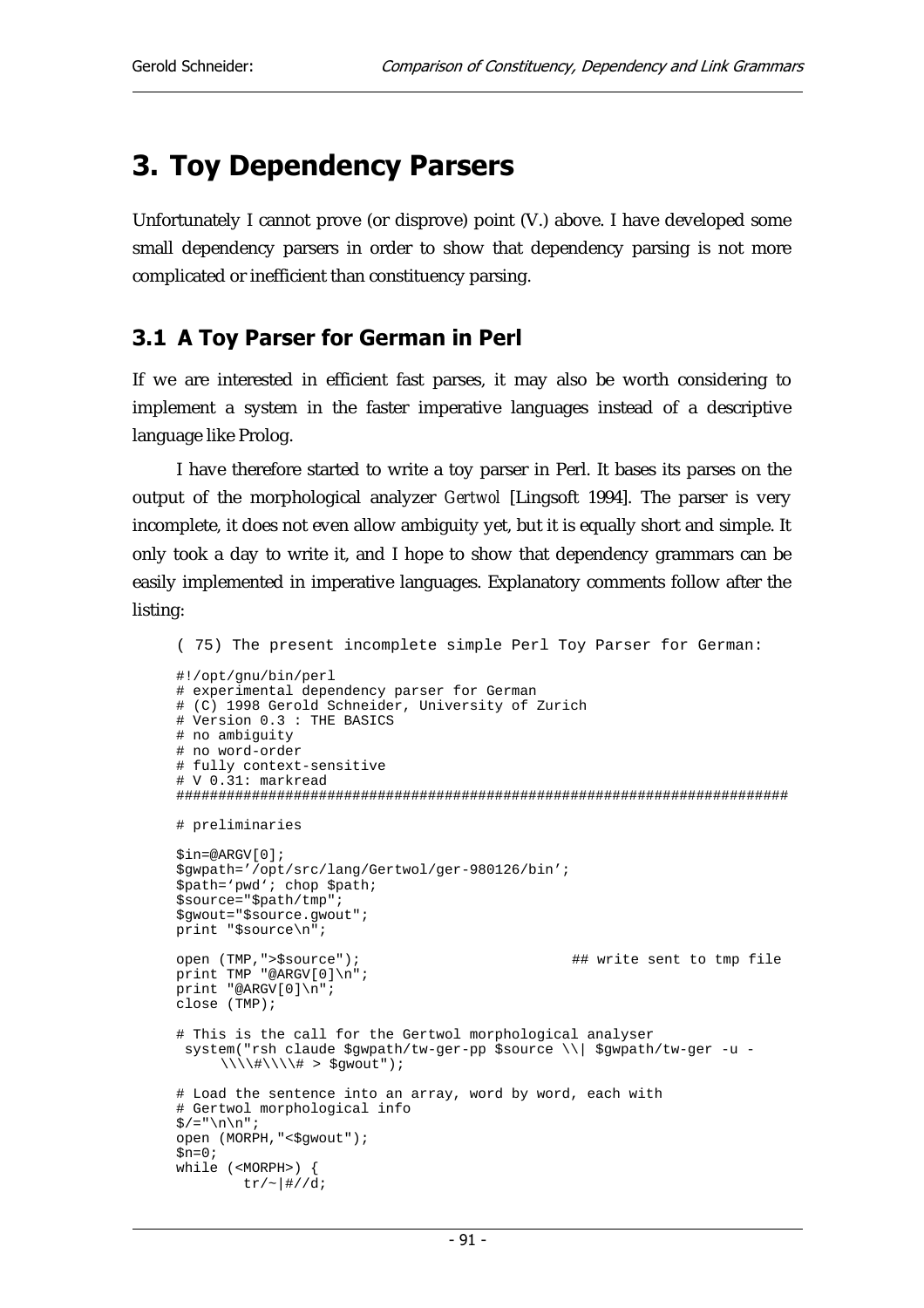# 3. Toy Dependency Parsers

Unfortunately I cannot prove (or disprove) point (V.) above. I have developed some small dependency parsers in order to show that dependency parsing is not more complicated or inefficient than constituency parsing.

## 3.1 A Toy Parser for German in Perl

If we are interested in efficient fast parses, it may also be worth considering to implement a system in the faster imperative languages instead of a descriptive language like Prolog.

I have therefore started to write a toy parser in Perl. It bases its parses on the output of the morphological analyzer *Gertwol* [Lingsoft 1994]. The parser is very incomplete, it does not even allow ambiguity yet, but it is equally short and simple. It only took a day to write it, and I hope to show that dependency grammars can be easily implemented in imperative languages. Explanatory comments follow after the listing:

( 75) The present incomplete simple Perl Toy Parser for German:

```
#!/opt/gnu/bin/perl
# experimental dependency parser for German
# (C) 1998 Gerold Schneider, University of Zurich
# Version 0.3 : THE BASICS
# no ambiguity
# no word-order
# fully context-sensitive
# V 0.31: markread
##########################################################################

# preliminaries

$in=@ARGV[0];
$gwpath='/opt/src/lang/Gertwol/ger-980126/bin';
$path='pwd'; chop $path;
$source="$path/tmp";
$gwout="$source.gwout";
print "$source\n";

open (TMP,">$source");                          ## write sent to tmp file
print TMP "@ARGV[0]\n";
print "@ARGV[0]\n";
close (TMP);

# This is the call for the Gertwol morphological analyser
 system("rsh claude $gwpath/tw-ger-pp $source \\| $gwpath/tw-ger -u -
     \\\\#\\\\# > $gwout");

# Load the sentence into an array, word by word, each with
# Gertwol morphological info
$/="\n\n";
open (MORPH,"<$gwout");
$n=0;
while (<MORPH>) {
        tr/~|#//d;
```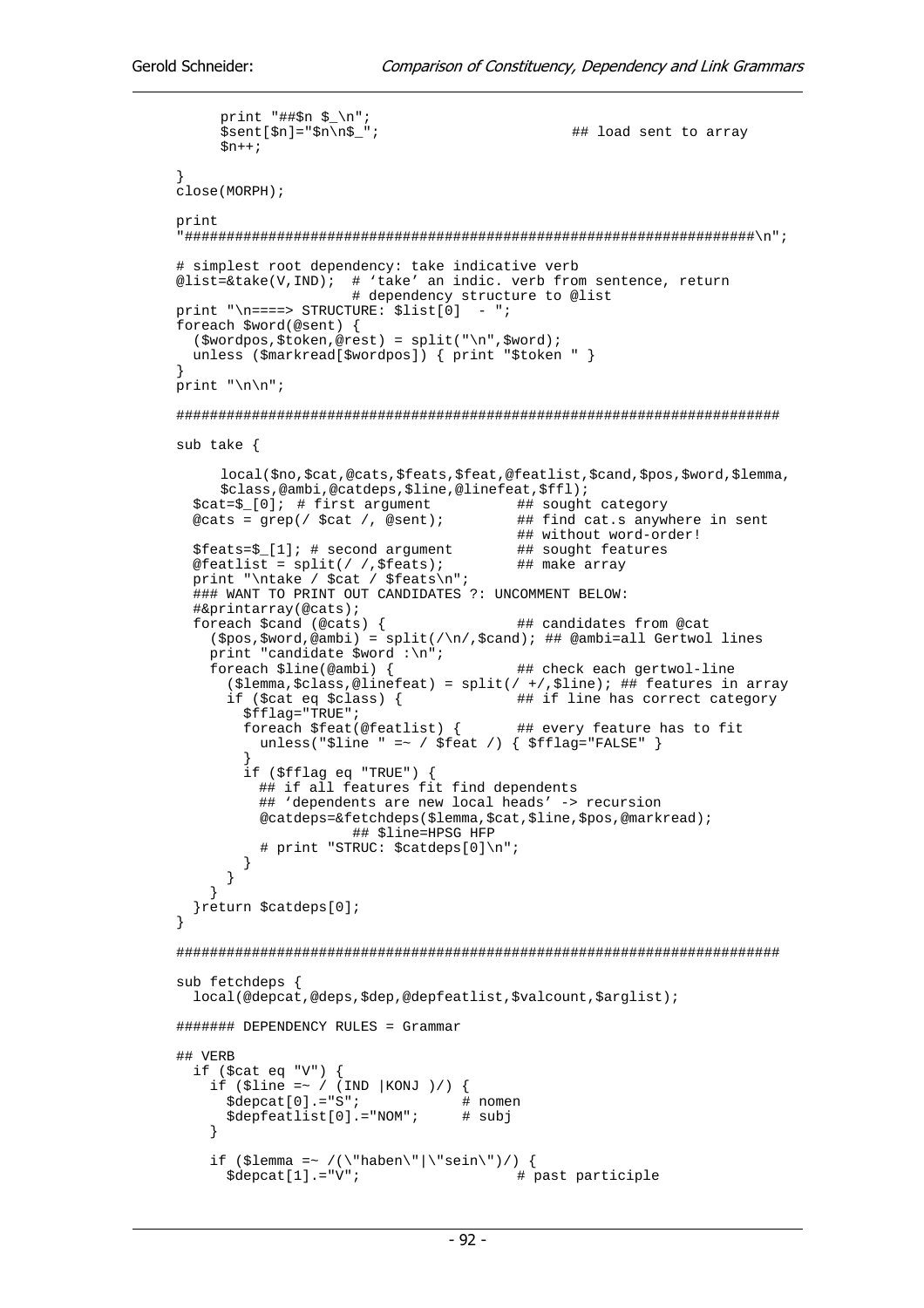```
      print "##$n $_\n";
      $sent[$n]="$n\n$_";                         ## load sent to array
      $n++;

}
close(MORPH);

print
"#################################################################\n";

# simplest root dependency: take indicative verb
@list=&take(V,IND);  # 'take' an indic. verb from sentence, return
                     # dependency structure to @list
print "\n====> STRUCTURE: $list[0]  - ";
foreach $word(@sent) {
  ($wordpos,$token,@rest) = split("\n",$word);
  unless ($markread[$wordpos]) { print "$token " }
}
print "\n\n";

######################################################################

sub take {

      local($no,$cat,@cats,$feats,$feat,@featlist,$cand,$pos,$word,$lemma,
      $class,@ambi,@catdeps,$line,@linefeat,$ffl);
  $cat=$_[0]; # first argument          ## sought category
  @cats = grep(/ $cat /, @sent);        ## find cat.s anywhere in sent
                                        ## without word-order!
  $feats=$_[1]; # second argument       ## sought features
  @featlist = split(/ /,$feats);        ## make array
  print "\ntake / $cat / $feats\n";
  ### WANT TO PRINT OUT CANDIDATES ?: UNCOMMENT BELOW:
  #&printarray(@cats);
  foreach $cand (@cats) {               ## candidates from @cat
    ($pos,$word,@ambi) = split(/\n/,$cand); ## @ambi=all Gertwol lines
    print "candidate $word :\n";
    foreach $line(@ambi) {              ## check each gertwol-line
      ($lemma,$class,@linefeat) = split(/ +/,$line); ## features in array
      if ($cat eq $class) {             ## if line has correct category
        $fflag="TRUE";
        foreach $feat(@featlist) {      ## every feature has to fit
          unless("$line " =~ / $feat /) { $fflag="FALSE" }
        }
        if ($fflag eq "TRUE") {
          ## if all features fit find dependents
          ## 'dependents are new local heads' -> recursion
          @catdeps=&fetchdeps($lemma,$cat,$line,$pos,@markread);
                    ## $line=HPSG HFP
          # print "STRUC: $catdeps[0]\n";
        }
      }
    }
  }return $catdeps[0];
}

######################################################################

sub fetchdeps {
  local(@depcat,@deps,$dep,@depfeatlist,$valcount,$arglist);

####### DEPENDENCY RULES = Grammar

## VERB
  if ($cat eq "V") {
    if ($line =~ / (IND |KONJ )/) {
      $depcat[0].="S";            # nomen
      $depfeatlist[0].="NOM";     # subj
    }

    if ($lemma =~ /(\"haben\"|\"sein\")/) {
      $depcat[1].="V";                  # past participle
```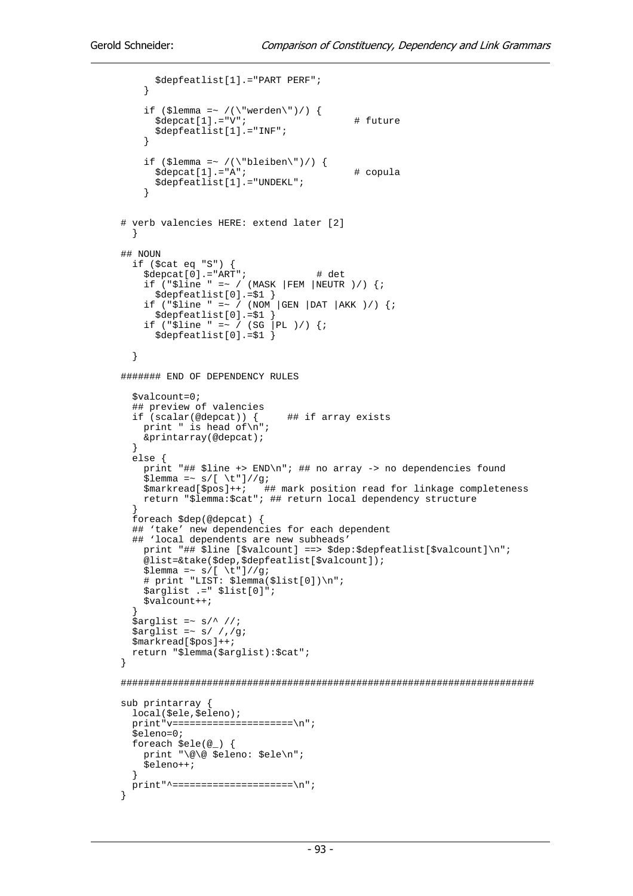```
        $depfeatlist[1].="PART PERF";
      }

      if ($lemma =~ /(\"werden\")/) {
        $depcat[1].="V";                    # future
        $depfeatlist[1].="INF";
      }

      if ($lemma =~ /(\"bleiben\")/) {
        $depcat[1].="A";                    # copula
        $depfeatlist[1].="UNDEKL";
      }

# verb valencies HERE: extend later [2]
  }

## NOUN
  if ($cat eq "S") {
    $depcat[0].="ART";            # det
    if ("$line " =~ / (MASK |FEM |NEUTR )/) {;
      $depfeatlist[0].=$1 }
    if ("$line " =~ / (NOM |GEN |DAT |AKK )/) {;
      $depfeatlist[0].=$1 }
    if ("$line " =~ / (SG |PL )/) {;
      $depfeatlist[0].=$1 }

  }

####### END OF DEPENDENCY RULES

  $valcount=0;
  ## preview of valencies
  if (scalar(@depcat)) {     ## if array exists
    print " is head of\n";
    &printarray(@depcat);
  }
  else {
    print "## $line +> END\n"; ## no array -> no dependencies found
    $lemma =~ s/[ \t"]//g;
    $markread[$pos]++;   ## mark position read for linkage completeness
    return "$lemma:$cat"; ## return local dependency structure
  }
  foreach $dep(@depcat) {
  ## 'take' new dependencies for each dependent
  ## 'local dependents are new subheads'
    print "## $line [$valcount] ==> $dep:$depfeatlist[$valcount]\n";
    @list=&take($dep,$depfeatlist[$valcount]);
    $lemma =~ s/[ \t"]//g;
    # print "LIST: $lemma($list[0])\n";
    $arglist .=" $list[0]";
    $valcount++;
  }
  $arglist =~ s/^ //;
  $arglist =~ s/ /,/g;
  $markread[$pos]++;
  return "$lemma($arglist):$cat";
}

########################################################################

sub printarray {
  local($ele,$eleno);
  print"v=====================\n";
  $eleno=0;
  foreach $ele(@_) {
    print "\@\@ $eleno: $ele\n";
    $eleno++;
  }
  print"^=====================\n";
}
```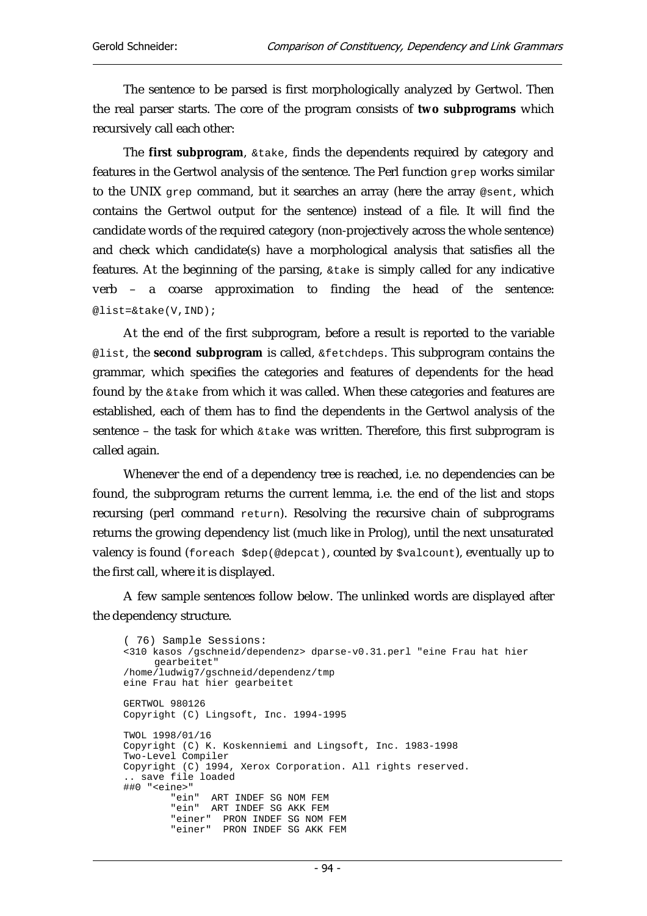The sentence to be parsed is first morphologically analyzed by Gertwol. Then the real parser starts. The core of the program consists of **two subprograms** which recursively call each other:

The **first subprogram**, `&take`, finds the dependents required by category and features in the Gertwol analysis of the sentence. The Perl function `grep` works similar to the UNIX `grep` command, but it searches an array (here the array `@sent`, which contains the Gertwol output for the sentence) instead of a file. It will find the candidate words of the required category (non-projectively across the whole sentence) and check which candidate(s) have a morphological analysis that satisfies all the features. At the beginning of the parsing, `&take` is simply called for any indicative verb – a coarse approximation to finding the head of the sentence: `@list=&take(V,IND);`

At the end of the first subprogram, before a result is reported to the variable `@list`, the **second subprogram** is called, `&fetchdeps`. This subprogram contains the grammar, which specifies the categories and features of dependents for the head found by the `&take` from which it was called. When these categories and features are established, each of them has to find the dependents in the Gertwol analysis of the sentence – the task for which `&take` was written. Therefore, this first subprogram is called again.

Whenever the end of a dependency tree is reached, i.e. no dependencies can be found, the subprogram returns the current lemma, i.e. the end of the list and stops recursing (perl command `return`). Resolving the recursive chain of subprograms returns the growing dependency list (much like in Prolog), until the next unsaturated valency is found (`foreach $dep(@depcat)`, counted by `$valcount`), eventually up to the first call, where it is displayed.

A few sample sentences follow below. The unlinked words are displayed after the dependency structure.

```
( 76) Sample Sessions:
<310 kasos /gschneid/dependenz> dparse-v0.31.perl "eine Frau hat hier
     gearbeitet"
/home/ludwig7/gschneid/dependenz/tmp
eine Frau hat hier gearbeitet

GERTWOL 980126
Copyright (C) Lingsoft, Inc. 1994-1995

TWOL 1998/01/16
Copyright (C) K. Koskenniemi and Lingsoft, Inc. 1983-1998
Two-Level Compiler
Copyright (C) 1994, Xerox Corporation. All rights reserved.
.. save file loaded
##0 "<eine>"
        "ein"  ART INDEF SG NOM FEM
        "ein"  ART INDEF SG AKK FEM
        "einer"  PRON INDEF SG NOM FEM
        "einer"  PRON INDEF SG AKK FEM
```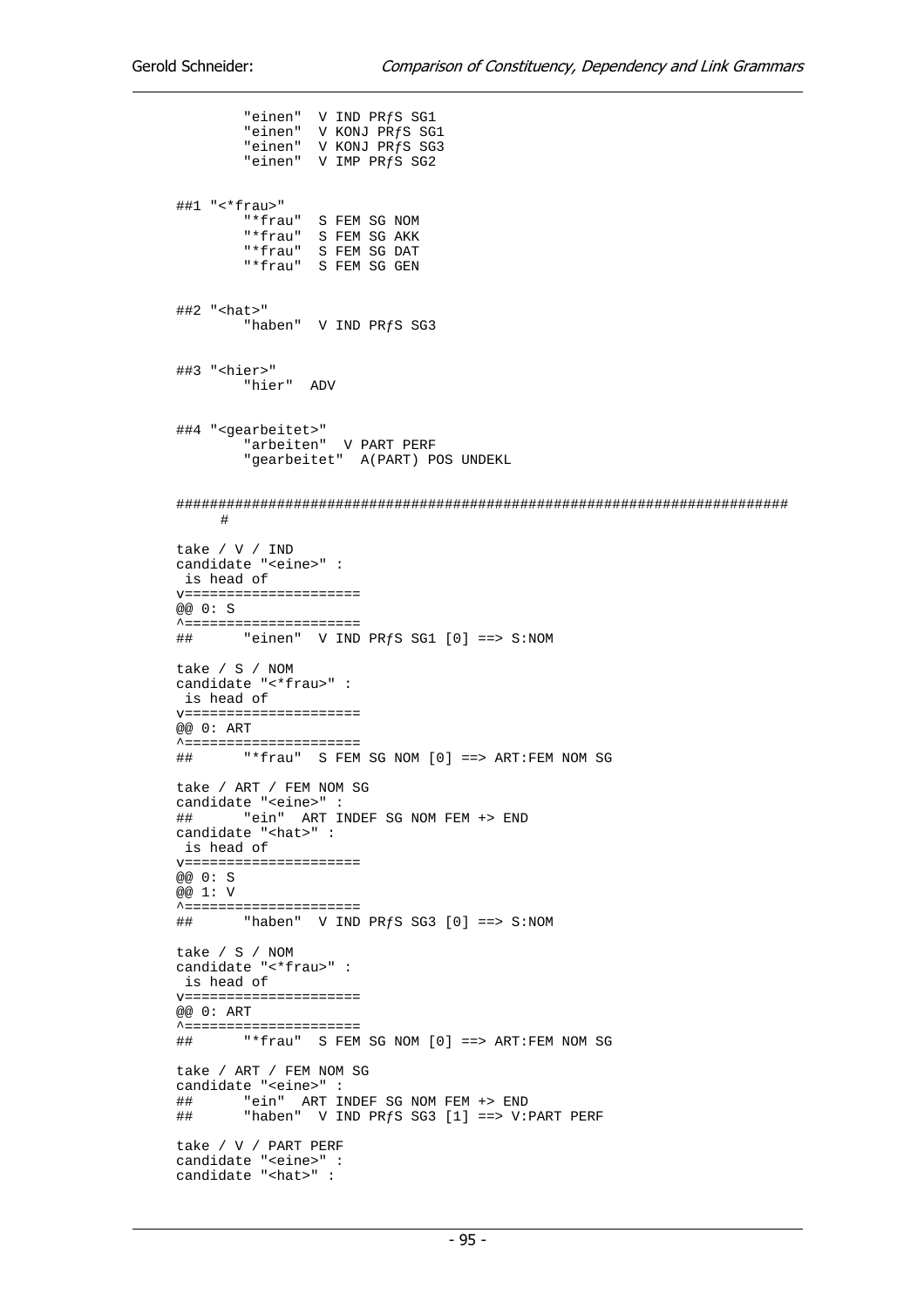```
        "einen"  V IND PRƒS SG1
        "einen"  V KONJ PRƒS SG1
        "einen"  V KONJ PRƒS SG3
        "einen"  V IMP PRƒS SG2


##1 "<*frau>"
        "*frau"  S FEM SG NOM
        "*frau"  S FEM SG AKK
        "*frau"  S FEM SG DAT
        "*frau"  S FEM SG GEN


##2 "<hat>"
        "haben"  V IND PRƒS SG3


##3 "<hier>"
        "hier"  ADV


##4 "<gearbeitet>"
        "arbeiten"  V PART PERF
        "gearbeitet"  A(PART) POS UNDEKL


########################################################################
     #

take / V / IND
candidate "<eine>" :
 is head of
v=====================
@@ 0: S
^=====================
##      "einen"  V IND PRƒS SG1 [0] ==> S:NOM

take / S / NOM
candidate "<*frau>" :
 is head of
v=====================
@@ 0: ART
^=====================
##      "*frau"  S FEM SG NOM [0] ==> ART:FEM NOM SG

take / ART / FEM NOM SG
candidate "<eine>" :
##      "ein"  ART INDEF SG NOM FEM +> END
candidate "<hat>" :
 is head of
v=====================
@@ 0: S
@@ 1: V
^=====================
##      "haben"  V IND PRƒS SG3 [0] ==> S:NOM

take / S / NOM
candidate "<*frau>" :
 is head of
v=====================
@@ 0: ART
^=====================
##      "*frau"  S FEM SG NOM [0] ==> ART:FEM NOM SG

take / ART / FEM NOM SG
candidate "<eine>" :
##      "ein"  ART INDEF SG NOM FEM +> END
##      "haben"  V IND PRƒS SG3 [1] ==> V:PART PERF

take / V / PART PERF
candidate "<eine>" :
candidate "<hat>" :
```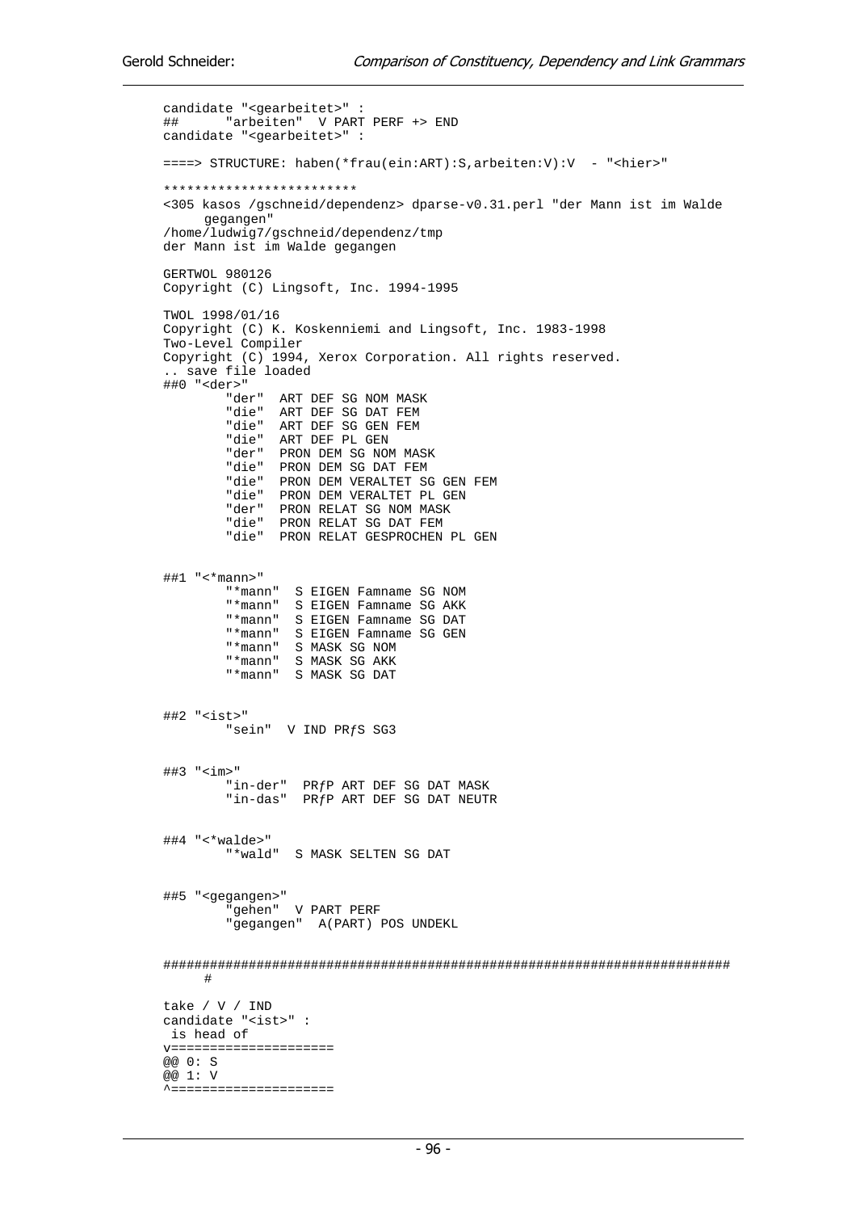```
candidate "<gearbeitet>" :
##      "arbeiten"  V PART PERF +> END
candidate "<gearbeitet>" :

====> STRUCTURE: haben(*frau(ein:ART):S,arbeiten:V):V  - "<hier>"

*************************
<305 kasos /gschneid/dependenz> dparse-v0.31.perl "der Mann ist im Walde
     gegangen"
/home/ludwig7/gschneid/dependenz/tmp
der Mann ist im Walde gegangen

GERTWOL 980126
Copyright (C) Lingsoft, Inc. 1994-1995

TWOL 1998/01/16
Copyright (C) K. Koskenniemi and Lingsoft, Inc. 1983-1998
Two-Level Compiler
Copyright (C) 1994, Xerox Corporation. All rights reserved.
.. save file loaded
##0 "<der>"
        "der"  ART DEF SG NOM MASK
        "die"  ART DEF SG DAT FEM
        "die"  ART DEF SG GEN FEM
        "die"  ART DEF PL GEN
        "der"  PRON DEM SG NOM MASK
        "die"  PRON DEM SG DAT FEM
        "die"  PRON DEM VERALTET SG GEN FEM
        "die"  PRON DEM VERALTET PL GEN
        "der"  PRON RELAT SG NOM MASK
        "die"  PRON RELAT SG DAT FEM
        "die"  PRON RELAT GESPROCHEN PL GEN


##1 "<*mann>"
        "*mann"  S EIGEN Famname SG NOM
        "*mann"  S EIGEN Famname SG AKK
        "*mann"  S EIGEN Famname SG DAT
        "*mann"  S EIGEN Famname SG GEN
        "*mann"  S MASK SG NOM
        "*mann"  S MASK SG AKK
        "*mann"  S MASK SG DAT


##2 "<ist>"
        "sein"  V IND PRƒS SG3


##3 "<im>"
        "in-der"  PRƒP ART DEF SG DAT MASK
        "in-das"  PRƒP ART DEF SG DAT NEUTR


##4 "<*walde>"
        "*wald"  S MASK SELTEN SG DAT


##5 "<gegangen>"
        "gehen"  V PART PERF
        "gegangen"  A(PART) POS UNDEKL


########################################################################
     #

take / V / IND
candidate "<ist>" :
 is head of
v====================
@@ 0: S
@@ 1: V
^====================
```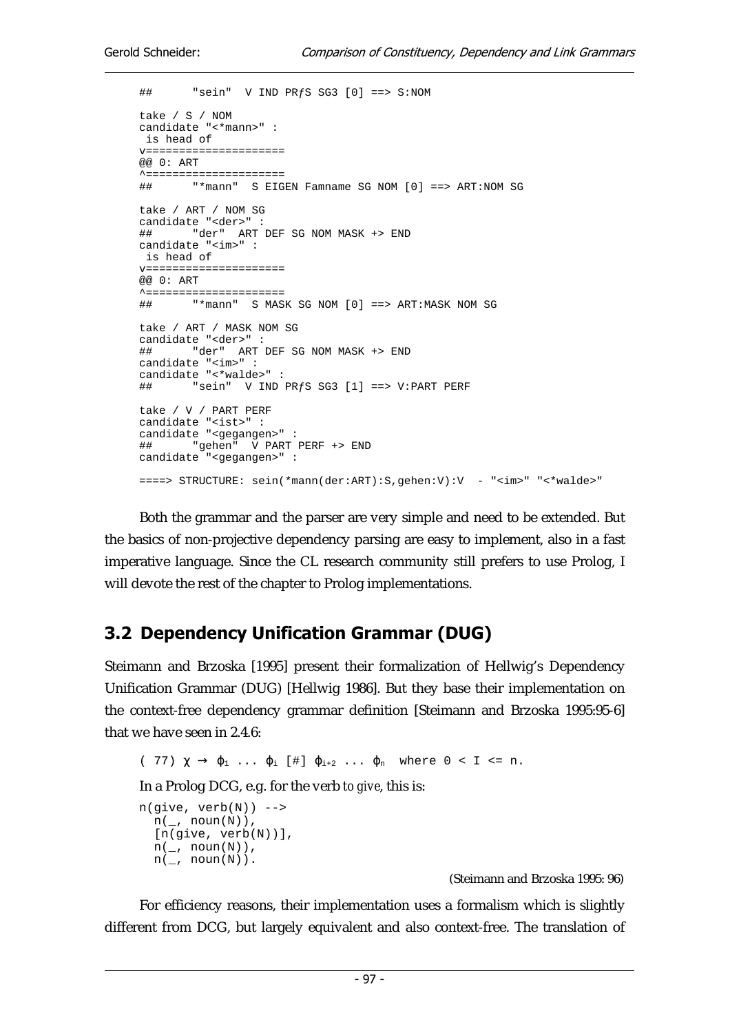```
##      "sein"  V IND PRƒS SG3 [0] ==> S:NOM

take / S / NOM
candidate "<*mann>" :
 is head of
v====================
@@ 0: ART
^====================
##      "*mann"  S EIGEN Famname SG NOM [0] ==> ART:NOM SG

take / ART / NOM SG
candidate "<der>" :
##      "der"  ART DEF SG NOM MASK +> END
candidate "<im>" :
 is head of
v====================
@@ 0: ART
^====================
##      "*mann"  S MASK SG NOM [0] ==> ART:MASK NOM SG

take / ART / MASK NOM SG
candidate "<der>" :
##      "der"  ART DEF SG NOM MASK +> END
candidate "<im>" :
candidate "<*walde>" :
##      "sein"  V IND PRƒS SG3 [1] ==> V:PART PERF

take / V / PART PERF
candidate "<ist>" :
candidate "<gegangen>" :
##      "gehen"  V PART PERF +> END
candidate "<gegangen>" :

====> STRUCTURE: sein(*mann(der:ART):S,gehen:V):V  - "<im>" "<*walde>"
```

Both the grammar and the parser are very simple and need to be extended. But the basics of non-projective dependency parsing are easy to implement, also in a fast imperative language. Since the CL research community still prefers to use Prolog, I will devote the rest of the chapter to Prolog implementations.

## 3.2 Dependency Unification Grammar (DUG)

Steimann and Brzoska [1995] present their formalization of Hellwig's Dependency Unification Grammar (DUG) [Hellwig 1986]. But they base their implementation on the context-free dependency grammar definition [Steimann and Brzoska 1995:95-6] that we have seen in 2.4.6:

( 77) $\chi \rightarrow \varphi_1 \ldots \varphi_i \; [\#] \; \varphi_{i+2} \ldots \varphi_n$ where $0 < I <= n$.

In a Prolog DCG, e.g. for the verb *to give*, this is:

```
n(give, verb(N)) -->
  n(_, noun(N)),
  [n(give, verb(N))],
  n(_, noun(N)),
  n(_, noun(N)).
```

(Steimann and Brzoska 1995: 96)

For efficiency reasons, their implementation uses a formalism which is slightly different from DCG, but largely equivalent and also context-free. The translation of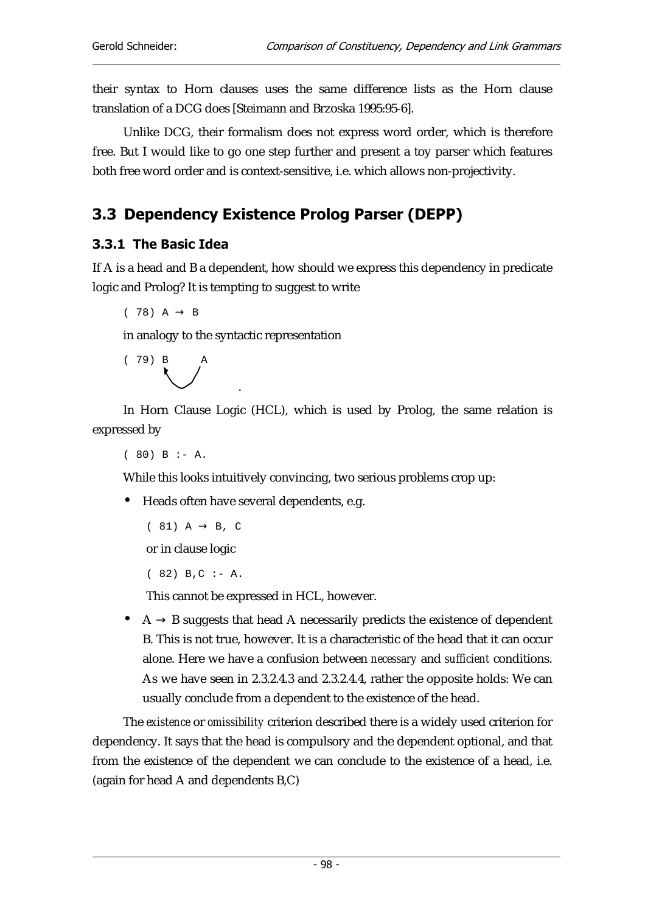their syntax to Horn clauses uses the same difference lists as the Horn clause translation of a DCG does [Steimann and Brzoska 1995:95-6].

Unlike DCG, their formalism does not express word order, which is therefore free. But I would like to go one step further and present a toy parser which features both free word order and is context-sensitive, i.e. which allows non-projectivity.

## 3.3 Dependency Existence Prolog Parser (DEPP)

### 3.3.1 The Basic Idea

If A is a head and B a dependent, how should we express this dependency in predicate logic and Prolog? It is tempting to suggest to write

( 78) A → B

in analogy to the syntactic representation

( 79) B     A

In Horn Clause Logic (HCL), which is used by Prolog, the same relation is expressed by

( 80) B :- A.

While this looks intuitively convincing, two serious problems crop up:

- Heads often have several dependents, e.g.

  ( 81) A → B, C

  or in clause logic

  ( 82) B,C :- A.

  This cannot be expressed in HCL, however.

- A → B suggests that head A necessarily predicts the existence of dependent B. This is not true, however. It is a characteristic of the head that it can occur alone. Here we have a confusion between *necessary* and *sufficient* conditions. As we have seen in 2.3.2.4.3 and 2.3.2.4.4, rather the opposite holds: We can usually conclude from a dependent to the existence of the head.

The *existence* or *omissibility* criterion described there is a widely used criterion for dependency. It says that the head is compulsory and the dependent optional, and that from the existence of the dependent we can conclude to the existence of a head, i.e. (again for head A and dependents B,C)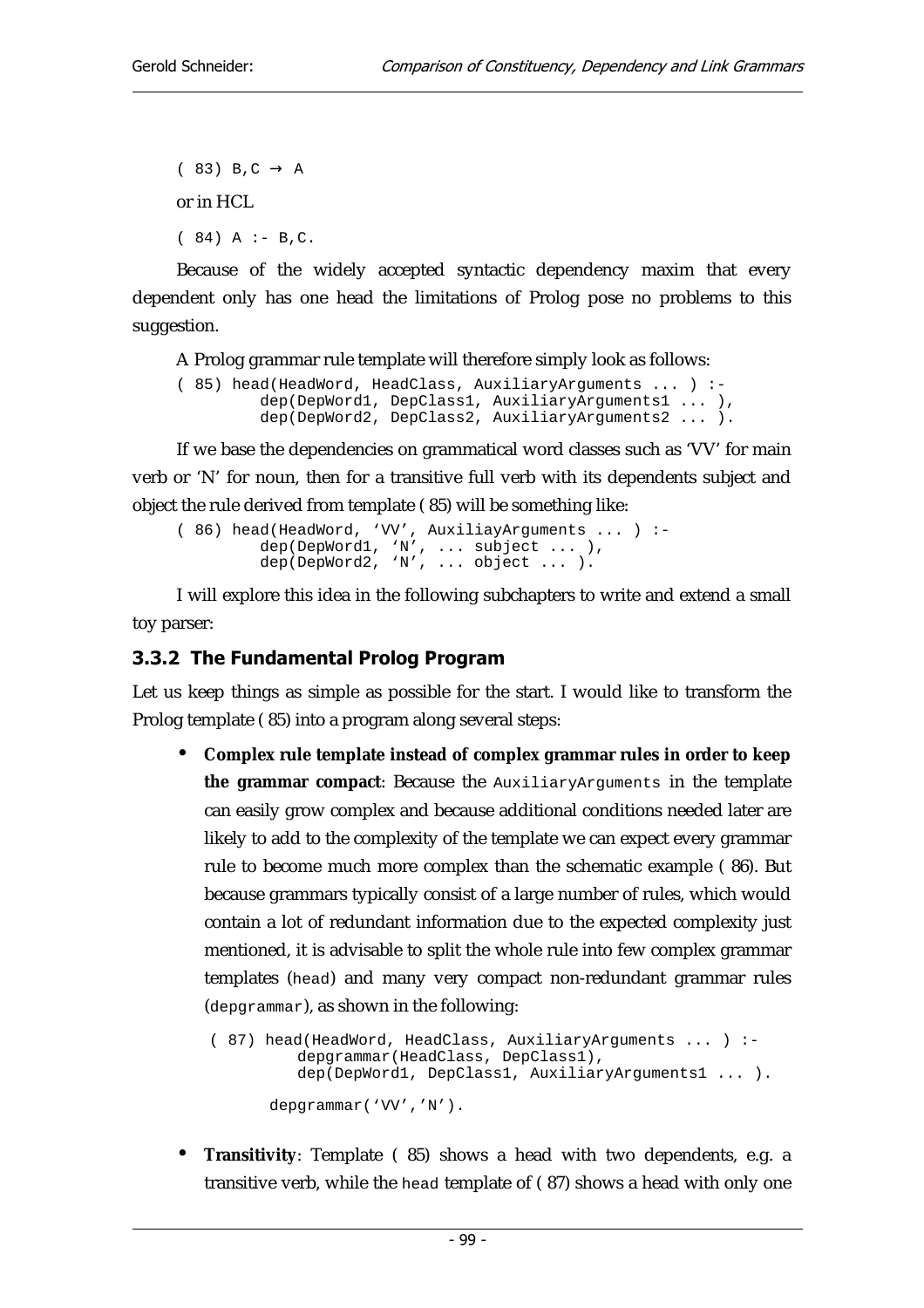```
( 83) B,C → A
```

or in HCL

```
( 84) A :- B,C.
```

Because of the widely accepted syntactic dependency maxim that every dependent only has one head the limitations of Prolog pose no problems to this suggestion.

A Prolog grammar rule template will therefore simply look as follows:

```
( 85) head(HeadWord, HeadClass, AuxiliaryArguments ... ) :-
        dep(DepWord1, DepClass1, AuxiliaryArguments1 ... ),
        dep(DepWord2, DepClass2, AuxiliaryArguments2 ... ).
```

If we base the dependencies on grammatical word classes such as 'VV' for main verb or 'N' for noun, then for a transitive full verb with its dependents subject and object the rule derived from template ( 85) will be something like:

```
( 86) head(HeadWord, 'VV', AuxiliayArguments ... ) :-
        dep(DepWord1, 'N', ... subject ... ),
        dep(DepWord2, 'N', ... object ... ).
```

I will explore this idea in the following subchapters to write and extend a small toy parser:

### 3.3.2 The Fundamental Prolog Program

Let us keep things as simple as possible for the start. I would like to transform the Prolog template ( 85) into a program along several steps:

- **Complex rule template instead of complex grammar rules in order to keep the grammar compact**: Because the `AuxiliaryArguments` in the template can easily grow complex and because additional conditions needed later are likely to add to the complexity of the template we can expect every grammar rule to become much more complex than the schematic example ( 86). But because grammars typically consist of a large number of rules, which would contain a lot of redundant information due to the expected complexity just mentioned, it is advisable to split the whole rule into few complex grammar templates (`head`) and many very compact non-redundant grammar rules (`depgrammar`), as shown in the following:

  ```
  ( 87) head(HeadWord, HeadClass, AuxiliaryArguments ... ) :-
          depgrammar(HeadClass, DepClass1),
          dep(DepWord1, DepClass1, AuxiliaryArguments1 ... ).

        depgrammar('VV','N').
  ```

- **Transitivity**: Template ( 85) shows a head with two dependents, e.g. a transitive verb, while the `head` template of ( 87) shows a head with only one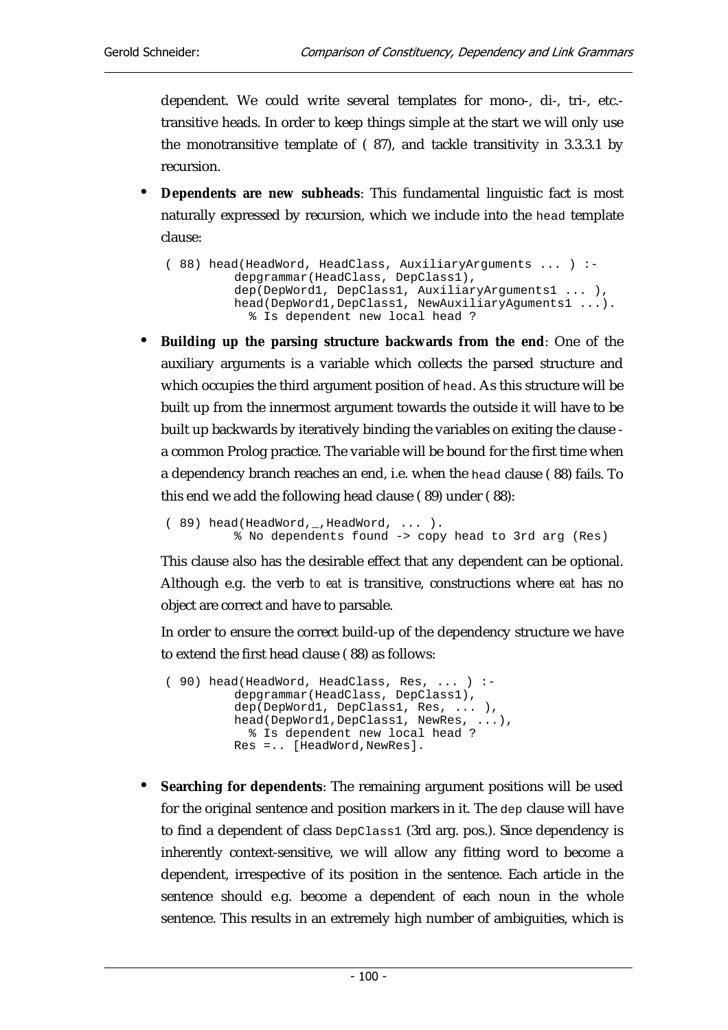dependent. We could write several templates for mono-, di-, tri-, etc.-transitive heads. In order to keep things simple at the start we will only use the monotransitive template of ( 87), and tackle transitivity in 3.3.3.1 by recursion.

- **Dependents are new subheads**: This fundamental linguistic fact is most naturally expressed by recursion, which we include into the `head` template clause:

```
( 88) head(HeadWord, HeadClass, AuxiliaryArguments ... ) :-
          depgrammar(HeadClass, DepClass1),
          dep(DepWord1, DepClass1, AuxiliaryArguments1 ... ),
          head(DepWord1,DepClass1, NewAuxiliaryAguments1 ...).
            % Is dependent new local head ?
```

- **Building up the parsing structure backwards from the end**: One of the auxiliary arguments is a variable which collects the parsed structure and which occupies the third argument position of `head`. As this structure will be built up from the innermost argument towards the outside it will have to be built up backwards by iteratively binding the variables on exiting the clause - a common Prolog practice. The variable will be bound for the first time when a dependency branch reaches an end, i.e. when the `head` clause ( 88) fails. To this end we add the following head clause ( 89) under ( 88):

```
( 89) head(HeadWord,_,HeadWord, ... ).
          % No dependents found -> copy head to 3rd arg (Res)
```

  This clause also has the desirable effect that any dependent can be optional. Although e.g. the verb *to eat* is transitive, constructions where *eat* has no object are correct and have to parsable.

  In order to ensure the correct build-up of the dependency structure we have to extend the first head clause ( 88) as follows:

```
( 90) head(HeadWord, HeadClass, Res, ... ) :-
          depgrammar(HeadClass, DepClass1),
          dep(DepWord1, DepClass1, Res, ... ),
          head(DepWord1,DepClass1, NewRes, ...),
            % Is dependent new local head ?
          Res =.. [HeadWord,NewRes].
```

- **Searching for dependents**: The remaining argument positions will be used for the original sentence and position markers in it. The `dep` clause will have to find a dependent of class `DepClass1` (3rd arg. pos.). Since dependency is inherently context-sensitive, we will allow any fitting word to become a dependent, irrespective of its position in the sentence. Each article in the sentence should e.g. become a dependent of each noun in the whole sentence. This results in an extremely high number of ambiguities, which is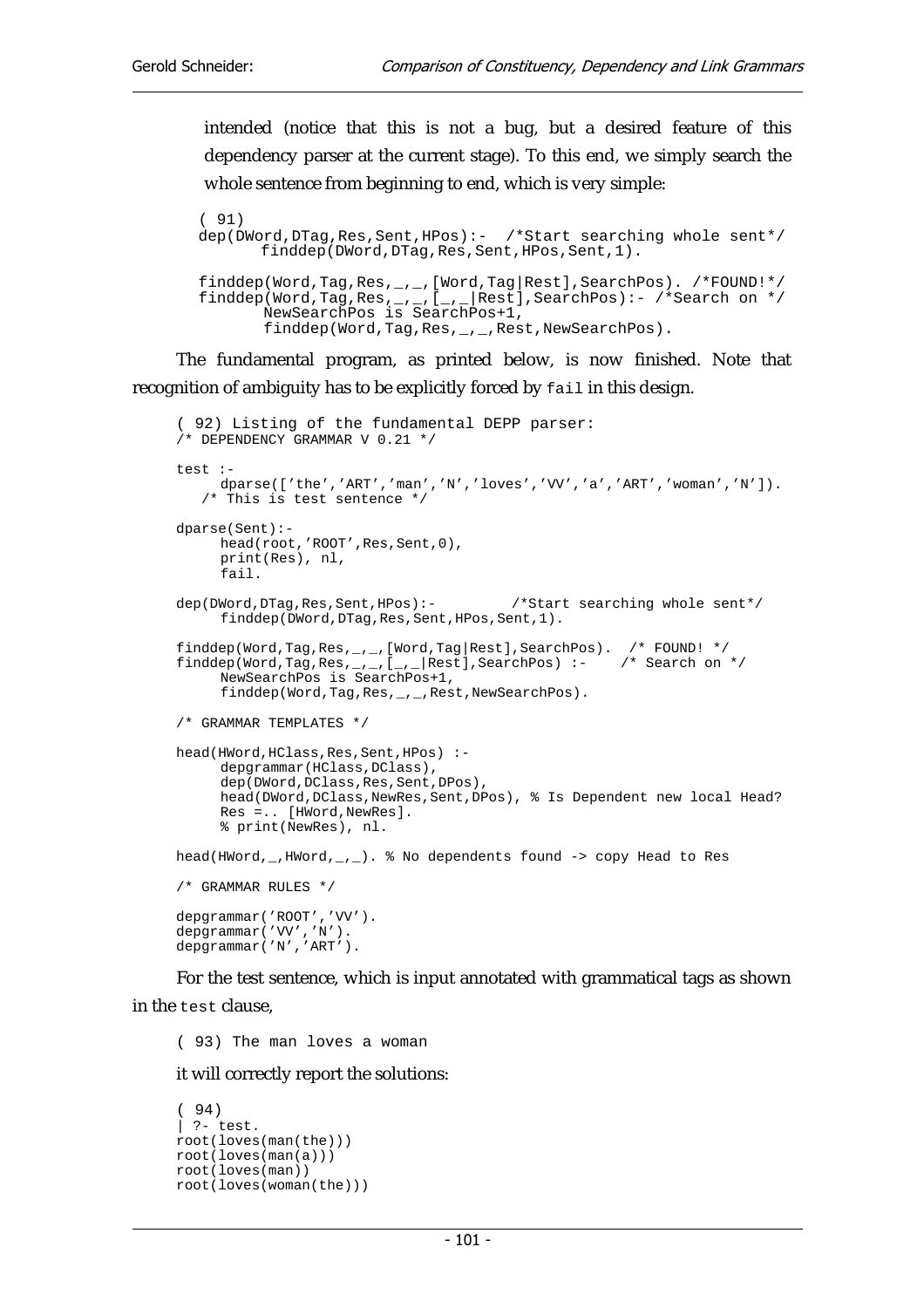intended (notice that this is not a bug, but a desired feature of this dependency parser at the current stage). To this end, we simply search the whole sentence from beginning to end, which is very simple:

```
( 91)
dep(DWord,DTag,Res,Sent,HPos):-  /*Start searching whole sent*/
      finddep(DWord,DTag,Res,Sent,HPos,Sent,1).

finddep(Word,Tag,Res,_,_,[Word,Tag|Rest],SearchPos). /*FOUND!*/
finddep(Word,Tag,Res,_,_,[_,_|Rest],SearchPos):- /*Search on */
       NewSearchPos is SearchPos+1,
       finddep(Word,Tag,Res,_,_,Rest,NewSearchPos).
```

The fundamental program, as printed below, is now finished. Note that recognition of ambiguity has to be explicitly forced by `fail` in this design.

```
( 92) Listing of the fundamental DEPP parser:
/* DEPENDENCY GRAMMAR V 0.21 */

test :-
     dparse(['the','ART','man','N','loves','VV','a','ART','woman','N']).
   /* This is test sentence */

dparse(Sent):-
     head(root,'ROOT',Res,Sent,0),
     print(Res), nl,
     fail.

dep(DWord,DTag,Res,Sent,HPos):-          /*Start searching whole sent*/
     finddep(DWord,DTag,Res,Sent,HPos,Sent,1).

finddep(Word,Tag,Res,_,_,[Word,Tag|Rest],SearchPos).  /* FOUND! */
finddep(Word,Tag,Res,_,_,[_,_|Rest],SearchPos) :-    /* Search on */
     NewSearchPos is SearchPos+1,
     finddep(Word,Tag,Res,_,_,Rest,NewSearchPos).

/* GRAMMAR TEMPLATES */

head(HWord,HClass,Res,Sent,HPos) :-
     depgrammar(HClass,DClass),
     dep(DWord,DClass,Res,Sent,DPos),
     head(DWord,DClass,NewRes,Sent,DPos), % Is Dependent new local Head?
     Res =.. [HWord,NewRes].
     % print(NewRes), nl.

head(HWord,_,HWord,_,_). % No dependents found -> copy Head to Res

/* GRAMMAR RULES */

depgrammar('ROOT','VV').
depgrammar('VV','N').
depgrammar('N','ART').
```

For the test sentence, which is input annotated with grammatical tags as shown in the `test` clause,

```
( 93) The man loves a woman
```

it will correctly report the solutions:

```
( 94)
| ?- test.
root(loves(man(the)))
root(loves(man(a)))
root(loves(man))
root(loves(woman(the)))
```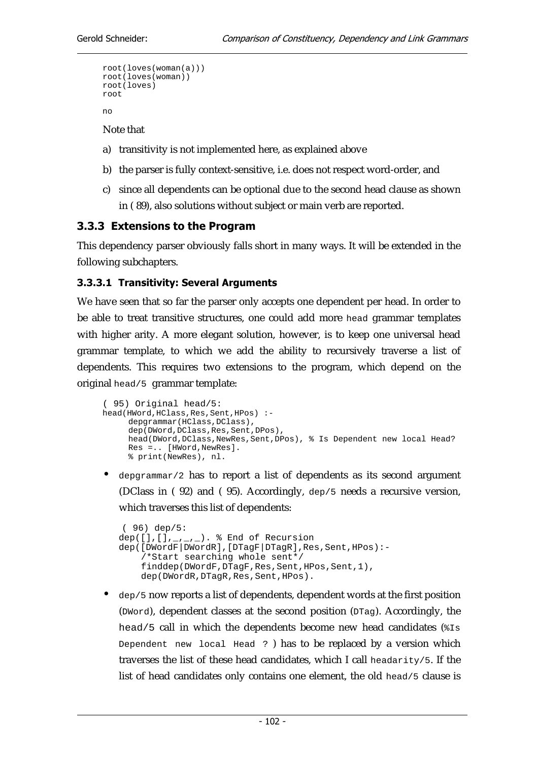```
root(loves(woman(a)))
root(loves(woman))
root(loves)
root

no
```

Note that

a) transitivity is not implemented here, as explained above

b) the parser is fully context-sensitive, i.e. does not respect word-order, and

c) since all dependents can be optional due to the second head clause as shown in ( 89), also solutions without subject or main verb are reported.

### 3.3.3 Extensions to the Program

This dependency parser obviously falls short in many ways. It will be extended in the following subchapters.

#### 3.3.3.1 Transitivity: Several Arguments

We have seen that so far the parser only accepts one dependent per head. In order to be able to treat transitive structures, one could add more `head` grammar templates with higher arity. A more elegant solution, however, is to keep one universal head grammar template, to which we add the ability to recursively traverse a list of dependents. This requires two extensions to the program, which depend on the original `head/5` grammar template:

```
( 95) Original head/5:
head(HWord,HClass,Res,Sent,HPos) :-
     depgrammar(HClass,DClass),
     dep(DWord,DClass,Res,Sent,DPos),
     head(DWord,DClass,NewRes,Sent,DPos), % Is Dependent new local Head?
     Res =.. [HWord,NewRes].
     % print(NewRes), nl.
```

- `depgrammar/2` has to report a list of dependents as its second argument (DClass in ( 92) and ( 95). Accordingly, `dep/5` needs a recursive version, which traverses this list of dependents:

```
 ( 96) dep/5:
dep([],[],_,_,_). % End of Recursion
dep([DWordF|DWordR],[DTagF|DTagR],Res,Sent,HPos):-
    /*Start searching whole sent*/
    finddep(DWordF,DTagF,Res,Sent,HPos,Sent,1),
    dep(DWordR,DTagR,Res,Sent,HPos).
```

- `dep/5` now reports a list of dependents, dependent words at the first position (`DWord`), dependent classes at the second position (`DTag`). Accordingly, the `head/5` call in which the dependents become new head candidates (`%Is Dependent new local Head ?` ) has to be replaced by a version which traverses the list of these head candidates, which I call `headarity/5`. If the list of head candidates only contains one element, the old `head/5` clause is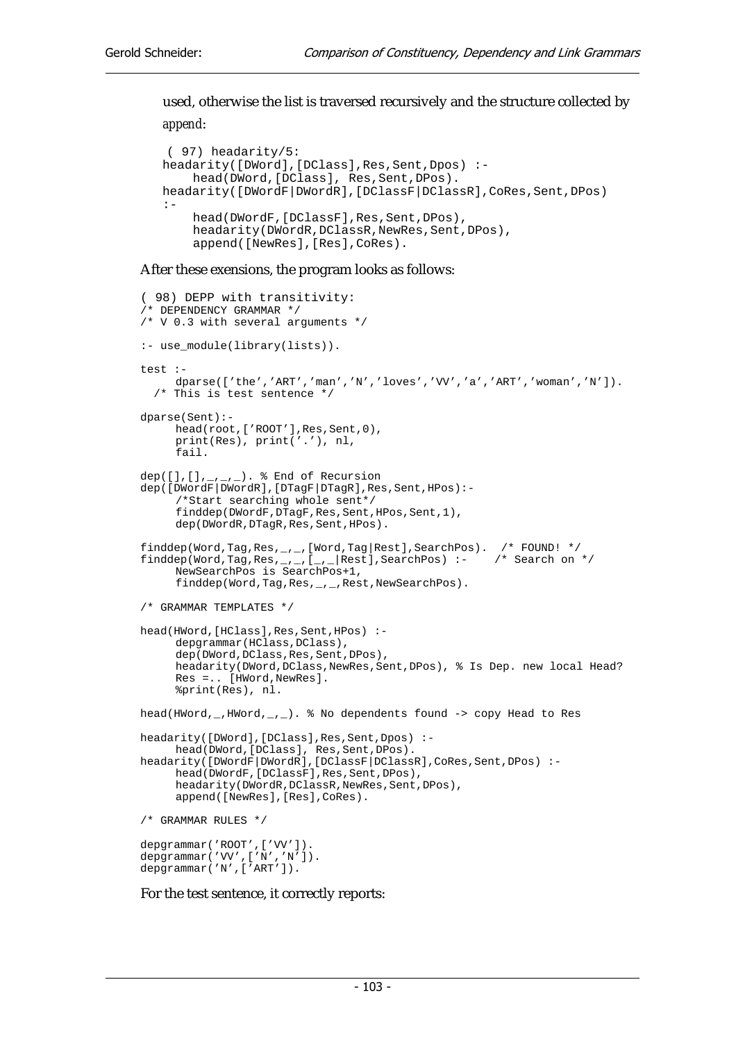used, otherwise the list is traversed recursively and the structure collected by *append*:

```
 ( 97) headarity/5:
headarity([DWord],[DClass],Res,Sent,Dpos) :-
    head(DWord,[DClass], Res,Sent,DPos).
headarity([DWordF|DWordR],[DClassF|DClassR],CoRes,Sent,DPos)
:-
    head(DWordF,[DClassF],Res,Sent,DPos),
    headarity(DWordR,DClassR,NewRes,Sent,DPos),
    append([NewRes],[Res],CoRes).
```

After these exensions, the program looks as follows:

```
( 98) DEPP with transitivity:
/* DEPENDENCY GRAMMAR */
/* V 0.3 with several arguments */

:- use_module(library(lists)).

test :-
     dparse(['the','ART','man','N','loves','VV','a','ART','woman','N']).
  /* This is test sentence */

dparse(Sent):-
     head(root,['ROOT'],Res,Sent,0),
     print(Res), print('.'), nl,
     fail.

dep([],[],_,_,_). % End of Recursion
dep([DWordF|DWordR],[DTagF|DTagR],Res,Sent,HPos):-
     /*Start searching whole sent*/
     finddep(DWordF,DTagF,Res,Sent,HPos,Sent,1),
     dep(DWordR,DTagR,Res,Sent,HPos).

finddep(Word,Tag,Res,_,_,[Word,Tag|Rest],SearchPos).  /* FOUND! */
finddep(Word,Tag,Res,_,_,[_,_|Rest],SearchPos) :-    /* Search on */
     NewSearchPos is SearchPos+1,
     finddep(Word,Tag,Res,_,_,Rest,NewSearchPos).

/* GRAMMAR TEMPLATES */

head(HWord,[HClass],Res,Sent,HPos) :-
     depgrammar(HClass,DClass),
     dep(DWord,DClass,Res,Sent,DPos),
     headarity(DWord,DClass,NewRes,Sent,DPos), % Is Dep. new local Head?
     Res =.. [HWord,NewRes].
     %print(Res), nl.

head(HWord,_,HWord,_,_). % No dependents found -> copy Head to Res

headarity([DWord],[DClass],Res,Sent,Dpos) :-
     head(DWord,[DClass], Res,Sent,DPos).
headarity([DWordF|DWordR],[DClassF|DClassR],CoRes,Sent,DPos) :-
     head(DWordF,[DClassF],Res,Sent,DPos),
     headarity(DWordR,DClassR,NewRes,Sent,DPos),
     append([NewRes],[Res],CoRes).

/* GRAMMAR RULES */

depgrammar('ROOT',['VV']).
depgrammar('VV',['N','N']).
depgrammar('N',['ART']).
```

For the test sentence, it correctly reports: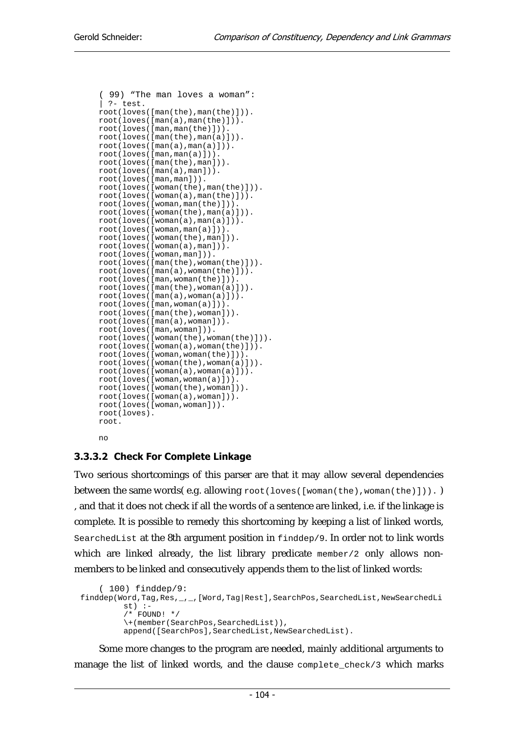```
( 99) "The man loves a woman":
| ?- test.
root(loves([man(the),man(the)])).
root(loves([man(a),man(the)])).
root(loves([man,man(the)])).
root(loves([man(the),man(a)])).
root(loves([man(a),man(a)])).
root(loves([man,man(a)])).
root(loves([man(the),man])).
root(loves([man(a),man])).
root(loves([man,man])).
root(loves([woman(the),man(the)])).
root(loves([woman(a),man(the)])).
root(loves([woman,man(the)])).
root(loves([woman(the),man(a)])).
root(loves([woman(a),man(a)])).
root(loves([woman,man(a)])).
root(loves([woman(the),man])).
root(loves([woman(a),man])).
root(loves([woman,man])).
root(loves([man(the),woman(the)])).
root(loves([man(a),woman(the)])).
root(loves([man,woman(the)])).
root(loves([man(the),woman(a)])).
root(loves([man(a),woman(a)])).
root(loves([man,woman(a)])).
root(loves([man(the),woman])).
root(loves([man(a),woman])).
root(loves([man,woman])).
root(loves([woman(the),woman(the)])).
root(loves([woman(a),woman(the)])).
root(loves([woman,woman(the)])).
root(loves([woman(the),woman(a)])).
root(loves([woman(a),woman(a)])).
root(loves([woman,woman(a)])).
root(loves([woman(the),woman])).
root(loves([woman(a),woman])).
root(loves([woman,woman])).
root(loves).
root.

no
```

#### 3.3.3.2 Check For Complete Linkage

Two serious shortcomings of this parser are that it may allow several dependencies between the same words( e.g. allowing `root(loves([woman(the),woman(the)])).` ) , and that it does not check if all the words of a sentence are linked, i.e. if the linkage is complete. It is possible to remedy this shortcoming by keeping a list of linked words, `SearchedList` at the 8th argument position in `finddep/9`. In order not to link words which are linked already, the list library predicate `member/2` only allows non-members to be linked and consecutively appends them to the list of linked words:

```
( 100) finddep/9:
finddep(Word,Tag,Res,_,_,[Word,Tag|Rest],SearchPos,SearchedList,NewSearchedList) :-
        /* FOUND! */
        \+(member(SearchPos,SearchedList)),
        append([SearchPos],SearchedList,NewSearchedList).
```

Some more changes to the program are needed, mainly additional arguments to manage the list of linked words, and the clause `complete_check/3` which marks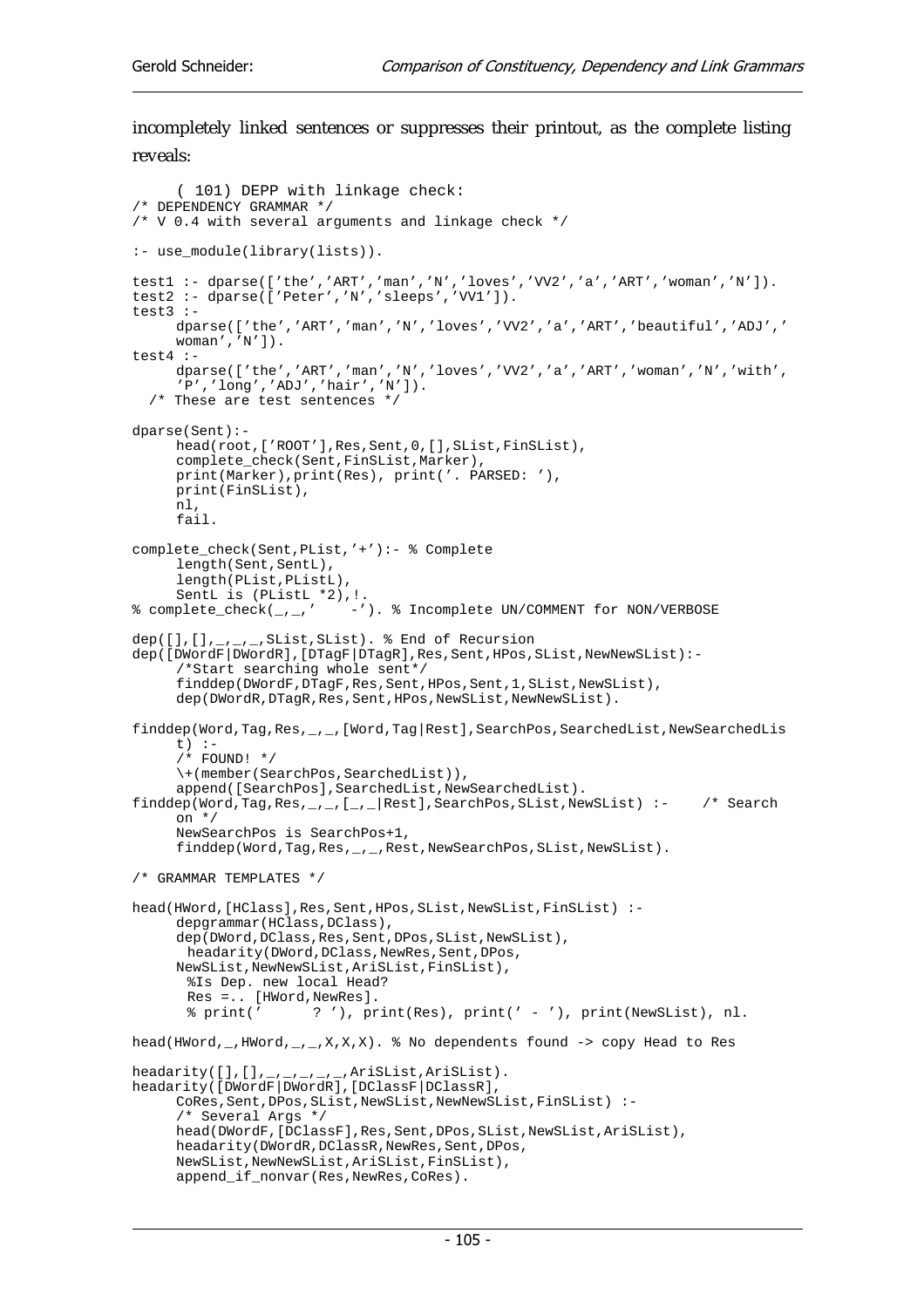incompletely linked sentences or suppresses their printout, as the complete listing reveals:

```
     ( 101) DEPP with linkage check:
/* DEPENDENCY GRAMMAR */
/* V 0.4 with several arguments and linkage check */

:- use_module(library(lists)).

test1 :- dparse(['the','ART','man','N','loves','VV2','a','ART','woman','N']).
test2 :- dparse(['Peter','N','sleeps','VV1']).
test3 :-
     dparse(['the','ART','man','N','loves','VV2','a','ART','beautiful','ADJ','
     woman','N']).
test4 :-
     dparse(['the','ART','man','N','loves','VV2','a','ART','woman','N','with',
     'P','long','ADJ','hair','N']).
  /* These are test sentences */

dparse(Sent):-
     head(root,['ROOT'],Res,Sent,0,[],SList,FinSList),
     complete_check(Sent,FinSList,Marker),
     print(Marker),print(Res), print('. PARSED: '),
     print(FinSList),
     nl,
     fail.

complete_check(Sent,PList,'+'):- % Complete
     length(Sent,SentL),
     length(PList,PListL),
     SentL is (PListL *2),!.
% complete_check(_,_,'    -'). % Incomplete UN/COMMENT for NON/VERBOSE

dep([],[],_,_,_,SList,SList). % End of Recursion
dep([DWordF|DWordR],[DTagF|DTagR],Res,Sent,HPos,SList,NewNewSList):-
     /*Start searching whole sent*/
     finddep(DWordF,DTagF,Res,Sent,HPos,Sent,1,SList,NewSList),
     dep(DWordR,DTagR,Res,Sent,HPos,NewSList,NewNewSList).

finddep(Word,Tag,Res,_,_,[Word,Tag|Rest],SearchPos,SearchedList,NewSearchedLis
     t) :-
     /* FOUND! */
     \+(member(SearchPos,SearchedList)),
     append([SearchPos],SearchedList,NewSearchedList).
finddep(Word,Tag,Res,_,_,[_,_|Rest],SearchPos,SList,NewSList) :-    /* Search
     on */
     NewSearchPos is SearchPos+1,
     finddep(Word,Tag,Res,_,_,Rest,NewSearchPos,SList,NewSList).

/* GRAMMAR TEMPLATES */

head(HWord,[HClass],Res,Sent,HPos,SList,NewSList,FinSList) :-
     depgrammar(HClass,DClass),
     dep(DWord,DClass,Res,Sent,DPos,SList,NewSList),
      headarity(DWord,DClass,NewRes,Sent,DPos,
     NewSList,NewNewSList,AriSList,FinSList),
      %Is Dep. new local Head?
      Res =.. [HWord,NewRes].
      % print('      ? '), print(Res), print(' - '), print(NewSList), nl.

head(HWord,_,HWord,_,_,X,X,X). % No dependents found -> copy Head to Res

headarity([],[],_,_,_,_,_,AriSList,AriSList).
headarity([DWordF|DWordR],[DClassF|DClassR],
     CoRes,Sent,DPos,SList,NewSList,NewNewSList,FinSList) :-
     /* Several Args */
     head(DWordF,[DClassF],Res,Sent,DPos,SList,NewSList,AriSList),
     headarity(DWordR,DClassR,NewRes,Sent,DPos,
     NewSList,NewNewSList,AriSList,FinSList),
     append_if_nonvar(Res,NewRes,CoRes).
```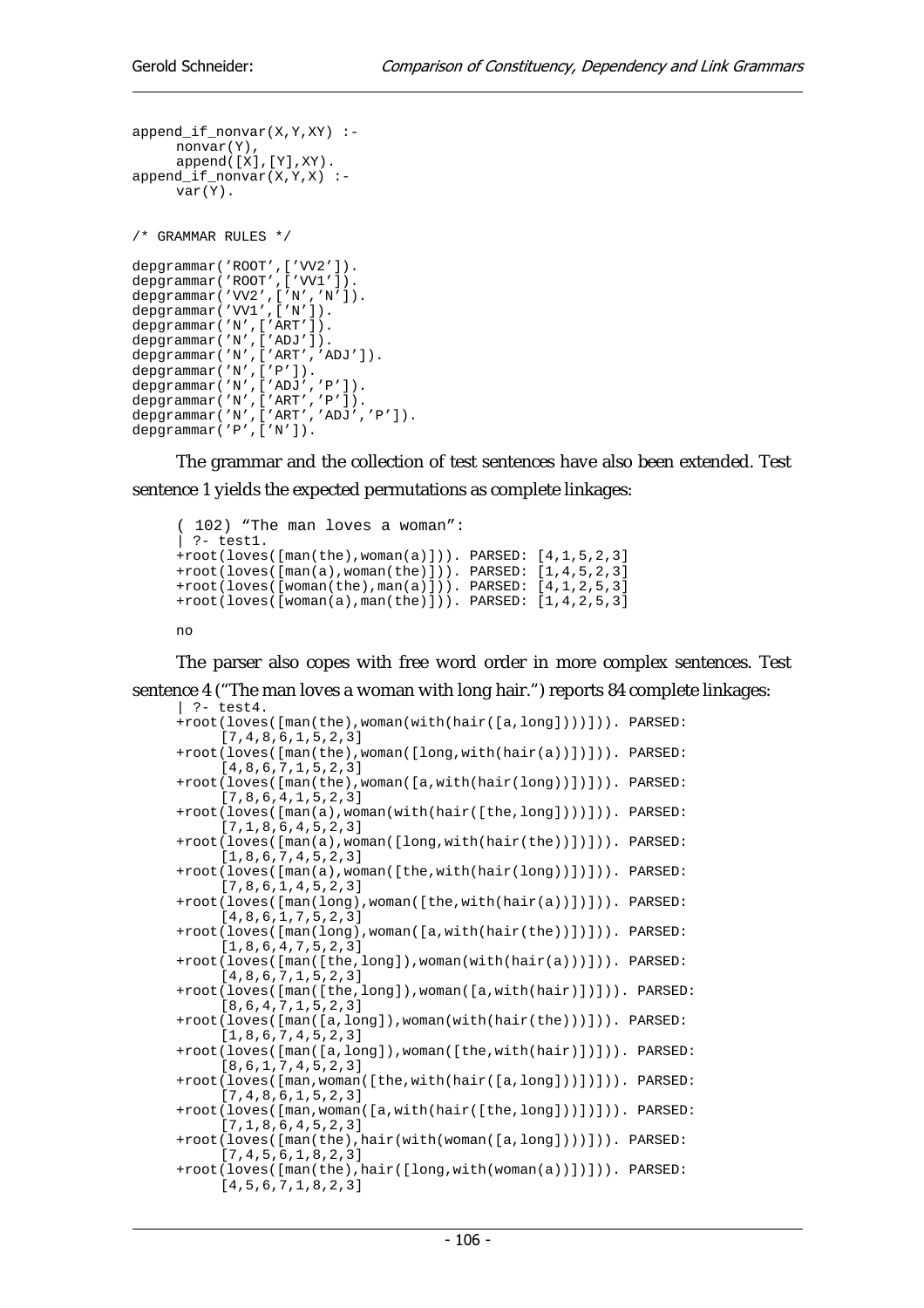```
append_if_nonvar(X,Y,XY) :-
     nonvar(Y),
     append([X],[Y],XY).
append_if_nonvar(X,Y,X) :-
     var(Y).


/* GRAMMAR RULES */

depgrammar('ROOT',['VV2']).
depgrammar('ROOT',['VV1']).
depgrammar('VV2',['N','N']).
depgrammar('VV1',['N']).
depgrammar('N',['ART']).
depgrammar('N',['ADJ']).
depgrammar('N',['ART','ADJ']).
depgrammar('N',['P']).
depgrammar('N',['ADJ','P']).
depgrammar('N',['ART','P']).
depgrammar('N',['ART','ADJ','P']).
depgrammar('P',['N']).
```

The grammar and the collection of test sentences have also been extended. Test sentence 1 yields the expected permutations as complete linkages:

```
( 102) "The man loves a woman":
| ?- test1.
+root(loves([man(the),woman(a)])). PARSED: [4,1,5,2,3]
+root(loves([man(a),woman(the)])). PARSED: [1,4,5,2,3]
+root(loves([woman(the),man(a)])). PARSED: [4,1,2,5,3]
+root(loves([woman(a),man(the)])). PARSED: [1,4,2,5,3]

no
```

The parser also copes with free word order in more complex sentences. Test sentence 4 ("The man loves a woman with long hair.") reports 84 complete linkages:

```
| ?- test4.
+root(loves([man(the),woman(with(hair([a,long])))])). PARSED:
     [7,4,8,6,1,5,2,3]
+root(loves([man(the),woman([long,with(hair(a))])])). PARSED:
     [4,8,6,7,1,5,2,3]
+root(loves([man(the),woman([a,with(hair(long))])])). PARSED:
     [7,8,6,4,1,5,2,3]
+root(loves([man(a),woman(with(hair([the,long])))])). PARSED:
     [7,1,8,6,4,5,2,3]
+root(loves([man(a),woman([long,with(hair(the))])])). PARSED:
     [1,8,6,7,4,5,2,3]
+root(loves([man(a),woman([the,with(hair(long))])])). PARSED:
     [7,8,6,1,4,5,2,3]
+root(loves([man(long),woman([the,with(hair(a))])])). PARSED:
     [4,8,6,1,7,5,2,3]
+root(loves([man(long),woman([a,with(hair(the))])])). PARSED:
     [1,8,6,4,7,5,2,3]
+root(loves([man([the,long]),woman(with(hair(a)))])). PARSED:
     [4,8,6,7,1,5,2,3]
+root(loves([man([the,long]),woman([a,with(hair)])])). PARSED:
     [8,6,4,7,1,5,2,3]
+root(loves([man([a,long]),woman(with(hair(the)))])). PARSED:
     [1,8,6,7,4,5,2,3]
+root(loves([man([a,long]),woman([the,with(hair)])])). PARSED:
     [8,6,1,7,4,5,2,3]
+root(loves([man,woman([the,with(hair([a,long]))])])). PARSED:
     [7,4,8,6,1,5,2,3]
+root(loves([man,woman([a,with(hair([the,long]))])])). PARSED:
     [7,1,8,6,4,5,2,3]
+root(loves([man(the),hair(with(woman([a,long])))])). PARSED:
     [7,4,5,6,1,8,2,3]
+root(loves([man(the),hair([long,with(woman(a))])])). PARSED:
     [4,5,6,7,1,8,2,3]
```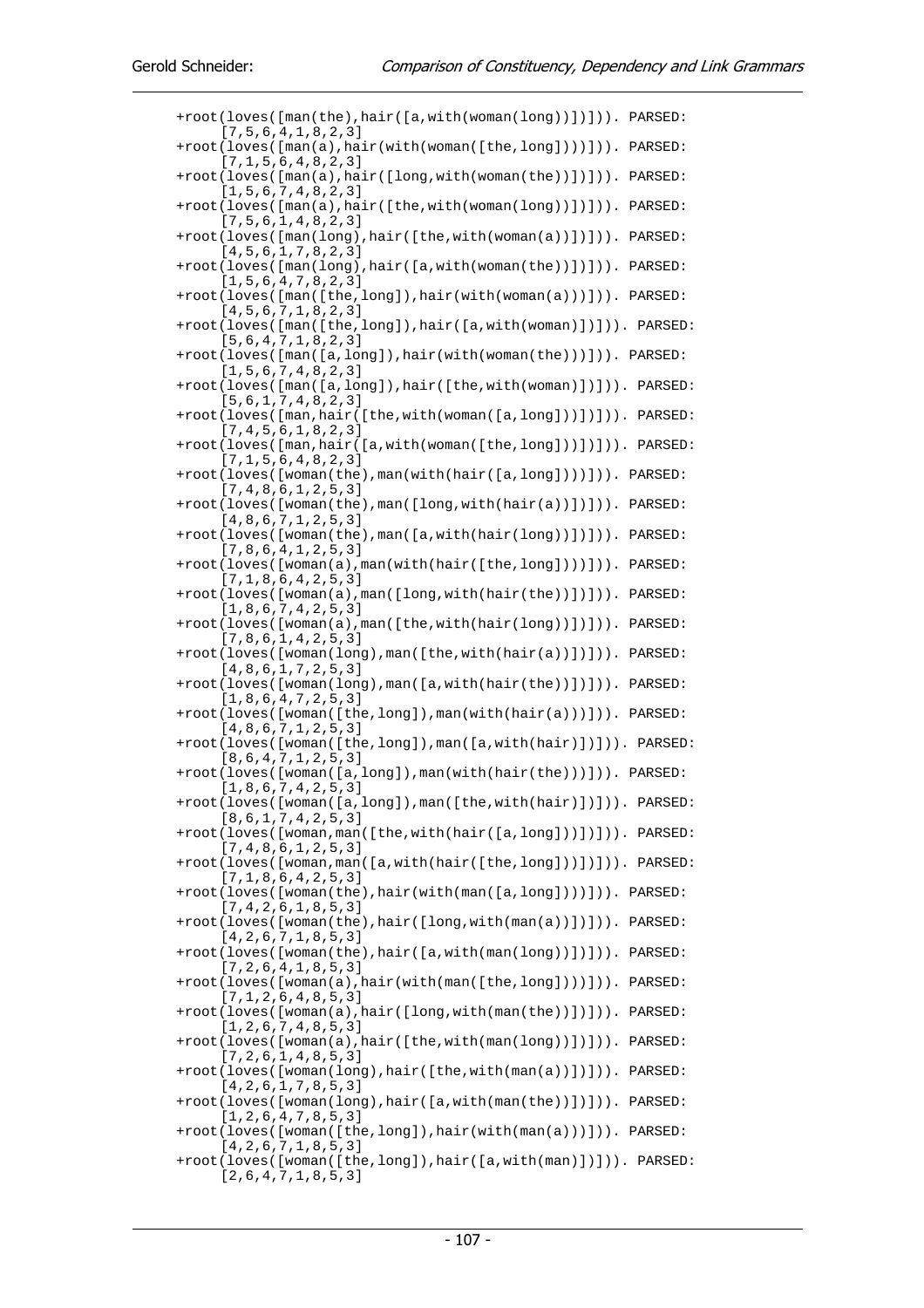```
+root(loves([man(the),hair([a,with(woman(long))])])). PARSED:
      [7,5,6,4,1,8,2,3]
+root(loves([man(a),hair(with(woman([the,long])))])). PARSED:
      [7,1,5,6,4,8,2,3]
+root(loves([man(a),hair([long,with(woman(the))])])). PARSED:
      [1,5,6,7,4,8,2,3]
+root(loves([man(a),hair([the,with(woman(long))])])). PARSED:
      [7,5,6,1,4,8,2,3]
+root(loves([man(long),hair([the,with(woman(a))])])). PARSED:
      [4,5,6,1,7,8,2,3]
+root(loves([man(long),hair([a,with(woman(the))])])). PARSED:
      [1,5,6,4,7,8,2,3]
+root(loves([man([the,long]),hair(with(woman(a)))])). PARSED:
      [4,5,6,7,1,8,2,3]
+root(loves([man([the,long]),hair([a,with(woman)])])). PARSED:
      [5,6,4,7,1,8,2,3]
+root(loves([man([a,long]),hair(with(woman(the)))])). PARSED:
      [1,5,6,7,4,8,2,3]
+root(loves([man([a,long]),hair([the,with(woman)])])). PARSED:
      [5,6,1,7,4,8,2,3]
+root(loves([man,hair([the,with(woman([a,long]))])])). PARSED:
      [7,4,5,6,1,8,2,3]
+root(loves([man,hair([a,with(woman([the,long]))])])). PARSED:
      [7,1,5,6,4,8,2,3]
+root(loves([woman(the),man(with(hair([a,long])))])). PARSED:
      [7,4,8,6,1,2,5,3]
+root(loves([woman(the),man([long,with(hair(a))])])). PARSED:
      [4,8,6,7,1,2,5,3]
+root(loves([woman(the),man([a,with(hair(long))])])). PARSED:
      [7,8,6,4,1,2,5,3]
+root(loves([woman(a),man(with(hair([the,long])))])). PARSED:
      [7,1,8,6,4,2,5,3]
+root(loves([woman(a),man([long,with(hair(the))])])). PARSED:
      [1,8,6,7,4,2,5,3]
+root(loves([woman(a),man([the,with(hair(long))])])). PARSED:
      [7,8,6,1,4,2,5,3]
+root(loves([woman(long),man([the,with(hair(a))])])). PARSED:
      [4,8,6,1,7,2,5,3]
+root(loves([woman(long),man([a,with(hair(the))])])). PARSED:
      [1,8,6,4,7,2,5,3]
+root(loves([woman([the,long]),man(with(hair(a)))])). PARSED:
      [4,8,6,7,1,2,5,3]
+root(loves([woman([the,long]),man([a,with(hair)])])). PARSED:
      [8,6,4,7,1,2,5,3]
+root(loves([woman([a,long]),man(with(hair(the)))])). PARSED:
      [1,8,6,7,4,2,5,3]
+root(loves([woman([a,long]),man([the,with(hair)])])). PARSED:
      [8,6,1,7,4,2,5,3]
+root(loves([woman,man([the,with(hair([a,long]))])])). PARSED:
      [7,4,8,6,1,2,5,3]
+root(loves([woman,man([a,with(hair([the,long]))])])). PARSED:
      [7,1,8,6,4,2,5,3]
+root(loves([woman(the),hair(with(man([a,long])))])). PARSED:
      [7,4,2,6,1,8,5,3]
+root(loves([woman(the),hair([long,with(man(a))])])). PARSED:
      [4,2,6,7,1,8,5,3]
+root(loves([woman(the),hair([a,with(man(long))])])). PARSED:
      [7,2,6,4,1,8,5,3]
+root(loves([woman(a),hair(with(man([the,long])))])). PARSED:
      [7,1,2,6,4,8,5,3]
+root(loves([woman(a),hair([long,with(man(the))])])). PARSED:
      [1,2,6,7,4,8,5,3]
+root(loves([woman(a),hair([the,with(man(long))])])). PARSED:
      [7,2,6,1,4,8,5,3]
+root(loves([woman(long),hair([the,with(man(a))])])). PARSED:
      [4,2,6,1,7,8,5,3]
+root(loves([woman(long),hair([a,with(man(the))])])). PARSED:
      [1,2,6,4,7,8,5,3]
+root(loves([woman([the,long]),hair(with(man(a)))])). PARSED:
      [4,2,6,7,1,8,5,3]
+root(loves([woman([the,long]),hair([a,with(man)])])). PARSED:
      [2,6,4,7,1,8,5,3]
```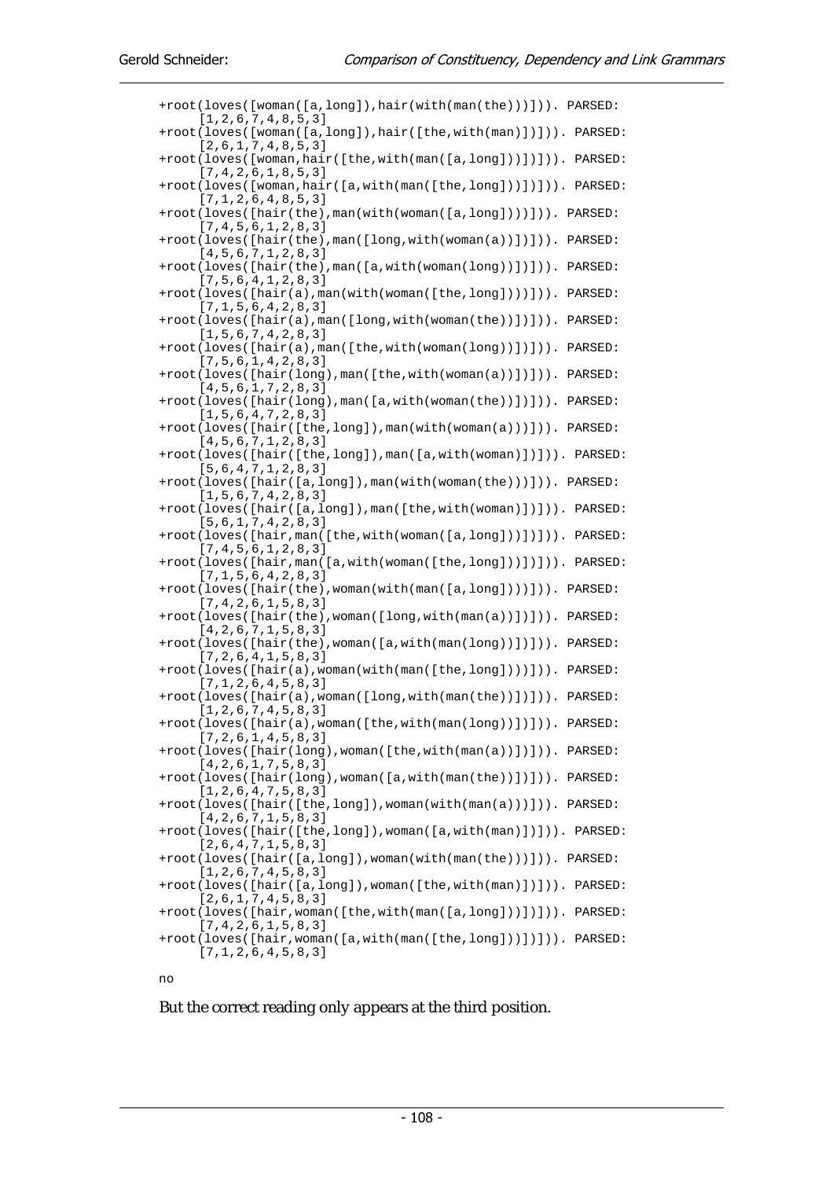```
+root(loves([woman([a,long]),hair(with(man(the)))])). PARSED:
     [1,2,6,7,4,8,5,3]
+root(loves([woman([a,long]),hair([the,with(man)])])). PARSED:
     [2,6,1,7,4,8,5,3]
+root(loves([woman,hair([the,with(man([a,long]))])])). PARSED:
     [7,4,2,6,1,8,5,3]
+root(loves([woman,hair([a,with(man([the,long]))])])). PARSED:
     [7,1,2,6,4,8,5,3]
+root(loves([hair(the),man(with(woman([a,long])))])). PARSED:
     [7,4,5,6,1,2,8,3]
+root(loves([hair(the),man([long,with(woman(a))])])). PARSED:
     [4,5,6,7,1,2,8,3]
+root(loves([hair(the),man([a,with(woman(long))])])). PARSED:
     [7,5,6,4,1,2,8,3]
+root(loves([hair(a),man(with(woman([the,long])))])). PARSED:
     [7,1,5,6,4,2,8,3]
+root(loves([hair(a),man([long,with(woman(the))])])). PARSED:
     [1,5,6,7,4,2,8,3]
+root(loves([hair(a),man([the,with(woman(long))])])). PARSED:
     [7,5,6,1,4,2,8,3]
+root(loves([hair(long),man([the,with(woman(a))])])). PARSED:
     [4,5,6,1,7,2,8,3]
+root(loves([hair(long),man([a,with(woman(the))])])). PARSED:
     [1,5,6,4,7,2,8,3]
+root(loves([hair([the,long]),man(with(woman(a)))])). PARSED:
     [4,5,6,7,1,2,8,3]
+root(loves([hair([the,long]),man([a,with(woman)])])). PARSED:
     [5,6,4,7,1,2,8,3]
+root(loves([hair([a,long]),man(with(woman(the)))])). PARSED:
     [1,5,6,7,4,2,8,3]
+root(loves([hair([a,long]),man([the,with(woman)])])). PARSED:
     [5,6,1,7,4,2,8,3]
+root(loves([hair,man([the,with(woman([a,long]))])])). PARSED:
     [7,4,5,6,1,2,8,3]
+root(loves([hair,man([a,with(woman([the,long]))])])). PARSED:
     [7,1,5,6,4,2,8,3]
+root(loves([hair(the),woman(with(man([a,long])))])). PARSED:
     [7,4,2,6,1,5,8,3]
+root(loves([hair(the),woman([long,with(man(a))])])). PARSED:
     [4,2,6,7,1,5,8,3]
+root(loves([hair(the),woman([a,with(man(long))])])). PARSED:
     [7,2,6,4,1,5,8,3]
+root(loves([hair(a),woman(with(man([the,long])))])). PARSED:
     [7,1,2,6,4,5,8,3]
+root(loves([hair(a),woman([long,with(man(the))])])). PARSED:
     [1,2,6,7,4,5,8,3]
+root(loves([hair(a),woman([the,with(man(long))])])). PARSED:
     [7,2,6,1,4,5,8,3]
+root(loves([hair(long),woman([the,with(man(a))])])). PARSED:
     [4,2,6,1,7,5,8,3]
+root(loves([hair(long),woman([a,with(man(the))])])). PARSED:
     [1,2,6,4,7,5,8,3]
+root(loves([hair([the,long]),woman(with(man(a)))])). PARSED:
     [4,2,6,7,1,5,8,3]
+root(loves([hair([the,long]),woman([a,with(man)])])). PARSED:
     [2,6,4,7,1,5,8,3]
+root(loves([hair([a,long]),woman(with(man(the)))])). PARSED:
     [1,2,6,7,4,5,8,3]
+root(loves([hair([a,long]),woman([the,with(man)])])). PARSED:
     [2,6,1,7,4,5,8,3]
+root(loves([hair,woman([the,with(man([a,long]))])])). PARSED:
     [7,4,2,6,1,5,8,3]
+root(loves([hair,woman([a,with(man([the,long]))])])). PARSED:
     [7,1,2,6,4,5,8,3]

no
```

But the correct reading only appears at the third position.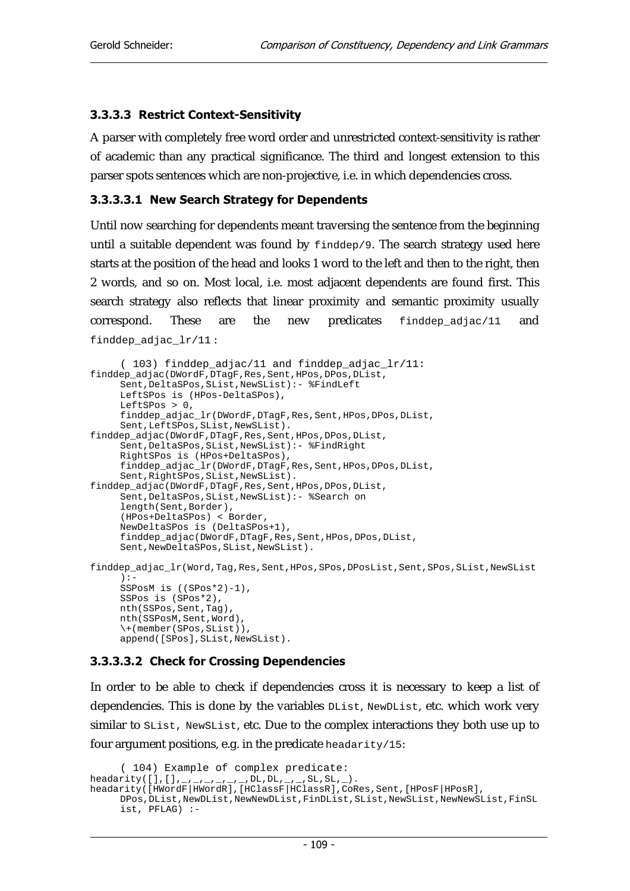#### 3.3.3.3 Restrict Context-Sensitivity

A parser with completely free word order and unrestricted context-sensitivity is rather of academic than any practical significance. The third and longest extension to this parser spots sentences which are non-projective, i.e. in which dependencies cross.

##### 3.3.3.3.1 New Search Strategy for Dependents

Until now searching for dependents meant traversing the sentence from the beginning until a suitable dependent was found by `finddep/9`. The search strategy used here starts at the position of the head and looks 1 word to the left and then to the right, then 2 words, and so on. Most local, i.e. most adjacent dependents are found first. This search strategy also reflects that linear proximity and semantic proximity usually correspond. These are the new predicates `finddep_adjac/11` and `finddep_adjac_lr/11`:

```
     ( 103) finddep_adjac/11 and finddep_adjac_lr/11:
finddep_adjac(DWordF,DTagF,Res,Sent,HPos,DPos,DList,
     Sent,DeltaSPos,SList,NewSList):- %FindLeft
     LeftSPos is (HPos-DeltaSPos),
     LeftSPos > 0,
     finddep_adjac_lr(DWordF,DTagF,Res,Sent,HPos,DPos,DList,
     Sent,LeftSPos,SList,NewSList).
finddep_adjac(DWordF,DTagF,Res,Sent,HPos,DPos,DList,
     Sent,DeltaSPos,SList,NewSList):- %FindRight
     RightSPos is (HPos+DeltaSPos),
     finddep_adjac_lr(DWordF,DTagF,Res,Sent,HPos,DPos,DList,
     Sent,RightSPos,SList,NewSList).
finddep_adjac(DWordF,DTagF,Res,Sent,HPos,DPos,DList,
     Sent,DeltaSPos,SList,NewSList):- %Search on
     length(Sent,Border),
     (HPos+DeltaSPos) < Border,
     NewDeltaSPos is (DeltaSPos+1),
     finddep_adjac(DWordF,DTagF,Res,Sent,HPos,DPos,DList,
     Sent,NewDeltaSPos,SList,NewSList).

finddep_adjac_lr(Word,Tag,Res,Sent,HPos,SPos,DPosList,Sent,SPos,SList,NewSList
     ):-
     SSPosM is ((SPos*2)-1),
     SSPos is (SPos*2),
     nth(SSPos,Sent,Tag),
     nth(SSPosM,Sent,Word),
     \+(member(SPos,SList)),
     append([SPos],SList,NewSList).
```

##### 3.3.3.3.2 Check for Crossing Dependencies

In order to be able to check if dependencies cross it is necessary to keep a list of dependencies. This is done by the variables `DList`, `NewDList`, etc. which work very similar to `SList`, `NewSList`, etc. Due to the complex interactions they both use up to four argument positions, e.g. in the predicate `headarity/15`:

```
     ( 104) Example of complex predicate:
headarity([],[],_,_,_,_,_,_,DL,DL,_,_,SL,SL,_).
headarity([HWordF|HWordR],[HClassF|HClassR],CoRes,Sent,[HPosF|HPosR],
     DPos,DList,NewDList,NewNewDList,FinDList,SList,NewSList,NewNewSList,FinSL
     ist, PFLAG) :-
```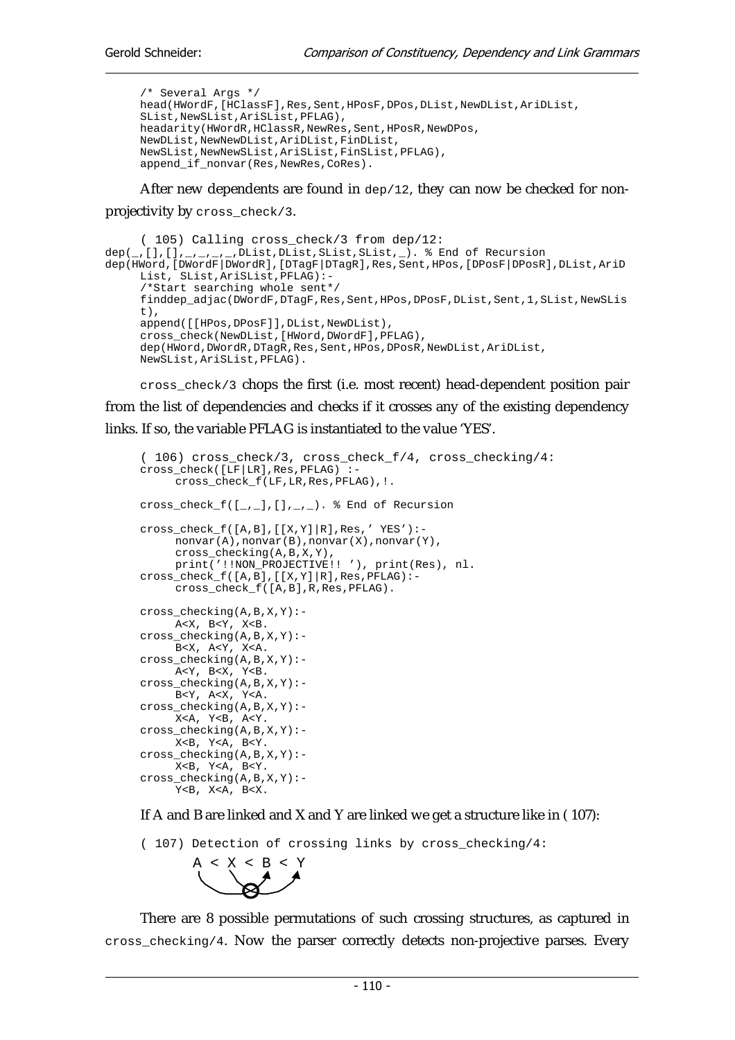```
/* Several Args */
head(HWordF,[HClassF],Res,Sent,HPosF,DPos,DList,NewDList,AriDList,
SList,NewSList,AriSList,PFLAG),
headarity(HWordR,HClassR,NewRes,Sent,HPosR,NewDPos,
NewDList,NewNewDList,AriDList,FinDList,
NewSList,NewNewSList,AriSList,FinSList,PFLAG),
append_if_nonvar(Res,NewRes,CoRes).
```

After new dependents are found in `dep/12`, they can now be checked for non-projectivity by `cross_check/3`.

```
( 105) Calling cross_check/3 from dep/12:
dep(_,[],[],_,_,_,_,DList,DList,SList,SList,_). % End of Recursion
dep(HWord,[DWordF|DWordR],[DTagF|DTagR],Res,Sent,HPos,[DPosF|DPosR],DList,AriD
     List, SList,AriSList,PFLAG):-
     /*Start searching whole sent*/
     finddep_adjac(DWordF,DTagF,Res,Sent,HPos,DPosF,DList,Sent,1,SList,NewSLis
     t),
     append([[HPos,DPosF]],DList,NewDList),
     cross_check(NewDList,[HWord,DWordF],PFLAG),
     dep(HWord,DWordR,DTagR,Res,Sent,HPos,DPosR,NewDList,AriDList,
     NewSList,AriSList,PFLAG).
```

`cross_check/3` chops the first (i.e. most recent) head-dependent position pair from the list of dependencies and checks if it crosses any of the existing dependency links. If so, the variable PFLAG is instantiated to the value 'YES'.

```
( 106) cross_check/3, cross_check_f/4, cross_checking/4:
cross_check([LF|LR],Res,PFLAG) :-
     cross_check_f(LF,LR,Res,PFLAG),!.

cross_check_f([_,_],[],_,_). % End of Recursion

cross_check_f([A,B],[[X,Y]|R],Res,' YES'):-
     nonvar(A),nonvar(B),nonvar(X),nonvar(Y),
     cross_checking(A,B,X,Y),
     print('!!NON_PROJECTIVE!! '), print(Res), nl.
cross_check_f([A,B],[[X,Y]|R],Res,PFLAG):-
     cross_check_f([A,B],R,Res,PFLAG).

cross_checking(A,B,X,Y):-
     A<X, B<Y, X<B.
cross_checking(A,B,X,Y):-
     B<X, A<Y, X<A.
cross_checking(A,B,X,Y):-
     A<Y, B<X, Y<B.
cross_checking(A,B,X,Y):-
     B<Y, A<X, Y<A.
cross_checking(A,B,X,Y):-
     X<A, Y<B, A<Y.
cross_checking(A,B,X,Y):-
     X<B, Y<A, B<Y.
cross_checking(A,B,X,Y):-
     X<B, Y<A, B<Y.
cross_checking(A,B,X,Y):-
     Y<B, X<A, B<X.
```

If A and B are linked and X and Y are linked we get a structure like in ( 107):

```
( 107) Detection of crossing links by cross_checking/4:
       A < X < B < Y
```

There are 8 possible permutations of such crossing structures, as captured in `cross_checking/4`. Now the parser correctly detects non-projective parses. Every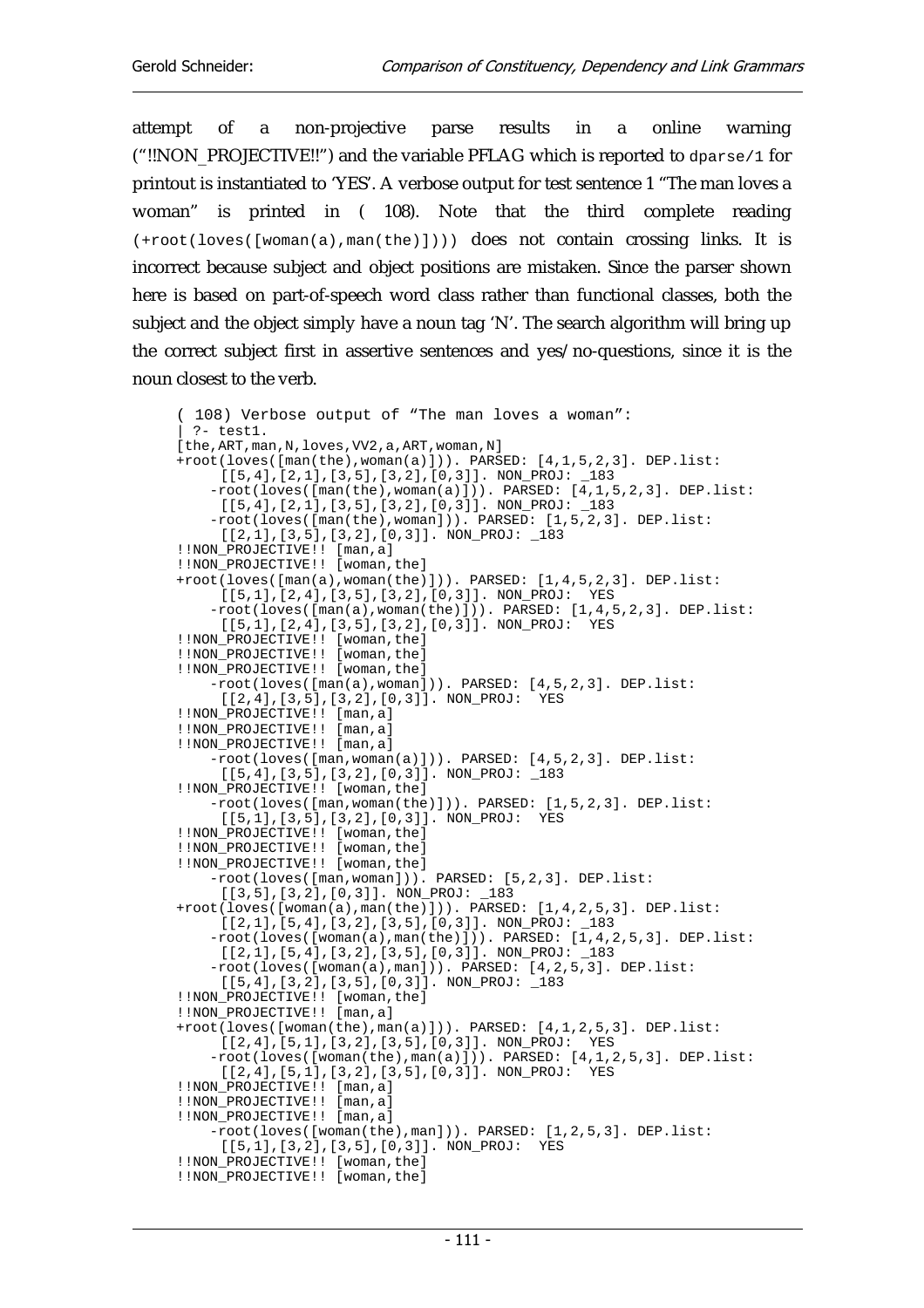attempt of a non-projective parse results in a online warning ("!!NON_PROJECTIVE!!") and the variable PFLAG which is reported to `dparse/1` for printout is instantiated to 'YES'. A verbose output for test sentence 1 "The man loves a woman" is printed in ( 108). Note that the third complete reading `(+root(loves([woman(a),man(the)])))` does not contain crossing links. It is incorrect because subject and object positions are mistaken. Since the parser shown here is based on part-of-speech word class rather than functional classes, both the subject and the object simply have a noun tag 'N'. The search algorithm will bring up the correct subject first in assertive sentences and yes/no-questions, since it is the noun closest to the verb.

```
( 108) Verbose output of "The man loves a woman":
| ?- test1.
[the,ART,man,N,loves,VV2,a,ART,woman,N]
+root(loves([man(the),woman(a)])). PARSED: [4,1,5,2,3]. DEP.list:
     [[5,4],[2,1],[3,5],[3,2],[0,3]]. NON_PROJ: _183
    -root(loves([man(the),woman(a)])). PARSED: [4,1,5,2,3]. DEP.list:
     [[5,4],[2,1],[3,5],[3,2],[0,3]]. NON_PROJ: _183
    -root(loves([man(the),woman])). PARSED: [1,5,2,3]. DEP.list:
     [[2,1],[3,5],[3,2],[0,3]]. NON_PROJ: _183
!!NON_PROJECTIVE!! [man,a]
!!NON_PROJECTIVE!! [woman,the]
+root(loves([man(a),woman(the)])). PARSED: [1,4,5,2,3]. DEP.list:
     [[5,1],[2,4],[3,5],[3,2],[0,3]]. NON_PROJ:  YES
    -root(loves([man(a),woman(the)])). PARSED: [1,4,5,2,3]. DEP.list:
     [[5,1],[2,4],[3,5],[3,2],[0,3]]. NON_PROJ:  YES
!!NON_PROJECTIVE!! [woman,the]
!!NON_PROJECTIVE!! [woman,the]
!!NON_PROJECTIVE!! [woman,the]
    -root(loves([man(a),woman])). PARSED: [4,5,2,3]. DEP.list:
     [[2,4],[3,5],[3,2],[0,3]]. NON_PROJ:  YES
!!NON_PROJECTIVE!! [man,a]
!!NON_PROJECTIVE!! [man,a]
!!NON_PROJECTIVE!! [man,a]
    -root(loves([man,woman(a)])). PARSED: [4,5,2,3]. DEP.list:
     [[5,4],[3,5],[3,2],[0,3]]. NON_PROJ: _183
!!NON_PROJECTIVE!! [woman,the]
    -root(loves([man,woman(the)])). PARSED: [1,5,2,3]. DEP.list:
     [[5,1],[3,5],[3,2],[0,3]]. NON_PROJ:  YES
!!NON_PROJECTIVE!! [woman,the]
!!NON_PROJECTIVE!! [woman,the]
!!NON_PROJECTIVE!! [woman,the]
    -root(loves([man,woman])). PARSED: [5,2,3]. DEP.list:
     [[3,5],[3,2],[0,3]]. NON_PROJ: _183
+root(loves([woman(a),man(the)])). PARSED: [1,4,2,5,3]. DEP.list:
     [[2,1],[5,4],[3,2],[3,5],[0,3]]. NON_PROJ: _183
    -root(loves([woman(a),man(the)])). PARSED: [1,4,2,5,3]. DEP.list:
     [[2,1],[5,4],[3,2],[3,5],[0,3]]. NON_PROJ: _183
    -root(loves([woman(a),man])). PARSED: [4,2,5,3]. DEP.list:
     [[5,4],[3,2],[3,5],[0,3]]. NON_PROJ: _183
!!NON_PROJECTIVE!! [woman,the]
!!NON_PROJECTIVE!! [man,a]
+root(loves([woman(the),man(a)])). PARSED: [4,1,2,5,3]. DEP.list:
     [[2,4],[5,1],[3,2],[3,5],[0,3]]. NON_PROJ:  YES
    -root(loves([woman(the),man(a)])). PARSED: [4,1,2,5,3]. DEP.list:
     [[2,4],[5,1],[3,2],[3,5],[0,3]]. NON_PROJ:  YES
!!NON_PROJECTIVE!! [man,a]
!!NON_PROJECTIVE!! [man,a]
!!NON_PROJECTIVE!! [man,a]
    -root(loves([woman(the),man])). PARSED: [1,2,5,3]. DEP.list:
     [[5,1],[3,2],[3,5],[0,3]]. NON_PROJ:  YES
!!NON_PROJECTIVE!! [woman,the]
!!NON_PROJECTIVE!! [woman,the]
```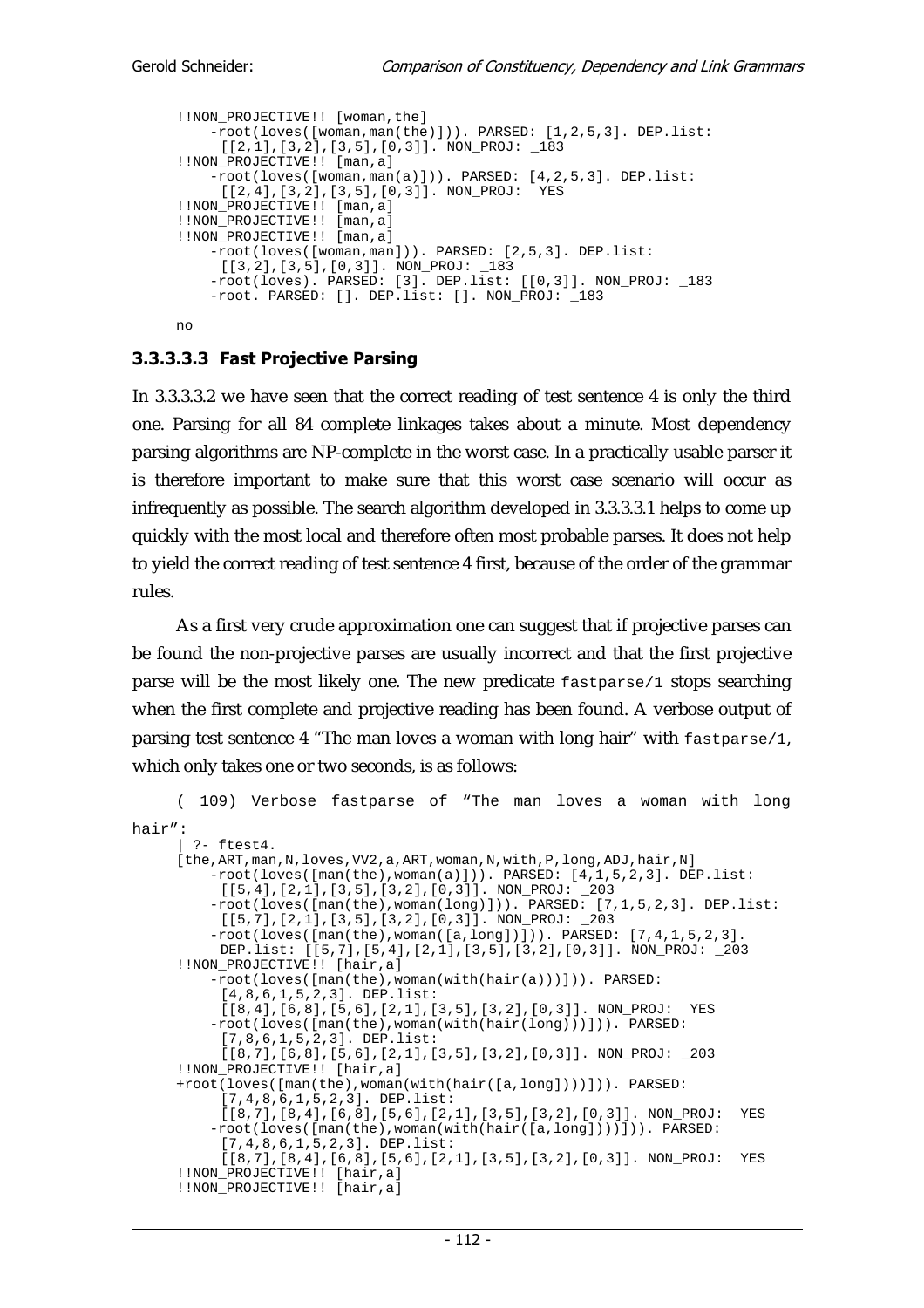```
!!NON_PROJECTIVE!! [woman,the]
    -root(loves([woman,man(the)])). PARSED: [1,2,5,3]. DEP.list:
     [[2,1],[3,2],[3,5],[0,3]]. NON_PROJ: _183
!!NON_PROJECTIVE!! [man,a]
    -root(loves([woman,man(a)])). PARSED: [4,2,5,3]. DEP.list:
     [[2,4],[3,2],[3,5],[0,3]]. NON_PROJ:  YES
!!NON_PROJECTIVE!! [man,a]
!!NON_PROJECTIVE!! [man,a]
!!NON_PROJECTIVE!! [man,a]
    -root(loves([woman,man])). PARSED: [2,5,3]. DEP.list:
     [[3,2],[3,5],[0,3]]. NON_PROJ: _183
    -root(loves). PARSED: [3]. DEP.list: [[0,3]]. NON_PROJ: _183
    -root. PARSED: []. DEP.list: []. NON_PROJ: _183

no
```

#### 3.3.3.3.3 Fast Projective Parsing

In 3.3.3.3.2 we have seen that the correct reading of test sentence 4 is only the third one. Parsing for all 84 complete linkages takes about a minute. Most dependency parsing algorithms are NP-complete in the worst case. In a practically usable parser it is therefore important to make sure that this worst case scenario will occur as infrequently as possible. The search algorithm developed in 3.3.3.3.1 helps to come up quickly with the most local and therefore often most probable parses. It does not help to yield the correct reading of test sentence 4 first, because of the order of the grammar rules.

As a first very crude approximation one can suggest that if projective parses can be found the non-projective parses are usually incorrect and that the first projective parse will be the most likely one. The new predicate `fastparse/1` stops searching when the first complete and projective reading has been found. A verbose output of parsing test sentence 4 "The man loves a woman with long hair" with `fastparse/1`, which only takes one or two seconds, is as follows:

( 109) Verbose fastparse of "The man loves a woman with long hair":

```
| ?- ftest4.
[the,ART,man,N,loves,VV2,a,ART,woman,N,with,P,long,ADJ,hair,N]
    -root(loves([man(the),woman(a)])). PARSED: [4,1,5,2,3]. DEP.list:
     [[5,4],[2,1],[3,5],[3,2],[0,3]]. NON_PROJ: _203
    -root(loves([man(the),woman(long)])). PARSED: [7,1,5,2,3]. DEP.list:
     [[5,7],[2,1],[3,5],[3,2],[0,3]]. NON_PROJ: _203
    -root(loves([man(the),woman([a,long])])). PARSED: [7,4,1,5,2,3].
     DEP.list: [[5,7],[5,4],[2,1],[3,5],[3,2],[0,3]]. NON_PROJ: _203
!!NON_PROJECTIVE!! [hair,a]
    -root(loves([man(the),woman(with(hair(a)))])). PARSED:
     [4,8,6,1,5,2,3]. DEP.list:
     [[8,4],[6,8],[5,6],[2,1],[3,5],[3,2],[0,3]]. NON_PROJ:  YES
    -root(loves([man(the),woman(with(hair(long)))])). PARSED:
     [7,8,6,1,5,2,3]. DEP.list:
     [[8,7],[6,8],[5,6],[2,1],[3,5],[3,2],[0,3]]. NON_PROJ: _203
!!NON_PROJECTIVE!! [hair,a]
+root(loves([man(the),woman(with(hair([a,long])))])). PARSED:
     [7,4,8,6,1,5,2,3]. DEP.list:
     [[8,7],[8,4],[6,8],[5,6],[2,1],[3,5],[3,2],[0,3]]. NON_PROJ:  YES
    -root(loves([man(the),woman(with(hair([a,long])))])). PARSED:
     [7,4,8,6,1,5,2,3]. DEP.list:
     [[8,7],[8,4],[6,8],[5,6],[2,1],[3,5],[3,2],[0,3]]. NON_PROJ:  YES
!!NON_PROJECTIVE!! [hair,a]
!!NON_PROJECTIVE!! [hair,a]
```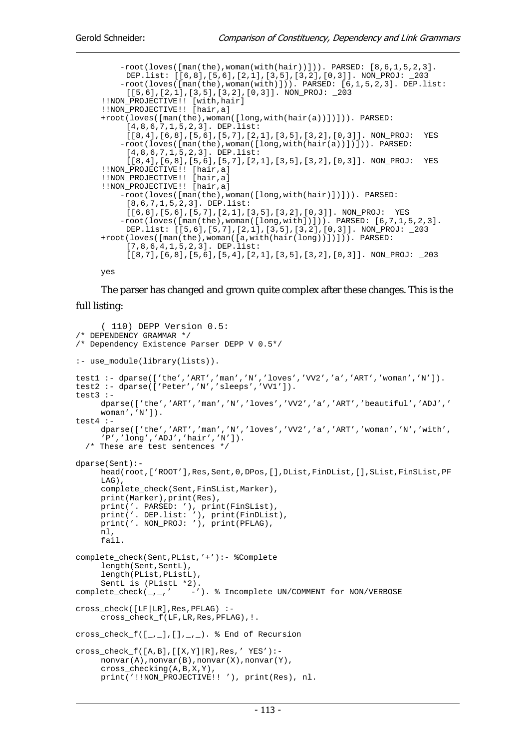```
    -root(loves([man(the),woman(with(hair))])). PARSED: [8,6,1,5,2,3].
     DEP.list: [[6,8],[5,6],[2,1],[3,5],[3,2],[0,3]]. NON_PROJ: _203
    -root(loves([man(the),woman(with)])). PARSED: [6,1,5,2,3]. DEP.list:
     [[5,6],[2,1],[3,5],[3,2],[0,3]]. NON_PROJ: _203
!!NON_PROJECTIVE!! [with,hair]
!!NON_PROJECTIVE!! [hair,a]
+root(loves([man(the),woman([long,with(hair(a))])])). PARSED:
     [4,8,6,7,1,5,2,3]. DEP.list:
     [[8,4],[6,8],[5,6],[5,7],[2,1],[3,5],[3,2],[0,3]]. NON_PROJ:  YES
    -root(loves([man(the),woman([long,with(hair(a))])])). PARSED:
     [4,8,6,7,1,5,2,3]. DEP.list:
     [[8,4],[6,8],[5,6],[5,7],[2,1],[3,5],[3,2],[0,3]]. NON_PROJ:  YES
!!NON_PROJECTIVE!! [hair,a]
!!NON_PROJECTIVE!! [hair,a]
!!NON_PROJECTIVE!! [hair,a]
    -root(loves([man(the),woman([long,with(hair)])])). PARSED:
     [8,6,7,1,5,2,3]. DEP.list:
     [[6,8],[5,6],[5,7],[2,1],[3,5],[3,2],[0,3]]. NON_PROJ:  YES
    -root(loves([man(the),woman([long,with])])). PARSED: [6,7,1,5,2,3].
     DEP.list: [[5,6],[5,7],[2,1],[3,5],[3,2],[0,3]]. NON_PROJ: _203
+root(loves([man(the),woman([a,with(hair(long))])])). PARSED:
     [7,8,6,4,1,5,2,3]. DEP.list:
     [[8,7],[6,8],[5,6],[5,4],[2,1],[3,5],[3,2],[0,3]]. NON_PROJ: _203

yes
```

The parser has changed and grown quite complex after these changes. This is the full listing:

```
     ( 110) DEPP Version 0.5:
/* DEPENDENCY GRAMMAR */
/* Dependency Existence Parser DEPP V 0.5*/

:- use_module(library(lists)).

test1 :- dparse(['the','ART','man','N','loves','VV2','a','ART','woman','N']).
test2 :- dparse(['Peter','N','sleeps','VV1']).
test3 :-
     dparse(['the','ART','man','N','loves','VV2','a','ART','beautiful','ADJ','
     woman','N']).
test4 :-
     dparse(['the','ART','man','N','loves','VV2','a','ART','woman','N','with',
     'P','long','ADJ','hair','N']).
  /* These are test sentences */

dparse(Sent):-
     head(root,['ROOT'],Res,Sent,0,DPos,[],DList,FinDList,[],SList,FinSList,PF
     LAG),
     complete_check(Sent,FinSList,Marker),
     print(Marker),print(Res),
     print('. PARSED: '), print(FinSList),
     print('. DEP.list: '), print(FinDList),
     print('. NON_PROJ: '), print(PFLAG),
     nl,
     fail.

complete_check(Sent,PList,'+'):- %Complete
     length(Sent,SentL),
     length(PList,PListL),
     SentL is (PListL *2).
complete_check(_,_,'    -'). % Incomplete UN/COMMENT for NON/VERBOSE

cross_check([LF|LR],Res,PFLAG) :-
     cross_check_f(LF,LR,Res,PFLAG),!.

cross_check_f([_,_],[],_,_). % End of Recursion

cross_check_f([A,B],[[X,Y]|R],Res,' YES'):-
     nonvar(A),nonvar(B),nonvar(X),nonvar(Y),
     cross_checking(A,B,X,Y),
     print('!!NON_PROJECTIVE!! '), print(Res), nl.
```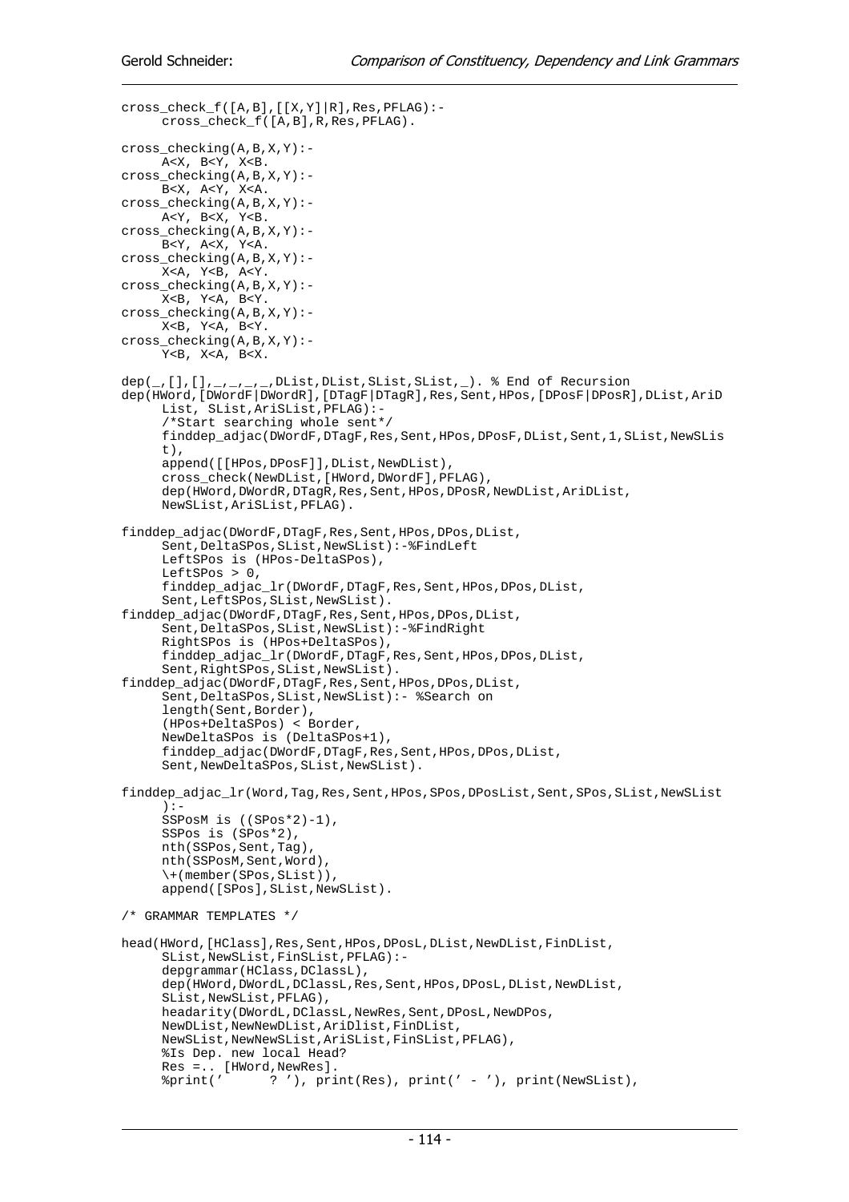```
cross_check_f([A,B],[[X,Y]|R],Res,PFLAG):-
      cross_check_f([A,B],R,Res,PFLAG).

cross_checking(A,B,X,Y):-
      A<X, B<Y, X<B.
cross_checking(A,B,X,Y):-
      B<X, A<Y, X<A.
cross_checking(A,B,X,Y):-
      A<Y, B<X, Y<B.
cross_checking(A,B,X,Y):-
      B<Y, A<X, Y<A.
cross_checking(A,B,X,Y):-
      X<A, Y<B, A<Y.
cross_checking(A,B,X,Y):-
      X<B, Y<A, B<Y.
cross_checking(A,B,X,Y):-
      X<B, Y<A, B<Y.
cross_checking(A,B,X,Y):-
      Y<B, X<A, B<X.

dep(_,[],[],_,_,_,_,DList,DList,SList,SList,_). % End of Recursion
dep(HWord,[DWordF|DWordR],[DTagF|DTagR],Res,Sent,HPos,[DPosF|DPosR],DList,AriD
      List, SList,AriSList,PFLAG):-
      /*Start searching whole sent*/
      finddep_adjac(DWordF,DTagF,Res,Sent,HPos,DPosF,DList,Sent,1,SList,NewSLis
      t),
      append([[HPos,DPosF]],DList,NewDList),
      cross_check(NewDList,[HWord,DWordF],PFLAG),
      dep(HWord,DWordR,DTagR,Res,Sent,HPos,DPosR,NewDList,AriDList,
      NewSList,AriSList,PFLAG).

finddep_adjac(DWordF,DTagF,Res,Sent,HPos,DPos,DList,
      Sent,DeltaSPos,SList,NewSList):-%FindLeft
      LeftSPos is (HPos-DeltaSPos),
      LeftSPos > 0,
      finddep_adjac_lr(DWordF,DTagF,Res,Sent,HPos,DPos,DList,
      Sent,LeftSPos,SList,NewSList).
finddep_adjac(DWordF,DTagF,Res,Sent,HPos,DPos,DList,
      Sent,DeltaSPos,SList,NewSList):-%FindRight
      RightSPos is (HPos+DeltaSPos),
      finddep_adjac_lr(DWordF,DTagF,Res,Sent,HPos,DPos,DList,
      Sent,RightSPos,SList,NewSList).
finddep_adjac(DWordF,DTagF,Res,Sent,HPos,DPos,DList,
      Sent,DeltaSPos,SList,NewSList):- %Search on
      length(Sent,Border),
      (HPos+DeltaSPos) < Border,
      NewDeltaSPos is (DeltaSPos+1),
      finddep_adjac(DWordF,DTagF,Res,Sent,HPos,DPos,DList,
      Sent,NewDeltaSPos,SList,NewSList).

finddep_adjac_lr(Word,Tag,Res,Sent,HPos,SPos,DPosList,Sent,SPos,SList,NewSList
      ):-
      SSPosM is ((SPos*2)-1),
      SSPos is (SPos*2),
      nth(SSPos,Sent,Tag),
      nth(SSPosM,Sent,Word),
      \+(member(SPos,SList)),
      append([SPos],SList,NewSList).

/* GRAMMAR TEMPLATES */

head(HWord,[HClass],Res,Sent,HPos,DPosL,DList,NewDList,FinDList,
      SList,NewSList,FinSList,PFLAG):-
      depgrammar(HClass,DClassL),
      dep(HWord,DWordL,DClassL,Res,Sent,HPos,DPosL,DList,NewDList,
      SList,NewSList,PFLAG),
      headarity(DWordL,DClassL,NewRes,Sent,DPosL,NewDPos,
      NewDList,NewNewDList,AriDlist,FinDList,
      NewSList,NewNewSList,AriSList,FinSList,PFLAG),
      %Is Dep. new local Head?
      Res =.. [HWord,NewRes].
      %print('      ? '), print(Res), print(' - '), print(NewSList),
```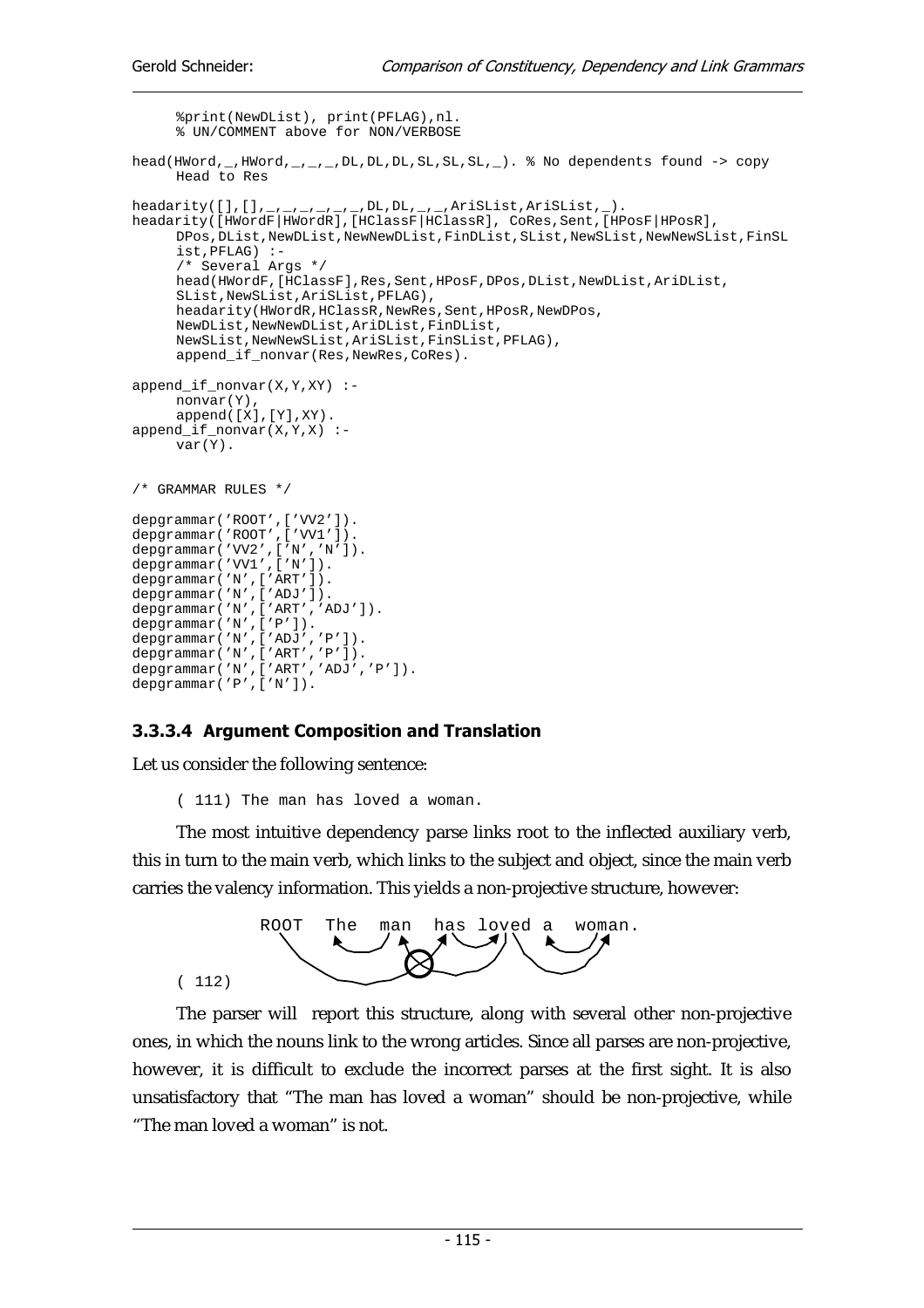```
     %print(NewDList), print(PFLAG),nl.
     % UN/COMMENT above for NON/VERBOSE

head(HWord,_,HWord,_,_,_,DL,DL,DL,SL,SL,SL,_). % No dependents found -> copy
     Head to Res

headarity([],[],_,_,_,_,_,_,DL,DL,_,_,AriSList,AriSList,_).
headarity([HWordF|HWordR],[HClassF|HClassR], CoRes,Sent,[HPosF|HPosR],
     DPos,DList,NewDList,NewNewDList,FinDList,SList,NewSList,NewNewSList,FinSL
     ist,PFLAG) :-
     /* Several Args */
     head(HWordF,[HClassF],Res,Sent,HPosF,DPos,DList,NewDList,AriDList,
     SList,NewSList,AriSList,PFLAG),
     headarity(HWordR,HClassR,NewRes,Sent,HPosR,NewDPos,
     NewDList,NewNewDList,AriDList,FinDList,
     NewSList,NewNewSList,AriSList,FinSList,PFLAG),
     append_if_nonvar(Res,NewRes,CoRes).

append_if_nonvar(X,Y,XY) :-
     nonvar(Y),
     append([X],[Y],XY).
append_if_nonvar(X,Y,X) :-
     var(Y).


/* GRAMMAR RULES */

depgrammar('ROOT',['VV2']).
depgrammar('ROOT',['VV1']).
depgrammar('VV2',['N','N']).
depgrammar('VV1',['N']).
depgrammar('N',['ART']).
depgrammar('N',['ADJ']).
depgrammar('N',['ART','ADJ']).
depgrammar('N',['P']).
depgrammar('N',['ADJ','P']).
depgrammar('N',['ART','P']).
depgrammar('N',['ART','ADJ','P']).
depgrammar('P',['N']).
```

### 3.3.3.4 Argument Composition and Translation

Let us consider the following sentence:

```
( 111) The man has loved a woman.
```

The most intuitive dependency parse links root to the inflected auxiliary verb, this in turn to the main verb, which links to the subject and object, since the main verb carries the valency information. This yields a non-projective structure, however:

```
       ROOT  The  man  has loved a  woman.
( 112)
```

The parser will report this structure, along with several other non-projective ones, in which the nouns link to the wrong articles. Since all parses are non-projective, however, it is difficult to exclude the incorrect parses at the first sight. It is also unsatisfactory that "The man has loved a woman" should be non-projective, while "The man loved a woman" is not.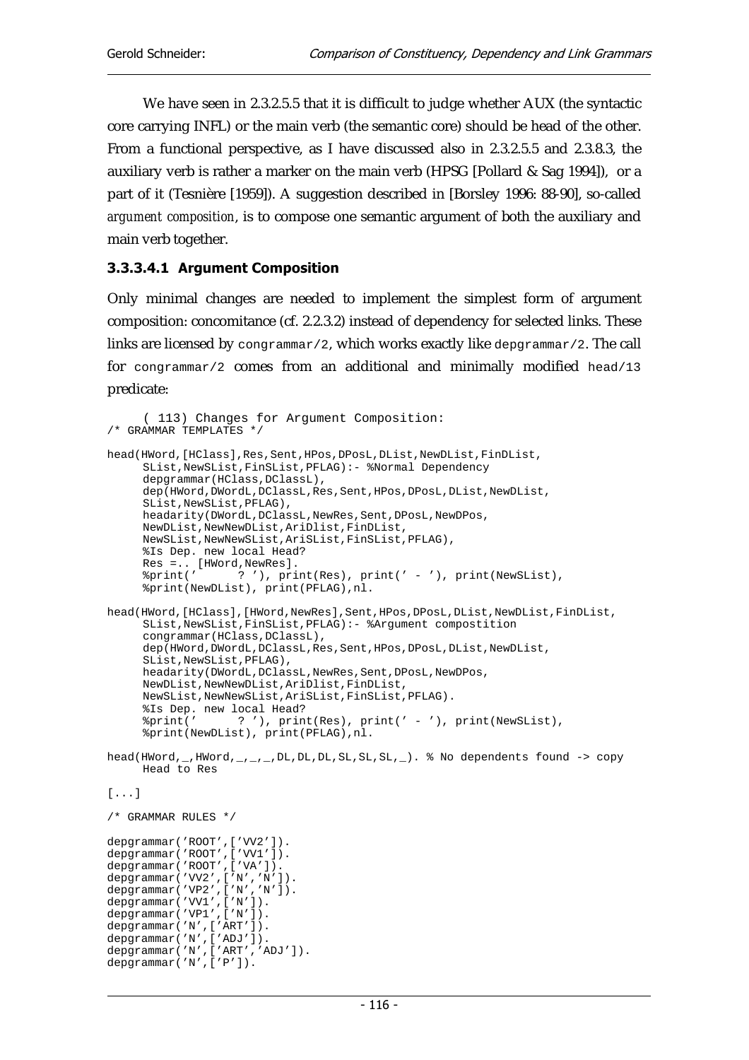We have seen in 2.3.2.5.5 that it is difficult to judge whether AUX (the syntactic core carrying INFL) or the main verb (the semantic core) should be head of the other. From a functional perspective, as I have discussed also in 2.3.2.5.5 and 2.3.8.3, the auxiliary verb is rather a marker on the main verb (HPSG [Pollard & Sag 1994]), or a part of it (Tesnière [1959]). A suggestion described in [Borsley 1996: 88-90], so-called *argument composition*, is to compose one semantic argument of both the auxiliary and main verb together.

#### 3.3.3.4.1 Argument Composition

Only minimal changes are needed to implement the simplest form of argument composition: concomitance (cf. 2.2.3.2) instead of dependency for selected links. These links are licensed by `congrammar/2`, which works exactly like `depgrammar/2`. The call for `congrammar/2` comes from an additional and minimally modified `head/13` predicate:

```
     ( 113) Changes for Argument Composition:
/* GRAMMAR TEMPLATES */

head(HWord,[HClass],Res,Sent,HPos,DPosL,DList,NewDList,FinDList,
     SList,NewSList,FinSList,PFLAG):- %Normal Dependency
     depgrammar(HClass,DClassL),
     dep(HWord,DWordL,DClassL,Res,Sent,HPos,DPosL,DList,NewDList,
     SList,NewSList,PFLAG),
     headarity(DWordL,DClassL,NewRes,Sent,DPosL,NewDPos,
     NewDList,NewNewDList,AriDlist,FinDList,
     NewSList,NewNewSList,AriSList,FinSList,PFLAG),
     %Is Dep. new local Head?
     Res =.. [HWord,NewRes].
     %print('      ? '), print(Res), print(' - '), print(NewSList),
     %print(NewDList), print(PFLAG),nl.

head(HWord,[HClass],[HWord,NewRes],Sent,HPos,DPosL,DList,NewDList,FinDList,
     SList,NewSList,FinSList,PFLAG):- %Argument compostition
     congrammar(HClass,DClassL),
     dep(HWord,DWordL,DClassL,Res,Sent,HPos,DPosL,DList,NewDList,
     SList,NewSList,PFLAG),
     headarity(DWordL,DClassL,NewRes,Sent,DPosL,NewDPos,
     NewDList,NewNewDList,AriDlist,FinDList,
     NewSList,NewNewSList,AriSList,FinSList,PFLAG).
     %Is Dep. new local Head?
     %print('      ? '), print(Res), print(' - '), print(NewSList),
     %print(NewDList), print(PFLAG),nl.

head(HWord,_,HWord,_,_,_,DL,DL,DL,SL,SL,SL,_). % No dependents found -> copy
     Head to Res

[...]

/* GRAMMAR RULES */

depgrammar('ROOT',['VV2']).
depgrammar('ROOT',['VV1']).
depgrammar('ROOT',['VA']).
depgrammar('VV2',['N','N']).
depgrammar('VP2',['N','N']).
depgrammar('VV1',['N']).
depgrammar('VP1',['N']).
depgrammar('N',['ART']).
depgrammar('N',['ADJ']).
depgrammar('N',['ART','ADJ']).
depgrammar('N',['P']).
```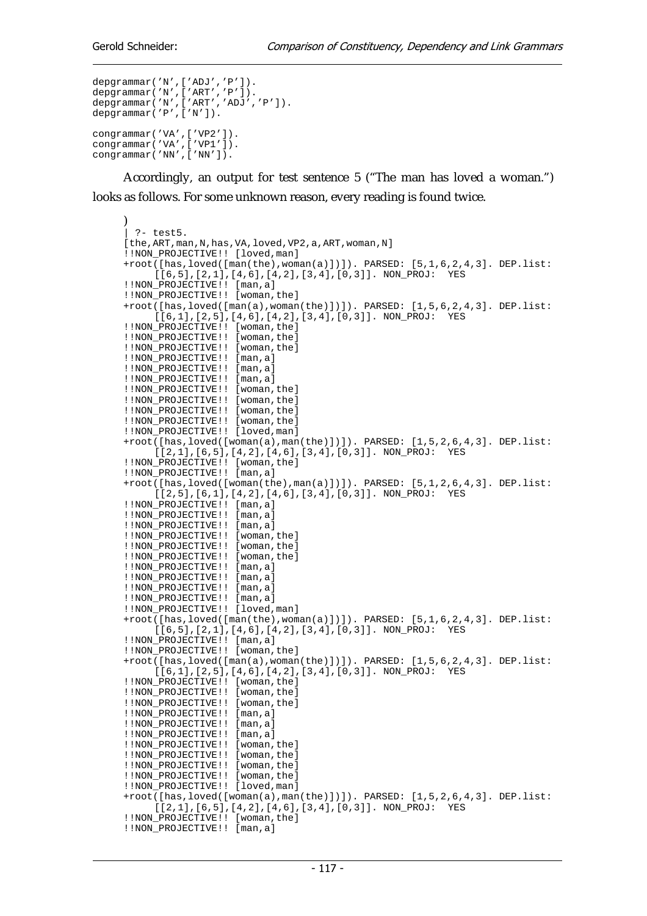```
depgrammar('N',['ADJ','P']).
depgrammar('N',['ART','P']).
depgrammar('N',['ART','ADJ','P']).
depgrammar('P',['N']).

congrammar('VA',['VP2']).
congrammar('VA',['VP1']).
congrammar('NN',['NN']).
```

Accordingly, an output for test sentence 5 ("The man has loved a woman.") looks as follows. For some unknown reason, every reading is found twice.

```
)
| ?- test5.
[the,ART,man,N,has,VA,loved,VP2,a,ART,woman,N]
!!NON_PROJECTIVE!! [loved,man]
+root([has,loved([man(the),woman(a)])]). PARSED: [5,1,6,2,4,3]. DEP.list:
     [[6,5],[2,1],[4,6],[4,2],[3,4],[0,3]]. NON_PROJ:  YES
!!NON_PROJECTIVE!! [man,a]
!!NON_PROJECTIVE!! [woman,the]
+root([has,loved([man(a),woman(the)])]). PARSED: [1,5,6,2,4,3]. DEP.list:
     [[6,1],[2,5],[4,6],[4,2],[3,4],[0,3]]. NON_PROJ:  YES
!!NON_PROJECTIVE!! [woman,the]
!!NON_PROJECTIVE!! [woman,the]
!!NON_PROJECTIVE!! [woman,the]
!!NON_PROJECTIVE!! [man,a]
!!NON_PROJECTIVE!! [man,a]
!!NON_PROJECTIVE!! [man,a]
!!NON_PROJECTIVE!! [woman,the]
!!NON_PROJECTIVE!! [woman,the]
!!NON_PROJECTIVE!! [woman,the]
!!NON_PROJECTIVE!! [woman,the]
!!NON_PROJECTIVE!! [loved,man]
+root([has,loved([woman(a),man(the)])]). PARSED: [1,5,2,6,4,3]. DEP.list:
     [[2,1],[6,5],[4,2],[4,6],[3,4],[0,3]]. NON_PROJ:  YES
!!NON_PROJECTIVE!! [woman,the]
!!NON_PROJECTIVE!! [man,a]
+root([has,loved([woman(the),man(a)])]). PARSED: [5,1,2,6,4,3]. DEP.list:
     [[2,5],[6,1],[4,2],[4,6],[3,4],[0,3]]. NON_PROJ:  YES
!!NON_PROJECTIVE!! [man,a]
!!NON_PROJECTIVE!! [man,a]
!!NON_PROJECTIVE!! [man,a]
!!NON_PROJECTIVE!! [woman,the]
!!NON_PROJECTIVE!! [woman,the]
!!NON_PROJECTIVE!! [woman,the]
!!NON_PROJECTIVE!! [man,a]
!!NON_PROJECTIVE!! [man,a]
!!NON_PROJECTIVE!! [man,a]
!!NON_PROJECTIVE!! [man,a]
!!NON_PROJECTIVE!! [loved,man]
+root([has,loved([man(the),woman(a)])]). PARSED: [5,1,6,2,4,3]. DEP.list:
     [[6,5],[2,1],[4,6],[4,2],[3,4],[0,3]]. NON_PROJ:  YES
!!NON_PROJECTIVE!! [man,a]
!!NON_PROJECTIVE!! [woman,the]
+root([has,loved([man(a),woman(the)])]). PARSED: [1,5,6,2,4,3]. DEP.list:
     [[6,1],[2,5],[4,6],[4,2],[3,4],[0,3]]. NON_PROJ:  YES
!!NON_PROJECTIVE!! [woman,the]
!!NON_PROJECTIVE!! [woman,the]
!!NON_PROJECTIVE!! [woman,the]
!!NON_PROJECTIVE!! [man,a]
!!NON_PROJECTIVE!! [man,a]
!!NON_PROJECTIVE!! [man,a]
!!NON_PROJECTIVE!! [woman,the]
!!NON_PROJECTIVE!! [woman,the]
!!NON_PROJECTIVE!! [woman,the]
!!NON_PROJECTIVE!! [woman,the]
!!NON_PROJECTIVE!! [loved,man]
+root([has,loved([woman(a),man(the)])]). PARSED: [1,5,2,6,4,3]. DEP.list:
     [[2,1],[6,5],[4,2],[4,6],[3,4],[0,3]]. NON_PROJ:  YES
!!NON_PROJECTIVE!! [woman,the]
!!NON_PROJECTIVE!! [man,a]
```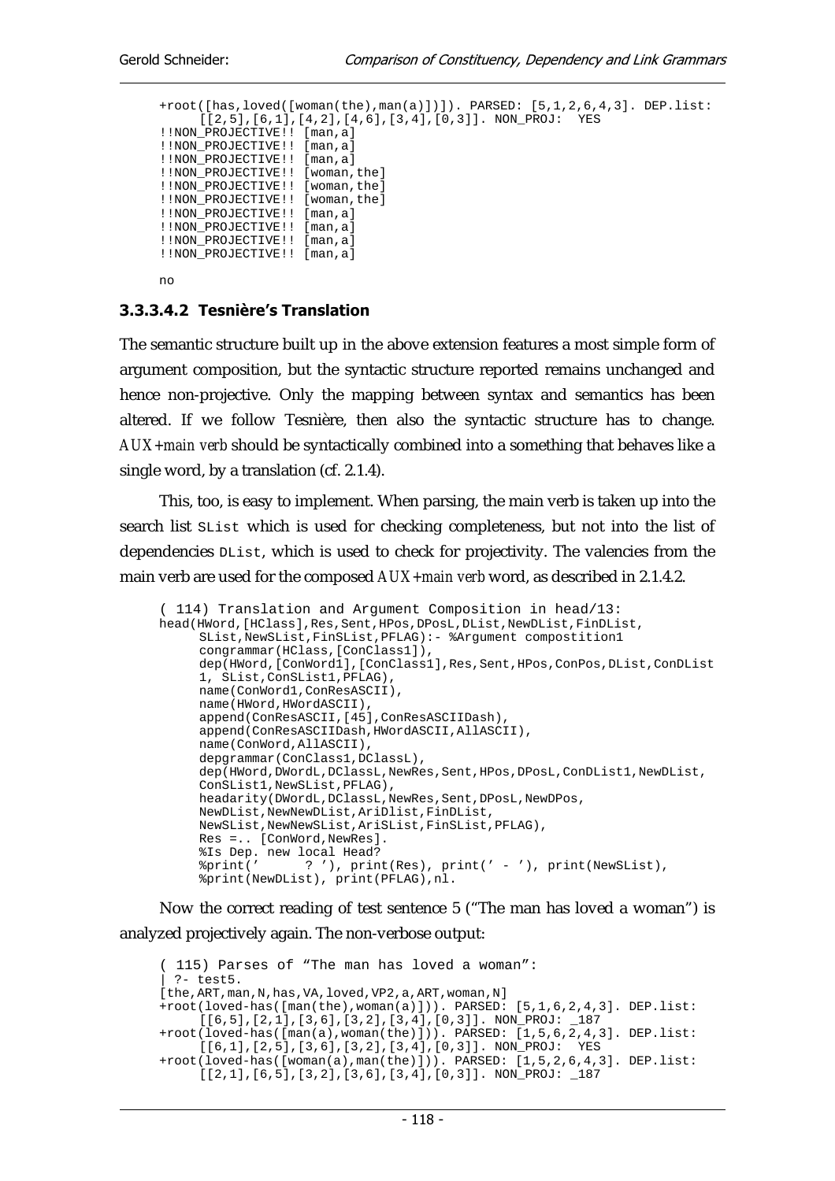```
+root([has,loved([woman(the),man(a)])]). PARSED: [5,1,2,6,4,3]. DEP.list:
     [[2,5],[6,1],[4,2],[4,6],[3,4],[0,3]]. NON_PROJ:  YES
!!NON_PROJECTIVE!! [man,a]
!!NON_PROJECTIVE!! [man,a]
!!NON_PROJECTIVE!! [man,a]
!!NON_PROJECTIVE!! [woman,the]
!!NON_PROJECTIVE!! [woman,the]
!!NON_PROJECTIVE!! [woman,the]
!!NON_PROJECTIVE!! [man,a]
!!NON_PROJECTIVE!! [man,a]
!!NON_PROJECTIVE!! [man,a]
!!NON_PROJECTIVE!! [man,a]

no
```

#### 3.3.3.4.2 Tesnière's Translation

The semantic structure built up in the above extension features a most simple form of argument composition, but the syntactic structure reported remains unchanged and hence non-projective. Only the mapping between syntax and semantics has been altered. If we follow Tesnière, then also the syntactic structure has to change. *AUX+main verb* should be syntactically combined into a something that behaves like a single word, by a translation (cf. 2.1.4).

This, too, is easy to implement. When parsing, the main verb is taken up into the search list `SList` which is used for checking completeness, but not into the list of dependencies `DList`, which is used to check for projectivity. The valencies from the main verb are used for the composed *AUX+main verb* word, as described in 2.1.4.2.

```
( 114) Translation and Argument Composition in head/13:
head(HWord,[HClass],Res,Sent,HPos,DPosL,DList,NewDList,FinDList,
     SList,NewSList,FinSList,PFLAG):- %Argument compostition1
     congrammar(HClass,[ConClass1]),
     dep(HWord,[ConWord1],[ConClass1],Res,Sent,HPos,ConPos,DList,ConDList
     1, SList,ConSList1,PFLAG),
     name(ConWord1,ConResASCII),
     name(HWord,HWordASCII),
     append(ConResASCII,[45],ConResASCIIDash),
     append(ConResASCIIDash,HWordASCII,AllASCII),
     name(ConWord,AllASCII),
     depgrammar(ConClass1,DClass1),
     dep(HWord,DWordL,DClassL,NewRes,Sent,HPos,DPosL,ConDList1,NewDList,
     ConSList1,NewSList,PFLAG),
     headarity(DWordL,DClassL,NewRes,Sent,DPosL,NewDPos,
     NewDList,NewNewDList,AriDlist,FinDList,
     NewSList,NewNewSList,AriSList,FinSList,PFLAG),
     Res =.. [ConWord,NewRes].
     %Is Dep. new local Head?
     %print('      ? '), print(Res), print(' - '), print(NewSList),
     %print(NewDList), print(PFLAG),nl.
```

Now the correct reading of test sentence 5 ("The man has loved a woman") is analyzed projectively again. The non-verbose output:

```
( 115) Parses of "The man has loved a woman":
| ?- test5.
[the,ART,man,N,has,VA,loved,VP2,a,ART,woman,N]
+root(loved-has([man(the),woman(a)])). PARSED: [5,1,6,2,4,3]. DEP.list:
     [[6,5],[2,1],[3,6],[3,2],[3,4],[0,3]]. NON_PROJ: _187
+root(loved-has([man(a),woman(the)])). PARSED: [1,5,6,2,4,3]. DEP.list:
     [[6,1],[2,5],[3,6],[3,2],[3,4],[0,3]]. NON_PROJ:  YES
+root(loved-has([woman(a),man(the)])). PARSED: [1,5,2,6,4,3]. DEP.list:
     [[2,1],[6,5],[3,2],[3,6],[3,4],[0,3]]. NON_PROJ: _187
```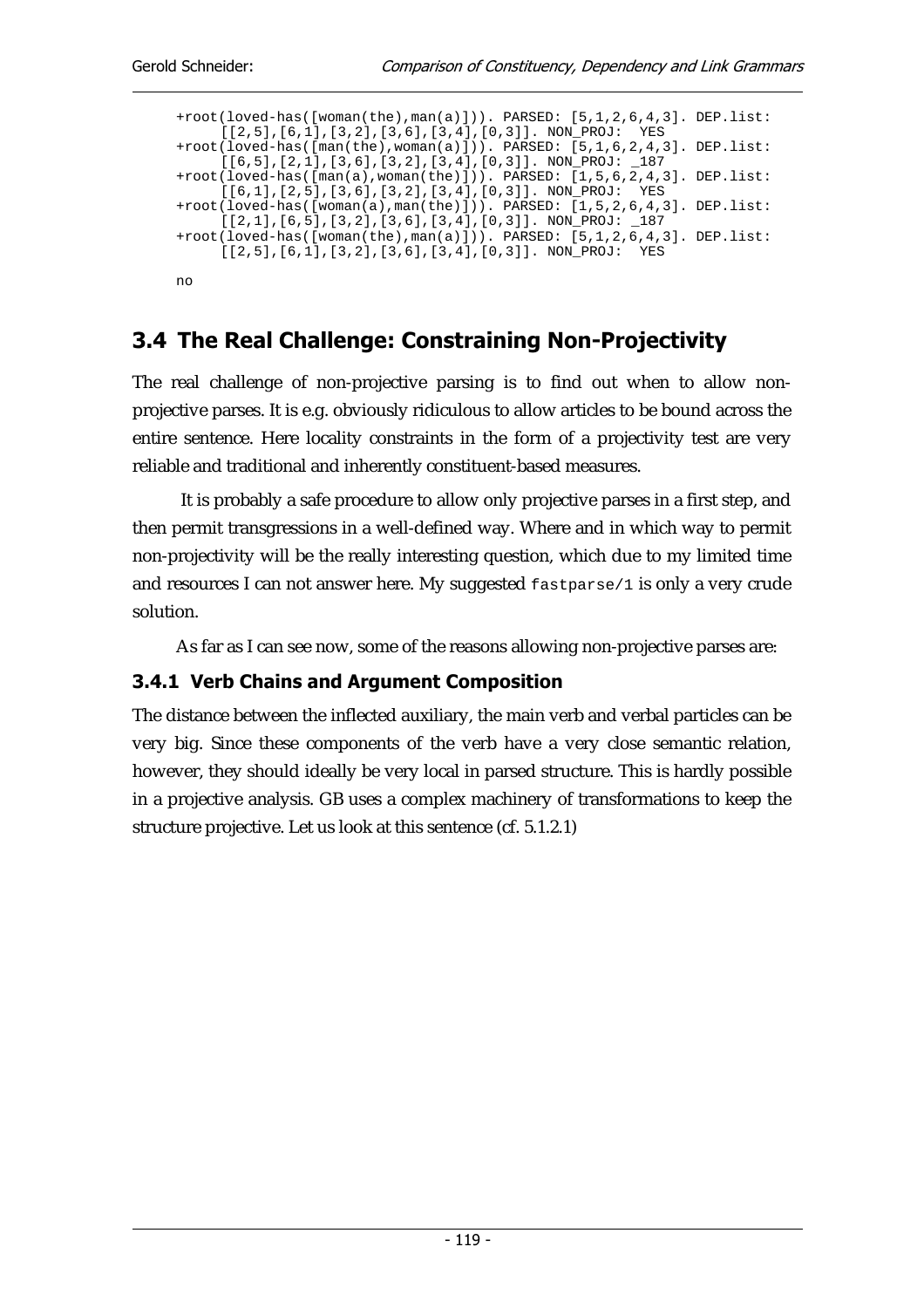```
+root(loved-has([woman(the),man(a)])). PARSED: [5,1,2,6,4,3]. DEP.list:
     [[2,5],[6,1],[3,2],[3,6],[3,4],[0,3]]. NON_PROJ:  YES
+root(loved-has([man(the),woman(a)])). PARSED: [5,1,6,2,4,3]. DEP.list:
     [[6,5],[2,1],[3,6],[3,2],[3,4],[0,3]]. NON_PROJ: _187
+root(loved-has([man(a),woman(the)])). PARSED: [1,5,6,2,4,3]. DEP.list:
     [[6,1],[2,5],[3,6],[3,2],[3,4],[0,3]]. NON_PROJ:  YES
+root(loved-has([woman(a),man(the)])). PARSED: [1,5,2,6,4,3]. DEP.list:
     [[2,1],[6,5],[3,2],[3,6],[3,4],[0,3]]. NON_PROJ: _187
+root(loved-has([woman(the),man(a)])). PARSED: [5,1,2,6,4,3]. DEP.list:
     [[2,5],[6,1],[3,2],[3,6],[3,4],[0,3]]. NON_PROJ:  YES

no
```

## 3.4 The Real Challenge: Constraining Non-Projectivity

The real challenge of non-projective parsing is to find out when to allow non-projective parses. It is e.g. obviously ridiculous to allow articles to be bound across the entire sentence. Here locality constraints in the form of a projectivity test are very reliable and traditional and inherently constituent-based measures.

It is probably a safe procedure to allow only projective parses in a first step, and then permit transgressions in a well-defined way. Where and in which way to permit non-projectivity will be the really interesting question, which due to my limited time and resources I can not answer here. My suggested `fastparse/1` is only a very crude solution.

As far as I can see now, some of the reasons allowing non-projective parses are:

### 3.4.1 Verb Chains and Argument Composition

The distance between the inflected auxiliary, the main verb and verbal particles can be very big. Since these components of the verb have a very close semantic relation, however, they should ideally be very local in parsed structure. This is hardly possible in a projective analysis. GB uses a complex machinery of transformations to keep the structure projective. Let us look at this sentence (cf. 5.1.2.1)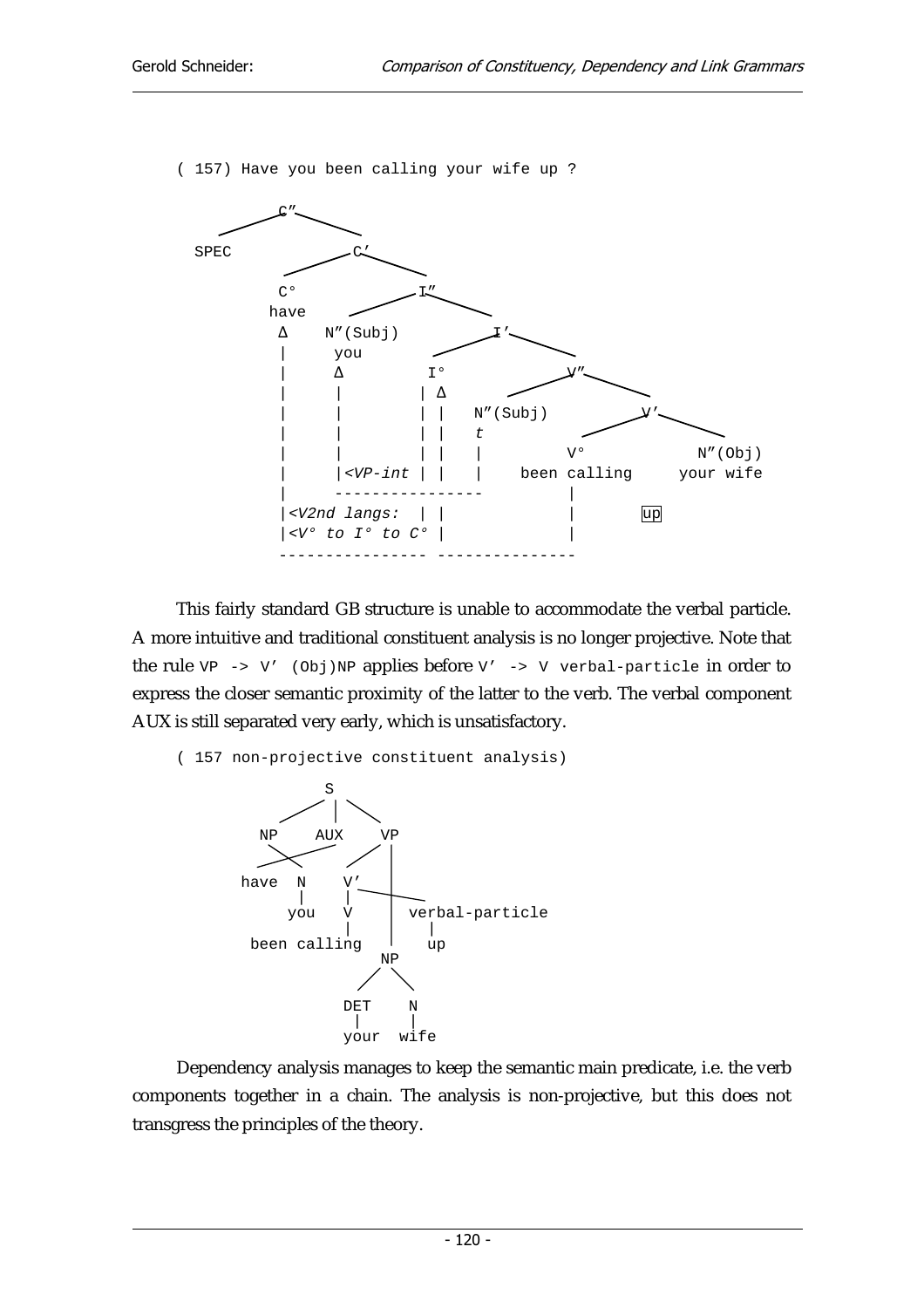```
( 157) Have you been calling your wife up ?

              C″
           /      \
       SPEC         C′
                  /     \
               C°          I″
              have       /     \
               Δ    N″(Subj)      I′
               |      you       /     \
               |       Δ      I°         V″
               |       |      | Δ      /     \
               |       |      | |  N″(Subj)     V′
               |       |      | |    t        /     \
               |       |      | |    |      V°         N″(Obj)
               |       |<VP-int | |  |  been calling    your wife
               |       ----------------      |
               |<V2nd langs:  | |            |        [up]
               |<V° to I° to C° |            |
               ---------------- --------------
```

This fairly standard GB structure is unable to accommodate the verbal particle. A more intuitive and traditional constituent analysis is no longer projective. Note that the rule `VP -> V′ (Obj)NP` applies before `V′ -> V verbal-particle` in order to express the closer semantic proximity of the latter to the verb. The verbal component AUX is still separated very early, which is unsatisfactory.

```
( 157 non-projective constituent analysis)

                S
             /  |  \
          NP   AUX   VP
             X      /  |
       have   N    V′  |
              |    |   \_______
             you   V   |       verbal-particle
                   |   |            |
        been calling   |            up
                       NP
                     /    \
                   DET     N
                    |      |
                   your   wife
```

Dependency analysis manages to keep the semantic main predicate, i.e. the verb components together in a chain. The analysis is non-projective, but this does not transgress the principles of the theory.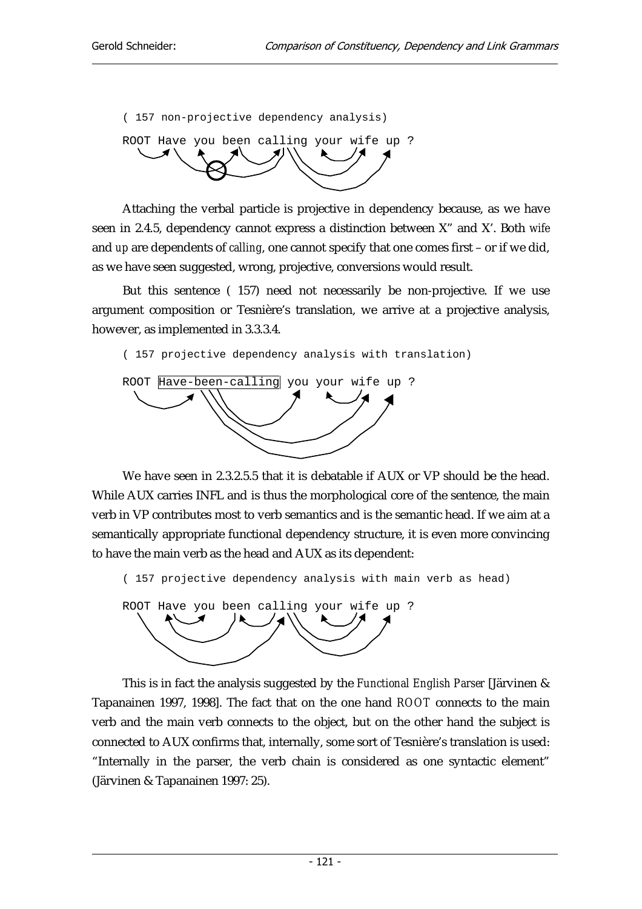( 157 non-projective dependency analysis)

ROOT Have you been calling your wife up ?

Attaching the verbal particle is projective in dependency because, as we have seen in 2.4.5, dependency cannot express a distinction between X'' and X'. Both *wife* and *up* are dependents of *calling*, one cannot specify that one comes first – or if we did, as we have seen suggested, wrong, projective, conversions would result.

But this sentence ( 157) need not necessarily be non-projective. If we use argument composition or Tesnière's translation, we arrive at a projective analysis, however, as implemented in 3.3.3.4.

( 157 projective dependency analysis with translation)

ROOT Have-been-calling you your wife up ?

We have seen in 2.3.2.5.5 that it is debatable if AUX or VP should be the head. While AUX carries INFL and is thus the morphological core of the sentence, the main verb in VP contributes most to verb semantics and is the semantic head. If we aim at a semantically appropriate functional dependency structure, it is even more convincing to have the main verb as the head and AUX as its dependent:

( 157 projective dependency analysis with main verb as head)

ROOT Have you been calling your wife up ?

This is in fact the analysis suggested by the *Functional English Parser* [Järvinen & Tapanainen 1997, 1998]. The fact that on the one hand *ROOT* connects to the main verb and the main verb connects to the object, but on the other hand the subject is connected to AUX confirms that, internally, some sort of Tesnière's translation is used: "Internally in the parser, the verb chain is considered as one syntactic element" (Järvinen & Tapanainen 1997: 25).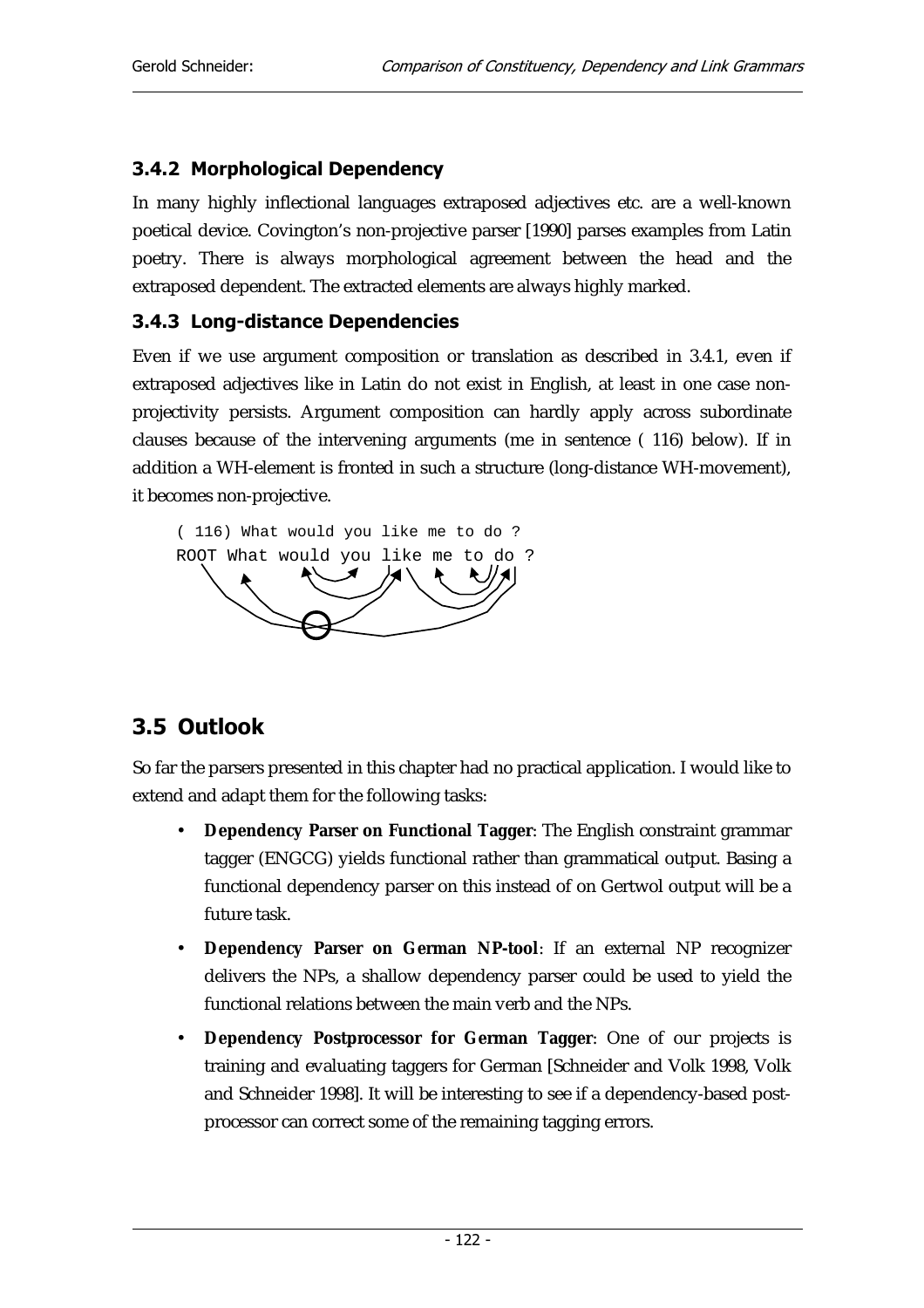### 3.4.2 Morphological Dependency

In many highly inflectional languages extraposed adjectives etc. are a well-known poetical device. Covington's non-projective parser [1990] parses examples from Latin poetry. There is always morphological agreement between the head and the extraposed dependent. The extracted elements are always highly marked.

### 3.4.3 Long-distance Dependencies

Even if we use argument composition or translation as described in 3.4.1, even if extraposed adjectives like in Latin do not exist in English, at least in one case non-projectivity persists. Argument composition can hardly apply across subordinate clauses because of the intervening arguments (me in sentence ( 116) below). If in addition a WH-element is fronted in such a structure (long-distance WH-movement), it becomes non-projective.

```
( 116) What would you like me to do ?
ROOT What would you like me to do ?
```

## 3.5 Outlook

So far the parsers presented in this chapter had no practical application. I would like to extend and adapt them for the following tasks:

- **Dependency Parser on Functional Tagger**: The English constraint grammar tagger (ENGCG) yields functional rather than grammatical output. Basing a functional dependency parser on this instead of on Gertwol output will be a future task.
- **Dependency Parser on German NP-tool**: If an external NP recognizer delivers the NPs, a shallow dependency parser could be used to yield the functional relations between the main verb and the NPs.
- **Dependency Postprocessor for German Tagger**: One of our projects is training and evaluating taggers for German [Schneider and Volk 1998, Volk and Schneider 1998]. It will be interesting to see if a dependency-based post-processor can correct some of the remaining tagging errors.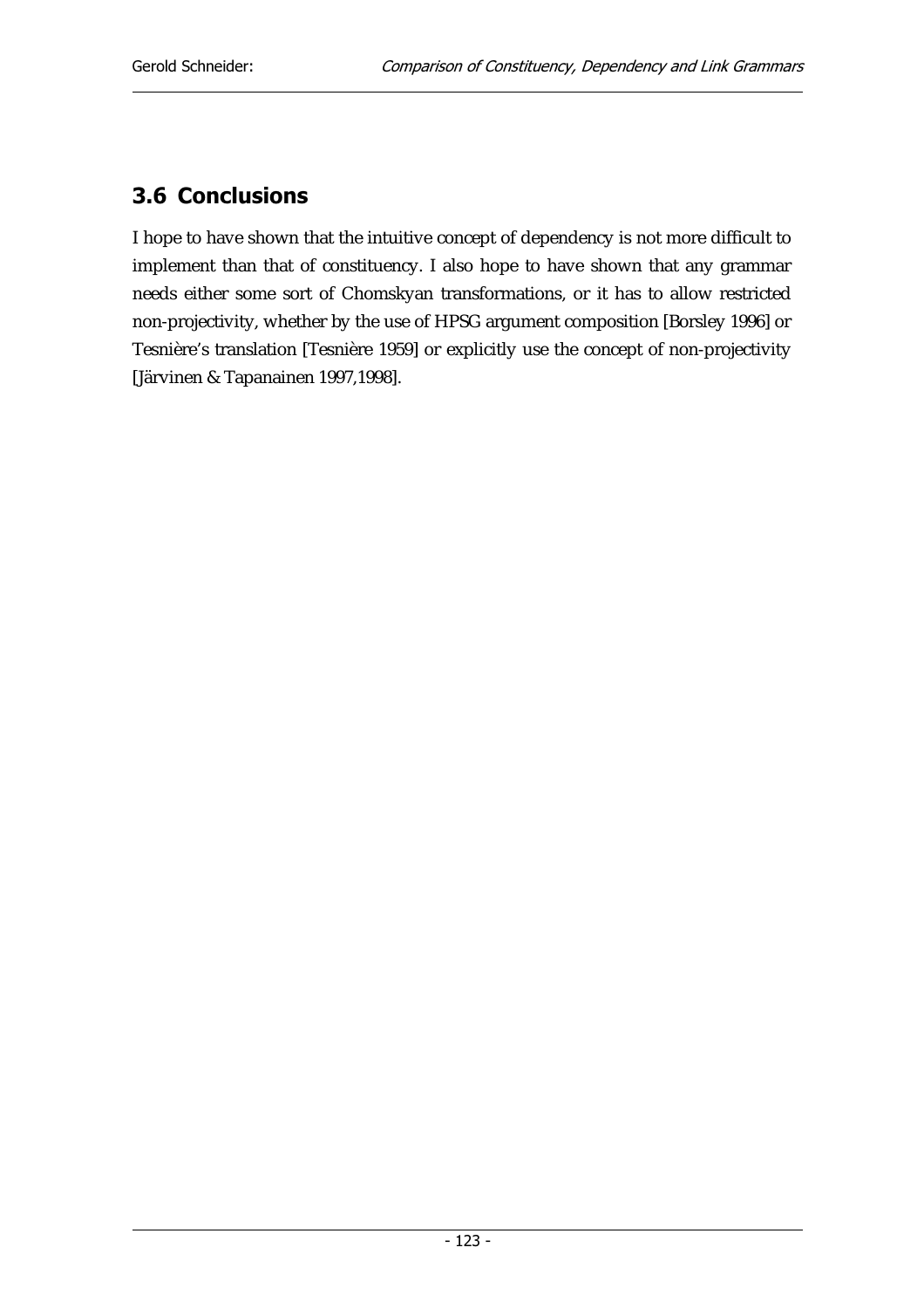## 3.6 Conclusions

I hope to have shown that the intuitive concept of dependency is not more difficult to implement than that of constituency. I also hope to have shown that any grammar needs either some sort of Chomskyan transformations, or it has to allow restricted non-projectivity, whether by the use of HPSG argument composition [Borsley 1996] or Tesnière's translation [Tesnière 1959] or explicitly use the concept of non-projectivity [Järvinen & Tapanainen 1997,1998].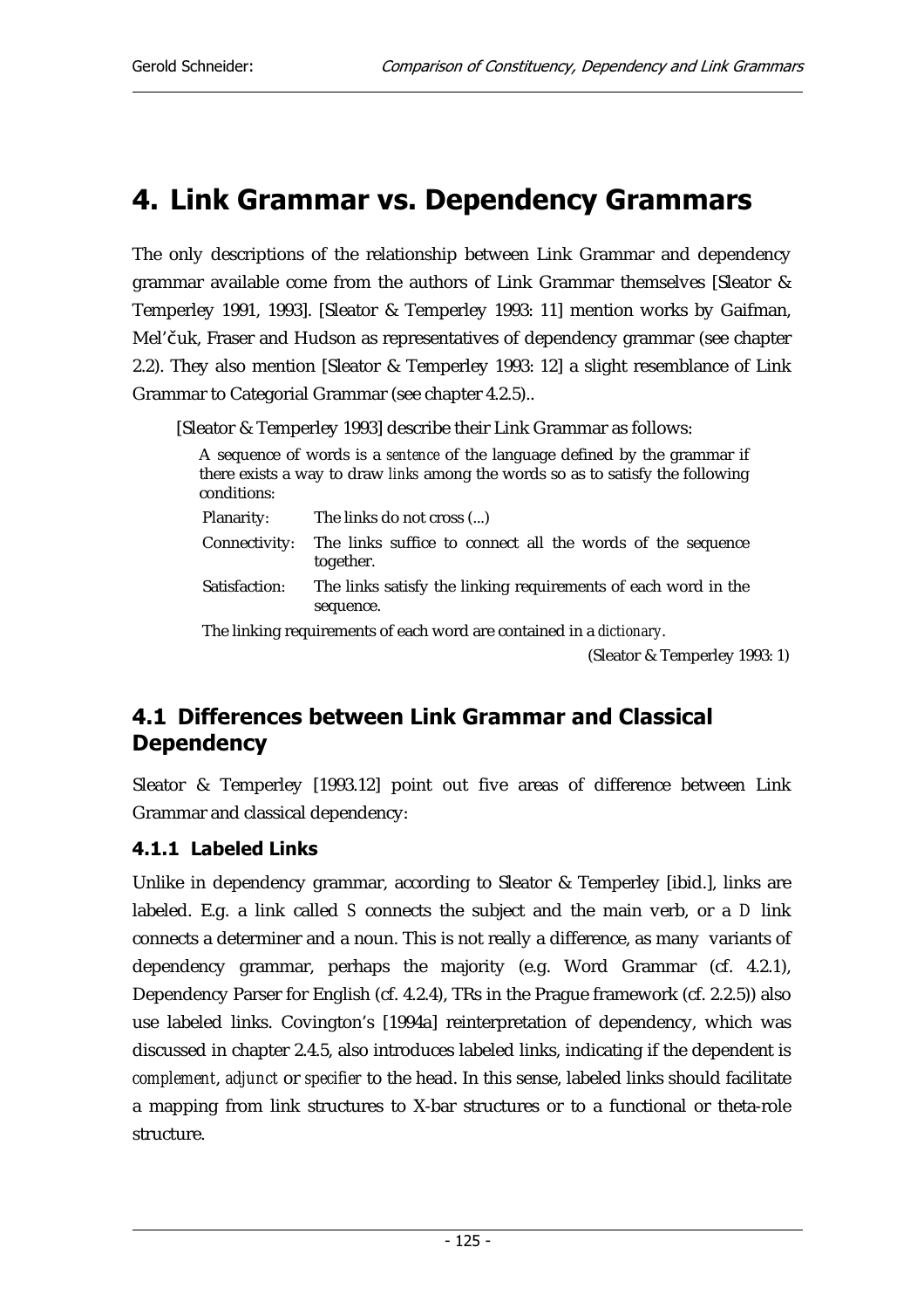# 4. Link Grammar vs. Dependency Grammars

The only descriptions of the relationship between Link Grammar and dependency grammar available come from the authors of Link Grammar themselves [Sleator & Temperley 1991, 1993]. [Sleator & Temperley 1993: 11] mention works by Gaifman, Mel'čuk, Fraser and Hudson as representatives of dependency grammar (see chapter 2.2). They also mention [Sleator & Temperley 1993: 12] a slight resemblance of Link Grammar to Categorial Grammar (see chapter 4.2.5)..

[Sleator & Temperley 1993] describe their Link Grammar as follows:

> A sequence of words is a *sentence* of the language defined by the grammar if there exists a way to draw *links* among the words so as to satisfy the following conditions:
>
> | | |
> |---|---|
> | Planarity: | The links do not cross (...) |
> | Connectivity: | The links suffice to connect all the words of the sequence together. |
> | Satisfaction: | The links satisfy the linking requirements of each word in the sequence. |
>
> The linking requirements of each word are contained in a *dictionary*.
>
> (Sleator & Temperley 1993: 1)

## 4.1 Differences between Link Grammar and Classical Dependency

Sleator & Temperley [1993.12] point out five areas of difference between Link Grammar and classical dependency:

### 4.1.1 Labeled Links

Unlike in dependency grammar, according to Sleator & Temperley [ibid.], links are labeled. E.g. a link called *S* connects the subject and the main verb, or a *D* link connects a determiner and a noun. This is not really a difference, as many variants of dependency grammar, perhaps the majority (e.g. Word Grammar (cf. 4.2.1), Dependency Parser for English (cf. 4.2.4), TRs in the Prague framework (cf. 2.2.5)) also use labeled links. Covington's [1994a] reinterpretation of dependency, which was discussed in chapter 2.4.5, also introduces labeled links, indicating if the dependent is *complement*, *adjunct* or *specifier* to the head. In this sense, labeled links should facilitate a mapping from link structures to X-bar structures or to a functional or theta-role structure.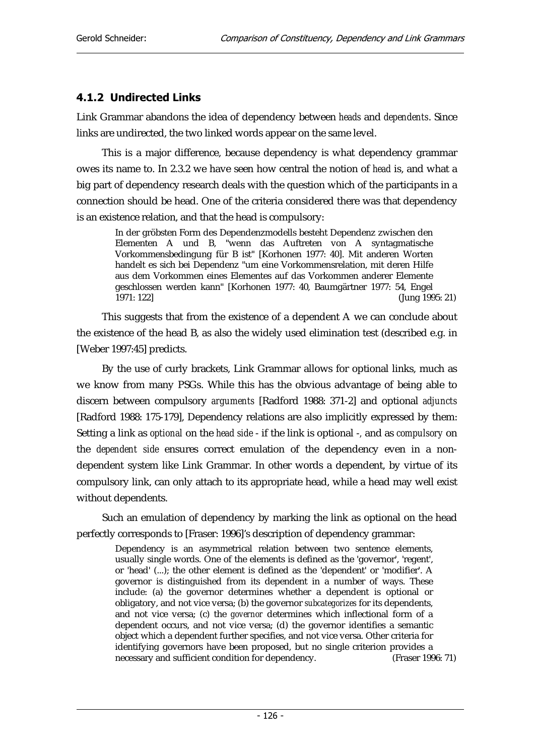### 4.1.2 Undirected Links

Link Grammar abandons the idea of dependency between *heads* and *dependents*. Since links are undirected, the two linked words appear on the same level.

This is a major difference, because dependency is what dependency grammar owes its name to. In 2.3.2 we have seen how central the notion of *head* is, and what a big part of dependency research deals with the question which of the participants in a connection should be head. One of the criteria considered there was that dependency is an existence relation, and that the head is compulsory:

> In der gröbsten Form des Dependenzmodells besteht Dependenz zwischen den Elementen A und B, "wenn das Auftreten von A syntagmatische Vorkommensbedingung für B ist" [Korhonen 1977: 40]. Mit anderen Worten handelt es sich bei Dependenz "um eine Vorkommensrelation, mit deren Hilfe aus dem Vorkommen eines Elementes auf das Vorkommen anderer Elemente geschlossen werden kann" [Korhonen 1977: 40, Baumgärtner 1977: 54, Engel 1971: 122] (Jung 1995: 21)

This suggests that from the existence of a dependent A we can conclude about the existence of the head B, as also the widely used elimination test (described e.g. in [Weber 1997:45] predicts.

By the use of curly brackets, Link Grammar allows for optional links, much as we know from many PSGs. While this has the obvious advantage of being able to discern between compulsory *arguments* [Radford 1988: 371-2] and optional *adjuncts* [Radford 1988: 175-179], Dependency relations are also implicitly expressed by them: Setting a link as *optional* on the *head side* - if the link is optional -, and as *compulsory* on the *dependent side* ensures correct emulation of the dependency even in a non-dependent system like Link Grammar. In other words a dependent, by virtue of its compulsory link, can only attach to its appropriate head, while a head may well exist without dependents.

Such an emulation of dependency by marking the link as optional on the head perfectly corresponds to [Fraser: 1996]'s description of dependency grammar:

> Dependency is an asymmetrical relation between two sentence elements, usually single words. One of the elements is defined as the 'governor', 'regent', or 'head' (...); the other element is defined as the 'dependent' or 'modifier'. A governor is distinguished from its dependent in a number of ways. These include: (a) the governor determines whether a dependent is optional or obligatory, and not vice versa; (b) the governor *subcategorizes* for its dependents, and not vice versa; (c) the *governor* determines which inflectional form of a dependent occurs, and not vice versa; (d) the governor identifies a semantic object which a dependent further specifies, and not vice versa. Other criteria for identifying governors have been proposed, but no single criterion provides a necessary and sufficient condition for dependency. (Fraser 1996: 71)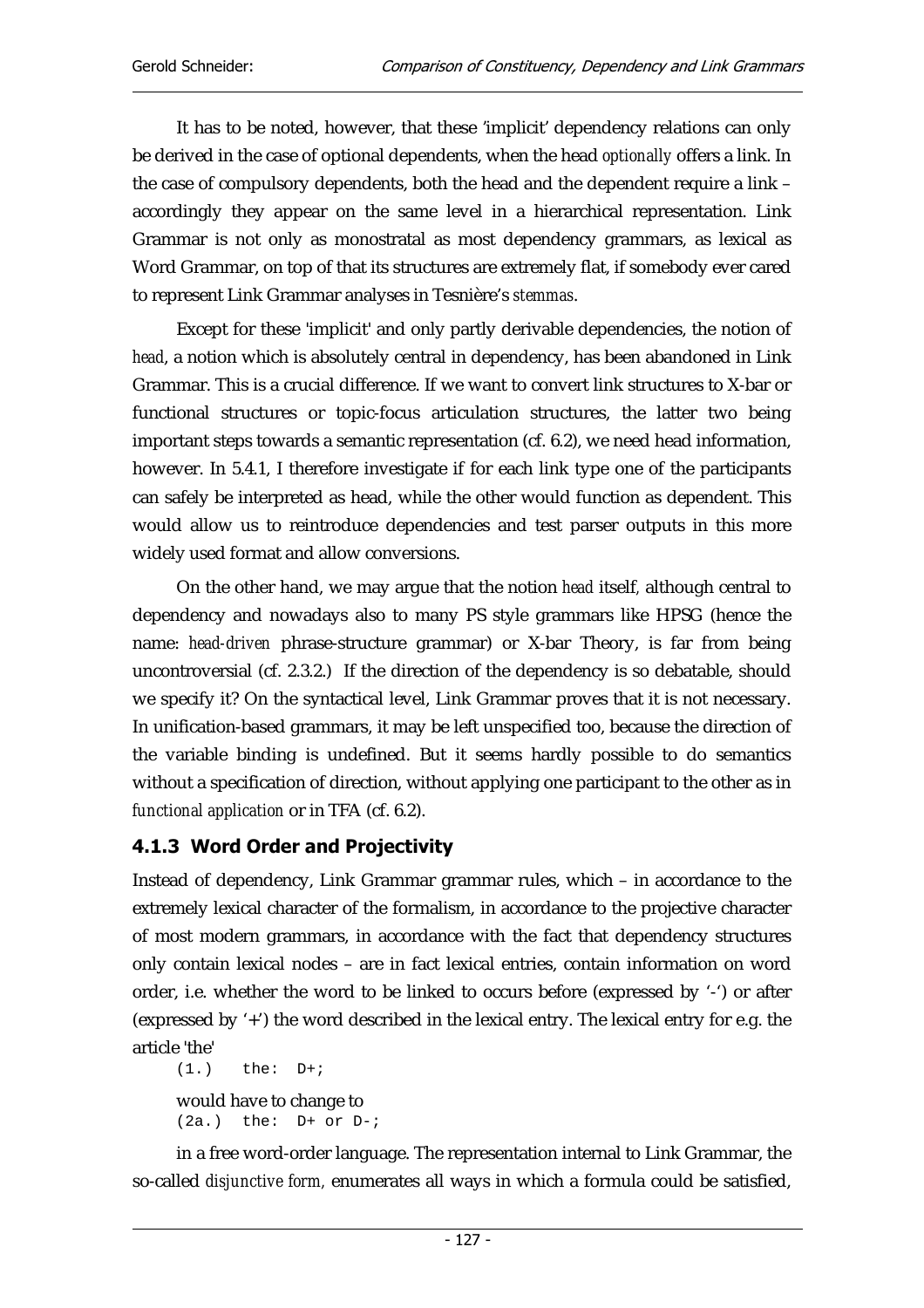It has to be noted, however, that these 'implicit' dependency relations can only be derived in the case of optional dependents, when the head *optionally* offers a link. In the case of compulsory dependents, both the head and the dependent require a link – accordingly they appear on the same level in a hierarchical representation. Link Grammar is not only as monostratal as most dependency grammars, as lexical as Word Grammar, on top of that its structures are extremely flat, if somebody ever cared to represent Link Grammar analyses in Tesnière's *stemmas*.

Except for these 'implicit' and only partly derivable dependencies, the notion of *head*, a notion which is absolutely central in dependency, has been abandoned in Link Grammar. This is a crucial difference. If we want to convert link structures to X-bar or functional structures or topic-focus articulation structures, the latter two being important steps towards a semantic representation (cf. 6.2), we need head information, however. In 5.4.1, I therefore investigate if for each link type one of the participants can safely be interpreted as head, while the other would function as dependent. This would allow us to reintroduce dependencies and test parser outputs in this more widely used format and allow conversions.

On the other hand, we may argue that the notion *head* itself, although central to dependency and nowadays also to many PS style grammars like HPSG (hence the name: *head-driven* phrase-structure grammar) or X-bar Theory, is far from being uncontroversial (cf. 2.3.2.) If the direction of the dependency is so debatable, should we specify it? On the syntactical level, Link Grammar proves that it is not necessary. In unification-based grammars, it may be left unspecified too, because the direction of the variable binding is undefined. But it seems hardly possible to do semantics without a specification of direction, without applying one participant to the other as in *functional application* or in TFA (cf. 6.2).

### 4.1.3 Word Order and Projectivity

Instead of dependency, Link Grammar grammar rules, which – in accordance to the extremely lexical character of the formalism, in accordance to the projective character of most modern grammars, in accordance with the fact that dependency structures only contain lexical nodes – are in fact lexical entries, contain information on word order, i.e. whether the word to be linked to occurs before (expressed by '-') or after (expressed by '+') the word described in the lexical entry. The lexical entry for e.g. the article 'the'

```
(1.)    the:  D+;
```

would have to change to

```
(2a.)  the:  D+ or D-;
```

in a free word-order language. The representation internal to Link Grammar, the so-called *disjunctive form,* enumerates all ways in which a formula could be satisfied,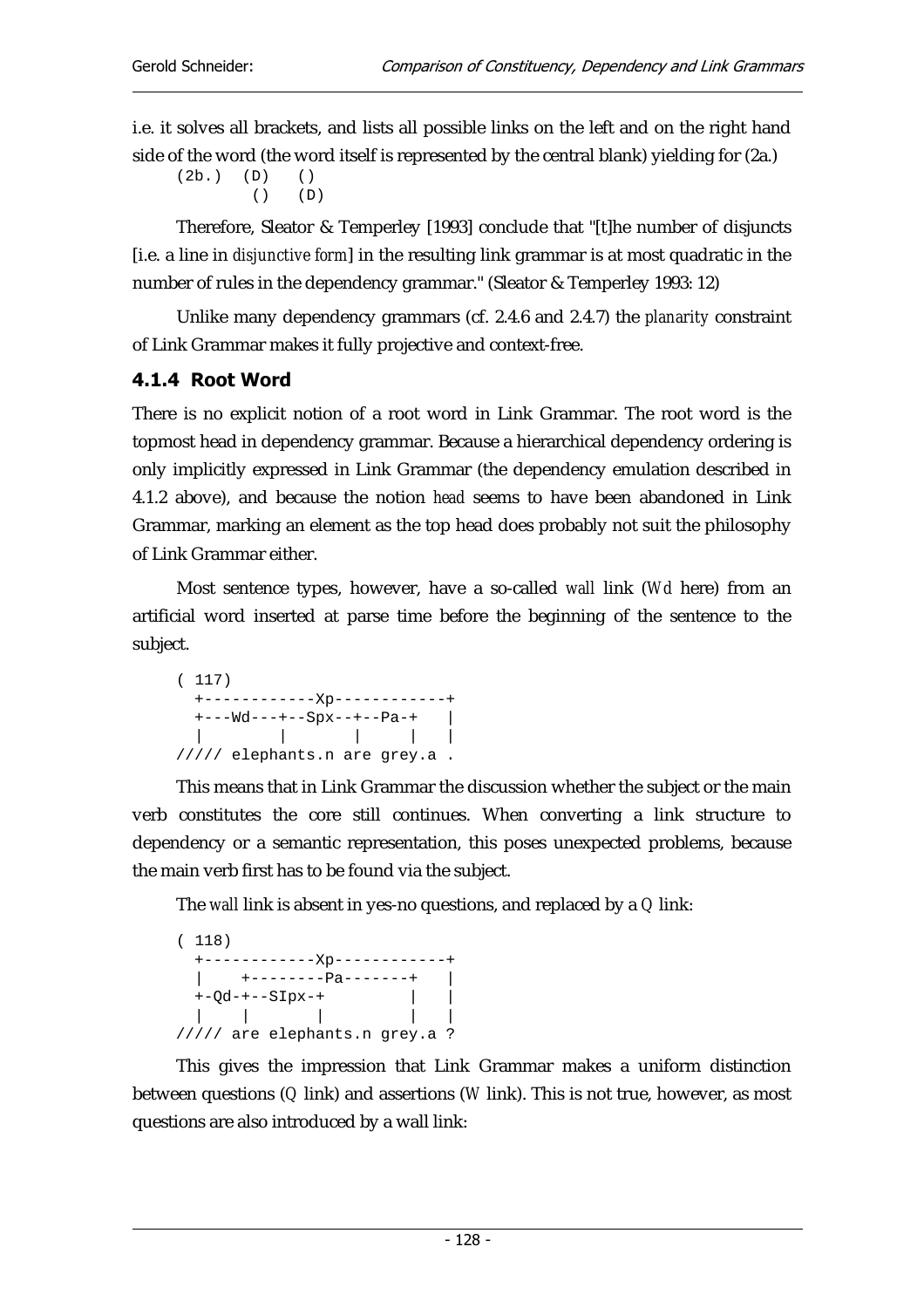i.e. it solves all brackets, and lists all possible links on the left and on the right hand side of the word (the word itself is represented by the central blank) yielding for (2a.)

```
(2b.)  (D)   ()
        ()   (D)
```

Therefore, Sleator & Temperley [1993] conclude that "[t]he number of disjuncts [i.e. a line in *disjunctive form*] in the resulting link grammar is at most quadratic in the number of rules in the dependency grammar." (Sleator & Temperley 1993: 12)

Unlike many dependency grammars (cf. 2.4.6 and 2.4.7) the *planarity* constraint of Link Grammar makes it fully projective and context-free.

### 4.1.4 Root Word

There is no explicit notion of a root word in Link Grammar. The root word is the topmost head in dependency grammar. Because a hierarchical dependency ordering is only implicitly expressed in Link Grammar (the dependency emulation described in 4.1.2 above), and because the notion *head* seems to have been abandoned in Link Grammar, marking an element as the top head does probably not suit the philosophy of Link Grammar either.

Most sentence types, however, have a so-called *wall* link (*Wd* here) from an artificial word inserted at parse time before the beginning of the sentence to the subject.

```
( 117)
  +------------Xp------------+
  +---Wd---+--Spx--+--Pa-+   |
  |        |       |     |   |
///// elephants.n are grey.a .
```

This means that in Link Grammar the discussion whether the subject or the main verb constitutes the core still continues. When converting a link structure to dependency or a semantic representation, this poses unexpected problems, because the main verb first has to be found via the subject.

The *wall* link is absent in yes-no questions, and replaced by a *Q* link:

```
( 118)
  +------------Xp------------+
  |    +--------Pa-------+   |
  +-Qd-+--SIpx-+         |   |
  |    |       |         |   |
///// are elephants.n grey.a ?
```

This gives the impression that Link Grammar makes a uniform distinction between questions (*Q* link) and assertions (*W* link). This is not true, however, as most questions are also introduced by a wall link: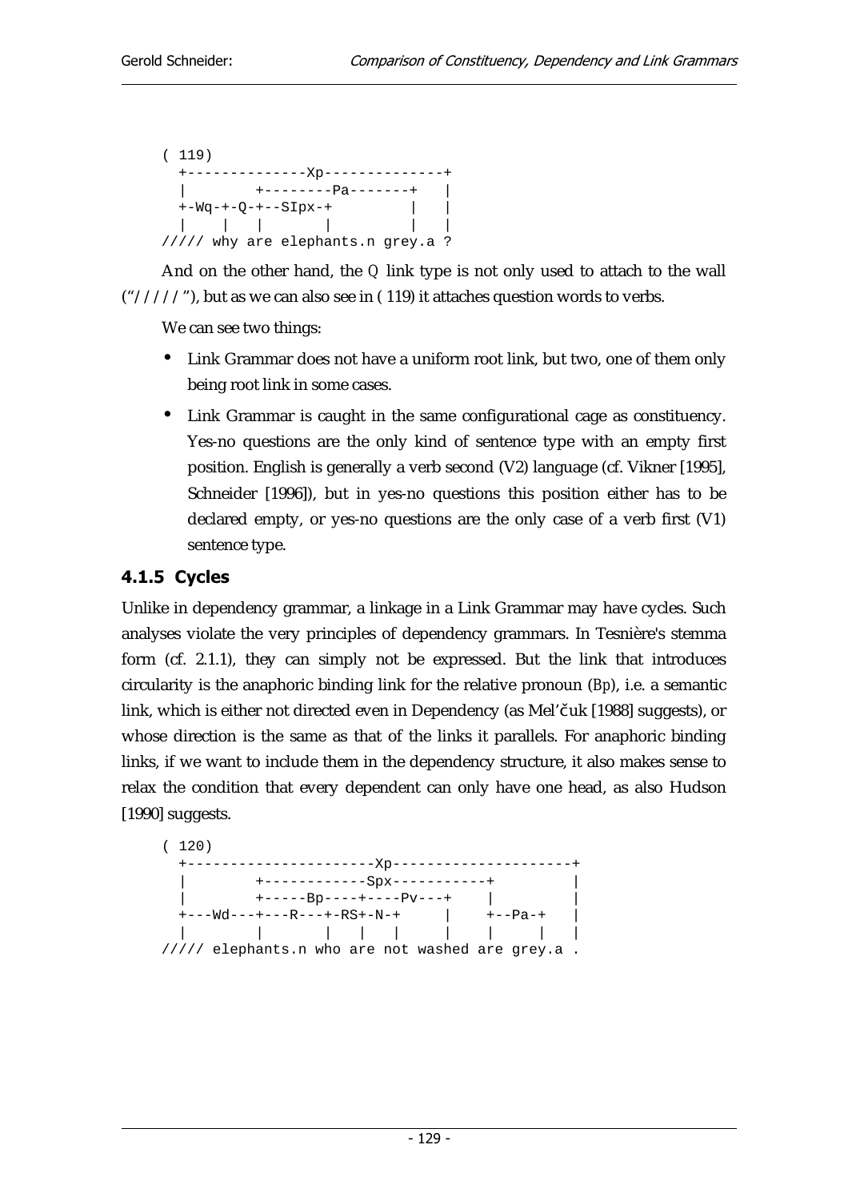```
( 119)
  +--------------Xp--------------+
  |        +--------Pa-------+   |
  +-Wq-+-Q-+--SIpx-+         |   |
  |    |   |       |         |   |
///// why are elephants.n grey.a ?
```

And on the other hand, the `Q` link type is not only used to attach to the wall ("/////"), but as we can also see in ( 119) it attaches question words to verbs.

We can see two things:

- Link Grammar does not have a uniform root link, but two, one of them only being root link in some cases.
- Link Grammar is caught in the same configurational cage as constituency. Yes-no questions are the only kind of sentence type with an empty first position. English is generally a verb second (V2) language (cf. Vikner [1995], Schneider [1996]), but in yes-no questions this position either has to be declared empty, or yes-no questions are the only case of a verb first (V1) sentence type.

### 4.1.5 Cycles

Unlike in dependency grammar, a linkage in a Link Grammar may have cycles. Such analyses violate the very principles of dependency grammars. In Tesnière's stemma form (cf. 2.1.1), they can simply not be expressed. But the link that introduces circularity is the anaphoric binding link for the relative pronoun (`Bp`), i.e. a semantic link, which is either not directed even in Dependency (as Mel'čuk [1988] suggests), or whose direction is the same as that of the links it parallels. For anaphoric binding links, if we want to include them in the dependency structure, it also makes sense to relax the condition that every dependent can only have one head, as also Hudson [1990] suggests.

```
( 120)
  +----------------------Xp---------------------+
  |        +------------Spx-----------+         |
  |        +-----Bp----+----Pv---+    |         |
  +---Wd---+---R---+-RS+-N-+     |    +--Pa-+   |
  |        |       |   |   |     |    |     |   |
///// elephants.n who are not washed are grey.a .
```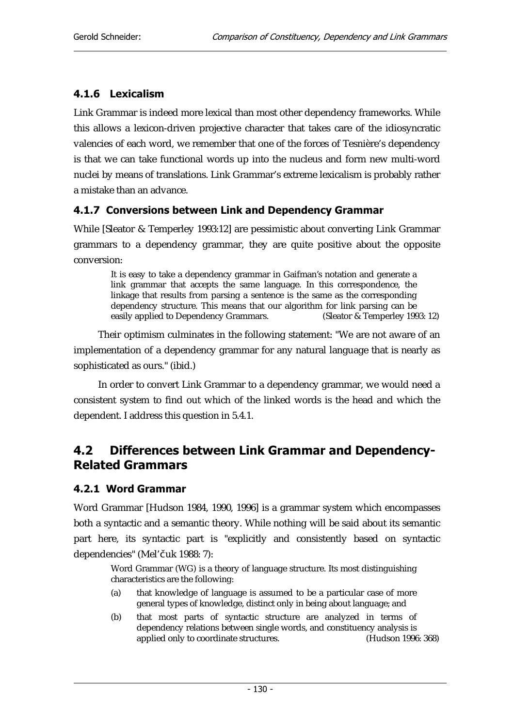### 4.1.6 Lexicalism

Link Grammar is indeed more lexical than most other dependency frameworks. While this allows a lexicon-driven projective character that takes care of the idiosyncratic valencies of each word, we remember that one of the forces of Tesnière's dependency is that we can take functional words up into the nucleus and form new multi-word nuclei by means of translations. Link Grammar's extreme lexicalism is probably rather a mistake than an advance.

### 4.1.7 Conversions between Link and Dependency Grammar

While [Sleator & Temperley 1993:12] are pessimistic about converting Link Grammar grammars to a dependency grammar, they are quite positive about the opposite conversion:

> It is easy to take a dependency grammar in Gaifman's notation and generate a link grammar that accepts the same language. In this correspondence, the linkage that results from parsing a sentence is the same as the corresponding dependency structure. This means that our algorithm for link parsing can be easily applied to Dependency Grammars. (Sleator & Temperley 1993: 12)

Their optimism culminates in the following statement: "We are not aware of an implementation of a dependency grammar for any natural language that is nearly as sophisticated as ours." (ibid.)

In order to convert Link Grammar to a dependency grammar, we would need a consistent system to find out which of the linked words is the head and which the dependent. I address this question in 5.4.1.

## 4.2 Differences between Link Grammar and Dependency-Related Grammars

### 4.2.1 Word Grammar

Word Grammar [Hudson 1984, 1990, 1996] is a grammar system which encompasses both a syntactic and a semantic theory. While nothing will be said about its semantic part here, its syntactic part is "explicitly and consistently based on syntactic dependencies" (Mel'čuk 1988: 7):

> Word Grammar (WG) is a theory of language structure. Its most distinguishing characteristics are the following:
>
> (a) that knowledge of language is assumed to be a particular case of more general types of knowledge, distinct only in being about language; and
>
> (b) that most parts of syntactic structure are analyzed in terms of dependency relations between single words, and constituency analysis is applied only to coordinate structures. (Hudson 1996: 368)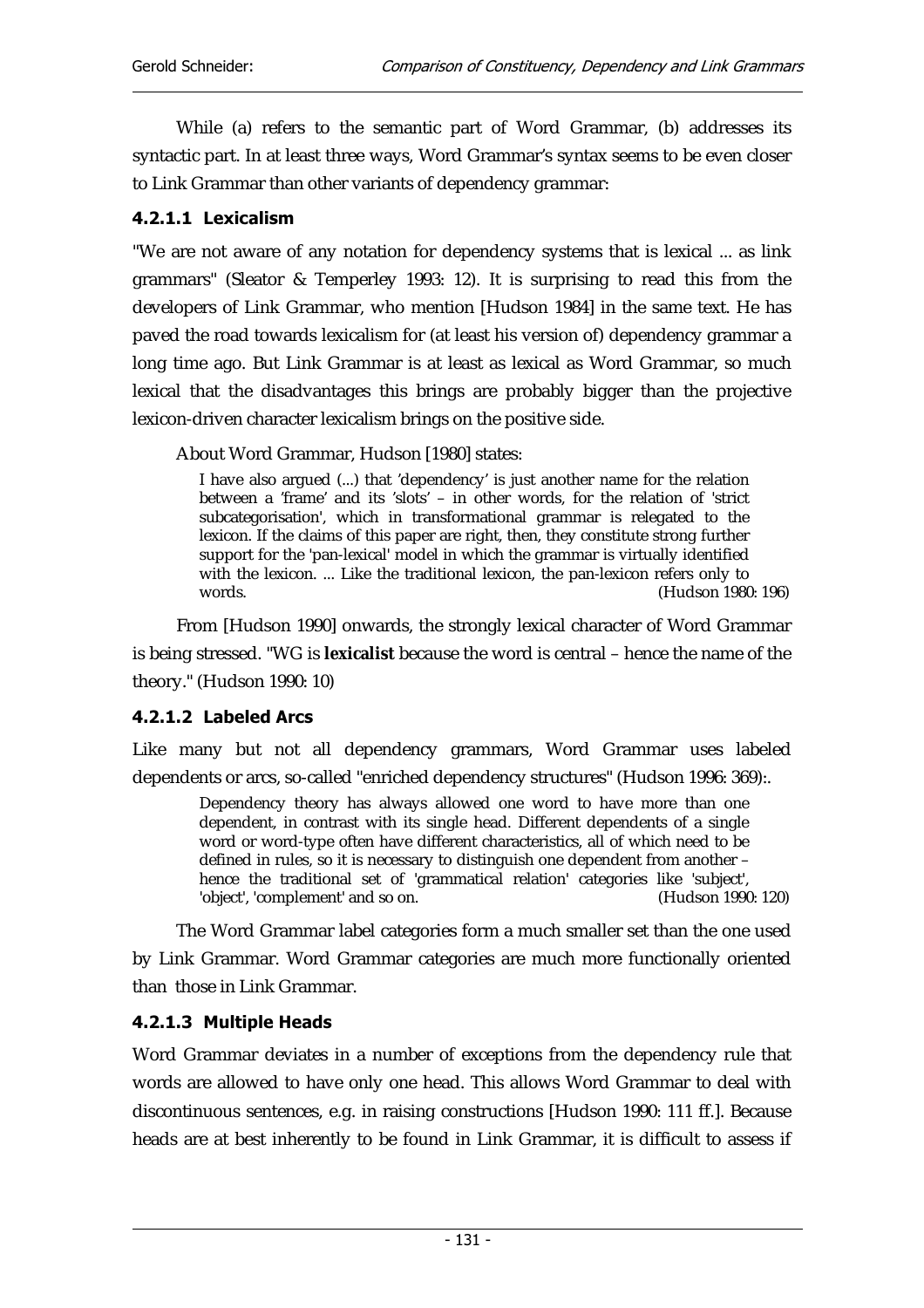While (a) refers to the semantic part of Word Grammar, (b) addresses its syntactic part. In at least three ways, Word Grammar's syntax seems to be even closer to Link Grammar than other variants of dependency grammar:

#### 4.2.1.1 Lexicalism

"We are not aware of any notation for dependency systems that is lexical ... as link grammars" (Sleator & Temperley 1993: 12). It is surprising to read this from the developers of Link Grammar, who mention [Hudson 1984] in the same text. He has paved the road towards lexicalism for (at least his version of) dependency grammar a long time ago. But Link Grammar is at least as lexical as Word Grammar, so much lexical that the disadvantages this brings are probably bigger than the projective lexicon-driven character lexicalism brings on the positive side.

About Word Grammar, Hudson [1980] states:

> I have also argued (...) that 'dependency' is just another name for the relation between a 'frame' and its 'slots' – in other words, for the relation of 'strict subcategorisation', which in transformational grammar is relegated to the lexicon. If the claims of this paper are right, then, they constitute strong further support for the 'pan-lexical' model in which the grammar is virtually identified with the lexicon. ... Like the traditional lexicon, the pan-lexicon refers only to words. (Hudson 1980: 196)

From [Hudson 1990] onwards, the strongly lexical character of Word Grammar is being stressed. "WG is **lexicalist** because the word is central – hence the name of the theory." (Hudson 1990: 10)

#### 4.2.1.2 Labeled Arcs

Like many but not all dependency grammars, Word Grammar uses labeled dependents or arcs, so-called "enriched dependency structures" (Hudson 1996: 369):.

> Dependency theory has always allowed one word to have more than one dependent, in contrast with its single head. Different dependents of a single word or word-type often have different characteristics, all of which need to be defined in rules, so it is necessary to distinguish one dependent from another – hence the traditional set of 'grammatical relation' categories like 'subject', 'object', 'complement' and so on. (Hudson 1990: 120)

The Word Grammar label categories form a much smaller set than the one used by Link Grammar. Word Grammar categories are much more functionally oriented than those in Link Grammar.

#### 4.2.1.3 Multiple Heads

Word Grammar deviates in a number of exceptions from the dependency rule that words are allowed to have only one head. This allows Word Grammar to deal with discontinuous sentences, e.g. in raising constructions [Hudson 1990: 111 ff.]. Because heads are at best inherently to be found in Link Grammar, it is difficult to assess if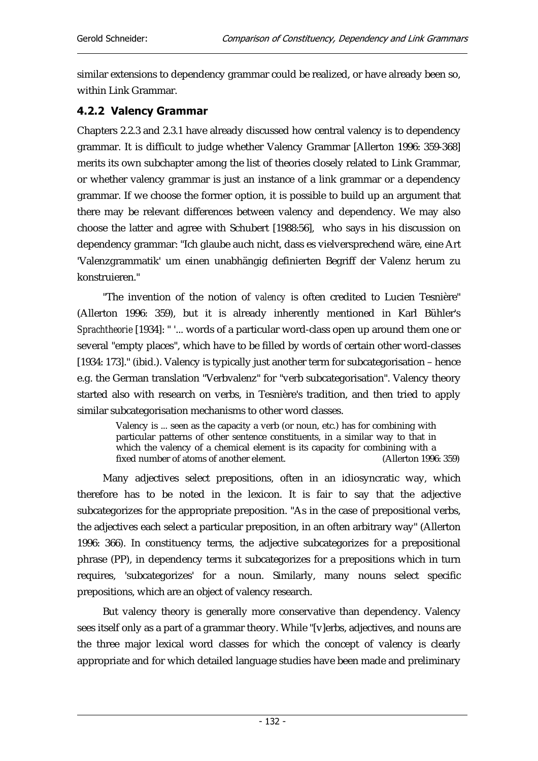similar extensions to dependency grammar could be realized, or have already been so, within Link Grammar.

### 4.2.2 Valency Grammar

Chapters 2.2.3 and 2.3.1 have already discussed how central valency is to dependency grammar. It is difficult to judge whether Valency Grammar [Allerton 1996: 359-368] merits its own subchapter among the list of theories closely related to Link Grammar, or whether valency grammar is just an instance of a link grammar or a dependency grammar. If we choose the former option, it is possible to build up an argument that there may be relevant differences between valency and dependency. We may also choose the latter and agree with Schubert [1988:56], who says in his discussion on dependency grammar: "Ich glaube auch nicht, dass es vielversprechend wäre, eine Art 'Valenzgrammatik' um einen unabhängig definierten Begriff der Valenz herum zu konstruieren."

"The invention of the notion of *valency* is often credited to Lucien Tesnière" (Allerton 1996: 359), but it is already inherently mentioned in Karl Bühler's *Sprachtheorie* [1934]: " '... words of a particular word-class open up around them one or several "empty places", which have to be filled by words of certain other word-classes [1934: 173]." (ibid.). Valency is typically just another term for subcategorisation – hence e.g. the German translation "Verbvalenz" for "verb subcategorisation". Valency theory started also with research on verbs, in Tesnière's tradition, and then tried to apply similar subcategorisation mechanisms to other word classes.

> Valency is ... seen as the capacity a verb (or noun, etc.) has for combining with particular patterns of other sentence constituents, in a similar way to that in which the valency of a chemical element is its capacity for combining with a fixed number of atoms of another element. (Allerton 1996: 359)

Many adjectives select prepositions, often in an idiosyncratic way, which therefore has to be noted in the lexicon. It is fair to say that the adjective subcategorizes for the appropriate preposition. "As in the case of prepositional verbs, the adjectives each select a particular preposition, in an often arbitrary way" (Allerton 1996: 366). In constituency terms, the adjective subcategorizes for a prepositional phrase (PP), in dependency terms it subcategorizes for a prepositions which in turn requires, 'subcategorizes' for a noun. Similarly, many nouns select specific prepositions, which are an object of valency research.

But valency theory is generally more conservative than dependency. Valency sees itself only as a part of a grammar theory. While "[v]erbs, adjectives, and nouns are the three major lexical word classes for which the concept of valency is clearly appropriate and for which detailed language studies have been made and preliminary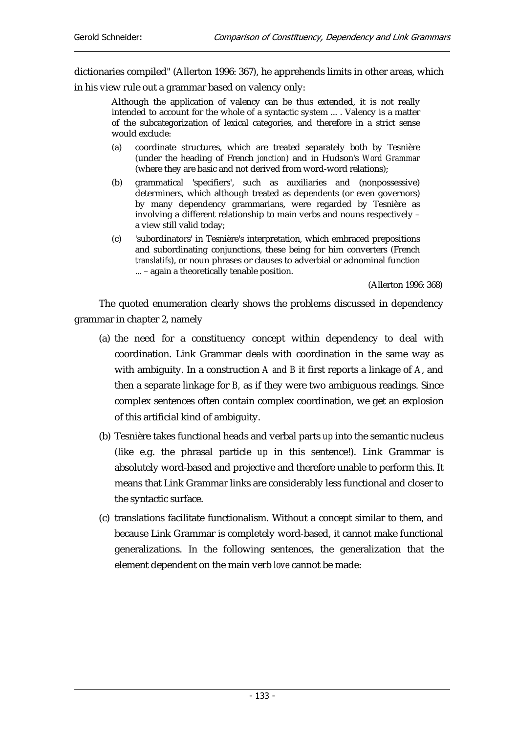dictionaries compiled" (Allerton 1996: 367), he apprehends limits in other areas, which in his view rule out a grammar based on valency only:

> Although the application of valency can be thus extended, it is not really intended to account for the whole of a syntactic system ... . Valency is a matter of the subcategorization of lexical categories, and therefore in a strict sense would exclude:
>
> (a) coordinate structures, which are treated separately both by Tesnière (under the heading of French *jonction*) and in Hudson's *Word Grammar* (where they are basic and not derived from word-word relations);
>
> (b) grammatical 'specifiers', such as auxiliaries and (nonpossessive) determiners, which although treated as dependents (or even governors) by many dependency grammarians, were regarded by Tesnière as involving a different relationship to main verbs and nouns respectively – a view still valid today;
>
> (c) 'subordinators' in Tesnière's interpretation, which embraced prepositions and subordinating conjunctions, these being for him converters (French *translatifs*), or noun phrases or clauses to adverbial or adnominal function ... – again a theoretically tenable position.
>
> (Allerton 1996: 368)

The quoted enumeration clearly shows the problems discussed in dependency grammar in chapter 2, namely

(a) the need for a constituency concept within dependency to deal with coordination. Link Grammar deals with coordination in the same way as with ambiguity. In a construction *A and B* it first reports a linkage of *A*, and then a separate linkage for *B*, as if they were two ambiguous readings. Since complex sentences often contain complex coordination, we get an explosion of this artificial kind of ambiguity.

(b) Tesnière takes functional heads and verbal parts *up* into the semantic nucleus (like e.g. the phrasal particle *up* in this sentence!). Link Grammar is absolutely word-based and projective and therefore unable to perform this. It means that Link Grammar links are considerably less functional and closer to the syntactic surface.

(c) translations facilitate functionalism. Without a concept similar to them, and because Link Grammar is completely word-based, it cannot make functional generalizations. In the following sentences, the generalization that the element dependent on the main verb *love* cannot be made: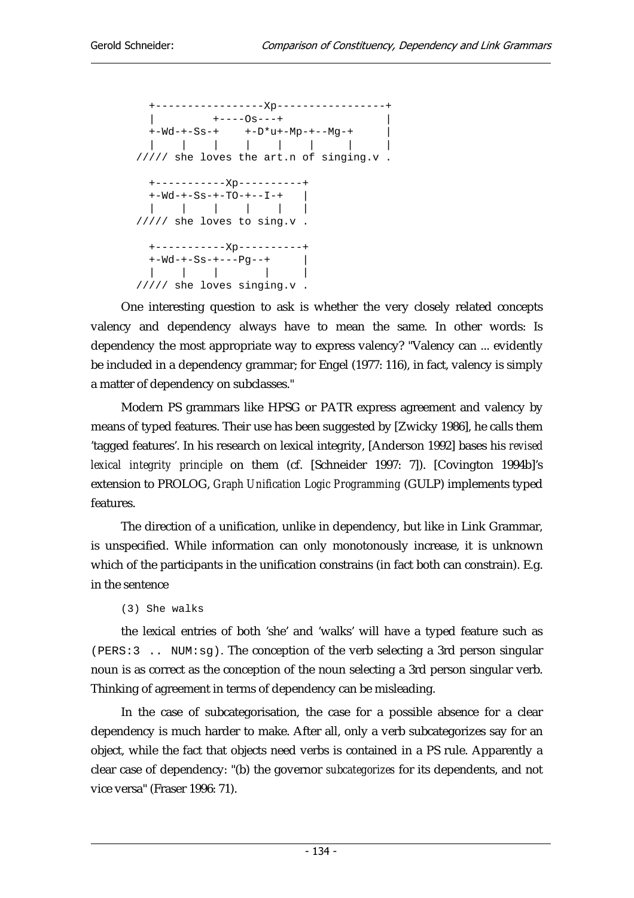```
    +-----------------Xp-----------------+
    |         +----Os---+                |
    +-Wd-+-Ss-+    +-D*u+-Mp-+--Mg-+     |
    |    |    |    |    |    |     |     |
///// she loves the art.n of singing.v .

    +-----------Xp----------+
    +-Wd-+-Ss-+-TO-+--I-+   |
    |    |    |    |    |   |
///// she loves to sing.v .

    +-----------Xp----------+
    +-Wd-+-Ss-+---Pg--+     |
    |    |    |       |     |
///// she loves singing.v .
```

One interesting question to ask is whether the very closely related concepts valency and dependency always have to mean the same. In other words: Is dependency the most appropriate way to express valency? "Valency can ... evidently be included in a dependency grammar; for Engel (1977: 116), in fact, valency is simply a matter of dependency on subclasses."

Modern PS grammars like HPSG or PATR express agreement and valency by means of typed features. Their use has been suggested by [Zwicky 1986], he calls them 'tagged features'. In his research on lexical integrity, [Anderson 1992] bases his *revised lexical integrity principle* on them (cf. [Schneider 1997: 7]). [Covington 1994b]'s extension to PROLOG, *Graph Unification Logic Programming* (GULP) implements typed features.

The direction of a unification, unlike in dependency, but like in Link Grammar, is unspecified. While information can only monotonously increase, it is unknown which of the participants in the unification constrains (in fact both can constrain). E.g. in the sentence

```
(3) She walks
```

the lexical entries of both 'she' and 'walks' will have a typed feature such as `(PERS:3 .. NUM:sg)`. The conception of the verb selecting a 3rd person singular noun is as correct as the conception of the noun selecting a 3rd person singular verb. Thinking of agreement in terms of dependency can be misleading.

In the case of subcategorisation, the case for a possible absence for a clear dependency is much harder to make. After all, only a verb subcategorizes say for an object, while the fact that objects need verbs is contained in a PS rule. Apparently a clear case of dependency: "(b) the governor *subcategorizes* for its dependents, and not vice versa" (Fraser 1996: 71).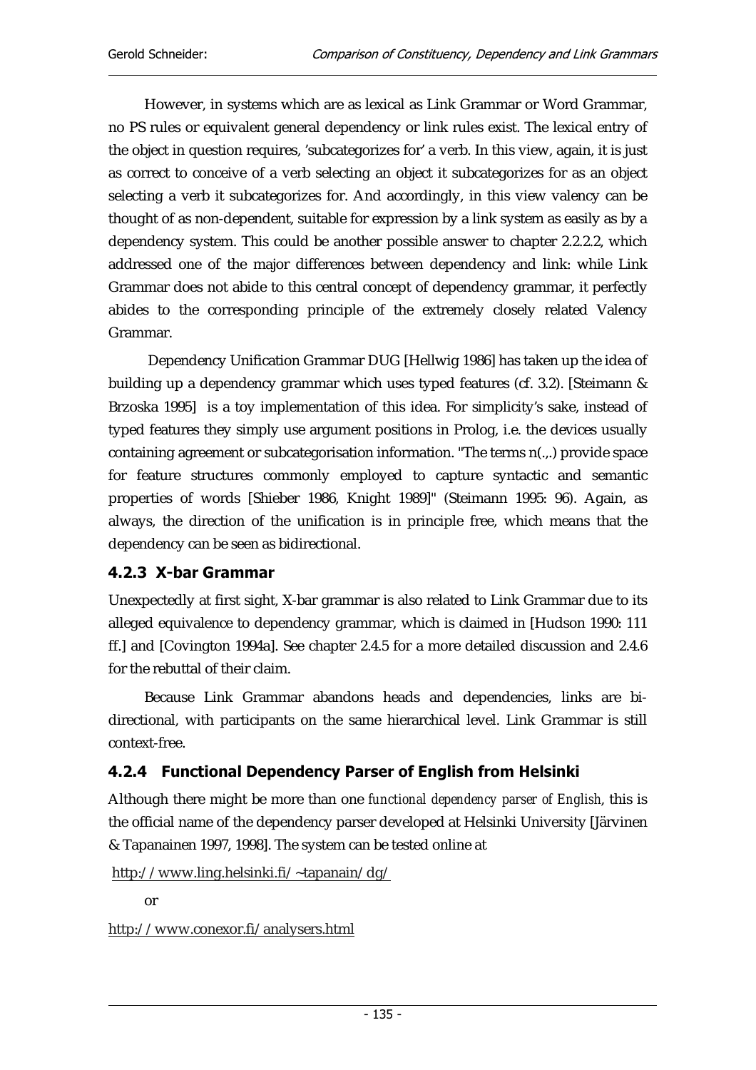However, in systems which are as lexical as Link Grammar or Word Grammar, no PS rules or equivalent general dependency or link rules exist. The lexical entry of the object in question requires, 'subcategorizes for' a verb. In this view, again, it is just as correct to conceive of a verb selecting an object it subcategorizes for as an object selecting a verb it subcategorizes for. And accordingly, in this view valency can be thought of as non-dependent, suitable for expression by a link system as easily as by a dependency system. This could be another possible answer to chapter 2.2.2.2, which addressed one of the major differences between dependency and link: while Link Grammar does not abide to this central concept of dependency grammar, it perfectly abides to the corresponding principle of the extremely closely related Valency Grammar.

Dependency Unification Grammar DUG [Hellwig 1986] has taken up the idea of building up a dependency grammar which uses typed features (cf. 3.2). [Steimann & Brzoska 1995] is a toy implementation of this idea. For simplicity's sake, instead of typed features they simply use argument positions in Prolog, i.e. the devices usually containing agreement or subcategorisation information. "The terms n(.,.) provide space for feature structures commonly employed to capture syntactic and semantic properties of words [Shieber 1986, Knight 1989]" (Steimann 1995: 96). Again, as always, the direction of the unification is in principle free, which means that the dependency can be seen as bidirectional.

### 4.2.3 X-bar Grammar

Unexpectedly at first sight, X-bar grammar is also related to Link Grammar due to its alleged equivalence to dependency grammar, which is claimed in [Hudson 1990: 111 ff.] and [Covington 1994a]. See chapter 2.4.5 for a more detailed discussion and 2.4.6 for the rebuttal of their claim.

Because Link Grammar abandons heads and dependencies, links are bi-directional, with participants on the same hierarchical level. Link Grammar is still context-free.

### 4.2.4 Functional Dependency Parser of English from Helsinki

Although there might be more than one *functional dependency parser of English*, this is the official name of the dependency parser developed at Helsinki University [Järvinen & Tapanainen 1997, 1998]. The system can be tested online at

http://www.ling.helsinki.fi/~tapanain/dg/

or

http://www.conexor.fi/analysers.html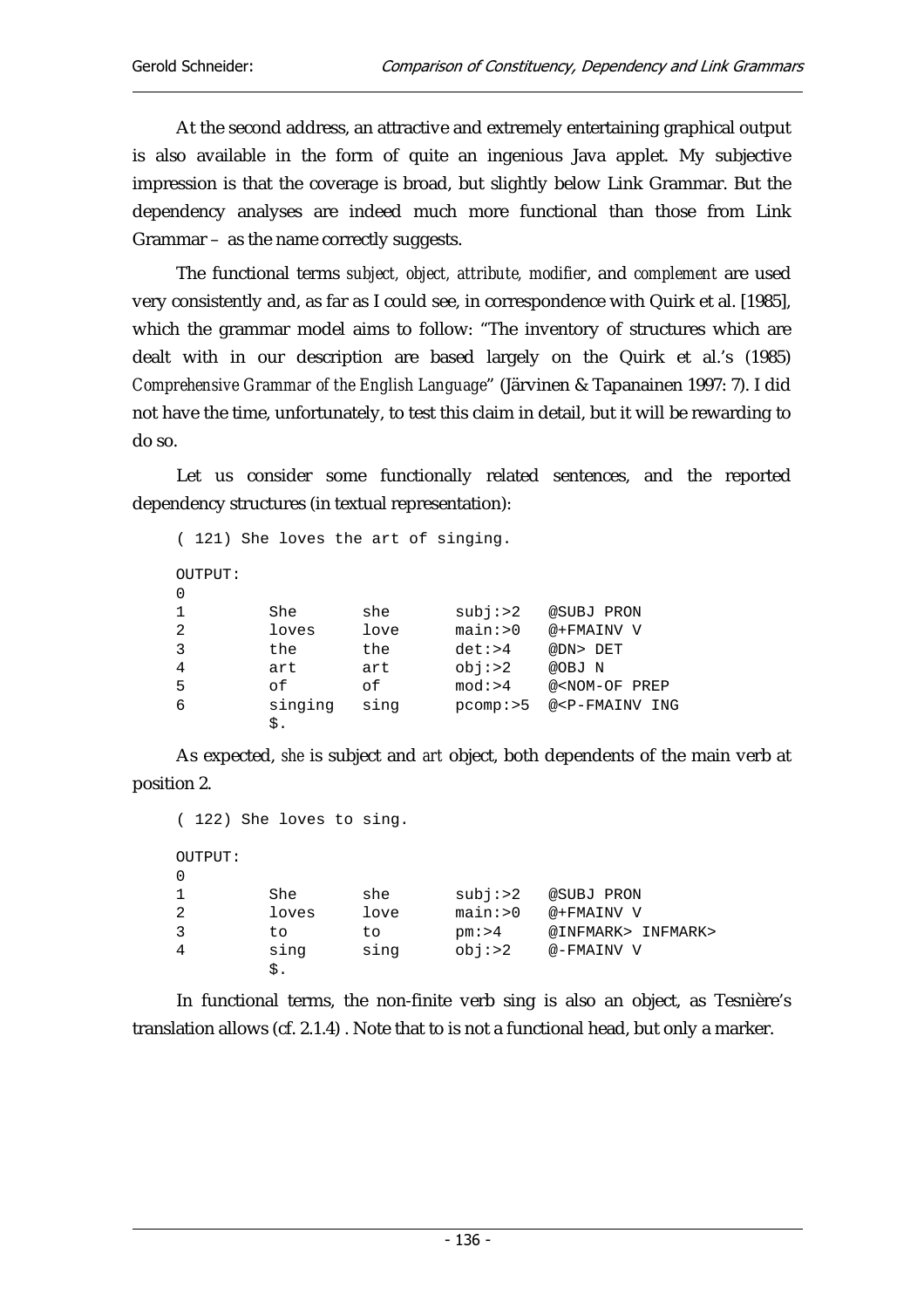At the second address, an attractive and extremely entertaining graphical output is also available in the form of quite an ingenious Java applet. My subjective impression is that the coverage is broad, but slightly below Link Grammar. But the dependency analyses are indeed much more functional than those from Link Grammar – as the name correctly suggests.

The functional terms *subject, object, attribute, modifier*, and *complement* are used very consistently and, as far as I could see, in correspondence with Quirk et al. [1985], which the grammar model aims to follow: "The inventory of structures which are dealt with in our description are based largely on the Quirk et al.'s (1985) *Comprehensive Grammar of the English Language*" (Järvinen & Tapanainen 1997: 7). I did not have the time, unfortunately, to test this claim in detail, but it will be rewarding to do so.

Let us consider some functionally related sentences, and the reported dependency structures (in textual representation):

```
( 121) She loves the art of singing.

OUTPUT:
0
1         She       she       subj:>2   @SUBJ PRON
2         loves     love      main:>0   @+FMAINV V
3         the       the       det:>4    @DN> DET
4         art       art       obj:>2    @OBJ N
5         of        of        mod:>4    @<NOM-OF PREP
6         singing   sing      pcomp:>5  @<P-FMAINV ING
          $.
```

As expected, *she* is subject and *art* object, both dependents of the main verb at position 2.

```
( 122) She loves to sing.

OUTPUT:
0
1         She       she       subj:>2   @SUBJ PRON
2         loves     love      main:>0   @+FMAINV V
3         to        to        pm:>4     @INFMARK> INFMARK>
4         sing      sing      obj:>2    @-FMAINV V
          $.
```

In functional terms, the non-finite verb sing is also an object, as Tesnière's translation allows (cf. 2.1.4) . Note that to is not a functional head, but only a marker.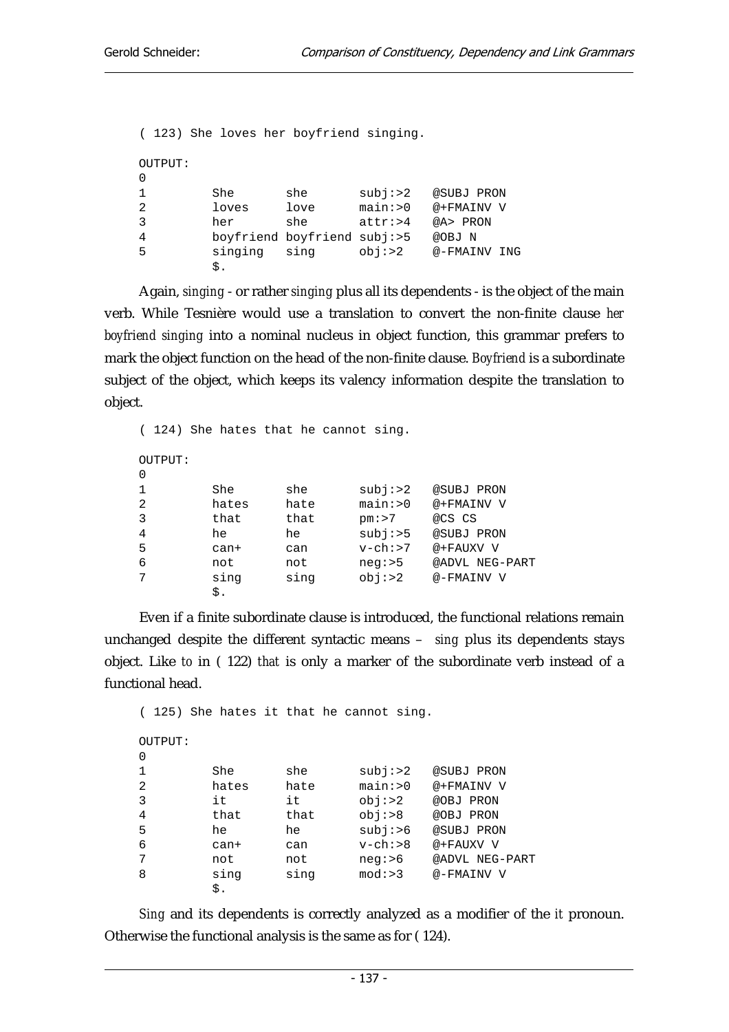```
( 123) She loves her boyfriend singing.

OUTPUT:
0
1         She       she       subj:>2   @SUBJ PRON
2         loves     love      main:>0   @+FMAINV V
3         her       she       attr:>4   @A> PRON
4         boyfriend boyfriend subj:>5   @OBJ N
5         singing   sing      obj:>2    @-FMAINV ING
          $.
```

Again, *singing* - or rather *singing* plus all its dependents - is the object of the main verb. While Tesnière would use a translation to convert the non-finite clause *her boyfriend singing* into a nominal nucleus in object function, this grammar prefers to mark the object function on the head of the non-finite clause. *Boyfriend* is a subordinate subject of the object, which keeps its valency information despite the translation to object.

```
( 124) She hates that he cannot sing.

OUTPUT:
0
1         She       she       subj:>2   @SUBJ PRON
2         hates     hate      main:>0   @+FMAINV V
3         that      that      pm:>7     @CS CS
4         he        he        subj:>5   @SUBJ PRON
5         can+      can       v-ch:>7   @+FAUXV V
6         not       not       neg:>5    @ADVL NEG-PART
7         sing      sing      obj:>2    @-FMAINV V
          $.
```

Even if a finite subordinate clause is introduced, the functional relations remain unchanged despite the different syntactic means – *sing* plus its dependents stays object. Like *to* in ( 122) *that* is only a marker of the subordinate verb instead of a functional head.

```
( 125) She hates it that he cannot sing.

OUTPUT:
0
1         She       she       subj:>2   @SUBJ PRON
2         hates     hate      main:>0   @+FMAINV V
3         it        it        obj:>2    @OBJ PRON
4         that      that      obj:>8    @OBJ PRON
5         he        he        subj:>6   @SUBJ PRON
6         can+      can       v-ch:>8   @+FAUXV V
7         not       not       neg:>6    @ADVL NEG-PART
8         sing      sing      mod:>3    @-FMAINV V
          $.
```

*Sing* and its dependents is correctly analyzed as a modifier of the *it* pronoun. Otherwise the functional analysis is the same as for ( 124).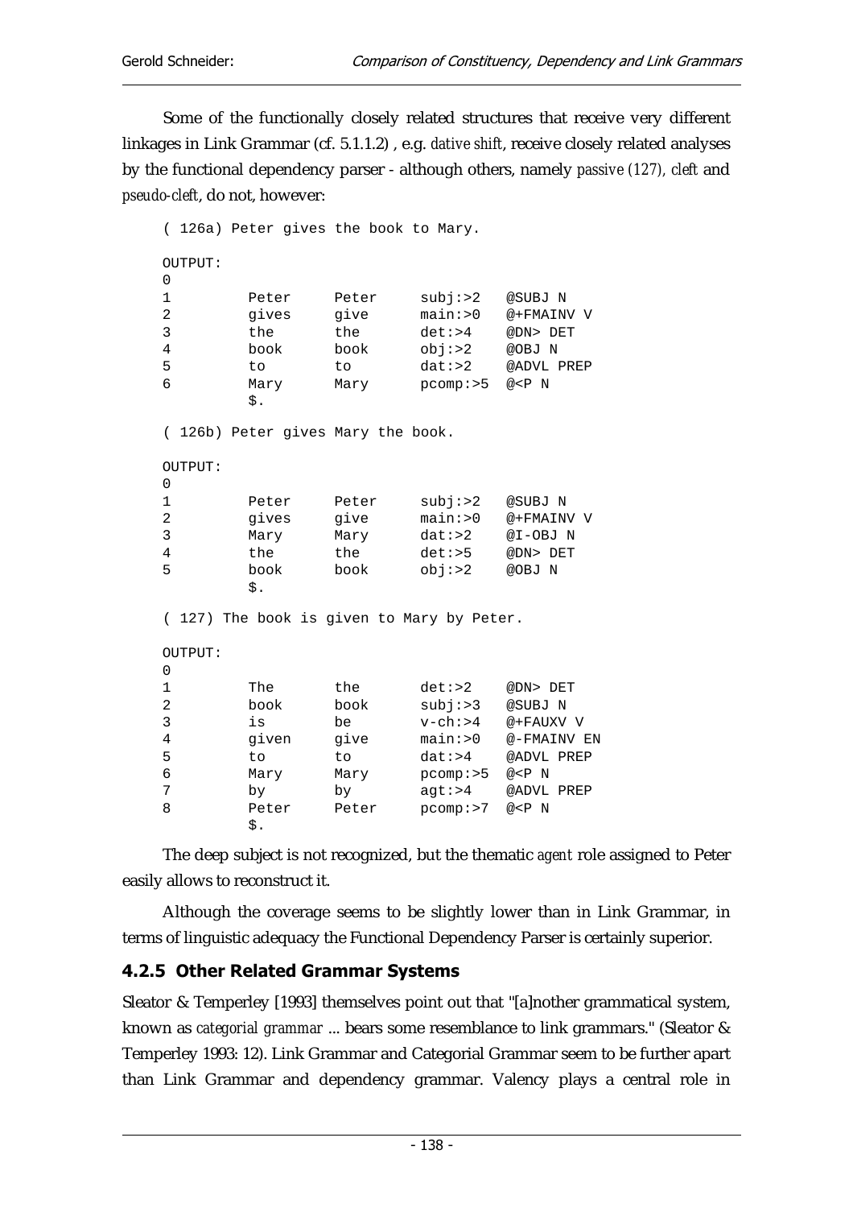Some of the functionally closely related structures that receive very different linkages in Link Grammar (cf. 5.1.1.2) , e.g. *dative shift*, receive closely related analyses by the functional dependency parser - although others, namely *passive (127), cleft* and *pseudo-cleft*, do not, however:

```
( 126a) Peter gives the book to Mary.

OUTPUT:
0
1         Peter     Peter     subj:>2   @SUBJ N
2         gives     give      main:>0   @+FMAINV V
3         the       the       det:>4    @DN> DET
4         book      book      obj:>2    @OBJ N
5         to        to        dat:>2    @ADVL PREP
6         Mary      Mary      pcomp:>5  @<P N
          $.

( 126b) Peter gives Mary the book.

OUTPUT:
0
1         Peter     Peter     subj:>2   @SUBJ N
2         gives     give      main:>0   @+FMAINV V
3         Mary      Mary      dat:>2    @I-OBJ N
4         the       the       det:>5    @DN> DET
5         book      book      obj:>2    @OBJ N
          $.

( 127) The book is given to Mary by Peter.

OUTPUT:
0
1         The       the       det:>2    @DN> DET
2         book      book      subj:>3   @SUBJ N
3         is        be        v-ch:>4   @+FAUXV V
4         given     give      main:>0   @-FMAINV EN
5         to        to        dat:>4    @ADVL PREP
6         Mary      Mary      pcomp:>5  @<P N
7         by        by        agt:>4    @ADVL PREP
8         Peter     Peter     pcomp:>7  @<P N
          $.
```

The deep subject is not recognized, but the thematic *agent* role assigned to Peter easily allows to reconstruct it.

Although the coverage seems to be slightly lower than in Link Grammar, in terms of linguistic adequacy the Functional Dependency Parser is certainly superior.

### 4.2.5 Other Related Grammar Systems

Sleator & Temperley [1993] themselves point out that "[a]nother grammatical system, known as *categorial grammar* ... bears some resemblance to link grammars." (Sleator & Temperley 1993: 12). Link Grammar and Categorial Grammar seem to be further apart than Link Grammar and dependency grammar. Valency plays a central role in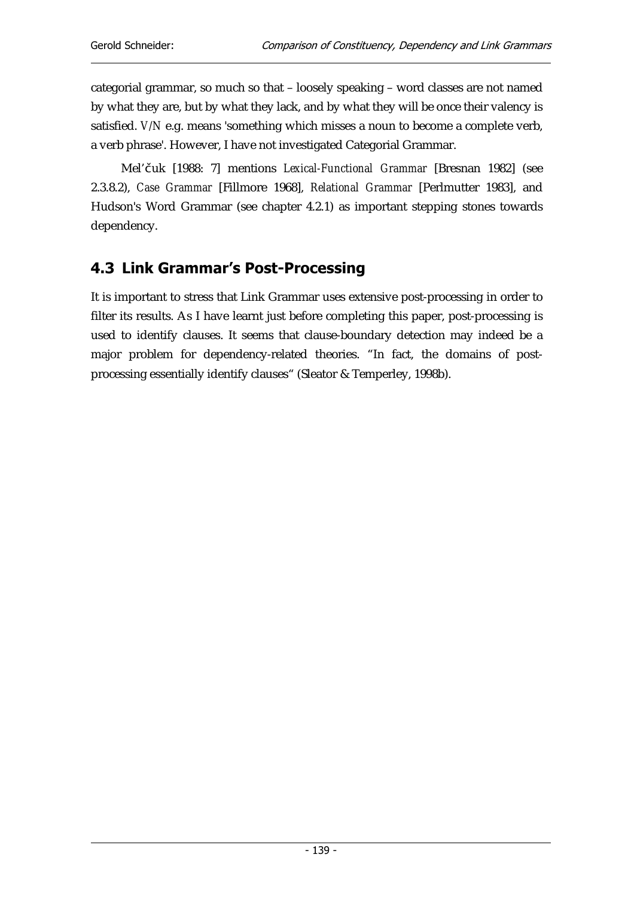categorial grammar, so much so that – loosely speaking – word classes are not named by what they are, but by what they lack, and by what they will be once their valency is satisfied. *V/N* e.g. means 'something which misses a noun to become a complete verb, a verb phrase'. However, I have not investigated Categorial Grammar.

Mel'čuk [1988: 7] mentions *Lexical-Functional Grammar* [Bresnan 1982] (see 2.3.8.2), *Case Grammar* [Fillmore 1968], *Relational Grammar* [Perlmutter 1983], and Hudson's Word Grammar (see chapter 4.2.1) as important stepping stones towards dependency.

## 4.3 Link Grammar's Post-Processing

It is important to stress that Link Grammar uses extensive post-processing in order to filter its results. As I have learnt just before completing this paper, post-processing is used to identify clauses. It seems that clause-boundary detection may indeed be a major problem for dependency-related theories. "In fact, the domains of post-processing essentially identify clauses" (Sleator & Temperley, 1998b).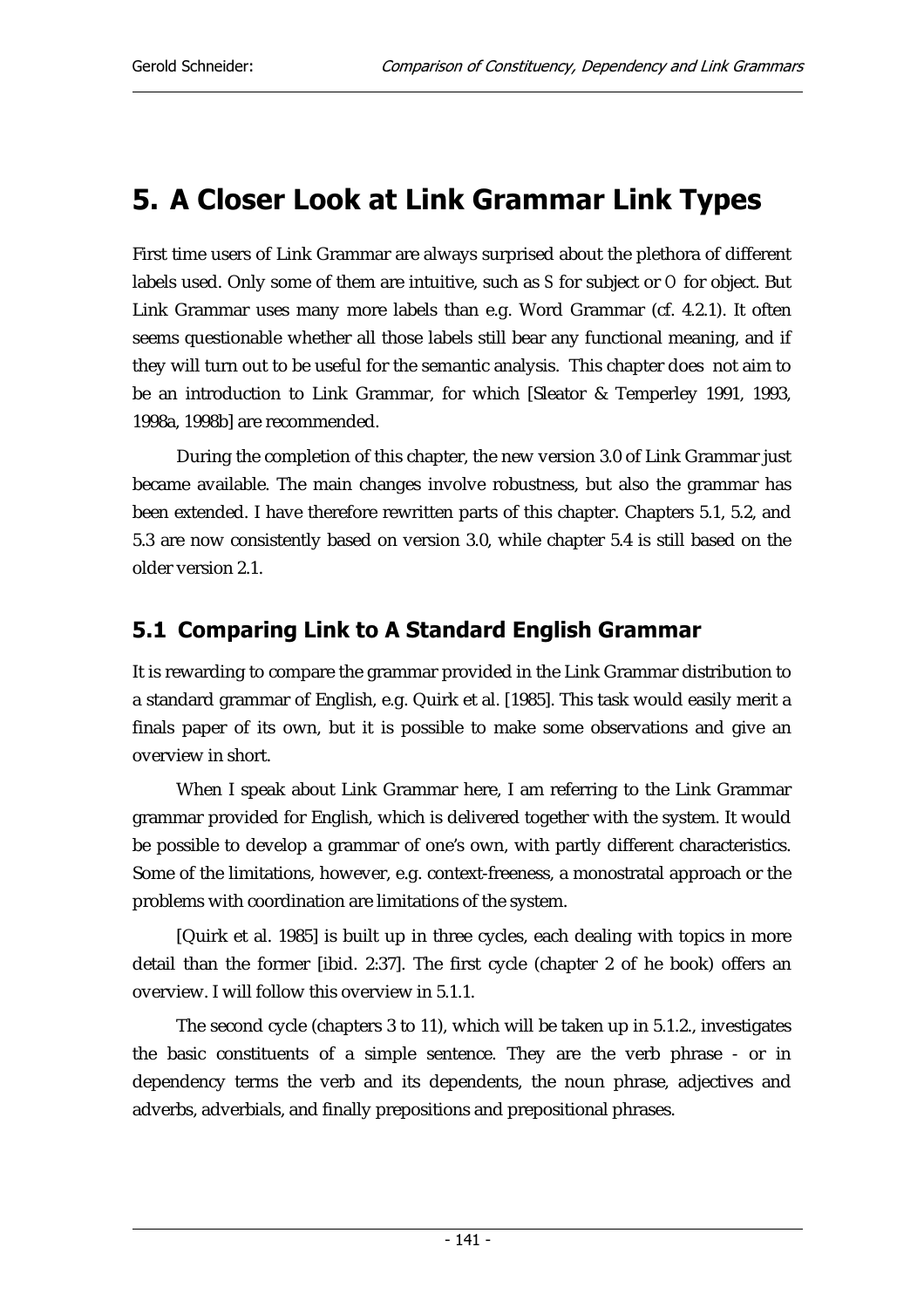# 5. A Closer Look at Link Grammar Link Types

First time users of Link Grammar are always surprised about the plethora of different labels used. Only some of them are intuitive, such as S for subject or O for object. But Link Grammar uses many more labels than e.g. Word Grammar (cf. 4.2.1). It often seems questionable whether all those labels still bear any functional meaning, and if they will turn out to be useful for the semantic analysis. This chapter does not aim to be an introduction to Link Grammar, for which [Sleator & Temperley 1991, 1993, 1998a, 1998b] are recommended.

During the completion of this chapter, the new version 3.0 of Link Grammar just became available. The main changes involve robustness, but also the grammar has been extended. I have therefore rewritten parts of this chapter. Chapters 5.1, 5.2, and 5.3 are now consistently based on version 3.0, while chapter 5.4 is still based on the older version 2.1.

## 5.1 Comparing Link to A Standard English Grammar

It is rewarding to compare the grammar provided in the Link Grammar distribution to a standard grammar of English, e.g. Quirk et al. [1985]. This task would easily merit a finals paper of its own, but it is possible to make some observations and give an overview in short.

When I speak about Link Grammar here, I am referring to the Link Grammar grammar provided for English, which is delivered together with the system. It would be possible to develop a grammar of one's own, with partly different characteristics. Some of the limitations, however, e.g. context-freeness, a monostratal approach or the problems with coordination are limitations of the system.

[Quirk et al. 1985] is built up in three cycles, each dealing with topics in more detail than the former [ibid. 2:37]. The first cycle (chapter 2 of he book) offers an overview. I will follow this overview in 5.1.1.

The second cycle (chapters 3 to 11), which will be taken up in 5.1.2., investigates the basic constituents of a simple sentence. They are the verb phrase - or in dependency terms the verb and its dependents, the noun phrase, adjectives and adverbs, adverbials, and finally prepositions and prepositional phrases.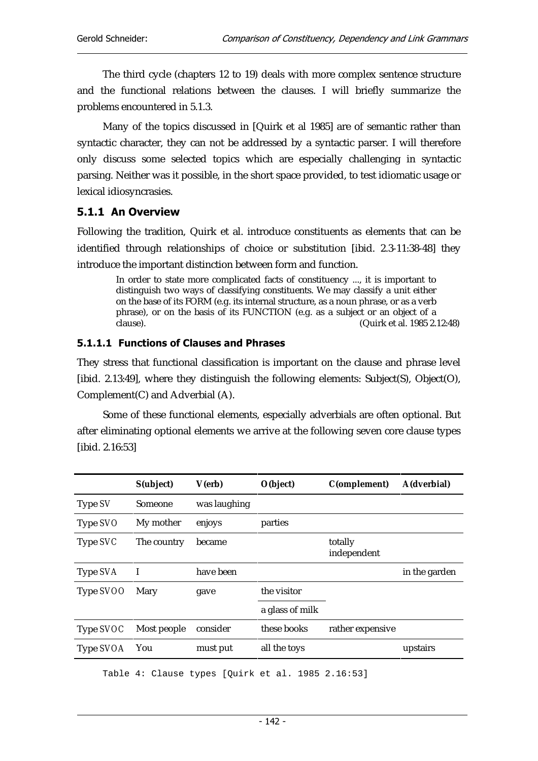The third cycle (chapters 12 to 19) deals with more complex sentence structure and the functional relations between the clauses. I will briefly summarize the problems encountered in 5.1.3.

Many of the topics discussed in [Quirk et al 1985] are of semantic rather than syntactic character, they can not be addressed by a syntactic parser. I will therefore only discuss some selected topics which are especially challenging in syntactic parsing. Neither was it possible, in the short space provided, to test idiomatic usage or lexical idiosyncrasies.

### 5.1.1 An Overview

Following the tradition, Quirk et al. introduce constituents as elements that can be identified through relationships of choice or substitution [ibid. 2.3-11:38-48] they introduce the important distinction between form and function.

> In order to state more complicated facts of constituency ..., it is important to distinguish two ways of classifying constituents. We may classify a unit either on the base of its FORM (e.g. its internal structure, as a noun phrase, or as a verb phrase), or on the basis of its FUNCTION (e.g. as a subject or an object of a clause). (Quirk et al. 1985 2.12:48)

#### 5.1.1.1 Functions of Clauses and Phrases

They stress that functional classification is important on the clause and phrase level [ibid. 2.13:49], where they distinguish the following elements: Subject(S), Object(O), Complement(C) and Adverbial (A).

Some of these functional elements, especially adverbials are often optional. But after eliminating optional elements we arrive at the following seven core clause types [ibid. 2.16:53]

| | **S(ubject)** | **V(erb)** | **O(bject)** | **C(omplement)** | **A(dverbial)** |
|---|---|---|---|---|---|
| Type SV | Someone | was laughing | | | |
| Type SVO | My mother | enjoys | parties | | |
| Type SVC | The country | became | | totally independent | |
| Type SVA | I | have been | | | in the garden |
| Type SVOO | Mary | gave | the visitor | | |
| | | | a glass of milk | | |
| Type SVOC | Most people | consider | these books | rather expensive | |
| Type SVOA | You | must put | all the toys | | upstairs |

Table 4: Clause types [Quirk et al. 1985 2.16:53]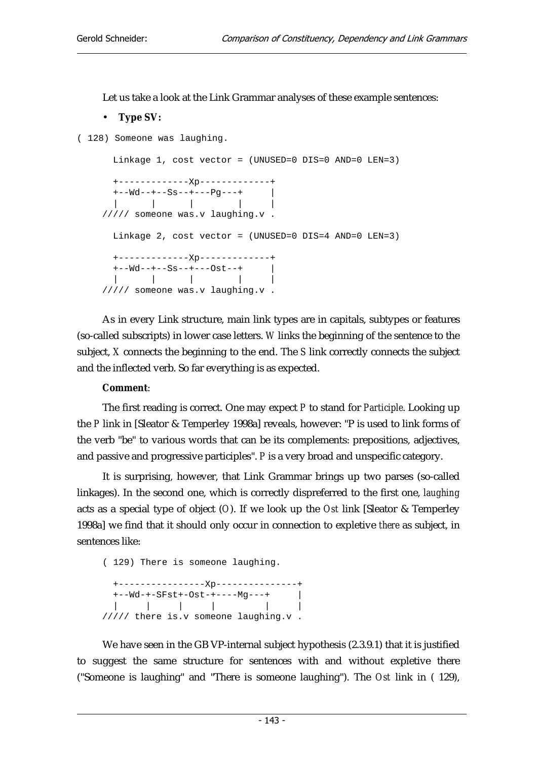Let us take a look at the Link Grammar analyses of these example sentences:

- **Type SV:**

```
( 128) Someone was laughing.

      Linkage 1, cost vector = (UNUSED=0 DIS=0 AND=0 LEN=3)

      +-------------Xp-------------+
      +--Wd--+--Ss--+---Pg---+     |
      |      |      |        |     |
    ///// someone was.v laughing.v .

      Linkage 2, cost vector = (UNUSED=0 DIS=4 AND=0 LEN=3)

      +-------------Xp-------------+
      +--Wd--+--Ss--+---Ost--+     |
      |      |      |        |     |
    ///// someone was.v laughing.v .
```

As in every Link structure, main link types are in capitals, subtypes or features (so-called subscripts) in lower case letters. *W* links the beginning of the sentence to the subject, *X* connects the beginning to the end. The *S* link correctly connects the subject and the inflected verb. So far everything is as expected.

**Comment**:

The first reading is correct. One may expect *P* to stand for *Participle*. Looking up the *P* link in [Sleator & Temperley 1998a] reveals, however: "P is used to link forms of the verb "be" to various words that can be its complements: prepositions, adjectives, and passive and progressive participles". *P* is a very broad and unspecific category.

It is surprising, however, that Link Grammar brings up two parses (so-called linkages). In the second one, which is correctly dispreferred to the first one, *laughing* acts as a special type of object (*O*). If we look up the *Ost* link [Sleator & Temperley 1998a] we find that it should only occur in connection to expletive *there* as subject, in sentences like:

```
( 129) There is someone laughing.

      +----------------Xp---------------+
      +--Wd-+-SFst+-Ost-+----Mg---+     |
      |     |     |     |         |     |
    ///// there is.v someone laughing.v .
```

We have seen in the GB VP-internal subject hypothesis (2.3.9.1) that it is justified to suggest the same structure for sentences with and without expletive there ("Someone is laughing" and "There is someone laughing"). The *Ost* link in ( 129),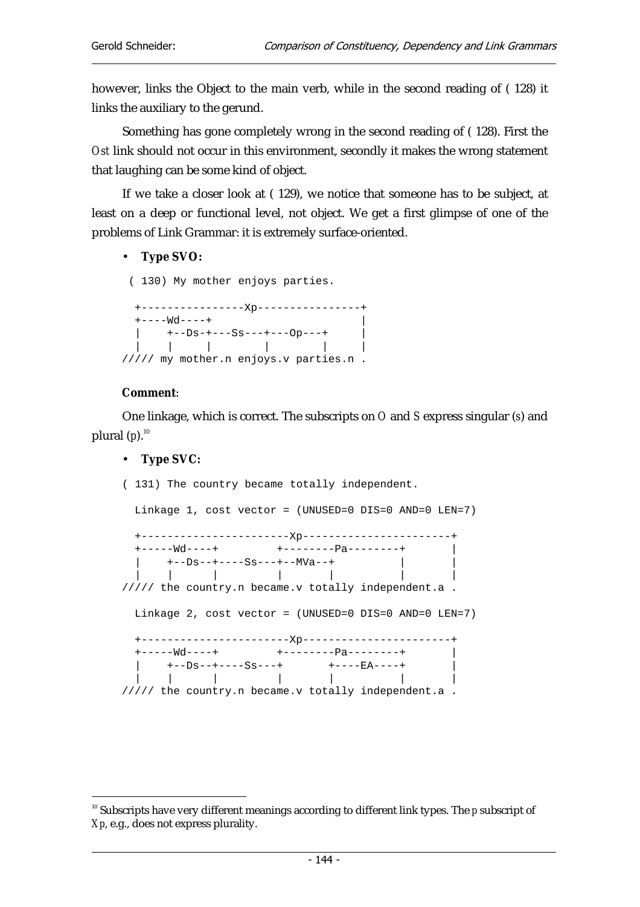however, links the Object to the main verb, while in the second reading of ( 128) it links the auxiliary to the gerund.

Something has gone completely wrong in the second reading of ( 128). First the *Ost* link should not occur in this environment, secondly it makes the wrong statement that laughing can be some kind of object.

If we take a closer look at ( 129), we notice that someone has to be subject, at least on a deep or functional level, not object. We get a first glimpse of one of the problems of Link Grammar: it is extremely surface-oriented.

- **Type SVO:**

```
 ( 130) My mother enjoys parties.

  +----------------Xp----------------+
  +----Wd----+                       |
  |    +--Ds-+---Ss---+---Op---+     |
  |    |     |        |        |     |
///// my mother.n enjoys.v parties.n .
```

**Comment**:

One linkage, which is correct. The subscripts on *O* and *S* express singular (*s*) and plural (*p*).[10]

- **Type SVC:**

```
( 131) The country became totally independent.

  Linkage 1, cost vector = (UNUSED=0 DIS=0 AND=0 LEN=7)

  +----------------------Xp----------------------+
  +-----Wd----+         +--------Pa--------+     |
  |    +--Ds--+----Ss---+--MVa--+          |     |
  |    |      |         |       |          |     |
///// the country.n became.v totally independent.a .

  Linkage 2, cost vector = (UNUSED=0 DIS=0 AND=0 LEN=7)

  +----------------------Xp----------------------+
  +-----Wd----+         +--------Pa--------+     |
  |    +--Ds--+----Ss---+       +----EA----+     |
  |    |      |         |       |          |     |
///// the country.n became.v totally independent.a .
```

[10] Subscripts have very different meanings according to different link types. The *p* subscript of *Xp*, e.g., does not express plurality.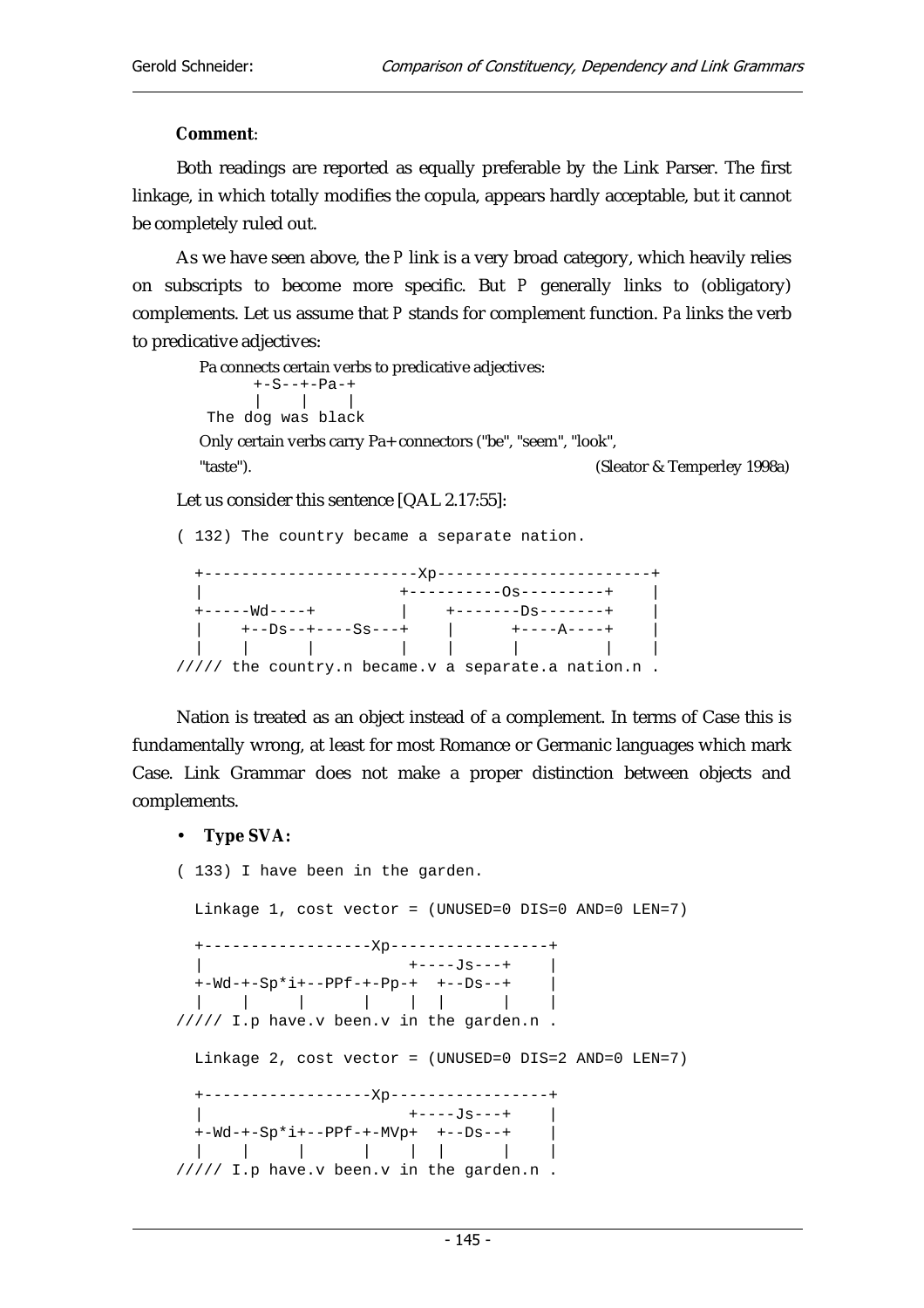**Comment**:

Both readings are reported as equally preferable by the Link Parser. The first linkage, in which totally modifies the copula, appears hardly acceptable, but it cannot be completely ruled out.

As we have seen above, the P link is a very broad category, which heavily relies on subscripts to become more specific. But P generally links to (obligatory) complements. Let us assume that P stands for complement function. Pa links the verb to predicative adjectives:

> Pa connects certain verbs to predicative adjectives:
> ```
>        +-S--+-Pa-+
>        |    |    |
>   The dog was black
> ```
> Only certain verbs carry Pa+ connectors ("be", "seem", "look", "taste"). (Sleator & Temperley 1998a)

Let us consider this sentence [QAL 2.17:55]:

```
( 132) The country became a separate nation.

  +----------------------Xp----------------------+
  |                     +----------Os---------+    |
  +-----Wd----+         |    +-------Ds-------+    |
  |    +--Ds--+----Ss---+    |      +----A----+    |
  |    |      |         |    |      |         |    |
///// the country.n became.v a separate.a nation.n .
```

Nation is treated as an object instead of a complement. In terms of Case this is fundamentally wrong, at least for most Romance or Germanic languages which mark Case. Link Grammar does not make a proper distinction between objects and complements.

- **Type SVA:**

```
( 133) I have been in the garden.

  Linkage 1, cost vector = (UNUSED=0 DIS=0 AND=0 LEN=7)

  +------------------Xp-----------------+
  |                      +----Js---+    |
  +-Wd-+-Sp*i+--PPf-+-Pp-+  +--Ds--+    |
  |    |     |      |    |  |      |    |
///// I.p have.v been.v in the garden.n .

  Linkage 2, cost vector = (UNUSED=0 DIS=2 AND=0 LEN=7)

  +------------------Xp-----------------+
  |                      +----Js---+    |
  +-Wd-+-Sp*i+--PPf-+-MVp+  +--Ds--+    |
  |    |     |      |    |  |      |    |
///// I.p have.v been.v in the garden.n .
```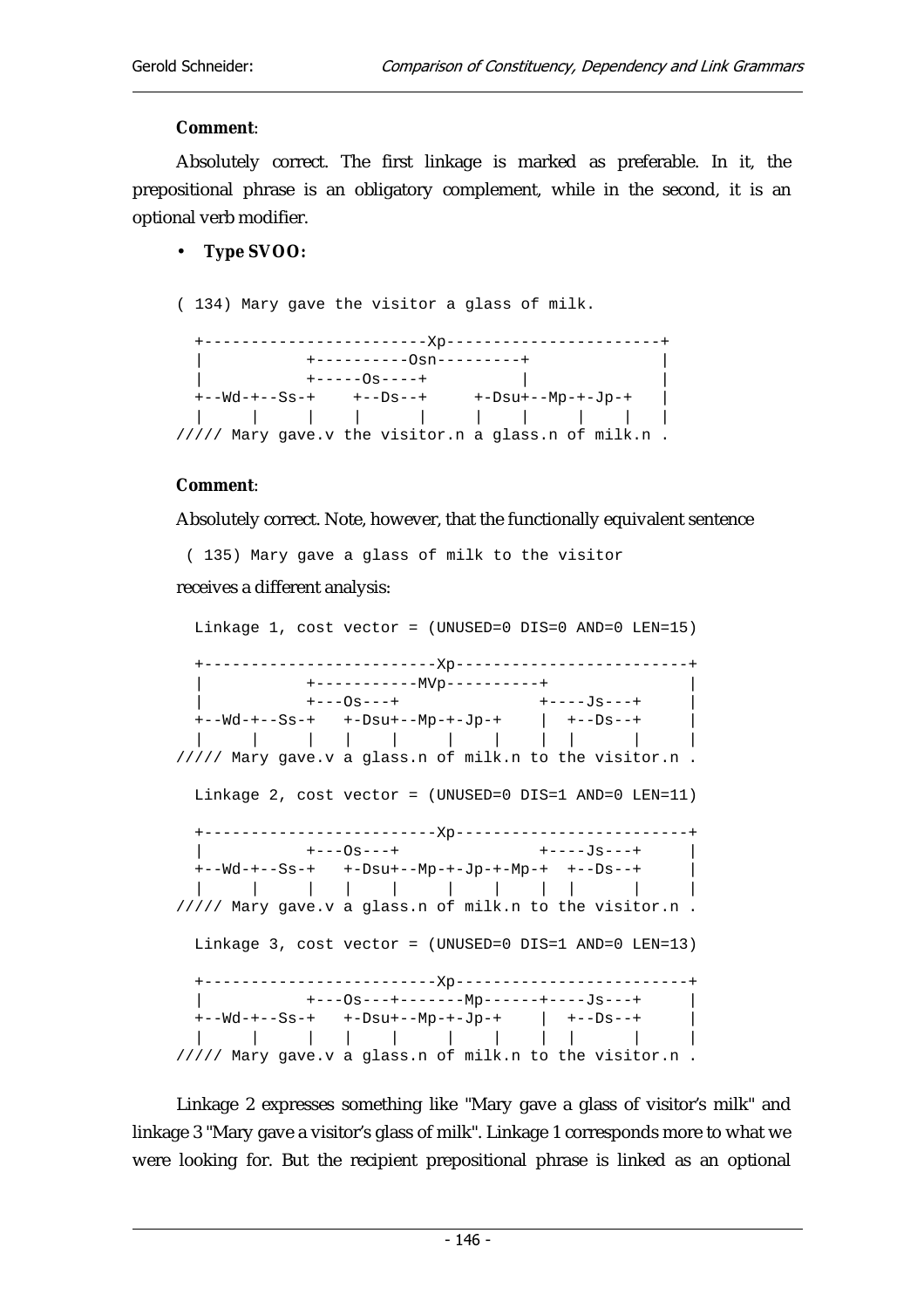**Comment**:

Absolutely correct. The first linkage is marked as preferable. In it, the prepositional phrase is an obligatory complement, while in the second, it is an optional verb modifier.

- **Type SVOO:**

```
( 134) Mary gave the visitor a glass of milk.

  +------------------------Xp-----------------------+
  |           +----------Osn---------+              |
  |           +-----Os----+          |              |
  +--Wd-+--Ss-+    +--Ds--+     +-Dsu+--Mp-+-Jp-+   |
  |     |     |    |      |     |    |     |    |   |
///// Mary gave.v the visitor.n a glass.n of milk.n .
```

**Comment**:

Absolutely correct. Note, however, that the functionally equivalent sentence

```
( 135) Mary gave a glass of milk to the visitor
```

receives a different analysis:

```
  Linkage 1, cost vector = (UNUSED=0 DIS=0 AND=0 LEN=15)

  +-------------------------Xp-------------------------+
  |           +-----------MVp----------+               |
  |           +---Os---+               +----Js---+     |
  +--Wd-+--Ss-+   +-Dsu+--Mp-+-Jp-+    |  +--Ds--+     |
  |     |     |   |    |     |    |    |  |      |     |
///// Mary gave.v a glass.n of milk.n to the visitor.n .

  Linkage 2, cost vector = (UNUSED=0 DIS=1 AND=0 LEN=11)

  +-------------------------Xp-------------------------+
  |           +---Os---+               +----Js---+     |
  +--Wd-+--Ss-+   +-Dsu+--Mp-+-Jp-+-Mp-+  +--Ds--+     |
  |     |     |   |    |     |    |    |  |      |     |
///// Mary gave.v a glass.n of milk.n to the visitor.n .

  Linkage 3, cost vector = (UNUSED=0 DIS=1 AND=0 LEN=13)

  +-------------------------Xp-------------------------+
  |           +---Os---+-------Mp------+----Js---+     |
  +--Wd-+--Ss-+   +-Dsu+--Mp-+-Jp-+    |  +--Ds--+     |
  |     |     |   |    |     |    |    |  |      |     |
///// Mary gave.v a glass.n of milk.n to the visitor.n .
```

Linkage 2 expresses something like "Mary gave a glass of visitor's milk" and linkage 3 "Mary gave a visitor's glass of milk". Linkage 1 corresponds more to what we were looking for. But the recipient prepositional phrase is linked as an optional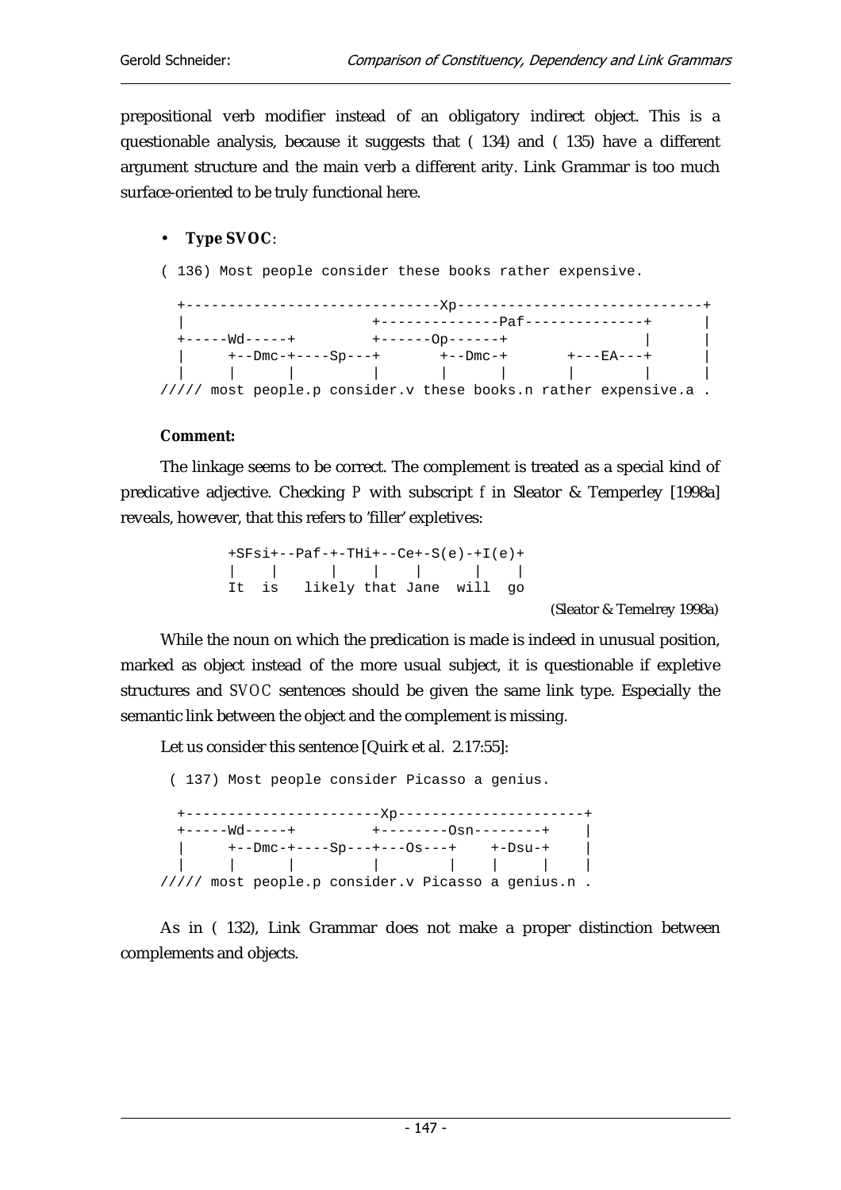prepositional verb modifier instead of an obligatory indirect object. This is a questionable analysis, because it suggests that ( 134) and ( 135) have a different argument structure and the main verb a different arity. Link Grammar is too much surface-oriented to be truly functional here.

- **Type SVOC**:

```
( 136) Most people consider these books rather expensive.

  +-----------------------------Xp----------------------------+
  |                     +--------------Paf--------------+      |
  +-----Wd-----+        +------Op------+                |      |
  |     +--Dmc-+----Sp---+       +--Dmc-+       +---EA---+      |
  |     |      |         |       |      |       |        |      |
///// most people.p consider.v these books.n rather expensive.a .
```

**Comment:**

The linkage seems to be correct. The complement is treated as a special kind of predicative adjective. Checking P with subscript f in Sleator & Temperley [1998a] reveals, however, that this refers to 'filler' expletives:

```
+SFsi+--Paf-+-THi+--Ce+-S(e)-+I(e)+
|    |      |    |    |      |    |
It  is   likely that Jane  will  go
```

(Sleator & Temelrey 1998a)

While the noun on which the predication is made is indeed in unusual position, marked as object instead of the more usual subject, it is questionable if expletive structures and SVOC sentences should be given the same link type. Especially the semantic link between the object and the complement is missing.

Let us consider this sentence [Quirk et al. 2.17:55]:

```
 ( 137) Most people consider Picasso a genius.

  +----------------------Xp---------------------+
  +-----Wd-----+        +--------Osn--------+    |
  |     +--Dmc-+----Sp---+---Os---+    +-Dsu-+    |
  |     |      |         |        |    |     |    |
///// most people.p consider.v Picasso a genius.n .
```

As in ( 132), Link Grammar does not make a proper distinction between complements and objects.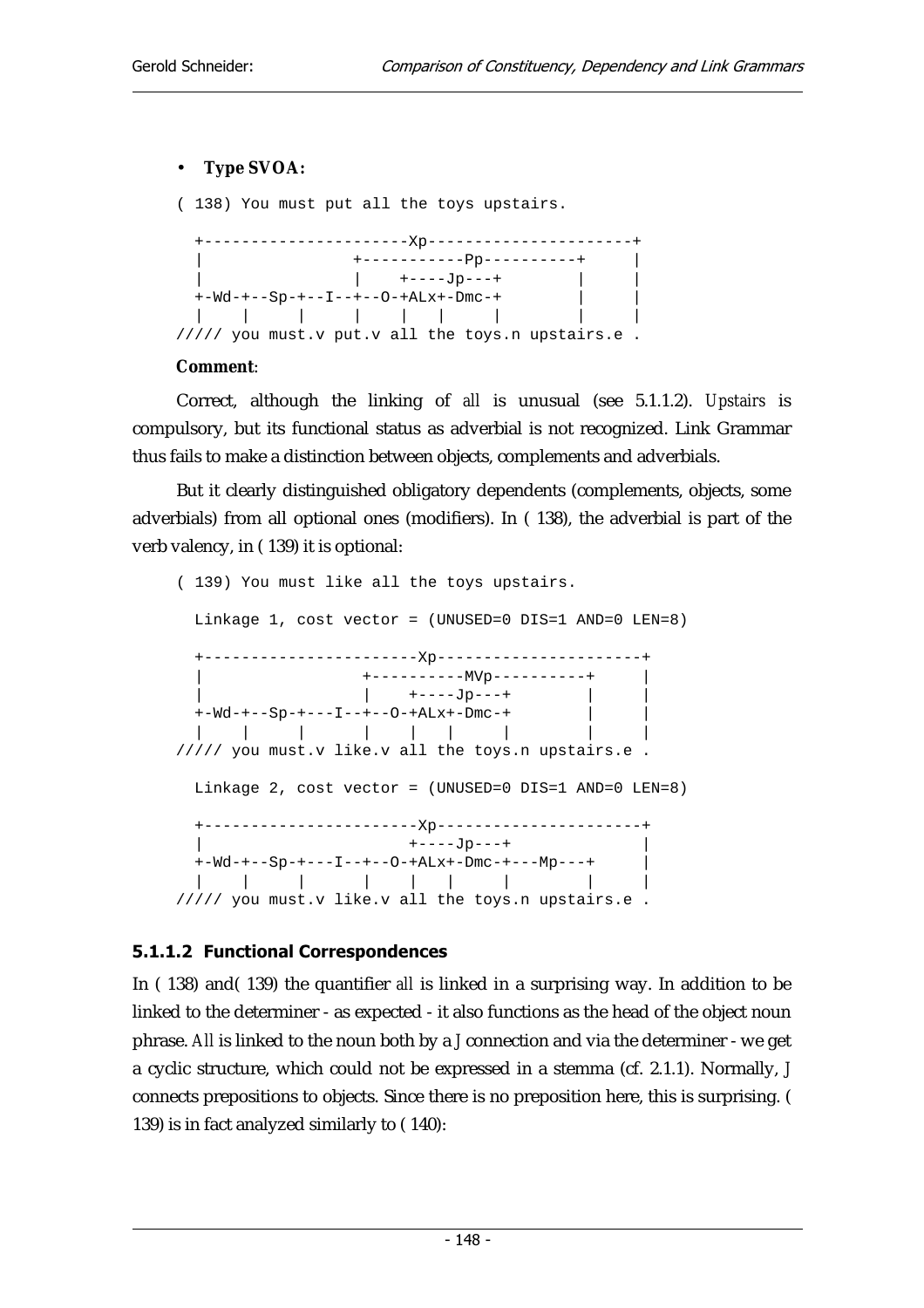- **Type SVOA:**

```
( 138) You must put all the toys upstairs.

  +----------------------Xp---------------------+
  |                +-----------Pp----------+     |
  |                |    +----Jp---+         |     |
  +-Wd-+--Sp-+--I--+--O-+ALx+-Dmc-+         |     |
  |    |     |     |    |   |     |         |     |
///// you must.v put.v all the toys.n upstairs.e .
```

**Comment**:

Correct, although the linking of *all* is unusual (see 5.1.1.2). *Upstairs* is compulsory, but its functional status as adverbial is not recognized. Link Grammar thus fails to make a distinction between objects, complements and adverbials.

But it clearly distinguished obligatory dependents (complements, objects, some adverbials) from all optional ones (modifiers). In ( 138), the adverbial is part of the verb valency, in ( 139) it is optional:

```
( 139) You must like all the toys upstairs.

  Linkage 1, cost vector = (UNUSED=0 DIS=1 AND=0 LEN=8)

  +-----------------------Xp----------------------+
  |                 +----------MVp----------+     |
  |                 |    +----Jp---+         |     |
  +-Wd-+--Sp-+---I--+--O-+ALx+-Dmc-+         |     |
  |    |     |      |    |   |     |         |     |
///// you must.v like.v all the toys.n upstairs.e .

  Linkage 2, cost vector = (UNUSED=0 DIS=1 AND=0 LEN=8)

  +-----------------------Xp----------------------+
  |                      +----Jp---+               |
  +-Wd-+--Sp-+---I--+--O-+ALx+-Dmc-+---Mp---+     |
  |    |     |      |    |   |     |         |     |
///// you must.v like.v all the toys.n upstairs.e .
```

### 5.1.1.2 Functional Correspondences

In ( 138) and( 139) the quantifier *all* is linked in a surprising way. In addition to be linked to the determiner - as expected - it also functions as the head of the object noun phrase. *All* is linked to the noun both by a *J* connection and via the determiner - we get a cyclic structure, which could not be expressed in a stemma (cf. 2.1.1). Normally, *J* connects prepositions to objects. Since there is no preposition here, this is surprising. ( 139) is in fact analyzed similarly to ( 140):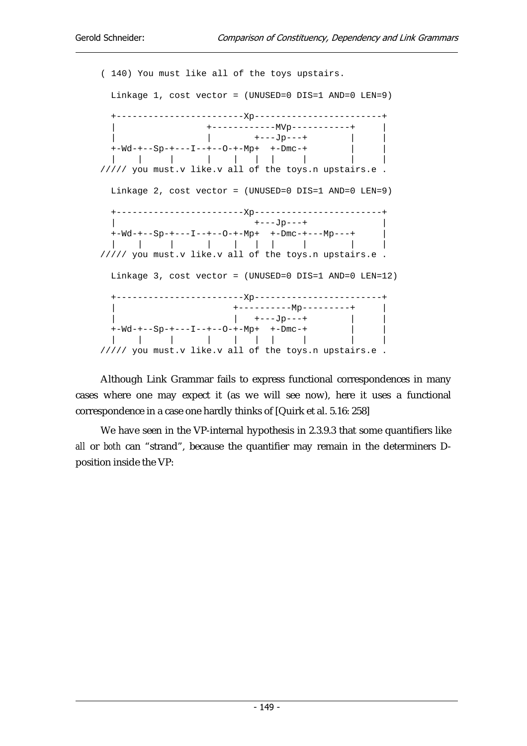```
( 140) You must like all of the toys upstairs.

  Linkage 1, cost vector = (UNUSED=0 DIS=1 AND=0 LEN=9)

  +------------------------Xp------------------------+
  |                +------------MVp-----------+     |
  |                |        +---Jp---+        |     |
  +-Wd-+--Sp-+---I--+--O-+-Mp+  +-Dmc-+        |     |
  |    |     |      |    |  |  |     |        |     |
///// you must.v like.v all of the toys.n upstairs.e .

  Linkage 2, cost vector = (UNUSED=0 DIS=1 AND=0 LEN=9)

  +------------------------Xp------------------------+
  |                          +---Jp---+              |
  +-Wd-+--Sp-+---I--+--O-+-Mp+  +-Dmc-+---Mp---+     |
  |    |     |      |    |  |  |     |        |     |
///// you must.v like.v all of the toys.n upstairs.e .

  Linkage 3, cost vector = (UNUSED=0 DIS=1 AND=0 LEN=12)

  +------------------------Xp------------------------+
  |                     +----------Mp---------+     |
  |                     |   +---Jp---+        |     |
  +-Wd-+--Sp-+---I--+--O-+-Mp+  +-Dmc-+        |     |
  |    |     |      |    |  |  |     |        |     |
///// you must.v like.v all of the toys.n upstairs.e .
```

Although Link Grammar fails to express functional correspondences in many cases where one may expect it (as we will see now), here it uses a functional correspondence in a case one hardly thinks of [Quirk et al. 5.16: 258]

We have seen in the VP-internal hypothesis in 2.3.9.3 that some quantifiers like *all* or *both* can "strand", because the quantifier may remain in the determiners D-position inside the VP: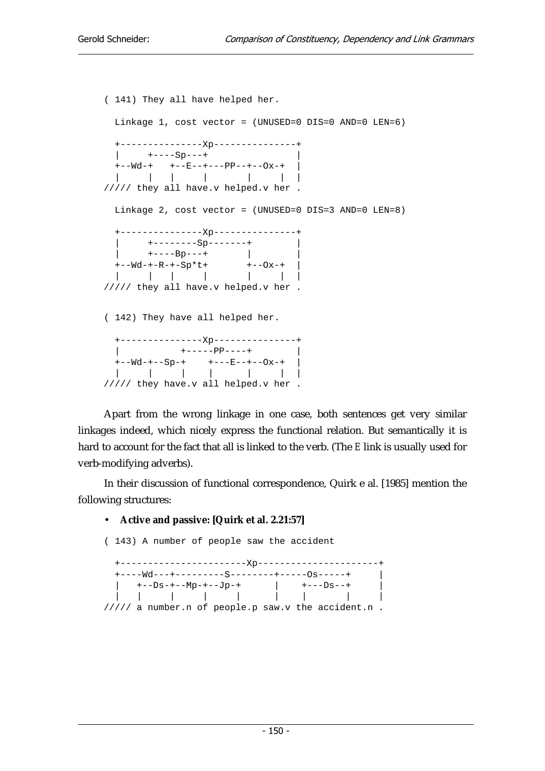```
( 141) They all have helped her.

  Linkage 1, cost vector = (UNUSED=0 DIS=0 AND=0 LEN=6)

  +---------------Xp---------------+
  |     +----Sp---+                |
  +--Wd-+   +--E--+---PP--+--Ox-+  |
  |     |   |     |       |     |  |
///// they all have.v helped.v her .

  Linkage 2, cost vector = (UNUSED=0 DIS=3 AND=0 LEN=8)

  +---------------Xp---------------+
  |     +--------Sp-------+        |
  |     +----Bp---+       |        |
  +--Wd-+-R-+-Sp*t+       +--Ox-+  |
  |     |   |     |       |     |  |
///// they all have.v helped.v her .


( 142) They have all helped her.

  +---------------Xp---------------+
  |           +-----PP----+        |
  +--Wd-+--Sp-+    +---E--+--Ox-+  |
  |     |     |    |      |     |  |
///// they have.v all helped.v her .
```

Apart from the wrong linkage in one case, both sentences get very similar linkages indeed, which nicely express the functional relation. But semantically it is hard to account for the fact that all is linked to the verb. (The E link is usually used for verb-modifying adverbs).

In their discussion of functional correspondence, Quirk e al. [1985] mention the following structures:

- **Active and passive: [Quirk et al. 2.21:57]**

```
( 143) A number of people saw the accident

  +----------------------Xp----------------------+
  +----Wd---+---------S--------+-----Os-----+     |
  |   +--Ds-+--Mp-+--Jp-+      |    +---Ds--+     |
  |   |     |     |     |      |    |       |     |
///// a number.n of people.p saw.v the accident.n .
```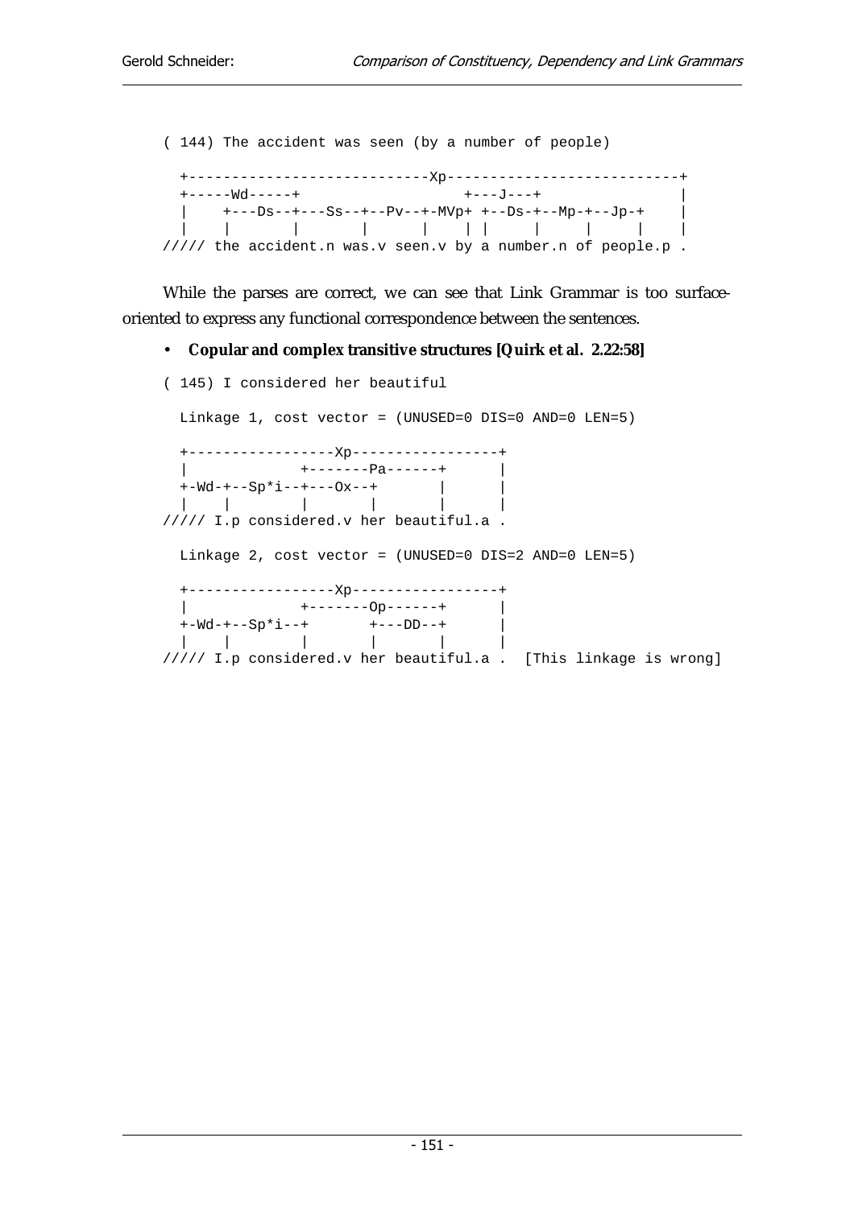```
( 144) The accident was seen (by a number of people)

  +----------------------------Xp---------------------------+
  +-----Wd-----+                    +---J---+               |
  |    +---Ds--+---Ss--+--Pv--+-MVp+ +--Ds-+--Mp-+--Jp-+    |
  |    |       |       |      |    | |     |     |     |    |
///// the accident.n was.v seen.v by a number.n of people.p .
```

While the parses are correct, we can see that Link Grammar is too surface-oriented to express any functional correspondence between the sentences.

- **Copular and complex transitive structures [Quirk et al. 2.22:58]**

```
( 145) I considered her beautiful

  Linkage 1, cost vector = (UNUSED=0 DIS=0 AND=0 LEN=5)

  +-----------------Xp-----------------+
  |             +-------Pa------+      |
  +-Wd-+--Sp*i--+---Ox--+       |      |
  |    |        |       |       |      |
///// I.p considered.v her beautiful.a .

  Linkage 2, cost vector = (UNUSED=0 DIS=2 AND=0 LEN=5)

  +-----------------Xp-----------------+
  |             +-------Op------+      |
  +-Wd-+--Sp*i--+       +---DD--+      |
  |    |        |       |       |      |
///// I.p considered.v her beautiful.a .  [This linkage is wrong]
```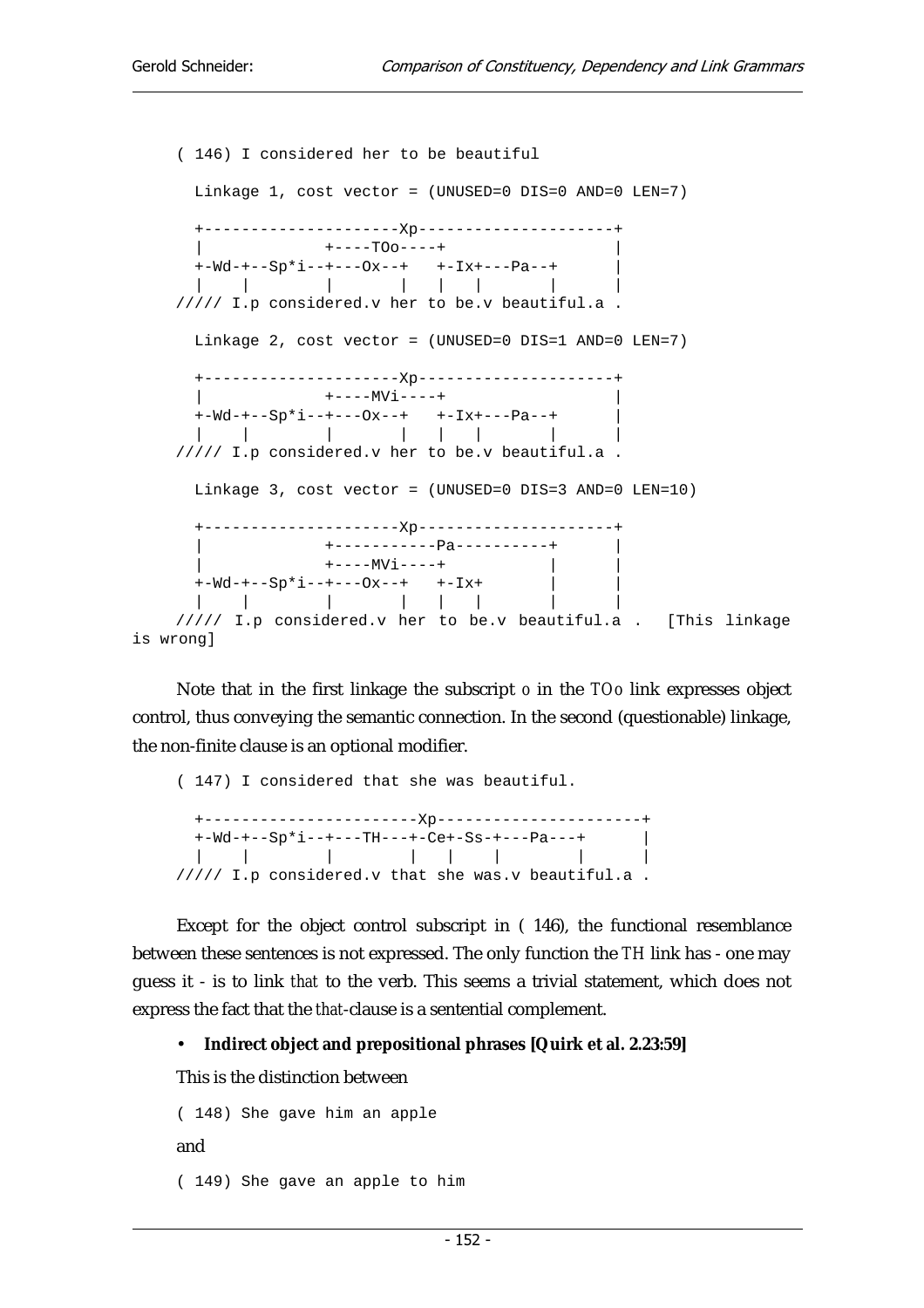```
( 146) I considered her to be beautiful

  Linkage 1, cost vector = (UNUSED=0 DIS=0 AND=0 LEN=7)

  +---------------------Xp---------------------+
  |            +----TOo----+                   |
  +-Wd-+--Sp*i--+---Ox--+   +-Ix+---Pa--+      |
  |    |        |       |   |   |       |      |
///// I.p considered.v her to be.v beautiful.a .

  Linkage 2, cost vector = (UNUSED=0 DIS=1 AND=0 LEN=7)

  +---------------------Xp---------------------+
  |            +----MVi----+                   |
  +-Wd-+--Sp*i--+---Ox--+   +-Ix+---Pa--+      |
  |    |        |       |   |   |       |      |
///// I.p considered.v her to be.v beautiful.a .

  Linkage 3, cost vector = (UNUSED=0 DIS=3 AND=0 LEN=10)

  +---------------------Xp---------------------+
  |            +-----------Pa----------+       |
  |            +----MVi----+           |       |
  +-Wd-+--Sp*i--+---Ox--+   +-Ix+       |      |
  |    |        |       |   |   |       |      |
///// I.p considered.v her to be.v beautiful.a .   [This linkage
is wrong]
```

Note that in the first linkage the subscript *o* in the *TOo* link expresses object control, thus conveying the semantic connection. In the second (questionable) linkage, the non-finite clause is an optional modifier.

```
( 147) I considered that she was beautiful.

  +-----------------------Xp----------------------+
  +-Wd-+--Sp*i--+---TH---+-Ce+-Ss-+---Pa---+      |
  |    |        |        |   |    |        |      |
///// I.p considered.v that she was.v beautiful.a .
```

Except for the object control subscript in ( 146), the functional resemblance between these sentences is not expressed. The only function the *TH* link has - one may guess it - is to link *that* to the verb. This seems a trivial statement, which does not express the fact that the *that*-clause is a sentential complement.

- **Indirect object and prepositional phrases [Quirk et al. 2.23:59]**

This is the distinction between

```
( 148) She gave him an apple
```

and

```
( 149) She gave an apple to him
```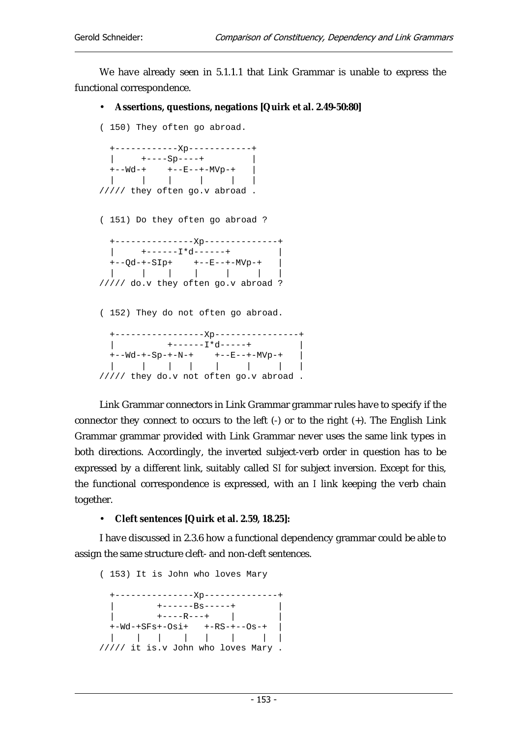We have already seen in 5.1.1.1 that Link Grammar is unable to express the functional correspondence.

- **Assertions, questions, negations [Quirk et al. 2.49-50:80]**

```
( 150) They often go abroad.

  +------------Xp------------+
  |     +----Sp----+         |
  +--Wd-+    +--E--+-MVp-+   |
  |     |    |     |     |   |
///// they often go.v abroad .


( 151) Do they often go abroad ?

  +---------------Xp--------------+
  |     +------I*d------+         |
  +--Qd-+-SIp+    +--E--+-MVp-+   |
  |     |    |    |     |     |   |
///// do.v they often go.v abroad ?


( 152) They do not often go abroad.

  +-----------------Xp----------------+
  |          +------I*d-----+         |
  +--Wd-+-Sp-+-N-+    +--E--+-MVp-+   |
  |     |    |   |    |     |     |   |
///// they do.v not often go.v abroad .
```

Link Grammar connectors in Link Grammar grammar rules have to specify if the connector they connect to occurs to the left (-) or to the right (+). The English Link Grammar grammar provided with Link Grammar never uses the same link types in both directions. Accordingly, the inverted subject-verb order in question has to be expressed by a different link, suitably called *SI* for subject inversion. Except for this, the functional correspondence is expressed, with an *I* link keeping the verb chain together.

- **Cleft sentences [Quirk et al. 2.59, 18.25]:**

I have discussed in 2.3.6 how a functional dependency grammar could be able to assign the same structure cleft- and non-cleft sentences.

```
( 153) It is John who loves Mary

  +---------------Xp--------------+
  |        +------Bs-----+        |
  |        +----R---+    |        |
  +-Wd-+SFs+-Osi+   +-RS-+--Os-+  |
  |    |   |    |   |    |     |  |
///// it is.v John who loves Mary .
```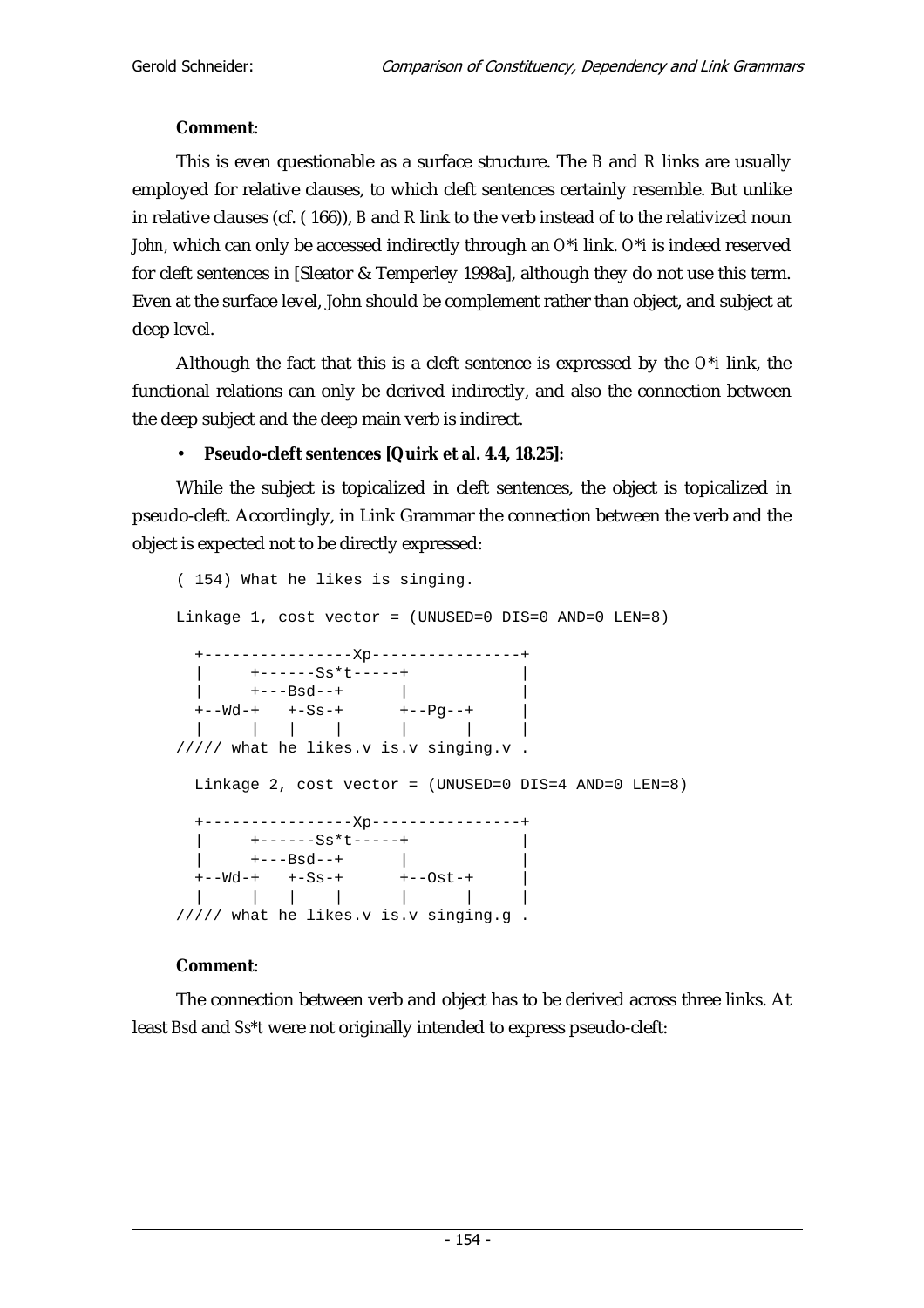**Comment**:

This is even questionable as a surface structure. The *B* and *R* links are usually employed for relative clauses, to which cleft sentences certainly resemble. But unlike in relative clauses (cf. ( 166)), *B* and *R* link to the verb instead of to the relativized noun *John,* which can only be accessed indirectly through an *O*i* link. *O*i* is indeed reserved for cleft sentences in [Sleator & Temperley 1998a], although they do not use this term. Even at the surface level, John should be complement rather than object, and subject at deep level.

Although the fact that this is a cleft sentence is expressed by the *O*i* link, the functional relations can only be derived indirectly, and also the connection between the deep subject and the deep main verb is indirect.

- **Pseudo-cleft sentences [Quirk et al. 4.4, 18.25]:**

While the subject is topicalized in cleft sentences, the object is topicalized in pseudo-cleft. Accordingly, in Link Grammar the connection between the verb and the object is expected not to be directly expressed:

```
( 154) What he likes is singing.

Linkage 1, cost vector = (UNUSED=0 DIS=0 AND=0 LEN=8)

  +----------------Xp----------------+
  |     +------Ss*t-----+            |
  |     +---Bsd--+      |            |
  +--Wd-+   +-Ss-+      +--Pg--+     |
  |     |   |    |      |      |     |
///// what he likes.v is.v singing.v .

  Linkage 2, cost vector = (UNUSED=0 DIS=4 AND=0 LEN=8)

  +----------------Xp----------------+
  |     +------Ss*t-----+            |
  |     +---Bsd--+      |            |
  +--Wd-+   +-Ss-+      +--Ost-+     |
  |     |   |    |      |      |     |
///// what he likes.v is.v singing.g .
```

**Comment**:

The connection between verb and object has to be derived across three links. At least *Bsd* and *Ss*t* were not originally intended to express pseudo-cleft: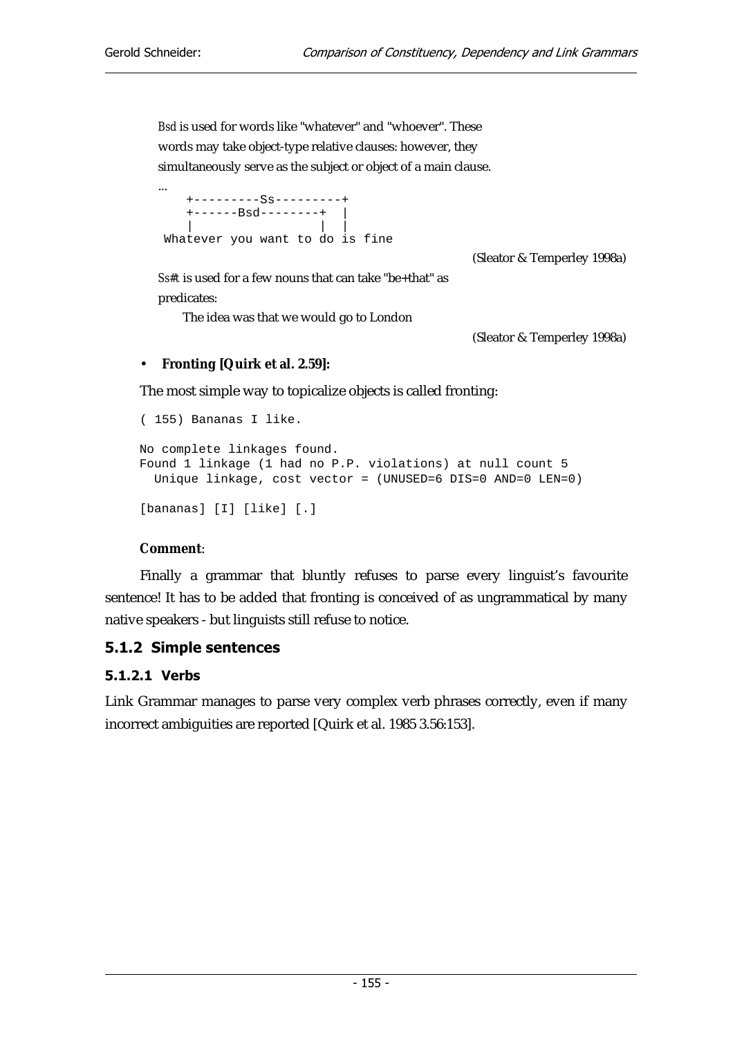Bsd is used for words like "whatever" and "whoever". These words may take object-type relative clauses: however, they simultaneously serve as the subject or object of a main clause.

...

```
    +---------Ss---------+
    +------Bsd--------+  |
    |                 |  |
 Whatever you want to do is fine
```

(Sleator & Temperley 1998a)

Ss#t is used for a few nouns that can take "be+that" as predicates:

The idea was that we would go to London

(Sleator & Temperley 1998a)

- **Fronting [Quirk et al. 2.59]:**

The most simple way to topicalize objects is called fronting:

```
( 155) Bananas I like.

No complete linkages found.
Found 1 linkage (1 had no P.P. violations) at null count 5
  Unique linkage, cost vector = (UNUSED=6 DIS=0 AND=0 LEN=0)

[bananas] [I] [like] [.]
```

**Comment**:

Finally a grammar that bluntly refuses to parse every linguist's favourite sentence! It has to be added that fronting is conceived of as ungrammatical by many native speakers - but linguists still refuse to notice.

### 5.1.2 Simple sentences

#### 5.1.2.1 Verbs

Link Grammar manages to parse very complex verb phrases correctly, even if many incorrect ambiguities are reported [Quirk et al. 1985 3.56:153].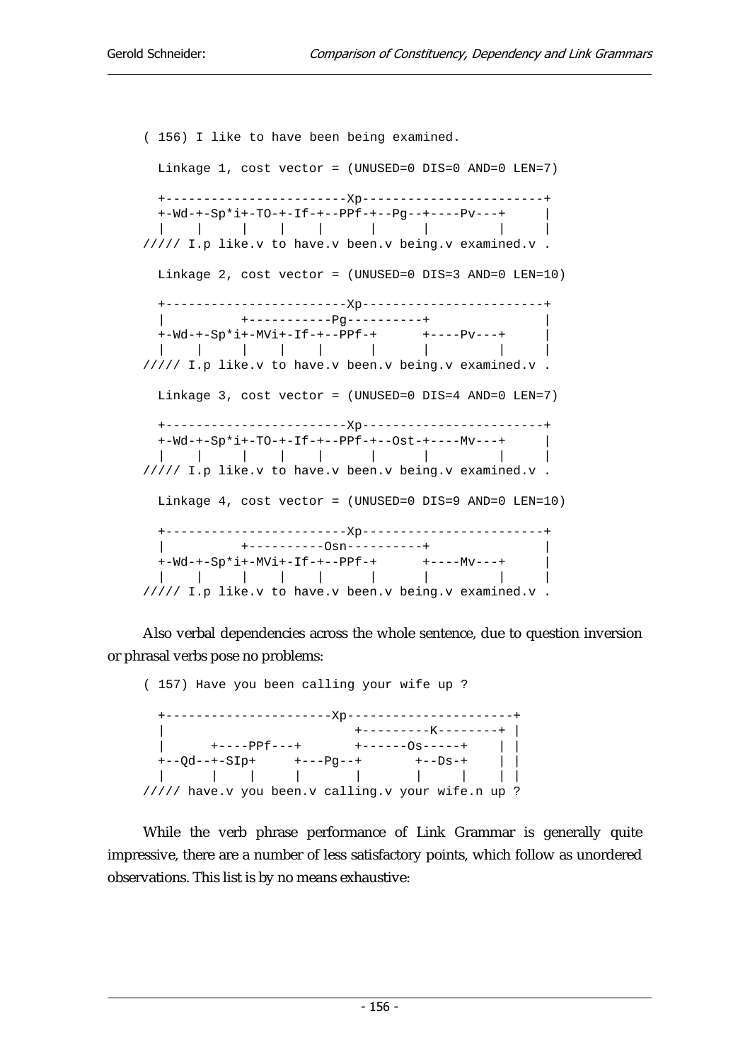```
( 156) I like to have been being examined.

  Linkage 1, cost vector = (UNUSED=0 DIS=0 AND=0 LEN=7)

  +------------------------Xp------------------------+
  +-Wd-+-Sp*i+-TO-+-If-+--PPf-+--Pg--+----Pv---+     |
  |    |     |    |    |      |      |         |     |
///// I.p like.v to have.v been.v being.v examined.v .

  Linkage 2, cost vector = (UNUSED=0 DIS=3 AND=0 LEN=10)

  +------------------------Xp------------------------+
  |          +-----------Pg----------+               |
  +-Wd-+-Sp*i+-MVi+-If-+--PPf-+      +----Pv---+     |
  |    |     |    |    |      |      |         |     |
///// I.p like.v to have.v been.v being.v examined.v .

  Linkage 3, cost vector = (UNUSED=0 DIS=4 AND=0 LEN=7)

  +------------------------Xp------------------------+
  +-Wd-+-Sp*i+-TO-+-If-+--PPf-+--Ost-+----Mv---+     |
  |    |     |    |    |      |      |         |     |
///// I.p like.v to have.v been.v being.v examined.v .

  Linkage 4, cost vector = (UNUSED=0 DIS=9 AND=0 LEN=10)

  +------------------------Xp------------------------+
  |          +----------Osn----------+               |
  +-Wd-+-Sp*i+-MVi+-If-+--PPf-+      +----Mv---+     |
  |    |     |    |    |      |      |         |     |
///// I.p like.v to have.v been.v being.v examined.v .
```

Also verbal dependencies across the whole sentence, due to question inversion or phrasal verbs pose no problems:

```
( 157) Have you been calling your wife up ?

  +----------------------Xp----------------------+
  |                       +---------K--------+ |
  |      +----PPf---+       +------Os-----+    | |
  +--Qd--+-SIp+     +---Pg--+       +--Ds-+    | |
  |      |    |     |       |       |     |    | |
///// have.v you been.v calling.v your wife.n up ?
```

While the verb phrase performance of Link Grammar is generally quite impressive, there are a number of less satisfactory points, which follow as unordered observations. This list is by no means exhaustive: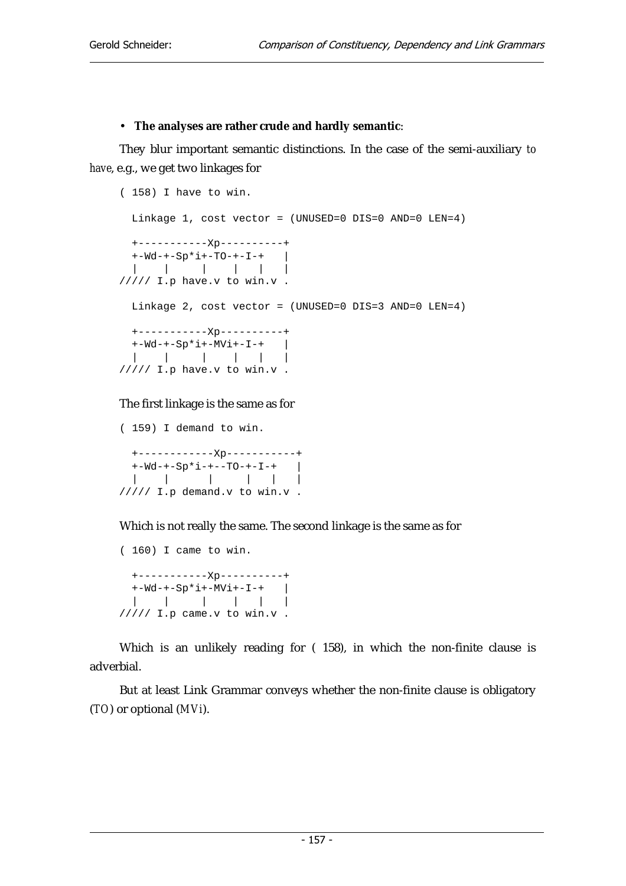- **The analyses are rather crude and hardly semantic**:

They blur important semantic distinctions. In the case of the semi-auxiliary *to have*, e.g., we get two linkages for

```
( 158) I have to win.

  Linkage 1, cost vector = (UNUSED=0 DIS=0 AND=0 LEN=4)

  +-----------Xp----------+
  +-Wd-+-Sp*i+-TO-+-I-+   |
  |    |     |    |   |   |
///// I.p have.v to win.v .

  Linkage 2, cost vector = (UNUSED=0 DIS=3 AND=0 LEN=4)

  +-----------Xp----------+
  +-Wd-+-Sp*i+-MVi+-I-+   |
  |    |     |    |   |   |
///// I.p have.v to win.v .
```

The first linkage is the same as for

```
( 159) I demand to win.

  +------------Xp-----------+
  +-Wd-+-Sp*i-+--TO-+-I-+   |
  |    |      |     |   |   |
///// I.p demand.v to win.v .
```

Which is not really the same. The second linkage is the same as for

```
( 160) I came to win.

  +-----------Xp----------+
  +-Wd-+-Sp*i+-MVi+-I-+   |
  |    |     |    |   |   |
///// I.p came.v to win.v .
```

Which is an unlikely reading for ( 158), in which the non-finite clause is adverbial.

But at least Link Grammar conveys whether the non-finite clause is obligatory (*TO*) or optional (*MVi*).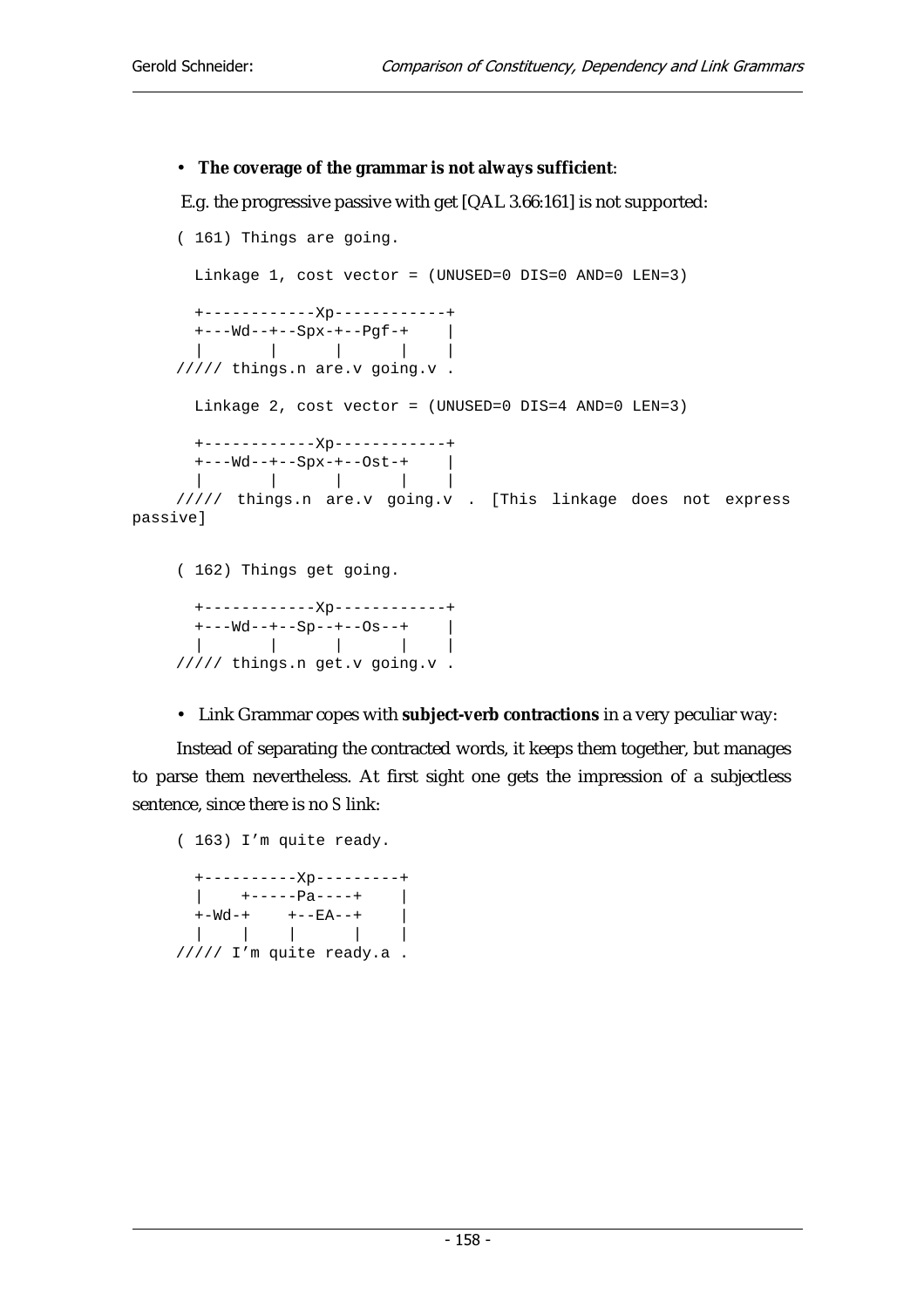- **The coverage of the grammar is not always sufficient**:

E.g. the progressive passive with get [QAL 3.66:161] is not supported:

```
( 161) Things are going.

  Linkage 1, cost vector = (UNUSED=0 DIS=0 AND=0 LEN=3)

  +------------Xp------------+
  +---Wd--+--Spx-+--Pgf-+    |
  |       |      |      |    |
///// things.n are.v going.v .

  Linkage 2, cost vector = (UNUSED=0 DIS=4 AND=0 LEN=3)

  +------------Xp------------+
  +---Wd--+--Spx-+--Ost-+    |
  |       |      |      |    |
///// things.n are.v going.v . [This linkage does not express passive]
```

```
( 162) Things get going.

  +------------Xp------------+
  +---Wd--+--Sp--+--Os--+    |
  |       |      |      |    |
///// things.n get.v going.v .
```

- Link Grammar copes with **subject-verb contractions** in a very peculiar way:

Instead of separating the contracted words, it keeps them together, but manages to parse them nevertheless. At first sight one gets the impression of a subjectless sentence, since there is no *S* link:

```
( 163) I'm quite ready.

  +----------Xp---------+
  |    +-----Pa----+    |
  +-Wd-+    +--EA--+    |
  |    |    |      |    |
///// I'm quite ready.a .
```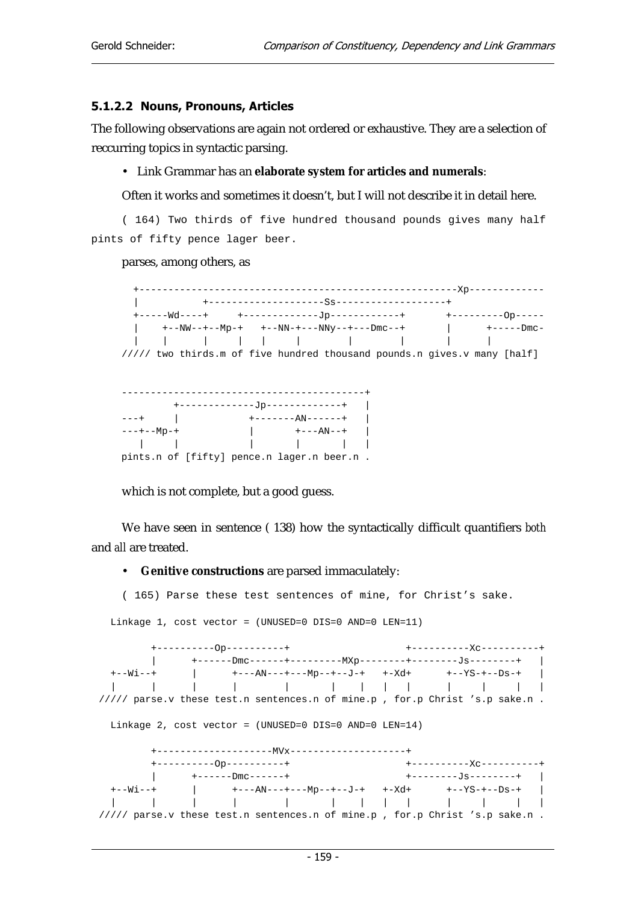### 5.1.2.2 Nouns, Pronouns, Articles

The following observations are again not ordered or exhaustive. They are a selection of reccurring topics in syntactic parsing.

- Link Grammar has an **elaborate system for articles and numerals**:

Often it works and sometimes it doesn't, but I will not describe it in detail here.

```
( 164) Two thirds of five hundred thousand pounds gives many half
pints of fifty pence lager beer.
```

parses, among others, as

```
  +-----------------------------------------------------Xp------------
  |           +--------------------Ss-------------------+
  +-----Wd----+     +-------------Jp------------+       +---------Op-----
  |    +--NW--+--Mp-+   +--NN-+---NNy--+---Dmc--+       |      +-----Dmc-
  |    |      |     |   |     |        |        |       |      |
///// two thirds.m of five hundred thousand pounds.n gives.v many [half]
```

```
-----------------------------------------+
         +-------------Jp-------------+   |
---+     |            +-------AN------+   |
---+--Mp-+            |       +---AN--+   |
   |     |            |       |       |   |
pints.n of [fifty] pence.n lager.n beer.n .
```

which is not complete, but a good guess.

We have seen in sentence ( 138) how the syntactically difficult quantifiers *both* and *all* are treated.

- **Genitive constructions** are parsed immaculately:

```
( 165) Parse these test sentences of mine, for Christ's sake.
```

```
Linkage 1, cost vector = (UNUSED=0 DIS=0 AND=0 LEN=11)

      +----------Op----------+                    +----------Xc----------+
      |      +------Dmc------+---------MXp--------+--------Js--------+   |
 +--Wi--+    |      +---AN---+---Mp--+--J-+   +-Xd+      +--YS-+--Ds-+   |
 |      |    |      |        |       |    |   |   |      |     |     |   |
///// parse.v these test.n sentences.n of mine.p , for.p Christ 's.p sake.n .
```

```
Linkage 2, cost vector = (UNUSED=0 DIS=0 AND=0 LEN=14)

      +--------------------MVx--------------------+
      +----------Op----------+                    +----------Xc----------+
      |      +------Dmc------+                    +--------Js--------+   |
 +--Wi--+    |      +---AN---+---Mp--+--J-+   +-Xd+      +--YS-+--Ds-+   |
 |      |    |      |        |       |    |   |   |      |     |     |   |
///// parse.v these test.n sentences.n of mine.p , for.p Christ 's.p sake.n .
```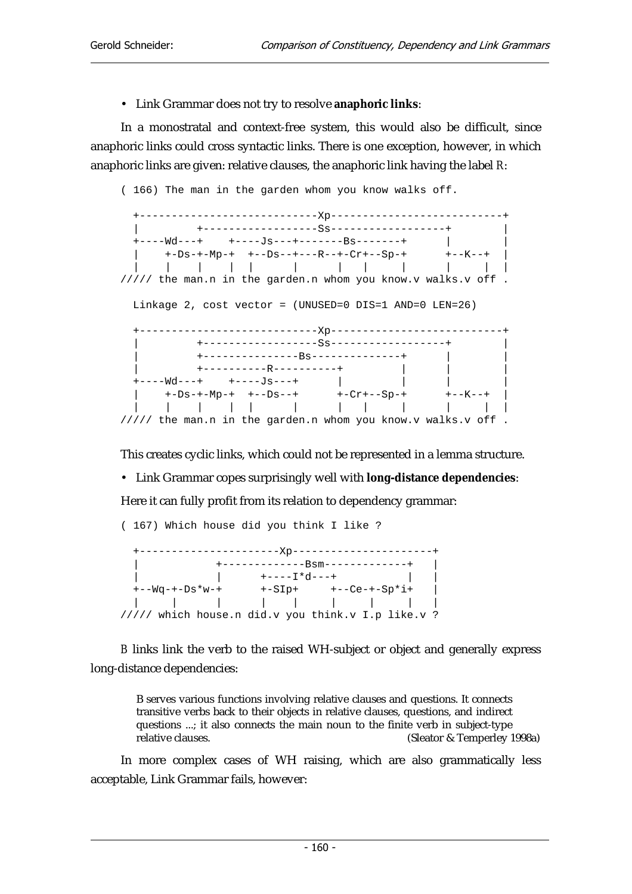- Link Grammar does not try to resolve **anaphoric links**:

In a monostratal and context-free system, this would also be difficult, since anaphoric links could cross syntactic links. There is one exception, however, in which anaphoric links are given: relative clauses, the anaphoric link having the label *R*:

```
( 166) The man in the garden whom you know walks off.

  +----------------------------Xp---------------------------+
  |         +------------------Ss------------------+        |
  +----Wd---+    +----Js---+-------Bs-------+      |        |
  |    +-Ds-+-Mp-+  +--Ds--+---R--+-Cr+--Sp-+      +--K--+  |
  |    |    |    |  |      |      |   |     |      |     |  |
///// the man.n in the garden.n whom you know.v walks.v off .

  Linkage 2, cost vector = (UNUSED=0 DIS=1 AND=0 LEN=26)

  +----------------------------Xp---------------------------+
  |         +------------------Ss------------------+        |
  |         +---------------Bs--------------+      |        |
  |         +----------R----------+         |      |        |
  +----Wd---+    +----Js---+      |         |      |        |
  |    +-Ds-+-Mp-+  +--Ds--+      +-Cr+--Sp-+      +--K--+  |
  |    |    |    |  |      |      |   |     |      |     |  |
///// the man.n in the garden.n whom you know.v walks.v off .
```

This creates cyclic links, which could not be represented in a lemma structure.

- Link Grammar copes surprisingly well with **long-distance dependencies**:

Here it can fully profit from its relation to dependency grammar:

```
( 167) Which house did you think I like ?

  +----------------------Xp----------------------+
  |           +-------------Bsm-------------+    |
  |           |      +----I*d---+           |    |
  +--Wq-+-Ds*w-+      +-SIp+     +--Ce-+-Sp*i+   |
  |     |      |      |    |     |     |     |   |
///// which house.n did.v you think.v I.p like.v ?
```

*B* links link the verb to the raised WH-subject or object and generally express long-distance dependencies:

> B serves various functions involving relative clauses and questions. It connects transitive verbs back to their objects in relative clauses, questions, and indirect questions ...; it also connects the main noun to the finite verb in subject-type relative clauses. (Sleator & Temperley 1998a)

In more complex cases of WH raising, which are also grammatically less acceptable, Link Grammar fails, however: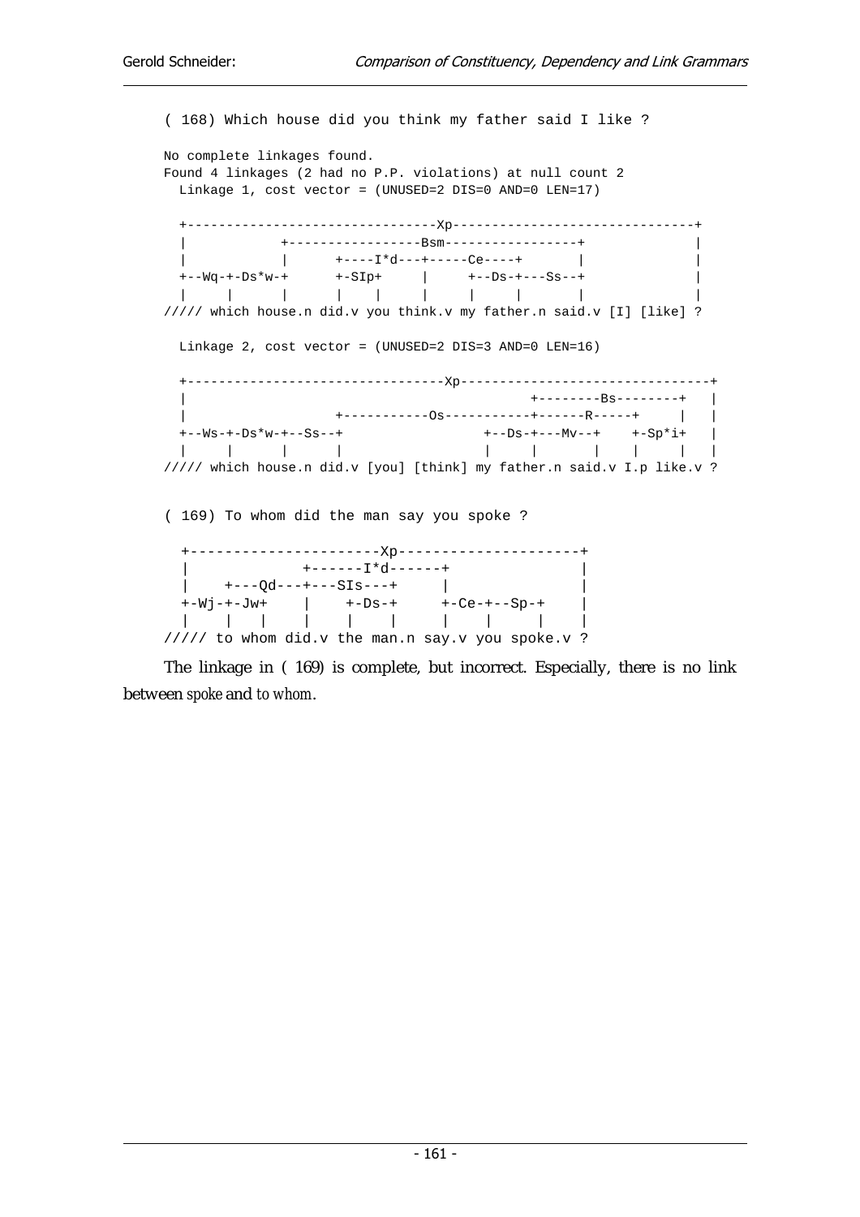```
( 168) Which house did you think my father said I like ?

No complete linkages found.
Found 4 linkages (2 had no P.P. violations) at null count 2
  Linkage 1, cost vector = (UNUSED=2 DIS=0 AND=0 LEN=17)

  +--------------------------------Xp-------------------------------+
  |            +-----------------Bsm-----------------+              |
  |            |      +----I*d---+-----Ce----+       |              |
  +--Wq-+-Ds*w-+      +-SIp+     |      +--Ds-+---Ss--+              |
  |     |      |      |    |     |      |     |       |              |
///// which house.n did.v you think.v my father.n said.v [I] [like] ?

  Linkage 2, cost vector = (UNUSED=2 DIS=3 AND=0 LEN=16)

  +---------------------------------Xp--------------------------------+
  |                                          +--------Bs--------+   |
  |                  +-----------Os-----------+------R-----+     |   |
  +--Ws-+-Ds*w-+--Ss--+                 +--Ds-+---Mv--+    +-Sp*i+   |
  |     |      |      |                 |     |       |    |     |   |
///// which house.n did.v [you] [think] my father.n said.v I.p like.v ?


( 169) To whom did the man say you spoke ?

  +----------------------Xp---------------------+
  |             +------I*d------+               |
  |    +---Qd---+---SIs---+     |               |
  +-Wj-+-Jw+    |     +-Ds-+     +-Ce-+--Sp-+    |
  |    |   |    |     |    |     |    |     |    |
///// to whom did.v the man.n say.v you spoke.v ?
```

The linkage in ( 169) is complete, but incorrect. Especially, there is no link between *spoke* and *to whom*.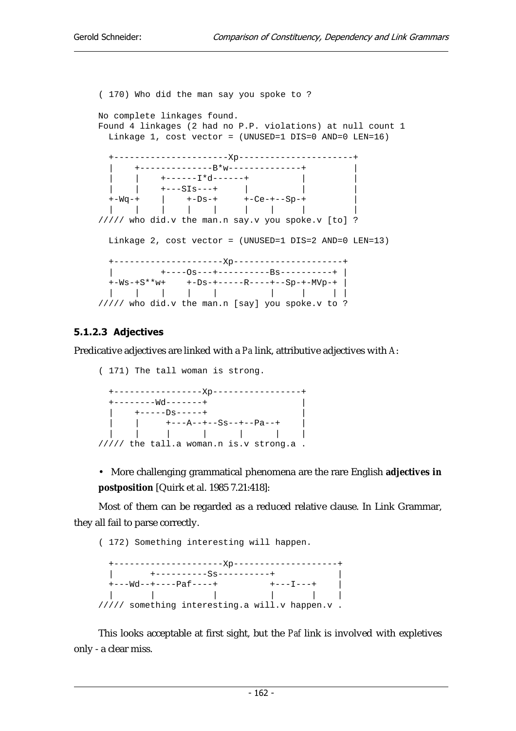```
( 170) Who did the man say you spoke to ?

No complete linkages found.
Found 4 linkages (2 had no P.P. violations) at null count 1
  Linkage 1, cost vector = (UNUSED=1 DIS=0 AND=0 LEN=16)

  +----------------------Xp----------------------+
  |    +--------------B*w--------------+         |
  |    |    +------I*d------+          |         |
  |    |    +---SIs---+     |          |         |
  +-Wq-+    |    +-Ds-+     +-Ce-+--Sp-+         |
  |    |    |    |    |     |    |     |         |
///// who did.v the man.n say.v you spoke.v [to] ?

  Linkage 2, cost vector = (UNUSED=1 DIS=2 AND=0 LEN=13)

  +---------------------Xp---------------------+
  |         +----Os---+----------Bs----------+ |
  +-Ws-+S**w+    +-Ds-+-----R----+--Sp-+-MVp-+ |
  |    |    |    |    |          |     |     | |
///// who did.v the man.n [say] you spoke.v to ?
```

#### 5.1.2.3 Adjectives

Predicative adjectives are linked with a *Pa* link, attributive adjectives with *A*:

```
( 171) The tall woman is strong.

  +-----------------Xp-----------------+
  +--------Wd-------+                  |
  |    +-----Ds-----+                  |
  |    |     +---A--+--Ss--+--Pa--+    |
  |    |     |      |      |      |    |
///// the tall.a woman.n is.v strong.a .
```

- More challenging grammatical phenomena are the rare English **adjectives in postposition** [Quirk et al. 1985 7.21:418]:

Most of them can be regarded as a reduced relative clause. In Link Grammar, they all fail to parse correctly.

```
( 172) Something interesting will happen.

  +---------------------Xp--------------------+
  |       +----------Ss----------+            |
  +---Wd--+----Paf----+          +---I---+    |
  |       |           |          |       |    |
///// something interesting.a will.v happen.v .
```

This looks acceptable at first sight, but the *Paf* link is involved with expletives only - a clear miss.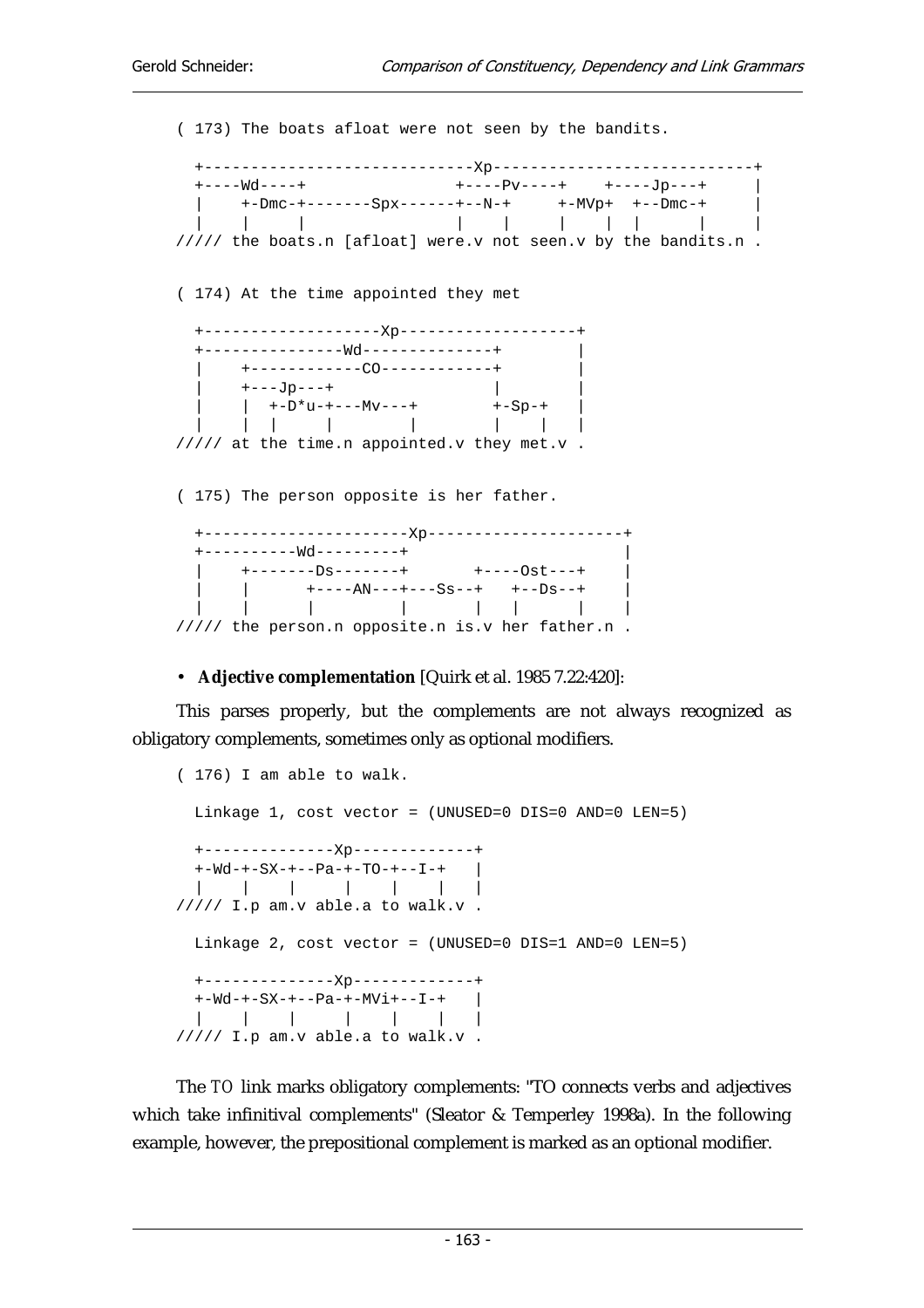( 173) The boats afloat were not seen by the bandits.

```
  +----------------------------Xp---------------------------+
  +----Wd----+                +----Pv----+    +----Jp---+     |
  |    +-Dmc-+-------Spx------+--N-+     +-MVp+  +--Dmc-+     |
  |    |     |                |    |     |    |  |      |     |
///// the boats.n [afloat] were.v not seen.v by the bandits.n .
```

( 174) At the time appointed they met

```
  +-------------------Xp-------------------+
  +---------------Wd--------------+        |
  |    +------------CO------------+        |
  |    +---Jp---+                 |        |
  |    |  +-D*u-+---Mv---+        +-Sp-+   |
  |    |  |     |        |        |    |   |
///// at the time.n appointed.v they met.v .
```

( 175) The person opposite is her father.

```
  +---------------------Xp---------------------+
  +----------Wd---------+                      |
  |    +-------Ds-------+       +----Ost---+    |
  |    |      +----AN---+---Ss--+   +--Ds--+    |
  |    |      |         |       |   |      |    |
///// the person.n opposite.n is.v her father.n .
```

- **Adjective complementation** [Quirk et al. 1985 7.22:420]:

This parses properly, but the complements are not always recognized as obligatory complements, sometimes only as optional modifiers.

( 176) I am able to walk.

```
  Linkage 1, cost vector = (UNUSED=0 DIS=0 AND=0 LEN=5)

  +--------------Xp-------------+
  +-Wd-+-SX-+--Pa-+-TO-+--I-+   |
  |    |    |     |    |    |   |
///// I.p am.v able.a to walk.v .

  Linkage 2, cost vector = (UNUSED=0 DIS=1 AND=0 LEN=5)

  +--------------Xp-------------+
  +-Wd-+-SX-+--Pa-+-MVi+--I-+   |
  |    |    |     |    |    |   |
///// I.p am.v able.a to walk.v .
```

The TO link marks obligatory complements: "TO connects verbs and adjectives which take infinitival complements" (Sleator & Temperley 1998a). In the following example, however, the prepositional complement is marked as an optional modifier.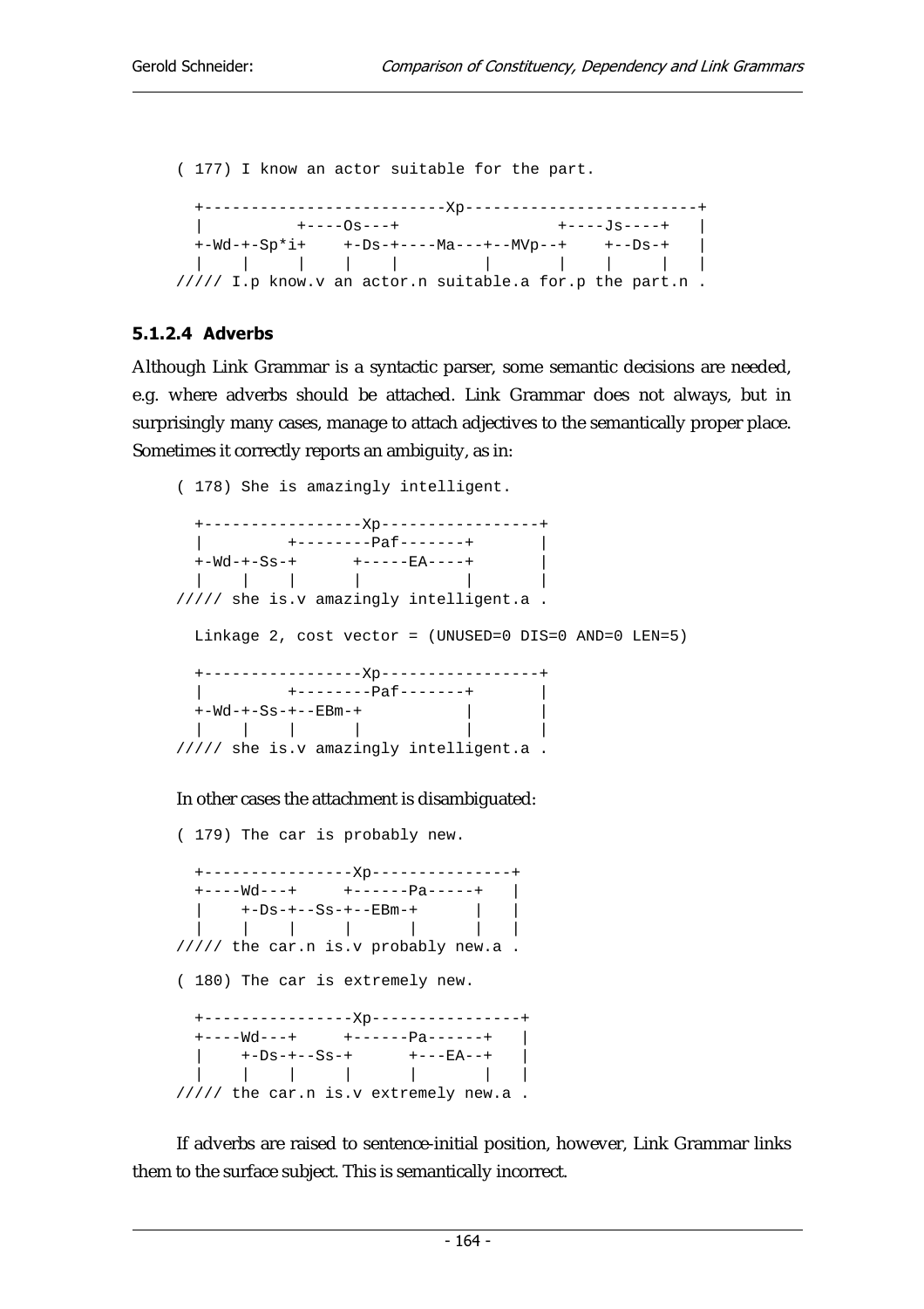```
( 177) I know an actor suitable for the part.

  +-------------------------Xp------------------------+
  |          +----Os---+                +----Js----+   |
  +-Wd-+-Sp*i+    +-Ds-+----Ma---+--MVp--+    +--Ds-+   |
  |    |     |    |    |         |       |    |     |   |
///// I.p know.v an actor.n suitable.a for.p the part.n .
```

#### 5.1.2.4 Adverbs

Although Link Grammar is a syntactic parser, some semantic decisions are needed, e.g. where adverbs should be attached. Link Grammar does not always, but in surprisingly many cases, manage to attach adjectives to the semantically proper place. Sometimes it correctly reports an ambiguity, as in:

```
( 178) She is amazingly intelligent.

  +-----------------Xp-----------------+
  |          +--------Paf-------+       |
  +-Wd-+-Ss-+      +-----EA----+       |
  |    |    |      |           |       |
///// she is.v amazingly intelligent.a .

  Linkage 2, cost vector = (UNUSED=0 DIS=0 AND=0 LEN=5)

  +-----------------Xp-----------------+
  |          +--------Paf-------+       |
  +-Wd-+-Ss-+--EBm-+           |       |
  |    |    |      |           |       |
///// she is.v amazingly intelligent.a .
```

In other cases the attachment is disambiguated:

```
( 179) The car is probably new.

  +----------------Xp---------------+
  +----Wd---+     +------Pa-----+   |
  |    +-Ds-+--Ss-+--EBm-+      |   |
  |    |    |     |      |      |   |
///// the car.n is.v probably new.a .

( 180) The car is extremely new.

  +----------------Xp----------------+
  +----Wd---+     +------Pa------+   |
  |    +-Ds-+--Ss-+      +---EA--+   |
  |    |    |     |      |       |   |
///// the car.n is.v extremely new.a .
```

If adverbs are raised to sentence-initial position, however, Link Grammar links them to the surface subject. This is semantically incorrect.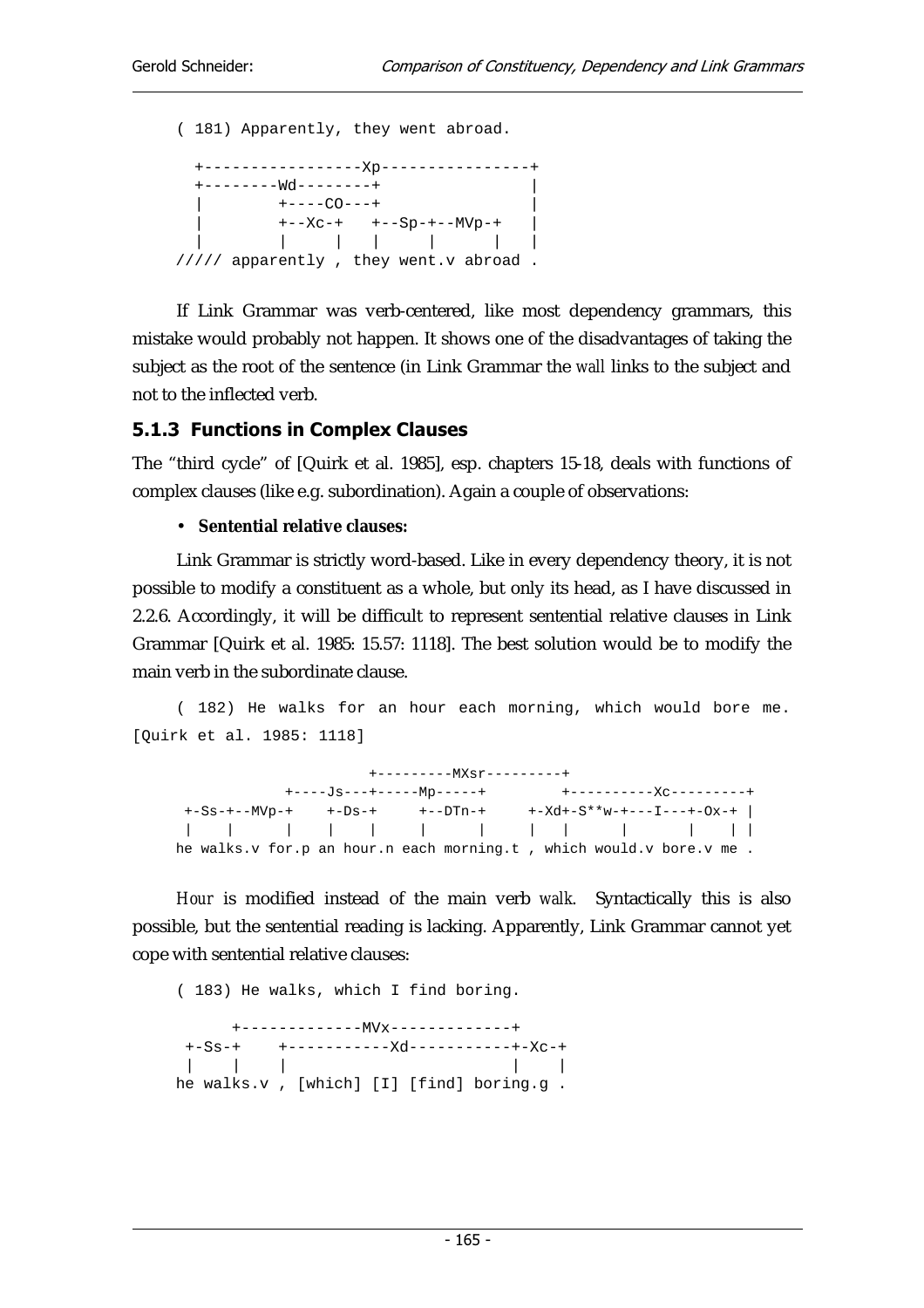```
( 181) Apparently, they went abroad.

  +-----------------Xp----------------+
  +--------Wd--------+                |
  |        +----CO---+                |
  |        +--Xc-+   +--Sp-+--MVp-+   |
  |        |     |   |     |      |   |
///// apparently , they went.v abroad .
```

If Link Grammar was verb-centered, like most dependency grammars, this mistake would probably not happen. It shows one of the disadvantages of taking the subject as the root of the sentence (in Link Grammar the *wall* links to the subject and not to the inflected verb.

### 5.1.3 Functions in Complex Clauses

The "third cycle" of [Quirk et al. 1985], esp. chapters 15-18, deals with functions of complex clauses (like e.g. subordination). Again a couple of observations:

- **Sentential relative clauses:**

Link Grammar is strictly word-based. Like in every dependency theory, it is not possible to modify a constituent as a whole, but only its head, as I have discussed in 2.2.6. Accordingly, it will be difficult to represent sentential relative clauses in Link Grammar [Quirk et al. 1985: 15.57: 1118]. The best solution would be to modify the main verb in the subordinate clause.

```
( 182) He walks for an hour each morning, which would bore me.
[Quirk et al. 1985: 1118]

                        +---------MXsr---------+
             +----Js---+-----Mp-----+         +----------Xc---------+
 +-Ss-+--MVp-+    +-Ds-+     +--DTn-+     +-Xd+-S**w-+---I---+-Ox-+ |
 |    |      |    |    |     |      |     |   |      |       |    | |
he walks.v for.p an hour.n each morning.t , which would.v bore.v me .
```

*Hour* is modified instead of the main verb *walk*. Syntactically this is also possible, but the sentential reading is lacking. Apparently, Link Grammar cannot yet cope with sentential relative clauses:

```
( 183) He walks, which I find boring.

      +-------------MVx-------------+
 +-Ss-+    +-----------Xd-----------+-Xc-+
 |    |    |                        |    |
he walks.v , [which] [I] [find] boring.g .
```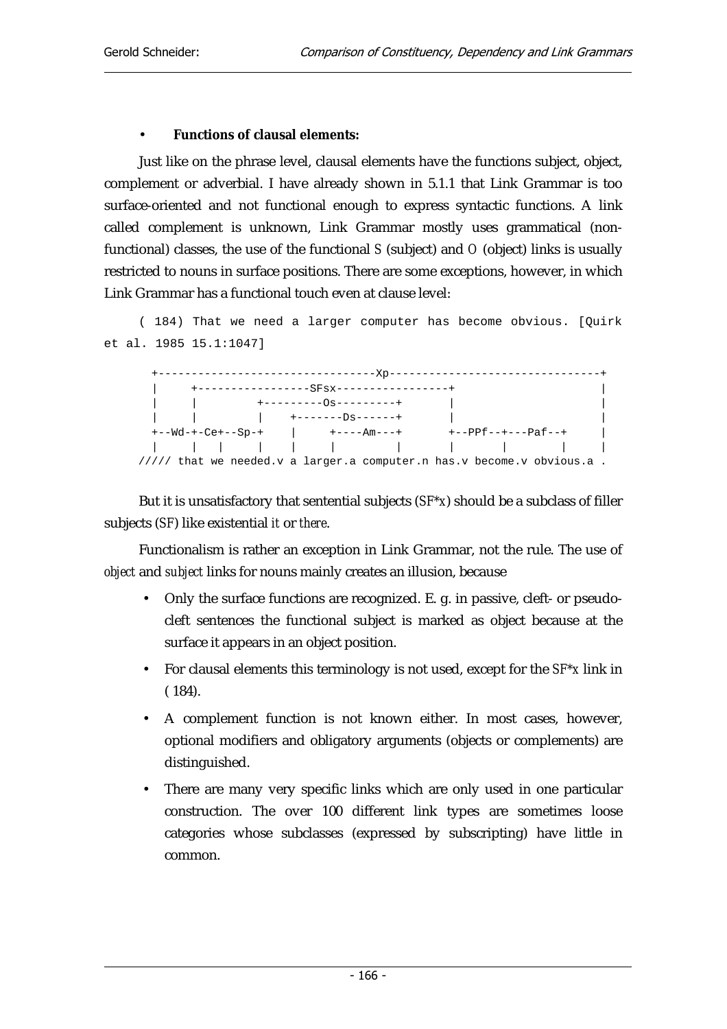- **Functions of clausal elements:**

Just like on the phrase level, clausal elements have the functions subject, object, complement or adverbial. I have already shown in 5.1.1 that Link Grammar is too surface-oriented and not functional enough to express syntactic functions. A link called complement is unknown, Link Grammar mostly uses grammatical (non-functional) classes, the use of the functional *S* (subject) and *O* (object) links is usually restricted to nouns in surface positions. There are some exceptions, however, in which Link Grammar has a functional touch even at clause level:

```
( 184) That we need a larger computer has become obvious. [Quirk
et al. 1985 15.1:1047]
```

```
  +--------------------------------Xp-------------------------------+
  |     +-----------------SFsx-----------------+                    |
  |     |         +---------Os---------+       |                    |
  |     |         |    +-------Ds------+       |                    |
  +--Wd-+-Ce+--Sp-+    |     +----Am---+       +--PPf--+---Paf--+   |
  |     |   |     |    |     |         |       |       |        |   |
///// that we needed.v a larger.a computer.n has.v become.v obvious.a .
```

But it is unsatisfactory that sentential subjects (*SF\*x*) should be a subclass of filler subjects (*SF*) like existential *it* or *there*.

Functionalism is rather an exception in Link Grammar, not the rule. The use of *object* and *subject* links for nouns mainly creates an illusion, because

- Only the surface functions are recognized. E. g. in passive, cleft- or pseudo-cleft sentences the functional subject is marked as object because at the surface it appears in an object position.
- For clausal elements this terminology is not used, except for the *SF\*x* link in ( 184).
- A complement function is not known either. In most cases, however, optional modifiers and obligatory arguments (objects or complements) are distinguished.
- There are many very specific links which are only used in one particular construction. The over 100 different link types are sometimes loose categories whose subclasses (expressed by subscripting) have little in common.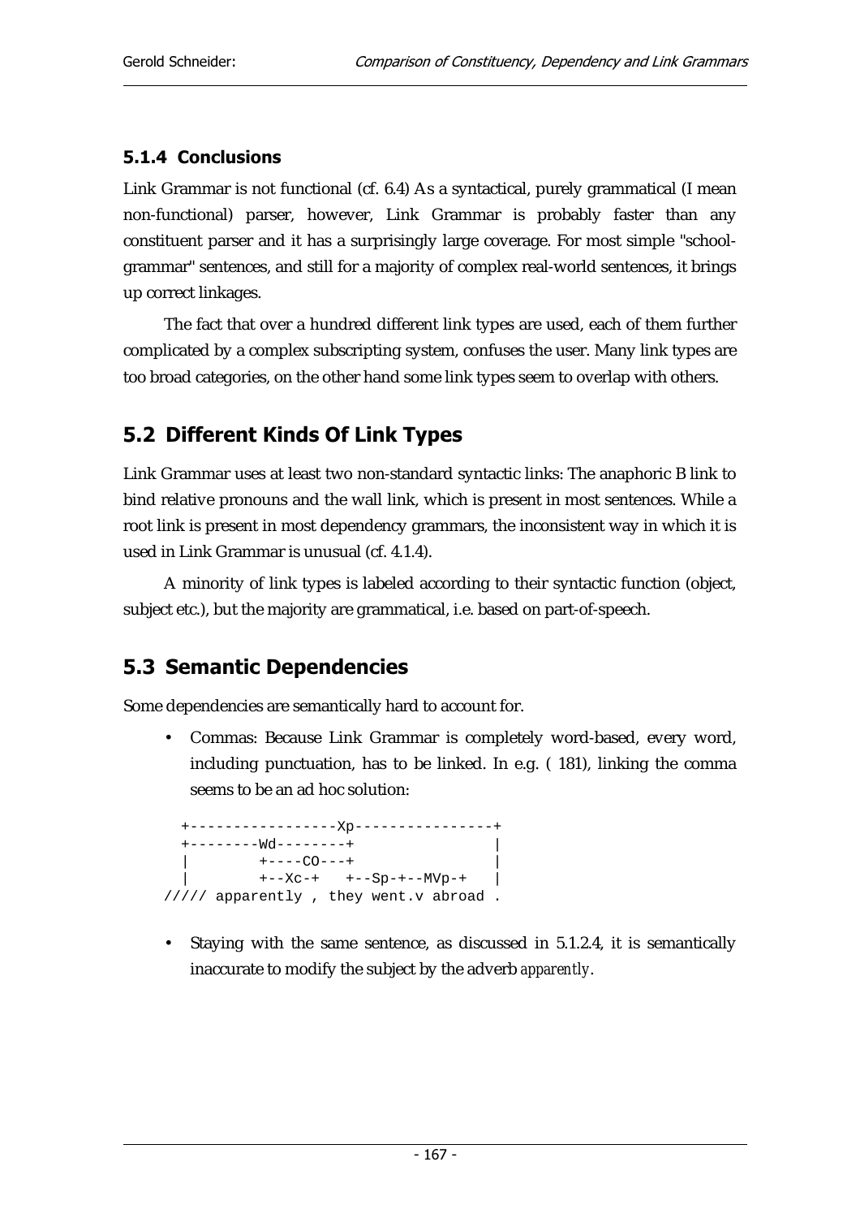### 5.1.4 Conclusions

Link Grammar is not functional (cf. 6.4) As a syntactical, purely grammatical (I mean non-functional) parser, however, Link Grammar is probably faster than any constituent parser and it has a surprisingly large coverage. For most simple "school-grammar" sentences, and still for a majority of complex real-world sentences, it brings up correct linkages.

The fact that over a hundred different link types are used, each of them further complicated by a complex subscripting system, confuses the user. Many link types are too broad categories, on the other hand some link types seem to overlap with others.

## 5.2 Different Kinds Of Link Types

Link Grammar uses at least two non-standard syntactic links: The anaphoric B link to bind relative pronouns and the wall link, which is present in most sentences. While a root link is present in most dependency grammars, the inconsistent way in which it is used in Link Grammar is unusual (cf. 4.1.4).

A minority of link types is labeled according to their syntactic function (object, subject etc.), but the majority are grammatical, i.e. based on part-of-speech.

## 5.3 Semantic Dependencies

Some dependencies are semantically hard to account for.

- Commas: Because Link Grammar is completely word-based, every word, including punctuation, has to be linked. In e.g. ( 181), linking the comma seems to be an ad hoc solution:

```
   +-----------------Xp----------------+
   +--------Wd--------+                |
   |        +----CO---+                |
   |        +--Xc-+   +--Sp-+--MVp-+   |
///// apparently , they went.v abroad .
```

- Staying with the same sentence, as discussed in 5.1.2.4, it is semantically inaccurate to modify the subject by the adverb *apparently*.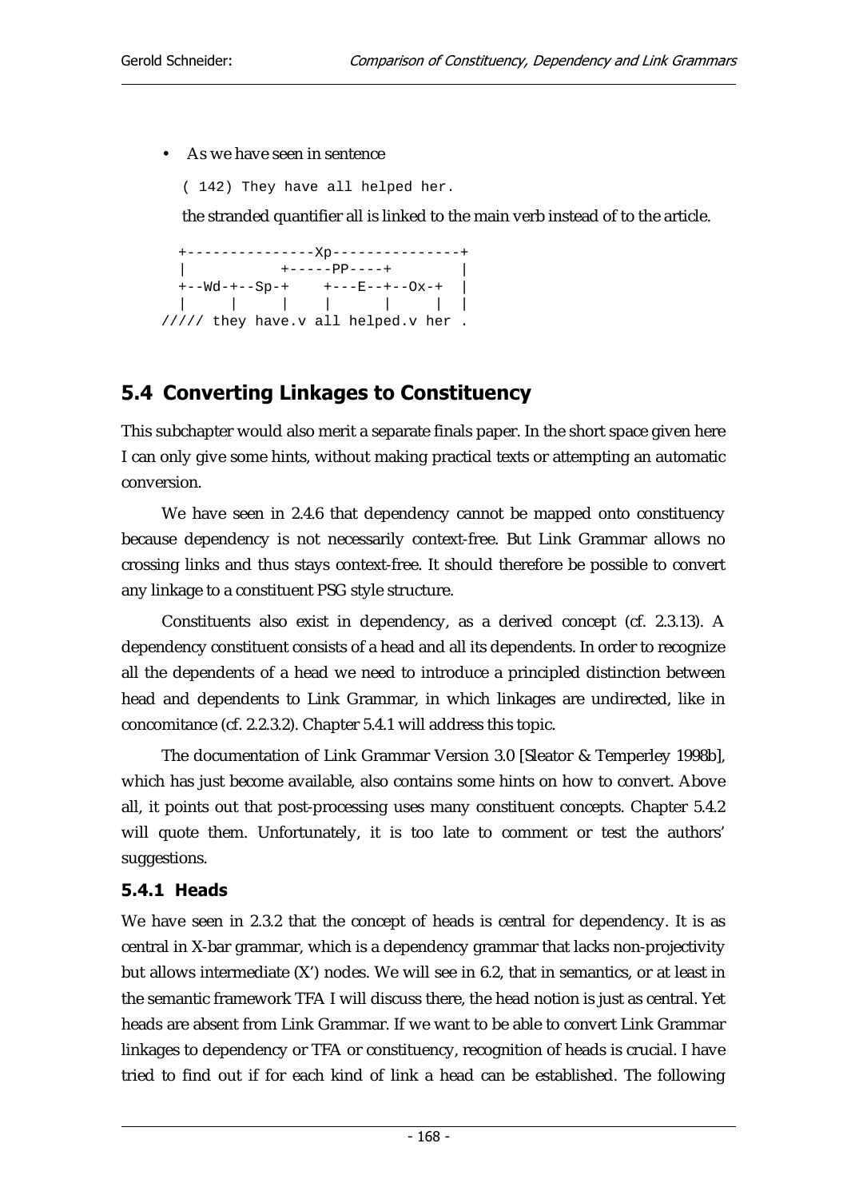- As we have seen in sentence

  ```
  ( 142) They have all helped her.
  ```

  the stranded quantifier all is linked to the main verb instead of to the article.

```
  +---------------Xp---------------+
  |           +-----PP----+        |
  +--Wd-+--Sp-+    +---E--+--Ox-+  |
  |     |     |    |      |     |  |
///// they have.v all helped.v her .
```

## 5.4 Converting Linkages to Constituency

This subchapter would also merit a separate finals paper. In the short space given here I can only give some hints, without making practical texts or attempting an automatic conversion.

We have seen in 2.4.6 that dependency cannot be mapped onto constituency because dependency is not necessarily context-free. But Link Grammar allows no crossing links and thus stays context-free. It should therefore be possible to convert any linkage to a constituent PSG style structure.

Constituents also exist in dependency, as a derived concept (cf. 2.3.13). A dependency constituent consists of a head and all its dependents. In order to recognize all the dependents of a head we need to introduce a principled distinction between head and dependents to Link Grammar, in which linkages are undirected, like in concomitance (cf. 2.2.3.2). Chapter 5.4.1 will address this topic.

The documentation of Link Grammar Version 3.0 [Sleator & Temperley 1998b], which has just become available, also contains some hints on how to convert. Above all, it points out that post-processing uses many constituent concepts. Chapter 5.4.2 will quote them. Unfortunately, it is too late to comment or test the authors' suggestions.

### 5.4.1 Heads

We have seen in 2.3.2 that the concept of heads is central for dependency. It is as central in X-bar grammar, which is a dependency grammar that lacks non-projectivity but allows intermediate (X') nodes. We will see in 6.2, that in semantics, or at least in the semantic framework TFA I will discuss there, the head notion is just as central. Yet heads are absent from Link Grammar. If we want to be able to convert Link Grammar linkages to dependency or TFA or constituency, recognition of heads is crucial. I have tried to find out if for each kind of link a head can be established. The following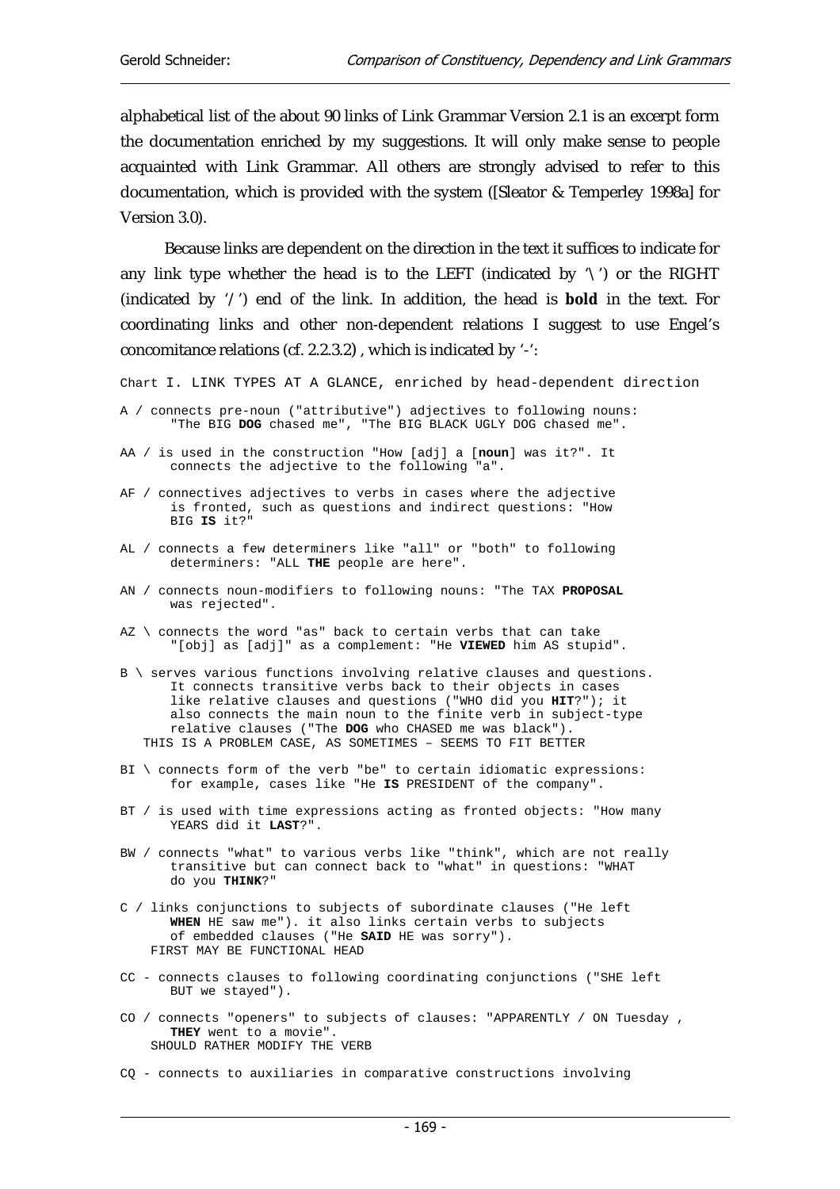alphabetical list of the about 90 links of Link Grammar Version 2.1 is an excerpt form the documentation enriched by my suggestions. It will only make sense to people acquainted with Link Grammar. All others are strongly advised to refer to this documentation, which is provided with the system ([Sleator & Temperley 1998a] for Version 3.0).

Because links are dependent on the direction in the text it suffices to indicate for any link type whether the head is to the LEFT (indicated by '\') or the RIGHT (indicated by '/') end of the link. In addition, the head is **bold** in the text. For coordinating links and other non-dependent relations I suggest to use Engel's concomitance relations (cf. 2.2.3.2) , which is indicated by '-':

Chart I. LINK TYPES AT A GLANCE, enriched by head-dependent direction

```
A / connects pre-noun ("attributive") adjectives to following nouns:
      "The BIG DOG chased me", "The BIG BLACK UGLY DOG chased me".

AA / is used in the construction "How [adj] a [noun] was it?". It
      connects the adjective to the following "a".

AF / connectives adjectives to verbs in cases where the adjective
      is fronted, such as questions and indirect questions: "How
      BIG IS it?"

AL / connects a few determiners like "all" or "both" to following
      determiners: "ALL THE people are here".

AN / connects noun-modifiers to following nouns: "The TAX PROPOSAL
      was rejected".

AZ \ connects the word "as" back to certain verbs that can take
      "[obj] as [adj]" as a complement: "He VIEWED him AS stupid".

B \ serves various functions involving relative clauses and questions.
      It connects transitive verbs back to their objects in cases
      like relative clauses and questions ("WHO did you HIT?"); it
      also connects the main noun to the finite verb in subject-type
      relative clauses ("The DOG who CHASED me was black").
   THIS IS A PROBLEM CASE, AS SOMETIMES – SEEMS TO FIT BETTER

BI \ connects form of the verb "be" to certain idiomatic expressions:
      for example, cases like "He IS PRESIDENT of the company".

BT / is used with time expressions acting as fronted objects: "How many
      YEARS did it LAST?".

BW / connects "what" to various verbs like "think", which are not really
      transitive but can connect back to "what" in questions: "WHAT
      do you THINK?"

C / links conjunctions to subjects of subordinate clauses ("He left
      WHEN HE saw me"). it also links certain verbs to subjects
      of embedded clauses ("He SAID HE was sorry").
    FIRST MAY BE FUNCTIONAL HEAD

CC - connects clauses to following coordinating conjunctions ("SHE left
      BUT we stayed").

CO / connects "openers" to subjects of clauses: "APPARENTLY / ON Tuesday ,
      THEY went to a movie".
    SHOULD RATHER MODIFY THE VERB

CQ - connects to auxiliaries in comparative constructions involving
```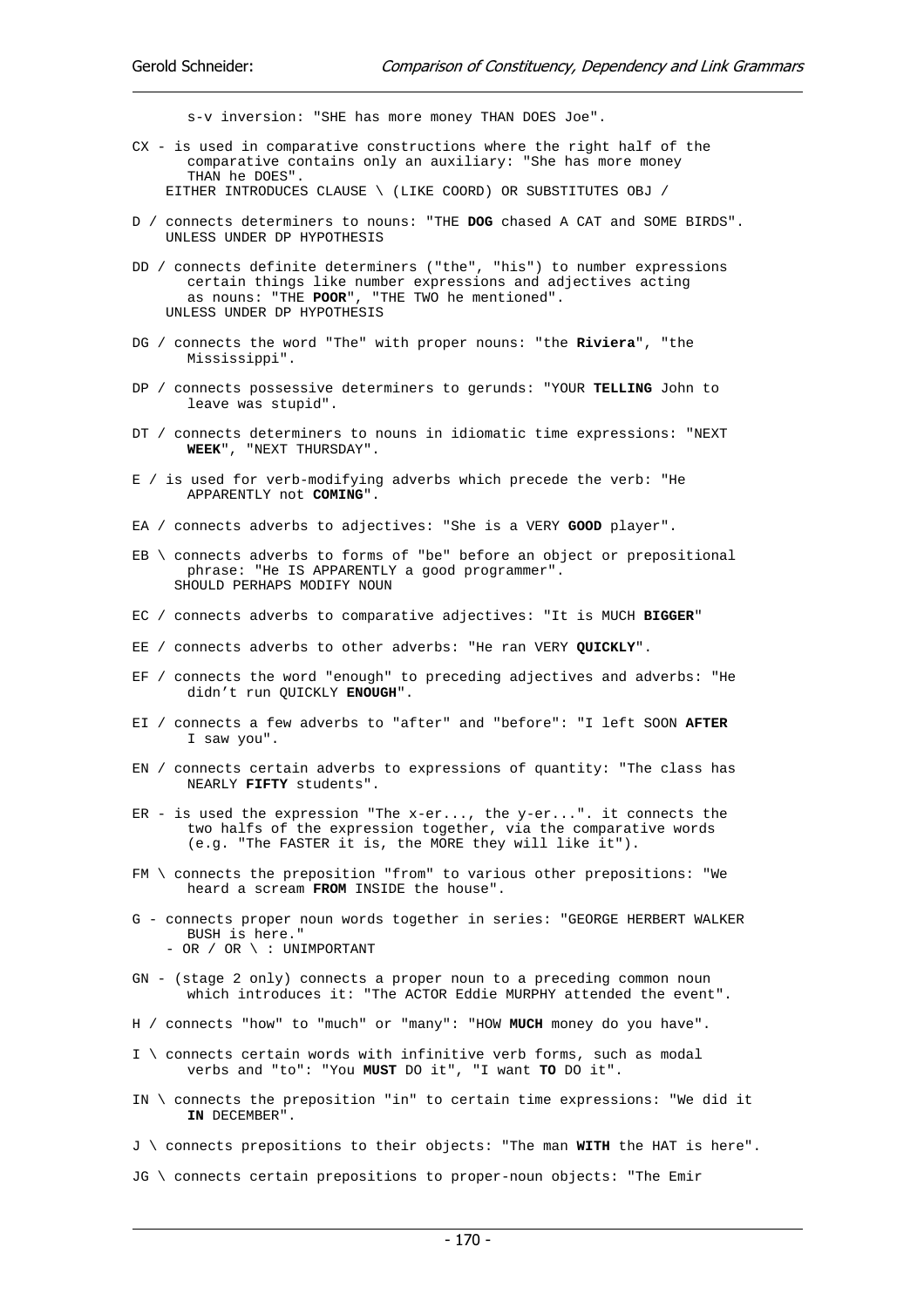s-v inversion: "SHE has more money THAN DOES Joe".

CX - is used in comparative constructions where the right half of the comparative contains only an auxiliary: "She has more money THAN he DOES".
EITHER INTRODUCES CLAUSE \ (LIKE COORD) OR SUBSTITUTES OBJ /

D / connects determiners to nouns: "THE **DOG** chased A CAT and SOME BIRDS".
UNLESS UNDER DP HYPOTHESIS

DD / connects definite determiners ("the", "his") to number expressions certain things like number expressions and adjectives acting as nouns: "THE **POOR**", "THE TWO he mentioned".
UNLESS UNDER DP HYPOTHESIS

DG / connects the word "The" with proper nouns: "the **Riviera**", "the Mississippi".

DP / connects possessive determiners to gerunds: "YOUR **TELLING** John to leave was stupid".

DT / connects determiners to nouns in idiomatic time expressions: "NEXT **WEEK**", "NEXT THURSDAY".

E / is used for verb-modifying adverbs which precede the verb: "He APPARENTLY not **COMING**".

EA / connects adverbs to adjectives: "She is a VERY **GOOD** player".

EB \ connects adverbs to forms of "be" before an object or prepositional phrase: "He IS APPARENTLY a good programmer".
SHOULD PERHAPS MODIFY NOUN

EC / connects adverbs to comparative adjectives: "It is MUCH **BIGGER**"

EE / connects adverbs to other adverbs: "He ran VERY **QUICKLY**".

EF / connects the word "enough" to preceding adjectives and adverbs: "He didn't run QUICKLY **ENOUGH**".

EI / connects a few adverbs to "after" and "before": "I left SOON **AFTER** I saw you".

EN / connects certain adverbs to expressions of quantity: "The class has NEARLY **FIFTY** students".

ER - is used the expression "The x-er..., the y-er...". it connects the two halfs of the expression together, via the comparative words (e.g. "The FASTER it is, the MORE they will like it").

FM \ connects the preposition "from" to various other prepositions: "We heard a scream **FROM** INSIDE the house".

G - connects proper noun words together in series: "GEORGE HERBERT WALKER BUSH is here."
- OR / OR \ : UNIMPORTANT

GN - (stage 2 only) connects a proper noun to a preceding common noun which introduces it: "The ACTOR Eddie MURPHY attended the event".

H / connects "how" to "much" or "many": "HOW **MUCH** money do you have".

I \ connects certain words with infinitive verb forms, such as modal verbs and "to": "You **MUST** DO it", "I want **TO** DO it".

IN \ connects the preposition "in" to certain time expressions: "We did it **IN** DECEMBER".

J \ connects prepositions to their objects: "The man **WITH** the HAT is here".

JG \ connects certain prepositions to proper-noun objects: "The Emir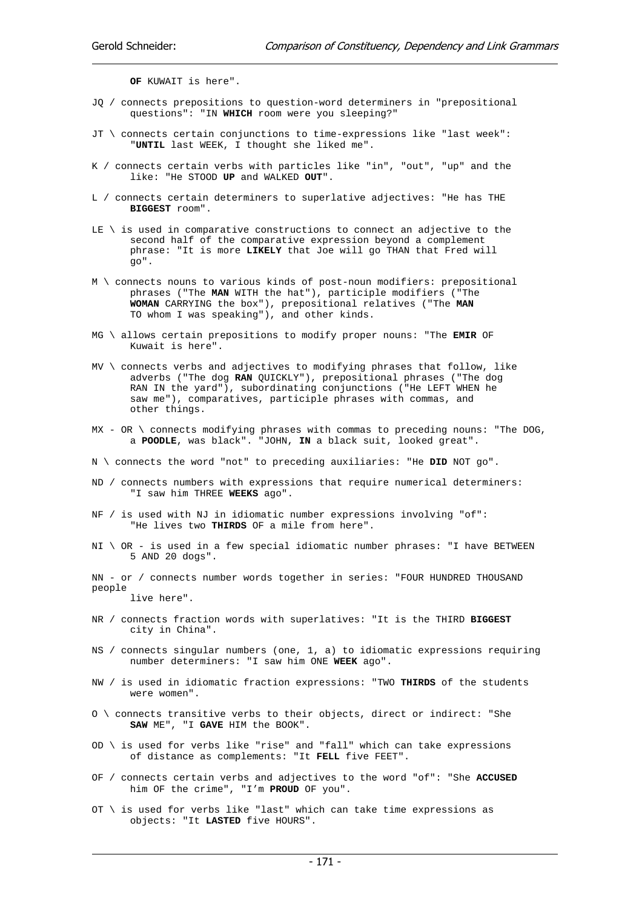**OF** KUWAIT is here".

JQ / connects prepositions to question-word determiners in "prepositional questions": "IN **WHICH** room were you sleeping?"

JT \ connects certain conjunctions to time-expressions like "last week": "**UNTIL** last WEEK, I thought she liked me".

K / connects certain verbs with particles like "in", "out", "up" and the like: "He STOOD **UP** and WALKED **OUT**".

L / connects certain determiners to superlative adjectives: "He has THE **BIGGEST** room".

LE \ is used in comparative constructions to connect an adjective to the second half of the comparative expression beyond a complement phrase: "It is more **LIKELY** that Joe will go THAN that Fred will go".

M \ connects nouns to various kinds of post-noun modifiers: prepositional phrases ("The **MAN** WITH the hat"), participle modifiers ("The **WOMAN** CARRYING the box"), prepositional relatives ("The **MAN** TO whom I was speaking"), and other kinds.

MG \ allows certain prepositions to modify proper nouns: "The **EMIR** OF Kuwait is here".

MV \ connects verbs and adjectives to modifying phrases that follow, like adverbs ("The dog **RAN** QUICKLY"), prepositional phrases ("The dog RAN IN the yard"), subordinating conjunctions ("He LEFT WHEN he saw me"), comparatives, participle phrases with commas, and other things.

MX - OR \ connects modifying phrases with commas to preceding nouns: "The DOG, a **POODLE**, was black". "JOHN, **IN** a black suit, looked great".

N \ connects the word "not" to preceding auxiliaries: "He **DID** NOT go".

ND / connects numbers with expressions that require numerical determiners: "I saw him THREE **WEEKS** ago".

NF / is used with NJ in idiomatic number expressions involving "of": "He lives two **THIRDS** OF a mile from here".

NI \ OR - is used in a few special idiomatic number phrases: "I have BETWEEN 5 AND 20 dogs".

NN - or / connects number words together in series: "FOUR HUNDRED THOUSAND people live here".

NR / connects fraction words with superlatives: "It is the THIRD **BIGGEST** city in China".

NS / connects singular numbers (one, 1, a) to idiomatic expressions requiring number determiners: "I saw him ONE **WEEK** ago".

NW / is used in idiomatic fraction expressions: "TWO **THIRDS** of the students were women".

O \ connects transitive verbs to their objects, direct or indirect: "She **SAW** ME", "I **GAVE** HIM the BOOK".

OD \ is used for verbs like "rise" and "fall" which can take expressions of distance as complements: "It **FELL** five FEET".

OF / connects certain verbs and adjectives to the word "of": "She **ACCUSED** him OF the crime", "I'm **PROUD** OF you".

OT \ is used for verbs like "last" which can take time expressions as objects: "It **LASTED** five HOURS".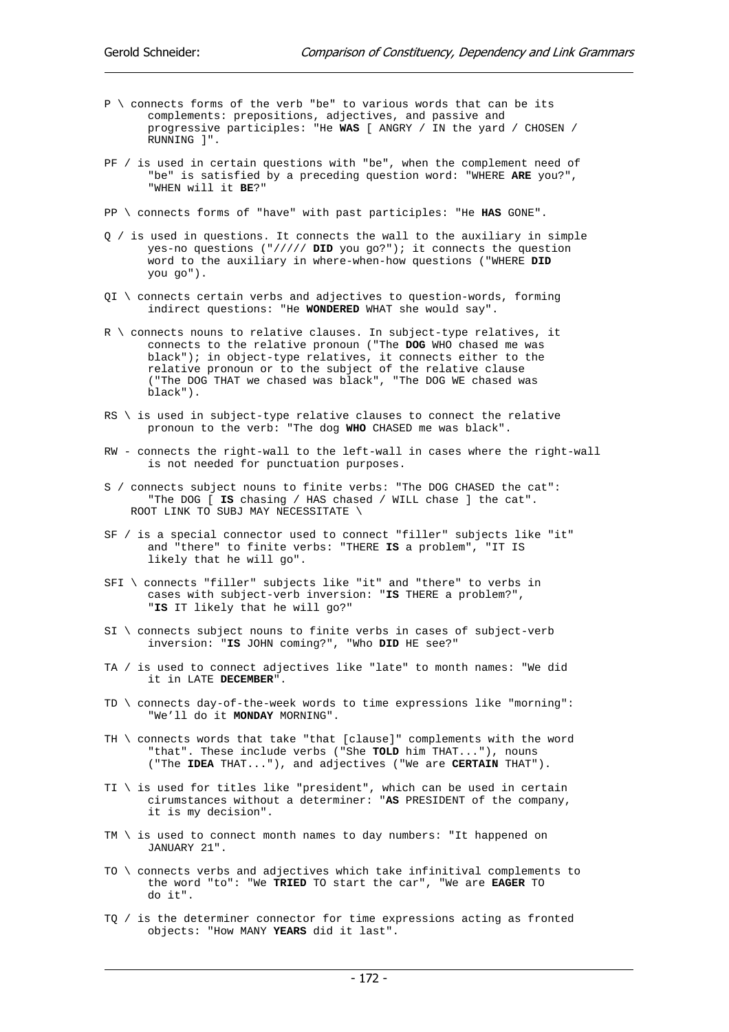P \ connects forms of the verb "be" to various words that can be its complements: prepositions, adjectives, and passive and progressive participles: "He **WAS** [ ANGRY / IN the yard / CHOSEN / RUNNING ]".

PF / is used in certain questions with "be", when the complement need of "be" is satisfied by a preceding question word: "WHERE **ARE** you?", "WHEN will it **BE**?"

PP \ connects forms of "have" with past participles: "He **HAS** GONE".

Q / is used in questions. It connects the wall to the auxiliary in simple yes-no questions ("///// **DID** you go?"); it connects the question word to the auxiliary in where-when-how questions ("WHERE **DID** you go").

QI \ connects certain verbs and adjectives to question-words, forming indirect questions: "He **WONDERED** WHAT she would say".

R \ connects nouns to relative clauses. In subject-type relatives, it connects to the relative pronoun ("The **DOG** WHO chased me was black"); in object-type relatives, it connects either to the relative pronoun or to the subject of the relative clause ("The DOG THAT we chased was black", "The DOG WE chased was black").

RS \ is used in subject-type relative clauses to connect the relative pronoun to the verb: "The dog **WHO** CHASED me was black".

RW - connects the right-wall to the left-wall in cases where the right-wall is not needed for punctuation purposes.

S / connects subject nouns to finite verbs: "The DOG CHASED the cat": "The DOG [ **IS** chasing / HAS chased / WILL chase ] the cat".
ROOT LINK TO SUBJ MAY NECESSITATE \

SF / is a special connector used to connect "filler" subjects like "it" and "there" to finite verbs: "THERE **IS** a problem", "IT IS likely that he will go".

SFI \ connects "filler" subjects like "it" and "there" to verbs in cases with subject-verb inversion: "**IS** THERE a problem?", "**IS** IT likely that he will go?"

SI \ connects subject nouns to finite verbs in cases of subject-verb inversion: "**IS** JOHN coming?", "Who **DID** HE see?"

TA / is used to connect adjectives like "late" to month names: "We did it in LATE **DECEMBER**".

TD \ connects day-of-the-week words to time expressions like "morning": "We'll do it **MONDAY** MORNING".

TH \ connects words that take "that [clause]" complements with the word "that". These include verbs ("She **TOLD** him THAT..."), nouns ("The **IDEA** THAT..."), and adjectives ("We are **CERTAIN** THAT").

TI \ is used for titles like "president", which can be used in certain cirumstances without a determiner: "**AS** PRESIDENT of the company, it is my decision".

TM \ is used to connect month names to day numbers: "It happened on JANUARY 21".

TO \ connects verbs and adjectives which take infinitival complements to the word "to": "We **TRIED** TO start the car", "We are **EAGER** TO do it".

TQ / is the determiner connector for time expressions acting as fronted objects: "How MANY **YEARS** did it last".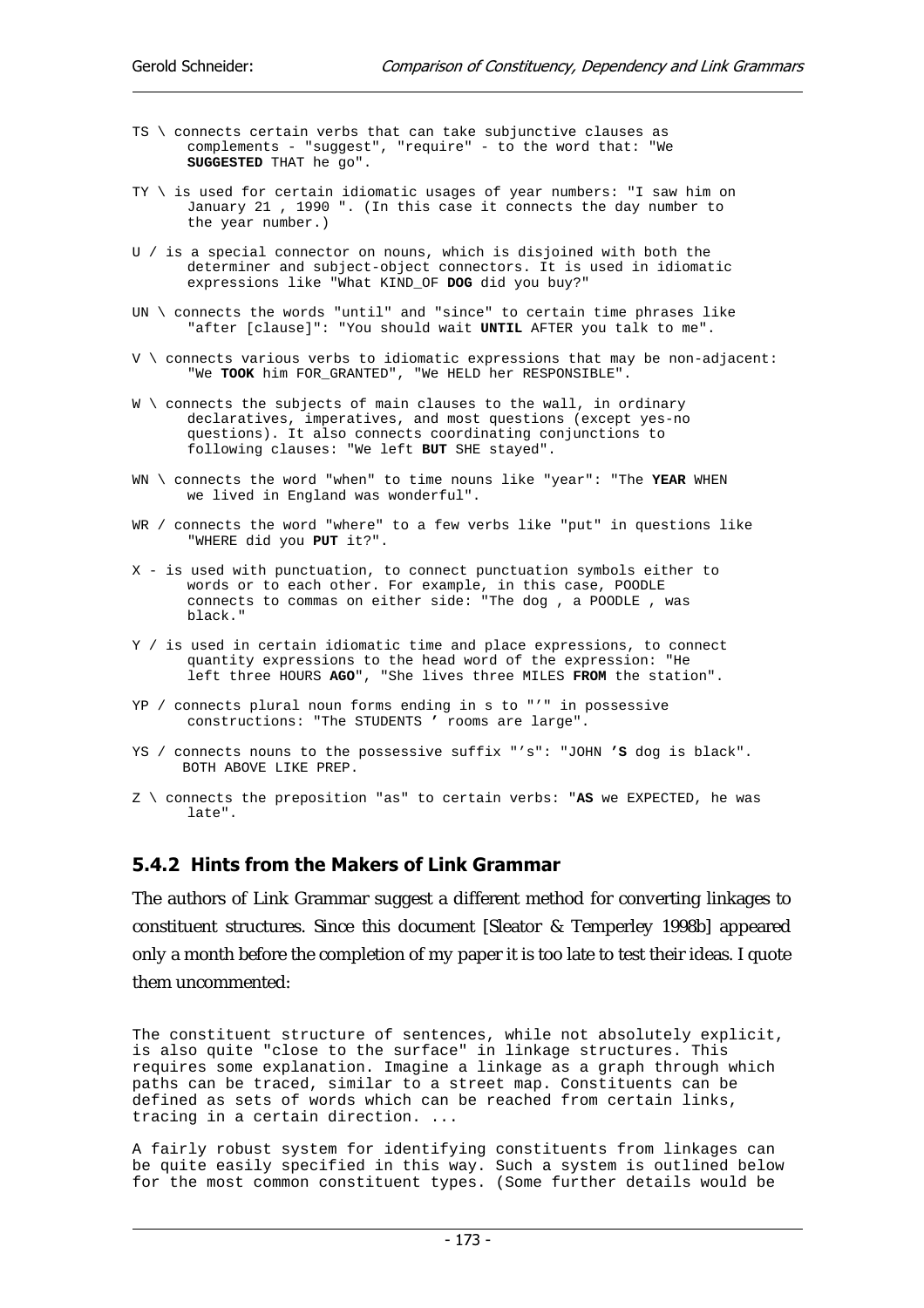```
TS \ connects certain verbs that can take subjunctive clauses as
       complements - "suggest", "require" - to the word that: "We
       SUGGESTED THAT he go".

TY \ is used for certain idiomatic usages of year numbers: "I saw him on
       January 21 , 1990 ". (In this case it connects the day number to
       the year number.)

U / is a special connector on nouns, which is disjoined with both the
       determiner and subject-object connectors. It is used in idiomatic
       expressions like "What KIND_OF DOG did you buy?"

UN \ connects the words "until" and "since" to certain time phrases like
       "after [clause]": "You should wait UNTIL AFTER you talk to me".

V \ connects various verbs to idiomatic expressions that may be non-adjacent:
       "We TOOK him FOR_GRANTED", "We HELD her RESPONSIBLE".

W \ connects the subjects of main clauses to the wall, in ordinary
       declaratives, imperatives, and most questions (except yes-no
       questions). It also connects coordinating conjunctions to
       following clauses: "We left BUT SHE stayed".

WN \ connects the word "when" to time nouns like "year": "The YEAR WHEN
       we lived in England was wonderful".

WR / connects the word "where" to a few verbs like "put" in questions like
       "WHERE did you PUT it?".

X - is used with punctuation, to connect punctuation symbols either to
       words or to each other. For example, in this case, POODLE
       connects to commas on either side: "The dog , a POODLE , was
       black."

Y / is used in certain idiomatic time and place expressions, to connect
       quantity expressions to the head word of the expression: "He
       left three HOURS AGO", "She lives three MILES FROM the station".

YP / connects plural noun forms ending in s to "'" in possessive
       constructions: "The STUDENTS ' rooms are large".

YS / connects nouns to the possessive suffix "'s": "JOHN 'S dog is black".
      BOTH ABOVE LIKE PREP.

Z \ connects the preposition "as" to certain verbs: "AS we EXPECTED, he was
       late".
```

### 5.4.2 Hints from the Makers of Link Grammar

The authors of Link Grammar suggest a different method for converting linkages to constituent structures. Since this document [Sleator & Temperley 1998b] appeared only a month before the completion of my paper it is too late to test their ideas. I quote them uncommented:

```
The constituent structure of sentences, while not absolutely explicit,
is also quite "close to the surface" in linkage structures. This
requires some explanation. Imagine a linkage as a graph through which
paths can be traced, similar to a street map. Constituents can be
defined as sets of words which can be reached from certain links,
tracing in a certain direction. ...

A fairly robust system for identifying constituents from linkages can
be quite easily specified in this way. Such a system is outlined below
for the most common constituent types. (Some further details would be
```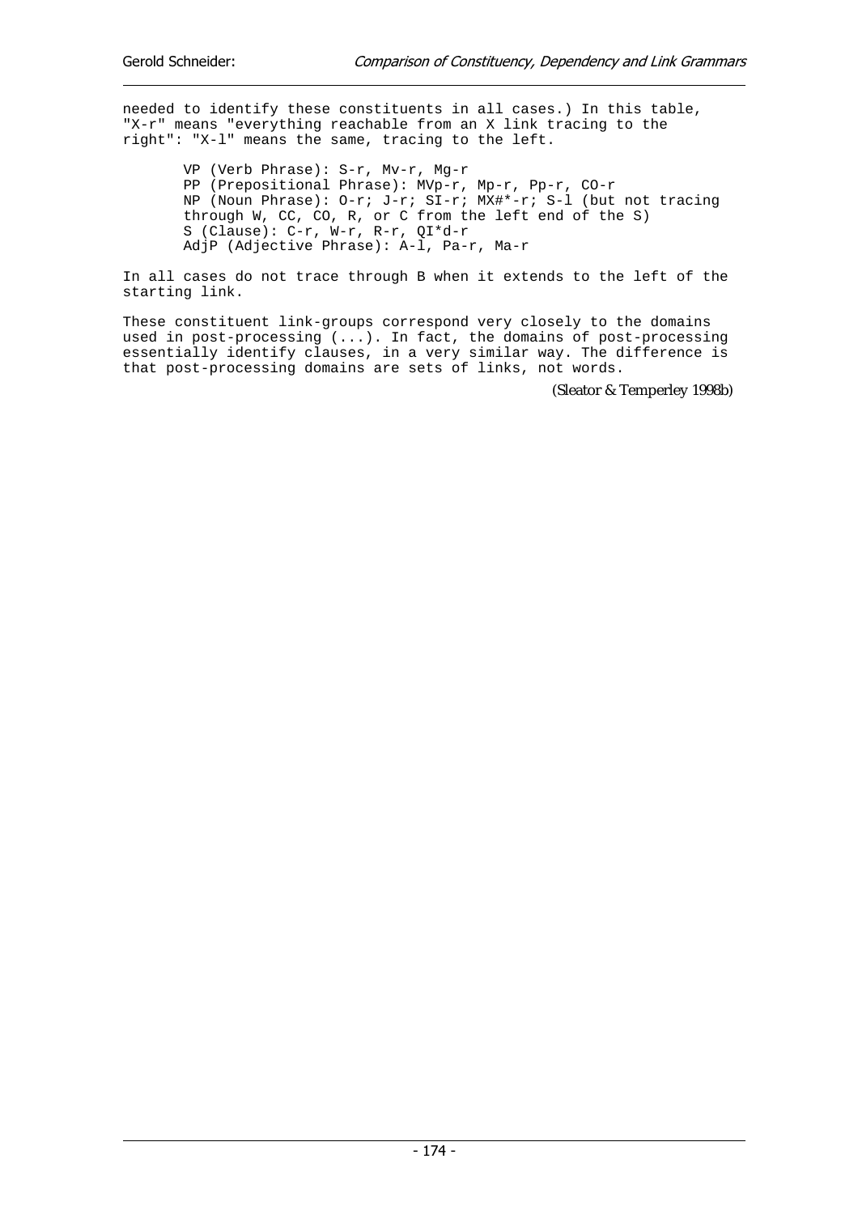needed to identify these constituents in all cases.) In this table, "X-r" means "everything reachable from an X link tracing to the right": "X-l" means the same, tracing to the left.

```
VP (Verb Phrase): S-r, Mv-r, Mg-r
PP (Prepositional Phrase): MVp-r, Mp-r, Pp-r, CO-r
NP (Noun Phrase): O-r; J-r; SI-r; MX#*-r; S-l (but not tracing
through W, CC, CO, R, or C from the left end of the S)
S (Clause): C-r, W-r, R-r, QI*d-r
AdjP (Adjective Phrase): A-l, Pa-r, Ma-r
```

In all cases do not trace through B when it extends to the left of the starting link.

These constituent link-groups correspond very closely to the domains used in post-processing (...). In fact, the domains of post-processing essentially identify clauses, in a very similar way. The difference is that post-processing domains are sets of links, not words.

(Sleator & Temperley 1998b)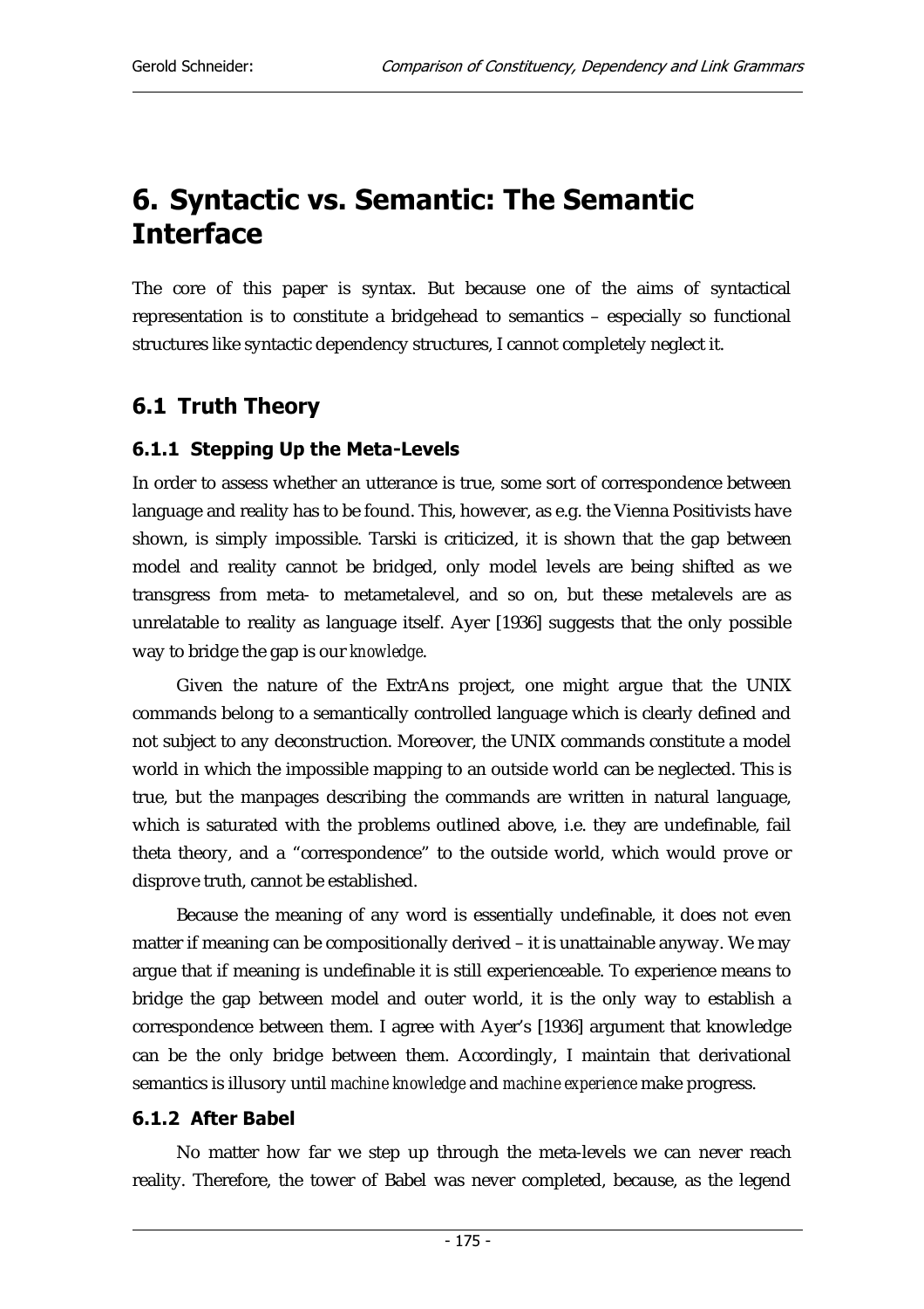# 6. Syntactic vs. Semantic: The Semantic Interface

The core of this paper is syntax. But because one of the aims of syntactical representation is to constitute a bridgehead to semantics – especially so functional structures like syntactic dependency structures, I cannot completely neglect it.

## 6.1 Truth Theory

### 6.1.1 Stepping Up the Meta-Levels

In order to assess whether an utterance is true, some sort of correspondence between language and reality has to be found. This, however, as e.g. the Vienna Positivists have shown, is simply impossible. Tarski is criticized, it is shown that the gap between model and reality cannot be bridged, only model levels are being shifted as we transgress from meta- to metametalevel, and so on, but these metalevels are as unrelatable to reality as language itself. Ayer [1936] suggests that the only possible way to bridge the gap is our *knowledge*.

Given the nature of the ExtrAns project, one might argue that the UNIX commands belong to a semantically controlled language which is clearly defined and not subject to any deconstruction. Moreover, the UNIX commands constitute a model world in which the impossible mapping to an outside world can be neglected. This is true, but the manpages describing the commands are written in natural language, which is saturated with the problems outlined above, i.e. they are undefinable, fail theta theory, and a "correspondence" to the outside world, which would prove or disprove truth, cannot be established.

Because the meaning of any word is essentially undefinable, it does not even matter if meaning can be compositionally derived – it is unattainable anyway. We may argue that if meaning is undefinable it is still experienceable. To experience means to bridge the gap between model and outer world, it is the only way to establish a correspondence between them. I agree with Ayer's [1936] argument that knowledge can be the only bridge between them. Accordingly, I maintain that derivational semantics is illusory until *machine knowledge* and *machine experience* make progress.

### 6.1.2 After Babel

No matter how far we step up through the meta-levels we can never reach reality. Therefore, the tower of Babel was never completed, because, as the legend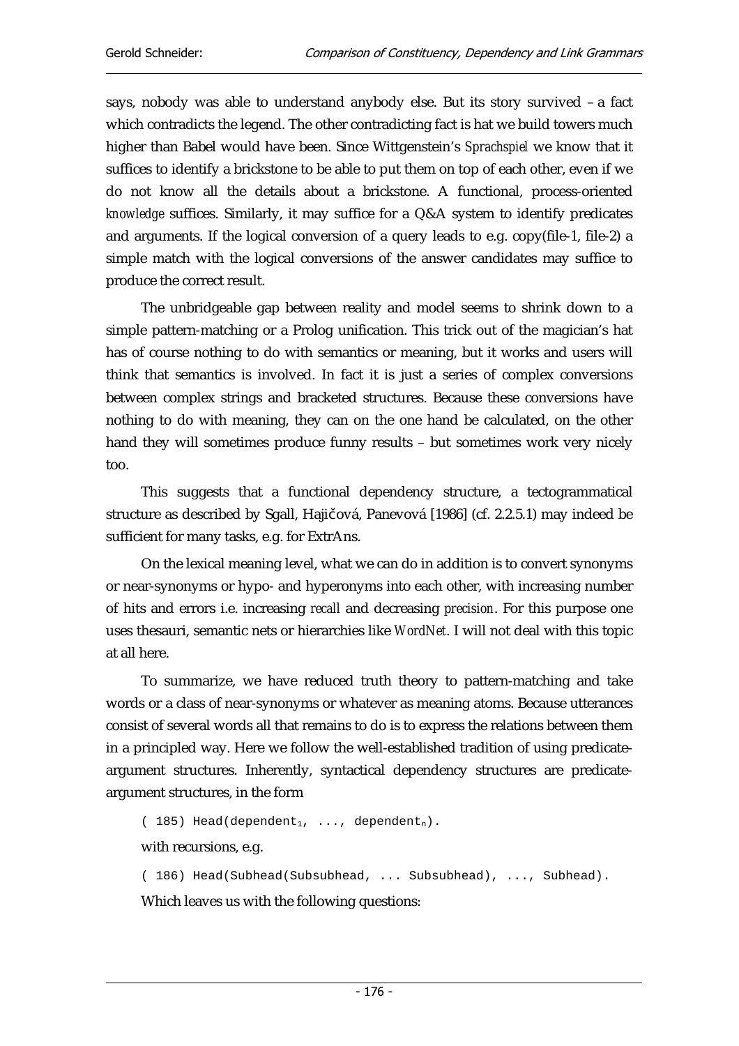says, nobody was able to understand anybody else. But its story survived – a fact which contradicts the legend. The other contradicting fact is hat we build towers much higher than Babel would have been. Since Wittgenstein's *Sprachspiel* we know that it suffices to identify a brickstone to be able to put them on top of each other, even if we do not know all the details about a brickstone. A functional, process-oriented *knowledge* suffices. Similarly, it may suffice for a Q&A system to identify predicates and arguments. If the logical conversion of a query leads to e.g. copy(file-1, file-2) a simple match with the logical conversions of the answer candidates may suffice to produce the correct result.

The unbridgeable gap between reality and model seems to shrink down to a simple pattern-matching or a Prolog unification. This trick out of the magician's hat has of course nothing to do with semantics or meaning, but it works and users will think that semantics is involved. In fact it is just a series of complex conversions between complex strings and bracketed structures. Because these conversions have nothing to do with meaning, they can on the one hand be calculated, on the other hand they will sometimes produce funny results – but sometimes work very nicely too.

This suggests that a functional dependency structure, a tectogrammatical structure as described by Sgall, Hajičová, Panevová [1986] (cf. 2.2.5.1) may indeed be sufficient for many tasks, e.g. for ExtrAns.

On the lexical meaning level, what we can do in addition is to convert synonyms or near-synonyms or hypo- and hyperonyms into each other, with increasing number of hits and errors i.e. increasing *recall* and decreasing *precision*. For this purpose one uses thesauri, semantic nets or hierarchies like *WordNet*. I will not deal with this topic at all here.

To summarize, we have reduced truth theory to pattern-matching and take words or a class of near-synonyms or whatever as meaning atoms. Because utterances consist of several words all that remains to do is to express the relations between them in a principled way. Here we follow the well-established tradition of using predicate-argument structures. Inherently, syntactical dependency structures are predicate-argument structures, in the form

( 185) Head(dependent$_1$, ..., dependent$_n$).

with recursions, e.g.

( 186) Head(Subhead(Subsubhead, ... Subsubhead), ..., Subhead).

Which leaves us with the following questions: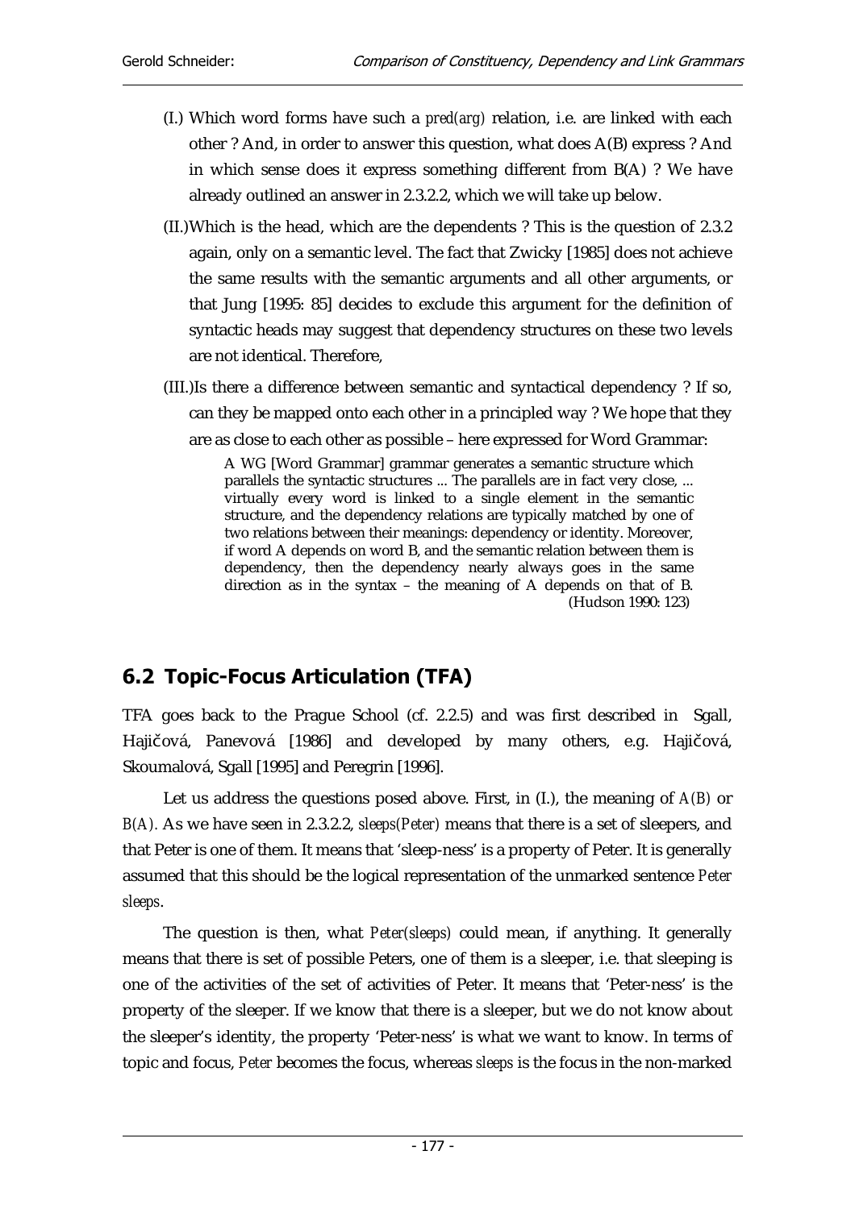(I.) Which word forms have such a *pred(arg)* relation, i.e. are linked with each other ? And, in order to answer this question, what does A(B) express ? And in which sense does it express something different from B(A) ? We have already outlined an answer in 2.3.2.2, which we will take up below.

(II.)Which is the head, which are the dependents ? This is the question of 2.3.2 again, only on a semantic level. The fact that Zwicky [1985] does not achieve the same results with the semantic arguments and all other arguments, or that Jung [1995: 85] decides to exclude this argument for the definition of syntactic heads may suggest that dependency structures on these two levels are not identical. Therefore,

(III.)Is there a difference between semantic and syntactical dependency ? If so, can they be mapped onto each other in a principled way ? We hope that they are as close to each other as possible – here expressed for Word Grammar:

> A WG [Word Grammar] grammar generates a semantic structure which parallels the syntactic structures ... The parallels are in fact very close, ... virtually every word is linked to a single element in the semantic structure, and the dependency relations are typically matched by one of two relations between their meanings: dependency or identity. Moreover, if word A depends on word B, and the semantic relation between them is dependency, then the dependency nearly always goes in the same direction as in the syntax – the meaning of A depends on that of B. (Hudson 1990: 123)

## 6.2 Topic-Focus Articulation (TFA)

TFA goes back to the Prague School (cf. 2.2.5) and was first described in Sgall, Hajičová, Panevová [1986] and developed by many others, e.g. Hajičová, Skoumalová, Sgall [1995] and Peregrin [1996].

Let us address the questions posed above. First, in (I.), the meaning of *A(B)* or *B(A)*. As we have seen in 2.3.2.2, *sleeps(Peter)* means that there is a set of sleepers, and that Peter is one of them. It means that 'sleep-ness' is a property of Peter. It is generally assumed that this should be the logical representation of the unmarked sentence *Peter sleeps*.

The question is then, what *Peter(sleeps)* could mean, if anything. It generally means that there is set of possible Peters, one of them is a sleeper, i.e. that sleeping is one of the activities of the set of activities of Peter. It means that 'Peter-ness' is the property of the sleeper. If we know that there is a sleeper, but we do not know about the sleeper's identity, the property 'Peter-ness' is what we want to know. In terms of topic and focus, *Peter* becomes the focus, whereas *sleeps* is the focus in the non-marked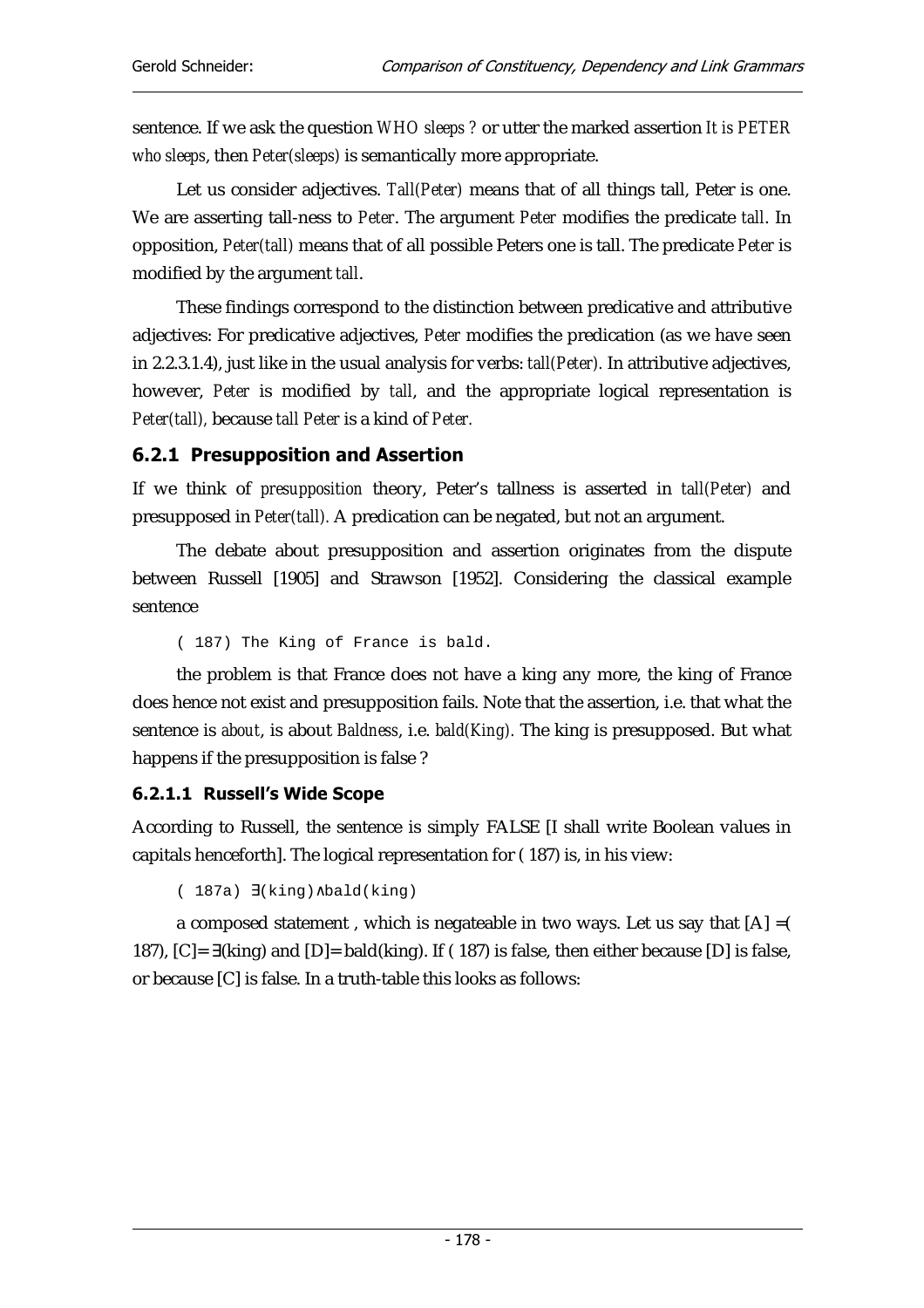sentence. If we ask the question *WHO sleeps ?* or utter the marked assertion *It is PETER who sleeps*, then *Peter(sleeps)* is semantically more appropriate.

Let us consider adjectives. *Tall(Peter)* means that of all things tall, Peter is one. We are asserting tall-ness to *Peter*. The argument *Peter* modifies the predicate *tall*. In opposition, *Peter(tall)* means that of all possible Peters one is tall. The predicate *Peter* is modified by the argument *tall*.

These findings correspond to the distinction between predicative and attributive adjectives: For predicative adjectives, *Peter* modifies the predication (as we have seen in 2.2.3.1.4), just like in the usual analysis for verbs: *tall(Peter)*. In attributive adjectives, however, *Peter* is modified by *tall*, and the appropriate logical representation is *Peter(tall)*, because *tall Peter* is a kind of *Peter*.

### 6.2.1 Presupposition and Assertion

If we think of *presupposition* theory, Peter's tallness is asserted in *tall(Peter)* and presupposed in *Peter(tall)*. A predication can be negated, but not an argument.

The debate about presupposition and assertion originates from the dispute between Russell [1905] and Strawson [1952]. Considering the classical example sentence

```
( 187) The King of France is bald.
```

the problem is that France does not have a king any more, the king of France does hence not exist and presupposition fails. Note that the assertion, i.e. that what the sentence is *about*, is about *Baldness*, i.e. *bald(King)*. The king is presupposed. But what happens if the presupposition is false ?

#### 6.2.1.1 Russell's Wide Scope

According to Russell, the sentence is simply FALSE [I shall write Boolean values in capitals henceforth]. The logical representation for ( 187) is, in his view:

```
( 187a) ∃(king)∧bald(king)
```

a composed statement , which is negateable in two ways. Let us say that [A] =( 187), [C]= ∃(king) and [D]= bald(king). If ( 187) is false, then either because [D] is false, or because [C] is false. In a truth-table this looks as follows: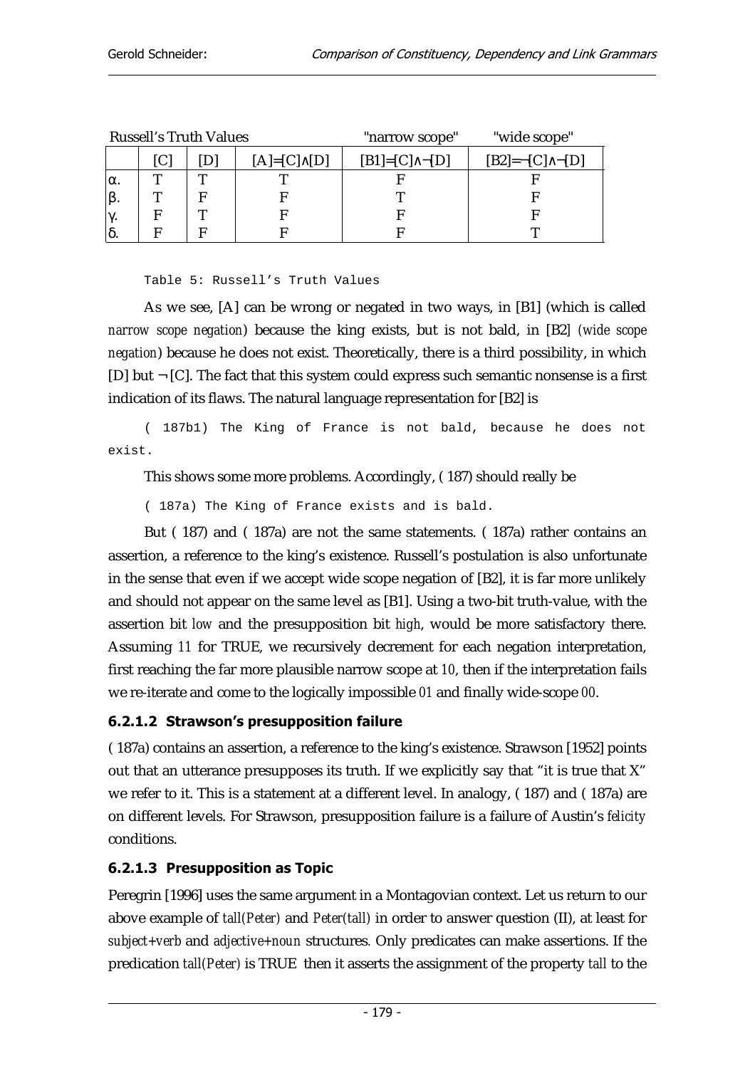| Russell's Truth Values | | | | "narrow scope" | "wide scope" |
|---|---|---|---|---|---|
| | [C] | [D] | [A]=[C]∧[D] | [B1]=[C]∧¬[D] | [B2]=¬[C]∧¬[D] |
| α. | T | T | T | F | F |
| β. | T | F | F | T | F |
| γ. | F | T | F | F | F |
| δ. | F | F | F | F | T |

Table 5: Russell's Truth Values

As we see, [A] can be wrong or negated in two ways, in [B1] (which is called *narrow scope negation*) because the king exists, but is not bald, in [B2] (*wide scope negation*) because he does not exist. Theoretically, there is a third possibility, in which [D] but ¬[C]. The fact that this system could express such semantic nonsense is a first indication of its flaws. The natural language representation for [B2] is

( 187b1) The King of France is not bald, because he does not exist.

This shows some more problems. Accordingly, ( 187) should really be

( 187a) The King of France exists and is bald.

But ( 187) and ( 187a) are not the same statements. ( 187a) rather contains an assertion, a reference to the king's existence. Russell's postulation is also unfortunate in the sense that even if we accept wide scope negation of [B2], it is far more unlikely and should not appear on the same level as [B1]. Using a two-bit truth-value, with the assertion bit *low* and the presupposition bit *high*, would be more satisfactory there. Assuming *11* for TRUE, we recursively decrement for each negation interpretation, first reaching the far more plausible narrow scope at *10*, then if the interpretation fails we re-iterate and come to the logically impossible *01* and finally wide-scope *00*.

### 6.2.1.2 Strawson's presupposition failure

( 187a) contains an assertion, a reference to the king's existence. Strawson [1952] points out that an utterance presupposes its truth. If we explicitly say that "it is true that X" we refer to it. This is a statement at a different level. In analogy, ( 187) and ( 187a) are on different levels. For Strawson, presupposition failure is a failure of Austin's *felicity* conditions.

### 6.2.1.3 Presupposition as Topic

Peregrin [1996] uses the same argument in a Montagovian context. Let us return to our above example of *tall(Peter)* and *Peter(tall)* in order to answer question (II), at least for *subject+verb* and *adjective+noun* structures. Only predicates can make assertions. If the predication *tall(Peter)* is TRUE then it asserts the assignment of the property *tall* to the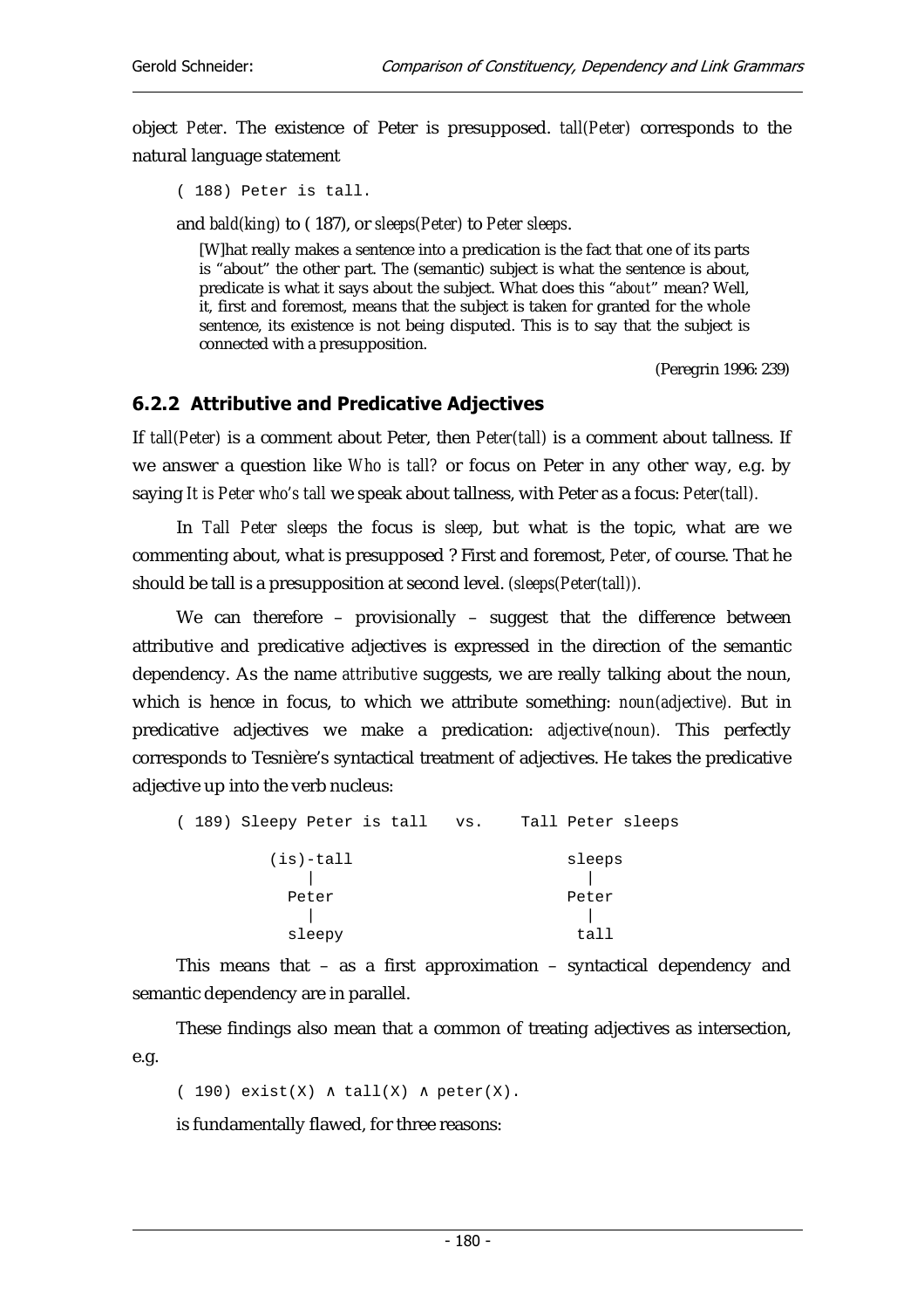object *Peter*. The existence of Peter is presupposed. *tall(Peter)* corresponds to the natural language statement

```
( 188) Peter is tall.
```

and *bald(king)* to ( 187), or *sleeps(Peter)* to *Peter sleeps*.

> [W]hat really makes a sentence into a predication is the fact that one of its parts is "about" the other part. The (semantic) subject is what the sentence is about, predicate is what it says about the subject. What does this "*about*" mean? Well, it, first and foremost, means that the subject is taken for granted for the whole sentence, its existence is not being disputed. This is to say that the subject is connected with a presupposition.
>
> (Peregrin 1996: 239)

### 6.2.2 Attributive and Predicative Adjectives

If *tall(Peter)* is a comment about Peter, then *Peter(tall)* is a comment about tallness. If we answer a question like *Who is tall?* or focus on Peter in any other way, e.g. by saying *It is Peter who's tall* we speak about tallness, with Peter as a focus: *Peter(tall).*

In *Tall Peter sleeps* the focus is *sleep*, but what is the topic, what are we commenting about, what is presupposed ? First and foremost, *Peter*, of course. That he should be tall is a presupposition at second level. *(sleeps(Peter(tall)).*

We can therefore – provisionally – suggest that the difference between attributive and predicative adjectives is expressed in the direction of the semantic dependency. As the name *attributive* suggests, we are really talking about the noun, which is hence in focus, to which we attribute something: *noun(adjective).* But in predicative adjectives we make a predication: *adjective(noun).* This perfectly corresponds to Tesnière's syntactical treatment of adjectives. He takes the predicative adjective up into the verb nucleus:

```
( 189) Sleepy Peter is tall   vs.    Tall Peter sleeps

          (is)-tall                      sleeps
             |                             |
           Peter                         Peter
             |                             |
           sleepy                         tall
```

This means that – as a first approximation – syntactical dependency and semantic dependency are in parallel.

These findings also mean that a common of treating adjectives as intersection, e.g.

```
( 190) exist(X) ∧ tall(X) ∧ peter(X).
```

is fundamentally flawed, for three reasons: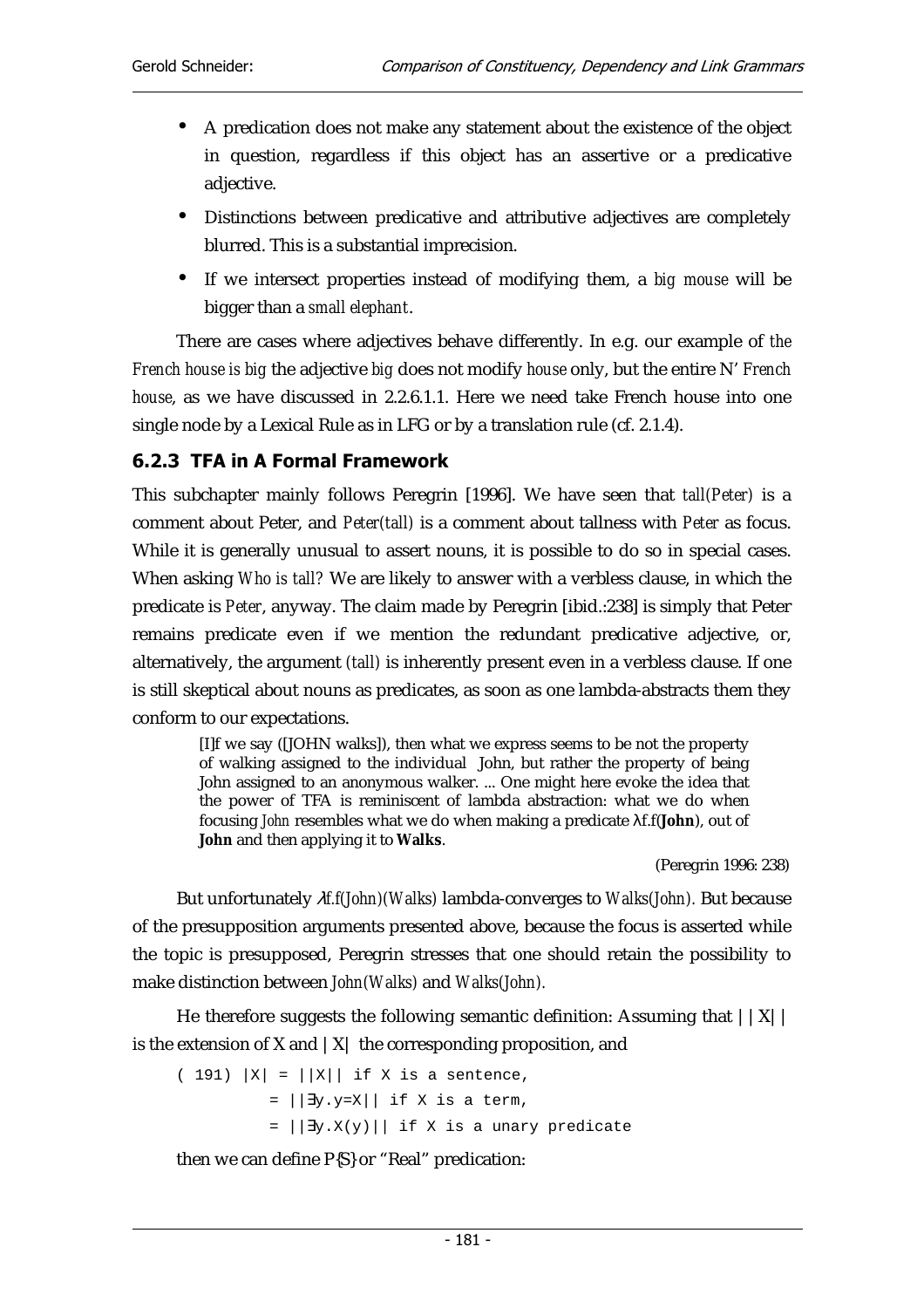- A predication does not make any statement about the existence of the object in question, regardless if this object has an assertive or a predicative adjective.
- Distinctions between predicative and attributive adjectives are completely blurred. This is a substantial imprecision.
- If we intersect properties instead of modifying them, a *big mouse* will be bigger than a *small elephant*.

There are cases where adjectives behave differently. In e.g. our example of *the French house is big* the adjective *big* does not modify *house* only, but the entire N' *French house*, as we have discussed in 2.2.6.1.1. Here we need take French house into one single node by a Lexical Rule as in LFG or by a translation rule (cf. 2.1.4).

### 6.2.3 TFA in A Formal Framework

This subchapter mainly follows Peregrin [1996]. We have seen that *tall(Peter)* is a comment about Peter, and *Peter(tall)* is a comment about tallness with *Peter* as focus. While it is generally unusual to assert nouns, it is possible to do so in special cases. When asking *Who is tall?* We are likely to answer with a verbless clause, in which the predicate is *Peter*, anyway. The claim made by Peregrin [ibid.:238] is simply that Peter remains predicate even if we mention the redundant predicative adjective, or, alternatively, the argument *(tall)* is inherently present even in a verbless clause. If one is still skeptical about nouns as predicates, as soon as one lambda-abstracts them they conform to our expectations.

> [I]f we say ([JOHN walks]), then what we express seems to be not the property of walking assigned to the individual John, but rather the property of being John assigned to an anonymous walker. ... One might here evoke the idea that the power of TFA is reminiscent of lambda abstraction: what we do when focusing *John* resembles what we do when making a predicate $\lambda f.f($**John**$)$, out of **John** and then applying it to **Walks**.
>
> (Peregrin 1996: 238)

But unfortunately $\lambda f.f(John)(Walks)$ lambda-converges to *Walks(John)*. But because of the presupposition arguments presented above, because the focus is asserted while the topic is presupposed, Peregrin stresses that one should retain the possibility to make distinction between *John(Walks)* and *Walks(John)*.

He therefore suggests the following semantic definition: Assuming that $||X||$ is the extension of X and $|X|$ the corresponding proposition, and

```
( 191) |X| = ||X|| if X is a sentence,
           = ||∃y.y=X|| if X is a term,
           = ||∃y.X(y)|| if X is a unary predicate
```

then we can define P{S} or “Real” predication: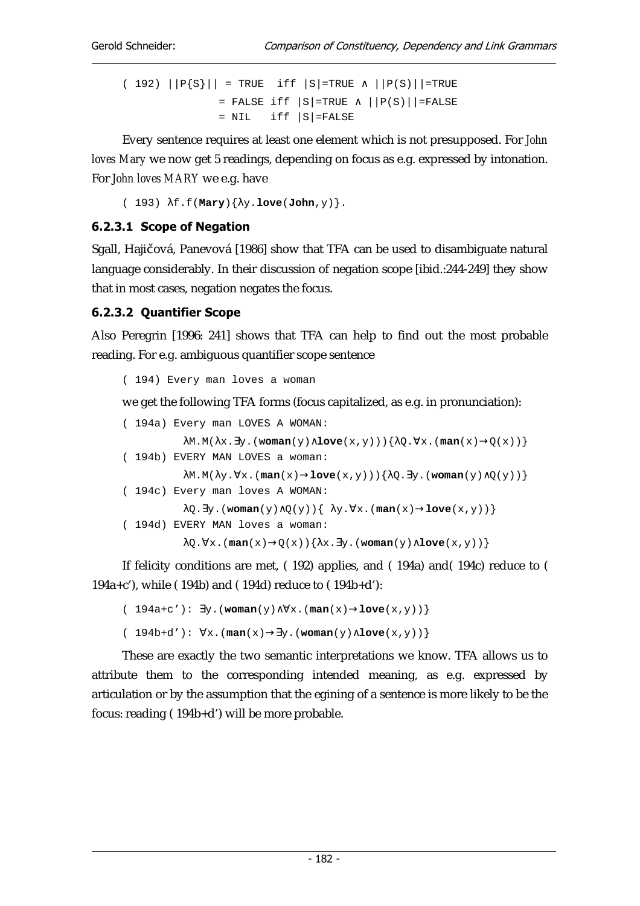$$( 192)\ ||P\{S\}|| = \text{TRUE} \quad \text{iff } |S|=\text{TRUE} \wedge ||P(S)||=\text{TRUE}$$
$$= \text{FALSE iff } |S|=\text{TRUE} \wedge ||P(S)||=\text{FALSE}$$
$$= \text{NIL} \quad \text{iff } |S|=\text{FALSE}$$

Every sentence requires at least one element which is not presupposed. For *John loves Mary* we now get 5 readings, depending on focus as e.g. expressed by intonation. For *John loves MARY* we e.g. have

$$( 193)\ \lambda f.f(\mathbf{Mary})\{\lambda y.\mathbf{love}(\mathbf{John},y)\}.$$

#### 6.2.3.1 Scope of Negation

Sgall, Hajičová, Panevová [1986] show that TFA can be used to disambiguate natural language considerably. In their discussion of negation scope [ibid.:244-249] they show that in most cases, negation negates the focus.

#### 6.2.3.2 Quantifier Scope

Also Peregrin [1996: 241] shows that TFA can help to find out the most probable reading. For e.g. ambiguous quantifier scope sentence

```
( 194) Every man loves a woman
```

we get the following TFA forms (focus capitalized, as e.g. in pronunciation):

( 194a) Every man LOVES A WOMAN:

$$\lambda M.M(\lambda x.\exists y.(\mathbf{woman}(y)\wedge\mathbf{love}(x,y)))\{\lambda Q.\forall x.(\mathbf{man}(x)\rightarrow Q(x))\}$$

( 194b) EVERY MAN LOVES a woman:

$$\lambda M.M(\lambda y.\forall x.(\mathbf{man}(x)\rightarrow\mathbf{love}(x,y)))\{\lambda Q.\exists y.(\mathbf{woman}(y)\wedge Q(y))\}$$

( 194c) Every man loves A WOMAN:

$$\lambda Q.\exists y.(\mathbf{woman}(y)\wedge Q(y))\{\ \lambda y.\forall x.(\mathbf{man}(x)\rightarrow\mathbf{love}(x,y))\}$$

( 194d) EVERY MAN loves a woman:

$$\lambda Q.\forall x.(\mathbf{man}(x)\rightarrow Q(x))\{\lambda x.\exists y.(\mathbf{woman}(y)\wedge\mathbf{love}(x,y))\}$$

If felicity conditions are met, ( 192) applies, and ( 194a) and( 194c) reduce to ( 194a+c'), while ( 194b) and ( 194d) reduce to ( 194b+d'):

$$( 194a+c'):\ \exists y.(\mathbf{woman}(y)\wedge\forall x.(\mathbf{man}(x)\rightarrow\mathbf{love}(x,y))\}$$

$$( 194b+d'):\ \forall x.(\mathbf{man}(x)\rightarrow\exists y.(\mathbf{woman}(y)\wedge\mathbf{love}(x,y))\}$$

These are exactly the two semantic interpretations we know. TFA allows us to attribute them to the corresponding intended meaning, as e.g. expressed by articulation or by the assumption that the egining of a sentence is more likely to be the focus: reading ( 194b+d') will be more probable.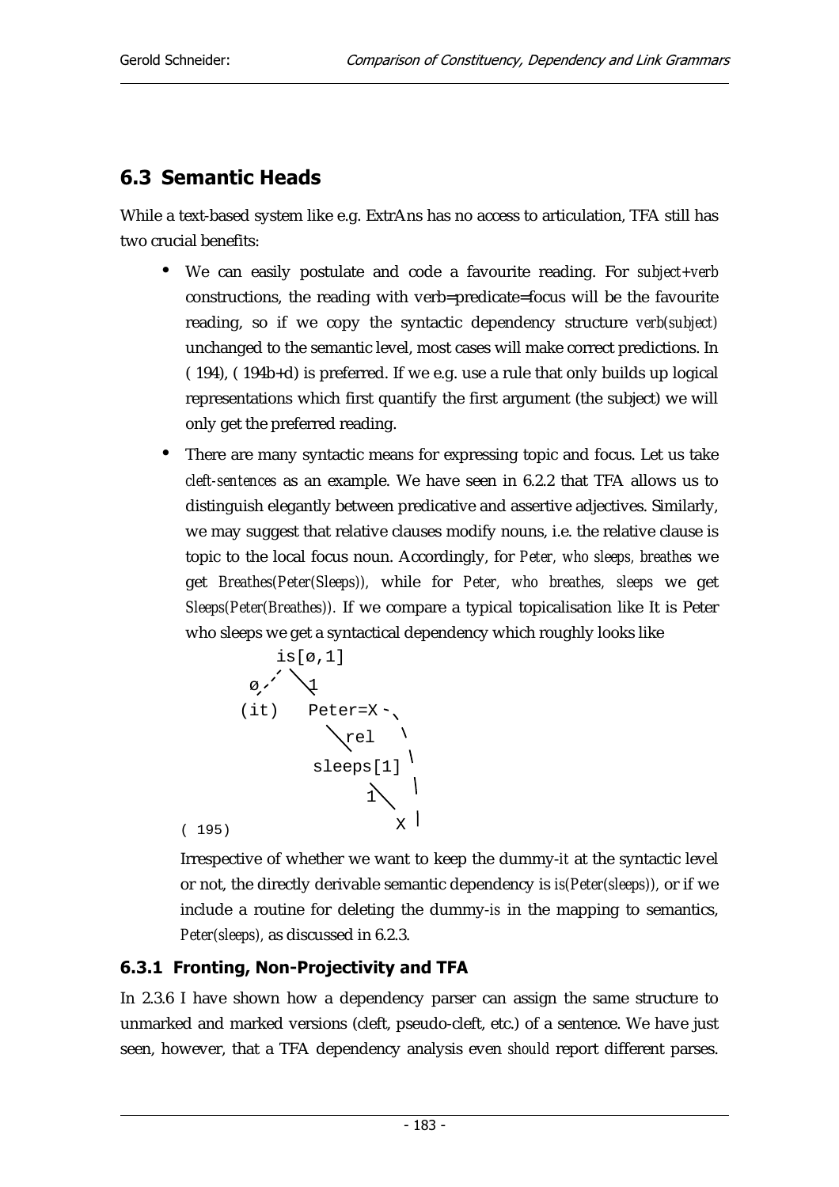## 6.3 Semantic Heads

While a text-based system like e.g. ExtrAns has no access to articulation, TFA still has two crucial benefits:

- We can easily postulate and code a favourite reading. For *subject+verb* constructions, the reading with verb=predicate=focus will be the favourite reading, so if we copy the syntactic dependency structure *verb(subject)* unchanged to the semantic level, most cases will make correct predictions. In ( 194), ( 194b+d) is preferred. If we e.g. use a rule that only builds up logical representations which first quantify the first argument (the subject) we will only get the preferred reading.
- There are many syntactic means for expressing topic and focus. Let us take *cleft-sentences* as an example. We have seen in 6.2.2 that TFA allows us to distinguish elegantly between predicative and assertive adjectives. Similarly, we may suggest that relative clauses modify nouns, i.e. the relative clause is topic to the local focus noun. Accordingly, for *Peter, who sleeps, breathes* we get *Breathes(Peter(Sleeps))*, while for *Peter, who breathes, sleeps* we get *Sleeps(Peter(Breathes))*. If we compare a typical topicalisation like It is Peter who sleeps we get a syntactical dependency which roughly looks like

```
        is[ø,1]
     ø,'  \1
    (it)   Peter=X-.
              \rel   \
              sleeps[1] \
                  1\     |
( 195)               X   |
```

  Irrespective of whether we want to keep the dummy-*it* at the syntactic level or not, the directly derivable semantic dependency is *is(Peter(sleeps))*, or if we include a routine for deleting the dummy-*is* in the mapping to semantics, *Peter(sleeps)*, as discussed in 6.2.3.

### 6.3.1 Fronting, Non-Projectivity and TFA

In 2.3.6 I have shown how a dependency parser can assign the same structure to unmarked and marked versions (cleft, pseudo-cleft, etc.) of a sentence. We have just seen, however, that a TFA dependency analysis even *should* report different parses.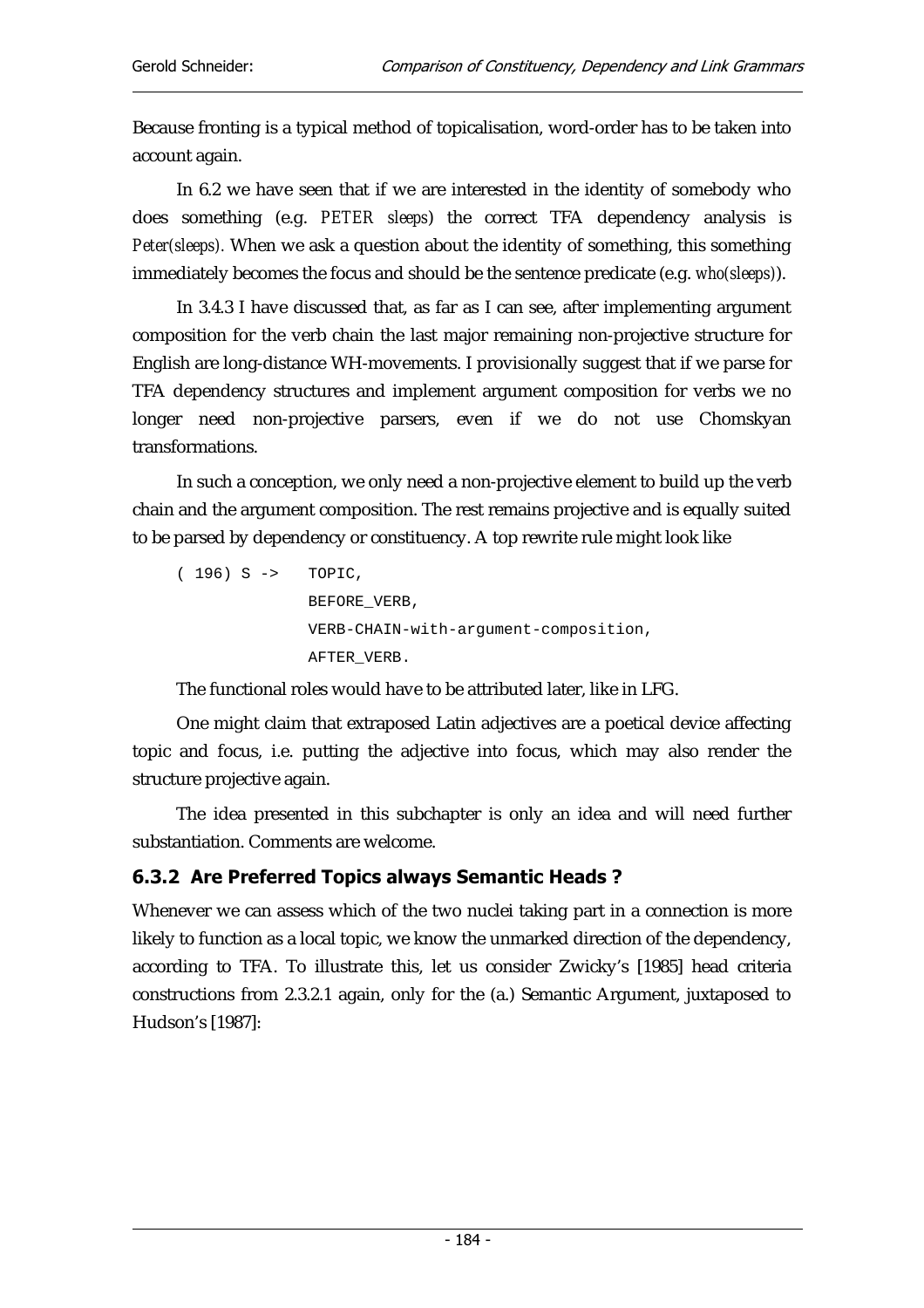Because fronting is a typical method of topicalisation, word-order has to be taken into account again.

In 6.2 we have seen that if we are interested in the identity of somebody who does something (e.g. *PETER sleeps*) the correct TFA dependency analysis is *Peter(sleeps)*. When we ask a question about the identity of something, this something immediately becomes the focus and should be the sentence predicate (e.g. *who(sleeps)*).

In 3.4.3 I have discussed that, as far as I can see, after implementing argument composition for the verb chain the last major remaining non-projective structure for English are long-distance WH-movements. I provisionally suggest that if we parse for TFA dependency structures and implement argument composition for verbs we no longer need non-projective parsers, even if we do not use Chomskyan transformations.

In such a conception, we only need a non-projective element to build up the verb chain and the argument composition. The rest remains projective and is equally suited to be parsed by dependency or constituency. A top rewrite rule might look like

```
( 196) S ->   TOPIC,
              BEFORE_VERB,
              VERB-CHAIN-with-argument-composition,
              AFTER_VERB.
```

The functional roles would have to be attributed later, like in LFG.

One might claim that extraposed Latin adjectives are a poetical device affecting topic and focus, i.e. putting the adjective into focus, which may also render the structure projective again.

The idea presented in this subchapter is only an idea and will need further substantiation. Comments are welcome.

### 6.3.2 Are Preferred Topics always Semantic Heads ?

Whenever we can assess which of the two nuclei taking part in a connection is more likely to function as a local topic, we know the unmarked direction of the dependency, according to TFA. To illustrate this, let us consider Zwicky's [1985] head criteria constructions from 2.3.2.1 again, only for the (a.) Semantic Argument, juxtaposed to Hudson's [1987]: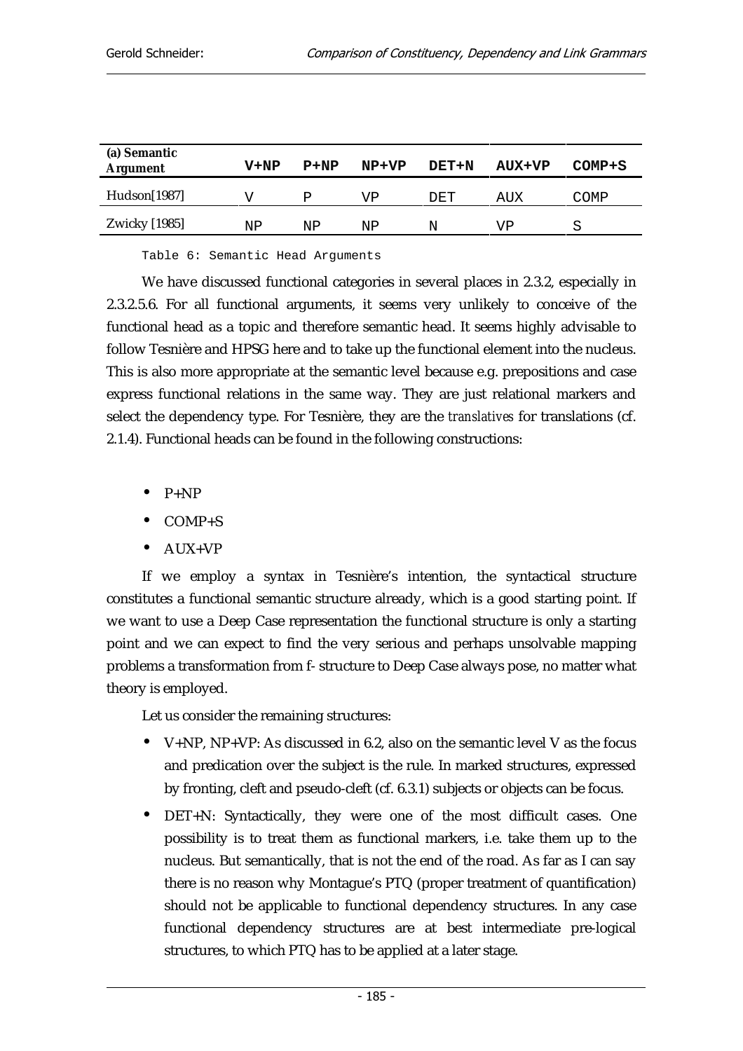| (a) Semantic Argument | V+NP | P+NP | NP+VP | DET+N | AUX+VP | COMP+S |
|---|---|---|---|---|---|---|
| Hudson[1987] | V | P | VP | DET | AUX | COMP |
| Zwicky [1985] | NP | NP | NP | N | VP | S |

Table 6: Semantic Head Arguments

We have discussed functional categories in several places in 2.3.2, especially in 2.3.2.5.6. For all functional arguments, it seems very unlikely to conceive of the functional head as a topic and therefore semantic head. It seems highly advisable to follow Tesnière and HPSG here and to take up the functional element into the nucleus. This is also more appropriate at the semantic level because e.g. prepositions and case express functional relations in the same way. They are just relational markers and select the dependency type. For Tesnière, they are the *translatives* for translations (cf. 2.1.4). Functional heads can be found in the following constructions:

- P+NP
- COMP+S
- AUX+VP

If we employ a syntax in Tesnière's intention, the syntactical structure constitutes a functional semantic structure already, which is a good starting point. If we want to use a Deep Case representation the functional structure is only a starting point and we can expect to find the very serious and perhaps unsolvable mapping problems a transformation from f- structure to Deep Case always pose, no matter what theory is employed.

Let us consider the remaining structures:

- V+NP, NP+VP: As discussed in 6.2, also on the semantic level V as the focus and predication over the subject is the rule. In marked structures, expressed by fronting, cleft and pseudo-cleft (cf. 6.3.1) subjects or objects can be focus.
- DET+N: Syntactically, they were one of the most difficult cases. One possibility is to treat them as functional markers, i.e. take them up to the nucleus. But semantically, that is not the end of the road. As far as I can say there is no reason why Montague's PTQ (proper treatment of quantification) should not be applicable to functional dependency structures. In any case functional dependency structures are at best intermediate pre-logical structures, to which PTQ has to be applied at a later stage.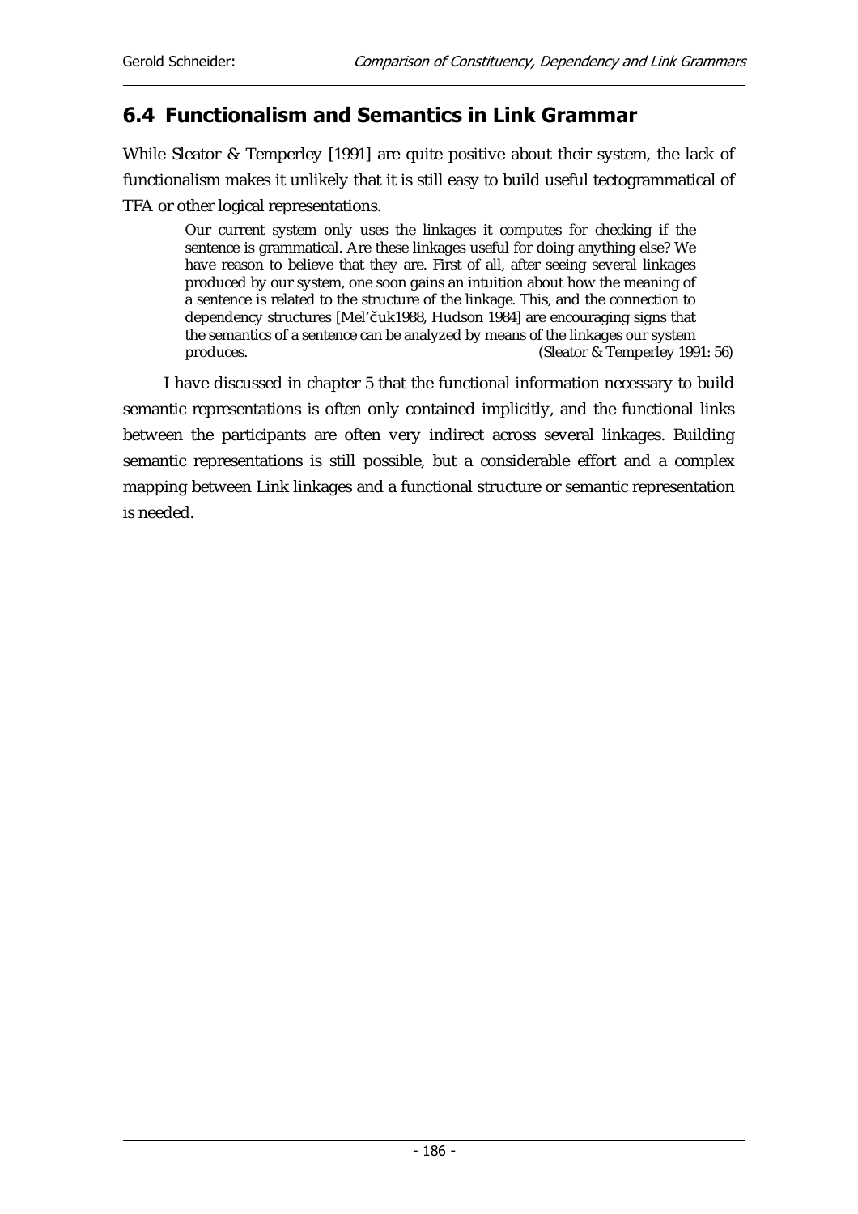## 6.4 Functionalism and Semantics in Link Grammar

While Sleator & Temperley [1991] are quite positive about their system, the lack of functionalism makes it unlikely that it is still easy to build useful tectogrammatical of TFA or other logical representations.

> Our current system only uses the linkages it computes for checking if the sentence is grammatical. Are these linkages useful for doing anything else? We have reason to believe that they are. First of all, after seeing several linkages produced by our system, one soon gains an intuition about how the meaning of a sentence is related to the structure of the linkage. This, and the connection to dependency structures [Mel'čuk1988, Hudson 1984] are encouraging signs that the semantics of a sentence can be analyzed by means of the linkages our system produces. (Sleator & Temperley 1991: 56)

I have discussed in chapter 5 that the functional information necessary to build semantic representations is often only contained implicitly, and the functional links between the participants are often very indirect across several linkages. Building semantic representations is still possible, but a considerable effort and a complex mapping between Link linkages and a functional structure or semantic representation is needed.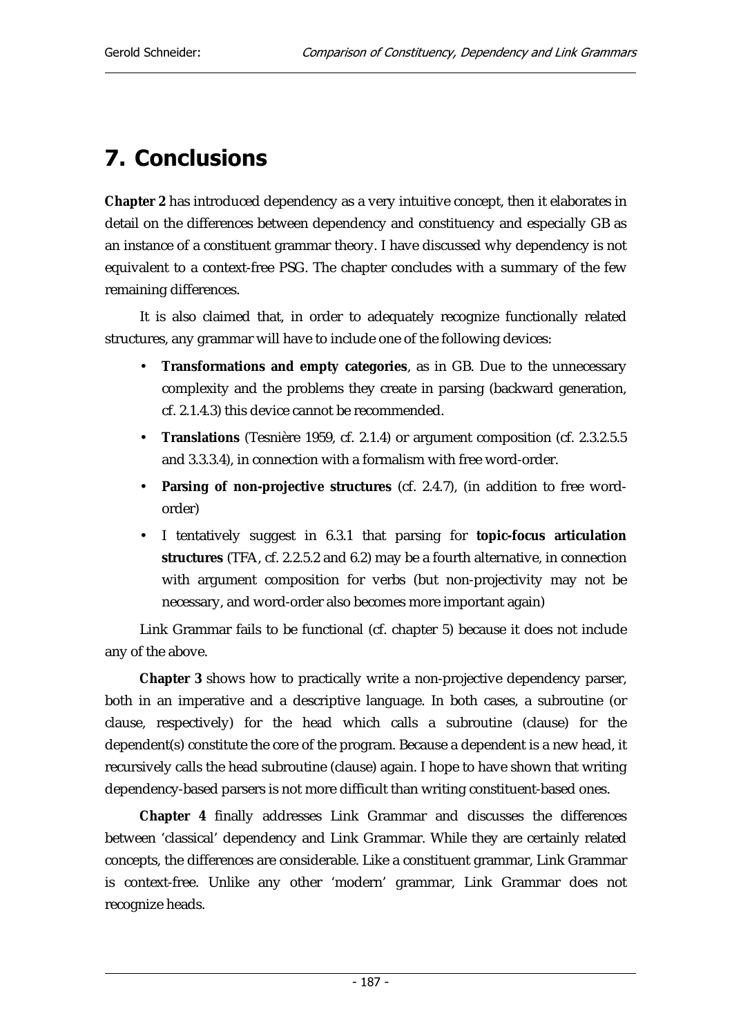# 7. Conclusions

**Chapter 2** has introduced dependency as a very intuitive concept, then it elaborates in detail on the differences between dependency and constituency and especially GB as an instance of a constituent grammar theory. I have discussed why dependency is not equivalent to a context-free PSG. The chapter concludes with a summary of the few remaining differences.

It is also claimed that, in order to adequately recognize functionally related structures, any grammar will have to include one of the following devices:

- **Transformations and empty categories**, as in GB. Due to the unnecessary complexity and the problems they create in parsing (backward generation, cf. 2.1.4.3) this device cannot be recommended.
- **Translations** (Tesnière 1959, cf. 2.1.4) or argument composition (cf. 2.3.2.5.5 and 3.3.3.4), in connection with a formalism with free word-order.
- **Parsing of non-projective structures** (cf. 2.4.7), (in addition to free word-order)
- I tentatively suggest in 6.3.1 that parsing for **topic-focus articulation structures** (TFA, cf. 2.2.5.2 and 6.2) may be a fourth alternative, in connection with argument composition for verbs (but non-projectivity may not be necessary, and word-order also becomes more important again)

Link Grammar fails to be functional (cf. chapter 5) because it does not include any of the above.

**Chapter 3** shows how to practically write a non-projective dependency parser, both in an imperative and a descriptive language. In both cases, a subroutine (or clause, respectively) for the head which calls a subroutine (clause) for the dependent(s) constitute the core of the program. Because a dependent is a new head, it recursively calls the head subroutine (clause) again. I hope to have shown that writing dependency-based parsers is not more difficult than writing constituent-based ones.

**Chapter 4** finally addresses Link Grammar and discusses the differences between 'classical' dependency and Link Grammar. While they are certainly related concepts, the differences are considerable. Like a constituent grammar, Link Grammar is context-free. Unlike any other 'modern' grammar, Link Grammar does not recognize heads.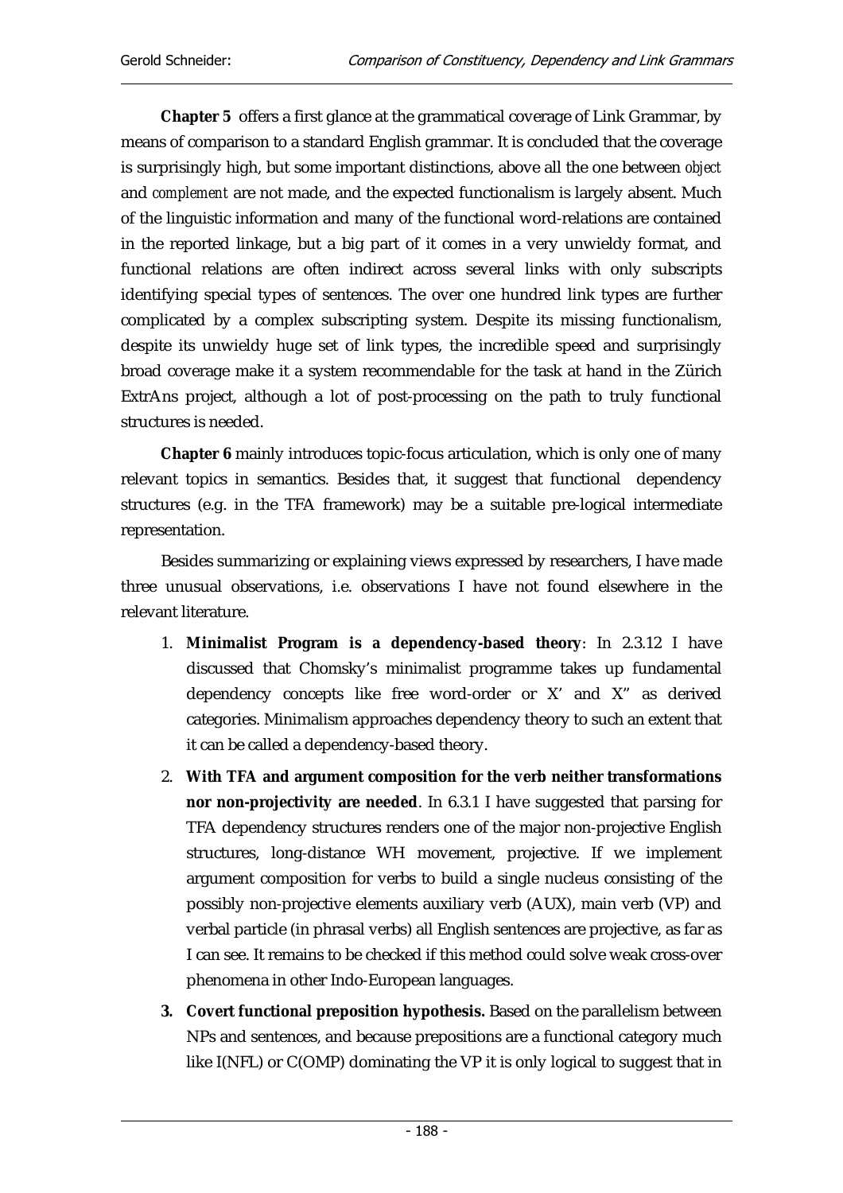**Chapter 5** offers a first glance at the grammatical coverage of Link Grammar, by means of comparison to a standard English grammar. It is concluded that the coverage is surprisingly high, but some important distinctions, above all the one between *object* and *complement* are not made, and the expected functionalism is largely absent. Much of the linguistic information and many of the functional word-relations are contained in the reported linkage, but a big part of it comes in a very unwieldy format, and functional relations are often indirect across several links with only subscripts identifying special types of sentences. The over one hundred link types are further complicated by a complex subscripting system. Despite its missing functionalism, despite its unwieldy huge set of link types, the incredible speed and surprisingly broad coverage make it a system recommendable for the task at hand in the Zürich ExtrAns project, although a lot of post-processing on the path to truly functional structures is needed.

**Chapter 6** mainly introduces topic-focus articulation, which is only one of many relevant topics in semantics. Besides that, it suggest that functional dependency structures (e.g. in the TFA framework) may be a suitable pre-logical intermediate representation.

Besides summarizing or explaining views expressed by researchers, I have made three unusual observations, i.e. observations I have not found elsewhere in the relevant literature.

1. **Minimalist Program is a dependency-based theory**: In 2.3.12 I have discussed that Chomsky's minimalist programme takes up fundamental dependency concepts like free word-order or X' and X'' as derived categories. Minimalism approaches dependency theory to such an extent that it can be called a dependency-based theory.
2. **With TFA and argument composition for the verb neither transformations nor non-projectivity are needed**. In 6.3.1 I have suggested that parsing for TFA dependency structures renders one of the major non-projective English structures, long-distance WH movement, projective. If we implement argument composition for verbs to build a single nucleus consisting of the possibly non-projective elements auxiliary verb (AUX), main verb (VP) and verbal particle (in phrasal verbs) all English sentences are projective, as far as I can see. It remains to be checked if this method could solve weak cross-over phenomena in other Indo-European languages.
3. **Covert functional preposition hypothesis.** Based on the parallelism between NPs and sentences, and because prepositions are a functional category much like I(NFL) or C(OMP) dominating the VP it is only logical to suggest that in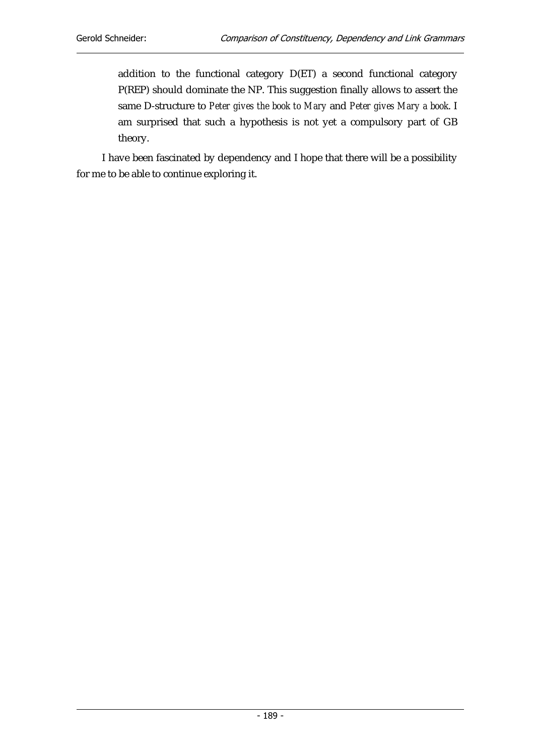addition to the functional category D(ET) a second functional category P(REP) should dominate the NP. This suggestion finally allows to assert the same D-structure to *Peter gives the book to Mary* and *Peter gives Mary a book*. I am surprised that such a hypothesis is not yet a compulsory part of GB theory.

I have been fascinated by dependency and I hope that there will be a possibility for me to be able to continue exploring it.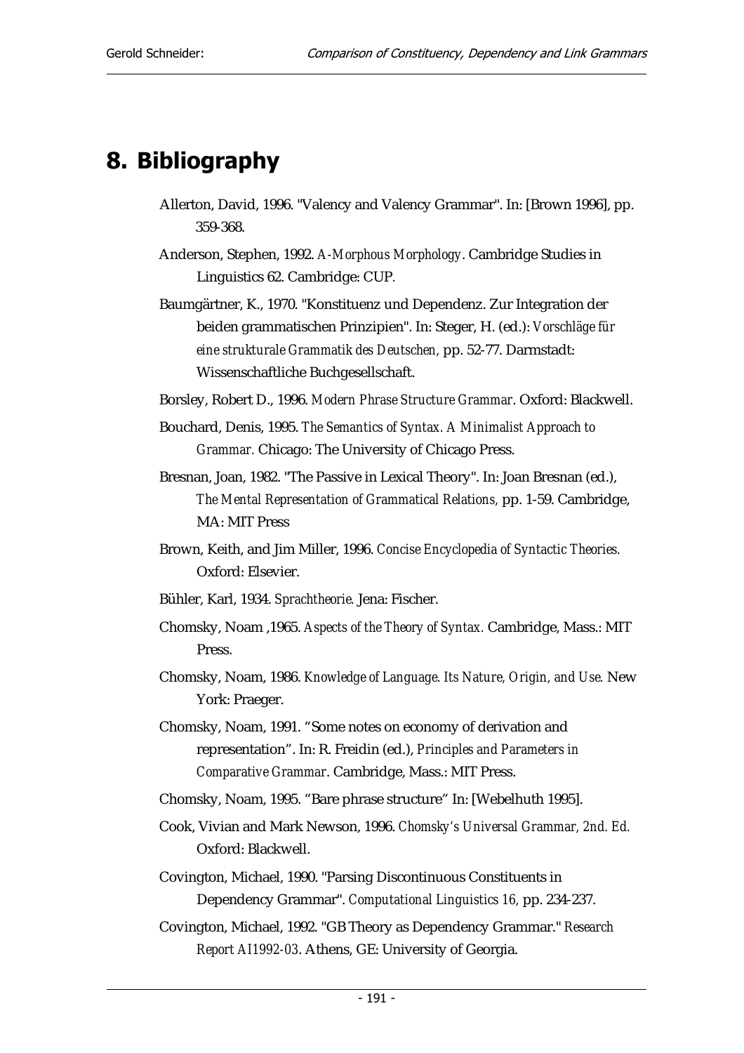# 8. Bibliography

Allerton, David, 1996. "Valency and Valency Grammar". In: [Brown 1996], pp. 359-368.

Anderson, Stephen, 1992. *A-Morphous Morphology*. Cambridge Studies in Linguistics 62. Cambridge: CUP.

Baumgärtner, K., 1970. "Konstituenz und Dependenz. Zur Integration der beiden grammatischen Prinzipien". In: Steger, H. (ed.): *Vorschläge für eine strukturale Grammatik des Deutschen,* pp. 52-77. Darmstadt: Wissenschaftliche Buchgesellschaft.

Borsley, Robert D., 1996. *Modern Phrase Structure Grammar*. Oxford: Blackwell.

Bouchard, Denis, 1995. *The Semantics of Syntax. A Minimalist Approach to Grammar.* Chicago: The University of Chicago Press.

Bresnan, Joan, 1982. "The Passive in Lexical Theory". In: Joan Bresnan (ed.), *The Mental Representation of Grammatical Relations,* pp. 1-59. Cambridge, MA: MIT Press

Brown, Keith, and Jim Miller, 1996. *Concise Encyclopedia of Syntactic Theories.* Oxford: Elsevier.

Bühler, Karl, 1934. *Sprachtheorie.* Jena: Fischer.

Chomsky, Noam ,1965. *Aspects of the Theory of Syntax.* Cambridge, Mass.: MIT Press.

Chomsky, Noam, 1986. *Knowledge of Language. Its Nature, Origin, and Use.* New York: Praeger.

Chomsky, Noam, 1991. "Some notes on economy of derivation and representation". In: R. Freidin (ed.), *Principles and Parameters in Comparative Grammar*. Cambridge, Mass.: MIT Press.

Chomsky, Noam, 1995. "Bare phrase structure" In: [Webelhuth 1995].

Cook, Vivian and Mark Newson, 1996. *Chomsky's Universal Grammar, 2nd. Ed.* Oxford: Blackwell.

Covington, Michael, 1990. "Parsing Discontinuous Constituents in Dependency Grammar". *Computational Linguistics 16,* pp. 234-237.

Covington, Michael, 1992. "GB Theory as Dependency Grammar." *Research Report AI1992-03*. Athens, GE: University of Georgia.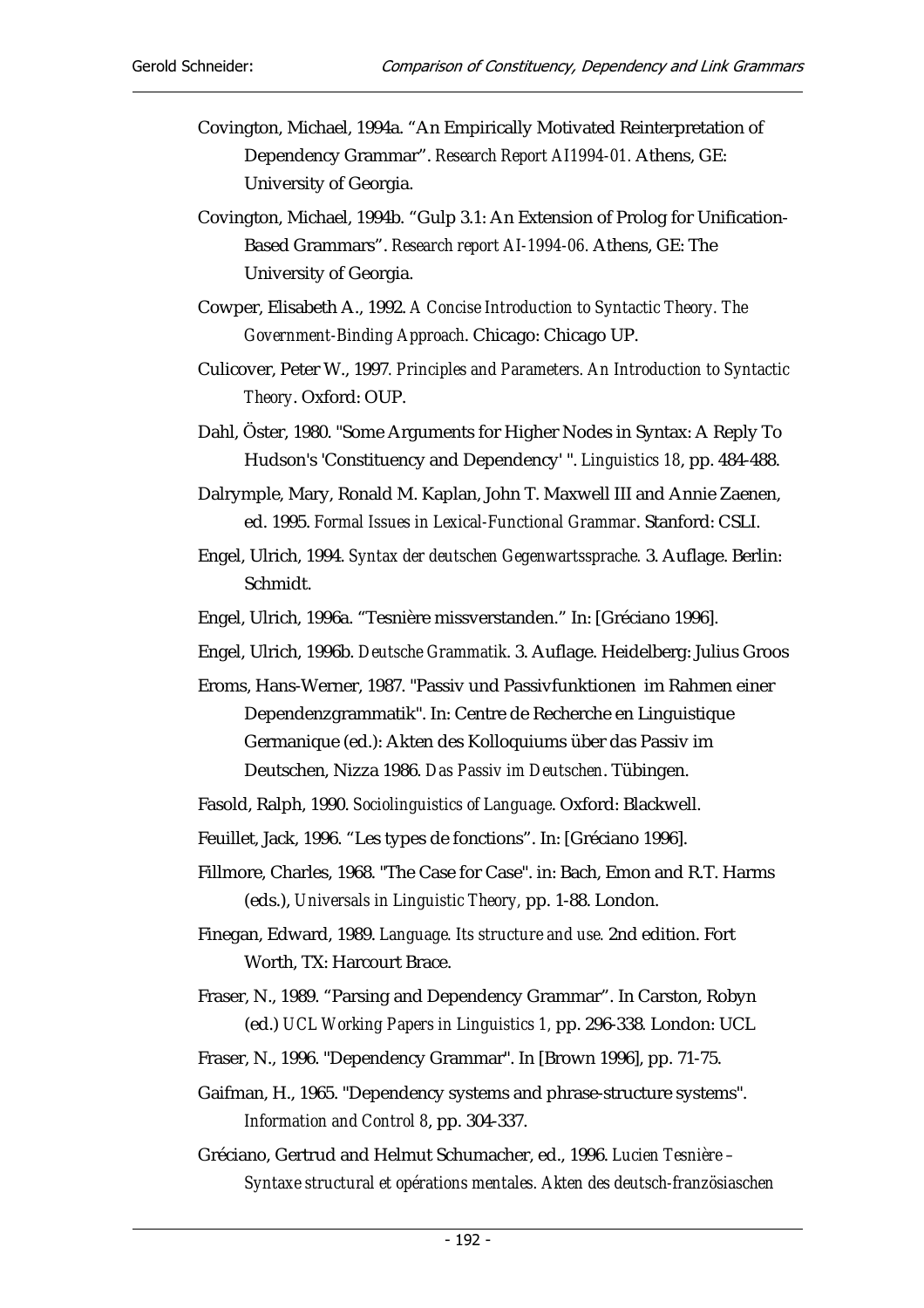Covington, Michael, 1994a. “An Empirically Motivated Reinterpretation of Dependency Grammar”. *Research Report AI1994-01.* Athens, GE: University of Georgia.

Covington, Michael, 1994b. “Gulp 3.1: An Extension of Prolog for Unification-Based Grammars”. *Research report AI-1994-06.* Athens, GE: The University of Georgia.

Cowper, Elisabeth A., 1992. *A Concise Introduction to Syntactic Theory. The Government-Binding Approach*. Chicago: Chicago UP.

Culicover, Peter W., 1997. *Principles and Parameters. An Introduction to Syntactic Theory*. Oxford: OUP.

Dahl, Öster, 1980. "Some Arguments for Higher Nodes in Syntax: A Reply To Hudson's 'Constituency and Dependency' ". *Linguistics 18*, pp. 484-488.

Dalrymple, Mary, Ronald M. Kaplan, John T. Maxwell III and Annie Zaenen, ed. 1995. *Formal Issues in Lexical-Functional Grammar*. Stanford: CSLI.

Engel, Ulrich, 1994. *Syntax der deutschen Gegenwartssprache.* 3. Auflage. Berlin: Schmidt.

Engel, Ulrich, 1996a. “Tesnière missverstanden.” In: [Gréciano 1996].

Engel, Ulrich, 1996b. *Deutsche Grammatik*. 3. Auflage. Heidelberg: Julius Groos

Eroms, Hans-Werner, 1987. "Passiv und Passivfunktionen im Rahmen einer Dependenzgrammatik". In: Centre de Recherche en Linguistique Germanique (ed.): Akten des Kolloquiums über das Passiv im Deutschen, Nizza 1986. *Das Passiv im Deutschen*. Tübingen.

Fasold, Ralph, 1990. *Sociolinguistics of Language*. Oxford: Blackwell.

Feuillet, Jack, 1996. “Les types de fonctions”. In: [Gréciano 1996].

Fillmore, Charles, 1968. "The Case for Case". in: Bach, Emon and R.T. Harms (eds.), *Universals in Linguistic Theory,* pp. 1-88. London.

Finegan, Edward, 1989. *Language. Its structure and use.* 2nd edition. Fort Worth, TX: Harcourt Brace.

Fraser, N., 1989. “Parsing and Dependency Grammar”. In Carston, Robyn (ed.) *UCL Working Papers in Linguistics 1,* pp. 296-338. London: UCL

Fraser, N., 1996. "Dependency Grammar". In [Brown 1996], pp. 71-75.

Gaifman, H., 1965. "Dependency systems and phrase-structure systems". *Information and Control 8*, pp. 304-337.

Gréciano, Gertrud and Helmut Schumacher, ed., 1996. *Lucien Tesnière – Syntaxe structural et opérations mentales. Akten des deutsch-französiaschen*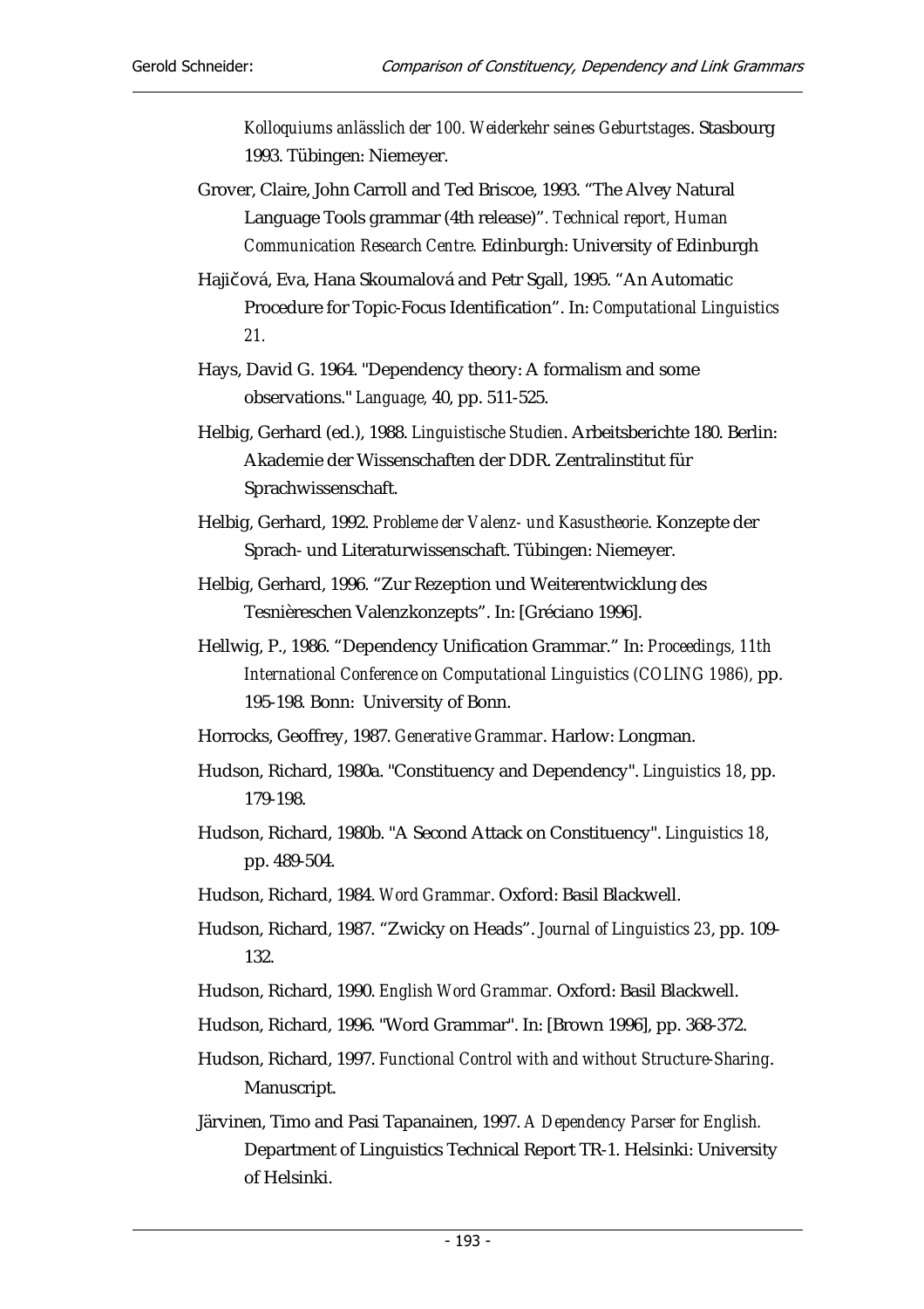*Kolloquiums anlässlich der 100. Weiderkehr seines Geburtstages*. Stasbourg 1993. Tübingen: Niemeyer.

Grover, Claire, John Carroll and Ted Briscoe, 1993. "The Alvey Natural Language Tools grammar (4th release)". *Technical report, Human Communication Research Centre.* Edinburgh: University of Edinburgh

Hajičová, Eva, Hana Skoumalová and Petr Sgall, 1995. "An Automatic Procedure for Topic-Focus Identification". In: *Computational Linguistics 21.*

Hays, David G. 1964. "Dependency theory: A formalism and some observations." *Language,* 40, pp. 511-525.

Helbig, Gerhard (ed.), 1988. *Linguistische Studien*. Arbeitsberichte 180. Berlin: Akademie der Wissenschaften der DDR. Zentralinstitut für Sprachwissenschaft.

Helbig, Gerhard, 1992. *Probleme der Valenz- und Kasustheorie*. Konzepte der Sprach- und Literaturwissenschaft. Tübingen: Niemeyer.

Helbig, Gerhard, 1996. "Zur Rezeption und Weiterentwicklung des Tesnièreschen Valenzkonzepts". In: [Gréciano 1996].

Hellwig, P., 1986. "Dependency Unification Grammar." In: *Proceedings, 11th International Conference on Computational Linguistics (COLING 1986),* pp. 195-198. Bonn: University of Bonn.

Horrocks, Geoffrey, 1987. *Generative Grammar*. Harlow: Longman.

Hudson, Richard, 1980a. "Constituency and Dependency". *Linguistics 18*, pp. 179-198.

Hudson, Richard, 1980b. "A Second Attack on Constituency". *Linguistics 18*, pp. 489-504.

Hudson, Richard, 1984. *Word Grammar*. Oxford: Basil Blackwell.

Hudson, Richard, 1987. "Zwicky on Heads". *Journal of Linguistics 23*, pp. 109-132.

Hudson, Richard, 1990. *English Word Grammar.* Oxford: Basil Blackwell.

Hudson, Richard, 1996. "Word Grammar". In: [Brown 1996], pp. 368-372.

Hudson, Richard, 1997. *Functional Control with and without Structure-Sharing*. Manuscript.

Järvinen, Timo and Pasi Tapanainen, 1997. *A Dependency Parser for English.* Department of Linguistics Technical Report TR-1. Helsinki: University of Helsinki.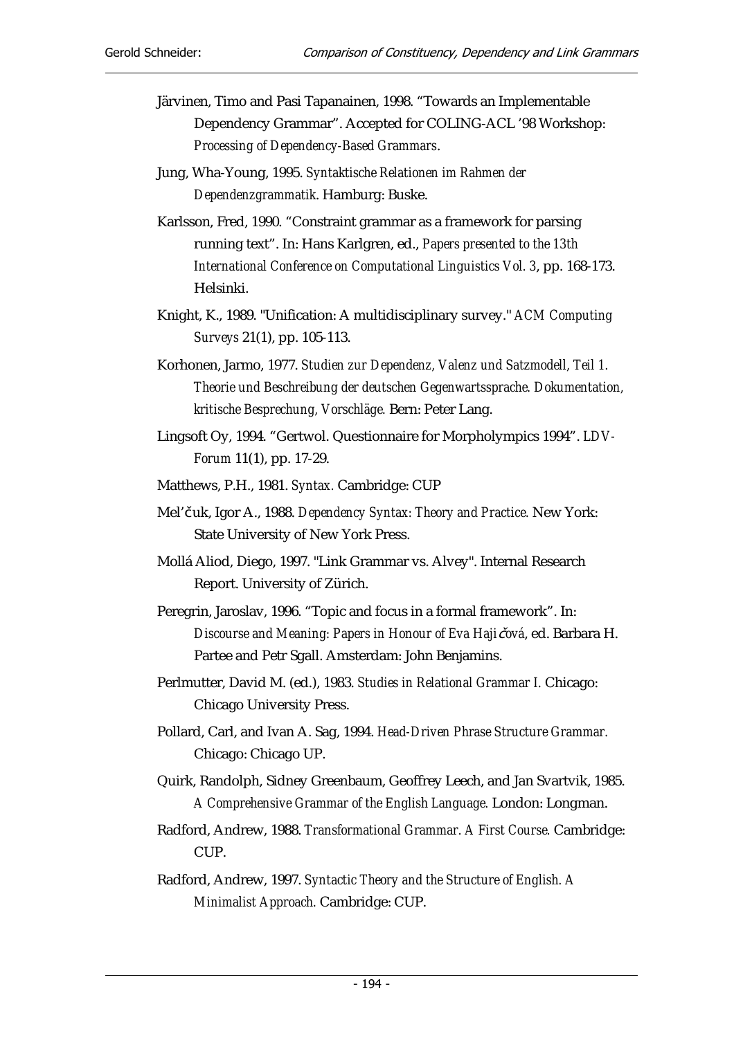Järvinen, Timo and Pasi Tapanainen, 1998. "Towards an Implementable Dependency Grammar". Accepted for COLING-ACL '98 Workshop: *Processing of Dependency-Based Grammars*.

Jung, Wha-Young, 1995. *Syntaktische Relationen im Rahmen der Dependenzgrammatik*. Hamburg: Buske.

Karlsson, Fred, 1990. "Constraint grammar as a framework for parsing running text". In: Hans Karlgren, ed., *Papers presented to the 13th International Conference on Computational Linguistics Vol. 3*, pp. 168-173. Helsinki.

Knight, K., 1989. "Unification: A multidisciplinary survey." *ACM Computing Surveys* 21(1), pp. 105-113.

Korhonen, Jarmo, 1977. *Studien zur Dependenz, Valenz und Satzmodell, Teil 1. Theorie und Beschreibung der deutschen Gegenwartssprache. Dokumentation, kritische Besprechung, Vorschläge.* Bern: Peter Lang.

Lingsoft Oy, 1994. "Gertwol. Questionnaire for Morpholympics 1994". *LDV-Forum* 11(1), pp. 17-29.

Matthews, P.H., 1981. *Syntax.* Cambridge: CUP

Mel'čuk, Igor A., 1988. *Dependency Syntax: Theory and Practice.* New York: State University of New York Press.

Mollá Aliod, Diego, 1997. "Link Grammar vs. Alvey". Internal Research Report. University of Zürich.

Peregrin, Jaroslav, 1996. "Topic and focus in a formal framework". In: *Discourse and Meaning: Papers in Honour of Eva Hajičová*, ed. Barbara H. Partee and Petr Sgall. Amsterdam: John Benjamins.

Perlmutter, David M. (ed.), 1983. *Studies in Relational Grammar I.* Chicago: Chicago University Press.

Pollard, Carl, and Ivan A. Sag, 1994. *Head-Driven Phrase Structure Grammar.* Chicago: Chicago UP.

Quirk, Randolph, Sidney Greenbaum, Geoffrey Leech, and Jan Svartvik, 1985. *A Comprehensive Grammar of the English Language.* London: Longman.

Radford, Andrew, 1988. *Transformational Grammar. A First Course.* Cambridge: CUP.

Radford, Andrew, 1997. *Syntactic Theory and the Structure of English. A Minimalist Approach.* Cambridge: CUP.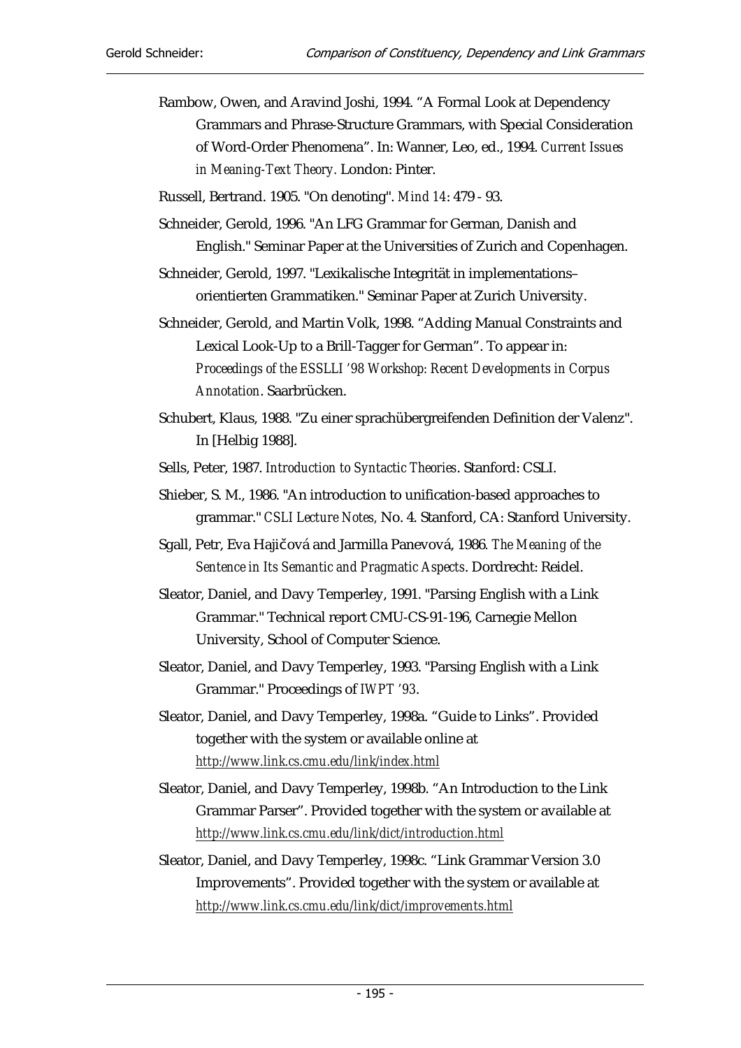Rambow, Owen, and Aravind Joshi, 1994. "A Formal Look at Dependency Grammars and Phrase-Structure Grammars, with Special Consideration of Word-Order Phenomena". In: Wanner, Leo, ed., 1994. *Current Issues in Meaning-Text Theory.* London: Pinter.

Russell, Bertrand. 1905. "On denoting". *Mind 14*: 479 - 93.

Schneider, Gerold, 1996. "An LFG Grammar for German, Danish and English." Seminar Paper at the Universities of Zurich and Copenhagen.

Schneider, Gerold, 1997. "Lexikalische Integrität in implementations–orientierten Grammatiken." Seminar Paper at Zurich University.

Schneider, Gerold, and Martin Volk, 1998. "Adding Manual Constraints and Lexical Look-Up to a Brill-Tagger for German". To appear in: *Proceedings of the ESSLLI '98 Workshop: Recent Developments in Corpus Annotation*. Saarbrücken.

Schubert, Klaus, 1988. "Zu einer sprachübergreifenden Definition der Valenz". In [Helbig 1988].

Sells, Peter, 1987. *Introduction to Syntactic Theories*. Stanford: CSLI.

Shieber, S. M., 1986. "An introduction to unification-based approaches to grammar." *CSLI Lecture Notes,* No. 4. Stanford, CA: Stanford University.

Sgall, Petr, Eva Hajičová and Jarmilla Panevová, 1986. *The Meaning of the Sentence in Its Semantic and Pragmatic Aspects*. Dordrecht: Reidel.

Sleator, Daniel, and Davy Temperley, 1991. "Parsing English with a Link Grammar." Technical report CMU-CS-91-196, Carnegie Mellon University, School of Computer Science.

Sleator, Daniel, and Davy Temperley, 1993. "Parsing English with a Link Grammar." Proceedings of *IWPT '93*.

Sleator, Daniel, and Davy Temperley, 1998a. "Guide to Links". Provided together with the system or available online at *http://www.link.cs.cmu.edu/link/index.html*

Sleator, Daniel, and Davy Temperley, 1998b. "An Introduction to the Link Grammar Parser". Provided together with the system or available at *http://www.link.cs.cmu.edu/link/dict/introduction.html*

Sleator, Daniel, and Davy Temperley, 1998c. "Link Grammar Version 3.0 Improvements". Provided together with the system or available at *http://www.link.cs.cmu.edu/link/dict/improvements.html*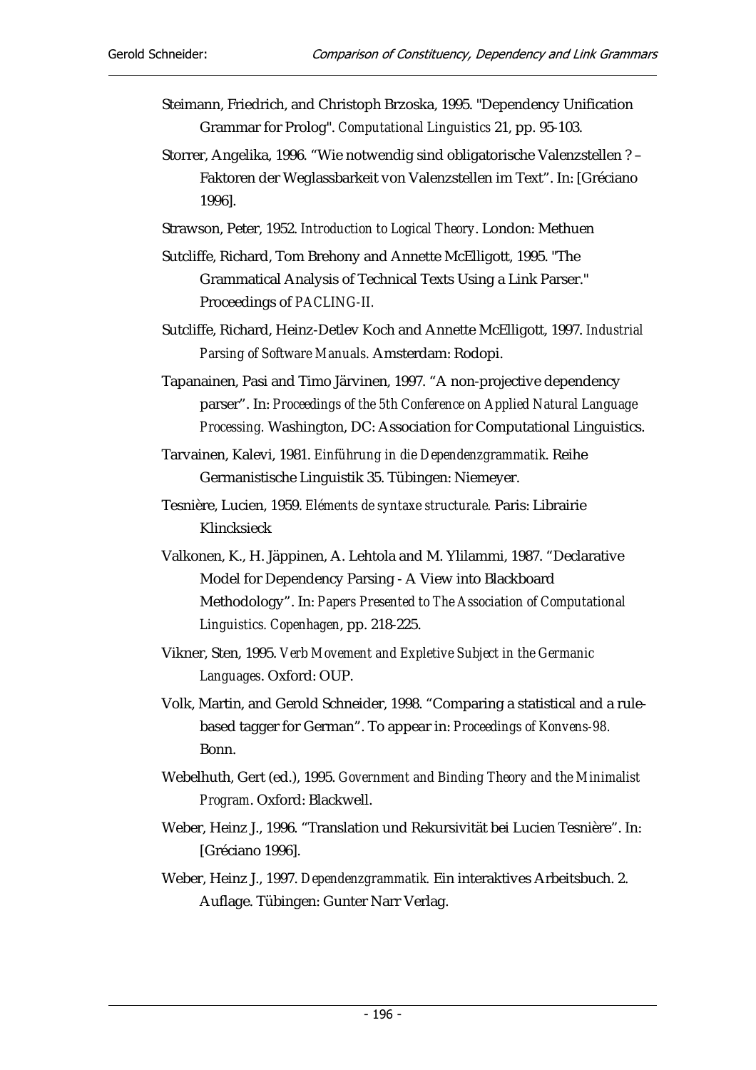Steimann, Friedrich, and Christoph Brzoska, 1995. "Dependency Unification Grammar for Prolog". *Computational Linguistics* 21, pp. 95-103.

Storrer, Angelika, 1996. "Wie notwendig sind obligatorische Valenzstellen ? – Faktoren der Weglassbarkeit von Valenzstellen im Text". In: [Gréciano 1996].

Strawson, Peter, 1952. *Introduction to Logical Theory*. London: Methuen

Sutcliffe, Richard, Tom Brehony and Annette McElligott, 1995. "The Grammatical Analysis of Technical Texts Using a Link Parser." Proceedings of *PACLING-II.*

Sutcliffe, Richard, Heinz-Detlev Koch and Annette McElligott, 1997. *Industrial Parsing of Software Manuals.* Amsterdam: Rodopi.

Tapanainen, Pasi and Timo Järvinen, 1997. "A non-projective dependency parser". In: *Proceedings of the 5th Conference on Applied Natural Language Processing.* Washington, DC: Association for Computational Linguistics.

Tarvainen, Kalevi, 1981. *Einführung in die Dependenzgrammatik*. Reihe Germanistische Linguistik 35. Tübingen: Niemeyer.

Tesnière, Lucien, 1959. *Eléments de syntaxe structurale.* Paris: Librairie Klincksieck

Valkonen, K., H. Jäppinen, A. Lehtola and M. Ylilammi, 1987. "Declarative Model for Dependency Parsing - A View into Blackboard Methodology". In: *Papers Presented to The Association of Computational Linguistics. Copenhagen*, pp. 218-225.

Vikner, Sten, 1995. *Verb Movement and Expletive Subject in the Germanic Languages*. Oxford: OUP.

Volk, Martin, and Gerold Schneider, 1998. "Comparing a statistical and a rule-based tagger for German". To appear in: *Proceedings of Konvens-98.* Bonn.

Webelhuth, Gert (ed.), 1995. *Government and Binding Theory and the Minimalist Program*. Oxford: Blackwell.

Weber, Heinz J., 1996. "Translation und Rekursivität bei Lucien Tesnière". In: [Gréciano 1996].

Weber, Heinz J., 1997. *Dependenzgrammatik.* Ein interaktives Arbeitsbuch. 2. Auflage. Tübingen: Gunter Narr Verlag.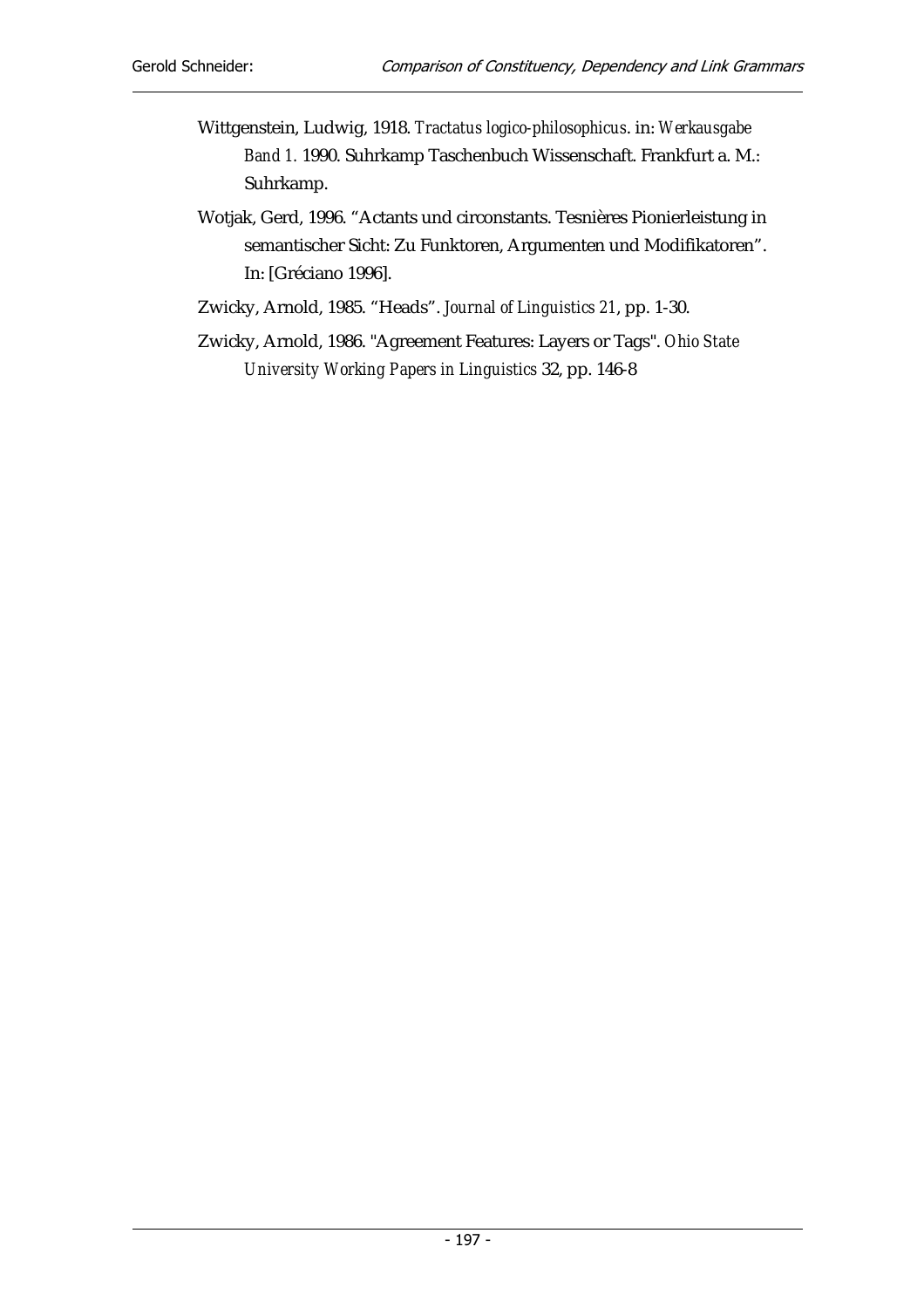Wittgenstein, Ludwig, 1918. *Tractatus logico-philosophicus*. in: *Werkausgabe Band 1.* 1990. Suhrkamp Taschenbuch Wissenschaft. Frankfurt a. M.: Suhrkamp.

Wotjak, Gerd, 1996. "Actants und circonstants. Tesnières Pionierleistung in semantischer Sicht: Zu Funktoren, Argumenten und Modifikatoren". In: [Gréciano 1996].

Zwicky, Arnold, 1985. "Heads". *Journal of Linguistics 21*, pp. 1-30.

Zwicky, Arnold, 1986. "Agreement Features: Layers or Tags". *Ohio State University Working Papers in Linguistics* 32, pp. 146-8